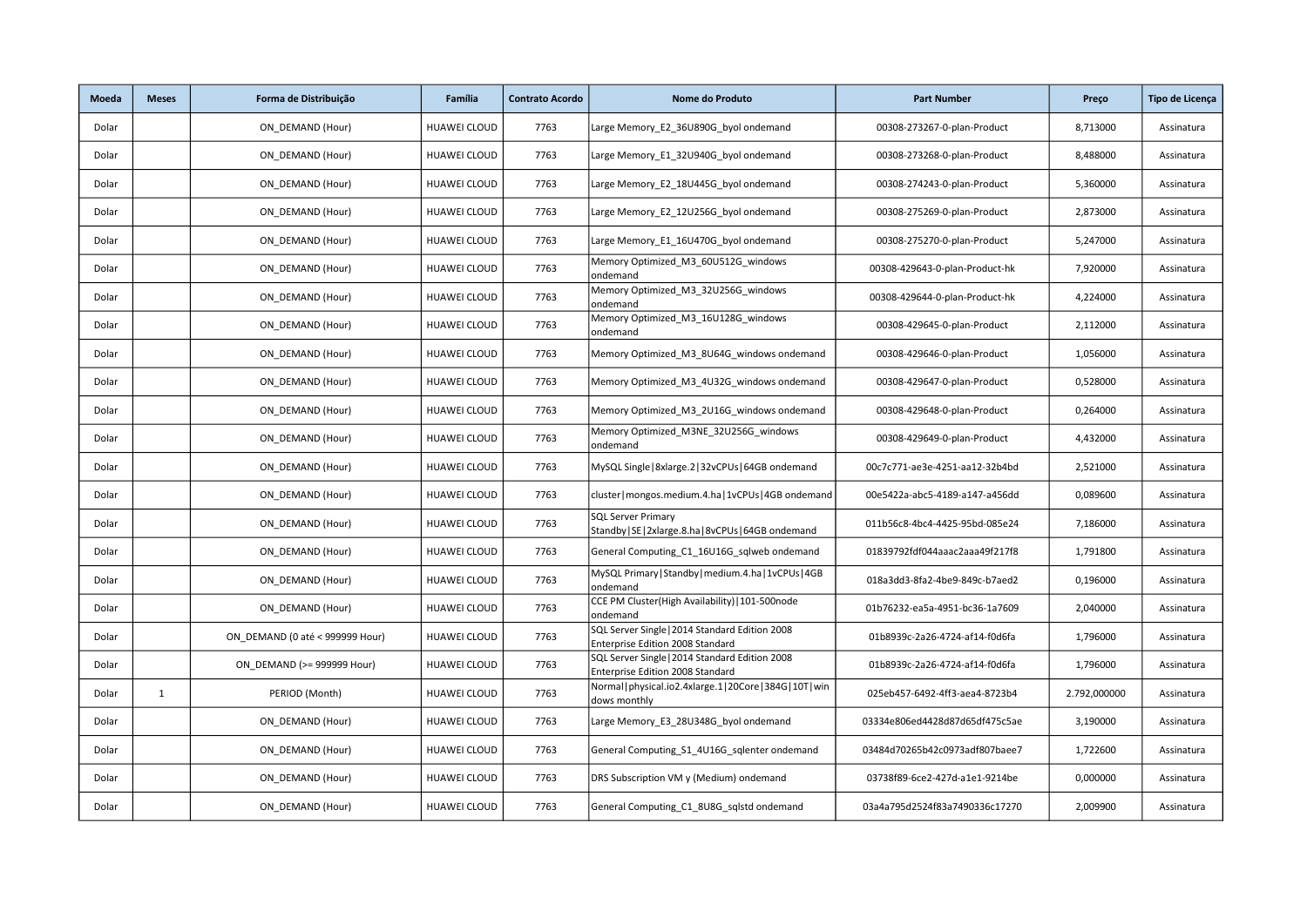| Moeda | Meses | Forma de Distribuição | Família | Contrato Acordo | Nome do Produto | Part Number | Preço | Tipo de Licença |
|---|---|---|---|---|---|---|---|---|
| Dolar | | ON_DEMAND (Hour) | HUAWEI CLOUD | 7763 | Large Memory_E2_36U890G_byol ondemand | 00308-273267-0-plan-Product | 8,713000 | Assinatura |
| Dolar | | ON_DEMAND (Hour) | HUAWEI CLOUD | 7763 | Large Memory_E1_32U940G_byol ondemand | 00308-273268-0-plan-Product | 8,488000 | Assinatura |
| Dolar | | ON_DEMAND (Hour) | HUAWEI CLOUD | 7763 | Large Memory_E2_18U445G_byol ondemand | 00308-274243-0-plan-Product | 5,360000 | Assinatura |
| Dolar | | ON_DEMAND (Hour) | HUAWEI CLOUD | 7763 | Large Memory_E2_12U256G_byol ondemand | 00308-275269-0-plan-Product | 2,873000 | Assinatura |
| Dolar | | ON_DEMAND (Hour) | HUAWEI CLOUD | 7763 | Large Memory_E1_16U470G_byol ondemand | 00308-275270-0-plan-Product | 5,247000 | Assinatura |
| Dolar | | ON_DEMAND (Hour) | HUAWEI CLOUD | 7763 | Memory Optimized_M3_60U512G_windows ondemand | 00308-429643-0-plan-Product-hk | 7,920000 | Assinatura |
| Dolar | | ON_DEMAND (Hour) | HUAWEI CLOUD | 7763 | Memory Optimized_M3_32U256G_windows ondemand | 00308-429644-0-plan-Product-hk | 4,224000 | Assinatura |
| Dolar | | ON_DEMAND (Hour) | HUAWEI CLOUD | 7763 | Memory Optimized_M3_16U128G_windows ondemand | 00308-429645-0-plan-Product | 2,112000 | Assinatura |
| Dolar | | ON_DEMAND (Hour) | HUAWEI CLOUD | 7763 | Memory Optimized_M3_8U64G_windows ondemand | 00308-429646-0-plan-Product | 1,056000 | Assinatura |
| Dolar | | ON_DEMAND (Hour) | HUAWEI CLOUD | 7763 | Memory Optimized_M3_4U32G_windows ondemand | 00308-429647-0-plan-Product | 0,528000 | Assinatura |
| Dolar | | ON_DEMAND (Hour) | HUAWEI CLOUD | 7763 | Memory Optimized_M3_2U16G_windows ondemand | 00308-429648-0-plan-Product | 0,264000 | Assinatura |
| Dolar | | ON_DEMAND (Hour) | HUAWEI CLOUD | 7763 | Memory Optimized_M3NE_32U256G_windows ondemand | 00308-429649-0-plan-Product | 4,432000 | Assinatura |
| Dolar | | ON_DEMAND (Hour) | HUAWEI CLOUD | 7763 | MySQL Single\|8xlarge.2\|32vCPUs\|64GB ondemand | 00c7c771-ae3e-4251-aa12-32b4bd | 2,521000 | Assinatura |
| Dolar | | ON_DEMAND (Hour) | HUAWEI CLOUD | 7763 | cluster\|mongos.medium.4.ha\|1vCPUs\|4GB ondemand | 00e5422a-abc5-4189-a147-a456dd | 0,089600 | Assinatura |
| Dolar | | ON_DEMAND (Hour) | HUAWEI CLOUD | 7763 | SQL Server Primary Standby\|SE\|2xlarge.8.ha\|8vCPUs\|64GB ondemand | 011b56c8-4bc4-4425-95bd-085e24 | 7,186000 | Assinatura |
| Dolar | | ON_DEMAND (Hour) | HUAWEI CLOUD | 7763 | General Computing_C1_16U16G_sqlweb ondemand | 01839792fdf044aaac2aaa49f217f8 | 1,791800 | Assinatura |
| Dolar | | ON_DEMAND (Hour) | HUAWEI CLOUD | 7763 | MySQL Primary\|Standby\|medium.4.ha\|1vCPUs\|4GB ondemand | 018a3dd3-8fa2-4be9-849c-b7aed2 | 0,196000 | Assinatura |
| Dolar | | ON_DEMAND (Hour) | HUAWEI CLOUD | 7763 | CCE PM Cluster(High Availability)\|101-500node ondemand | 01b76232-ea5a-4951-bc36-1a7609 | 2,040000 | Assinatura |
| Dolar | | ON_DEMAND (0 até < 999999 Hour) | HUAWEI CLOUD | 7763 | SQL Server Single\|2014 Standard Edition 2008 Enterprise Edition 2008 Standard | 01b8939c-2a26-4724-af14-f0d6fa | 1,796000 | Assinatura |
| Dolar | | ON_DEMAND (>= 999999 Hour) | HUAWEI CLOUD | 7763 | SQL Server Single\|2014 Standard Edition 2008 Enterprise Edition 2008 Standard | 01b8939c-2a26-4724-af14-f0d6fa | 1,796000 | Assinatura |
| Dolar | 1 | PERIOD (Month) | HUAWEI CLOUD | 7763 | Normal\|physical.io2.4xlarge.1\|20Core\|384G\|10T\|windows monthly | 025eb457-6492-4ff3-aea4-8723b4 | 2.792,000000 | Assinatura |
| Dolar | | ON_DEMAND (Hour) | HUAWEI CLOUD | 7763 | Large Memory_E3_28U348G_byol ondemand | 03334e806ed4428d87d65df475c5ae | 3,190000 | Assinatura |
| Dolar | | ON_DEMAND (Hour) | HUAWEI CLOUD | 7763 | General Computing_S1_4U16G_sqlenter ondemand | 03484d70265b42c0973adf807baee7 | 1,722600 | Assinatura |
| Dolar | | ON_DEMAND (Hour) | HUAWEI CLOUD | 7763 | DRS Subscription VM y (Medium) ondemand | 03738f89-6ce2-427d-a1e1-9214be | 0,000000 | Assinatura |
| Dolar | | ON_DEMAND (Hour) | HUAWEI CLOUD | 7763 | General Computing_C1_8U8G_sqlstd ondemand | 03a4a795d2524f83a7490336c17270 | 2,009900 | Assinatura |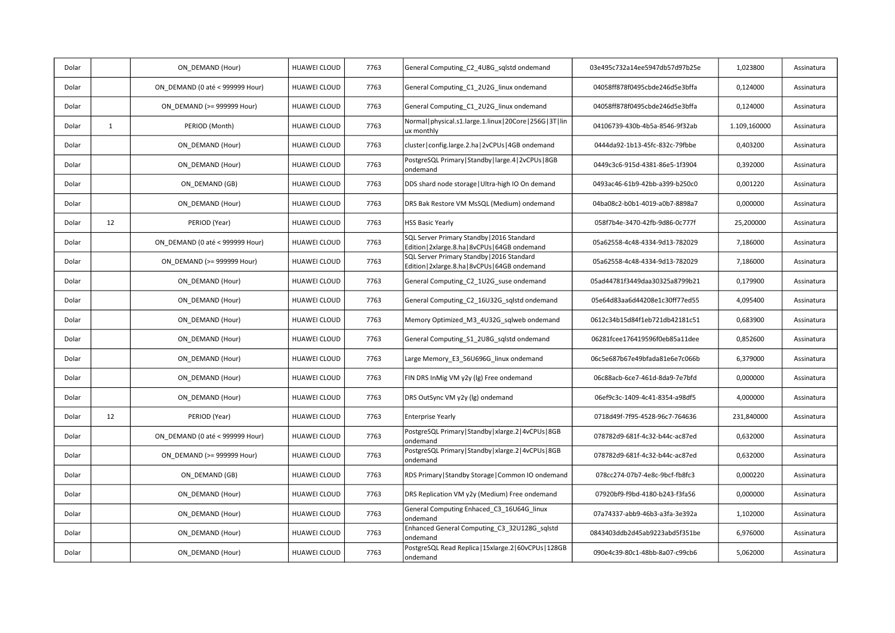| | | | | | | | | |
|---|---|---|---|---|---|---|---|---|
| Dolar | | ON_DEMAND (Hour) | HUAWEI CLOUD | 7763 | General Computing_C2_4U8G_sqlstd ondemand | 03e495c732a14ee5947db57d97b25e | 1,023800 | Assinatura |
| Dolar | | ON_DEMAND (0 até < 999999 Hour) | HUAWEI CLOUD | 7763 | General Computing_C1_2U2G_linux ondemand | 04058ff878f0495cbde246d5e3bffa | 0,124000 | Assinatura |
| Dolar | | ON_DEMAND (>= 999999 Hour) | HUAWEI CLOUD | 7763 | General Computing_C1_2U2G_linux ondemand | 04058ff878f0495cbde246d5e3bffa | 0,124000 | Assinatura |
| Dolar | 1 | PERIOD (Month) | HUAWEI CLOUD | 7763 | Normal\|physical.s1.large.1.linux\|20Core\|256G\|3T\|linux monthly | 04106739-430b-4b5a-8546-9f32ab | 1.109,160000 | Assinatura |
| Dolar | | ON_DEMAND (Hour) | HUAWEI CLOUD | 7763 | cluster\|config.large.2.ha\|2vCPUs\|4GB ondemand | 0444da92-1b13-45fc-832c-79fbbe | 0,403200 | Assinatura |
| Dolar | | ON_DEMAND (Hour) | HUAWEI CLOUD | 7763 | PostgreSQL Primary\|Standby\|large.4\|2vCPUs\|8GB ondemand | 0449c3c6-915d-4381-86e5-1f3904 | 0,392000 | Assinatura |
| Dolar | | ON_DEMAND (GB) | HUAWEI CLOUD | 7763 | DDS shard node storage\|Ultra-high IO On demand | 0493ac46-61b9-42bb-a399-b250c0 | 0,001220 | Assinatura |
| Dolar | | ON_DEMAND (Hour) | HUAWEI CLOUD | 7763 | DRS Bak Restore VM MsSQL (Medium) ondemand | 04ba08c2-b0b1-4019-a0b7-8898a7 | 0,000000 | Assinatura |
| Dolar | 12 | PERIOD (Year) | HUAWEI CLOUD | 7763 | HSS Basic Yearly | 058f7b4e-3470-42fb-9d86-0c777f | 25,200000 | Assinatura |
| Dolar | | ON_DEMAND (0 até < 999999 Hour) | HUAWEI CLOUD | 7763 | SQL Server Primary Standby\|2016 Standard Edition\|2xlarge.8.ha\|8vCPUs\|64GB ondemand | 05a62558-4c48-4334-9d13-782029 | 7,186000 | Assinatura |
| Dolar | | ON_DEMAND (>= 999999 Hour) | HUAWEI CLOUD | 7763 | SQL Server Primary Standby\|2016 Standard Edition\|2xlarge.8.ha\|8vCPUs\|64GB ondemand | 05a62558-4c48-4334-9d13-782029 | 7,186000 | Assinatura |
| Dolar | | ON_DEMAND (Hour) | HUAWEI CLOUD | 7763 | General Computing_C2_1U2G_suse ondemand | 05ad44781f3449daa30325a8799b21 | 0,179900 | Assinatura |
| Dolar | | ON_DEMAND (Hour) | HUAWEI CLOUD | 7763 | General Computing_C2_16U32G_sqlstd ondemand | 05e64d83aa6d44208e1c30ff77ed55 | 4,095400 | Assinatura |
| Dolar | | ON_DEMAND (Hour) | HUAWEI CLOUD | 7763 | Memory Optimized_M3_4U32G_sqlweb ondemand | 0612c34b15d84f1eb721db42181c51 | 0,683900 | Assinatura |
| Dolar | | ON_DEMAND (Hour) | HUAWEI CLOUD | 7763 | General Computing_S1_2U8G_sqlstd ondemand | 06281fcee176419596f0eb85a11dee | 0,852600 | Assinatura |
| Dolar | | ON_DEMAND (Hour) | HUAWEI CLOUD | 7763 | Large Memory_E3_56U696G_linux ondemand | 06c5e687b67e49bfada81e6e7c066b | 6,379000 | Assinatura |
| Dolar | | ON_DEMAND (Hour) | HUAWEI CLOUD | 7763 | FIN DRS InMig VM y2y (lg) Free ondemand | 06c88acb-6ce7-461d-8da9-7e7bfd | 0,000000 | Assinatura |
| Dolar | | ON_DEMAND (Hour) | HUAWEI CLOUD | 7763 | DRS OutSync VM y2y (lg) ondemand | 06ef9c3c-1409-4c41-8354-a98df5 | 4,000000 | Assinatura |
| Dolar | 12 | PERIOD (Year) | HUAWEI CLOUD | 7763 | Enterprise Yearly | 0718d49f-7f95-4528-96c7-764636 | 231,840000 | Assinatura |
| Dolar | | ON_DEMAND (0 até < 999999 Hour) | HUAWEI CLOUD | 7763 | PostgreSQL Primary\|Standby\|xlarge.2\|4vCPUs\|8GB ondemand | 078782d9-681f-4c32-b44c-ac87ed | 0,632000 | Assinatura |
| Dolar | | ON_DEMAND (>= 999999 Hour) | HUAWEI CLOUD | 7763 | PostgreSQL Primary\|Standby\|xlarge.2\|4vCPUs\|8GB ondemand | 078782d9-681f-4c32-b44c-ac87ed | 0,632000 | Assinatura |
| Dolar | | ON_DEMAND (GB) | HUAWEI CLOUD | 7763 | RDS Primary\|Standby Storage\|Common IO ondemand | 078cc274-07b7-4e8c-9bcf-fb8fc3 | 0,000220 | Assinatura |
| Dolar | | ON_DEMAND (Hour) | HUAWEI CLOUD | 7763 | DRS Replication VM y2y (Medium) Free ondemand | 07920bf9-f9bd-4180-b243-f3fa56 | 0,000000 | Assinatura |
| Dolar | | ON_DEMAND (Hour) | HUAWEI CLOUD | 7763 | General Computing Enhaced_C3_16U64G_linux ondemand | 07a74337-abb9-46b3-a3fa-3e392a | 1,102000 | Assinatura |
| Dolar | | ON_DEMAND (Hour) | HUAWEI CLOUD | 7763 | Enhanced General Computing_C3_32U128G_sqlstd ondemand | 0843403ddb2d45ab9223abd5f351be | 6,976000 | Assinatura |
| Dolar | | ON_DEMAND (Hour) | HUAWEI CLOUD | 7763 | PostgreSQL Read Replica\|15xlarge.2\|60vCPUs\|128GB ondemand | 090e4c39-80c1-48bb-8a07-c99cb6 | 5,062000 | Assinatura |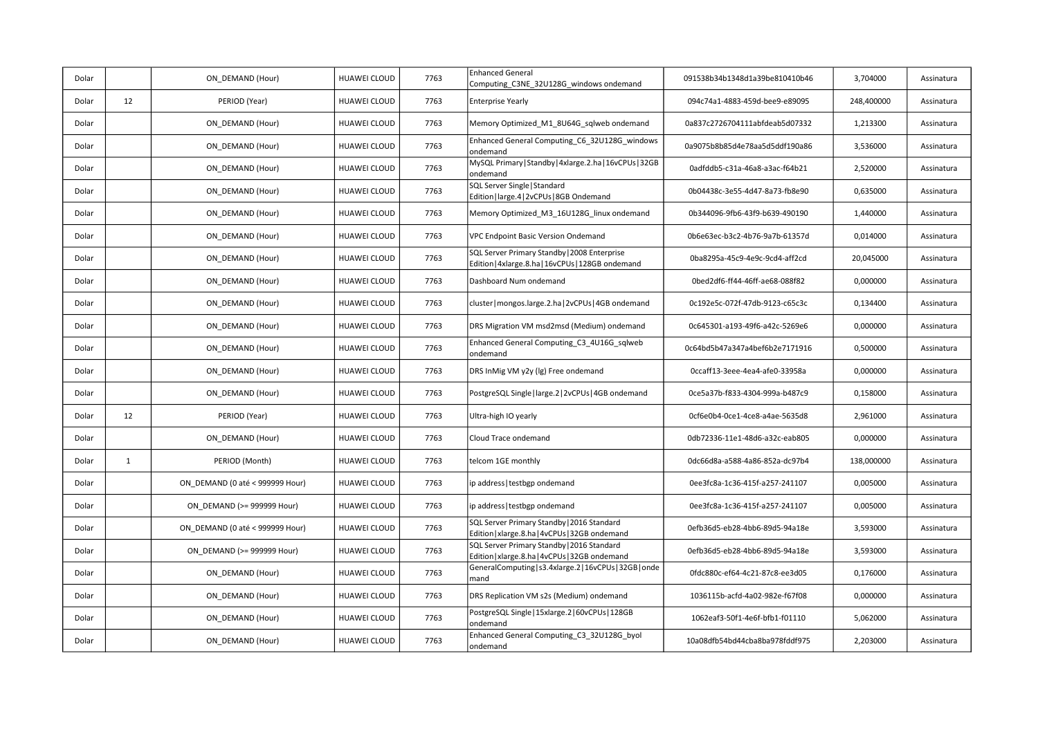| | | | | | | | | |
|---|---|---|---|---|---|---|---|---|
| Dolar | | ON_DEMAND (Hour) | HUAWEI CLOUD | 7763 | Enhanced General Computing_C3NE_32U128G_windows ondemand | 091538b34b1348d1a39be810410b46 | 3,704000 | Assinatura |
| Dolar | 12 | PERIOD (Year) | HUAWEI CLOUD | 7763 | Enterprise Yearly | 094c74a1-4883-459d-bee9-e89095 | 248,400000 | Assinatura |
| Dolar | | ON_DEMAND (Hour) | HUAWEI CLOUD | 7763 | Memory Optimized_M1_8U64G_sqlweb ondemand | 0a837c2726704111abfdeab5d07332 | 1,213300 | Assinatura |
| Dolar | | ON_DEMAND (Hour) | HUAWEI CLOUD | 7763 | Enhanced General Computing_C6_32U128G_windows ondemand | 0a9075b8b85d4e78aa5d5ddf190a86 | 3,536000 | Assinatura |
| Dolar | | ON_DEMAND (Hour) | HUAWEI CLOUD | 7763 | MySQL Primary\|Standby\|4xlarge.2.ha\|16vCPUs\|32GB ondemand | 0adfddb5-c31a-46a8-a3ac-f64b21 | 2,520000 | Assinatura |
| Dolar | | ON_DEMAND (Hour) | HUAWEI CLOUD | 7763 | SQL Server Single\|Standard Edition\|large.4\|2vCPUs\|8GB Ondemand | 0b04438c-3e55-4d47-8a73-fb8e90 | 0,635000 | Assinatura |
| Dolar | | ON_DEMAND (Hour) | HUAWEI CLOUD | 7763 | Memory Optimized_M3_16U128G_linux ondemand | 0b344096-9fb6-43f9-b639-490190 | 1,440000 | Assinatura |
| Dolar | | ON_DEMAND (Hour) | HUAWEI CLOUD | 7763 | VPC Endpoint Basic Version Ondemand | 0b6e63ec-b3c2-4b76-9a7b-61357d | 0,014000 | Assinatura |
| Dolar | | ON_DEMAND (Hour) | HUAWEI CLOUD | 7763 | SQL Server Primary Standby\|2008 Enterprise Edition\|4xlarge.8.ha\|16vCPUs\|128GB ondemand | 0ba8295a-45c9-4e9c-9cd4-aff2cd | 20,045000 | Assinatura |
| Dolar | | ON_DEMAND (Hour) | HUAWEI CLOUD | 7763 | Dashboard Num ondemand | 0bed2df6-ff44-46ff-ae68-088f82 | 0,000000 | Assinatura |
| Dolar | | ON_DEMAND (Hour) | HUAWEI CLOUD | 7763 | cluster\|mongos.large.2.ha\|2vCPUs\|4GB ondemand | 0c192e5c-072f-47db-9123-c65c3c | 0,134400 | Assinatura |
| Dolar | | ON_DEMAND (Hour) | HUAWEI CLOUD | 7763 | DRS Migration VM msd2msd (Medium) ondemand | 0c645301-a193-49f6-a42c-5269e6 | 0,000000 | Assinatura |
| Dolar | | ON_DEMAND (Hour) | HUAWEI CLOUD | 7763 | Enhanced General Computing_C3_4U16G_sqlweb ondemand | 0c64bd5b47a347a4bef6b2e7171916 | 0,500000 | Assinatura |
| Dolar | | ON_DEMAND (Hour) | HUAWEI CLOUD | 7763 | DRS InMig VM y2y (lg) Free ondemand | 0ccaff13-3eee-4ea4-afe0-33958a | 0,000000 | Assinatura |
| Dolar | | ON_DEMAND (Hour) | HUAWEI CLOUD | 7763 | PostgreSQL Single\|large.2\|2vCPUs\|4GB ondemand | 0ce5a37b-f833-4304-999a-b487c9 | 0,158000 | Assinatura |
| Dolar | 12 | PERIOD (Year) | HUAWEI CLOUD | 7763 | Ultra-high IO yearly | 0cf6e0b4-0ce1-4ce8-a4ae-5635d8 | 2,961000 | Assinatura |
| Dolar | | ON_DEMAND (Hour) | HUAWEI CLOUD | 7763 | Cloud Trace ondemand | 0db72336-11e1-48d6-a32c-eab805 | 0,000000 | Assinatura |
| Dolar | 1 | PERIOD (Month) | HUAWEI CLOUD | 7763 | telcom 1GE monthly | 0dc66d8a-a588-4a86-852a-dc97b4 | 138,000000 | Assinatura |
| Dolar | | ON_DEMAND (0 até < 999999 Hour) | HUAWEI CLOUD | 7763 | ip address\|testbgp ondemand | 0ee3fc8a-1c36-415f-a257-241107 | 0,005000 | Assinatura |
| Dolar | | ON_DEMAND (>= 999999 Hour) | HUAWEI CLOUD | 7763 | ip address\|testbgp ondemand | 0ee3fc8a-1c36-415f-a257-241107 | 0,005000 | Assinatura |
| Dolar | | ON_DEMAND (0 até < 999999 Hour) | HUAWEI CLOUD | 7763 | SQL Server Primary Standby\|2016 Standard Edition\|xlarge.8.ha\|4vCPUs\|32GB ondemand | 0efb36d5-eb28-4bb6-89d5-94a18e | 3,593000 | Assinatura |
| Dolar | | ON_DEMAND (>= 999999 Hour) | HUAWEI CLOUD | 7763 | SQL Server Primary Standby\|2016 Standard Edition\|xlarge.8.ha\|4vCPUs\|32GB ondemand | 0efb36d5-eb28-4bb6-89d5-94a18e | 3,593000 | Assinatura |
| Dolar | | ON_DEMAND (Hour) | HUAWEI CLOUD | 7763 | GeneralComputing\|s3.4xlarge.2\|16vCPUs\|32GB\|ondemand | 0fdc880c-ef64-4c21-87c8-ee3d05 | 0,176000 | Assinatura |
| Dolar | | ON_DEMAND (Hour) | HUAWEI CLOUD | 7763 | DRS Replication VM s2s (Medium) ondemand | 1036115b-acfd-4a02-982e-f67f08 | 0,000000 | Assinatura |
| Dolar | | ON_DEMAND (Hour) | HUAWEI CLOUD | 7763 | PostgreSQL Single\|15xlarge.2\|60vCPUs\|128GB ondemand | 1062eaf3-50f1-4e6f-bfb1-f01110 | 5,062000 | Assinatura |
| Dolar | | ON_DEMAND (Hour) | HUAWEI CLOUD | 7763 | Enhanced General Computing_C3_32U128G_byol ondemand | 10a08dfb54bd44cba8ba978fddf975 | 2,203000 | Assinatura |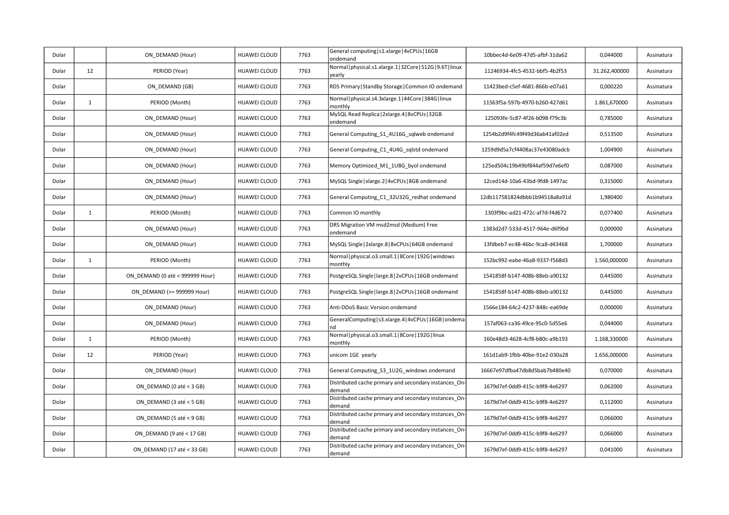| Dolar | | ON_DEMAND (Hour) | HUAWEI CLOUD | 7763 | General computing\|s1.xlarge\|4vCPUs\|16GB ondemand | 10bbec4d-6e09-47d5-afbf-31da62 | 0,044000 | Assinatura |
|---|---|---|---|---|---|---|---|---|
| Dolar | 12 | PERIOD (Year) | HUAWEI CLOUD | 7763 | Normal\|physical.s1.xlarge.1\|32Core\|512G\|9.6T\|linux yearly | 11246934-4fc5-4532-bbf5-4b2f53 | 31.262,400000 | Assinatura |
| Dolar | | ON_DEMAND (GB) | HUAWEI CLOUD | 7763 | RDS Primary\|Standby Storage\|Common IO ondemand | 11423bed-c5ef-4681-866b-e07a61 | 0,000220 | Assinatura |
| Dolar | 1 | PERIOD (Month) | HUAWEI CLOUD | 7763 | Normal\|physical.s4.3xlarge.1\|44Core\|384G\|linux monthly | 11563f5a-597b-4970-b260-427d61 | 1.861,670000 | Assinatura |
| Dolar | | ON_DEMAND (Hour) | HUAWEI CLOUD | 7763 | MySQL Read Replica\|2xlarge.4\|8vCPUs\|32GB ondemand | 125093fe-5c87-4f26-b098-f79c3b | 0,785000 | Assinatura |
| Dolar | | ON_DEMAND (Hour) | HUAWEI CLOUD | 7763 | General Computing_S1_4U16G_sqlweb ondemand | 1254b2d9f4fc49f49d36ab41af02ed | 0,513500 | Assinatura |
| Dolar | | ON_DEMAND (Hour) | HUAWEI CLOUD | 7763 | General Computing_C1_4U4G_sqlstd ondemand | 1259d9d5a7cf4408ac37e43080adcb | 1,004900 | Assinatura |
| Dolar | | ON_DEMAND (Hour) | HUAWEI CLOUD | 7763 | Memory Optimized_M1_1U8G_byol ondemand | 125ed504c19b49bf844af59d7e6ef0 | 0,087000 | Assinatura |
| Dolar | | ON_DEMAND (Hour) | HUAWEI CLOUD | 7763 | MySQL Single\|xlarge.2\|4vCPUs\|8GB ondemand | 12ced14d-10a6-43bd-9fd8-1497ac | 0,315000 | Assinatura |
| Dolar | | ON_DEMAND (Hour) | HUAWEI CLOUD | 7763 | General Computing_C1_32U32G_redhat ondemand | 12db117581824dbbb1b94518a8a91d | 1,980400 | Assinatura |
| Dolar | 1 | PERIOD (Month) | HUAWEI CLOUD | 7763 | Common IO monthly | 1303f9bc-ad21-472c-af7d-f4d672 | 0,077400 | Assinatura |
| Dolar | | ON_DEMAND (Hour) | HUAWEI CLOUD | 7763 | DRS Migration VM msd2msd (Medium) Free ondemand | 1383d2d7-533d-4517-964e-d6f9bd | 0,000000 | Assinatura |
| Dolar | | ON_DEMAND (Hour) | HUAWEI CLOUD | 7763 | MySQL Single\|2xlarge.8\|8vCPUs\|64GB ondemand | 13fdbeb7-ec48-46bc-9ca8-d43468 | 1,700000 | Assinatura |
| Dolar | 1 | PERIOD (Month) | HUAWEI CLOUD | 7763 | Normal\|physical.o3.small.1\|8Core\|192G\|windows monthly | 152bc992-eabe-46a8-9337-f568d3 | 1.560,000000 | Assinatura |
| Dolar | | ON_DEMAND (0 até < 999999 Hour) | HUAWEI CLOUD | 7763 | PostgreSQL Single\|large.8\|2vCPUs\|16GB ondemand | 1541858f-b147-408b-88eb-a90132 | 0,445000 | Assinatura |
| Dolar | | ON_DEMAND (>= 999999 Hour) | HUAWEI CLOUD | 7763 | PostgreSQL Single\|large.8\|2vCPUs\|16GB ondemand | 1541858f-b147-408b-88eb-a90132 | 0,445000 | Assinatura |
| Dolar | | ON_DEMAND (Hour) | HUAWEI CLOUD | 7763 | Anti-DDoS Basic Version ondemand | 1566e184-64c2-4237-848c-ea69de | 0,000000 | Assinatura |
| Dolar | | ON_DEMAND (Hour) | HUAWEI CLOUD | 7763 | GeneralComputing\|s3.xlarge.4\|4vCPUs\|16GB\|ondemand | 157af063-ca36-49ce-95c0-5d55e6 | 0,044000 | Assinatura |
| Dolar | 1 | PERIOD (Month) | HUAWEI CLOUD | 7763 | Normal\|physical.o3.small.1\|8Core\|192G\|linux monthly | 160e48d3-4628-4cf8-b80c-a9b193 | 1.168,330000 | Assinatura |
| Dolar | 12 | PERIOD (Year) | HUAWEI CLOUD | 7763 | unicom 1GE yearly | 161d1ab9-1fbb-40be-91e2-030a28 | 1.656,000000 | Assinatura |
| Dolar | | ON_DEMAND (Hour) | HUAWEI CLOUD | 7763 | General Computing_S3_1U2G_windows ondemand | 16667e97dfba47db8d5bab7b480e40 | 0,070000 | Assinatura |
| Dolar | | ON_DEMAND (0 até < 3 GB) | HUAWEI CLOUD | 7763 | Distributed cache primary and secondary instances_On-demand | 1679d7ef-0dd9-415c-b9f8-4e6297 | 0,062000 | Assinatura |
| Dolar | | ON_DEMAND (3 até < 5 GB) | HUAWEI CLOUD | 7763 | Distributed cache primary and secondary instances_On-demand | 1679d7ef-0dd9-415c-b9f8-4e6297 | 0,112000 | Assinatura |
| Dolar | | ON_DEMAND (5 até < 9 GB) | HUAWEI CLOUD | 7763 | Distributed cache primary and secondary instances_On-demand | 1679d7ef-0dd9-415c-b9f8-4e6297 | 0,066000 | Assinatura |
| Dolar | | ON_DEMAND (9 até < 17 GB) | HUAWEI CLOUD | 7763 | Distributed cache primary and secondary instances_On-demand | 1679d7ef-0dd9-415c-b9f8-4e6297 | 0,066000 | Assinatura |
| Dolar | | ON_DEMAND (17 até < 33 GB) | HUAWEI CLOUD | 7763 | Distributed cache primary and secondary instances_On-demand | 1679d7ef-0dd9-415c-b9f8-4e6297 | 0,041000 | Assinatura |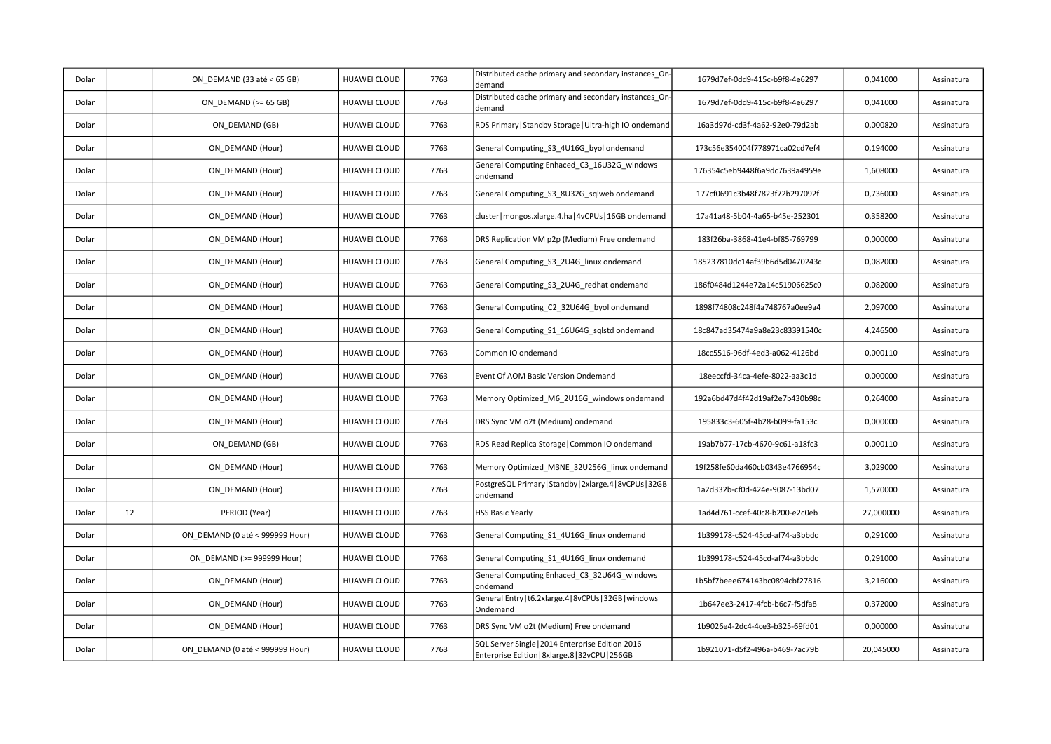| | | | | | | | | |
|---|---|---|---|---|---|---|---|---|
| Dolar | | ON_DEMAND (33 até < 65 GB) | HUAWEI CLOUD | 7763 | Distributed cache primary and secondary instances_On-demand | 1679d7ef-0dd9-415c-b9f8-4e6297 | 0,041000 | Assinatura |
| Dolar | | ON_DEMAND (>= 65 GB) | HUAWEI CLOUD | 7763 | Distributed cache primary and secondary instances_On-demand | 1679d7ef-0dd9-415c-b9f8-4e6297 | 0,041000 | Assinatura |
| Dolar | | ON_DEMAND (GB) | HUAWEI CLOUD | 7763 | RDS Primary\|Standby Storage\|Ultra-high IO ondemand | 16a3d97d-cd3f-4a62-92e0-79d2ab | 0,000820 | Assinatura |
| Dolar | | ON_DEMAND (Hour) | HUAWEI CLOUD | 7763 | General Computing_S3_4U16G_byol ondemand | 173c56e354004f778971ca02cd7ef4 | 0,194000 | Assinatura |
| Dolar | | ON_DEMAND (Hour) | HUAWEI CLOUD | 7763 | General Computing Enhaced_C3_16U32G_windows ondemand | 176354c5eb9448f6a9dc7639a4959e | 1,608000 | Assinatura |
| Dolar | | ON_DEMAND (Hour) | HUAWEI CLOUD | 7763 | General Computing_S3_8U32G_sqlweb ondemand | 177cf0691c3b48f7823f72b297092f | 0,736000 | Assinatura |
| Dolar | | ON_DEMAND (Hour) | HUAWEI CLOUD | 7763 | cluster\|mongos.xlarge.4.ha\|4vCPUs\|16GB ondemand | 17a41a48-5b04-4a65-b45e-252301 | 0,358200 | Assinatura |
| Dolar | | ON_DEMAND (Hour) | HUAWEI CLOUD | 7763 | DRS Replication VM p2p (Medium) Free ondemand | 183f26ba-3868-41e4-bf85-769799 | 0,000000 | Assinatura |
| Dolar | | ON_DEMAND (Hour) | HUAWEI CLOUD | 7763 | General Computing_S3_2U4G_linux ondemand | 185237810dc14af39b6d5d0470243c | 0,082000 | Assinatura |
| Dolar | | ON_DEMAND (Hour) | HUAWEI CLOUD | 7763 | General Computing_S3_2U4G_redhat ondemand | 186f0484d1244e72a14c51906625c0 | 0,082000 | Assinatura |
| Dolar | | ON_DEMAND (Hour) | HUAWEI CLOUD | 7763 | General Computing_C2_32U64G_byol ondemand | 1898f74808c248f4a748767a0ee9a4 | 2,097000 | Assinatura |
| Dolar | | ON_DEMAND (Hour) | HUAWEI CLOUD | 7763 | General Computing_S1_16U64G_sqlstd ondemand | 18c847ad35474a9a8e23c83391540c | 4,246500 | Assinatura |
| Dolar | | ON_DEMAND (Hour) | HUAWEI CLOUD | 7763 | Common IO ondemand | 18cc5516-96df-4ed3-a062-4126bd | 0,000110 | Assinatura |
| Dolar | | ON_DEMAND (Hour) | HUAWEI CLOUD | 7763 | Event Of AOM Basic Version Ondemand | 18eeccfd-34ca-4efe-8022-aa3c1d | 0,000000 | Assinatura |
| Dolar | | ON_DEMAND (Hour) | HUAWEI CLOUD | 7763 | Memory Optimized_M6_2U16G_windows ondemand | 192a6bd47d4f42d19af2e7b430b98c | 0,264000 | Assinatura |
| Dolar | | ON_DEMAND (Hour) | HUAWEI CLOUD | 7763 | DRS Sync VM o2t (Medium) ondemand | 195833c3-605f-4b28-b099-fa153c | 0,000000 | Assinatura |
| Dolar | | ON_DEMAND (GB) | HUAWEI CLOUD | 7763 | RDS Read Replica Storage\|Common IO ondemand | 19ab7b77-17cb-4670-9c61-a18fc3 | 0,000110 | Assinatura |
| Dolar | | ON_DEMAND (Hour) | HUAWEI CLOUD | 7763 | Memory Optimized_M3NE_32U256G_linux ondemand | 19f258fe60da460cb0343e4766954c | 3,029000 | Assinatura |
| Dolar | | ON_DEMAND (Hour) | HUAWEI CLOUD | 7763 | PostgreSQL Primary\|Standby\|2xlarge.4\|8vCPUs\|32GB ondemand | 1a2d332b-cf0d-424e-9087-13bd07 | 1,570000 | Assinatura |
| Dolar | 12 | PERIOD (Year) | HUAWEI CLOUD | 7763 | HSS Basic Yearly | 1ad4d761-ccef-40c8-b200-e2c0eb | 27,000000 | Assinatura |
| Dolar | | ON_DEMAND (0 até < 999999 Hour) | HUAWEI CLOUD | 7763 | General Computing_S1_4U16G_linux ondemand | 1b399178-c524-45cd-af74-a3bbdc | 0,291000 | Assinatura |
| Dolar | | ON_DEMAND (>= 999999 Hour) | HUAWEI CLOUD | 7763 | General Computing_S1_4U16G_linux ondemand | 1b399178-c524-45cd-af74-a3bbdc | 0,291000 | Assinatura |
| Dolar | | ON_DEMAND (Hour) | HUAWEI CLOUD | 7763 | General Computing Enhaced_C3_32U64G_windows ondemand | 1b5bf7beee674143bc0894cbf27816 | 3,216000 | Assinatura |
| Dolar | | ON_DEMAND (Hour) | HUAWEI CLOUD | 7763 | General Entry\|t6.2xlarge.4\|8vCPUs\|32GB\|windows Ondemand | 1b647ee3-2417-4fcb-b6c7-f5dfa8 | 0,372000 | Assinatura |
| Dolar | | ON_DEMAND (Hour) | HUAWEI CLOUD | 7763 | DRS Sync VM o2t (Medium) Free ondemand | 1b9026e4-2dc4-4ce3-b325-69fd01 | 0,000000 | Assinatura |
| Dolar | | ON_DEMAND (0 até < 999999 Hour) | HUAWEI CLOUD | 7763 | SQL Server Single\|2014 Enterprise Edition 2016 Enterprise Edition\|8xlarge.8\|32vCPU\|256GB | 1b921071-d5f2-496a-b469-7ac79b | 20,045000 | Assinatura |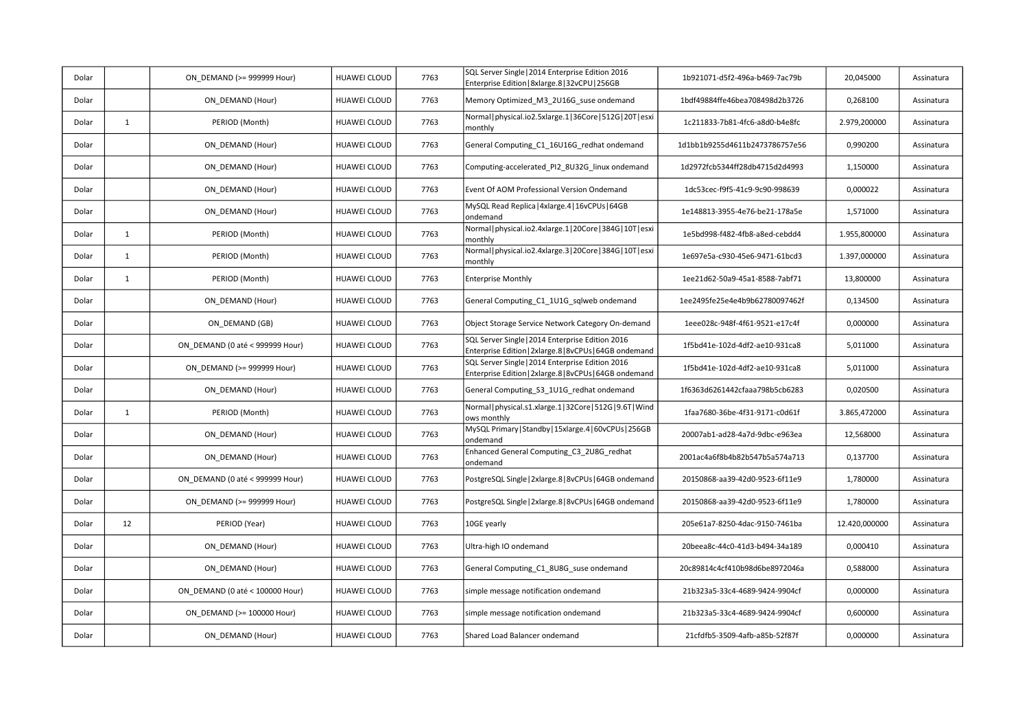| | | | | | | | | |
|---|---|---|---|---|---|---|---|---|
| Dolar | | ON_DEMAND (>= 999999 Hour) | HUAWEI CLOUD | 7763 | SQL Server Single\|2014 Enterprise Edition 2016 Enterprise Edition\|8xlarge.8\|32vCPU\|256GB | 1b921071-d5f2-496a-b469-7ac79b | 20,045000 | Assinatura |
| Dolar | | ON_DEMAND (Hour) | HUAWEI CLOUD | 7763 | Memory Optimized_M3_2U16G_suse ondemand | 1bdf49884ffe46bea708498d2b3726 | 0,268100 | Assinatura |
| Dolar | 1 | PERIOD (Month) | HUAWEI CLOUD | 7763 | Normal\|physical.io2.5xlarge.1\|36Core\|512G\|20T\|esxi monthly | 1c211833-7b81-4fc6-a8d0-b4e8fc | 2.979,200000 | Assinatura |
| Dolar | | ON_DEMAND (Hour) | HUAWEI CLOUD | 7763 | General Computing_C1_16U16G_redhat ondemand | 1d1bb1b9255d4611b2473786757e56 | 0,990200 | Assinatura |
| Dolar | | ON_DEMAND (Hour) | HUAWEI CLOUD | 7763 | Computing-accelerated_PI2_8U32G_linux ondemand | 1d2972fcb5344ff28db4715d2d4993 | 1,150000 | Assinatura |
| Dolar | | ON_DEMAND (Hour) | HUAWEI CLOUD | 7763 | Event Of AOM Professional Version Ondemand | 1dc53cec-f9f5-41c9-9c90-998639 | 0,000022 | Assinatura |
| Dolar | | ON_DEMAND (Hour) | HUAWEI CLOUD | 7763 | MySQL Read Replica\|4xlarge.4\|16vCPUs\|64GB ondemand | 1e148813-3955-4e76-be21-178a5e | 1,571000 | Assinatura |
| Dolar | 1 | PERIOD (Month) | HUAWEI CLOUD | 7763 | Normal\|physical.io2.4xlarge.1\|20Core\|384G\|10T\|esxi monthly | 1e5bd998-f482-4fb8-a8ed-cebdd4 | 1.955,800000 | Assinatura |
| Dolar | 1 | PERIOD (Month) | HUAWEI CLOUD | 7763 | Normal\|physical.io2.4xlarge.3\|20Core\|384G\|10T\|esxi monthly | 1e697e5a-c930-45e6-9471-61bcd3 | 1.397,000000 | Assinatura |
| Dolar | 1 | PERIOD (Month) | HUAWEI CLOUD | 7763 | Enterprise Monthly | 1ee21d62-50a9-45a1-8588-7abf71 | 13,800000 | Assinatura |
| Dolar | | ON_DEMAND (Hour) | HUAWEI CLOUD | 7763 | General Computing_C1_1U1G_sqlweb ondemand | 1ee2495fe25e4e4b9b62780097462f | 0,134500 | Assinatura |
| Dolar | | ON_DEMAND (GB) | HUAWEI CLOUD | 7763 | Object Storage Service Network Category On-demand | 1eee028c-948f-4f61-9521-e17c4f | 0,000000 | Assinatura |
| Dolar | | ON_DEMAND (0 até < 999999 Hour) | HUAWEI CLOUD | 7763 | SQL Server Single\|2014 Enterprise Edition 2016 Enterprise Edition\|2xlarge.8\|8vCPUs\|64GB ondemand | 1f5bd41e-102d-4df2-ae10-931ca8 | 5,011000 | Assinatura |
| Dolar | | ON_DEMAND (>= 999999 Hour) | HUAWEI CLOUD | 7763 | SQL Server Single\|2014 Enterprise Edition 2016 Enterprise Edition\|2xlarge.8\|8vCPUs\|64GB ondemand | 1f5bd41e-102d-4df2-ae10-931ca8 | 5,011000 | Assinatura |
| Dolar | | ON_DEMAND (Hour) | HUAWEI CLOUD | 7763 | General Computing_S3_1U1G_redhat ondemand | 1f6363d6261442cfaaa798b5cb6283 | 0,020500 | Assinatura |
| Dolar | 1 | PERIOD (Month) | HUAWEI CLOUD | 7763 | Normal\|physical.s1.xlarge.1\|32Core\|512G\|9.6T\|Windows monthly | 1faa7680-36be-4f31-9171-c0d61f | 3.865,472000 | Assinatura |
| Dolar | | ON_DEMAND (Hour) | HUAWEI CLOUD | 7763 | MySQL Primary\|Standby\|15xlarge.4\|60vCPUs\|256GB ondemand | 20007ab1-ad28-4a7d-9dbc-e963ea | 12,568000 | Assinatura |
| Dolar | | ON_DEMAND (Hour) | HUAWEI CLOUD | 7763 | Enhanced General Computing_C3_2U8G_redhat ondemand | 2001ac4a6f8b4b82b547b5a574a713 | 0,137700 | Assinatura |
| Dolar | | ON_DEMAND (0 até < 999999 Hour) | HUAWEI CLOUD | 7763 | PostgreSQL Single\|2xlarge.8\|8vCPUs\|64GB ondemand | 20150868-aa39-42d0-9523-6f11e9 | 1,780000 | Assinatura |
| Dolar | | ON_DEMAND (>= 999999 Hour) | HUAWEI CLOUD | 7763 | PostgreSQL Single\|2xlarge.8\|8vCPUs\|64GB ondemand | 20150868-aa39-42d0-9523-6f11e9 | 1,780000 | Assinatura |
| Dolar | 12 | PERIOD (Year) | HUAWEI CLOUD | 7763 | 10GE yearly | 205e61a7-8250-4dac-9150-7461ba | 12.420,000000 | Assinatura |
| Dolar | | ON_DEMAND (Hour) | HUAWEI CLOUD | 7763 | Ultra-high IO ondemand | 20beea8c-44c0-41d3-b494-34a189 | 0,000410 | Assinatura |
| Dolar | | ON_DEMAND (Hour) | HUAWEI CLOUD | 7763 | General Computing_C1_8U8G_suse ondemand | 20c89814c4cf410b98d6be8972046a | 0,588000 | Assinatura |
| Dolar | | ON_DEMAND (0 até < 100000 Hour) | HUAWEI CLOUD | 7763 | simple message notification ondemand | 21b323a5-33c4-4689-9424-9904cf | 0,000000 | Assinatura |
| Dolar | | ON_DEMAND (>= 100000 Hour) | HUAWEI CLOUD | 7763 | simple message notification ondemand | 21b323a5-33c4-4689-9424-9904cf | 0,600000 | Assinatura |
| Dolar | | ON_DEMAND (Hour) | HUAWEI CLOUD | 7763 | Shared Load Balancer ondemand | 21cfdfb5-3509-4afb-a85b-52f87f | 0,000000 | Assinatura |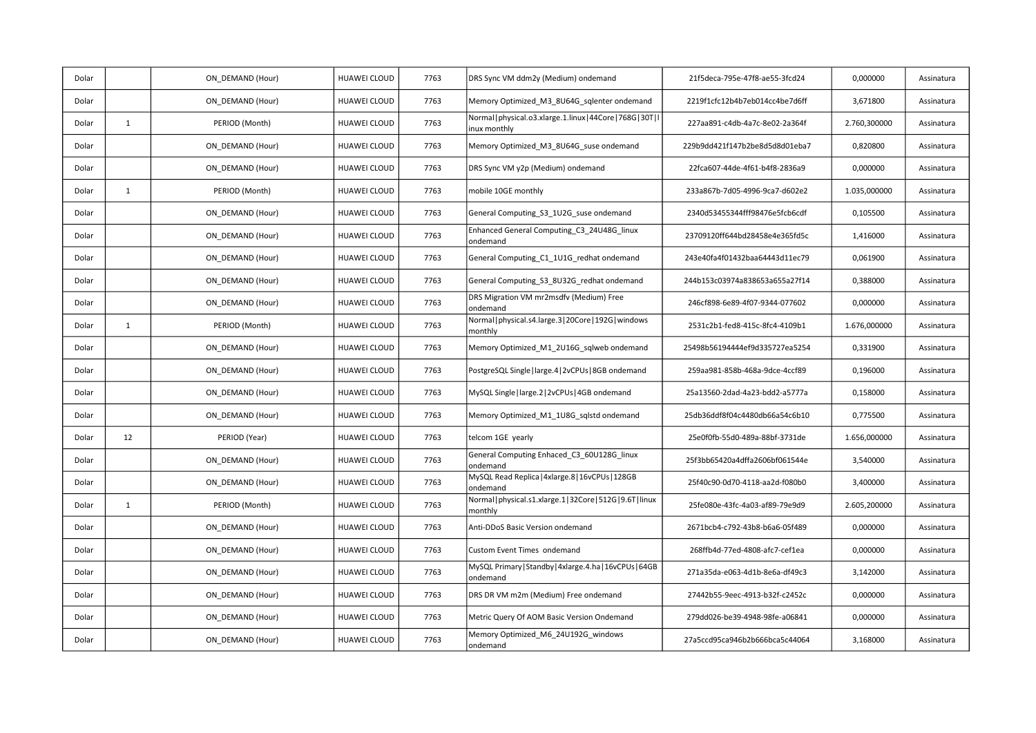| | | | | | | | | |
|---|---|---|---|---|---|---|---|---|
| Dolar | | ON_DEMAND (Hour) | HUAWEI CLOUD | 7763 | DRS Sync VM ddm2y (Medium) ondemand | 21f5deca-795e-47f8-ae55-3fcd24 | 0,000000 | Assinatura |
| Dolar | | ON_DEMAND (Hour) | HUAWEI CLOUD | 7763 | Memory Optimized_M3_8U64G_sqlenter ondemand | 2219f1cfc12b4b7eb014cc4be7d6ff | 3,671800 | Assinatura |
| Dolar | 1 | PERIOD (Month) | HUAWEI CLOUD | 7763 | Normal\|physical.o3.xlarge.1.linux\|44Core\|768G\|30T\|linux monthly | 227aa891-c4db-4a7c-8e02-2a364f | 2.760,300000 | Assinatura |
| Dolar | | ON_DEMAND (Hour) | HUAWEI CLOUD | 7763 | Memory Optimized_M3_8U64G_suse ondemand | 229b9dd421f147b2be8d5d8d01eba7 | 0,820800 | Assinatura |
| Dolar | | ON_DEMAND (Hour) | HUAWEI CLOUD | 7763 | DRS Sync VM y2p (Medium) ondemand | 22fca607-44de-4f61-b4f8-2836a9 | 0,000000 | Assinatura |
| Dolar | 1 | PERIOD (Month) | HUAWEI CLOUD | 7763 | mobile 10GE monthly | 233a867b-7d05-4996-9ca7-d602e2 | 1.035,000000 | Assinatura |
| Dolar | | ON_DEMAND (Hour) | HUAWEI CLOUD | 7763 | General Computing_S3_1U2G_suse ondemand | 2340d53455344fff98476e5fcb6cdf | 0,105500 | Assinatura |
| Dolar | | ON_DEMAND (Hour) | HUAWEI CLOUD | 7763 | Enhanced General Computing_C3_24U48G_linux ondemand | 23709120ff644bd28458e4e365fd5c | 1,416000 | Assinatura |
| Dolar | | ON_DEMAND (Hour) | HUAWEI CLOUD | 7763 | General Computing_C1_1U1G_redhat ondemand | 243e40fa4f01432baa64443d11ec79 | 0,061900 | Assinatura |
| Dolar | | ON_DEMAND (Hour) | HUAWEI CLOUD | 7763 | General Computing_S3_8U32G_redhat ondemand | 244b153c03974a838653a655a27f14 | 0,388000 | Assinatura |
| Dolar | | ON_DEMAND (Hour) | HUAWEI CLOUD | 7763 | DRS Migration VM mr2msdfv (Medium) Free ondemand | 246cf898-6e89-4f07-9344-077602 | 0,000000 | Assinatura |
| Dolar | 1 | PERIOD (Month) | HUAWEI CLOUD | 7763 | Normal\|physical.s4.large.3\|20Core\|192G\|windows monthly | 2531c2b1-fed8-415c-8fc4-4109b1 | 1.676,000000 | Assinatura |
| Dolar | | ON_DEMAND (Hour) | HUAWEI CLOUD | 7763 | Memory Optimized_M1_2U16G_sqlweb ondemand | 25498b56194444ef9d335727ea5254 | 0,331900 | Assinatura |
| Dolar | | ON_DEMAND (Hour) | HUAWEI CLOUD | 7763 | PostgreSQL Single\|large.4\|2vCPUs\|8GB ondemand | 259aa981-858b-468a-9dce-4ccf89 | 0,196000 | Assinatura |
| Dolar | | ON_DEMAND (Hour) | HUAWEI CLOUD | 7763 | MySQL Single\|large.2\|2vCPUs\|4GB ondemand | 25a13560-2dad-4a23-bdd2-a5777a | 0,158000 | Assinatura |
| Dolar | | ON_DEMAND (Hour) | HUAWEI CLOUD | 7763 | Memory Optimized_M1_1U8G_sqlstd ondemand | 25db36ddf8f04c4480db66a54c6b10 | 0,775500 | Assinatura |
| Dolar | 12 | PERIOD (Year) | HUAWEI CLOUD | 7763 | telcom 1GE yearly | 25e0f0fb-55d0-489a-88bf-3731de | 1.656,000000 | Assinatura |
| Dolar | | ON_DEMAND (Hour) | HUAWEI CLOUD | 7763 | General Computing Enhaced_C3_60U128G_linux ondemand | 25f3bb65420a4dffa2606bf061544e | 3,540000 | Assinatura |
| Dolar | | ON_DEMAND (Hour) | HUAWEI CLOUD | 7763 | MySQL Read Replica\|4xlarge.8\|16vCPUs\|128GB ondemand | 25f40c90-0d70-4118-aa2d-f080b0 | 3,400000 | Assinatura |
| Dolar | 1 | PERIOD (Month) | HUAWEI CLOUD | 7763 | Normal\|physical.s1.xlarge.1\|32Core\|512G\|9.6T\|linux monthly | 25fe080e-43fc-4a03-af89-79e9d9 | 2.605,200000 | Assinatura |
| Dolar | | ON_DEMAND (Hour) | HUAWEI CLOUD | 7763 | Anti-DDoS Basic Version ondemand | 2671bcb4-c792-43b8-b6a6-05f489 | 0,000000 | Assinatura |
| Dolar | | ON_DEMAND (Hour) | HUAWEI CLOUD | 7763 | Custom Event Times ondemand | 268ffb4d-77ed-4808-afc7-cef1ea | 0,000000 | Assinatura |
| Dolar | | ON_DEMAND (Hour) | HUAWEI CLOUD | 7763 | MySQL Primary\|Standby\|4xlarge.4.ha\|16vCPUs\|64GB ondemand | 271a35da-e063-4d1b-8e6a-df49c3 | 3,142000 | Assinatura |
| Dolar | | ON_DEMAND (Hour) | HUAWEI CLOUD | 7763 | DRS DR VM m2m (Medium) Free ondemand | 27442b55-9eec-4913-b32f-c2452c | 0,000000 | Assinatura |
| Dolar | | ON_DEMAND (Hour) | HUAWEI CLOUD | 7763 | Metric Query Of AOM Basic Version Ondemand | 279dd026-be39-4948-98fe-a06841 | 0,000000 | Assinatura |
| Dolar | | ON_DEMAND (Hour) | HUAWEI CLOUD | 7763 | Memory Optimized_M6_24U192G_windows ondemand | 27a5ccd95ca946b2b666bca5c44064 | 3,168000 | Assinatura |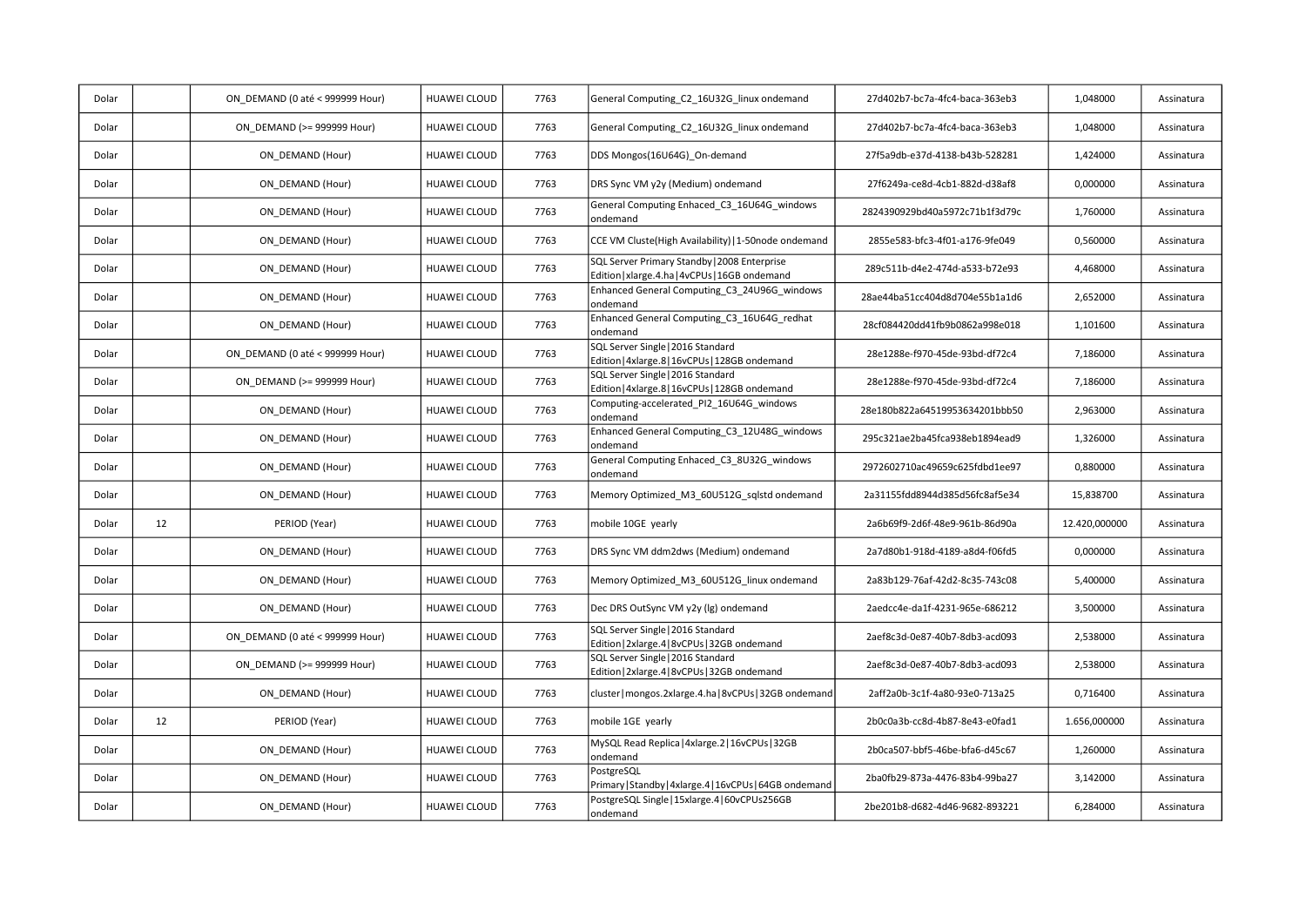| | | | | | | | | |
|---|---|---|---|---|---|---|---|---|
| Dolar | | ON_DEMAND (0 até < 999999 Hour) | HUAWEI CLOUD | 7763 | General Computing_C2_16U32G_linux ondemand | 27d402b7-bc7a-4fc4-baca-363eb3 | 1,048000 | Assinatura |
| Dolar | | ON_DEMAND (>= 999999 Hour) | HUAWEI CLOUD | 7763 | General Computing_C2_16U32G_linux ondemand | 27d402b7-bc7a-4fc4-baca-363eb3 | 1,048000 | Assinatura |
| Dolar | | ON_DEMAND (Hour) | HUAWEI CLOUD | 7763 | DDS Mongos(16U64G)_On-demand | 27f5a9db-e37d-4138-b43b-528281 | 1,424000 | Assinatura |
| Dolar | | ON_DEMAND (Hour) | HUAWEI CLOUD | 7763 | DRS Sync VM y2y (Medium) ondemand | 27f6249a-ce8d-4cb1-882d-d38af8 | 0,000000 | Assinatura |
| Dolar | | ON_DEMAND (Hour) | HUAWEI CLOUD | 7763 | General Computing Enhaced_C3_16U64G_windows ondemand | 2824390929bd40a5972c71b1f3d79c | 1,760000 | Assinatura |
| Dolar | | ON_DEMAND (Hour) | HUAWEI CLOUD | 7763 | CCE VM Cluste(High Availability)\|1-50node ondemand | 2855e583-bfc3-4f01-a176-9fe049 | 0,560000 | Assinatura |
| Dolar | | ON_DEMAND (Hour) | HUAWEI CLOUD | 7763 | SQL Server Primary Standby\|2008 Enterprise Edition\|xlarge.4.ha\|4vCPUs\|16GB ondemand | 289c511b-d4e2-474d-a533-b72e93 | 4,468000 | Assinatura |
| Dolar | | ON_DEMAND (Hour) | HUAWEI CLOUD | 7763 | Enhanced General Computing_C3_24U96G_windows ondemand | 28ae44ba51cc404d8d704e55b1a1d6 | 2,652000 | Assinatura |
| Dolar | | ON_DEMAND (Hour) | HUAWEI CLOUD | 7763 | Enhanced General Computing_C3_16U64G_redhat ondemand | 28cf084420dd41fb9b0862a998e018 | 1,101600 | Assinatura |
| Dolar | | ON_DEMAND (0 até < 999999 Hour) | HUAWEI CLOUD | 7763 | SQL Server Single\|2016 Standard Edition\|4xlarge.8\|16vCPUs\|128GB ondemand | 28e1288e-f970-45de-93bd-df72c4 | 7,186000 | Assinatura |
| Dolar | | ON_DEMAND (>= 999999 Hour) | HUAWEI CLOUD | 7763 | SQL Server Single\|2016 Standard Edition\|4xlarge.8\|16vCPUs\|128GB ondemand | 28e1288e-f970-45de-93bd-df72c4 | 7,186000 | Assinatura |
| Dolar | | ON_DEMAND (Hour) | HUAWEI CLOUD | 7763 | Computing-accelerated_PI2_16U64G_windows ondemand | 28e180b822a64519953634201bbb50 | 2,963000 | Assinatura |
| Dolar | | ON_DEMAND (Hour) | HUAWEI CLOUD | 7763 | Enhanced General Computing_C3_12U48G_windows ondemand | 295c321ae2ba45fca938eb1894ead9 | 1,326000 | Assinatura |
| Dolar | | ON_DEMAND (Hour) | HUAWEI CLOUD | 7763 | General Computing Enhaced_C3_8U32G_windows ondemand | 2972602710ac49659c625fdbd1ee97 | 0,880000 | Assinatura |
| Dolar | | ON_DEMAND (Hour) | HUAWEI CLOUD | 7763 | Memory Optimized_M3_60U512G_sqlstd ondemand | 2a31155fdd8944d385d56fc8af5e34 | 15,838700 | Assinatura |
| Dolar | 12 | PERIOD (Year) | HUAWEI CLOUD | 7763 | mobile 10GE yearly | 2a6b69f9-2d6f-48e9-961b-86d90a | 12.420,000000 | Assinatura |
| Dolar | | ON_DEMAND (Hour) | HUAWEI CLOUD | 7763 | DRS Sync VM ddm2dws (Medium) ondemand | 2a7d80b1-918d-4189-a8d4-f06fd5 | 0,000000 | Assinatura |
| Dolar | | ON_DEMAND (Hour) | HUAWEI CLOUD | 7763 | Memory Optimized_M3_60U512G_linux ondemand | 2a83b129-76af-42d2-8c35-743c08 | 5,400000 | Assinatura |
| Dolar | | ON_DEMAND (Hour) | HUAWEI CLOUD | 7763 | Dec DRS OutSync VM y2y (lg) ondemand | 2aedcc4e-da1f-4231-965e-686212 | 3,500000 | Assinatura |
| Dolar | | ON_DEMAND (0 até < 999999 Hour) | HUAWEI CLOUD | 7763 | SQL Server Single\|2016 Standard Edition\|2xlarge.4\|8vCPUs\|32GB ondemand | 2aef8c3d-0e87-40b7-8db3-acd093 | 2,538000 | Assinatura |
| Dolar | | ON_DEMAND (>= 999999 Hour) | HUAWEI CLOUD | 7763 | SQL Server Single\|2016 Standard Edition\|2xlarge.4\|8vCPUs\|32GB ondemand | 2aef8c3d-0e87-40b7-8db3-acd093 | 2,538000 | Assinatura |
| Dolar | | ON_DEMAND (Hour) | HUAWEI CLOUD | 7763 | cluster\|mongos.2xlarge.4.ha\|8vCPUs\|32GB ondemand | 2aff2a0b-3c1f-4a80-93e0-713a25 | 0,716400 | Assinatura |
| Dolar | 12 | PERIOD (Year) | HUAWEI CLOUD | 7763 | mobile 1GE yearly | 2b0c0a3b-cc8d-4b87-8e43-e0fad1 | 1.656,000000 | Assinatura |
| Dolar | | ON_DEMAND (Hour) | HUAWEI CLOUD | 7763 | MySQL Read Replica\|4xlarge.2\|16vCPUs\|32GB ondemand | 2b0ca507-bbf5-46be-bfa6-d45c67 | 1,260000 | Assinatura |
| Dolar | | ON_DEMAND (Hour) | HUAWEI CLOUD | 7763 | PostgreSQL Primary\|Standby\|4xlarge.4\|16vCPUs\|64GB ondemand | 2ba0fb29-873a-4476-83b4-99ba27 | 3,142000 | Assinatura |
| Dolar | | ON_DEMAND (Hour) | HUAWEI CLOUD | 7763 | PostgreSQL Single\|15xlarge.4\|60vCPUs256GB ondemand | 2be201b8-d682-4d46-9682-893221 | 6,284000 | Assinatura |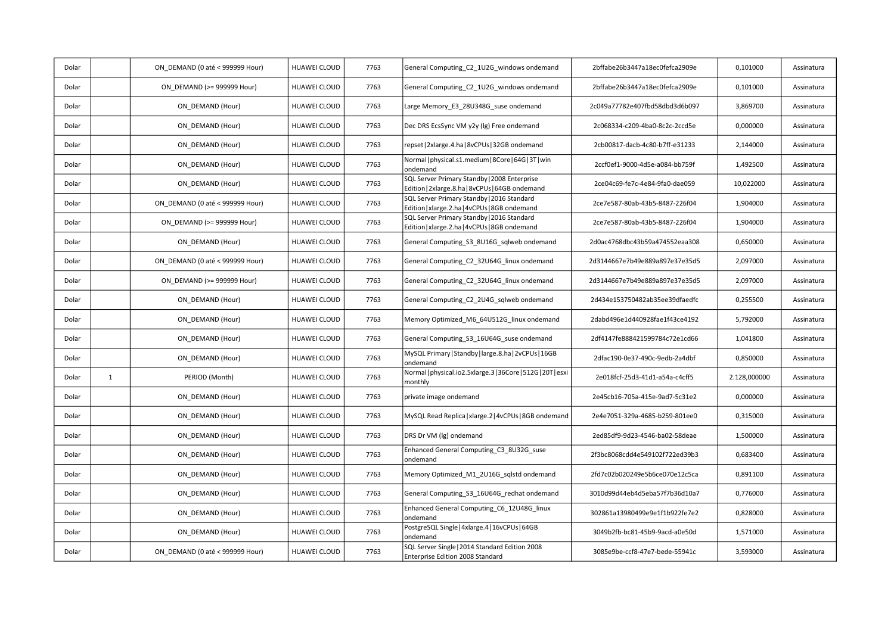| Dolar | | ON_DEMAND (0 até < 999999 Hour) | HUAWEI CLOUD | 7763 | General Computing_C2_1U2G_windows ondemand | 2bffabe26b3447a18ec0fefca2909e | 0,101000 | Assinatura |
|---|---|---|---|---|---|---|---|---|
| Dolar | | ON_DEMAND (>= 999999 Hour) | HUAWEI CLOUD | 7763 | General Computing_C2_1U2G_windows ondemand | 2bffabe26b3447a18ec0fefca2909e | 0,101000 | Assinatura |
| Dolar | | ON_DEMAND (Hour) | HUAWEI CLOUD | 7763 | Large Memory_E3_28U348G_suse ondemand | 2c049a77782e407fbd58dbd3d6b097 | 3,869700 | Assinatura |
| Dolar | | ON_DEMAND (Hour) | HUAWEI CLOUD | 7763 | Dec DRS EcsSync VM y2y (lg) Free ondemand | 2c068334-c209-4ba0-8c2c-2ccd5e | 0,000000 | Assinatura |
| Dolar | | ON_DEMAND (Hour) | HUAWEI CLOUD | 7763 | repset\|2xlarge.4.ha\|8vCPUs\|32GB ondemand | 2cb00817-dacb-4c80-b7ff-e31233 | 2,144000 | Assinatura |
| Dolar | | ON_DEMAND (Hour) | HUAWEI CLOUD | 7763 | Normal\|physical.s1.medium\|8Core\|64G\|3T\|win ondemand | 2ccf0ef1-9000-4d5e-a084-bb759f | 1,492500 | Assinatura |
| Dolar | | ON_DEMAND (Hour) | HUAWEI CLOUD | 7763 | SQL Server Primary Standby\|2008 Enterprise Edition\|2xlarge.8.ha\|8vCPUs\|64GB ondemand | 2ce04c69-fe7c-4e84-9fa0-dae059 | 10,022000 | Assinatura |
| Dolar | | ON_DEMAND (0 até < 999999 Hour) | HUAWEI CLOUD | 7763 | SQL Server Primary Standby\|2016 Standard Edition\|xlarge.2.ha\|4vCPUs\|8GB ondemand | 2ce7e587-80ab-43b5-8487-226f04 | 1,904000 | Assinatura |
| Dolar | | ON_DEMAND (>= 999999 Hour) | HUAWEI CLOUD | 7763 | SQL Server Primary Standby\|2016 Standard Edition\|xlarge.2.ha\|4vCPUs\|8GB ondemand | 2ce7e587-80ab-43b5-8487-226f04 | 1,904000 | Assinatura |
| Dolar | | ON_DEMAND (Hour) | HUAWEI CLOUD | 7763 | General Computing_S3_8U16G_sqlweb ondemand | 2d0ac4768dbc43b59a474552eaa308 | 0,650000 | Assinatura |
| Dolar | | ON_DEMAND (0 até < 999999 Hour) | HUAWEI CLOUD | 7763 | General Computing_C2_32U64G_linux ondemand | 2d3144667e7b49e889a897e37e35d5 | 2,097000 | Assinatura |
| Dolar | | ON_DEMAND (>= 999999 Hour) | HUAWEI CLOUD | 7763 | General Computing_C2_32U64G_linux ondemand | 2d3144667e7b49e889a897e37e35d5 | 2,097000 | Assinatura |
| Dolar | | ON_DEMAND (Hour) | HUAWEI CLOUD | 7763 | General Computing_C2_2U4G_sqlweb ondemand | 2d434e153750482ab35ee39dfaedfc | 0,255500 | Assinatura |
| Dolar | | ON_DEMAND (Hour) | HUAWEI CLOUD | 7763 | Memory Optimized_M6_64U512G_linux ondemand | 2dabd496e1d440928fae1f43ce4192 | 5,792000 | Assinatura |
| Dolar | | ON_DEMAND (Hour) | HUAWEI CLOUD | 7763 | General Computing_S3_16U64G_suse ondemand | 2df4147fe888421599784c72e1cd66 | 1,041800 | Assinatura |
| Dolar | | ON_DEMAND (Hour) | HUAWEI CLOUD | 7763 | MySQL Primary\|Standby\|large.8.ha\|2vCPUs\|16GB ondemand | 2dfac190-0e37-490c-9edb-2a4dbf | 0,850000 | Assinatura |
| Dolar | 1 | PERIOD (Month) | HUAWEI CLOUD | 7763 | Normal\|physical.io2.5xlarge.3\|36Core\|512G\|20T\|esxi monthly | 2e018fcf-25d3-41d1-a54a-c4cff5 | 2.128,000000 | Assinatura |
| Dolar | | ON_DEMAND (Hour) | HUAWEI CLOUD | 7763 | private image ondemand | 2e45cb16-705a-415e-9ad7-5c31e2 | 0,000000 | Assinatura |
| Dolar | | ON_DEMAND (Hour) | HUAWEI CLOUD | 7763 | MySQL Read Replica\|xlarge.2\|4vCPUs\|8GB ondemand | 2e4e7051-329a-4685-b259-801ee0 | 0,315000 | Assinatura |
| Dolar | | ON_DEMAND (Hour) | HUAWEI CLOUD | 7763 | DRS Dr VM (lg) ondemand | 2ed85df9-9d23-4546-ba02-58deae | 1,500000 | Assinatura |
| Dolar | | ON_DEMAND (Hour) | HUAWEI CLOUD | 7763 | Enhanced General Computing_C3_8U32G_suse ondemand | 2f3bc8068cdd4e549102f722ed39b3 | 0,683400 | Assinatura |
| Dolar | | ON_DEMAND (Hour) | HUAWEI CLOUD | 7763 | Memory Optimized_M1_2U16G_sqlstd ondemand | 2fd7c02b020249e5b6ce070e12c5ca | 0,891100 | Assinatura |
| Dolar | | ON_DEMAND (Hour) | HUAWEI CLOUD | 7763 | General Computing_S3_16U64G_redhat ondemand | 3010d99d44eb4d5eba57f7b36d10a7 | 0,776000 | Assinatura |
| Dolar | | ON_DEMAND (Hour) | HUAWEI CLOUD | 7763 | Enhanced General Computing_C6_12U48G_linux ondemand | 302861a13980499e9e1f1b922fe7e2 | 0,828000 | Assinatura |
| Dolar | | ON_DEMAND (Hour) | HUAWEI CLOUD | 7763 | PostgreSQL Single\|4xlarge.4\|16vCPUs\|64GB ondemand | 3049b2fb-bc81-45b9-9acd-a0e50d | 1,571000 | Assinatura |
| Dolar | | ON_DEMAND (0 até < 999999 Hour) | HUAWEI CLOUD | 7763 | SQL Server Single\|2014 Standard Edition 2008 Enterprise Edition 2008 Standard | 3085e9be-ccf8-47e7-bede-55941c | 3,593000 | Assinatura |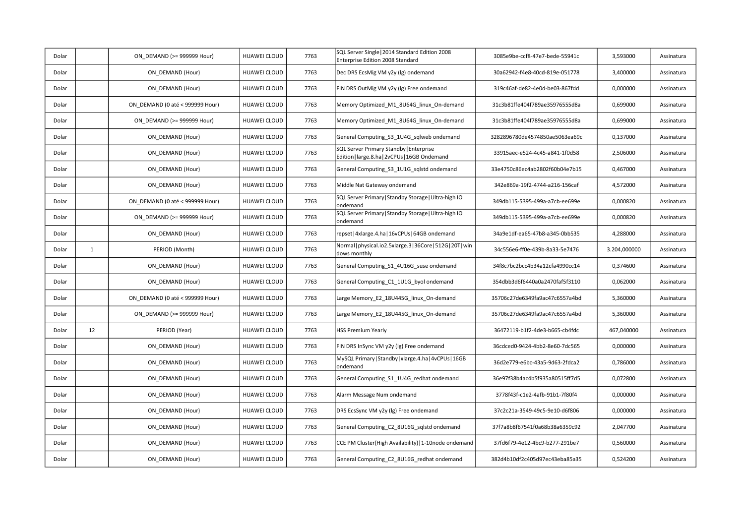| | | | | | | | | |
|---|---|---|---|---|---|---|---|---|
| Dolar | | ON_DEMAND (>= 999999 Hour) | HUAWEI CLOUD | 7763 | SQL Server Single\|2014 Standard Edition 2008 Enterprise Edition 2008 Standard | 3085e9be-ccf8-47e7-bede-55941c | 3,593000 | Assinatura |
| Dolar | | ON_DEMAND (Hour) | HUAWEI CLOUD | 7763 | Dec DRS EcsMig VM y2y (lg) ondemand | 30a62942-f4e8-40cd-819e-051778 | 3,400000 | Assinatura |
| Dolar | | ON_DEMAND (Hour) | HUAWEI CLOUD | 7763 | FIN DRS OutMig VM y2y (lg) Free ondemand | 319c46af-de82-4e0d-be03-867fdd | 0,000000 | Assinatura |
| Dolar | | ON_DEMAND (0 até < 999999 Hour) | HUAWEI CLOUD | 7763 | Memory Optimized_M1_8U64G_linux_On-demand | 31c3b81ffe404f789ae35976555d8a | 0,699000 | Assinatura |
| Dolar | | ON_DEMAND (>= 999999 Hour) | HUAWEI CLOUD | 7763 | Memory Optimized_M1_8U64G_linux_On-demand | 31c3b81ffe404f789ae35976555d8a | 0,699000 | Assinatura |
| Dolar | | ON_DEMAND (Hour) | HUAWEI CLOUD | 7763 | General Computing_S3_1U4G_sqlweb ondemand | 3282896780de4574850ae5063ea69c | 0,137000 | Assinatura |
| Dolar | | ON_DEMAND (Hour) | HUAWEI CLOUD | 7763 | SQL Server Primary Standby\|Enterprise Edition\|large.8.ha\|2vCPUs\|16GB Ondemand | 33915aec-e524-4c45-a841-1f0d58 | 2,506000 | Assinatura |
| Dolar | | ON_DEMAND (Hour) | HUAWEI CLOUD | 7763 | General Computing_S3_1U1G_sqlstd ondemand | 33e4750c86ec4ab2802f60b04e7b15 | 0,467000 | Assinatura |
| Dolar | | ON_DEMAND (Hour) | HUAWEI CLOUD | 7763 | Middle Nat Gateway ondemand | 342e869a-19f2-4744-a216-156caf | 4,572000 | Assinatura |
| Dolar | | ON_DEMAND (0 até < 999999 Hour) | HUAWEI CLOUD | 7763 | SQL Server Primary\|Standby Storage\|Ultra-high IO ondemand | 349db115-5395-499a-a7cb-ee699e | 0,000820 | Assinatura |
| Dolar | | ON_DEMAND (>= 999999 Hour) | HUAWEI CLOUD | 7763 | SQL Server Primary\|Standby Storage\|Ultra-high IO ondemand | 349db115-5395-499a-a7cb-ee699e | 0,000820 | Assinatura |
| Dolar | | ON_DEMAND (Hour) | HUAWEI CLOUD | 7763 | repset\|4xlarge.4.ha\|16vCPUs\|64GB ondemand | 34a9e1df-ea65-47b8-a345-0bb535 | 4,288000 | Assinatura |
| Dolar | 1 | PERIOD (Month) | HUAWEI CLOUD | 7763 | Normal\|physical.io2.5xlarge.3\|36Core\|512G\|20T\|windows monthly | 34c556e6-ff0e-439b-8a33-5e7476 | 3.204,000000 | Assinatura |
| Dolar | | ON_DEMAND (Hour) | HUAWEI CLOUD | 7763 | General Computing_S1_4U16G_suse ondemand | 34f8c7bc2bcc4b34a12cfa4990cc14 | 0,374600 | Assinatura |
| Dolar | | ON_DEMAND (Hour) | HUAWEI CLOUD | 7763 | General Computing_C1_1U1G_byol ondemand | 354dbb3d6f6440a0a2470faf5f3110 | 0,062000 | Assinatura |
| Dolar | | ON_DEMAND (0 até < 999999 Hour) | HUAWEI CLOUD | 7763 | Large Memory_E2_18U445G_linux_On-demand | 35706c27de6349fa9ac47c6557a4bd | 5,360000 | Assinatura |
| Dolar | | ON_DEMAND (>= 999999 Hour) | HUAWEI CLOUD | 7763 | Large Memory_E2_18U445G_linux_On-demand | 35706c27de6349fa9ac47c6557a4bd | 5,360000 | Assinatura |
| Dolar | 12 | PERIOD (Year) | HUAWEI CLOUD | 7763 | HSS Premium Yearly | 36472119-b1f2-4de3-b665-cb4fdc | 467,040000 | Assinatura |
| Dolar | | ON_DEMAND (Hour) | HUAWEI CLOUD | 7763 | FIN DRS InSync VM y2y (lg) Free ondemand | 36cdced0-9424-4bb2-8e60-7dc565 | 0,000000 | Assinatura |
| Dolar | | ON_DEMAND (Hour) | HUAWEI CLOUD | 7763 | MySQL Primary\|Standby\|xlarge.4.ha\|4vCPUs\|16GB ondemand | 36d2e779-e6bc-43a5-9d63-2fdca2 | 0,786000 | Assinatura |
| Dolar | | ON_DEMAND (Hour) | HUAWEI CLOUD | 7763 | General Computing_S1_1U4G_redhat ondemand | 36e97f38b4ac4b5f935a80515ff7d5 | 0,072800 | Assinatura |
| Dolar | | ON_DEMAND (Hour) | HUAWEI CLOUD | 7763 | Alarm Message Num ondemand | 3778f43f-c1e2-4afb-91b1-7f80f4 | 0,000000 | Assinatura |
| Dolar | | ON_DEMAND (Hour) | HUAWEI CLOUD | 7763 | DRS EcsSync VM y2y (lg) Free ondemand | 37c2c21a-3549-49c5-9e10-d6f806 | 0,000000 | Assinatura |
| Dolar | | ON_DEMAND (Hour) | HUAWEI CLOUD | 7763 | General Computing_C2_8U16G_sqlstd ondemand | 37f7a8b8f67541f0a68b38a6359c92 | 2,047700 | Assinatura |
| Dolar | | ON_DEMAND (Hour) | HUAWEI CLOUD | 7763 | CCE PM Cluster(High Availability)\|1-10node ondemand | 37fd6f79-4e12-4bc9-b277-291be7 | 0,560000 | Assinatura |
| Dolar | | ON_DEMAND (Hour) | HUAWEI CLOUD | 7763 | General Computing_C2_8U16G_redhat ondemand | 382d4b10df2c405d97ec43eba85a35 | 0,524200 | Assinatura |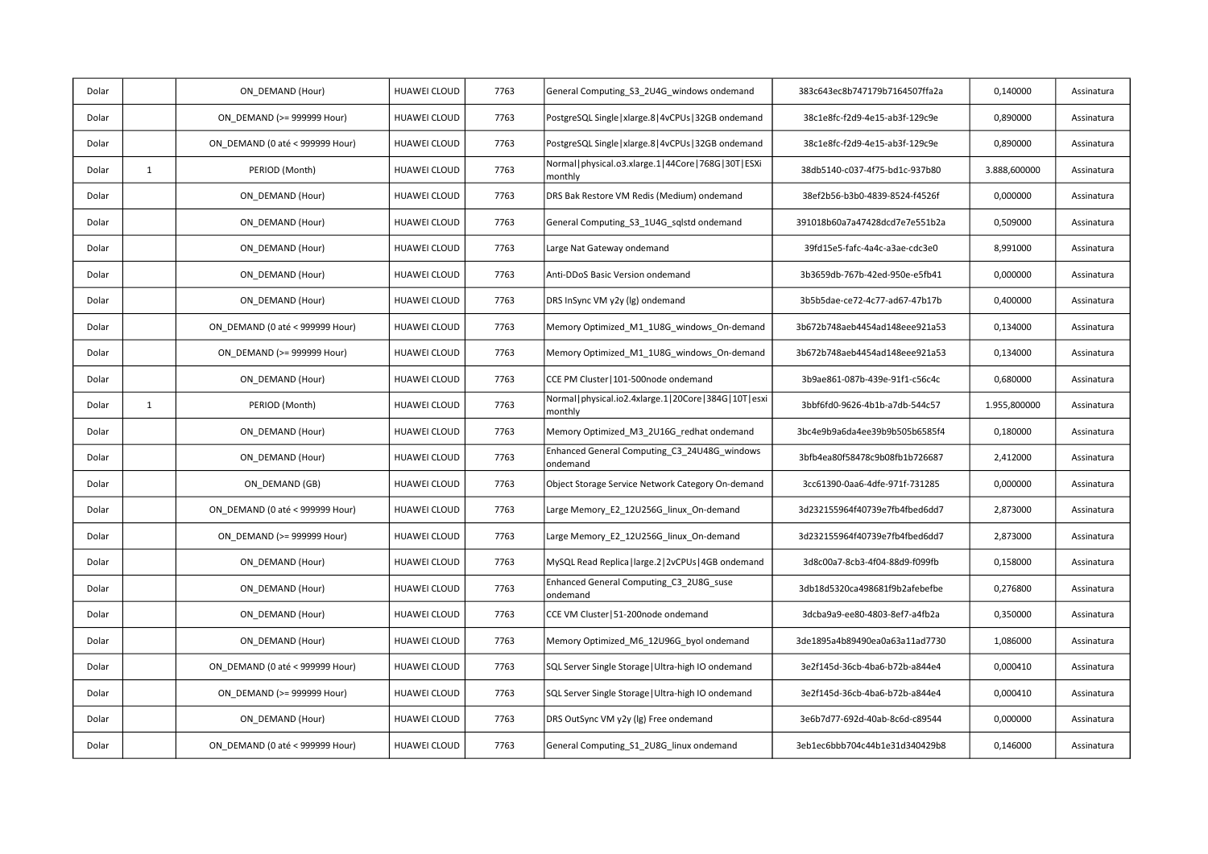| | | | | | | | | |
|---|---|---|---|---|---|---|---|---|
| Dolar | | ON_DEMAND (Hour) | HUAWEI CLOUD | 7763 | General Computing_S3_2U4G_windows ondemand | 383c643ec8b747179b7164507ffa2a | 0,140000 | Assinatura |
| Dolar | | ON_DEMAND (>= 999999 Hour) | HUAWEI CLOUD | 7763 | PostgreSQL Single\|xlarge.8\|4vCPUs\|32GB ondemand | 38c1e8fc-f2d9-4e15-ab3f-129c9e | 0,890000 | Assinatura |
| Dolar | | ON_DEMAND (0 até < 999999 Hour) | HUAWEI CLOUD | 7763 | PostgreSQL Single\|xlarge.8\|4vCPUs\|32GB ondemand | 38c1e8fc-f2d9-4e15-ab3f-129c9e | 0,890000 | Assinatura |
| Dolar | 1 | PERIOD (Month) | HUAWEI CLOUD | 7763 | Normal\|physical.o3.xlarge.1\|44Core\|768G\|30T\|ESXi monthly | 38db5140-c037-4f75-bd1c-937b80 | 3.888,600000 | Assinatura |
| Dolar | | ON_DEMAND (Hour) | HUAWEI CLOUD | 7763 | DRS Bak Restore VM Redis (Medium) ondemand | 38ef2b56-b3b0-4839-8524-f4526f | 0,000000 | Assinatura |
| Dolar | | ON_DEMAND (Hour) | HUAWEI CLOUD | 7763 | General Computing_S3_1U4G_sqlstd ondemand | 391018b60a7a47428dcd7e7e551b2a | 0,509000 | Assinatura |
| Dolar | | ON_DEMAND (Hour) | HUAWEI CLOUD | 7763 | Large Nat Gateway ondemand | 39fd15e5-fafc-4a4c-a3ae-cdc3e0 | 8,991000 | Assinatura |
| Dolar | | ON_DEMAND (Hour) | HUAWEI CLOUD | 7763 | Anti-DDoS Basic Version ondemand | 3b3659db-767b-42ed-950e-e5fb41 | 0,000000 | Assinatura |
| Dolar | | ON_DEMAND (Hour) | HUAWEI CLOUD | 7763 | DRS InSync VM y2y (lg) ondemand | 3b5b5dae-ce72-4c77-ad67-47b17b | 0,400000 | Assinatura |
| Dolar | | ON_DEMAND (0 até < 999999 Hour) | HUAWEI CLOUD | 7763 | Memory Optimized_M1_1U8G_windows_On-demand | 3b672b748aeb4454ad148eee921a53 | 0,134000 | Assinatura |
| Dolar | | ON_DEMAND (>= 999999 Hour) | HUAWEI CLOUD | 7763 | Memory Optimized_M1_1U8G_windows_On-demand | 3b672b748aeb4454ad148eee921a53 | 0,134000 | Assinatura |
| Dolar | | ON_DEMAND (Hour) | HUAWEI CLOUD | 7763 | CCE PM Cluster\|101-500node ondemand | 3b9ae861-087b-439e-91f1-c56c4c | 0,680000 | Assinatura |
| Dolar | 1 | PERIOD (Month) | HUAWEI CLOUD | 7763 | Normal\|physical.io2.4xlarge.1\|20Core\|384G\|10T\|esxi monthly | 3bbf6fd0-9626-4b1b-a7db-544c57 | 1.955,800000 | Assinatura |
| Dolar | | ON_DEMAND (Hour) | HUAWEI CLOUD | 7763 | Memory Optimized_M3_2U16G_redhat ondemand | 3bc4e9b9a6da4ee39b9b505b6585f4 | 0,180000 | Assinatura |
| Dolar | | ON_DEMAND (Hour) | HUAWEI CLOUD | 7763 | Enhanced General Computing_C3_24U48G_windows ondemand | 3bfb4ea80f58478c9b08fb1b726687 | 2,412000 | Assinatura |
| Dolar | | ON_DEMAND (GB) | HUAWEI CLOUD | 7763 | Object Storage Service Network Category On-demand | 3cc61390-0aa6-4dfe-971f-731285 | 0,000000 | Assinatura |
| Dolar | | ON_DEMAND (0 até < 999999 Hour) | HUAWEI CLOUD | 7763 | Large Memory_E2_12U256G_linux_On-demand | 3d232155964f40739e7fb4fbed6dd7 | 2,873000 | Assinatura |
| Dolar | | ON_DEMAND (>= 999999 Hour) | HUAWEI CLOUD | 7763 | Large Memory_E2_12U256G_linux_On-demand | 3d232155964f40739e7fb4fbed6dd7 | 2,873000 | Assinatura |
| Dolar | | ON_DEMAND (Hour) | HUAWEI CLOUD | 7763 | MySQL Read Replica\|large.2\|2vCPUs\|4GB ondemand | 3d8c00a7-8cb3-4f04-88d9-f099fb | 0,158000 | Assinatura |
| Dolar | | ON_DEMAND (Hour) | HUAWEI CLOUD | 7763 | Enhanced General Computing_C3_2U8G_suse ondemand | 3db18d5320ca498681f9b2afebefbe | 0,276800 | Assinatura |
| Dolar | | ON_DEMAND (Hour) | HUAWEI CLOUD | 7763 | CCE VM Cluster\|51-200node ondemand | 3dcba9a9-ee80-4803-8ef7-a4fb2a | 0,350000 | Assinatura |
| Dolar | | ON_DEMAND (Hour) | HUAWEI CLOUD | 7763 | Memory Optimized_M6_12U96G_byol ondemand | 3de1895a4b89490ea0a63a11ad7730 | 1,086000 | Assinatura |
| Dolar | | ON_DEMAND (0 até < 999999 Hour) | HUAWEI CLOUD | 7763 | SQL Server Single Storage\|Ultra-high IO ondemand | 3e2f145d-36cb-4ba6-b72b-a844e4 | 0,000410 | Assinatura |
| Dolar | | ON_DEMAND (>= 999999 Hour) | HUAWEI CLOUD | 7763 | SQL Server Single Storage\|Ultra-high IO ondemand | 3e2f145d-36cb-4ba6-b72b-a844e4 | 0,000410 | Assinatura |
| Dolar | | ON_DEMAND (Hour) | HUAWEI CLOUD | 7763 | DRS OutSync VM y2y (lg) Free ondemand | 3e6b7d77-692d-40ab-8c6d-c89544 | 0,000000 | Assinatura |
| Dolar | | ON_DEMAND (0 até < 999999 Hour) | HUAWEI CLOUD | 7763 | General Computing_S1_2U8G_linux ondemand | 3eb1ec6bbb704c44b1e31d340429b8 | 0,146000 | Assinatura |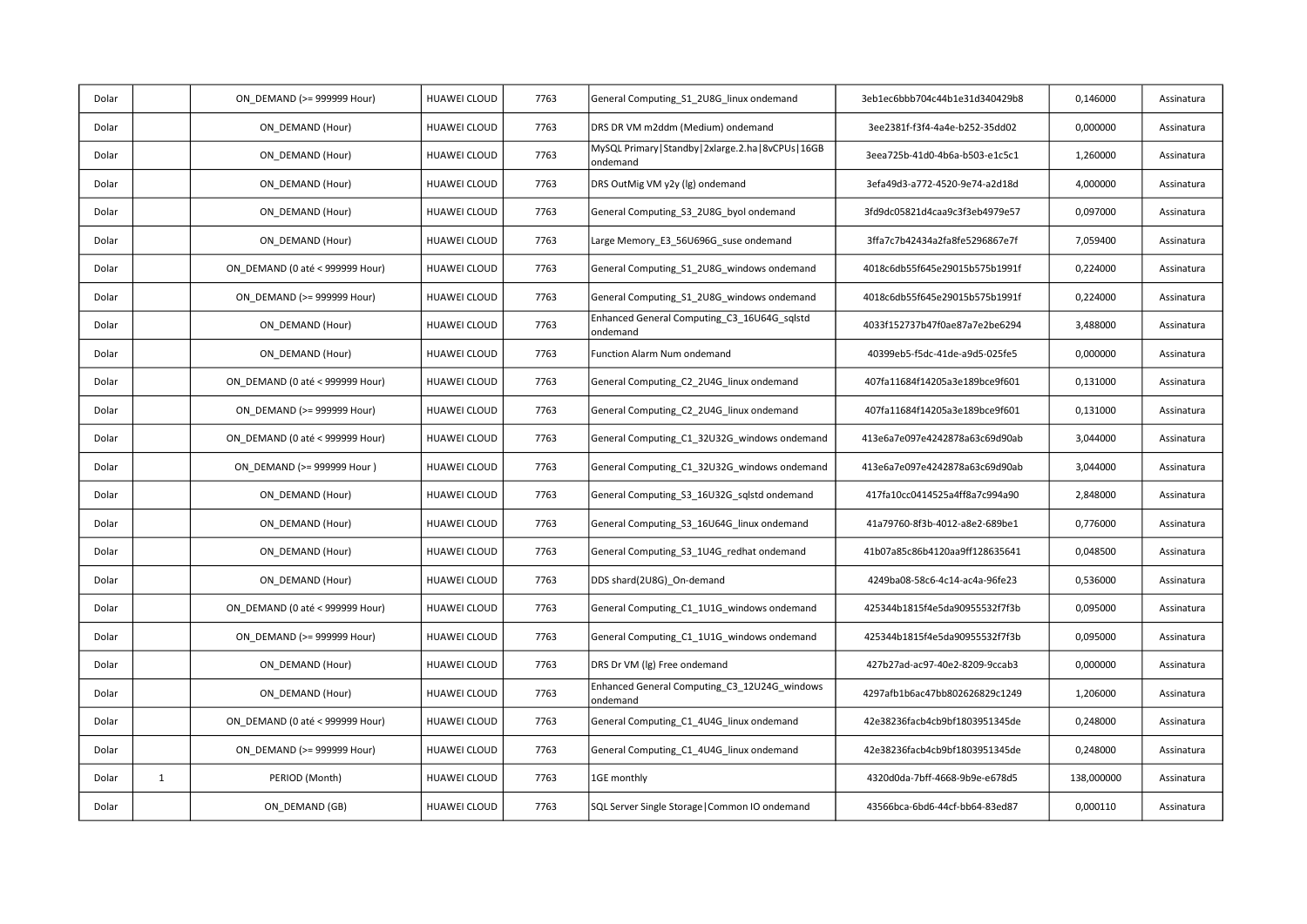| | | | | | | | | |
|---|---|---|---|---|---|---|---|---|
| Dolar | | ON_DEMAND (>= 999999 Hour) | HUAWEI CLOUD | 7763 | General Computing_S1_2U8G_linux ondemand | 3eb1ec6bbb704c44b1e31d340429b8 | 0,146000 | Assinatura |
| Dolar | | ON_DEMAND (Hour) | HUAWEI CLOUD | 7763 | DRS DR VM m2ddm (Medium) ondemand | 3ee2381f-f3f4-4a4e-b252-35dd02 | 0,000000 | Assinatura |
| Dolar | | ON_DEMAND (Hour) | HUAWEI CLOUD | 7763 | MySQL Primary\|Standby\|2xlarge.2.ha\|8vCPUs\|16GB ondemand | 3eea725b-41d0-4b6a-b503-e1c5c1 | 1,260000 | Assinatura |
| Dolar | | ON_DEMAND (Hour) | HUAWEI CLOUD | 7763 | DRS OutMig VM y2y (lg) ondemand | 3efa49d3-a772-4520-9e74-a2d18d | 4,000000 | Assinatura |
| Dolar | | ON_DEMAND (Hour) | HUAWEI CLOUD | 7763 | General Computing_S3_2U8G_byol ondemand | 3fd9dc05821d4caa9c3f3eb4979e57 | 0,097000 | Assinatura |
| Dolar | | ON_DEMAND (Hour) | HUAWEI CLOUD | 7763 | Large Memory_E3_56U696G_suse ondemand | 3ffa7c7b42434a2fa8fe5296867e7f | 7,059400 | Assinatura |
| Dolar | | ON_DEMAND (0 até < 999999 Hour) | HUAWEI CLOUD | 7763 | General Computing_S1_2U8G_windows ondemand | 4018c6db55f645e29015b575b1991f | 0,224000 | Assinatura |
| Dolar | | ON_DEMAND (>= 999999 Hour) | HUAWEI CLOUD | 7763 | General Computing_S1_2U8G_windows ondemand | 4018c6db55f645e29015b575b1991f | 0,224000 | Assinatura |
| Dolar | | ON_DEMAND (Hour) | HUAWEI CLOUD | 7763 | Enhanced General Computing_C3_16U64G_sqlstd ondemand | 4033f152737b47f0ae87a7e2be6294 | 3,488000 | Assinatura |
| Dolar | | ON_DEMAND (Hour) | HUAWEI CLOUD | 7763 | Function Alarm Num ondemand | 40399eb5-f5dc-41de-a9d5-025fe5 | 0,000000 | Assinatura |
| Dolar | | ON_DEMAND (0 até < 999999 Hour) | HUAWEI CLOUD | 7763 | General Computing_C2_2U4G_linux ondemand | 407fa11684f14205a3e189bce9f601 | 0,131000 | Assinatura |
| Dolar | | ON_DEMAND (>= 999999 Hour) | HUAWEI CLOUD | 7763 | General Computing_C2_2U4G_linux ondemand | 407fa11684f14205a3e189bce9f601 | 0,131000 | Assinatura |
| Dolar | | ON_DEMAND (0 até < 999999 Hour) | HUAWEI CLOUD | 7763 | General Computing_C1_32U32G_windows ondemand | 413e6a7e097e4242878a63c69d90ab | 3,044000 | Assinatura |
| Dolar | | ON_DEMAND (>= 999999 Hour ) | HUAWEI CLOUD | 7763 | General Computing_C1_32U32G_windows ondemand | 413e6a7e097e4242878a63c69d90ab | 3,044000 | Assinatura |
| Dolar | | ON_DEMAND (Hour) | HUAWEI CLOUD | 7763 | General Computing_S3_16U32G_sqlstd ondemand | 417fa10cc0414525a4ff8a7c994a90 | 2,848000 | Assinatura |
| Dolar | | ON_DEMAND (Hour) | HUAWEI CLOUD | 7763 | General Computing_S3_16U64G_linux ondemand | 41a79760-8f3b-4012-a8e2-689be1 | 0,776000 | Assinatura |
| Dolar | | ON_DEMAND (Hour) | HUAWEI CLOUD | 7763 | General Computing_S3_1U4G_redhat ondemand | 41b07a85c86b4120aa9ff128635641 | 0,048500 | Assinatura |
| Dolar | | ON_DEMAND (Hour) | HUAWEI CLOUD | 7763 | DDS shard(2U8G)_On-demand | 4249ba08-58c6-4c14-ac4a-96fe23 | 0,536000 | Assinatura |
| Dolar | | ON_DEMAND (0 até < 999999 Hour) | HUAWEI CLOUD | 7763 | General Computing_C1_1U1G_windows ondemand | 425344b1815f4e5da90955532f7f3b | 0,095000 | Assinatura |
| Dolar | | ON_DEMAND (>= 999999 Hour) | HUAWEI CLOUD | 7763 | General Computing_C1_1U1G_windows ondemand | 425344b1815f4e5da90955532f7f3b | 0,095000 | Assinatura |
| Dolar | | ON_DEMAND (Hour) | HUAWEI CLOUD | 7763 | DRS Dr VM (lg) Free ondemand | 427b27ad-ac97-40e2-8209-9ccab3 | 0,000000 | Assinatura |
| Dolar | | ON_DEMAND (Hour) | HUAWEI CLOUD | 7763 | Enhanced General Computing_C3_12U24G_windows ondemand | 4297afb1b6ac47bb802626829c1249 | 1,206000 | Assinatura |
| Dolar | | ON_DEMAND (0 até < 999999 Hour) | HUAWEI CLOUD | 7763 | General Computing_C1_4U4G_linux ondemand | 42e38236facb4cb9bf1803951345de | 0,248000 | Assinatura |
| Dolar | | ON_DEMAND (>= 999999 Hour) | HUAWEI CLOUD | 7763 | General Computing_C1_4U4G_linux ondemand | 42e38236facb4cb9bf1803951345de | 0,248000 | Assinatura |
| Dolar | 1 | PERIOD (Month) | HUAWEI CLOUD | 7763 | 1GE monthly | 4320d0da-7bff-4668-9b9e-e678d5 | 138,000000 | Assinatura |
| Dolar | | ON_DEMAND (GB) | HUAWEI CLOUD | 7763 | SQL Server Single Storage\|Common IO ondemand | 43566bca-6bd6-44cf-bb64-83ed87 | 0,000110 | Assinatura |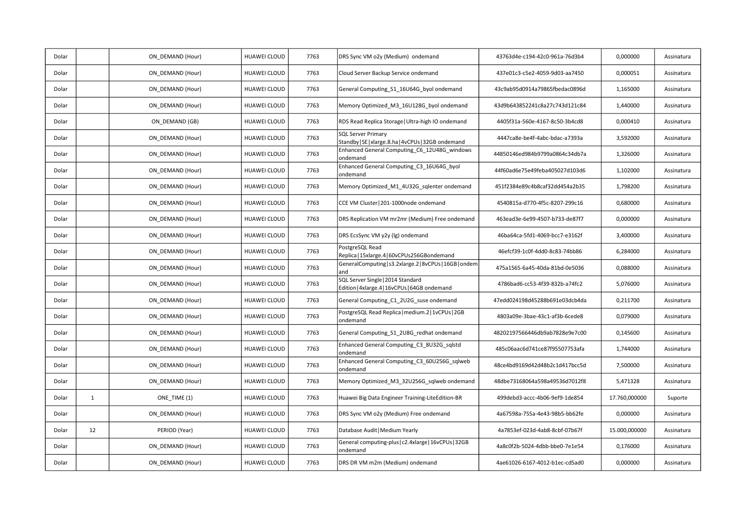| | | | | | | | | |
|---|---|---|---|---|---|---|---|---|
| Dolar | | ON_DEMAND (Hour) | HUAWEI CLOUD | 7763 | DRS Sync VM o2y (Medium)  ondemand | 43763d4e-c194-42c0-961a-76d3b4 | 0,000000 | Assinatura |
| Dolar | | ON_DEMAND (Hour) | HUAWEI CLOUD | 7763 | Cloud Server Backup Service ondemand | 437e01c3-c5e2-4059-9d03-aa7450 | 0,000051 | Assinatura |
| Dolar | | ON_DEMAND (Hour) | HUAWEI CLOUD | 7763 | General Computing_S1_16U64G_byol ondemand | 43c9ab95d0914a79865fbedac0896d | 1,165000 | Assinatura |
| Dolar | | ON_DEMAND (Hour) | HUAWEI CLOUD | 7763 | Memory Optimized_M3_16U128G_byol ondemand | 43d9b643852241c8a27c743d121c84 | 1,440000 | Assinatura |
| Dolar | | ON_DEMAND (GB) | HUAWEI CLOUD | 7763 | RDS Read Replica Storage\|Ultra-high IO ondemand | 4405f31a-560e-4167-8c50-3b4cd8 | 0,000410 | Assinatura |
| Dolar | | ON_DEMAND (Hour) | HUAWEI CLOUD | 7763 | SQL Server Primary Standby\|SE\|xlarge.8.ha\|4vCPUs\|32GB ondemand | 4447ca8e-be4f-4abc-bdac-a7393a | 3,592000 | Assinatura |
| Dolar | | ON_DEMAND (Hour) | HUAWEI CLOUD | 7763 | Enhanced General Computing_C6_12U48G_windows ondemand | 44850146ed984b9799a0864c34db7a | 1,326000 | Assinatura |
| Dolar | | ON_DEMAND (Hour) | HUAWEI CLOUD | 7763 | Enhanced General Computing_C3_16U64G_byol ondemand | 44f60ad6e75e49feba405027d103d6 | 1,102000 | Assinatura |
| Dolar | | ON_DEMAND (Hour) | HUAWEI CLOUD | 7763 | Memory Optimized_M1_4U32G_sqlenter ondemand | 451f2384e89c4b8caf32dd454a2b35 | 1,798200 | Assinatura |
| Dolar | | ON_DEMAND (Hour) | HUAWEI CLOUD | 7763 | CCE VM Cluster\|201-1000node ondemand | 4540815a-d770-4f5c-8207-299c16 | 0,680000 | Assinatura |
| Dolar | | ON_DEMAND (Hour) | HUAWEI CLOUD | 7763 | DRS Replication VM mr2mr (Medium) Free ondemand | 463ead3e-6e99-4507-b733-de87f7 | 0,000000 | Assinatura |
| Dolar | | ON_DEMAND (Hour) | HUAWEI CLOUD | 7763 | DRS EcsSync VM y2y (lg) ondemand | 46ba64ca-5fd1-4069-bcc7-e3162f | 3,400000 | Assinatura |
| Dolar | | ON_DEMAND (Hour) | HUAWEI CLOUD | 7763 | PostgreSQL Read Replica\|15xlarge.4\|60vCPUs256GBondemand | 46efcf39-1c0f-4dd0-8c83-74bb86 | 6,284000 | Assinatura |
| Dolar | | ON_DEMAND (Hour) | HUAWEI CLOUD | 7763 | GeneralComputing\|s3.2xlarge.2\|8vCPUs\|16GB\|ondemand | 475a1565-6a45-40da-81bd-0e5036 | 0,088000 | Assinatura |
| Dolar | | ON_DEMAND (Hour) | HUAWEI CLOUD | 7763 | SQL Server Single\|2014 Standard Edition\|4xlarge.4\|16vCPUs\|64GB ondemand | 4786bad6-cc53-4f39-832b-a74fc2 | 5,076000 | Assinatura |
| Dolar | | ON_DEMAND (Hour) | HUAWEI CLOUD | 7763 | General Computing_C1_2U2G_suse ondemand | 47edd024198d45288b691e03dcb4da | 0,211700 | Assinatura |
| Dolar | | ON_DEMAND (Hour) | HUAWEI CLOUD | 7763 | PostgreSQL Read Replica\|medium.2\|1vCPUs\|2GB ondemand | 4803a09e-3bae-43c1-af3b-6cede8 | 0,079000 | Assinatura |
| Dolar | | ON_DEMAND (Hour) | HUAWEI CLOUD | 7763 | General Computing_S1_2U8G_redhat ondemand | 48202197566446db9ab7828e9e7c00 | 0,145600 | Assinatura |
| Dolar | | ON_DEMAND (Hour) | HUAWEI CLOUD | 7763 | Enhanced General Computing_C3_8U32G_sqlstd ondemand | 485c06aac6d741ce87f95507753afa | 1,744000 | Assinatura |
| Dolar | | ON_DEMAND (Hour) | HUAWEI CLOUD | 7763 | Enhanced General Computing_C3_60U256G_sqlweb ondemand | 48ce4bd9169d42d48b2c1d417bcc5d | 7,500000 | Assinatura |
| Dolar | | ON_DEMAND (Hour) | HUAWEI CLOUD | 7763 | Memory Optimized_M3_32U256G_sqlweb ondemand | 48dbe73168064a598a49536d7012f8 | 5,471328 | Assinatura |
| Dolar | 1 | ONE_TIME (1) | HUAWEI CLOUD | 7763 | Huawei Big Data Engineer Training-LiteEdition-BR | 499debd3-accc-4b06-9ef9-1de854 | 17.760,000000 | Suporte |
| Dolar | | ON_DEMAND (Hour) | HUAWEI CLOUD | 7763 | DRS Sync VM o2y (Medium) Free ondemand | 4a67598a-755a-4e43-98b5-bb62fe | 0,000000 | Assinatura |
| Dolar | 12 | PERIOD (Year) | HUAWEI CLOUD | 7763 | Database Audit\|Medium Yearly | 4a7853ef-023d-4ab8-8cbf-07b67f | 15.000,000000 | Assinatura |
| Dolar | | ON_DEMAND (Hour) | HUAWEI CLOUD | 7763 | General computing-plus\|c2.4xlarge\|16vCPUs\|32GB ondemand | 4a8c0f2b-5024-4dbb-bbe0-7e1e54 | 0,176000 | Assinatura |
| Dolar | | ON_DEMAND (Hour) | HUAWEI CLOUD | 7763 | DRS DR VM m2m (Medium) ondemand | 4ae61026-6167-4012-b1ec-cd5ad0 | 0,000000 | Assinatura |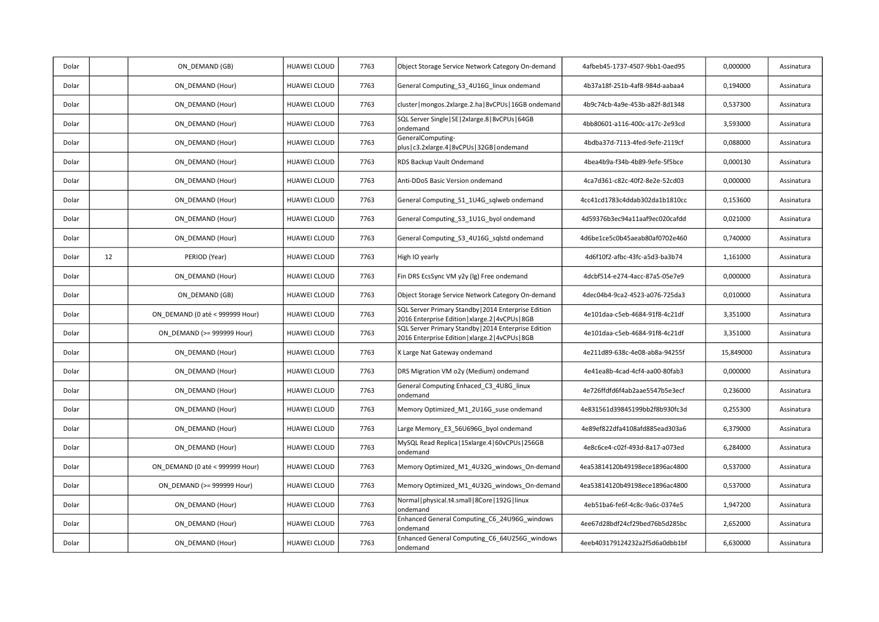| | | | | | | | | |
|---|---|---|---|---|---|---|---|---|
| Dolar | | ON_DEMAND (GB) | HUAWEI CLOUD | 7763 | Object Storage Service Network Category On-demand | 4afbeb45-1737-4507-9bb1-0aed95 | 0,000000 | Assinatura |
| Dolar | | ON_DEMAND (Hour) | HUAWEI CLOUD | 7763 | General Computing_S3_4U16G_linux ondemand | 4b37a18f-251b-4af8-984d-aabaa4 | 0,194000 | Assinatura |
| Dolar | | ON_DEMAND (Hour) | HUAWEI CLOUD | 7763 | cluster\|mongos.2xlarge.2.ha\|8vCPUs\|16GB ondemand | 4b9c74cb-4a9e-453b-a82f-8d1348 | 0,537300 | Assinatura |
| Dolar | | ON_DEMAND (Hour) | HUAWEI CLOUD | 7763 | SQL Server Single\|SE\|2xlarge.8\|8vCPUs\|64GB ondemand | 4bb80601-a116-400c-a17c-2e93cd | 3,593000 | Assinatura |
| Dolar | | ON_DEMAND (Hour) | HUAWEI CLOUD | 7763 | GeneralComputing-plus\|c3.2xlarge.4\|8vCPUs\|32GB\|ondemand | 4bdba37d-7113-4fed-9efe-2119cf | 0,088000 | Assinatura |
| Dolar | | ON_DEMAND (Hour) | HUAWEI CLOUD | 7763 | RDS Backup Vault Ondemand | 4bea4b9a-f34b-4b89-9efe-5f5bce | 0,000130 | Assinatura |
| Dolar | | ON_DEMAND (Hour) | HUAWEI CLOUD | 7763 | Anti-DDoS Basic Version ondemand | 4ca7d361-c82c-40f2-8e2e-52cd03 | 0,000000 | Assinatura |
| Dolar | | ON_DEMAND (Hour) | HUAWEI CLOUD | 7763 | General Computing_S1_1U4G_sqlweb ondemand | 4cc41cd1783c4ddab302da1b1810cc | 0,153600 | Assinatura |
| Dolar | | ON_DEMAND (Hour) | HUAWEI CLOUD | 7763 | General Computing_S3_1U1G_byol ondemand | 4d59376b3ec94a11aaf9ec020cafdd | 0,021000 | Assinatura |
| Dolar | | ON_DEMAND (Hour) | HUAWEI CLOUD | 7763 | General Computing_S3_4U16G_sqlstd ondemand | 4d6be1ce5c0b45aeab80af0702e460 | 0,740000 | Assinatura |
| Dolar | 12 | PERIOD (Year) | HUAWEI CLOUD | 7763 | High IO yearly | 4d6f10f2-afbc-43fc-a5d3-ba3b74 | 1,161000 | Assinatura |
| Dolar | | ON_DEMAND (Hour) | HUAWEI CLOUD | 7763 | Fin DRS EcsSync VM y2y (lg) Free ondemand | 4dcbf514-e274-4acc-87a5-05e7e9 | 0,000000 | Assinatura |
| Dolar | | ON_DEMAND (GB) | HUAWEI CLOUD | 7763 | Object Storage Service Network Category On-demand | 4dec04b4-9ca2-4523-a076-725da3 | 0,010000 | Assinatura |
| Dolar | | ON_DEMAND (0 até < 999999 Hour) | HUAWEI CLOUD | 7763 | SQL Server Primary Standby\|2014 Enterprise Edition 2016 Enterprise Edition\|xlarge.2\|4vCPUs\|8GB | 4e101daa-c5eb-4684-91f8-4c21df | 3,351000 | Assinatura |
| Dolar | | ON_DEMAND (>= 999999 Hour) | HUAWEI CLOUD | 7763 | SQL Server Primary Standby\|2014 Enterprise Edition 2016 Enterprise Edition\|xlarge.2\|4vCPUs\|8GB | 4e101daa-c5eb-4684-91f8-4c21df | 3,351000 | Assinatura |
| Dolar | | ON_DEMAND (Hour) | HUAWEI CLOUD | 7763 | X Large Nat Gateway ondemand | 4e211d89-638c-4e08-ab8a-94255f | 15,849000 | Assinatura |
| Dolar | | ON_DEMAND (Hour) | HUAWEI CLOUD | 7763 | DRS Migration VM o2y (Medium) ondemand | 4e41ea8b-4cad-4cf4-aa00-80fab3 | 0,000000 | Assinatura |
| Dolar | | ON_DEMAND (Hour) | HUAWEI CLOUD | 7763 | General Computing Enhaced_C3_4U8G_linux ondemand | 4e726ffdfd6f4ab2aae5547b5e3ecf | 0,236000 | Assinatura |
| Dolar | | ON_DEMAND (Hour) | HUAWEI CLOUD | 7763 | Memory Optimized_M1_2U16G_suse ondemand | 4e831561d39845199bb2f8b930fc3d | 0,255300 | Assinatura |
| Dolar | | ON_DEMAND (Hour) | HUAWEI CLOUD | 7763 | Large Memory_E3_56U696G_byol ondemand | 4e89ef822dfa4108afd885ead303a6 | 6,379000 | Assinatura |
| Dolar | | ON_DEMAND (Hour) | HUAWEI CLOUD | 7763 | MySQL Read Replica\|15xlarge.4\|60vCPUs\|256GB ondemand | 4e8c6ce4-c02f-493d-8a17-a073ed | 6,284000 | Assinatura |
| Dolar | | ON_DEMAND (0 até < 999999 Hour) | HUAWEI CLOUD | 7763 | Memory Optimized_M1_4U32G_windows_On-demand | 4ea53814120b49198ece1896ac4800 | 0,537000 | Assinatura |
| Dolar | | ON_DEMAND (>= 999999 Hour) | HUAWEI CLOUD | 7763 | Memory Optimized_M1_4U32G_windows_On-demand | 4ea53814120b49198ece1896ac4800 | 0,537000 | Assinatura |
| Dolar | | ON_DEMAND (Hour) | HUAWEI CLOUD | 7763 | Normal\|physical.t4.small\|8Core\|192G\|linux ondemand | 4eb51ba6-fe6f-4c8c-9a6c-0374e5 | 1,947200 | Assinatura |
| Dolar | | ON_DEMAND (Hour) | HUAWEI CLOUD | 7763 | Enhanced General Computing_C6_24U96G_windows ondemand | 4ee67d28bdf24cf29bed76b5d285bc | 2,652000 | Assinatura |
| Dolar | | ON_DEMAND (Hour) | HUAWEI CLOUD | 7763 | Enhanced General Computing_C6_64U256G_windows ondemand | 4eeb403179124232a2f5d6a0dbb1bf | 6,630000 | Assinatura |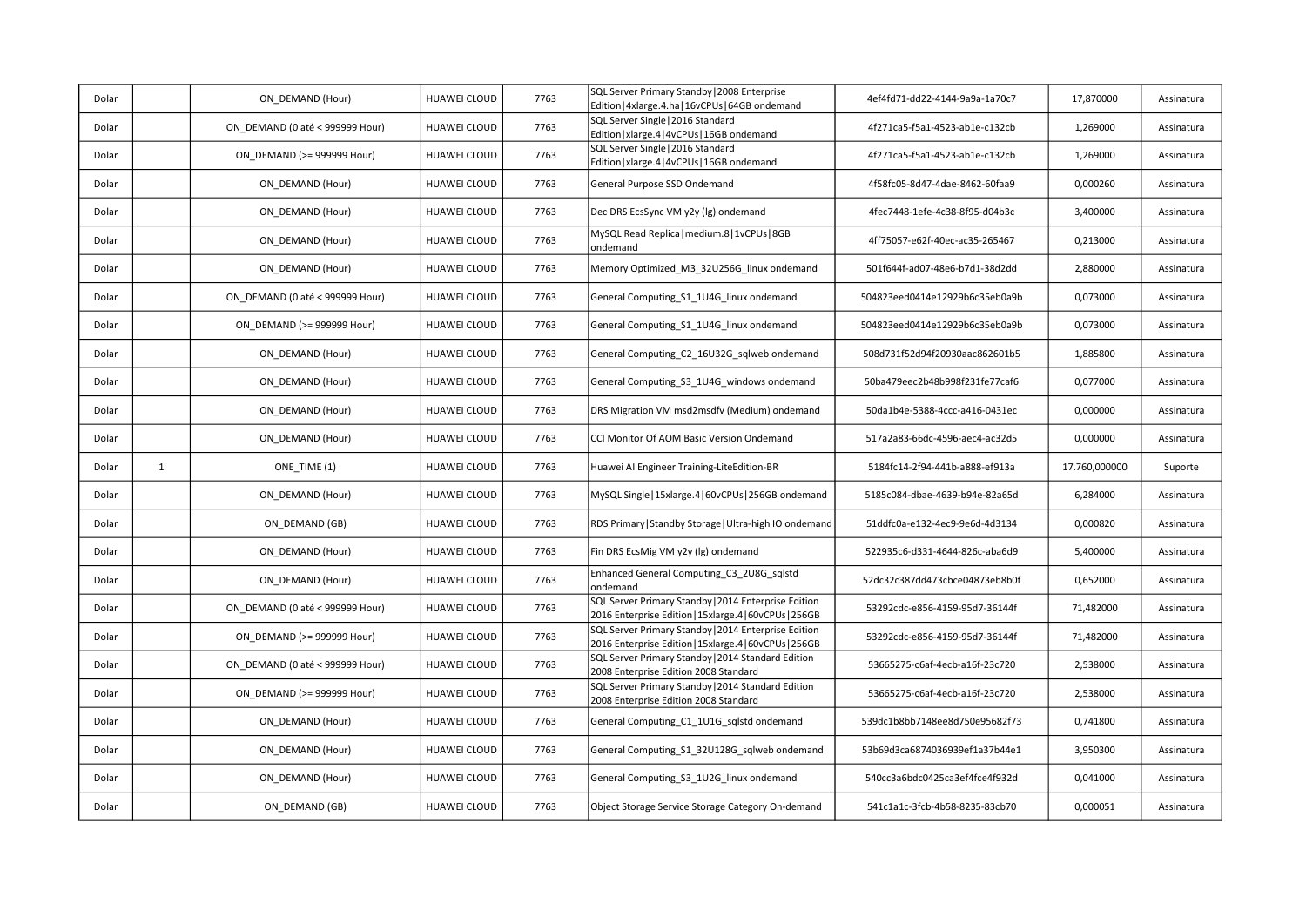| Dolar | | ON_DEMAND (Hour) | HUAWEI CLOUD | 7763 | SQL Server Primary Standby\|2008 Enterprise Edition\|4xlarge.4.ha\|16vCPUs\|64GB ondemand | 4ef4fd71-dd22-4144-9a9a-1a70c7 | 17,870000 | Assinatura |
|---|---|---|---|---|---|---|---|---|
| Dolar | | ON_DEMAND (0 até < 999999 Hour) | HUAWEI CLOUD | 7763 | SQL Server Single\|2016 Standard Edition\|xlarge.4\|4vCPUs\|16GB ondemand | 4f271ca5-f5a1-4523-ab1e-c132cb | 1,269000 | Assinatura |
| Dolar | | ON_DEMAND (>= 999999 Hour) | HUAWEI CLOUD | 7763 | SQL Server Single\|2016 Standard Edition\|xlarge.4\|4vCPUs\|16GB ondemand | 4f271ca5-f5a1-4523-ab1e-c132cb | 1,269000 | Assinatura |
| Dolar | | ON_DEMAND (Hour) | HUAWEI CLOUD | 7763 | General Purpose SSD Ondemand | 4f58fc05-8d47-4dae-8462-60faa9 | 0,000260 | Assinatura |
| Dolar | | ON_DEMAND (Hour) | HUAWEI CLOUD | 7763 | Dec DRS EcsSync VM y2y (lg) ondemand | 4fec7448-1efe-4c38-8f95-d04b3c | 3,400000 | Assinatura |
| Dolar | | ON_DEMAND (Hour) | HUAWEI CLOUD | 7763 | MySQL Read Replica\|medium.8\|1vCPUs\|8GB ondemand | 4ff75057-e62f-40ec-ac35-265467 | 0,213000 | Assinatura |
| Dolar | | ON_DEMAND (Hour) | HUAWEI CLOUD | 7763 | Memory Optimized_M3_32U256G_linux ondemand | 501f644f-ad07-48e6-b7d1-38d2dd | 2,880000 | Assinatura |
| Dolar | | ON_DEMAND (0 até < 999999 Hour) | HUAWEI CLOUD | 7763 | General Computing_S1_1U4G_linux ondemand | 504823eed0414e12929b6c35eb0a9b | 0,073000 | Assinatura |
| Dolar | | ON_DEMAND (>= 999999 Hour) | HUAWEI CLOUD | 7763 | General Computing_S1_1U4G_linux ondemand | 504823eed0414e12929b6c35eb0a9b | 0,073000 | Assinatura |
| Dolar | | ON_DEMAND (Hour) | HUAWEI CLOUD | 7763 | General Computing_C2_16U32G_sqlweb ondemand | 508d731f52d94f20930aac862601b5 | 1,885800 | Assinatura |
| Dolar | | ON_DEMAND (Hour) | HUAWEI CLOUD | 7763 | General Computing_S3_1U4G_windows ondemand | 50ba479eec2b48b998f231fe77caf6 | 0,077000 | Assinatura |
| Dolar | | ON_DEMAND (Hour) | HUAWEI CLOUD | 7763 | DRS Migration VM msd2msdfv (Medium) ondemand | 50da1b4e-5388-4ccc-a416-0431ec | 0,000000 | Assinatura |
| Dolar | | ON_DEMAND (Hour) | HUAWEI CLOUD | 7763 | CCI Monitor Of AOM Basic Version Ondemand | 517a2a83-66dc-4596-aec4-ac32d5 | 0,000000 | Assinatura |
| Dolar | 1 | ONE_TIME (1) | HUAWEI CLOUD | 7763 | Huawei AI Engineer Training-LiteEdition-BR | 5184fc14-2f94-441b-a888-ef913a | 17.760,000000 | Suporte |
| Dolar | | ON_DEMAND (Hour) | HUAWEI CLOUD | 7763 | MySQL Single\|15xlarge.4\|60vCPUs\|256GB ondemand | 5185c084-dbae-4639-b94e-82a65d | 6,284000 | Assinatura |
| Dolar | | ON_DEMAND (GB) | HUAWEI CLOUD | 7763 | RDS Primary\|Standby Storage\|Ultra-high IO ondemand | 51ddfc0a-e132-4ec9-9e6d-4d3134 | 0,000820 | Assinatura |
| Dolar | | ON_DEMAND (Hour) | HUAWEI CLOUD | 7763 | Fin DRS EcsMig VM y2y (lg) ondemand | 522935c6-d331-4644-826c-aba6d9 | 5,400000 | Assinatura |
| Dolar | | ON_DEMAND (Hour) | HUAWEI CLOUD | 7763 | Enhanced General Computing_C3_2U8G_sqlstd ondemand | 52dc32c387dd473cbce04873eb8b0f | 0,652000 | Assinatura |
| Dolar | | ON_DEMAND (0 até < 999999 Hour) | HUAWEI CLOUD | 7763 | SQL Server Primary Standby\|2014 Enterprise Edition 2016 Enterprise Edition\|15xlarge.4\|60vCPUs\|256GB | 53292cdc-e856-4159-95d7-36144f | 71,482000 | Assinatura |
| Dolar | | ON_DEMAND (>= 999999 Hour) | HUAWEI CLOUD | 7763 | SQL Server Primary Standby\|2014 Enterprise Edition 2016 Enterprise Edition\|15xlarge.4\|60vCPUs\|256GB | 53292cdc-e856-4159-95d7-36144f | 71,482000 | Assinatura |
| Dolar | | ON_DEMAND (0 até < 999999 Hour) | HUAWEI CLOUD | 7763 | SQL Server Primary Standby\|2014 Standard Edition 2008 Enterprise Edition 2008 Standard | 53665275-c6af-4ecb-a16f-23c720 | 2,538000 | Assinatura |
| Dolar | | ON_DEMAND (>= 999999 Hour) | HUAWEI CLOUD | 7763 | SQL Server Primary Standby\|2014 Standard Edition 2008 Enterprise Edition 2008 Standard | 53665275-c6af-4ecb-a16f-23c720 | 2,538000 | Assinatura |
| Dolar | | ON_DEMAND (Hour) | HUAWEI CLOUD | 7763 | General Computing_C1_1U1G_sqlstd ondemand | 539dc1b8bb7148ee8d750e95682f73 | 0,741800 | Assinatura |
| Dolar | | ON_DEMAND (Hour) | HUAWEI CLOUD | 7763 | General Computing_S1_32U128G_sqlweb ondemand | 53b69d3ca6874036939ef1a37b44e1 | 3,950300 | Assinatura |
| Dolar | | ON_DEMAND (Hour) | HUAWEI CLOUD | 7763 | General Computing_S3_1U2G_linux ondemand | 540cc3a6bdc0425ca3ef4fce4f932d | 0,041000 | Assinatura |
| Dolar | | ON_DEMAND (GB) | HUAWEI CLOUD | 7763 | Object Storage Service Storage Category On-demand | 541c1a1c-3fcb-4b58-8235-83cb70 | 0,000051 | Assinatura |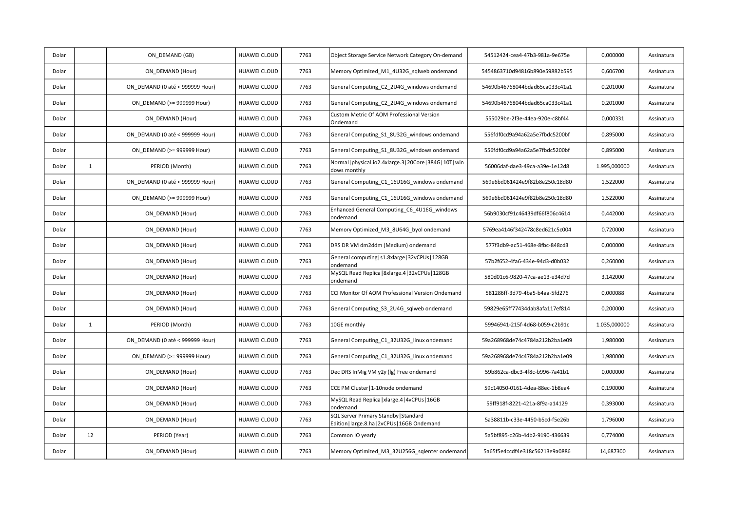| Dolar | | ON_DEMAND (GB) | HUAWEI CLOUD | 7763 | Object Storage Service Network Category On-demand | 54512424-cea4-47b3-981a-9e675e | 0,000000 | Assinatura |
|---|---|---|---|---|---|---|---|---|
| Dolar | | ON_DEMAND (Hour) | HUAWEI CLOUD | 7763 | Memory Optimized_M1_4U32G_sqlweb ondemand | 5454863710d94816b890e59882b595 | 0,606700 | Assinatura |
| Dolar | | ON_DEMAND (0 até < 999999 Hour) | HUAWEI CLOUD | 7763 | General Computing_C2_2U4G_windows ondemand | 54690b46768044bdad65ca033c41a1 | 0,201000 | Assinatura |
| Dolar | | ON_DEMAND (>= 999999 Hour) | HUAWEI CLOUD | 7763 | General Computing_C2_2U4G_windows ondemand | 54690b46768044bdad65ca033c41a1 | 0,201000 | Assinatura |
| Dolar | | ON_DEMAND (Hour) | HUAWEI CLOUD | 7763 | Custom Metric Of AOM Professional Version Ondemand | 555029be-2f3e-44ea-920e-c8bf44 | 0,000331 | Assinatura |
| Dolar | | ON_DEMAND (0 até < 999999 Hour) | HUAWEI CLOUD | 7763 | General Computing_S1_8U32G_windows ondemand | 556fdf0cd9a94a62a5e7fbdc5200bf | 0,895000 | Assinatura |
| Dolar | | ON_DEMAND (>= 999999 Hour) | HUAWEI CLOUD | 7763 | General Computing_S1_8U32G_windows ondemand | 556fdf0cd9a94a62a5e7fbdc5200bf | 0,895000 | Assinatura |
| Dolar | 1 | PERIOD (Month) | HUAWEI CLOUD | 7763 | Normal\|physical.io2.4xlarge.3\|20Core\|384G\|10T\|windows monthly | 56006daf-dae3-49ca-a39e-1e12d8 | 1.995,000000 | Assinatura |
| Dolar | | ON_DEMAND (0 até < 999999 Hour) | HUAWEI CLOUD | 7763 | General Computing_C1_16U16G_windows ondemand | 569e6bd061424e9f82b8e250c18d80 | 1,522000 | Assinatura |
| Dolar | | ON_DEMAND (>= 999999 Hour) | HUAWEI CLOUD | 7763 | General Computing_C1_16U16G_windows ondemand | 569e6bd061424e9f82b8e250c18d80 | 1,522000 | Assinatura |
| Dolar | | ON_DEMAND (Hour) | HUAWEI CLOUD | 7763 | Enhanced General Computing_C6_4U16G_windows ondemand | 56b9030cf91c46439df66f806c4614 | 0,442000 | Assinatura |
| Dolar | | ON_DEMAND (Hour) | HUAWEI CLOUD | 7763 | Memory Optimized_M3_8U64G_byol ondemand | 5769ea4146f342478c8ed621c5c004 | 0,720000 | Assinatura |
| Dolar | | ON_DEMAND (Hour) | HUAWEI CLOUD | 7763 | DRS DR VM dm2ddm (Medium) ondemand | 577f3db9-ac51-468e-8fbc-848cd3 | 0,000000 | Assinatura |
| Dolar | | ON_DEMAND (Hour) | HUAWEI CLOUD | 7763 | General computing\|s1.8xlarge\|32vCPUs\|128GB ondemand | 57b2f652-4fa6-434e-94d3-d0b032 | 0,260000 | Assinatura |
| Dolar | | ON_DEMAND (Hour) | HUAWEI CLOUD | 7763 | MySQL Read Replica\|8xlarge.4\|32vCPUs\|128GB ondemand | 580d01c6-9820-47ca-ae13-e34d7d | 3,142000 | Assinatura |
| Dolar | | ON_DEMAND (Hour) | HUAWEI CLOUD | 7763 | CCI Monitor Of AOM Professional Version Ondemand | 581286ff-3d79-4ba5-b4aa-5fd276 | 0,000088 | Assinatura |
| Dolar | | ON_DEMAND (Hour) | HUAWEI CLOUD | 7763 | General Computing_S3_2U4G_sqlweb ondemand | 59829e65ff77434dab8afa117ef814 | 0,200000 | Assinatura |
| Dolar | 1 | PERIOD (Month) | HUAWEI CLOUD | 7763 | 10GE monthly | 59946941-215f-4d68-b059-c2b91c | 1.035,000000 | Assinatura |
| Dolar | | ON_DEMAND (0 até < 999999 Hour) | HUAWEI CLOUD | 7763 | General Computing_C1_32U32G_linux ondemand | 59a268968de74c4784a212b2ba1e09 | 1,980000 | Assinatura |
| Dolar | | ON_DEMAND (>= 999999 Hour) | HUAWEI CLOUD | 7763 | General Computing_C1_32U32G_linux ondemand | 59a268968de74c4784a212b2ba1e09 | 1,980000 | Assinatura |
| Dolar | | ON_DEMAND (Hour) | HUAWEI CLOUD | 7763 | Dec DRS InMig VM y2y (lg) Free ondemand | 59b862ca-dbc3-4f8c-b996-7a41b1 | 0,000000 | Assinatura |
| Dolar | | ON_DEMAND (Hour) | HUAWEI CLOUD | 7763 | CCE PM Cluster\|1-10node ondemand | 59c14050-0161-4dea-88ec-1b8ea4 | 0,190000 | Assinatura |
| Dolar | | ON_DEMAND (Hour) | HUAWEI CLOUD | 7763 | MySQL Read Replica\|xlarge.4\|4vCPUs\|16GB ondemand | 59ff918f-8221-421a-8f9a-a14129 | 0,393000 | Assinatura |
| Dolar | | ON_DEMAND (Hour) | HUAWEI CLOUD | 7763 | SQL Server Primary Standby\|Standard Edition\|large.8.ha\|2vCPUs\|16GB Ondemand | 5a38811b-c33e-4450-b5cd-f5e26b | 1,796000 | Assinatura |
| Dolar | 12 | PERIOD (Year) | HUAWEI CLOUD | 7763 | Common IO yearly | 5a5bf895-c26b-4db2-9190-436639 | 0,774000 | Assinatura |
| Dolar | | ON_DEMAND (Hour) | HUAWEI CLOUD | 7763 | Memory Optimized_M3_32U256G_sqlenter ondemand | 5a65f5e4ccdf4e318c56213e9a0886 | 14,687300 | Assinatura |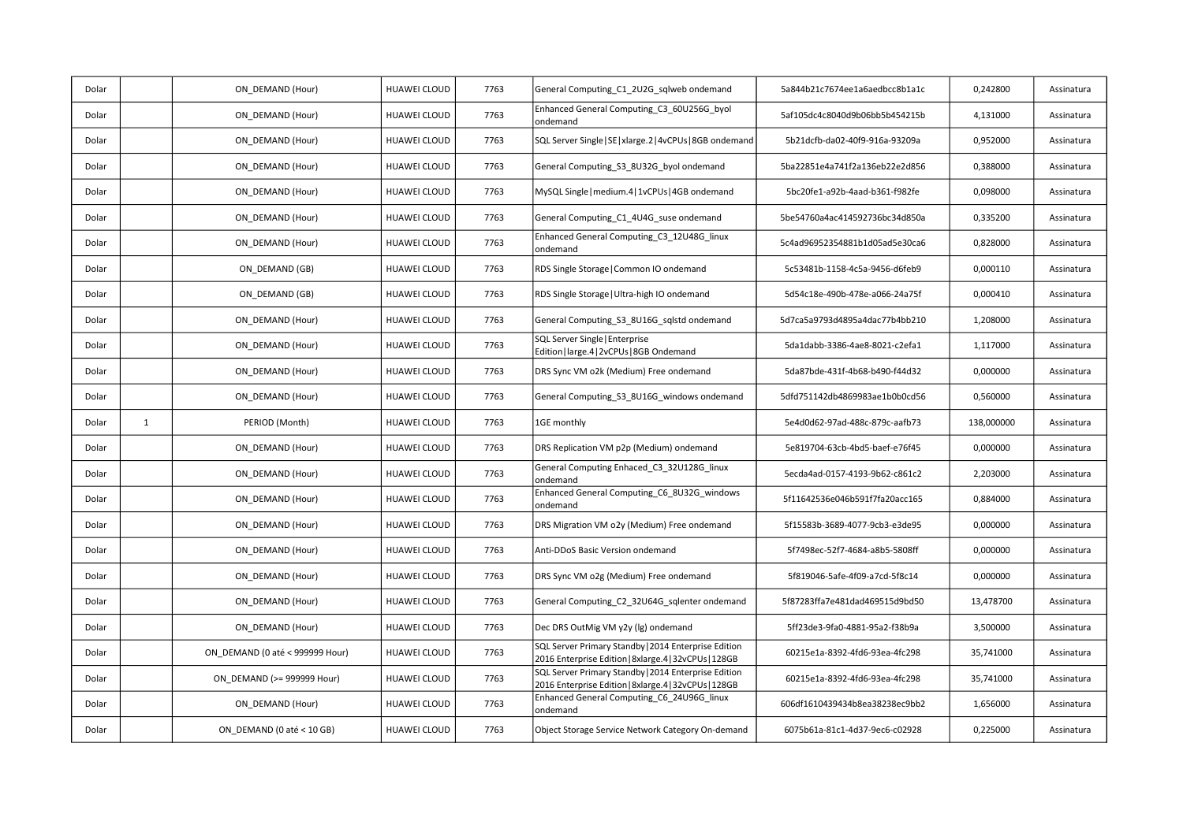| | | | | | | | | |
|---|---|---|---|---|---|---|---|---|
| Dolar | | ON_DEMAND (Hour) | HUAWEI CLOUD | 7763 | General Computing_C1_2U2G_sqlweb ondemand | 5a844b21c7674ee1a6aedbcc8b1a1c | 0,242800 | Assinatura |
| Dolar | | ON_DEMAND (Hour) | HUAWEI CLOUD | 7763 | Enhanced General Computing_C3_60U256G_byol ondemand | 5af105dc4c8040d9b06bb5b454215b | 4,131000 | Assinatura |
| Dolar | | ON_DEMAND (Hour) | HUAWEI CLOUD | 7763 | SQL Server Single\|SE\|xlarge.2\|4vCPUs\|8GB ondemand | 5b21dcfb-da02-40f9-916a-93209a | 0,952000 | Assinatura |
| Dolar | | ON_DEMAND (Hour) | HUAWEI CLOUD | 7763 | General Computing_S3_8U32G_byol ondemand | 5ba22851e4a741f2a136eb22e2d856 | 0,388000 | Assinatura |
| Dolar | | ON_DEMAND (Hour) | HUAWEI CLOUD | 7763 | MySQL Single\|medium.4\|1vCPUs\|4GB ondemand | 5bc20fe1-a92b-4aad-b361-f982fe | 0,098000 | Assinatura |
| Dolar | | ON_DEMAND (Hour) | HUAWEI CLOUD | 7763 | General Computing_C1_4U4G_suse ondemand | 5be54760a4ac414592736bc34d850a | 0,335200 | Assinatura |
| Dolar | | ON_DEMAND (Hour) | HUAWEI CLOUD | 7763 | Enhanced General Computing_C3_12U48G_linux ondemand | 5c4ad96952354881b1d05ad5e30ca6 | 0,828000 | Assinatura |
| Dolar | | ON_DEMAND (GB) | HUAWEI CLOUD | 7763 | RDS Single Storage\|Common IO ondemand | 5c53481b-1158-4c5a-9456-d6feb9 | 0,000110 | Assinatura |
| Dolar | | ON_DEMAND (GB) | HUAWEI CLOUD | 7763 | RDS Single Storage\|Ultra-high IO ondemand | 5d54c18e-490b-478e-a066-24a75f | 0,000410 | Assinatura |
| Dolar | | ON_DEMAND (Hour) | HUAWEI CLOUD | 7763 | General Computing_S3_8U16G_sqlstd ondemand | 5d7ca5a9793d4895a4dac77b4bb210 | 1,208000 | Assinatura |
| Dolar | | ON_DEMAND (Hour) | HUAWEI CLOUD | 7763 | SQL Server Single\|Enterprise Edition\|large.4\|2vCPUs\|8GB Ondemand | 5da1dabb-3386-4ae8-8021-c2efa1 | 1,117000 | Assinatura |
| Dolar | | ON_DEMAND (Hour) | HUAWEI CLOUD | 7763 | DRS Sync VM o2k (Medium) Free ondemand | 5da87bde-431f-4b68-b490-f44d32 | 0,000000 | Assinatura |
| Dolar | | ON_DEMAND (Hour) | HUAWEI CLOUD | 7763 | General Computing_S3_8U16G_windows ondemand | 5dfd751142db4869983ae1b0b0cd56 | 0,560000 | Assinatura |
| Dolar | 1 | PERIOD (Month) | HUAWEI CLOUD | 7763 | 1GE monthly | 5e4d0d62-97ad-488c-879c-aafb73 | 138,000000 | Assinatura |
| Dolar | | ON_DEMAND (Hour) | HUAWEI CLOUD | 7763 | DRS Replication VM p2p (Medium) ondemand | 5e819704-63cb-4bd5-baef-e76f45 | 0,000000 | Assinatura |
| Dolar | | ON_DEMAND (Hour) | HUAWEI CLOUD | 7763 | General Computing Enhaced_C3_32U128G_linux ondemand | 5ecda4ad-0157-4193-9b62-c861c2 | 2,203000 | Assinatura |
| Dolar | | ON_DEMAND (Hour) | HUAWEI CLOUD | 7763 | Enhanced General Computing_C6_8U32G_windows ondemand | 5f11642536e046b591f7fa20acc165 | 0,884000 | Assinatura |
| Dolar | | ON_DEMAND (Hour) | HUAWEI CLOUD | 7763 | DRS Migration VM o2y (Medium) Free ondemand | 5f15583b-3689-4077-9cb3-e3de95 | 0,000000 | Assinatura |
| Dolar | | ON_DEMAND (Hour) | HUAWEI CLOUD | 7763 | Anti-DDoS Basic Version ondemand | 5f7498ec-52f7-4684-a8b5-5808ff | 0,000000 | Assinatura |
| Dolar | | ON_DEMAND (Hour) | HUAWEI CLOUD | 7763 | DRS Sync VM o2g (Medium) Free ondemand | 5f819046-5afe-4f09-a7cd-5f8c14 | 0,000000 | Assinatura |
| Dolar | | ON_DEMAND (Hour) | HUAWEI CLOUD | 7763 | General Computing_C2_32U64G_sqlenter ondemand | 5f87283ffa7e481dad469515d9bd50 | 13,478700 | Assinatura |
| Dolar | | ON_DEMAND (Hour) | HUAWEI CLOUD | 7763 | Dec DRS OutMig VM y2y (lg) ondemand | 5ff23de3-9fa0-4881-95a2-f38b9a | 3,500000 | Assinatura |
| Dolar | | ON_DEMAND (0 até < 999999 Hour) | HUAWEI CLOUD | 7763 | SQL Server Primary Standby\|2014 Enterprise Edition 2016 Enterprise Edition\|8xlarge.4\|32vCPUs\|128GB | 60215e1a-8392-4fd6-93ea-4fc298 | 35,741000 | Assinatura |
| Dolar | | ON_DEMAND (>= 999999 Hour) | HUAWEI CLOUD | 7763 | SQL Server Primary Standby\|2014 Enterprise Edition 2016 Enterprise Edition\|8xlarge.4\|32vCPUs\|128GB | 60215e1a-8392-4fd6-93ea-4fc298 | 35,741000 | Assinatura |
| Dolar | | ON_DEMAND (Hour) | HUAWEI CLOUD | 7763 | Enhanced General Computing_C6_24U96G_linux ondemand | 606df1610439434b8ea38238ec9bb2 | 1,656000 | Assinatura |
| Dolar | | ON_DEMAND (0 até < 10 GB) | HUAWEI CLOUD | 7763 | Object Storage Service Network Category On-demand | 6075b61a-81c1-4d37-9ec6-c02928 | 0,225000 | Assinatura |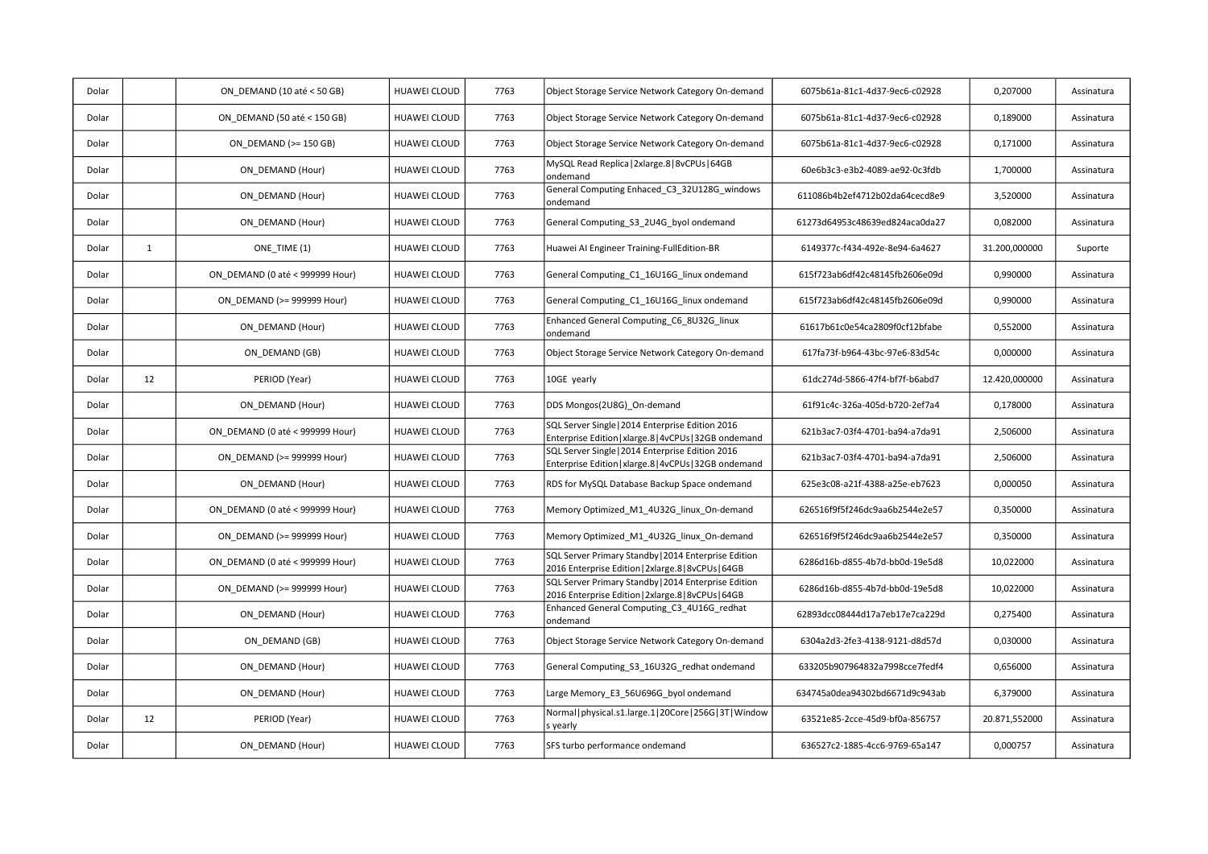| | | | | | | | | |
|---|---|---|---|---|---|---|---|---|
| Dolar | | ON_DEMAND (10 até < 50 GB) | HUAWEI CLOUD | 7763 | Object Storage Service Network Category On-demand | 6075b61a-81c1-4d37-9ec6-c02928 | 0,207000 | Assinatura |
| Dolar | | ON_DEMAND (50 até < 150 GB) | HUAWEI CLOUD | 7763 | Object Storage Service Network Category On-demand | 6075b61a-81c1-4d37-9ec6-c02928 | 0,189000 | Assinatura |
| Dolar | | ON_DEMAND (>= 150 GB) | HUAWEI CLOUD | 7763 | Object Storage Service Network Category On-demand | 6075b61a-81c1-4d37-9ec6-c02928 | 0,171000 | Assinatura |
| Dolar | | ON_DEMAND (Hour) | HUAWEI CLOUD | 7763 | MySQL Read Replica\|2xlarge.8\|8vCPUs\|64GB ondemand | 60e6b3c3-e3b2-4089-ae92-0c3fdb | 1,700000 | Assinatura |
| Dolar | | ON_DEMAND (Hour) | HUAWEI CLOUD | 7763 | General Computing Enhaced_C3_32U128G_windows ondemand | 611086b4b2ef4712b02da64cecd8e9 | 3,520000 | Assinatura |
| Dolar | | ON_DEMAND (Hour) | HUAWEI CLOUD | 7763 | General Computing_S3_2U4G_byol ondemand | 61273d64953c48639ed824aca0da27 | 0,082000 | Assinatura |
| Dolar | 1 | ONE_TIME (1) | HUAWEI CLOUD | 7763 | Huawei AI Engineer Training-FullEdition-BR | 6149377c-f434-492e-8e94-6a4627 | 31.200,000000 | Suporte |
| Dolar | | ON_DEMAND (0 até < 999999 Hour) | HUAWEI CLOUD | 7763 | General Computing_C1_16U16G_linux ondemand | 615f723ab6df42c48145fb2606e09d | 0,990000 | Assinatura |
| Dolar | | ON_DEMAND (>= 999999 Hour) | HUAWEI CLOUD | 7763 | General Computing_C1_16U16G_linux ondemand | 615f723ab6df42c48145fb2606e09d | 0,990000 | Assinatura |
| Dolar | | ON_DEMAND (Hour) | HUAWEI CLOUD | 7763 | Enhanced General Computing_C6_8U32G_linux ondemand | 61617b61c0e54ca2809f0cf12bfabe | 0,552000 | Assinatura |
| Dolar | | ON_DEMAND (GB) | HUAWEI CLOUD | 7763 | Object Storage Service Network Category On-demand | 617fa73f-b964-43bc-97e6-83d54c | 0,000000 | Assinatura |
| Dolar | 12 | PERIOD (Year) | HUAWEI CLOUD | 7763 | 10GE yearly | 61dc274d-5866-47f4-bf7f-b6abd7 | 12.420,000000 | Assinatura |
| Dolar | | ON_DEMAND (Hour) | HUAWEI CLOUD | 7763 | DDS Mongos(2U8G)_On-demand | 61f91c4c-326a-405d-b720-2ef7a4 | 0,178000 | Assinatura |
| Dolar | | ON_DEMAND (0 até < 999999 Hour) | HUAWEI CLOUD | 7763 | SQL Server Single\|2014 Enterprise Edition 2016 Enterprise Edition\|xlarge.8\|4vCPUs\|32GB ondemand | 621b3ac7-03f4-4701-ba94-a7da91 | 2,506000 | Assinatura |
| Dolar | | ON_DEMAND (>= 999999 Hour) | HUAWEI CLOUD | 7763 | SQL Server Single\|2014 Enterprise Edition 2016 Enterprise Edition\|xlarge.8\|4vCPUs\|32GB ondemand | 621b3ac7-03f4-4701-ba94-a7da91 | 2,506000 | Assinatura |
| Dolar | | ON_DEMAND (Hour) | HUAWEI CLOUD | 7763 | RDS for MySQL Database Backup Space ondemand | 625e3c08-a21f-4388-a25e-eb7623 | 0,000050 | Assinatura |
| Dolar | | ON_DEMAND (0 até < 999999 Hour) | HUAWEI CLOUD | 7763 | Memory Optimized_M1_4U32G_linux_On-demand | 626516f9f5f246dc9aa6b2544e2e57 | 0,350000 | Assinatura |
| Dolar | | ON_DEMAND (>= 999999 Hour) | HUAWEI CLOUD | 7763 | Memory Optimized_M1_4U32G_linux_On-demand | 626516f9f5f246dc9aa6b2544e2e57 | 0,350000 | Assinatura |
| Dolar | | ON_DEMAND (0 até < 999999 Hour) | HUAWEI CLOUD | 7763 | SQL Server Primary Standby\|2014 Enterprise Edition 2016 Enterprise Edition\|2xlarge.8\|8vCPUs\|64GB | 6286d16b-d855-4b7d-bb0d-19e5d8 | 10,022000 | Assinatura |
| Dolar | | ON_DEMAND (>= 999999 Hour) | HUAWEI CLOUD | 7763 | SQL Server Primary Standby\|2014 Enterprise Edition 2016 Enterprise Edition\|2xlarge.8\|8vCPUs\|64GB | 6286d16b-d855-4b7d-bb0d-19e5d8 | 10,022000 | Assinatura |
| Dolar | | ON_DEMAND (Hour) | HUAWEI CLOUD | 7763 | Enhanced General Computing_C3_4U16G_redhat ondemand | 62893dcc08444d17a7eb17e7ca229d | 0,275400 | Assinatura |
| Dolar | | ON_DEMAND (GB) | HUAWEI CLOUD | 7763 | Object Storage Service Network Category On-demand | 6304a2d3-2fe3-4138-9121-d8d57d | 0,030000 | Assinatura |
| Dolar | | ON_DEMAND (Hour) | HUAWEI CLOUD | 7763 | General Computing_S3_16U32G_redhat ondemand | 633205b907964832a7998cce7fedf4 | 0,656000 | Assinatura |
| Dolar | | ON_DEMAND (Hour) | HUAWEI CLOUD | 7763 | Large Memory_E3_56U696G_byol ondemand | 634745a0dea94302bd6671d9c943ab | 6,379000 | Assinatura |
| Dolar | 12 | PERIOD (Year) | HUAWEI CLOUD | 7763 | Normal\|physical.s1.large.1\|20Core\|256G\|3T\|Windows yearly | 63521e85-2cce-45d9-bf0a-856757 | 20.871,552000 | Assinatura |
| Dolar | | ON_DEMAND (Hour) | HUAWEI CLOUD | 7763 | SFS turbo performance ondemand | 636527c2-1885-4cc6-9769-65a147 | 0,000757 | Assinatura |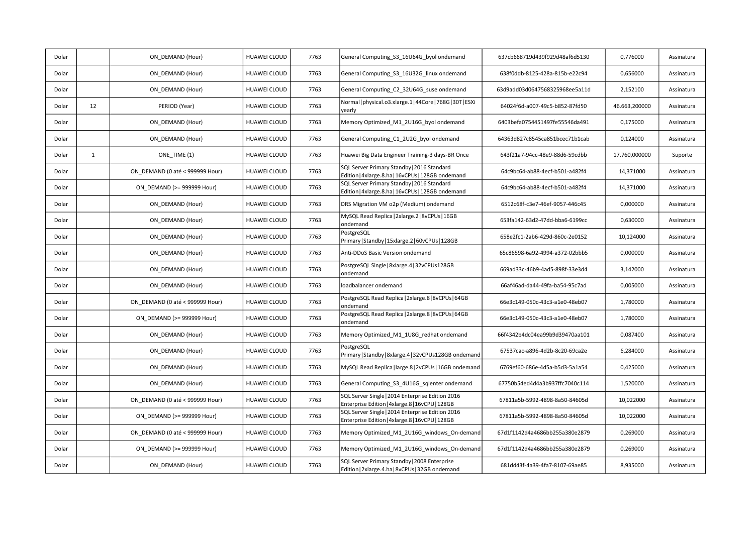| | | | | | | | | |
|---|---|---|---|---|---|---|---|---|
| Dolar | | ON_DEMAND (Hour) | HUAWEI CLOUD | 7763 | General Computing_S3_16U64G_byol ondemand | 637cb668719d439f929d48af6d5130 | 0,776000 | Assinatura |
| Dolar | | ON_DEMAND (Hour) | HUAWEI CLOUD | 7763 | General Computing_S3_16U32G_linux ondemand | 638f0ddb-8125-428a-815b-e22c94 | 0,656000 | Assinatura |
| Dolar | | ON_DEMAND (Hour) | HUAWEI CLOUD | 7763 | General Computing_C2_32U64G_suse ondemand | 63d9add03d0647568325968ee5a11d | 2,152100 | Assinatura |
| Dolar | 12 | PERIOD (Year) | HUAWEI CLOUD | 7763 | Normal\|physical.o3.xlarge.1\|44Core\|768G\|30T\|ESXi yearly | 64024f6d-a007-49c5-b852-87fd50 | 46.663,200000 | Assinatura |
| Dolar | | ON_DEMAND (Hour) | HUAWEI CLOUD | 7763 | Memory Optimized_M1_2U16G_byol ondemand | 6403befa0754451497fe55546da491 | 0,175000 | Assinatura |
| Dolar | | ON_DEMAND (Hour) | HUAWEI CLOUD | 7763 | General Computing_C1_2U2G_byol ondemand | 64363d827c8545ca851bcec71b1cab | 0,124000 | Assinatura |
| Dolar | 1 | ONE_TIME (1) | HUAWEI CLOUD | 7763 | Huawei Big Data Engineer Training-3 days-BR Once | 643f21a7-94cc-48e9-88d6-59cdbb | 17.760,000000 | Suporte |
| Dolar | | ON_DEMAND (0 até < 999999 Hour) | HUAWEI CLOUD | 7763 | SQL Server Primary Standby\|2016 Standard Edition\|4xlarge.8.ha\|16vCPUs\|128GB ondemand | 64c9bc64-ab88-4ecf-b501-a482f4 | 14,371000 | Assinatura |
| Dolar | | ON_DEMAND (>= 999999 Hour) | HUAWEI CLOUD | 7763 | SQL Server Primary Standby\|2016 Standard Edition\|4xlarge.8.ha\|16vCPUs\|128GB ondemand | 64c9bc64-ab88-4ecf-b501-a482f4 | 14,371000 | Assinatura |
| Dolar | | ON_DEMAND (Hour) | HUAWEI CLOUD | 7763 | DRS Migration VM o2p (Medium) ondemand | 6512c68f-c3e7-46ef-9057-446c45 | 0,000000 | Assinatura |
| Dolar | | ON_DEMAND (Hour) | HUAWEI CLOUD | 7763 | MySQL Read Replica\|2xlarge.2\|8vCPUs\|16GB ondemand | 653fa142-63d2-47dd-bba6-6199cc | 0,630000 | Assinatura |
| Dolar | | ON_DEMAND (Hour) | HUAWEI CLOUD | 7763 | PostgreSQL Primary\|Standby\|15xlarge.2\|60vCPUs\|128GB | 658e2fc1-2ab6-429d-860c-2e0152 | 10,124000 | Assinatura |
| Dolar | | ON_DEMAND (Hour) | HUAWEI CLOUD | 7763 | Anti-DDoS Basic Version ondemand | 65c86598-6a92-4994-a372-02bbb5 | 0,000000 | Assinatura |
| Dolar | | ON_DEMAND (Hour) | HUAWEI CLOUD | 7763 | PostgreSQL Single\|8xlarge.4\|32vCPUs128GB ondemand | 669ad33c-46b9-4ad5-898f-33e3d4 | 3,142000 | Assinatura |
| Dolar | | ON_DEMAND (Hour) | HUAWEI CLOUD | 7763 | loadbalancer ondemand | 66af46ad-da44-49fa-ba54-95c7ad | 0,005000 | Assinatura |
| Dolar | | ON_DEMAND (0 até < 999999 Hour) | HUAWEI CLOUD | 7763 | PostgreSQL Read Replica\|2xlarge.8\|8vCPUs\|64GB ondemand | 66e3c149-050c-43c3-a1e0-48eb07 | 1,780000 | Assinatura |
| Dolar | | ON_DEMAND (>= 999999 Hour) | HUAWEI CLOUD | 7763 | PostgreSQL Read Replica\|2xlarge.8\|8vCPUs\|64GB ondemand | 66e3c149-050c-43c3-a1e0-48eb07 | 1,780000 | Assinatura |
| Dolar | | ON_DEMAND (Hour) | HUAWEI CLOUD | 7763 | Memory Optimized_M1_1U8G_redhat ondemand | 66f4342b4dc04ea99b9d39470aa101 | 0,087400 | Assinatura |
| Dolar | | ON_DEMAND (Hour) | HUAWEI CLOUD | 7763 | PostgreSQL Primary\|Standby\|8xlarge.4\|32vCPUs128GB ondemand | 67537cac-a896-4d2b-8c20-69ca2e | 6,284000 | Assinatura |
| Dolar | | ON_DEMAND (Hour) | HUAWEI CLOUD | 7763 | MySQL Read Replica\|large.8\|2vCPUs\|16GB ondemand | 6769ef60-686e-4d5a-b5d3-5a1a54 | 0,425000 | Assinatura |
| Dolar | | ON_DEMAND (Hour) | HUAWEI CLOUD | 7763 | General Computing_S3_4U16G_sqlenter ondemand | 67750b54ed4d4a3b937ffc7040c114 | 1,520000 | Assinatura |
| Dolar | | ON_DEMAND (0 até < 999999 Hour) | HUAWEI CLOUD | 7763 | SQL Server Single\|2014 Enterprise Edition 2016 Enterprise Edition\|4xlarge.8\|16vCPU\|128GB | 67811a5b-5992-4898-8a50-84605d | 10,022000 | Assinatura |
| Dolar | | ON_DEMAND (>= 999999 Hour) | HUAWEI CLOUD | 7763 | SQL Server Single\|2014 Enterprise Edition 2016 Enterprise Edition\|4xlarge.8\|16vCPU\|128GB | 67811a5b-5992-4898-8a50-84605d | 10,022000 | Assinatura |
| Dolar | | ON_DEMAND (0 até < 999999 Hour) | HUAWEI CLOUD | 7763 | Memory Optimized_M1_2U16G_windows_On-demand | 67d1f1142d4a4686bb255a380e2879 | 0,269000 | Assinatura |
| Dolar | | ON_DEMAND (>= 999999 Hour) | HUAWEI CLOUD | 7763 | Memory Optimized_M1_2U16G_windows_On-demand | 67d1f1142d4a4686bb255a380e2879 | 0,269000 | Assinatura |
| Dolar | | ON_DEMAND (Hour) | HUAWEI CLOUD | 7763 | SQL Server Primary Standby\|2008 Enterprise Edition\|2xlarge.4.ha\|8vCPUs\|32GB ondemand | 681dd43f-4a39-4fa7-8107-69ae85 | 8,935000 | Assinatura |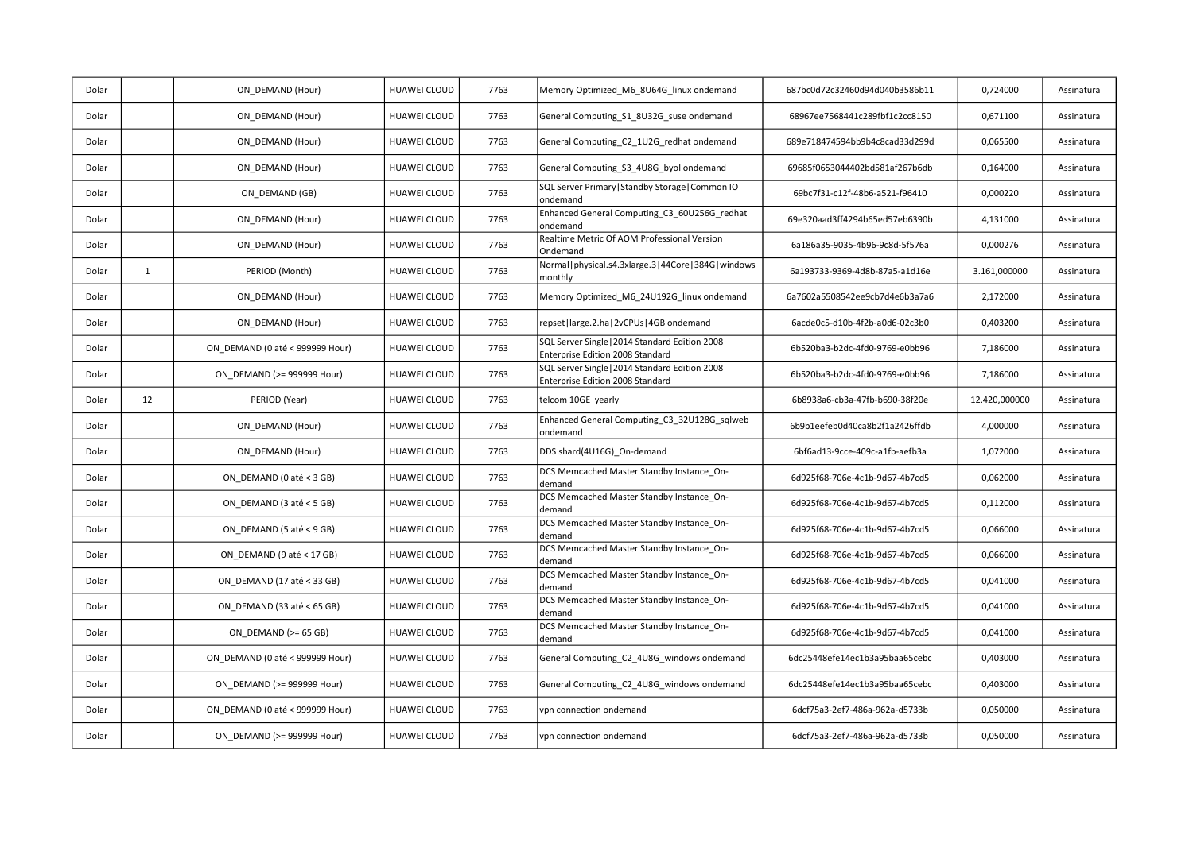| | | | | | | | | |
|---|---|---|---|---|---|---|---|---|
| Dolar | | ON_DEMAND (Hour) | HUAWEI CLOUD | 7763 | Memory Optimized_M6_8U64G_linux ondemand | 687bc0d72c32460d94d040b3586b11 | 0,724000 | Assinatura |
| Dolar | | ON_DEMAND (Hour) | HUAWEI CLOUD | 7763 | General Computing_S1_8U32G_suse ondemand | 68967ee7568441c289fbf1c2cc8150 | 0,671100 | Assinatura |
| Dolar | | ON_DEMAND (Hour) | HUAWEI CLOUD | 7763 | General Computing_C2_1U2G_redhat ondemand | 689e718474594bb9b4c8cad33d299d | 0,065500 | Assinatura |
| Dolar | | ON_DEMAND (Hour) | HUAWEI CLOUD | 7763 | General Computing_S3_4U8G_byol ondemand | 69685f0653044402bd581af267b6db | 0,164000 | Assinatura |
| Dolar | | ON_DEMAND (GB) | HUAWEI CLOUD | 7763 | SQL Server Primary\|Standby Storage\|Common IO ondemand | 69bc7f31-c12f-48b6-a521-f96410 | 0,000220 | Assinatura |
| Dolar | | ON_DEMAND (Hour) | HUAWEI CLOUD | 7763 | Enhanced General Computing_C3_60U256G_redhat ondemand | 69e320aad3ff4294b65ed57eb6390b | 4,131000 | Assinatura |
| Dolar | | ON_DEMAND (Hour) | HUAWEI CLOUD | 7763 | Realtime Metric Of AOM Professional Version Ondemand | 6a186a35-9035-4b96-9c8d-5f576a | 0,000276 | Assinatura |
| Dolar | 1 | PERIOD (Month) | HUAWEI CLOUD | 7763 | Normal\|physical.s4.3xlarge.3\|44Core\|384G\|windows monthly | 6a193733-9369-4d8b-87a5-a1d16e | 3.161,000000 | Assinatura |
| Dolar | | ON_DEMAND (Hour) | HUAWEI CLOUD | 7763 | Memory Optimized_M6_24U192G_linux ondemand | 6a7602a5508542ee9cb7d4e6b3a7a6 | 2,172000 | Assinatura |
| Dolar | | ON_DEMAND (Hour) | HUAWEI CLOUD | 7763 | repset\|large.2.ha\|2vCPUs\|4GB ondemand | 6acde0c5-d10b-4f2b-a0d6-02c3b0 | 0,403200 | Assinatura |
| Dolar | | ON_DEMAND (0 até < 999999 Hour) | HUAWEI CLOUD | 7763 | SQL Server Single\|2014 Standard Edition 2008 Enterprise Edition 2008 Standard | 6b520ba3-b2dc-4fd0-9769-e0bb96 | 7,186000 | Assinatura |
| Dolar | | ON_DEMAND (>= 999999 Hour) | HUAWEI CLOUD | 7763 | SQL Server Single\|2014 Standard Edition 2008 Enterprise Edition 2008 Standard | 6b520ba3-b2dc-4fd0-9769-e0bb96 | 7,186000 | Assinatura |
| Dolar | 12 | PERIOD (Year) | HUAWEI CLOUD | 7763 | telcom 10GE yearly | 6b8938a6-cb3a-47fb-b690-38f20e | 12.420,000000 | Assinatura |
| Dolar | | ON_DEMAND (Hour) | HUAWEI CLOUD | 7763 | Enhanced General Computing_C3_32U128G_sqlweb ondemand | 6b9b1eefeb0d40ca8b2f1a2426ffdb | 4,000000 | Assinatura |
| Dolar | | ON_DEMAND (Hour) | HUAWEI CLOUD | 7763 | DDS shard(4U16G)_On-demand | 6bf6ad13-9cce-409c-a1fb-aefb3a | 1,072000 | Assinatura |
| Dolar | | ON_DEMAND (0 até < 3 GB) | HUAWEI CLOUD | 7763 | DCS Memcached Master Standby Instance_On-demand | 6d925f68-706e-4c1b-9d67-4b7cd5 | 0,062000 | Assinatura |
| Dolar | | ON_DEMAND (3 até < 5 GB) | HUAWEI CLOUD | 7763 | DCS Memcached Master Standby Instance_On-demand | 6d925f68-706e-4c1b-9d67-4b7cd5 | 0,112000 | Assinatura |
| Dolar | | ON_DEMAND (5 até < 9 GB) | HUAWEI CLOUD | 7763 | DCS Memcached Master Standby Instance_On-demand | 6d925f68-706e-4c1b-9d67-4b7cd5 | 0,066000 | Assinatura |
| Dolar | | ON_DEMAND (9 até < 17 GB) | HUAWEI CLOUD | 7763 | DCS Memcached Master Standby Instance_On-demand | 6d925f68-706e-4c1b-9d67-4b7cd5 | 0,066000 | Assinatura |
| Dolar | | ON_DEMAND (17 até < 33 GB) | HUAWEI CLOUD | 7763 | DCS Memcached Master Standby Instance_On-demand | 6d925f68-706e-4c1b-9d67-4b7cd5 | 0,041000 | Assinatura |
| Dolar | | ON_DEMAND (33 até < 65 GB) | HUAWEI CLOUD | 7763 | DCS Memcached Master Standby Instance_On-demand | 6d925f68-706e-4c1b-9d67-4b7cd5 | 0,041000 | Assinatura |
| Dolar | | ON_DEMAND (>= 65 GB) | HUAWEI CLOUD | 7763 | DCS Memcached Master Standby Instance_On-demand | 6d925f68-706e-4c1b-9d67-4b7cd5 | 0,041000 | Assinatura |
| Dolar | | ON_DEMAND (0 até < 999999 Hour) | HUAWEI CLOUD | 7763 | General Computing_C2_4U8G_windows ondemand | 6dc25448efe14ec1b3a95baa65cebc | 0,403000 | Assinatura |
| Dolar | | ON_DEMAND (>= 999999 Hour) | HUAWEI CLOUD | 7763 | General Computing_C2_4U8G_windows ondemand | 6dc25448efe14ec1b3a95baa65cebc | 0,403000 | Assinatura |
| Dolar | | ON_DEMAND (0 até < 999999 Hour) | HUAWEI CLOUD | 7763 | vpn connection ondemand | 6dcf75a3-2ef7-486a-962a-d5733b | 0,050000 | Assinatura |
| Dolar | | ON_DEMAND (>= 999999 Hour) | HUAWEI CLOUD | 7763 | vpn connection ondemand | 6dcf75a3-2ef7-486a-962a-d5733b | 0,050000 | Assinatura |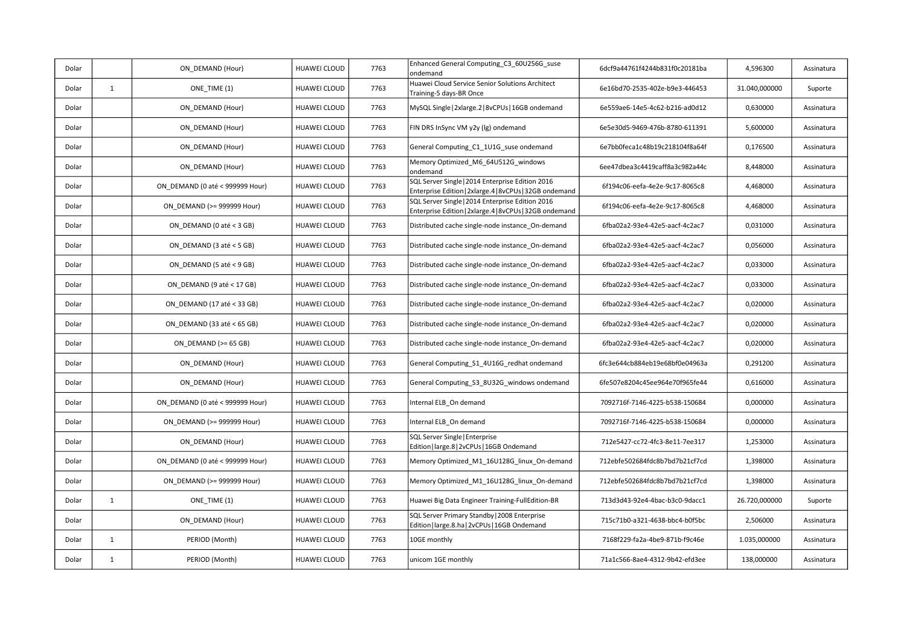| Dolar | | ON_DEMAND (Hour) | HUAWEI CLOUD | 7763 | Enhanced General Computing_C3_60U256G_suse ondemand | 6dcf9a44761f4244b831f0c20181ba | 4,596300 | Assinatura |
|---|---|---|---|---|---|---|---|---|
| Dolar | 1 | ONE_TIME (1) | HUAWEI CLOUD | 7763 | Huawei Cloud Service Senior Solutions Architect Training-5 days-BR Once | 6e16bd70-2535-402e-b9e3-446453 | 31.040,000000 | Suporte |
| Dolar | | ON_DEMAND (Hour) | HUAWEI CLOUD | 7763 | MySQL Single\|2xlarge.2\|8vCPUs\|16GB ondemand | 6e559ae6-14e5-4c62-b216-ad0d12 | 0,630000 | Assinatura |
| Dolar | | ON_DEMAND (Hour) | HUAWEI CLOUD | 7763 | FIN DRS InSync VM y2y (lg) ondemand | 6e5e30d5-9469-476b-8780-611391 | 5,600000 | Assinatura |
| Dolar | | ON_DEMAND (Hour) | HUAWEI CLOUD | 7763 | General Computing_C1_1U1G_suse ondemand | 6e7bb0feca1c48b19c218104f8a64f | 0,176500 | Assinatura |
| Dolar | | ON_DEMAND (Hour) | HUAWEI CLOUD | 7763 | Memory Optimized_M6_64U512G_windows ondemand | 6ee47dbea3c4419caff8a3c982a44c | 8,448000 | Assinatura |
| Dolar | | ON_DEMAND (0 até < 999999 Hour) | HUAWEI CLOUD | 7763 | SQL Server Single\|2014 Enterprise Edition 2016 Enterprise Edition\|2xlarge.4\|8vCPUs\|32GB ondemand | 6f194c06-eefa-4e2e-9c17-8065c8 | 4,468000 | Assinatura |
| Dolar | | ON_DEMAND (>= 999999 Hour) | HUAWEI CLOUD | 7763 | SQL Server Single\|2014 Enterprise Edition 2016 Enterprise Edition\|2xlarge.4\|8vCPUs\|32GB ondemand | 6f194c06-eefa-4e2e-9c17-8065c8 | 4,468000 | Assinatura |
| Dolar | | ON_DEMAND (0 até < 3 GB) | HUAWEI CLOUD | 7763 | Distributed cache single-node instance_On-demand | 6fba02a2-93e4-42e5-aacf-4c2ac7 | 0,031000 | Assinatura |
| Dolar | | ON_DEMAND (3 até < 5 GB) | HUAWEI CLOUD | 7763 | Distributed cache single-node instance_On-demand | 6fba02a2-93e4-42e5-aacf-4c2ac7 | 0,056000 | Assinatura |
| Dolar | | ON_DEMAND (5 até < 9 GB) | HUAWEI CLOUD | 7763 | Distributed cache single-node instance_On-demand | 6fba02a2-93e4-42e5-aacf-4c2ac7 | 0,033000 | Assinatura |
| Dolar | | ON_DEMAND (9 até < 17 GB) | HUAWEI CLOUD | 7763 | Distributed cache single-node instance_On-demand | 6fba02a2-93e4-42e5-aacf-4c2ac7 | 0,033000 | Assinatura |
| Dolar | | ON_DEMAND (17 até < 33 GB) | HUAWEI CLOUD | 7763 | Distributed cache single-node instance_On-demand | 6fba02a2-93e4-42e5-aacf-4c2ac7 | 0,020000 | Assinatura |
| Dolar | | ON_DEMAND (33 até < 65 GB) | HUAWEI CLOUD | 7763 | Distributed cache single-node instance_On-demand | 6fba02a2-93e4-42e5-aacf-4c2ac7 | 0,020000 | Assinatura |
| Dolar | | ON_DEMAND (>= 65 GB) | HUAWEI CLOUD | 7763 | Distributed cache single-node instance_On-demand | 6fba02a2-93e4-42e5-aacf-4c2ac7 | 0,020000 | Assinatura |
| Dolar | | ON_DEMAND (Hour) | HUAWEI CLOUD | 7763 | General Computing_S1_4U16G_redhat ondemand | 6fc3e644cb884eb19e68bf0e04963a | 0,291200 | Assinatura |
| Dolar | | ON_DEMAND (Hour) | HUAWEI CLOUD | 7763 | General Computing_S3_8U32G_windows ondemand | 6fe507e8204c45ee964e70f965fe44 | 0,616000 | Assinatura |
| Dolar | | ON_DEMAND (0 até < 999999 Hour) | HUAWEI CLOUD | 7763 | Internal ELB_On demand | 7092716f-7146-4225-b538-150684 | 0,000000 | Assinatura |
| Dolar | | ON_DEMAND (>= 999999 Hour) | HUAWEI CLOUD | 7763 | Internal ELB_On demand | 7092716f-7146-4225-b538-150684 | 0,000000 | Assinatura |
| Dolar | | ON_DEMAND (Hour) | HUAWEI CLOUD | 7763 | SQL Server Single\|Enterprise Edition\|large.8\|2vCPUs\|16GB Ondemand | 712e5427-cc72-4fc3-8e11-7ee317 | 1,253000 | Assinatura |
| Dolar | | ON_DEMAND (0 até < 999999 Hour) | HUAWEI CLOUD | 7763 | Memory Optimized_M1_16U128G_linux_On-demand | 712ebfe502684fdc8b7bd7b21cf7cd | 1,398000 | Assinatura |
| Dolar | | ON_DEMAND (>= 999999 Hour) | HUAWEI CLOUD | 7763 | Memory Optimized_M1_16U128G_linux_On-demand | 712ebfe502684fdc8b7bd7b21cf7cd | 1,398000 | Assinatura |
| Dolar | 1 | ONE_TIME (1) | HUAWEI CLOUD | 7763 | Huawei Big Data Engineer Training-FullEdition-BR | 713d3d43-92e4-4bac-b3c0-9dacc1 | 26.720,000000 | Suporte |
| Dolar | | ON_DEMAND (Hour) | HUAWEI CLOUD | 7763 | SQL Server Primary Standby\|2008 Enterprise Edition\|large.8.ha\|2vCPUs\|16GB Ondemand | 715c71b0-a321-4638-bbc4-b0f5bc | 2,506000 | Assinatura |
| Dolar | 1 | PERIOD (Month) | HUAWEI CLOUD | 7763 | 10GE monthly | 7168f229-fa2a-4be9-871b-f9c46e | 1.035,000000 | Assinatura |
| Dolar | 1 | PERIOD (Month) | HUAWEI CLOUD | 7763 | unicom 1GE monthly | 71a1c566-8ae4-4312-9b42-efd3ee | 138,000000 | Assinatura |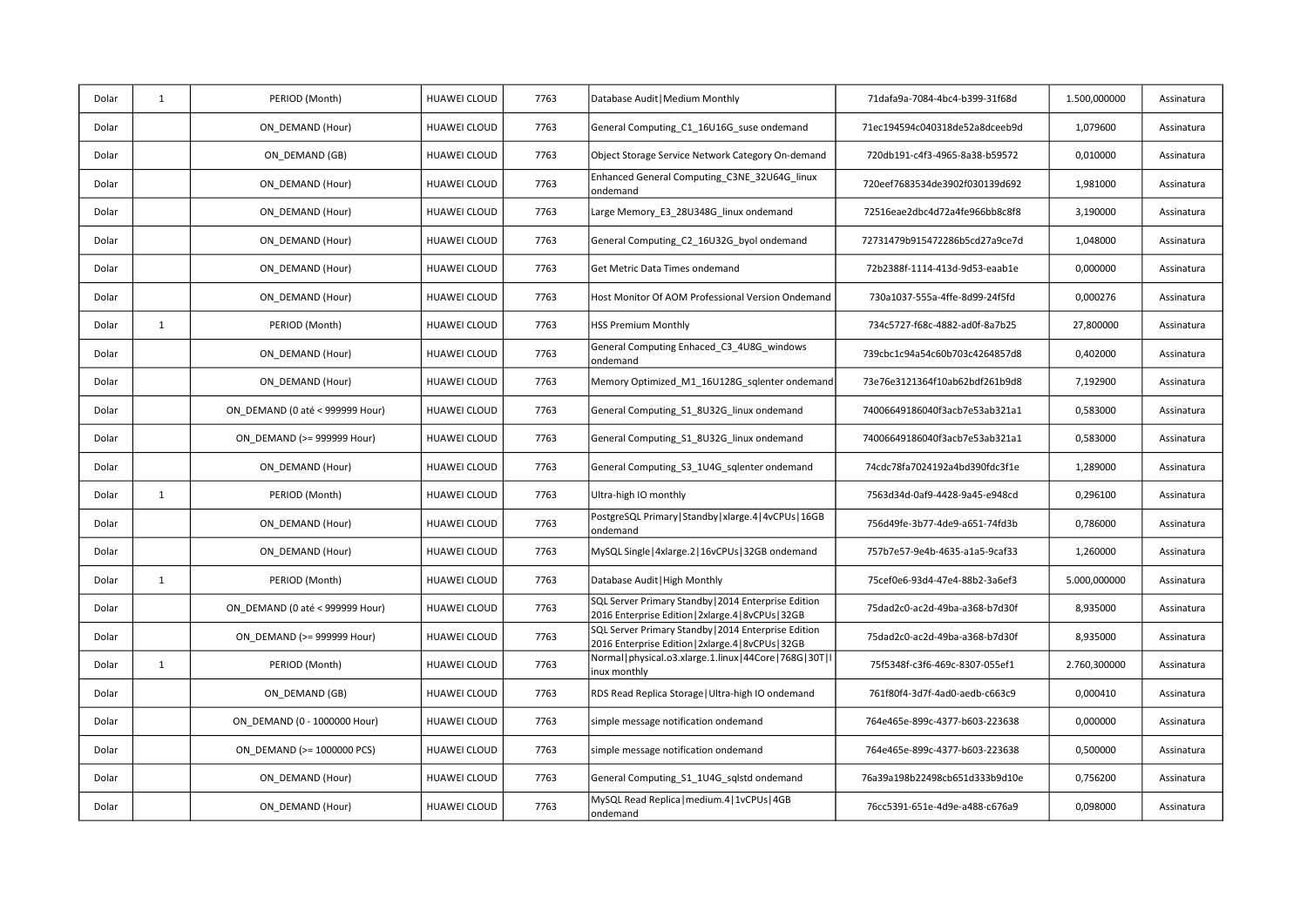| Dolar | 1 | PERIOD (Month) | HUAWEI CLOUD | 7763 | Database Audit\|Medium Monthly | 71dafa9a-7084-4bc4-b399-31f68d | 1.500,000000 | Assinatura |
|---|---|---|---|---|---|---|---|---|
| Dolar | | ON_DEMAND (Hour) | HUAWEI CLOUD | 7763 | General Computing_C1_16U16G_suse ondemand | 71ec194594c040318de52a8dceeb9d | 1,079600 | Assinatura |
| Dolar | | ON_DEMAND (GB) | HUAWEI CLOUD | 7763 | Object Storage Service Network Category On-demand | 720db191-c4f3-4965-8a38-b59572 | 0,010000 | Assinatura |
| Dolar | | ON_DEMAND (Hour) | HUAWEI CLOUD | 7763 | Enhanced General Computing_C3NE_32U64G_linux ondemand | 720eef7683534de3902f030139d692 | 1,981000 | Assinatura |
| Dolar | | ON_DEMAND (Hour) | HUAWEI CLOUD | 7763 | Large Memory_E3_28U348G_linux ondemand | 72516eae2dbc4d72a4fe966bb8c8f8 | 3,190000 | Assinatura |
| Dolar | | ON_DEMAND (Hour) | HUAWEI CLOUD | 7763 | General Computing_C2_16U32G_byol ondemand | 72731479b915472286b5cd27a9ce7d | 1,048000 | Assinatura |
| Dolar | | ON_DEMAND (Hour) | HUAWEI CLOUD | 7763 | Get Metric Data Times ondemand | 72b2388f-1114-413d-9d53-eaab1e | 0,000000 | Assinatura |
| Dolar | | ON_DEMAND (Hour) | HUAWEI CLOUD | 7763 | Host Monitor Of AOM Professional Version Ondemand | 730a1037-555a-4ffe-8d99-24f5fd | 0,000276 | Assinatura |
| Dolar | 1 | PERIOD (Month) | HUAWEI CLOUD | 7763 | HSS Premium Monthly | 734c5727-f68c-4882-ad0f-8a7b25 | 27,800000 | Assinatura |
| Dolar | | ON_DEMAND (Hour) | HUAWEI CLOUD | 7763 | General Computing Enhaced_C3_4U8G_windows ondemand | 739cbc1c94a54c60b703c4264857d8 | 0,402000 | Assinatura |
| Dolar | | ON_DEMAND (Hour) | HUAWEI CLOUD | 7763 | Memory Optimized_M1_16U128G_sqlenter ondemand | 73e76e3121364f10ab62bdf261b9d8 | 7,192900 | Assinatura |
| Dolar | | ON_DEMAND (0 até < 999999 Hour) | HUAWEI CLOUD | 7763 | General Computing_S1_8U32G_linux ondemand | 74006649186040f3acb7e53ab321a1 | 0,583000 | Assinatura |
| Dolar | | ON_DEMAND (>= 999999 Hour) | HUAWEI CLOUD | 7763 | General Computing_S1_8U32G_linux ondemand | 74006649186040f3acb7e53ab321a1 | 0,583000 | Assinatura |
| Dolar | | ON_DEMAND (Hour) | HUAWEI CLOUD | 7763 | General Computing_S3_1U4G_sqlenter ondemand | 74cdc78fa7024192a4bd390fdc3f1e | 1,289000 | Assinatura |
| Dolar | 1 | PERIOD (Month) | HUAWEI CLOUD | 7763 | Ultra-high IO monthly | 7563d34d-0af9-4428-9a45-e948cd | 0,296100 | Assinatura |
| Dolar | | ON_DEMAND (Hour) | HUAWEI CLOUD | 7763 | PostgreSQL Primary\|Standby\|xlarge.4\|4vCPUs\|16GB ondemand | 756d49fe-3b77-4de9-a651-74fd3b | 0,786000 | Assinatura |
| Dolar | | ON_DEMAND (Hour) | HUAWEI CLOUD | 7763 | MySQL Single\|4xlarge.2\|16vCPUs\|32GB ondemand | 757b7e57-9e4b-4635-a1a5-9caf33 | 1,260000 | Assinatura |
| Dolar | 1 | PERIOD (Month) | HUAWEI CLOUD | 7763 | Database Audit\|High Monthly | 75cef0e6-93d4-47e4-88b2-3a6ef3 | 5.000,000000 | Assinatura |
| Dolar | | ON_DEMAND (0 até < 999999 Hour) | HUAWEI CLOUD | 7763 | SQL Server Primary Standby\|2014 Enterprise Edition 2016 Enterprise Edition\|2xlarge.4\|8vCPUs\|32GB | 75dad2c0-ac2d-49ba-a368-b7d30f | 8,935000 | Assinatura |
| Dolar | | ON_DEMAND (>= 999999 Hour) | HUAWEI CLOUD | 7763 | SQL Server Primary Standby\|2014 Enterprise Edition 2016 Enterprise Edition\|2xlarge.4\|8vCPUs\|32GB | 75dad2c0-ac2d-49ba-a368-b7d30f | 8,935000 | Assinatura |
| Dolar | 1 | PERIOD (Month) | HUAWEI CLOUD | 7763 | Normal\|physical.o3.xlarge.1.linux\|44Core\|768G\|30T\|linux monthly | 75f5348f-c3f6-469c-8307-055ef1 | 2.760,300000 | Assinatura |
| Dolar | | ON_DEMAND (GB) | HUAWEI CLOUD | 7763 | RDS Read Replica Storage\|Ultra-high IO ondemand | 761f80f4-3d7f-4ad0-aedb-c663c9 | 0,000410 | Assinatura |
| Dolar | | ON_DEMAND (0 - 1000000 Hour) | HUAWEI CLOUD | 7763 | simple message notification ondemand | 764e465e-899c-4377-b603-223638 | 0,000000 | Assinatura |
| Dolar | | ON_DEMAND (>= 1000000 PCS) | HUAWEI CLOUD | 7763 | simple message notification ondemand | 764e465e-899c-4377-b603-223638 | 0,500000 | Assinatura |
| Dolar | | ON_DEMAND (Hour) | HUAWEI CLOUD | 7763 | General Computing_S1_1U4G_sqlstd ondemand | 76a39a198b22498cb651d333b9d10e | 0,756200 | Assinatura |
| Dolar | | ON_DEMAND (Hour) | HUAWEI CLOUD | 7763 | MySQL Read Replica\|medium.4\|1vCPUs\|4GB ondemand | 76cc5391-651e-4d9e-a488-c676a9 | 0,098000 | Assinatura |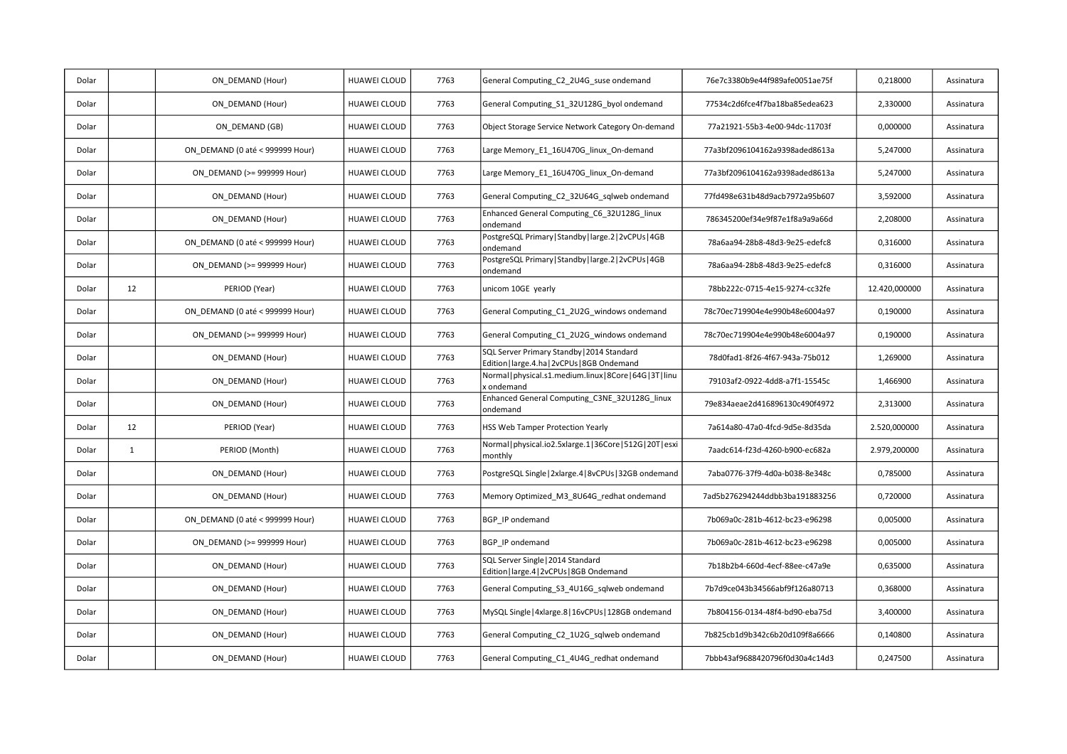| Dolar | | ON_DEMAND (Hour) | HUAWEI CLOUD | 7763 | General Computing_C2_2U4G_suse ondemand | 76e7c3380b9e44f989afe0051ae75f | 0,218000 | Assinatura |
|---|---|---|---|---|---|---|---|---|
| Dolar | | ON_DEMAND (Hour) | HUAWEI CLOUD | 7763 | General Computing_S1_32U128G_byol ondemand | 77534c2d6fce4f7ba18ba85edea623 | 2,330000 | Assinatura |
| Dolar | | ON_DEMAND (GB) | HUAWEI CLOUD | 7763 | Object Storage Service Network Category On-demand | 77a21921-55b3-4e00-94dc-11703f | 0,000000 | Assinatura |
| Dolar | | ON_DEMAND (0 até < 999999 Hour) | HUAWEI CLOUD | 7763 | Large Memory_E1_16U470G_linux_On-demand | 77a3bf2096104162a9398aded8613a | 5,247000 | Assinatura |
| Dolar | | ON_DEMAND (>= 999999 Hour) | HUAWEI CLOUD | 7763 | Large Memory_E1_16U470G_linux_On-demand | 77a3bf2096104162a9398aded8613a | 5,247000 | Assinatura |
| Dolar | | ON_DEMAND (Hour) | HUAWEI CLOUD | 7763 | General Computing_C2_32U64G_sqlweb ondemand | 77fd498e631b48d9acb7972a95b607 | 3,592000 | Assinatura |
| Dolar | | ON_DEMAND (Hour) | HUAWEI CLOUD | 7763 | Enhanced General Computing_C6_32U128G_linux ondemand | 786345200ef34e9f87e1f8a9a9a66d | 2,208000 | Assinatura |
| Dolar | | ON_DEMAND (0 até < 999999 Hour) | HUAWEI CLOUD | 7763 | PostgreSQL Primary\|Standby\|large.2\|2vCPUs\|4GB ondemand | 78a6aa94-28b8-48d3-9e25-edefc8 | 0,316000 | Assinatura |
| Dolar | | ON_DEMAND (>= 999999 Hour) | HUAWEI CLOUD | 7763 | PostgreSQL Primary\|Standby\|large.2\|2vCPUs\|4GB ondemand | 78a6aa94-28b8-48d3-9e25-edefc8 | 0,316000 | Assinatura |
| Dolar | 12 | PERIOD (Year) | HUAWEI CLOUD | 7763 | unicom 10GE yearly | 78bb222c-0715-4e15-9274-cc32fe | 12.420,000000 | Assinatura |
| Dolar | | ON_DEMAND (0 até < 999999 Hour) | HUAWEI CLOUD | 7763 | General Computing_C1_2U2G_windows ondemand | 78c70ec719904e4e990b48e6004a97 | 0,190000 | Assinatura |
| Dolar | | ON_DEMAND (>= 999999 Hour) | HUAWEI CLOUD | 7763 | General Computing_C1_2U2G_windows ondemand | 78c70ec719904e4e990b48e6004a97 | 0,190000 | Assinatura |
| Dolar | | ON_DEMAND (Hour) | HUAWEI CLOUD | 7763 | SQL Server Primary Standby\|2014 Standard Edition\|large.4.ha\|2vCPUs\|8GB Ondemand | 78d0fad1-8f26-4f67-943a-75b012 | 1,269000 | Assinatura |
| Dolar | | ON_DEMAND (Hour) | HUAWEI CLOUD | 7763 | Normal\|physical.s1.medium.linux\|8Core\|64G\|3T\|linux ondemand | 79103af2-0922-4dd8-a7f1-15545c | 1,466900 | Assinatura |
| Dolar | | ON_DEMAND (Hour) | HUAWEI CLOUD | 7763 | Enhanced General Computing_C3NE_32U128G_linux ondemand | 79e834aeae2d416896130c490f4972 | 2,313000 | Assinatura |
| Dolar | 12 | PERIOD (Year) | HUAWEI CLOUD | 7763 | HSS Web Tamper Protection Yearly | 7a614a80-47a0-4fcd-9d5e-8d35da | 2.520,000000 | Assinatura |
| Dolar | 1 | PERIOD (Month) | HUAWEI CLOUD | 7763 | Normal\|physical.io2.5xlarge.1\|36Core\|512G\|20T\|esxi monthly | 7aadc614-f23d-4260-b900-ec682a | 2.979,200000 | Assinatura |
| Dolar | | ON_DEMAND (Hour) | HUAWEI CLOUD | 7763 | PostgreSQL Single\|2xlarge.4\|8vCPUs\|32GB ondemand | 7aba0776-37f9-4d0a-b038-8e348c | 0,785000 | Assinatura |
| Dolar | | ON_DEMAND (Hour) | HUAWEI CLOUD | 7763 | Memory Optimized_M3_8U64G_redhat ondemand | 7ad5b276294244ddbb3ba191883256 | 0,720000 | Assinatura |
| Dolar | | ON_DEMAND (0 até < 999999 Hour) | HUAWEI CLOUD | 7763 | BGP_IP ondemand | 7b069a0c-281b-4612-bc23-e96298 | 0,005000 | Assinatura |
| Dolar | | ON_DEMAND (>= 999999 Hour) | HUAWEI CLOUD | 7763 | BGP_IP ondemand | 7b069a0c-281b-4612-bc23-e96298 | 0,005000 | Assinatura |
| Dolar | | ON_DEMAND (Hour) | HUAWEI CLOUD | 7763 | SQL Server Single\|2014 Standard Edition\|large.4\|2vCPUs\|8GB Ondemand | 7b18b2b4-660d-4ecf-88ee-c47a9e | 0,635000 | Assinatura |
| Dolar | | ON_DEMAND (Hour) | HUAWEI CLOUD | 7763 | General Computing_S3_4U16G_sqlweb ondemand | 7b7d9ce043b34566abf9f126a80713 | 0,368000 | Assinatura |
| Dolar | | ON_DEMAND (Hour) | HUAWEI CLOUD | 7763 | MySQL Single\|4xlarge.8\|16vCPUs\|128GB ondemand | 7b804156-0134-48f4-bd90-eba75d | 3,400000 | Assinatura |
| Dolar | | ON_DEMAND (Hour) | HUAWEI CLOUD | 7763 | General Computing_C2_1U2G_sqlweb ondemand | 7b825cb1d9b342c6b20d109f8a6666 | 0,140800 | Assinatura |
| Dolar | | ON_DEMAND (Hour) | HUAWEI CLOUD | 7763 | General Computing_C1_4U4G_redhat ondemand | 7bbb43af9688420796f0d30a4c14d3 | 0,247500 | Assinatura |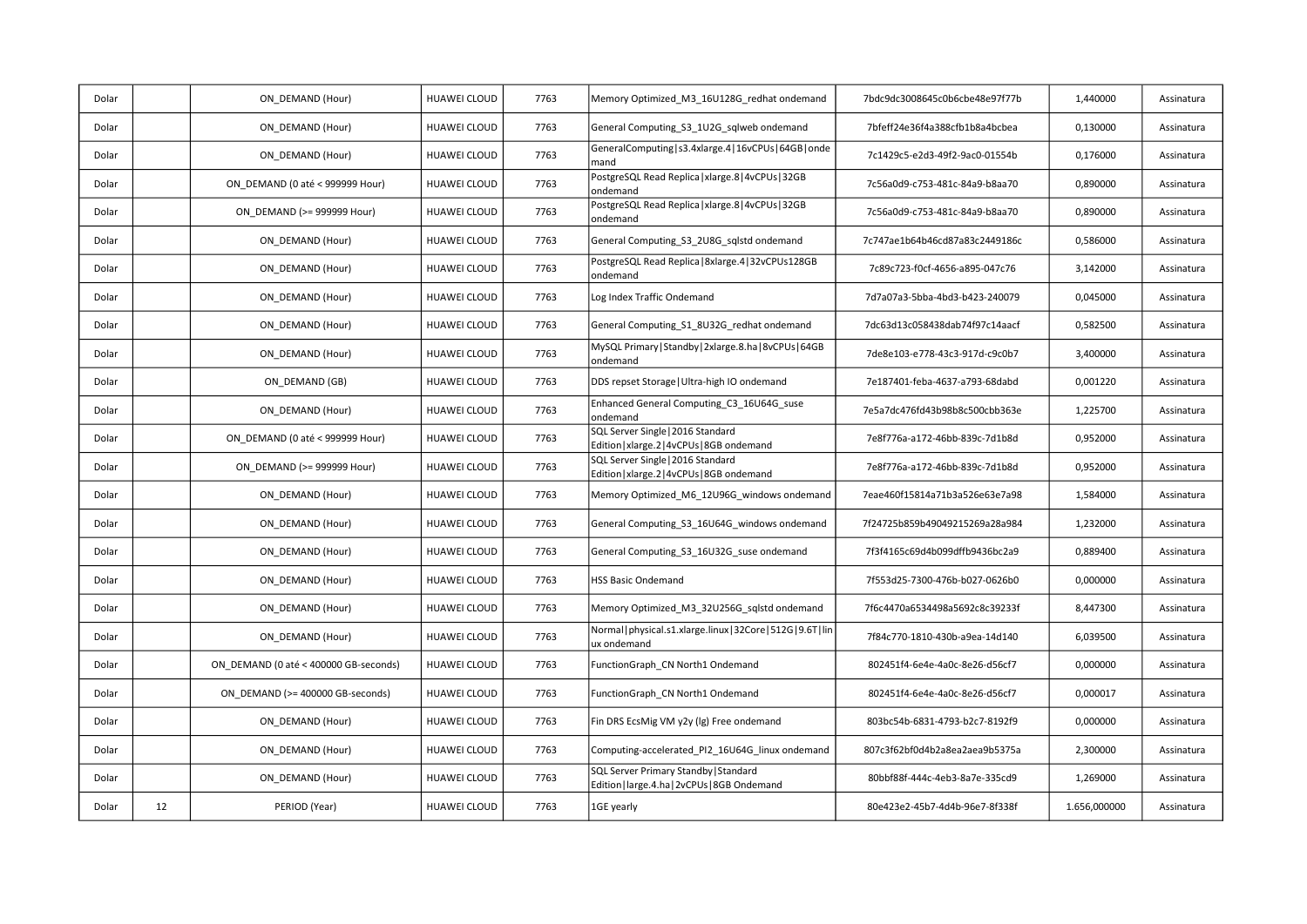| Dolar | | ON_DEMAND (Hour) | HUAWEI CLOUD | 7763 | Memory Optimized_M3_16U128G_redhat ondemand | 7bdc9dc3008645c0b6cbe48e97f77b | 1,440000 | Assinatura |
|---|---|---|---|---|---|---|---|---|
| Dolar | | ON_DEMAND (Hour) | HUAWEI CLOUD | 7763 | General Computing_S3_1U2G_sqlweb ondemand | 7bfeff24e36f4a388cfb1b8a4bcbea | 0,130000 | Assinatura |
| Dolar | | ON_DEMAND (Hour) | HUAWEI CLOUD | 7763 | GeneralComputing\|s3.4xlarge.4\|16vCPUs\|64GB\|ondemand | 7c1429c5-e2d3-49f2-9ac0-01554b | 0,176000 | Assinatura |
| Dolar | | ON_DEMAND (0 até < 999999 Hour) | HUAWEI CLOUD | 7763 | PostgreSQL Read Replica\|xlarge.8\|4vCPUs\|32GB ondemand | 7c56a0d9-c753-481c-84a9-b8aa70 | 0,890000 | Assinatura |
| Dolar | | ON_DEMAND (>= 999999 Hour) | HUAWEI CLOUD | 7763 | PostgreSQL Read Replica\|xlarge.8\|4vCPUs\|32GB ondemand | 7c56a0d9-c753-481c-84a9-b8aa70 | 0,890000 | Assinatura |
| Dolar | | ON_DEMAND (Hour) | HUAWEI CLOUD | 7763 | General Computing_S3_2U8G_sqlstd ondemand | 7c747ae1b64b46cd87a83c2449186c | 0,586000 | Assinatura |
| Dolar | | ON_DEMAND (Hour) | HUAWEI CLOUD | 7763 | PostgreSQL Read Replica\|8xlarge.4\|32vCPUs128GB ondemand | 7c89c723-f0cf-4656-a895-047c76 | 3,142000 | Assinatura |
| Dolar | | ON_DEMAND (Hour) | HUAWEI CLOUD | 7763 | Log Index Traffic Ondemand | 7d7a07a3-5bba-4bd3-b423-240079 | 0,045000 | Assinatura |
| Dolar | | ON_DEMAND (Hour) | HUAWEI CLOUD | 7763 | General Computing_S1_8U32G_redhat ondemand | 7dc63d13c058438dab74f97c14aacf | 0,582500 | Assinatura |
| Dolar | | ON_DEMAND (Hour) | HUAWEI CLOUD | 7763 | MySQL Primary\|Standby\|2xlarge.8.ha\|8vCPUs\|64GB ondemand | 7de8e103-e778-43c3-917d-c9c0b7 | 3,400000 | Assinatura |
| Dolar | | ON_DEMAND (GB) | HUAWEI CLOUD | 7763 | DDS repset Storage\|Ultra-high IO ondemand | 7e187401-feba-4637-a793-68dabd | 0,001220 | Assinatura |
| Dolar | | ON_DEMAND (Hour) | HUAWEI CLOUD | 7763 | Enhanced General Computing_C3_16U64G_suse ondemand | 7e5a7dc476fd43b98b8c500cbb363e | 1,225700 | Assinatura |
| Dolar | | ON_DEMAND (0 até < 999999 Hour) | HUAWEI CLOUD | 7763 | SQL Server Single\|2016 Standard Edition\|xlarge.2\|4vCPUs\|8GB ondemand | 7e8f776a-a172-46bb-839c-7d1b8d | 0,952000 | Assinatura |
| Dolar | | ON_DEMAND (>= 999999 Hour) | HUAWEI CLOUD | 7763 | SQL Server Single\|2016 Standard Edition\|xlarge.2\|4vCPUs\|8GB ondemand | 7e8f776a-a172-46bb-839c-7d1b8d | 0,952000 | Assinatura |
| Dolar | | ON_DEMAND (Hour) | HUAWEI CLOUD | 7763 | Memory Optimized_M6_12U96G_windows ondemand | 7eae460f15814a71b3a526e63e7a98 | 1,584000 | Assinatura |
| Dolar | | ON_DEMAND (Hour) | HUAWEI CLOUD | 7763 | General Computing_S3_16U64G_windows ondemand | 7f24725b859b49049215269a28a984 | 1,232000 | Assinatura |
| Dolar | | ON_DEMAND (Hour) | HUAWEI CLOUD | 7763 | General Computing_S3_16U32G_suse ondemand | 7f3f4165c69d4b099dffb9436bc2a9 | 0,889400 | Assinatura |
| Dolar | | ON_DEMAND (Hour) | HUAWEI CLOUD | 7763 | HSS Basic Ondemand | 7f553d25-7300-476b-b027-0626b0 | 0,000000 | Assinatura |
| Dolar | | ON_DEMAND (Hour) | HUAWEI CLOUD | 7763 | Memory Optimized_M3_32U256G_sqlstd ondemand | 7f6c4470a6534498a5692c8c39233f | 8,447300 | Assinatura |
| Dolar | | ON_DEMAND (Hour) | HUAWEI CLOUD | 7763 | Normal\|physical.s1.xlarge.linux\|32Core\|512G\|9.6T\|linux ondemand | 7f84c770-1810-430b-a9ea-14d140 | 6,039500 | Assinatura |
| Dolar | | ON_DEMAND (0 até < 400000 GB-seconds) | HUAWEI CLOUD | 7763 | FunctionGraph_CN North1 Ondemand | 802451f4-6e4e-4a0c-8e26-d56cf7 | 0,000000 | Assinatura |
| Dolar | | ON_DEMAND (>= 400000 GB-seconds) | HUAWEI CLOUD | 7763 | FunctionGraph_CN North1 Ondemand | 802451f4-6e4e-4a0c-8e26-d56cf7 | 0,000017 | Assinatura |
| Dolar | | ON_DEMAND (Hour) | HUAWEI CLOUD | 7763 | Fin DRS EcsMig VM y2y (lg) Free ondemand | 803bc54b-6831-4793-b2c7-8192f9 | 0,000000 | Assinatura |
| Dolar | | ON_DEMAND (Hour) | HUAWEI CLOUD | 7763 | Computing-accelerated_PI2_16U64G_linux ondemand | 807c3f62bf0d4b2a8ea2aea9b5375a | 2,300000 | Assinatura |
| Dolar | | ON_DEMAND (Hour) | HUAWEI CLOUD | 7763 | SQL Server Primary Standby\|Standard Edition\|large.4.ha\|2vCPUs\|8GB Ondemand | 80bbf88f-444c-4eb3-8a7e-335cd9 | 1,269000 | Assinatura |
| Dolar | 12 | PERIOD (Year) | HUAWEI CLOUD | 7763 | 1GE yearly | 80e423e2-45b7-4d4b-96e7-8f338f | 1.656,000000 | Assinatura |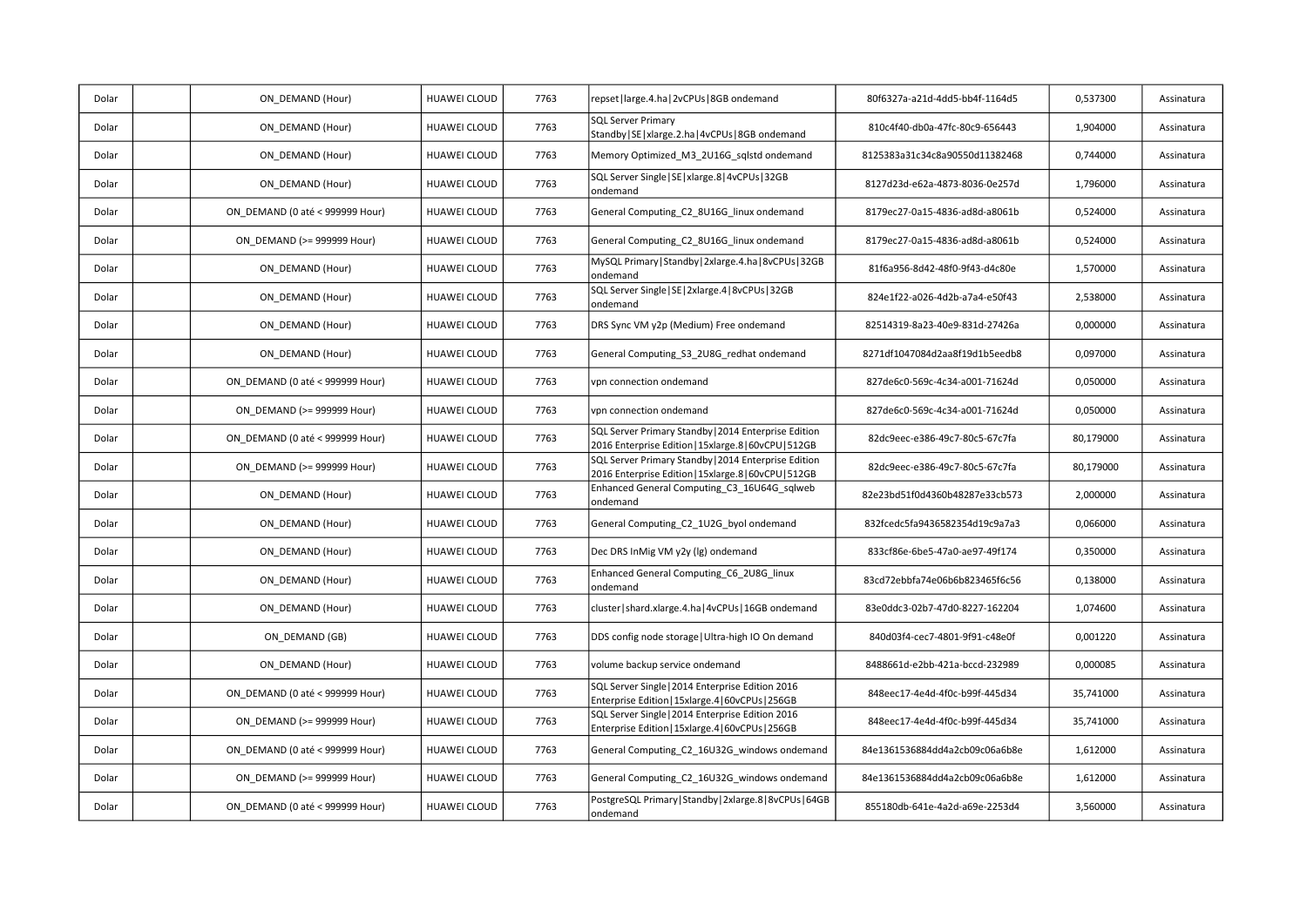| | | | | | | | | |
|---|---|---|---|---|---|---|---|---|
| Dolar | | ON_DEMAND (Hour) | HUAWEI CLOUD | 7763 | repset\|large.4.ha\|2vCPUs\|8GB ondemand | 80f6327a-a21d-4dd5-bb4f-1164d5 | 0,537300 | Assinatura |
| Dolar | | ON_DEMAND (Hour) | HUAWEI CLOUD | 7763 | SQL Server Primary Standby\|SE\|xlarge.2.ha\|4vCPUs\|8GB ondemand | 810c4f40-db0a-47fc-80c9-656443 | 1,904000 | Assinatura |
| Dolar | | ON_DEMAND (Hour) | HUAWEI CLOUD | 7763 | Memory Optimized_M3_2U16G_sqlstd ondemand | 8125383a31c34c8a90550d11382468 | 0,744000 | Assinatura |
| Dolar | | ON_DEMAND (Hour) | HUAWEI CLOUD | 7763 | SQL Server Single\|SE\|xlarge.8\|4vCPUs\|32GB ondemand | 8127d23d-e62a-4873-8036-0e257d | 1,796000 | Assinatura |
| Dolar | | ON_DEMAND (0 até < 999999 Hour) | HUAWEI CLOUD | 7763 | General Computing_C2_8U16G_linux ondemand | 8179ec27-0a15-4836-ad8d-a8061b | 0,524000 | Assinatura |
| Dolar | | ON_DEMAND (>= 999999 Hour) | HUAWEI CLOUD | 7763 | General Computing_C2_8U16G_linux ondemand | 8179ec27-0a15-4836-ad8d-a8061b | 0,524000 | Assinatura |
| Dolar | | ON_DEMAND (Hour) | HUAWEI CLOUD | 7763 | MySQL Primary\|Standby\|2xlarge.4.ha\|8vCPUs\|32GB ondemand | 81f6a956-8d42-48f0-9f43-d4c80e | 1,570000 | Assinatura |
| Dolar | | ON_DEMAND (Hour) | HUAWEI CLOUD | 7763 | SQL Server Single\|SE\|2xlarge.4\|8vCPUs\|32GB ondemand | 824e1f22-a026-4d2b-a7a4-e50f43 | 2,538000 | Assinatura |
| Dolar | | ON_DEMAND (Hour) | HUAWEI CLOUD | 7763 | DRS Sync VM y2p (Medium) Free ondemand | 82514319-8a23-40e9-831d-27426a | 0,000000 | Assinatura |
| Dolar | | ON_DEMAND (Hour) | HUAWEI CLOUD | 7763 | General Computing_S3_2U8G_redhat ondemand | 8271df1047084d2aa8f19d1b5eedb8 | 0,097000 | Assinatura |
| Dolar | | ON_DEMAND (0 até < 999999 Hour) | HUAWEI CLOUD | 7763 | vpn connection ondemand | 827de6c0-569c-4c34-a001-71624d | 0,050000 | Assinatura |
| Dolar | | ON_DEMAND (>= 999999 Hour) | HUAWEI CLOUD | 7763 | vpn connection ondemand | 827de6c0-569c-4c34-a001-71624d | 0,050000 | Assinatura |
| Dolar | | ON_DEMAND (0 até < 999999 Hour) | HUAWEI CLOUD | 7763 | SQL Server Primary Standby\|2014 Enterprise Edition 2016 Enterprise Edition\|15xlarge.8\|60vCPU\|512GB | 82dc9eec-e386-49c7-80c5-67c7fa | 80,179000 | Assinatura |
| Dolar | | ON_DEMAND (>= 999999 Hour) | HUAWEI CLOUD | 7763 | SQL Server Primary Standby\|2014 Enterprise Edition 2016 Enterprise Edition\|15xlarge.8\|60vCPU\|512GB | 82dc9eec-e386-49c7-80c5-67c7fa | 80,179000 | Assinatura |
| Dolar | | ON_DEMAND (Hour) | HUAWEI CLOUD | 7763 | Enhanced General Computing_C3_16U64G_sqlweb ondemand | 82e23bd51f0d4360b48287e33cb573 | 2,000000 | Assinatura |
| Dolar | | ON_DEMAND (Hour) | HUAWEI CLOUD | 7763 | General Computing_C2_1U2G_byol ondemand | 832fcedc5fa9436582354d19c9a7a3 | 0,066000 | Assinatura |
| Dolar | | ON_DEMAND (Hour) | HUAWEI CLOUD | 7763 | Dec DRS InMig VM y2y (lg) ondemand | 833cf86e-6be5-47a0-ae97-49f174 | 0,350000 | Assinatura |
| Dolar | | ON_DEMAND (Hour) | HUAWEI CLOUD | 7763 | Enhanced General Computing_C6_2U8G_linux ondemand | 83cd72ebbfa74e06b6b823465f6c56 | 0,138000 | Assinatura |
| Dolar | | ON_DEMAND (Hour) | HUAWEI CLOUD | 7763 | cluster\|shard.xlarge.4.ha\|4vCPUs\|16GB ondemand | 83e0ddc3-02b7-47d0-8227-162204 | 1,074600 | Assinatura |
| Dolar | | ON_DEMAND (GB) | HUAWEI CLOUD | 7763 | DDS config node storage\|Ultra-high IO On demand | 840d03f4-cec7-4801-9f91-c48e0f | 0,001220 | Assinatura |
| Dolar | | ON_DEMAND (Hour) | HUAWEI CLOUD | 7763 | volume backup service ondemand | 8488661d-e2bb-421a-bccd-232989 | 0,000085 | Assinatura |
| Dolar | | ON_DEMAND (0 até < 999999 Hour) | HUAWEI CLOUD | 7763 | SQL Server Single\|2014 Enterprise Edition 2016 Enterprise Edition\|15xlarge.4\|60vCPUs\|256GB | 848eec17-4e4d-4f0c-b99f-445d34 | 35,741000 | Assinatura |
| Dolar | | ON_DEMAND (>= 999999 Hour) | HUAWEI CLOUD | 7763 | SQL Server Single\|2014 Enterprise Edition 2016 Enterprise Edition\|15xlarge.4\|60vCPUs\|256GB | 848eec17-4e4d-4f0c-b99f-445d34 | 35,741000 | Assinatura |
| Dolar | | ON_DEMAND (0 até < 999999 Hour) | HUAWEI CLOUD | 7763 | General Computing_C2_16U32G_windows ondemand | 84e1361536884dd4a2cb09c06a6b8e | 1,612000 | Assinatura |
| Dolar | | ON_DEMAND (>= 999999 Hour) | HUAWEI CLOUD | 7763 | General Computing_C2_16U32G_windows ondemand | 84e1361536884dd4a2cb09c06a6b8e | 1,612000 | Assinatura |
| Dolar | | ON_DEMAND (0 até < 999999 Hour) | HUAWEI CLOUD | 7763 | PostgreSQL Primary\|Standby\|2xlarge.8\|8vCPUs\|64GB ondemand | 855180db-641e-4a2d-a69e-2253d4 | 3,560000 | Assinatura |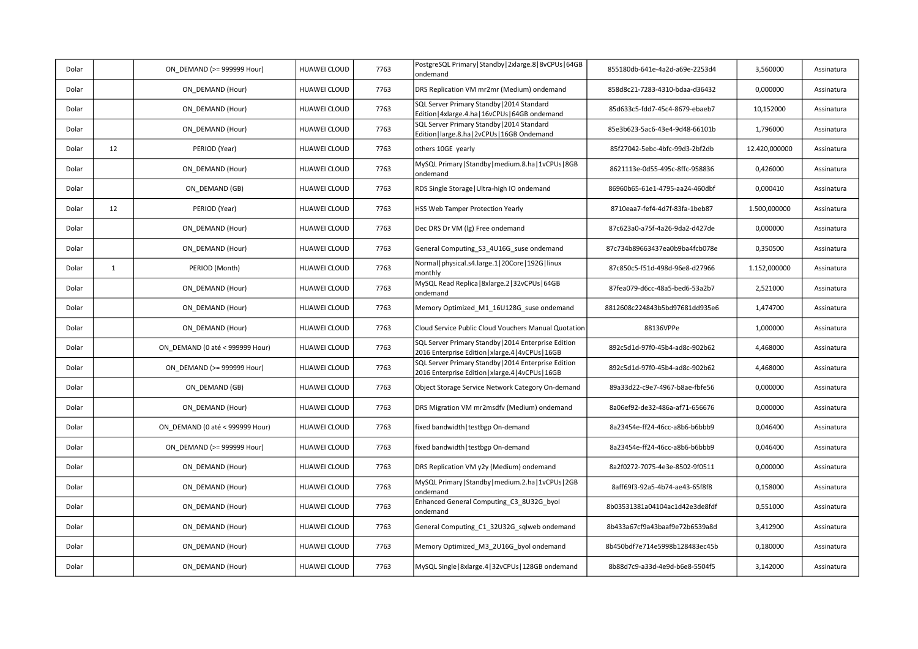| | | | | | | | | |
|---|---|---|---|---|---|---|---|---|
| Dolar | | ON_DEMAND (>= 999999 Hour) | HUAWEI CLOUD | 7763 | PostgreSQL Primary\|Standby\|2xlarge.8\|8vCPUs\|64GB ondemand | 855180db-641e-4a2d-a69e-2253d4 | 3,560000 | Assinatura |
| Dolar | | ON_DEMAND (Hour) | HUAWEI CLOUD | 7763 | DRS Replication VM mr2mr (Medium) ondemand | 858d8c21-7283-4310-bdaa-d36432 | 0,000000 | Assinatura |
| Dolar | | ON_DEMAND (Hour) | HUAWEI CLOUD | 7763 | SQL Server Primary Standby\|2014 Standard Edition\|4xlarge.4.ha\|16vCPUs\|64GB ondemand | 85d633c5-fdd7-45c4-8679-ebaeb7 | 10,152000 | Assinatura |
| Dolar | | ON_DEMAND (Hour) | HUAWEI CLOUD | 7763 | SQL Server Primary Standby\|2014 Standard Edition\|large.8.ha\|2vCPUs\|16GB Ondemand | 85e3b623-5ac6-43e4-9d48-66101b | 1,796000 | Assinatura |
| Dolar | 12 | PERIOD (Year) | HUAWEI CLOUD | 7763 | others 10GE yearly | 85f27042-5ebc-4bfc-99d3-2bf2db | 12.420,000000 | Assinatura |
| Dolar | | ON_DEMAND (Hour) | HUAWEI CLOUD | 7763 | MySQL Primary\|Standby\|medium.8.ha\|1vCPUs\|8GB ondemand | 8621113e-0d55-495c-8ffc-958836 | 0,426000 | Assinatura |
| Dolar | | ON_DEMAND (GB) | HUAWEI CLOUD | 7763 | RDS Single Storage\|Ultra-high IO ondemand | 86960b65-61e1-4795-aa24-460dbf | 0,000410 | Assinatura |
| Dolar | 12 | PERIOD (Year) | HUAWEI CLOUD | 7763 | HSS Web Tamper Protection Yearly | 8710eaa7-fef4-4d7f-83fa-1beb87 | 1.500,000000 | Assinatura |
| Dolar | | ON_DEMAND (Hour) | HUAWEI CLOUD | 7763 | Dec DRS Dr VM (lg) Free ondemand | 87c623a0-a75f-4a26-9da2-d427de | 0,000000 | Assinatura |
| Dolar | | ON_DEMAND (Hour) | HUAWEI CLOUD | 7763 | General Computing_S3_4U16G_suse ondemand | 87c734b89663437ea0b9ba4fcb078e | 0,350500 | Assinatura |
| Dolar | 1 | PERIOD (Month) | HUAWEI CLOUD | 7763 | Normal\|physical.s4.large.1\|20Core\|192G\|linux monthly | 87c850c5-f51d-498d-96e8-d27966 | 1.152,000000 | Assinatura |
| Dolar | | ON_DEMAND (Hour) | HUAWEI CLOUD | 7763 | MySQL Read Replica\|8xlarge.2\|32vCPUs\|64GB ondemand | 87fea079-d6cc-48a5-bed6-53a2b7 | 2,521000 | Assinatura |
| Dolar | | ON_DEMAND (Hour) | HUAWEI CLOUD | 7763 | Memory Optimized_M1_16U128G_suse ondemand | 8812608c224843b5bd97681dd935e6 | 1,474700 | Assinatura |
| Dolar | | ON_DEMAND (Hour) | HUAWEI CLOUD | 7763 | Cloud Service Public Cloud Vouchers Manual Quotation | 88136VPPe | 1,000000 | Assinatura |
| Dolar | | ON_DEMAND (0 até < 999999 Hour) | HUAWEI CLOUD | 7763 | SQL Server Primary Standby\|2014 Enterprise Edition 2016 Enterprise Edition\|xlarge.4\|4vCPUs\|16GB | 892c5d1d-97f0-45b4-ad8c-902b62 | 4,468000 | Assinatura |
| Dolar | | ON_DEMAND (>= 999999 Hour) | HUAWEI CLOUD | 7763 | SQL Server Primary Standby\|2014 Enterprise Edition 2016 Enterprise Edition\|xlarge.4\|4vCPUs\|16GB | 892c5d1d-97f0-45b4-ad8c-902b62 | 4,468000 | Assinatura |
| Dolar | | ON_DEMAND (GB) | HUAWEI CLOUD | 7763 | Object Storage Service Network Category On-demand | 89a33d22-c9e7-4967-b8ae-fbfe56 | 0,000000 | Assinatura |
| Dolar | | ON_DEMAND (Hour) | HUAWEI CLOUD | 7763 | DRS Migration VM mr2msdfv (Medium) ondemand | 8a06ef92-de32-486a-af71-656676 | 0,000000 | Assinatura |
| Dolar | | ON_DEMAND (0 até < 999999 Hour) | HUAWEI CLOUD | 7763 | fixed bandwidth\|testbgp On-demand | 8a23454e-ff24-46cc-a8b6-b6bbb9 | 0,046400 | Assinatura |
| Dolar | | ON_DEMAND (>= 999999 Hour) | HUAWEI CLOUD | 7763 | fixed bandwidth\|testbgp On-demand | 8a23454e-ff24-46cc-a8b6-b6bbb9 | 0,046400 | Assinatura |
| Dolar | | ON_DEMAND (Hour) | HUAWEI CLOUD | 7763 | DRS Replication VM y2y (Medium) ondemand | 8a2f0272-7075-4e3e-8502-9f0511 | 0,000000 | Assinatura |
| Dolar | | ON_DEMAND (Hour) | HUAWEI CLOUD | 7763 | MySQL Primary\|Standby\|medium.2.ha\|1vCPUs\|2GB ondemand | 8aff69f3-92a5-4b74-ae43-65f8f8 | 0,158000 | Assinatura |
| Dolar | | ON_DEMAND (Hour) | HUAWEI CLOUD | 7763 | Enhanced General Computing_C3_8U32G_byol ondemand | 8b03531381a04104ac1d42e3de8fdf | 0,551000 | Assinatura |
| Dolar | | ON_DEMAND (Hour) | HUAWEI CLOUD | 7763 | General Computing_C1_32U32G_sqlweb ondemand | 8b433a67cf9a43baaf9e72b6539a8d | 3,412900 | Assinatura |
| Dolar | | ON_DEMAND (Hour) | HUAWEI CLOUD | 7763 | Memory Optimized_M3_2U16G_byol ondemand | 8b450bdf7e714e5998b128483ec45b | 0,180000 | Assinatura |
| Dolar | | ON_DEMAND (Hour) | HUAWEI CLOUD | 7763 | MySQL Single\|8xlarge.4\|32vCPUs\|128GB ondemand | 8b88d7c9-a33d-4e9d-b6e8-5504f5 | 3,142000 | Assinatura |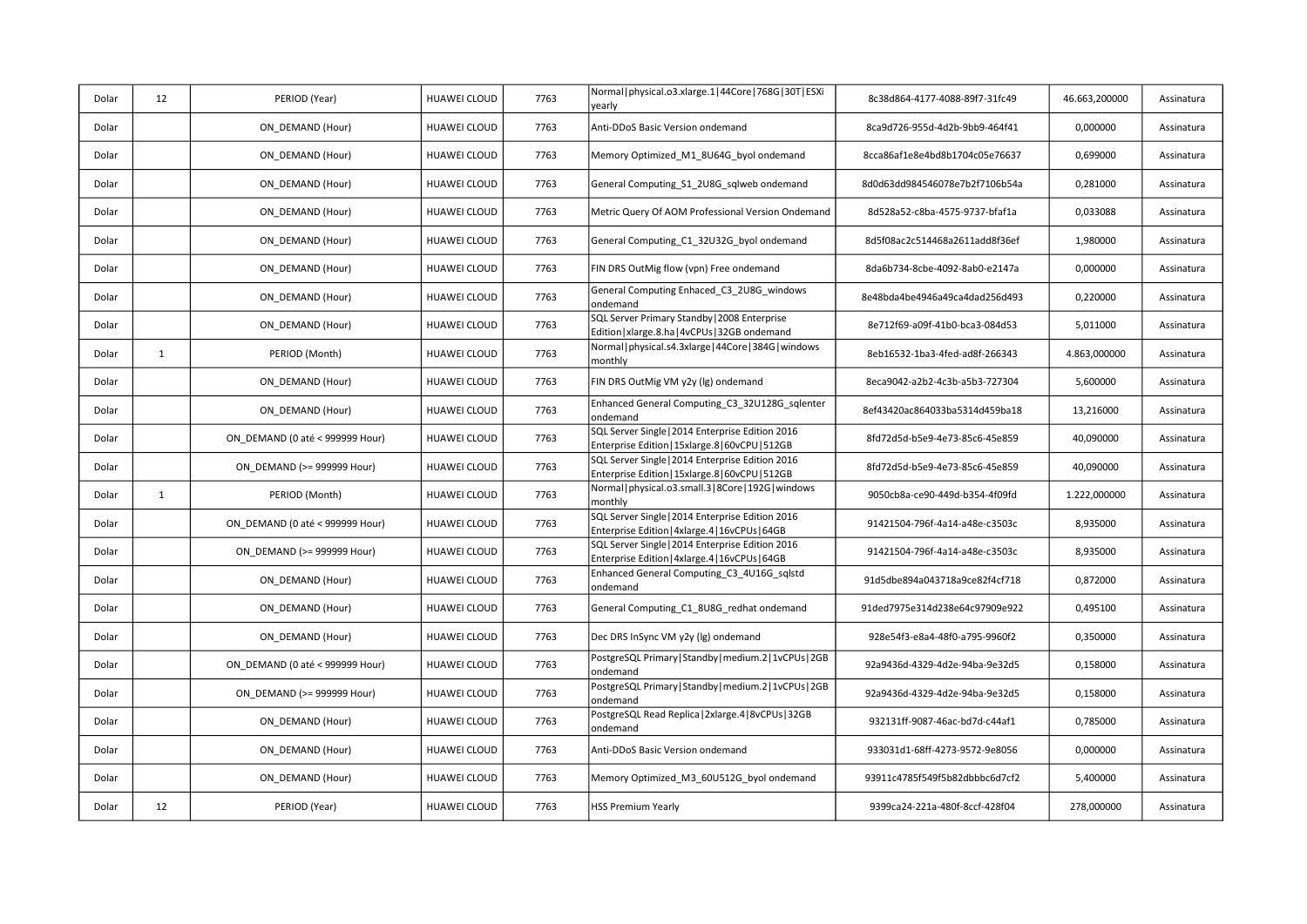| Dolar | 12 | PERIOD (Year) | HUAWEI CLOUD | 7763 | Normal\|physical.o3.xlarge.1\|44Core\|768G\|30T\|ESXi yearly | 8c38d864-4177-4088-89f7-31fc49 | 46.663,200000 | Assinatura |
|---|---|---|---|---|---|---|---|---|
| Dolar | | ON_DEMAND (Hour) | HUAWEI CLOUD | 7763 | Anti-DDoS Basic Version ondemand | 8ca9d726-955d-4d2b-9bb9-464f41 | 0,000000 | Assinatura |
| Dolar | | ON_DEMAND (Hour) | HUAWEI CLOUD | 7763 | Memory Optimized_M1_8U64G_byol ondemand | 8cca86af1e8e4bd8b1704c05e76637 | 0,699000 | Assinatura |
| Dolar | | ON_DEMAND (Hour) | HUAWEI CLOUD | 7763 | General Computing_S1_2U8G_sqlweb ondemand | 8d0d63dd984546078e7b2f7106b54a | 0,281000 | Assinatura |
| Dolar | | ON_DEMAND (Hour) | HUAWEI CLOUD | 7763 | Metric Query Of AOM Professional Version Ondemand | 8d528a52-c8ba-4575-9737-bfaf1a | 0,033088 | Assinatura |
| Dolar | | ON_DEMAND (Hour) | HUAWEI CLOUD | 7763 | General Computing_C1_32U32G_byol ondemand | 8d5f08ac2c514468a2611add8f36ef | 1,980000 | Assinatura |
| Dolar | | ON_DEMAND (Hour) | HUAWEI CLOUD | 7763 | FIN DRS OutMig flow (vpn) Free ondemand | 8da6b734-8cbe-4092-8ab0-e2147a | 0,000000 | Assinatura |
| Dolar | | ON_DEMAND (Hour) | HUAWEI CLOUD | 7763 | General Computing Enhaced_C3_2U8G_windows ondemand | 8e48bda4be4946a49ca4dad256d493 | 0,220000 | Assinatura |
| Dolar | | ON_DEMAND (Hour) | HUAWEI CLOUD | 7763 | SQL Server Primary Standby\|2008 Enterprise Edition\|xlarge.8.ha\|4vCPUs\|32GB ondemand | 8e712f69-a09f-41b0-bca3-084d53 | 5,011000 | Assinatura |
| Dolar | 1 | PERIOD (Month) | HUAWEI CLOUD | 7763 | Normal\|physical.s4.3xlarge\|44Core\|384G\|windows monthly | 8eb16532-1ba3-4fed-ad8f-266343 | 4.863,000000 | Assinatura |
| Dolar | | ON_DEMAND (Hour) | HUAWEI CLOUD | 7763 | FIN DRS OutMig VM y2y (lg) ondemand | 8eca9042-a2b2-4c3b-a5b3-727304 | 5,600000 | Assinatura |
| Dolar | | ON_DEMAND (Hour) | HUAWEI CLOUD | 7763 | Enhanced General Computing_C3_32U128G_sqlenter ondemand | 8ef43420ac864033ba5314d459ba18 | 13,216000 | Assinatura |
| Dolar | | ON_DEMAND (0 até < 999999 Hour) | HUAWEI CLOUD | 7763 | SQL Server Single\|2014 Enterprise Edition 2016 Enterprise Edition\|15xlarge.8\|60vCPU\|512GB | 8fd72d5d-b5e9-4e73-85c6-45e859 | 40,090000 | Assinatura |
| Dolar | | ON_DEMAND (>= 999999 Hour) | HUAWEI CLOUD | 7763 | SQL Server Single\|2014 Enterprise Edition 2016 Enterprise Edition\|15xlarge.8\|60vCPU\|512GB | 8fd72d5d-b5e9-4e73-85c6-45e859 | 40,090000 | Assinatura |
| Dolar | 1 | PERIOD (Month) | HUAWEI CLOUD | 7763 | Normal\|physical.o3.small.3\|8Core\|192G\|windows monthly | 9050cb8a-ce90-449d-b354-4f09fd | 1.222,000000 | Assinatura |
| Dolar | | ON_DEMAND (0 até < 999999 Hour) | HUAWEI CLOUD | 7763 | SQL Server Single\|2014 Enterprise Edition 2016 Enterprise Edition\|4xlarge.4\|16vCPUs\|64GB | 91421504-796f-4a14-a48e-c3503c | 8,935000 | Assinatura |
| Dolar | | ON_DEMAND (>= 999999 Hour) | HUAWEI CLOUD | 7763 | SQL Server Single\|2014 Enterprise Edition 2016 Enterprise Edition\|4xlarge.4\|16vCPUs\|64GB | 91421504-796f-4a14-a48e-c3503c | 8,935000 | Assinatura |
| Dolar | | ON_DEMAND (Hour) | HUAWEI CLOUD | 7763 | Enhanced General Computing_C3_4U16G_sqlstd ondemand | 91d5dbe894a043718a9ce82f4cf718 | 0,872000 | Assinatura |
| Dolar | | ON_DEMAND (Hour) | HUAWEI CLOUD | 7763 | General Computing_C1_8U8G_redhat ondemand | 91ded7975e314d238e64c97909e922 | 0,495100 | Assinatura |
| Dolar | | ON_DEMAND (Hour) | HUAWEI CLOUD | 7763 | Dec DRS InSync VM y2y (lg) ondemand | 928e54f3-e8a4-48f0-a795-9960f2 | 0,350000 | Assinatura |
| Dolar | | ON_DEMAND (0 até < 999999 Hour) | HUAWEI CLOUD | 7763 | PostgreSQL Primary\|Standby\|medium.2\|1vCPUs\|2GB ondemand | 92a9436d-4329-4d2e-94ba-9e32d5 | 0,158000 | Assinatura |
| Dolar | | ON_DEMAND (>= 999999 Hour) | HUAWEI CLOUD | 7763 | PostgreSQL Primary\|Standby\|medium.2\|1vCPUs\|2GB ondemand | 92a9436d-4329-4d2e-94ba-9e32d5 | 0,158000 | Assinatura |
| Dolar | | ON_DEMAND (Hour) | HUAWEI CLOUD | 7763 | PostgreSQL Read Replica\|2xlarge.4\|8vCPUs\|32GB ondemand | 932131ff-9087-46ac-bd7d-c44af1 | 0,785000 | Assinatura |
| Dolar | | ON_DEMAND (Hour) | HUAWEI CLOUD | 7763 | Anti-DDoS Basic Version ondemand | 933031d1-68ff-4273-9572-9e8056 | 0,000000 | Assinatura |
| Dolar | | ON_DEMAND (Hour) | HUAWEI CLOUD | 7763 | Memory Optimized_M3_60U512G_byol ondemand | 93911c4785f549f5b82dbbbc6d7cf2 | 5,400000 | Assinatura |
| Dolar | 12 | PERIOD (Year) | HUAWEI CLOUD | 7763 | HSS Premium Yearly | 9399ca24-221a-480f-8ccf-428f04 | 278,000000 | Assinatura |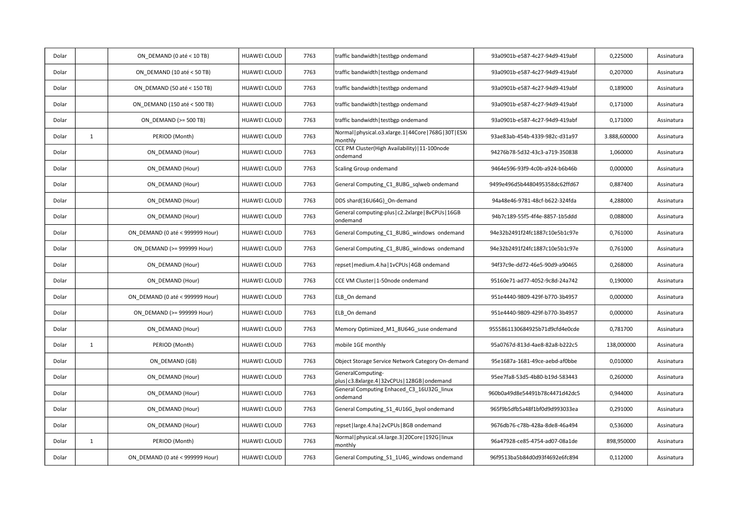| | | | | | | | | |
|---|---|---|---|---|---|---|---|---|
| Dolar | | ON_DEMAND (0 até < 10 TB) | HUAWEI CLOUD | 7763 | traffic bandwidth\|testbgp ondemand | 93a0901b-e587-4c27-94d9-419abf | 0,225000 | Assinatura |
| Dolar | | ON_DEMAND (10 até < 50 TB) | HUAWEI CLOUD | 7763 | traffic bandwidth\|testbgp ondemand | 93a0901b-e587-4c27-94d9-419abf | 0,207000 | Assinatura |
| Dolar | | ON_DEMAND (50 até < 150 TB) | HUAWEI CLOUD | 7763 | traffic bandwidth\|testbgp ondemand | 93a0901b-e587-4c27-94d9-419abf | 0,189000 | Assinatura |
| Dolar | | ON_DEMAND (150 até < 500 TB) | HUAWEI CLOUD | 7763 | traffic bandwidth\|testbgp ondemand | 93a0901b-e587-4c27-94d9-419abf | 0,171000 | Assinatura |
| Dolar | | ON_DEMAND (>= 500 TB) | HUAWEI CLOUD | 7763 | traffic bandwidth\|testbgp ondemand | 93a0901b-e587-4c27-94d9-419abf | 0,171000 | Assinatura |
| Dolar | 1 | PERIOD (Month) | HUAWEI CLOUD | 7763 | Normal\|physical.o3.xlarge.1\|44Core\|768G\|30T\|ESXi monthly | 93ae83ab-454b-4339-982c-d31a97 | 3.888,600000 | Assinatura |
| Dolar | | ON_DEMAND (Hour) | HUAWEI CLOUD | 7763 | CCE PM Cluster(High Availability)\|11-100node ondemand | 94276b78-5d32-43c3-a719-350838 | 1,060000 | Assinatura |
| Dolar | | ON_DEMAND (Hour) | HUAWEI CLOUD | 7763 | Scaling Group ondemand | 9464e596-93f9-4c0b-a924-b6b46b | 0,000000 | Assinatura |
| Dolar | | ON_DEMAND (Hour) | HUAWEI CLOUD | 7763 | General Computing_C1_8U8G_sqlweb ondemand | 9499e496d5b4480495358dc62ffd67 | 0,887400 | Assinatura |
| Dolar | | ON_DEMAND (Hour) | HUAWEI CLOUD | 7763 | DDS shard(16U64G)_On-demand | 94a48e46-9781-48cf-b622-324fda | 4,288000 | Assinatura |
| Dolar | | ON_DEMAND (Hour) | HUAWEI CLOUD | 7763 | General computing-plus\|c2.2xlarge\|8vCPUs\|16GB ondemand | 94b7c189-55f5-4f4e-8857-1b5ddd | 0,088000 | Assinatura |
| Dolar | | ON_DEMAND (0 até < 999999 Hour) | HUAWEI CLOUD | 7763 | General Computing_C1_8U8G_windows ondemand | 94e32b2491f24fc1887c10e5b1c97e | 0,761000 | Assinatura |
| Dolar | | ON_DEMAND (>= 999999 Hour) | HUAWEI CLOUD | 7763 | General Computing_C1_8U8G_windows ondemand | 94e32b2491f24fc1887c10e5b1c97e | 0,761000 | Assinatura |
| Dolar | | ON_DEMAND (Hour) | HUAWEI CLOUD | 7763 | repset\|medium.4.ha\|1vCPUs\|4GB ondemand | 94f37c9e-dd72-46e5-90d9-a90465 | 0,268000 | Assinatura |
| Dolar | | ON_DEMAND (Hour) | HUAWEI CLOUD | 7763 | CCE VM Cluster\|1-50node ondemand | 95160e71-ad77-4052-9c8d-24a742 | 0,190000 | Assinatura |
| Dolar | | ON_DEMAND (0 até < 999999 Hour) | HUAWEI CLOUD | 7763 | ELB_On demand | 951e4440-9809-429f-b770-3b4957 | 0,000000 | Assinatura |
| Dolar | | ON_DEMAND (>= 999999 Hour) | HUAWEI CLOUD | 7763 | ELB_On demand | 951e4440-9809-429f-b770-3b4957 | 0,000000 | Assinatura |
| Dolar | | ON_DEMAND (Hour) | HUAWEI CLOUD | 7763 | Memory Optimized_M1_8U64G_suse ondemand | 9555861130684925b71d9cfd4e0cde | 0,781700 | Assinatura |
| Dolar | 1 | PERIOD (Month) | HUAWEI CLOUD | 7763 | mobile 1GE monthly | 95a0767d-813d-4ae8-82a8-b222c5 | 138,000000 | Assinatura |
| Dolar | | ON_DEMAND (GB) | HUAWEI CLOUD | 7763 | Object Storage Service Network Category On-demand | 95e1687a-1681-49ce-aebd-af0bbe | 0,010000 | Assinatura |
| Dolar | | ON_DEMAND (Hour) | HUAWEI CLOUD | 7763 | GeneralComputing-plus\|c3.8xlarge.4\|32vCPUs\|128GB\|ondemand | 95ee7fa8-53d5-4b80-b19d-583443 | 0,260000 | Assinatura |
| Dolar | | ON_DEMAND (Hour) | HUAWEI CLOUD | 7763 | General Computing Enhaced_C3_16U32G_linux ondemand | 960b0a49d8e54491b78c4471d42dc5 | 0,944000 | Assinatura |
| Dolar | | ON_DEMAND (Hour) | HUAWEI CLOUD | 7763 | General Computing_S1_4U16G_byol ondemand | 965f9b5dfb5a48f1bf0d9d993033ea | 0,291000 | Assinatura |
| Dolar | | ON_DEMAND (Hour) | HUAWEI CLOUD | 7763 | repset\|large.4.ha\|2vCPUs\|8GB ondemand | 9676db76-c78b-428a-8de8-46a494 | 0,536000 | Assinatura |
| Dolar | 1 | PERIOD (Month) | HUAWEI CLOUD | 7763 | Normal\|physical.s4.large.3\|20Core\|192G\|linux monthly | 96a47928-ce85-4754-ad07-08a1de | 898,950000 | Assinatura |
| Dolar | | ON_DEMAND (0 até < 999999 Hour) | HUAWEI CLOUD | 7763 | General Computing_S1_1U4G_windows ondemand | 96f9513ba5b84d0d93f4692e6fc894 | 0,112000 | Assinatura |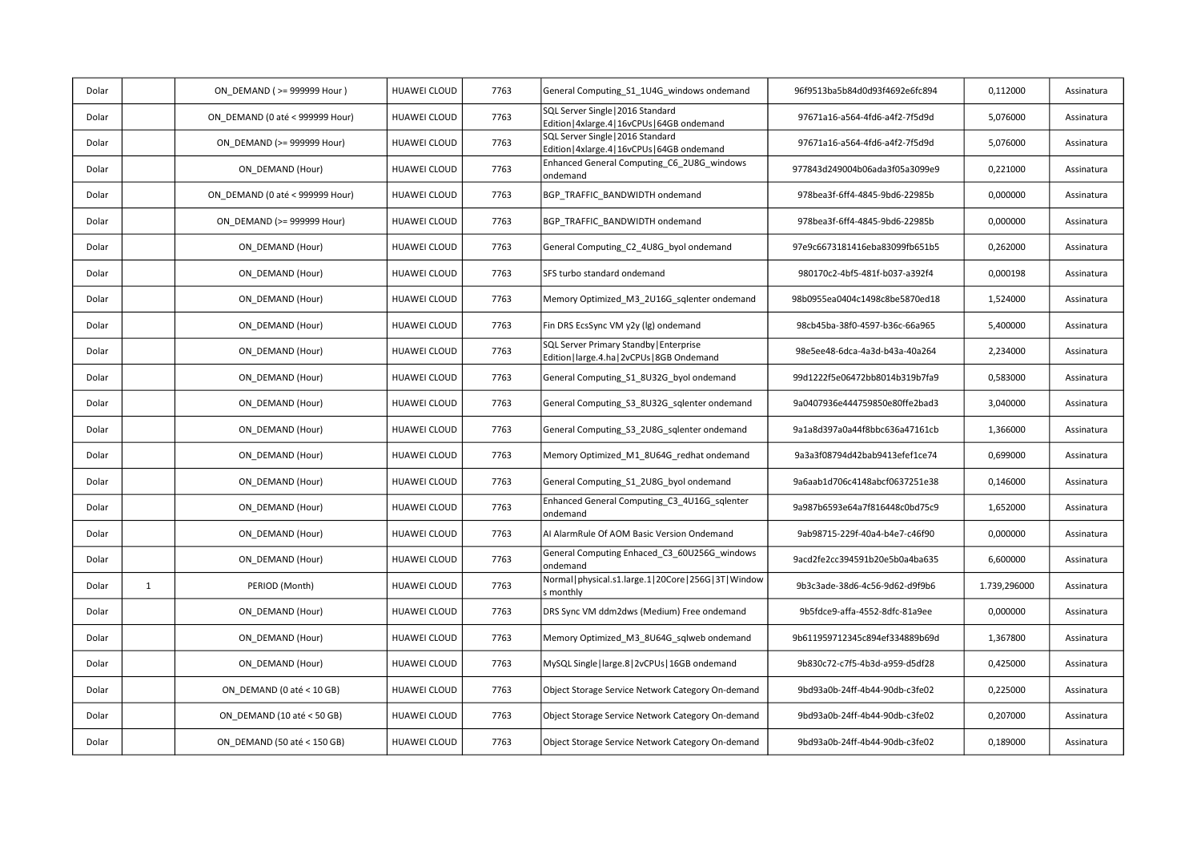| | | | | | | | | |
|---|---|---|---|---|---|---|---|---|
| Dolar | | ON_DEMAND ( >= 999999 Hour ) | HUAWEI CLOUD | 7763 | General Computing_S1_1U4G_windows ondemand | 96f9513ba5b84d0d93f4692e6fc894 | 0,112000 | Assinatura |
| Dolar | | ON_DEMAND (0 até < 999999 Hour) | HUAWEI CLOUD | 7763 | SQL Server Single\|2016 Standard Edition\|4xlarge.4\|16vCPUs\|64GB ondemand | 97671a16-a564-4fd6-a4f2-7f5d9d | 5,076000 | Assinatura |
| Dolar | | ON_DEMAND (>= 999999 Hour) | HUAWEI CLOUD | 7763 | SQL Server Single\|2016 Standard Edition\|4xlarge.4\|16vCPUs\|64GB ondemand | 97671a16-a564-4fd6-a4f2-7f5d9d | 5,076000 | Assinatura |
| Dolar | | ON_DEMAND (Hour) | HUAWEI CLOUD | 7763 | Enhanced General Computing_C6_2U8G_windows ondemand | 977843d249004b06ada3f05a3099e9 | 0,221000 | Assinatura |
| Dolar | | ON_DEMAND (0 até < 999999 Hour) | HUAWEI CLOUD | 7763 | BGP_TRAFFIC_BANDWIDTH ondemand | 978bea3f-6ff4-4845-9bd6-22985b | 0,000000 | Assinatura |
| Dolar | | ON_DEMAND (>= 999999 Hour) | HUAWEI CLOUD | 7763 | BGP_TRAFFIC_BANDWIDTH ondemand | 978bea3f-6ff4-4845-9bd6-22985b | 0,000000 | Assinatura |
| Dolar | | ON_DEMAND (Hour) | HUAWEI CLOUD | 7763 | General Computing_C2_4U8G_byol ondemand | 97e9c6673181416eba83099fb651b5 | 0,262000 | Assinatura |
| Dolar | | ON_DEMAND (Hour) | HUAWEI CLOUD | 7763 | SFS turbo standard ondemand | 980170c2-4bf5-481f-b037-a392f4 | 0,000198 | Assinatura |
| Dolar | | ON_DEMAND (Hour) | HUAWEI CLOUD | 7763 | Memory Optimized_M3_2U16G_sqlenter ondemand | 98b0955ea0404c1498c8be5870ed18 | 1,524000 | Assinatura |
| Dolar | | ON_DEMAND (Hour) | HUAWEI CLOUD | 7763 | Fin DRS EcsSync VM y2y (lg) ondemand | 98cb45ba-38f0-4597-b36c-66a965 | 5,400000 | Assinatura |
| Dolar | | ON_DEMAND (Hour) | HUAWEI CLOUD | 7763 | SQL Server Primary Standby\|Enterprise Edition\|large.4.ha\|2vCPUs\|8GB Ondemand | 98e5ee48-6dca-4a3d-b43a-40a264 | 2,234000 | Assinatura |
| Dolar | | ON_DEMAND (Hour) | HUAWEI CLOUD | 7763 | General Computing_S1_8U32G_byol ondemand | 99d1222f5e06472bb8014b319b7fa9 | 0,583000 | Assinatura |
| Dolar | | ON_DEMAND (Hour) | HUAWEI CLOUD | 7763 | General Computing_S3_8U32G_sqlenter ondemand | 9a0407936e444759850e80ffe2bad3 | 3,040000 | Assinatura |
| Dolar | | ON_DEMAND (Hour) | HUAWEI CLOUD | 7763 | General Computing_S3_2U8G_sqlenter ondemand | 9a1a8d397a0a44f8bbc636a47161cb | 1,366000 | Assinatura |
| Dolar | | ON_DEMAND (Hour) | HUAWEI CLOUD | 7763 | Memory Optimized_M1_8U64G_redhat ondemand | 9a3a3f08794d42bab9413efef1ce74 | 0,699000 | Assinatura |
| Dolar | | ON_DEMAND (Hour) | HUAWEI CLOUD | 7763 | General Computing_S1_2U8G_byol ondemand | 9a6aab1d706c4148abcf0637251e38 | 0,146000 | Assinatura |
| Dolar | | ON_DEMAND (Hour) | HUAWEI CLOUD | 7763 | Enhanced General Computing_C3_4U16G_sqlenter ondemand | 9a987b6593e64a7f816448c0bd75c9 | 1,652000 | Assinatura |
| Dolar | | ON_DEMAND (Hour) | HUAWEI CLOUD | 7763 | AI AlarmRule Of AOM Basic Version Ondemand | 9ab98715-229f-40a4-b4e7-c46f90 | 0,000000 | Assinatura |
| Dolar | | ON_DEMAND (Hour) | HUAWEI CLOUD | 7763 | General Computing Enhaced_C3_60U256G_windows ondemand | 9acd2fe2cc394591b20e5b0a4ba635 | 6,600000 | Assinatura |
| Dolar | 1 | PERIOD (Month) | HUAWEI CLOUD | 7763 | Normal\|physical.s1.large.1\|20Core\|256G\|3T\|Windows monthly | 9b3c3ade-38d6-4c56-9d62-d9f9b6 | 1.739,296000 | Assinatura |
| Dolar | | ON_DEMAND (Hour) | HUAWEI CLOUD | 7763 | DRS Sync VM ddm2dws (Medium) Free ondemand | 9b5fdce9-affa-4552-8dfc-81a9ee | 0,000000 | Assinatura |
| Dolar | | ON_DEMAND (Hour) | HUAWEI CLOUD | 7763 | Memory Optimized_M3_8U64G_sqlweb ondemand | 9b611959712345c894ef334889b69d | 1,367800 | Assinatura |
| Dolar | | ON_DEMAND (Hour) | HUAWEI CLOUD | 7763 | MySQL Single\|large.8\|2vCPUs\|16GB ondemand | 9b830c72-c7f5-4b3d-a959-d5df28 | 0,425000 | Assinatura |
| Dolar | | ON_DEMAND (0 até < 10 GB) | HUAWEI CLOUD | 7763 | Object Storage Service Network Category On-demand | 9bd93a0b-24ff-4b44-90db-c3fe02 | 0,225000 | Assinatura |
| Dolar | | ON_DEMAND (10 até < 50 GB) | HUAWEI CLOUD | 7763 | Object Storage Service Network Category On-demand | 9bd93a0b-24ff-4b44-90db-c3fe02 | 0,207000 | Assinatura |
| Dolar | | ON_DEMAND (50 até < 150 GB) | HUAWEI CLOUD | 7763 | Object Storage Service Network Category On-demand | 9bd93a0b-24ff-4b44-90db-c3fe02 | 0,189000 | Assinatura |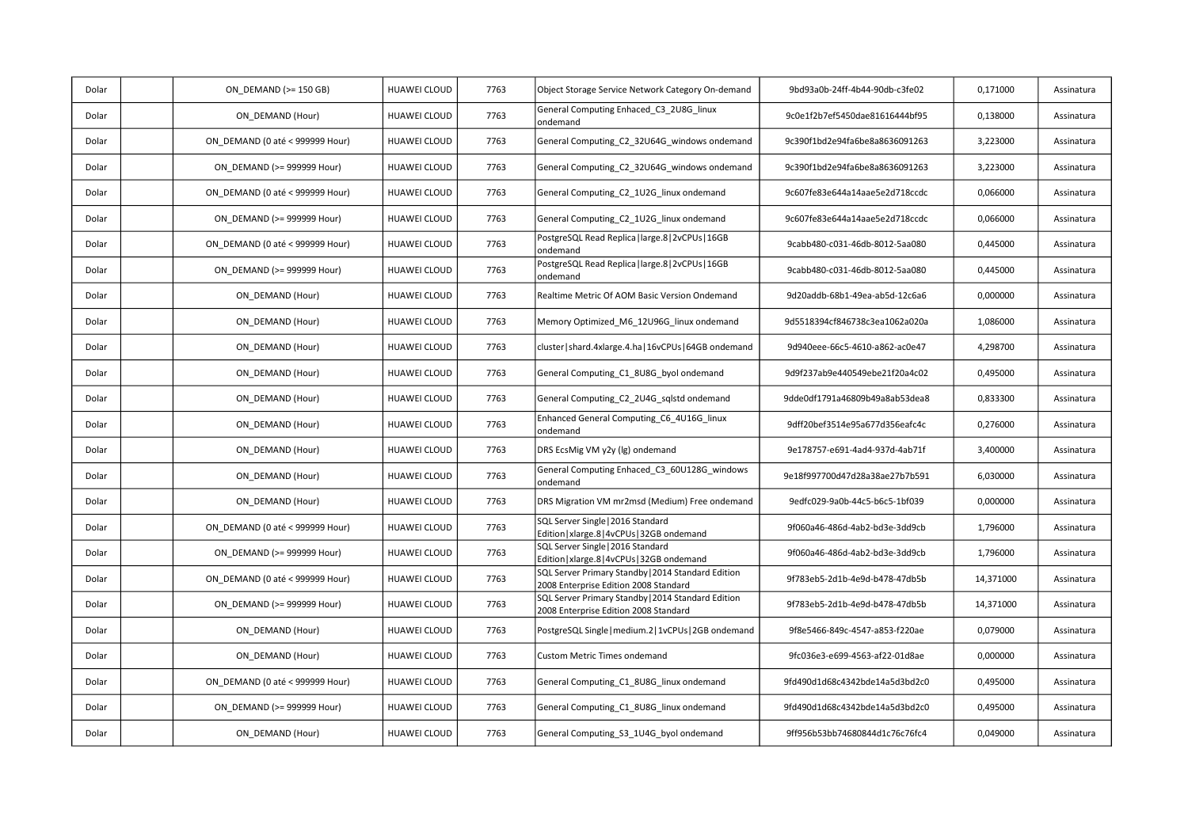| Dolar | | ON_DEMAND (>= 150 GB) | HUAWEI CLOUD | 7763 | Object Storage Service Network Category On-demand | 9bd93a0b-24ff-4b44-90db-c3fe02 | 0,171000 | Assinatura |
|---|---|---|---|---|---|---|---|---|
| Dolar | | ON_DEMAND (Hour) | HUAWEI CLOUD | 7763 | General Computing Enhaced_C3_2U8G_linux ondemand | 9c0e1f2b7ef5450dae81616444bf95 | 0,138000 | Assinatura |
| Dolar | | ON_DEMAND (0 até < 999999 Hour) | HUAWEI CLOUD | 7763 | General Computing_C2_32U64G_windows ondemand | 9c390f1bd2e94fa6be8a8636091263 | 3,223000 | Assinatura |
| Dolar | | ON_DEMAND (>= 999999 Hour) | HUAWEI CLOUD | 7763 | General Computing_C2_32U64G_windows ondemand | 9c390f1bd2e94fa6be8a8636091263 | 3,223000 | Assinatura |
| Dolar | | ON_DEMAND (0 até < 999999 Hour) | HUAWEI CLOUD | 7763 | General Computing_C2_1U2G_linux ondemand | 9c607fe83e644a14aae5e2d718ccdc | 0,066000 | Assinatura |
| Dolar | | ON_DEMAND (>= 999999 Hour) | HUAWEI CLOUD | 7763 | General Computing_C2_1U2G_linux ondemand | 9c607fe83e644a14aae5e2d718ccdc | 0,066000 | Assinatura |
| Dolar | | ON_DEMAND (0 até < 999999 Hour) | HUAWEI CLOUD | 7763 | PostgreSQL Read Replica\|large.8\|2vCPUs\|16GB ondemand | 9cabb480-c031-46db-8012-5aa080 | 0,445000 | Assinatura |
| Dolar | | ON_DEMAND (>= 999999 Hour) | HUAWEI CLOUD | 7763 | PostgreSQL Read Replica\|large.8\|2vCPUs\|16GB ondemand | 9cabb480-c031-46db-8012-5aa080 | 0,445000 | Assinatura |
| Dolar | | ON_DEMAND (Hour) | HUAWEI CLOUD | 7763 | Realtime Metric Of AOM Basic Version Ondemand | 9d20addb-68b1-49ea-ab5d-12c6a6 | 0,000000 | Assinatura |
| Dolar | | ON_DEMAND (Hour) | HUAWEI CLOUD | 7763 | Memory Optimized_M6_12U96G_linux ondemand | 9d5518394cf846738c3ea1062a020a | 1,086000 | Assinatura |
| Dolar | | ON_DEMAND (Hour) | HUAWEI CLOUD | 7763 | cluster\|shard.4xlarge.4.ha\|16vCPUs\|64GB ondemand | 9d940eee-66c5-4610-a862-ac0e47 | 4,298700 | Assinatura |
| Dolar | | ON_DEMAND (Hour) | HUAWEI CLOUD | 7763 | General Computing_C1_8U8G_byol ondemand | 9d9f237ab9e440549ebe21f20a4c02 | 0,495000 | Assinatura |
| Dolar | | ON_DEMAND (Hour) | HUAWEI CLOUD | 7763 | General Computing_C2_2U4G_sqlstd ondemand | 9dde0df1791a46809b49a8ab53dea8 | 0,833300 | Assinatura |
| Dolar | | ON_DEMAND (Hour) | HUAWEI CLOUD | 7763 | Enhanced General Computing_C6_4U16G_linux ondemand | 9dff20bef3514e95a677d356eafc4c | 0,276000 | Assinatura |
| Dolar | | ON_DEMAND (Hour) | HUAWEI CLOUD | 7763 | DRS EcsMig VM y2y (lg) ondemand | 9e178757-e691-4ad4-937d-4ab71f | 3,400000 | Assinatura |
| Dolar | | ON_DEMAND (Hour) | HUAWEI CLOUD | 7763 | General Computing Enhaced_C3_60U128G_windows ondemand | 9e18f997700d47d28a38ae27b7b591 | 6,030000 | Assinatura |
| Dolar | | ON_DEMAND (Hour) | HUAWEI CLOUD | 7763 | DRS Migration VM mr2msd (Medium) Free ondemand | 9edfc029-9a0b-44c5-b6c5-1bf039 | 0,000000 | Assinatura |
| Dolar | | ON_DEMAND (0 até < 999999 Hour) | HUAWEI CLOUD | 7763 | SQL Server Single\|2016 Standard Edition\|xlarge.8\|4vCPUs\|32GB ondemand | 9f060a46-486d-4ab2-bd3e-3dd9cb | 1,796000 | Assinatura |
| Dolar | | ON_DEMAND (>= 999999 Hour) | HUAWEI CLOUD | 7763 | SQL Server Single\|2016 Standard Edition\|xlarge.8\|4vCPUs\|32GB ondemand | 9f060a46-486d-4ab2-bd3e-3dd9cb | 1,796000 | Assinatura |
| Dolar | | ON_DEMAND (0 até < 999999 Hour) | HUAWEI CLOUD | 7763 | SQL Server Primary Standby\|2014 Standard Edition 2008 Enterprise Edition 2008 Standard | 9f783eb5-2d1b-4e9d-b478-47db5b | 14,371000 | Assinatura |
| Dolar | | ON_DEMAND (>= 999999 Hour) | HUAWEI CLOUD | 7763 | SQL Server Primary Standby\|2014 Standard Edition 2008 Enterprise Edition 2008 Standard | 9f783eb5-2d1b-4e9d-b478-47db5b | 14,371000 | Assinatura |
| Dolar | | ON_DEMAND (Hour) | HUAWEI CLOUD | 7763 | PostgreSQL Single\|medium.2\|1vCPUs\|2GB ondemand | 9f8e5466-849c-4547-a853-f220ae | 0,079000 | Assinatura |
| Dolar | | ON_DEMAND (Hour) | HUAWEI CLOUD | 7763 | Custom Metric Times ondemand | 9fc036e3-e699-4563-af22-01d8ae | 0,000000 | Assinatura |
| Dolar | | ON_DEMAND (0 até < 999999 Hour) | HUAWEI CLOUD | 7763 | General Computing_C1_8U8G_linux ondemand | 9fd490d1d68c4342bde14a5d3bd2c0 | 0,495000 | Assinatura |
| Dolar | | ON_DEMAND (>= 999999 Hour) | HUAWEI CLOUD | 7763 | General Computing_C1_8U8G_linux ondemand | 9fd490d1d68c4342bde14a5d3bd2c0 | 0,495000 | Assinatura |
| Dolar | | ON_DEMAND (Hour) | HUAWEI CLOUD | 7763 | General Computing_S3_1U4G_byol ondemand | 9ff956b53bb74680844d1c76c76fc4 | 0,049000 | Assinatura |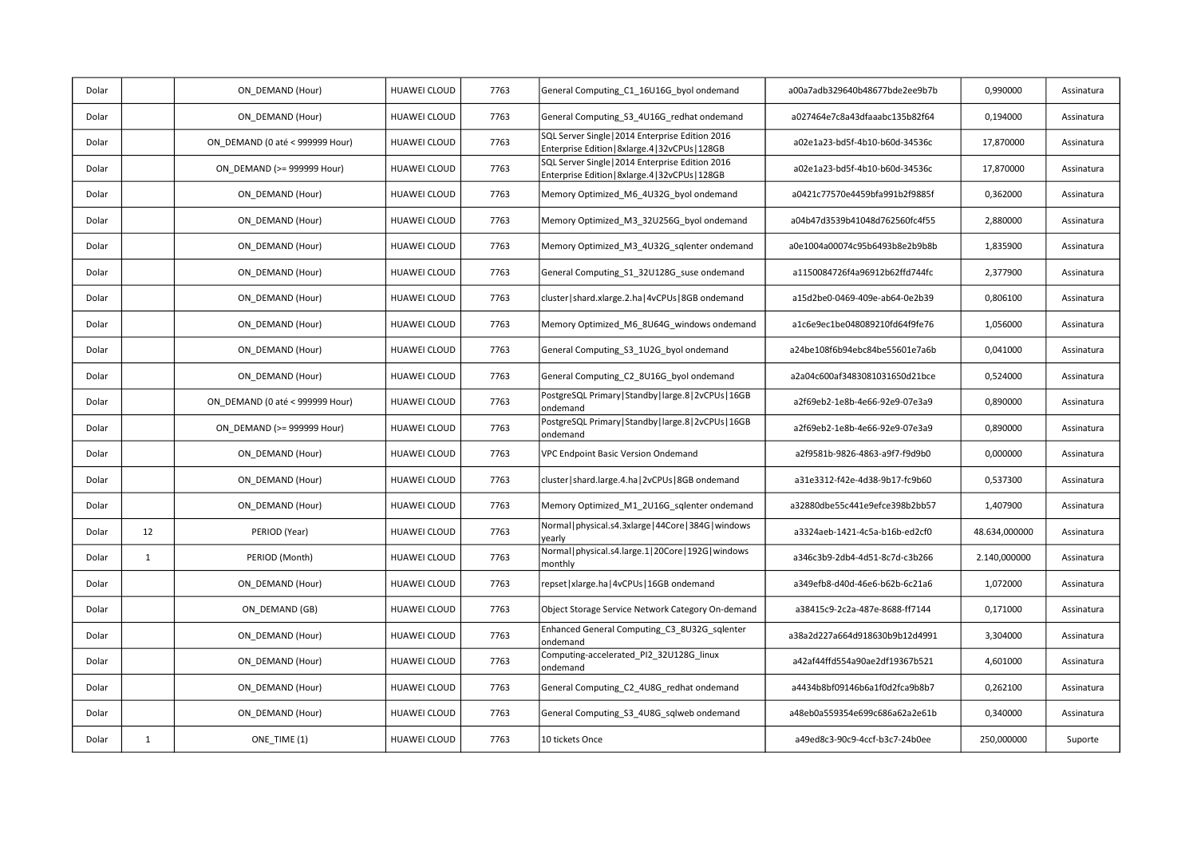| | | | | | | | | |
|---|---|---|---|---|---|---|---|---|
| Dolar | | ON_DEMAND (Hour) | HUAWEI CLOUD | 7763 | General Computing_C1_16U16G_byol ondemand | a00a7adb329640b48677bde2ee9b7b | 0,990000 | Assinatura |
| Dolar | | ON_DEMAND (Hour) | HUAWEI CLOUD | 7763 | General Computing_S3_4U16G_redhat ondemand | a027464e7c8a43dfaaabc135b82f64 | 0,194000 | Assinatura |
| Dolar | | ON_DEMAND (0 até < 999999 Hour) | HUAWEI CLOUD | 7763 | SQL Server Single\|2014 Enterprise Edition 2016 Enterprise Edition\|8xlarge.4\|32vCPUs\|128GB | a02e1a23-bd5f-4b10-b60d-34536c | 17,870000 | Assinatura |
| Dolar | | ON_DEMAND (>= 999999 Hour) | HUAWEI CLOUD | 7763 | SQL Server Single\|2014 Enterprise Edition 2016 Enterprise Edition\|8xlarge.4\|32vCPUs\|128GB | a02e1a23-bd5f-4b10-b60d-34536c | 17,870000 | Assinatura |
| Dolar | | ON_DEMAND (Hour) | HUAWEI CLOUD | 7763 | Memory Optimized_M6_4U32G_byol ondemand | a0421c77570e4459bfa991b2f9885f | 0,362000 | Assinatura |
| Dolar | | ON_DEMAND (Hour) | HUAWEI CLOUD | 7763 | Memory Optimized_M3_32U256G_byol ondemand | a04b47d3539b41048d762560fc4f55 | 2,880000 | Assinatura |
| Dolar | | ON_DEMAND (Hour) | HUAWEI CLOUD | 7763 | Memory Optimized_M3_4U32G_sqlenter ondemand | a0e1004a00074c95b6493b8e2b9b8b | 1,835900 | Assinatura |
| Dolar | | ON_DEMAND (Hour) | HUAWEI CLOUD | 7763 | General Computing_S1_32U128G_suse ondemand | a1150084726f4a96912b62ffd744fc | 2,377900 | Assinatura |
| Dolar | | ON_DEMAND (Hour) | HUAWEI CLOUD | 7763 | cluster\|shard.xlarge.2.ha\|4vCPUs\|8GB ondemand | a15d2be0-0469-409e-ab64-0e2b39 | 0,806100 | Assinatura |
| Dolar | | ON_DEMAND (Hour) | HUAWEI CLOUD | 7763 | Memory Optimized_M6_8U64G_windows ondemand | a1c6e9ec1be048089210fd64f9fe76 | 1,056000 | Assinatura |
| Dolar | | ON_DEMAND (Hour) | HUAWEI CLOUD | 7763 | General Computing_S3_1U2G_byol ondemand | a24be108f6b94ebc84be55601e7a6b | 0,041000 | Assinatura |
| Dolar | | ON_DEMAND (Hour) | HUAWEI CLOUD | 7763 | General Computing_C2_8U16G_byol ondemand | a2a04c600af3483081031650d21bce | 0,524000 | Assinatura |
| Dolar | | ON_DEMAND (0 até < 999999 Hour) | HUAWEI CLOUD | 7763 | PostgreSQL Primary\|Standby\|large.8\|2vCPUs\|16GB ondemand | a2f69eb2-1e8b-4e66-92e9-07e3a9 | 0,890000 | Assinatura |
| Dolar | | ON_DEMAND (>= 999999 Hour) | HUAWEI CLOUD | 7763 | PostgreSQL Primary\|Standby\|large.8\|2vCPUs\|16GB ondemand | a2f69eb2-1e8b-4e66-92e9-07e3a9 | 0,890000 | Assinatura |
| Dolar | | ON_DEMAND (Hour) | HUAWEI CLOUD | 7763 | VPC Endpoint Basic Version Ondemand | a2f9581b-9826-4863-a9f7-f9d9b0 | 0,000000 | Assinatura |
| Dolar | | ON_DEMAND (Hour) | HUAWEI CLOUD | 7763 | cluster\|shard.large.4.ha\|2vCPUs\|8GB ondemand | a31e3312-f42e-4d38-9b17-fc9b60 | 0,537300 | Assinatura |
| Dolar | | ON_DEMAND (Hour) | HUAWEI CLOUD | 7763 | Memory Optimized_M1_2U16G_sqlenter ondemand | a32880dbe55c441e9efce398b2bb57 | 1,407900 | Assinatura |
| Dolar | 12 | PERIOD (Year) | HUAWEI CLOUD | 7763 | Normal\|physical.s4.3xlarge\|44Core\|384G\|windows yearly | a3324aeb-1421-4c5a-b16b-ed2cf0 | 48.634,000000 | Assinatura |
| Dolar | 1 | PERIOD (Month) | HUAWEI CLOUD | 7763 | Normal\|physical.s4.large.1\|20Core\|192G\|windows monthly | a346c3b9-2db4-4d51-8c7d-c3b266 | 2.140,000000 | Assinatura |
| Dolar | | ON_DEMAND (Hour) | HUAWEI CLOUD | 7763 | repset\|xlarge.ha\|4vCPUs\|16GB ondemand | a349efb8-d40d-46e6-b62b-6c21a6 | 1,072000 | Assinatura |
| Dolar | | ON_DEMAND (GB) | HUAWEI CLOUD | 7763 | Object Storage Service Network Category On-demand | a38415c9-2c2a-487e-8688-ff7144 | 0,171000 | Assinatura |
| Dolar | | ON_DEMAND (Hour) | HUAWEI CLOUD | 7763 | Enhanced General Computing_C3_8U32G_sqlenter ondemand | a38a2d227a664d918630b9b12d4991 | 3,304000 | Assinatura |
| Dolar | | ON_DEMAND (Hour) | HUAWEI CLOUD | 7763 | Computing-accelerated_PI2_32U128G_linux ondemand | a42af44ffd554a90ae2df19367b521 | 4,601000 | Assinatura |
| Dolar | | ON_DEMAND (Hour) | HUAWEI CLOUD | 7763 | General Computing_C2_4U8G_redhat ondemand | a4434b8bf09146b6a1f0d2fca9b8b7 | 0,262100 | Assinatura |
| Dolar | | ON_DEMAND (Hour) | HUAWEI CLOUD | 7763 | General Computing_S3_4U8G_sqlweb ondemand | a48eb0a559354e699c686a62a2e61b | 0,340000 | Assinatura |
| Dolar | 1 | ONE_TIME (1) | HUAWEI CLOUD | 7763 | 10 tickets Once | a49ed8c3-90c9-4ccf-b3c7-24b0ee | 250,000000 | Suporte |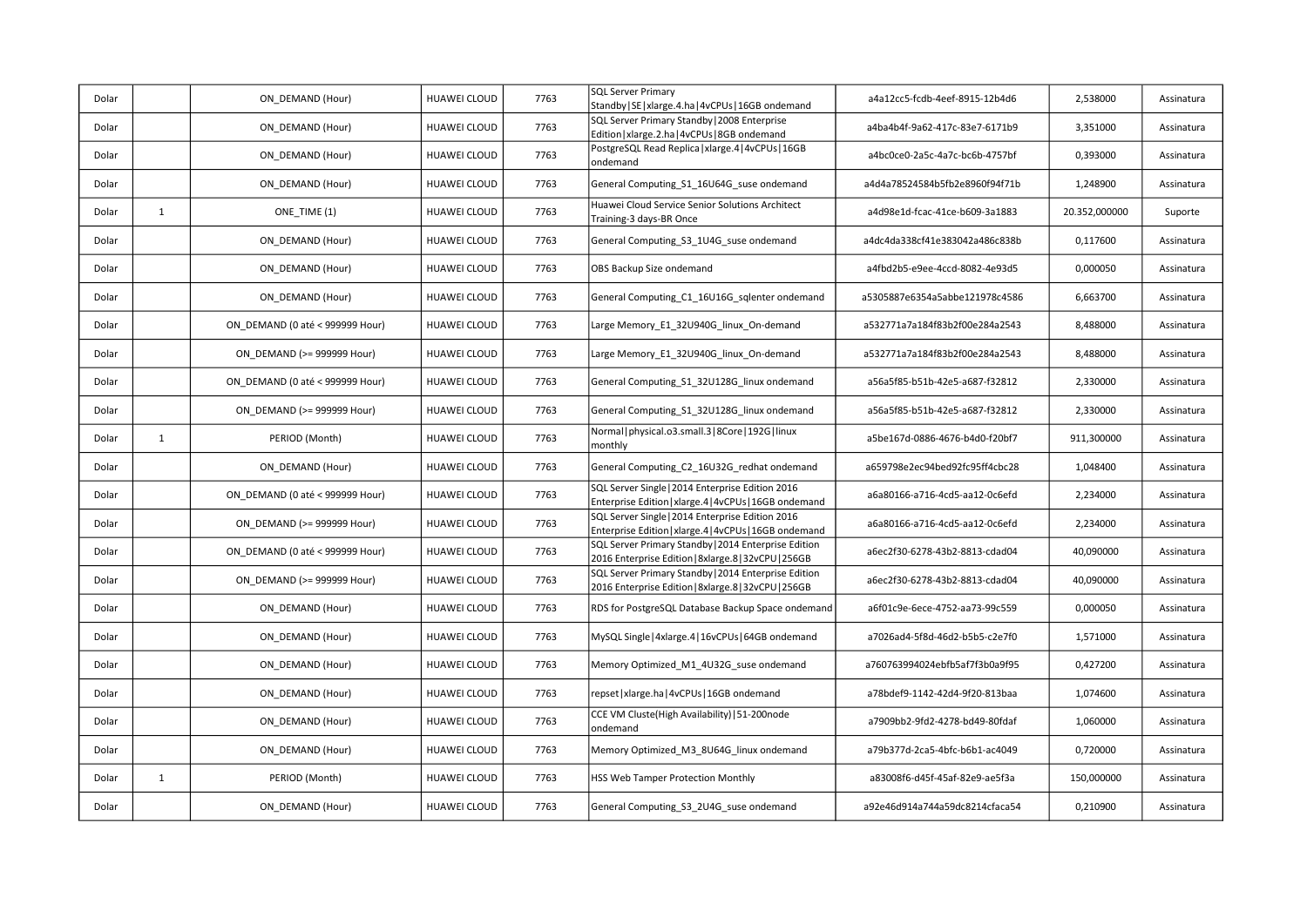| | | | | | | | | |
|---|---|---|---|---|---|---|---|---|
| Dolar | | ON_DEMAND (Hour) | HUAWEI CLOUD | 7763 | SQL Server Primary Standby\|SE\|xlarge.4.ha\|4vCPUs\|16GB ondemand | a4a12cc5-fcdb-4eef-8915-12b4d6 | 2,538000 | Assinatura |
| Dolar | | ON_DEMAND (Hour) | HUAWEI CLOUD | 7763 | SQL Server Primary Standby\|2008 Enterprise Edition\|xlarge.2.ha\|4vCPUs\|8GB ondemand | a4ba4b4f-9a62-417c-83e7-6171b9 | 3,351000 | Assinatura |
| Dolar | | ON_DEMAND (Hour) | HUAWEI CLOUD | 7763 | PostgreSQL Read Replica\|xlarge.4\|4vCPUs\|16GB ondemand | a4bc0ce0-2a5c-4a7c-bc6b-4757bf | 0,393000 | Assinatura |
| Dolar | | ON_DEMAND (Hour) | HUAWEI CLOUD | 7763 | General Computing_S1_16U64G_suse ondemand | a4d4a78524584b5fb2e8960f94f71b | 1,248900 | Assinatura |
| Dolar | 1 | ONE_TIME (1) | HUAWEI CLOUD | 7763 | Huawei Cloud Service Senior Solutions Architect Training-3 days-BR Once | a4d98e1d-fcac-41ce-b609-3a1883 | 20.352,000000 | Suporte |
| Dolar | | ON_DEMAND (Hour) | HUAWEI CLOUD | 7763 | General Computing_S3_1U4G_suse ondemand | a4dc4da338cf41e383042a486c838b | 0,117600 | Assinatura |
| Dolar | | ON_DEMAND (Hour) | HUAWEI CLOUD | 7763 | OBS Backup Size ondemand | a4fbd2b5-e9ee-4ccd-8082-4e93d5 | 0,000050 | Assinatura |
| Dolar | | ON_DEMAND (Hour) | HUAWEI CLOUD | 7763 | General Computing_C1_16U16G_sqlenter ondemand | a5305887e6354a5abbe121978c4586 | 6,663700 | Assinatura |
| Dolar | | ON_DEMAND (0 até < 999999 Hour) | HUAWEI CLOUD | 7763 | Large Memory_E1_32U940G_linux_On-demand | a532771a7a184f83b2f00e284a2543 | 8,488000 | Assinatura |
| Dolar | | ON_DEMAND (>= 999999 Hour) | HUAWEI CLOUD | 7763 | Large Memory_E1_32U940G_linux_On-demand | a532771a7a184f83b2f00e284a2543 | 8,488000 | Assinatura |
| Dolar | | ON_DEMAND (0 até < 999999 Hour) | HUAWEI CLOUD | 7763 | General Computing_S1_32U128G_linux ondemand | a56a5f85-b51b-42e5-a687-f32812 | 2,330000 | Assinatura |
| Dolar | | ON_DEMAND (>= 999999 Hour) | HUAWEI CLOUD | 7763 | General Computing_S1_32U128G_linux ondemand | a56a5f85-b51b-42e5-a687-f32812 | 2,330000 | Assinatura |
| Dolar | 1 | PERIOD (Month) | HUAWEI CLOUD | 7763 | Normal\|physical.o3.small.3\|8Core\|192G\|linux monthly | a5be167d-0886-4676-b4d0-f20bf7 | 911,300000 | Assinatura |
| Dolar | | ON_DEMAND (Hour) | HUAWEI CLOUD | 7763 | General Computing_C2_16U32G_redhat ondemand | a659798e2ec94bed92fc95ff4cbc28 | 1,048400 | Assinatura |
| Dolar | | ON_DEMAND (0 até < 999999 Hour) | HUAWEI CLOUD | 7763 | SQL Server Single\|2014 Enterprise Edition 2016 Enterprise Edition\|xlarge.4\|4vCPUs\|16GB ondemand | a6a80166-a716-4cd5-aa12-0c6efd | 2,234000 | Assinatura |
| Dolar | | ON_DEMAND (>= 999999 Hour) | HUAWEI CLOUD | 7763 | SQL Server Single\|2014 Enterprise Edition 2016 Enterprise Edition\|xlarge.4\|4vCPUs\|16GB ondemand | a6a80166-a716-4cd5-aa12-0c6efd | 2,234000 | Assinatura |
| Dolar | | ON_DEMAND (0 até < 999999 Hour) | HUAWEI CLOUD | 7763 | SQL Server Primary Standby\|2014 Enterprise Edition 2016 Enterprise Edition\|8xlarge.8\|32vCPU\|256GB | a6ec2f30-6278-43b2-8813-cdad04 | 40,090000 | Assinatura |
| Dolar | | ON_DEMAND (>= 999999 Hour) | HUAWEI CLOUD | 7763 | SQL Server Primary Standby\|2014 Enterprise Edition 2016 Enterprise Edition\|8xlarge.8\|32vCPU\|256GB | a6ec2f30-6278-43b2-8813-cdad04 | 40,090000 | Assinatura |
| Dolar | | ON_DEMAND (Hour) | HUAWEI CLOUD | 7763 | RDS for PostgreSQL Database Backup Space ondemand | a6f01c9e-6ece-4752-aa73-99c559 | 0,000050 | Assinatura |
| Dolar | | ON_DEMAND (Hour) | HUAWEI CLOUD | 7763 | MySQL Single\|4xlarge.4\|16vCPUs\|64GB ondemand | a7026ad4-5f8d-46d2-b5b5-c2e7f0 | 1,571000 | Assinatura |
| Dolar | | ON_DEMAND (Hour) | HUAWEI CLOUD | 7763 | Memory Optimized_M1_4U32G_suse ondemand | a760763994024ebfb5af7f3b0a9f95 | 0,427200 | Assinatura |
| Dolar | | ON_DEMAND (Hour) | HUAWEI CLOUD | 7763 | repset\|xlarge.ha\|4vCPUs\|16GB ondemand | a78bdef9-1142-42d4-9f20-813baa | 1,074600 | Assinatura |
| Dolar | | ON_DEMAND (Hour) | HUAWEI CLOUD | 7763 | CCE VM Cluste(High Availability)\|51-200node ondemand | a7909bb2-9fd2-4278-bd49-80fdaf | 1,060000 | Assinatura |
| Dolar | | ON_DEMAND (Hour) | HUAWEI CLOUD | 7763 | Memory Optimized_M3_8U64G_linux ondemand | a79b377d-2ca5-4bfc-b6b1-ac4049 | 0,720000 | Assinatura |
| Dolar | 1 | PERIOD (Month) | HUAWEI CLOUD | 7763 | HSS Web Tamper Protection Monthly | a83008f6-d45f-45af-82e9-ae5f3a | 150,000000 | Assinatura |
| Dolar | | ON_DEMAND (Hour) | HUAWEI CLOUD | 7763 | General Computing_S3_2U4G_suse ondemand | a92e46d914a744a59dc8214cfaca54 | 0,210900 | Assinatura |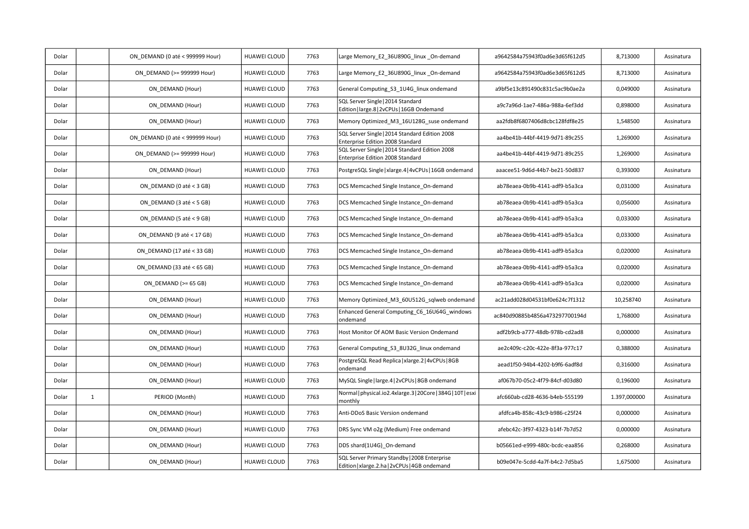| | | | | | | | | |
|---|---|---|---|---|---|---|---|---|
| Dolar | | ON_DEMAND (0 até < 999999 Hour) | HUAWEI CLOUD | 7763 | Large Memory_E2_36U890G_linux _On-demand | a9642584a75943f0ad6e3d65f612d5 | 8,713000 | Assinatura |
| Dolar | | ON_DEMAND (>= 999999 Hour) | HUAWEI CLOUD | 7763 | Large Memory_E2_36U890G_linux _On-demand | a9642584a75943f0ad6e3d65f612d5 | 8,713000 | Assinatura |
| Dolar | | ON_DEMAND (Hour) | HUAWEI CLOUD | 7763 | General Computing_S3_1U4G_linux ondemand | a9bf5e13c891490c831c5ac9b0ae2a | 0,049000 | Assinatura |
| Dolar | | ON_DEMAND (Hour) | HUAWEI CLOUD | 7763 | SQL Server Single\|2014 Standard Edition\|large.8\|2vCPUs\|16GB Ondemand | a9c7a96d-1ae7-486a-988a-6ef3dd | 0,898000 | Assinatura |
| Dolar | | ON_DEMAND (Hour) | HUAWEI CLOUD | 7763 | Memory Optimized_M3_16U128G_suse ondemand | aa2fdb8f6807406d8cbc128fdf8e25 | 1,548500 | Assinatura |
| Dolar | | ON_DEMAND (0 até < 999999 Hour) | HUAWEI CLOUD | 7763 | SQL Server Single\|2014 Standard Edition 2008 Enterprise Edition 2008 Standard | aa4be41b-44bf-4419-9d71-89c255 | 1,269000 | Assinatura |
| Dolar | | ON_DEMAND (>= 999999 Hour) | HUAWEI CLOUD | 7763 | SQL Server Single\|2014 Standard Edition 2008 Enterprise Edition 2008 Standard | aa4be41b-44bf-4419-9d71-89c255 | 1,269000 | Assinatura |
| Dolar | | ON_DEMAND (Hour) | HUAWEI CLOUD | 7763 | PostgreSQL Single\|xlarge.4\|4vCPUs\|16GB ondemand | aaacee51-9d6d-44b7-be21-50d837 | 0,393000 | Assinatura |
| Dolar | | ON_DEMAND (0 até < 3 GB) | HUAWEI CLOUD | 7763 | DCS Memcached Single Instance_On-demand | ab78eaea-0b9b-4141-adf9-b5a3ca | 0,031000 | Assinatura |
| Dolar | | ON_DEMAND (3 até < 5 GB) | HUAWEI CLOUD | 7763 | DCS Memcached Single Instance_On-demand | ab78eaea-0b9b-4141-adf9-b5a3ca | 0,056000 | Assinatura |
| Dolar | | ON_DEMAND (5 até < 9 GB) | HUAWEI CLOUD | 7763 | DCS Memcached Single Instance_On-demand | ab78eaea-0b9b-4141-adf9-b5a3ca | 0,033000 | Assinatura |
| Dolar | | ON_DEMAND (9 até < 17 GB) | HUAWEI CLOUD | 7763 | DCS Memcached Single Instance_On-demand | ab78eaea-0b9b-4141-adf9-b5a3ca | 0,033000 | Assinatura |
| Dolar | | ON_DEMAND (17 até < 33 GB) | HUAWEI CLOUD | 7763 | DCS Memcached Single Instance_On-demand | ab78eaea-0b9b-4141-adf9-b5a3ca | 0,020000 | Assinatura |
| Dolar | | ON_DEMAND (33 até < 65 GB) | HUAWEI CLOUD | 7763 | DCS Memcached Single Instance_On-demand | ab78eaea-0b9b-4141-adf9-b5a3ca | 0,020000 | Assinatura |
| Dolar | | ON_DEMAND (>= 65 GB) | HUAWEI CLOUD | 7763 | DCS Memcached Single Instance_On-demand | ab78eaea-0b9b-4141-adf9-b5a3ca | 0,020000 | Assinatura |
| Dolar | | ON_DEMAND (Hour) | HUAWEI CLOUD | 7763 | Memory Optimized_M3_60U512G_sqlweb ondemand | ac21add028d04531bf0e624c7f1312 | 10,258740 | Assinatura |
| Dolar | | ON_DEMAND (Hour) | HUAWEI CLOUD | 7763 | Enhanced General Computing_C6_16U64G_windows ondemand | ac840d90885b4856a473297700194d | 1,768000 | Assinatura |
| Dolar | | ON_DEMAND (Hour) | HUAWEI CLOUD | 7763 | Host Monitor Of AOM Basic Version Ondemand | adf2b9cb-a777-48db-978b-cd2ad8 | 0,000000 | Assinatura |
| Dolar | | ON_DEMAND (Hour) | HUAWEI CLOUD | 7763 | General Computing_S3_8U32G_linux ondemand | ae2c409c-c20c-422e-8f3a-977c17 | 0,388000 | Assinatura |
| Dolar | | ON_DEMAND (Hour) | HUAWEI CLOUD | 7763 | PostgreSQL Read Replica\|xlarge.2\|4vCPUs\|8GB ondemand | aead1f50-94b4-4202-b9f6-6adf8d | 0,316000 | Assinatura |
| Dolar | | ON_DEMAND (Hour) | HUAWEI CLOUD | 7763 | MySQL Single\|large.4\|2vCPUs\|8GB ondemand | af067b70-05c2-4f79-84cf-d03d80 | 0,196000 | Assinatura |
| Dolar | 1 | PERIOD (Month) | HUAWEI CLOUD | 7763 | Normal\|physical.io2.4xlarge.3\|20Core\|384G\|10T\|esxi monthly | afc660ab-cd28-4636-b4eb-555199 | 1.397,000000 | Assinatura |
| Dolar | | ON_DEMAND (Hour) | HUAWEI CLOUD | 7763 | Anti-DDoS Basic Version ondemand | afdfca4b-858c-43c9-b986-c25f24 | 0,000000 | Assinatura |
| Dolar | | ON_DEMAND (Hour) | HUAWEI CLOUD | 7763 | DRS Sync VM o2g (Medium) Free ondemand | afebc42c-3f97-4323-b14f-7b7d52 | 0,000000 | Assinatura |
| Dolar | | ON_DEMAND (Hour) | HUAWEI CLOUD | 7763 | DDS shard(1U4G)_On-demand | b05661ed-e999-480c-bcdc-eaa856 | 0,268000 | Assinatura |
| Dolar | | ON_DEMAND (Hour) | HUAWEI CLOUD | 7763 | SQL Server Primary Standby\|2008 Enterprise Edition\|xlarge.2.ha\|2vCPUs\|4GB ondemand | b09e047e-5cdd-4a7f-b4c2-7d5ba5 | 1,675000 | Assinatura |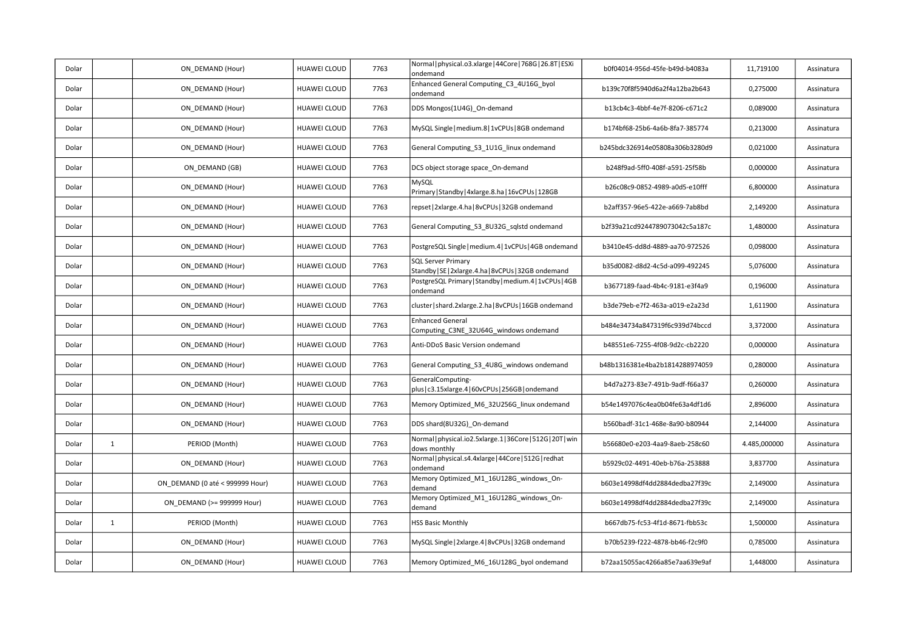| | | | | | | | | |
|---|---|---|---|---|---|---|---|---|
| Dolar | | ON_DEMAND (Hour) | HUAWEI CLOUD | 7763 | Normal\|physical.o3.xlarge\|44Core\|768G\|26.8T\|ESXi ondemand | b0f04014-956d-45fe-b49d-b4083a | 11,719100 | Assinatura |
| Dolar | | ON_DEMAND (Hour) | HUAWEI CLOUD | 7763 | Enhanced General Computing_C3_4U16G_byol ondemand | b139c70f8f5940d6a2f4a12ba2b643 | 0,275000 | Assinatura |
| Dolar | | ON_DEMAND (Hour) | HUAWEI CLOUD | 7763 | DDS Mongos(1U4G)_On-demand | b13cb4c3-4bbf-4e7f-8206-c671c2 | 0,089000 | Assinatura |
| Dolar | | ON_DEMAND (Hour) | HUAWEI CLOUD | 7763 | MySQL Single\|medium.8\|1vCPUs\|8GB ondemand | b174bf68-25b6-4a6b-8fa7-385774 | 0,213000 | Assinatura |
| Dolar | | ON_DEMAND (Hour) | HUAWEI CLOUD | 7763 | General Computing_S3_1U1G_linux ondemand | b245bdc326914e05808a306b3280d9 | 0,021000 | Assinatura |
| Dolar | | ON_DEMAND (GB) | HUAWEI CLOUD | 7763 | DCS object storage space_On-demand | b248f9ad-5ff0-408f-a591-25f58b | 0,000000 | Assinatura |
| Dolar | | ON_DEMAND (Hour) | HUAWEI CLOUD | 7763 | MySQL Primary\|Standby\|4xlarge.8.ha\|16vCPUs\|128GB | b26c08c9-0852-4989-a0d5-e10fff | 6,800000 | Assinatura |
| Dolar | | ON_DEMAND (Hour) | HUAWEI CLOUD | 7763 | repset\|2xlarge.4.ha\|8vCPUs\|32GB ondemand | b2aff357-96e5-422e-a669-7ab8bd | 2,149200 | Assinatura |
| Dolar | | ON_DEMAND (Hour) | HUAWEI CLOUD | 7763 | General Computing_S3_8U32G_sqlstd ondemand | b2f39a21cd9244789073042c5a187c | 1,480000 | Assinatura |
| Dolar | | ON_DEMAND (Hour) | HUAWEI CLOUD | 7763 | PostgreSQL Single\|medium.4\|1vCPUs\|4GB ondemand | b3410e45-dd8d-4889-aa70-972526 | 0,098000 | Assinatura |
| Dolar | | ON_DEMAND (Hour) | HUAWEI CLOUD | 7763 | SQL Server Primary Standby\|SE\|2xlarge.4.ha\|8vCPUs\|32GB ondemand | b35d0082-d8d2-4c5d-a099-492245 | 5,076000 | Assinatura |
| Dolar | | ON_DEMAND (Hour) | HUAWEI CLOUD | 7763 | PostgreSQL Primary\|Standby\|medium.4\|1vCPUs\|4GB ondemand | b3677189-faad-4b4c-9181-e3f4a9 | 0,196000 | Assinatura |
| Dolar | | ON_DEMAND (Hour) | HUAWEI CLOUD | 7763 | cluster\|shard.2xlarge.2.ha\|8vCPUs\|16GB ondemand | b3de79eb-e7f2-463a-a019-e2a23d | 1,611900 | Assinatura |
| Dolar | | ON_DEMAND (Hour) | HUAWEI CLOUD | 7763 | Enhanced General Computing_C3NE_32U64G_windows ondemand | b484e34734a847319f6c939d74bccd | 3,372000 | Assinatura |
| Dolar | | ON_DEMAND (Hour) | HUAWEI CLOUD | 7763 | Anti-DDoS Basic Version ondemand | b48551e6-7255-4f08-9d2c-cb2220 | 0,000000 | Assinatura |
| Dolar | | ON_DEMAND (Hour) | HUAWEI CLOUD | 7763 | General Computing_S3_4U8G_windows ondemand | b48b1316381e4ba2b1814288974059 | 0,280000 | Assinatura |
| Dolar | | ON_DEMAND (Hour) | HUAWEI CLOUD | 7763 | GeneralComputing-plus\|c3.15xlarge.4\|60vCPUs\|256GB\|ondemand | b4d7a273-83e7-491b-9adf-f66a37 | 0,260000 | Assinatura |
| Dolar | | ON_DEMAND (Hour) | HUAWEI CLOUD | 7763 | Memory Optimized_M6_32U256G_linux ondemand | b54e1497076c4ea0b04fe63a4df1d6 | 2,896000 | Assinatura |
| Dolar | | ON_DEMAND (Hour) | HUAWEI CLOUD | 7763 | DDS shard(8U32G)_On-demand | b560badf-31c1-468e-8a90-b80944 | 2,144000 | Assinatura |
| Dolar | 1 | PERIOD (Month) | HUAWEI CLOUD | 7763 | Normal\|physical.io2.5xlarge.1\|36Core\|512G\|20T\|windows monthly | b56680e0-e203-4aa9-8aeb-258c60 | 4.485,000000 | Assinatura |
| Dolar | | ON_DEMAND (Hour) | HUAWEI CLOUD | 7763 | Normal\|physical.s4.4xlarge\|44Core\|512G\|redhat ondemand | b5929c02-4491-40eb-b76a-253888 | 3,837700 | Assinatura |
| Dolar | | ON_DEMAND (0 até < 999999 Hour) | HUAWEI CLOUD | 7763 | Memory Optimized_M1_16U128G_windows_On-demand | b603e14998df4dd2884dedba27f39c | 2,149000 | Assinatura |
| Dolar | | ON_DEMAND (>= 999999 Hour) | HUAWEI CLOUD | 7763 | Memory Optimized_M1_16U128G_windows_On-demand | b603e14998df4dd2884dedba27f39c | 2,149000 | Assinatura |
| Dolar | 1 | PERIOD (Month) | HUAWEI CLOUD | 7763 | HSS Basic Monthly | b667db75-fc53-4f1d-8671-fbb53c | 1,500000 | Assinatura |
| Dolar | | ON_DEMAND (Hour) | HUAWEI CLOUD | 7763 | MySQL Single\|2xlarge.4\|8vCPUs\|32GB ondemand | b70b5239-f222-4878-bb46-f2c9f0 | 0,785000 | Assinatura |
| Dolar | | ON_DEMAND (Hour) | HUAWEI CLOUD | 7763 | Memory Optimized_M6_16U128G_byol ondemand | b72aa15055ac4266a85e7aa639e9af | 1,448000 | Assinatura |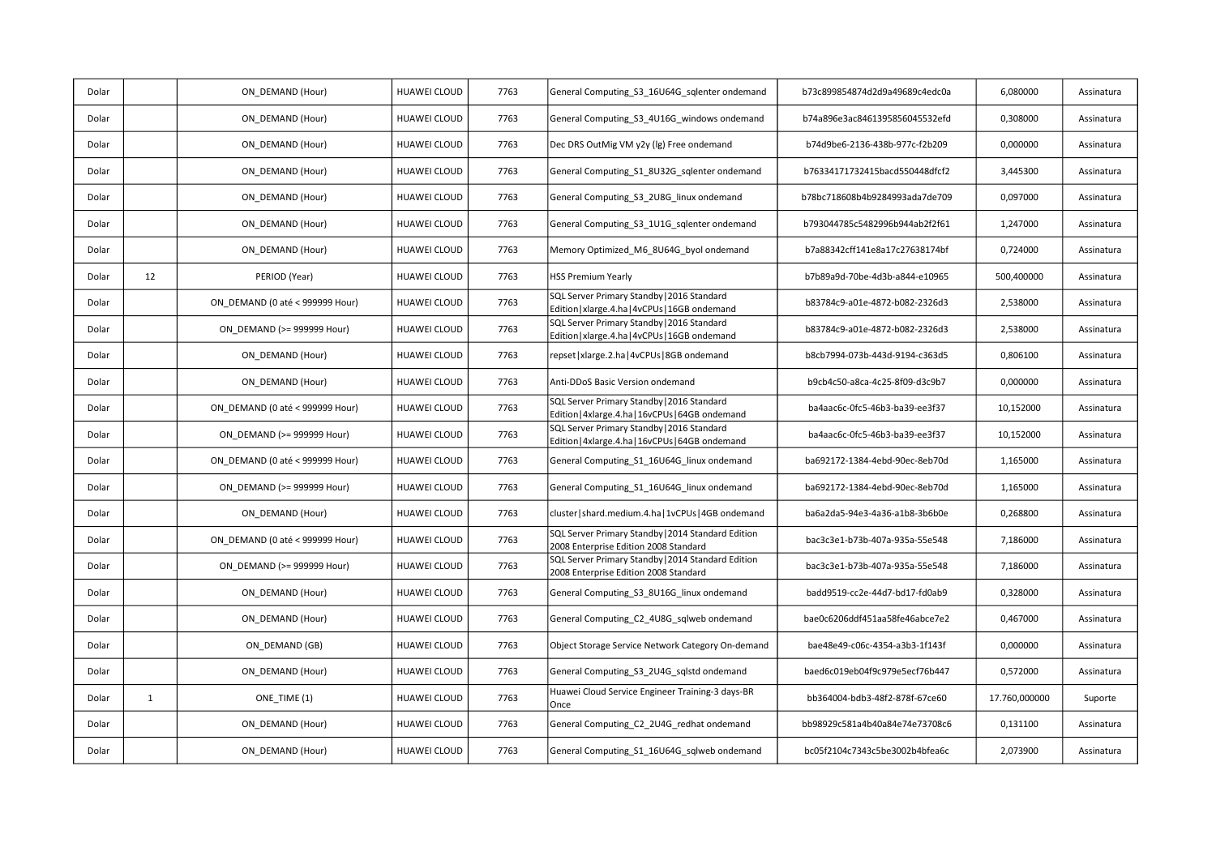| | | | | | | | | |
|---|---|---|---|---|---|---|---|---|
| Dolar | | ON_DEMAND (Hour) | HUAWEI CLOUD | 7763 | General Computing_S3_16U64G_sqlenter ondemand | b73c899854874d2d9a49689c4edc0a | 6,080000 | Assinatura |
| Dolar | | ON_DEMAND (Hour) | HUAWEI CLOUD | 7763 | General Computing_S3_4U16G_windows ondemand | b74a896e3ac8461395856045532efd | 0,308000 | Assinatura |
| Dolar | | ON_DEMAND (Hour) | HUAWEI CLOUD | 7763 | Dec DRS OutMig VM y2y (lg) Free ondemand | b74d9be6-2136-438b-977c-f2b209 | 0,000000 | Assinatura |
| Dolar | | ON_DEMAND (Hour) | HUAWEI CLOUD | 7763 | General Computing_S1_8U32G_sqlenter ondemand | b76334171732415bacd550448dfcf2 | 3,445300 | Assinatura |
| Dolar | | ON_DEMAND (Hour) | HUAWEI CLOUD | 7763 | General Computing_S3_2U8G_linux ondemand | b78bc718608b4b9284993ada7de709 | 0,097000 | Assinatura |
| Dolar | | ON_DEMAND (Hour) | HUAWEI CLOUD | 7763 | General Computing_S3_1U1G_sqlenter ondemand | b793044785c5482996b944ab2f2f61 | 1,247000 | Assinatura |
| Dolar | | ON_DEMAND (Hour) | HUAWEI CLOUD | 7763 | Memory Optimized_M6_8U64G_byol ondemand | b7a88342cff141e8a17c27638174bf | 0,724000 | Assinatura |
| Dolar | 12 | PERIOD (Year) | HUAWEI CLOUD | 7763 | HSS Premium Yearly | b7b89a9d-70be-4d3b-a844-e10965 | 500,400000 | Assinatura |
| Dolar | | ON_DEMAND (0 até < 999999 Hour) | HUAWEI CLOUD | 7763 | SQL Server Primary Standby\|2016 Standard Edition\|xlarge.4.ha\|4vCPUs\|16GB ondemand | b83784c9-a01e-4872-b082-2326d3 | 2,538000 | Assinatura |
| Dolar | | ON_DEMAND (>= 999999 Hour) | HUAWEI CLOUD | 7763 | SQL Server Primary Standby\|2016 Standard Edition\|xlarge.4.ha\|4vCPUs\|16GB ondemand | b83784c9-a01e-4872-b082-2326d3 | 2,538000 | Assinatura |
| Dolar | | ON_DEMAND (Hour) | HUAWEI CLOUD | 7763 | repset\|xlarge.2.ha\|4vCPUs\|8GB ondemand | b8cb7994-073b-443d-9194-c363d5 | 0,806100 | Assinatura |
| Dolar | | ON_DEMAND (Hour) | HUAWEI CLOUD | 7763 | Anti-DDoS Basic Version ondemand | b9cb4c50-a8ca-4c25-8f09-d3c9b7 | 0,000000 | Assinatura |
| Dolar | | ON_DEMAND (0 até < 999999 Hour) | HUAWEI CLOUD | 7763 | SQL Server Primary Standby\|2016 Standard Edition\|4xlarge.4.ha\|16vCPUs\|64GB ondemand | ba4aac6c-0fc5-46b3-ba39-ee3f37 | 10,152000 | Assinatura |
| Dolar | | ON_DEMAND (>= 999999 Hour) | HUAWEI CLOUD | 7763 | SQL Server Primary Standby\|2016 Standard Edition\|4xlarge.4.ha\|16vCPUs\|64GB ondemand | ba4aac6c-0fc5-46b3-ba39-ee3f37 | 10,152000 | Assinatura |
| Dolar | | ON_DEMAND (0 até < 999999 Hour) | HUAWEI CLOUD | 7763 | General Computing_S1_16U64G_linux ondemand | ba692172-1384-4ebd-90ec-8eb70d | 1,165000 | Assinatura |
| Dolar | | ON_DEMAND (>= 999999 Hour) | HUAWEI CLOUD | 7763 | General Computing_S1_16U64G_linux ondemand | ba692172-1384-4ebd-90ec-8eb70d | 1,165000 | Assinatura |
| Dolar | | ON_DEMAND (Hour) | HUAWEI CLOUD | 7763 | cluster\|shard.medium.4.ha\|1vCPUs\|4GB ondemand | ba6a2da5-94e3-4a36-a1b8-3b6b0e | 0,268800 | Assinatura |
| Dolar | | ON_DEMAND (0 até < 999999 Hour) | HUAWEI CLOUD | 7763 | SQL Server Primary Standby\|2014 Standard Edition 2008 Enterprise Edition 2008 Standard | bac3c3e1-b73b-407a-935a-55e548 | 7,186000 | Assinatura |
| Dolar | | ON_DEMAND (>= 999999 Hour) | HUAWEI CLOUD | 7763 | SQL Server Primary Standby\|2014 Standard Edition 2008 Enterprise Edition 2008 Standard | bac3c3e1-b73b-407a-935a-55e548 | 7,186000 | Assinatura |
| Dolar | | ON_DEMAND (Hour) | HUAWEI CLOUD | 7763 | General Computing_S3_8U16G_linux ondemand | badd9519-cc2e-44d7-bd17-fd0ab9 | 0,328000 | Assinatura |
| Dolar | | ON_DEMAND (Hour) | HUAWEI CLOUD | 7763 | General Computing_C2_4U8G_sqlweb ondemand | bae0c6206ddf451aa58fe46abce7e2 | 0,467000 | Assinatura |
| Dolar | | ON_DEMAND (GB) | HUAWEI CLOUD | 7763 | Object Storage Service Network Category On-demand | bae48e49-c06c-4354-a3b3-1f143f | 0,000000 | Assinatura |
| Dolar | | ON_DEMAND (Hour) | HUAWEI CLOUD | 7763 | General Computing_S3_2U4G_sqlstd ondemand | baed6c019eb04f9c979e5ecf76b447 | 0,572000 | Assinatura |
| Dolar | 1 | ONE_TIME (1) | HUAWEI CLOUD | 7763 | Huawei Cloud Service Engineer Training-3 days-BR Once | bb364004-bdb3-48f2-878f-67ce60 | 17.760,000000 | Suporte |
| Dolar | | ON_DEMAND (Hour) | HUAWEI CLOUD | 7763 | General Computing_C2_2U4G_redhat ondemand | bb98929c581a4b40a84e74e73708c6 | 0,131100 | Assinatura |
| Dolar | | ON_DEMAND (Hour) | HUAWEI CLOUD | 7763 | General Computing_S1_16U64G_sqlweb ondemand | bc05f2104c7343c5be3002b4bfea6c | 2,073900 | Assinatura |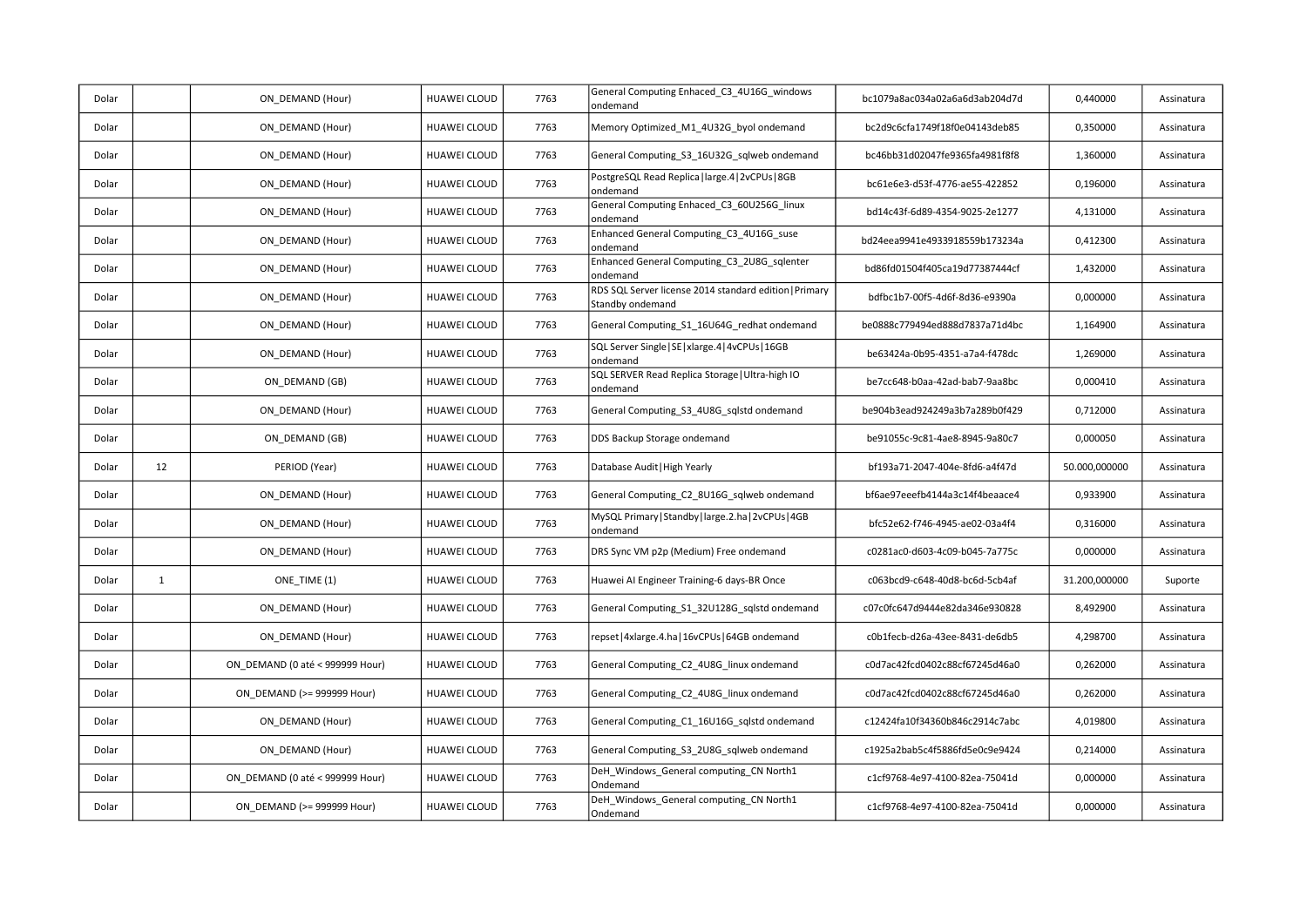| | | | | | | | | |
|---|---|---|---|---|---|---|---|---|
| Dolar | | ON_DEMAND (Hour) | HUAWEI CLOUD | 7763 | General Computing Enhaced_C3_4U16G_windows ondemand | bc1079a8ac034a02a6a6d3ab204d7d | 0,440000 | Assinatura |
| Dolar | | ON_DEMAND (Hour) | HUAWEI CLOUD | 7763 | Memory Optimized_M1_4U32G_byol ondemand | bc2d9c6cfa1749f18f0e04143deb85 | 0,350000 | Assinatura |
| Dolar | | ON_DEMAND (Hour) | HUAWEI CLOUD | 7763 | General Computing_S3_16U32G_sqlweb ondemand | bc46bb31d02047fe9365fa4981f8f8 | 1,360000 | Assinatura |
| Dolar | | ON_DEMAND (Hour) | HUAWEI CLOUD | 7763 | PostgreSQL Read Replica\|large.4\|2vCPUs\|8GB ondemand | bc61e6e3-d53f-4776-ae55-422852 | 0,196000 | Assinatura |
| Dolar | | ON_DEMAND (Hour) | HUAWEI CLOUD | 7763 | General Computing Enhaced_C3_60U256G_linux ondemand | bd14c43f-6d89-4354-9025-2e1277 | 4,131000 | Assinatura |
| Dolar | | ON_DEMAND (Hour) | HUAWEI CLOUD | 7763 | Enhanced General Computing_C3_4U16G_suse ondemand | bd24eea9941e4933918559b173234a | 0,412300 | Assinatura |
| Dolar | | ON_DEMAND (Hour) | HUAWEI CLOUD | 7763 | Enhanced General Computing_C3_2U8G_sqlenter ondemand | bd86fd01504f405ca19d77387444cf | 1,432000 | Assinatura |
| Dolar | | ON_DEMAND (Hour) | HUAWEI CLOUD | 7763 | RDS SQL Server license 2014 standard edition\|Primary Standby ondemand | bdfbc1b7-00f5-4d6f-8d36-e9390a | 0,000000 | Assinatura |
| Dolar | | ON_DEMAND (Hour) | HUAWEI CLOUD | 7763 | General Computing_S1_16U64G_redhat ondemand | be0888c779494ed888d7837a71d4bc | 1,164900 | Assinatura |
| Dolar | | ON_DEMAND (Hour) | HUAWEI CLOUD | 7763 | SQL Server Single\|SE\|xlarge.4\|4vCPUs\|16GB ondemand | be63424a-0b95-4351-a7a4-f478dc | 1,269000 | Assinatura |
| Dolar | | ON_DEMAND (GB) | HUAWEI CLOUD | 7763 | SQL SERVER Read Replica Storage\|Ultra-high IO ondemand | be7cc648-b0aa-42ad-bab7-9aa8bc | 0,000410 | Assinatura |
| Dolar | | ON_DEMAND (Hour) | HUAWEI CLOUD | 7763 | General Computing_S3_4U8G_sqlstd ondemand | be904b3ead924249a3b7a289b0f429 | 0,712000 | Assinatura |
| Dolar | | ON_DEMAND (GB) | HUAWEI CLOUD | 7763 | DDS Backup Storage ondemand | be91055c-9c81-4ae8-8945-9a80c7 | 0,000050 | Assinatura |
| Dolar | 12 | PERIOD (Year) | HUAWEI CLOUD | 7763 | Database Audit\|High Yearly | bf193a71-2047-404e-8fd6-a4f47d | 50.000,000000 | Assinatura |
| Dolar | | ON_DEMAND (Hour) | HUAWEI CLOUD | 7763 | General Computing_C2_8U16G_sqlweb ondemand | bf6ae97eeefb4144a3c14f4beaace4 | 0,933900 | Assinatura |
| Dolar | | ON_DEMAND (Hour) | HUAWEI CLOUD | 7763 | MySQL Primary\|Standby\|large.2.ha\|2vCPUs\|4GB ondemand | bfc52e62-f746-4945-ae02-03a4f4 | 0,316000 | Assinatura |
| Dolar | | ON_DEMAND (Hour) | HUAWEI CLOUD | 7763 | DRS Sync VM p2p (Medium) Free ondemand | c0281ac0-d603-4c09-b045-7a775c | 0,000000 | Assinatura |
| Dolar | 1 | ONE_TIME (1) | HUAWEI CLOUD | 7763 | Huawei AI Engineer Training-6 days-BR Once | c063bcd9-c648-40d8-bc6d-5cb4af | 31.200,000000 | Suporte |
| Dolar | | ON_DEMAND (Hour) | HUAWEI CLOUD | 7763 | General Computing_S1_32U128G_sqlstd ondemand | c07c0fc647d9444e82da346e930828 | 8,492900 | Assinatura |
| Dolar | | ON_DEMAND (Hour) | HUAWEI CLOUD | 7763 | repset\|4xlarge.4.ha\|16vCPUs\|64GB ondemand | c0b1fecb-d26a-43ee-8431-de6db5 | 4,298700 | Assinatura |
| Dolar | | ON_DEMAND (0 até < 999999 Hour) | HUAWEI CLOUD | 7763 | General Computing_C2_4U8G_linux ondemand | c0d7ac42fcd0402c88cf67245d46a0 | 0,262000 | Assinatura |
| Dolar | | ON_DEMAND (>= 999999 Hour) | HUAWEI CLOUD | 7763 | General Computing_C2_4U8G_linux ondemand | c0d7ac42fcd0402c88cf67245d46a0 | 0,262000 | Assinatura |
| Dolar | | ON_DEMAND (Hour) | HUAWEI CLOUD | 7763 | General Computing_C1_16U16G_sqlstd ondemand | c12424fa10f34360b846c2914c7abc | 4,019800 | Assinatura |
| Dolar | | ON_DEMAND (Hour) | HUAWEI CLOUD | 7763 | General Computing_S3_2U8G_sqlweb ondemand | c1925a2bab5c4f5886fd5e0c9e9424 | 0,214000 | Assinatura |
| Dolar | | ON_DEMAND (0 até < 999999 Hour) | HUAWEI CLOUD | 7763 | DeH_Windows_General computing_CN North1 Ondemand | c1cf9768-4e97-4100-82ea-75041d | 0,000000 | Assinatura |
| Dolar | | ON_DEMAND (>= 999999 Hour) | HUAWEI CLOUD | 7763 | DeH_Windows_General computing_CN North1 Ondemand | c1cf9768-4e97-4100-82ea-75041d | 0,000000 | Assinatura |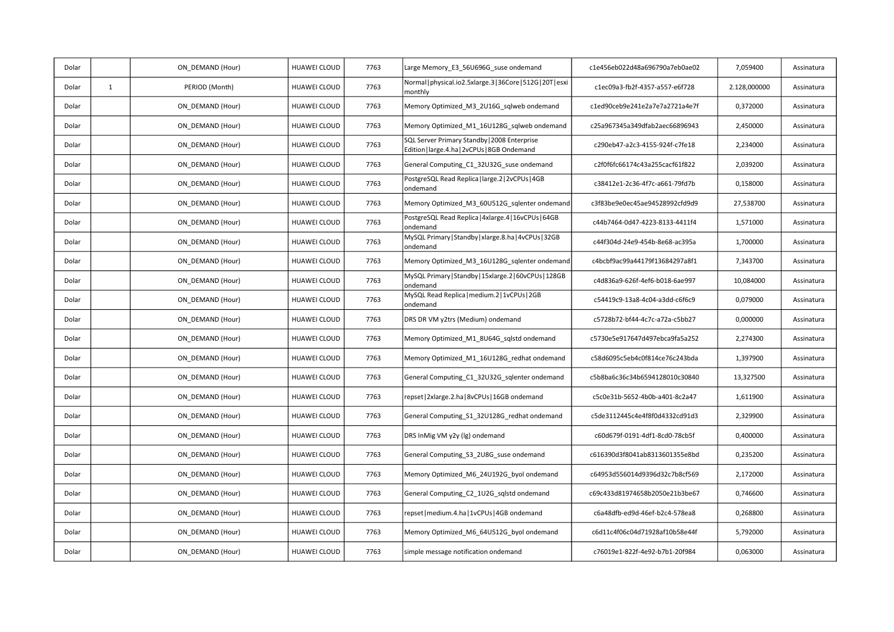| | | | | | | | | |
|---|---|---|---|---|---|---|---|---|
| Dolar | | ON_DEMAND (Hour) | HUAWEI CLOUD | 7763 | Large Memory_E3_56U696G_suse ondemand | c1e456eb022d48a696790a7eb0ae02 | 7,059400 | Assinatura |
| Dolar | 1 | PERIOD (Month) | HUAWEI CLOUD | 7763 | Normal\|physical.io2.5xlarge.3\|36Core\|512G\|20T\|esxi monthly | c1ec09a3-fb2f-4357-a557-e6f728 | 2.128,000000 | Assinatura |
| Dolar | | ON_DEMAND (Hour) | HUAWEI CLOUD | 7763 | Memory Optimized_M3_2U16G_sqlweb ondemand | c1ed90ceb9e241e2a7e7a2721a4e7f | 0,372000 | Assinatura |
| Dolar | | ON_DEMAND (Hour) | HUAWEI CLOUD | 7763 | Memory Optimized_M1_16U128G_sqlweb ondemand | c25a967345a349dfab2aec66896943 | 2,450000 | Assinatura |
| Dolar | | ON_DEMAND (Hour) | HUAWEI CLOUD | 7763 | SQL Server Primary Standby\|2008 Enterprise Edition\|large.4.ha\|2vCPUs\|8GB Ondemand | c290eb47-a2c3-4155-924f-c7fe18 | 2,234000 | Assinatura |
| Dolar | | ON_DEMAND (Hour) | HUAWEI CLOUD | 7763 | General Computing_C1_32U32G_suse ondemand | c2f0f6fc66174c43a255cacf61f822 | 2,039200 | Assinatura |
| Dolar | | ON_DEMAND (Hour) | HUAWEI CLOUD | 7763 | PostgreSQL Read Replica\|large.2\|2vCPUs\|4GB ondemand | c38412e1-2c36-4f7c-a661-79fd7b | 0,158000 | Assinatura |
| Dolar | | ON_DEMAND (Hour) | HUAWEI CLOUD | 7763 | Memory Optimized_M3_60U512G_sqlenter ondemand | c3f83be9e0ec45ae94528992cfd9d9 | 27,538700 | Assinatura |
| Dolar | | ON_DEMAND (Hour) | HUAWEI CLOUD | 7763 | PostgreSQL Read Replica\|4xlarge.4\|16vCPUs\|64GB ondemand | c44b7464-0d47-4223-8133-4411f4 | 1,571000 | Assinatura |
| Dolar | | ON_DEMAND (Hour) | HUAWEI CLOUD | 7763 | MySQL Primary\|Standby\|xlarge.8.ha\|4vCPUs\|32GB ondemand | c44f304d-24e9-454b-8e68-ac395a | 1,700000 | Assinatura |
| Dolar | | ON_DEMAND (Hour) | HUAWEI CLOUD | 7763 | Memory Optimized_M3_16U128G_sqlenter ondemand | c4bcbf9ac99a44179f13684297a8f1 | 7,343700 | Assinatura |
| Dolar | | ON_DEMAND (Hour) | HUAWEI CLOUD | 7763 | MySQL Primary\|Standby\|15xlarge.2\|60vCPUs\|128GB ondemand | c4d836a9-626f-4ef6-b018-6ae997 | 10,084000 | Assinatura |
| Dolar | | ON_DEMAND (Hour) | HUAWEI CLOUD | 7763 | MySQL Read Replica\|medium.2\|1vCPUs\|2GB ondemand | c54419c9-13a8-4c04-a3dd-c6f6c9 | 0,079000 | Assinatura |
| Dolar | | ON_DEMAND (Hour) | HUAWEI CLOUD | 7763 | DRS DR VM y2trs (Medium) ondemand | c5728b72-bf44-4c7c-a72a-c5bb27 | 0,000000 | Assinatura |
| Dolar | | ON_DEMAND (Hour) | HUAWEI CLOUD | 7763 | Memory Optimized_M1_8U64G_sqlstd ondemand | c5730e5e917647d497ebca9fa5a252 | 2,274300 | Assinatura |
| Dolar | | ON_DEMAND (Hour) | HUAWEI CLOUD | 7763 | Memory Optimized_M1_16U128G_redhat ondemand | c58d6095c5eb4c0f814ce76c243bda | 1,397900 | Assinatura |
| Dolar | | ON_DEMAND (Hour) | HUAWEI CLOUD | 7763 | General Computing_C1_32U32G_sqlenter ondemand | c5b8ba6c36c34b6594128010c30840 | 13,327500 | Assinatura |
| Dolar | | ON_DEMAND (Hour) | HUAWEI CLOUD | 7763 | repset\|2xlarge.2.ha\|8vCPUs\|16GB ondemand | c5c0e31b-5652-4b0b-a401-8c2a47 | 1,611900 | Assinatura |
| Dolar | | ON_DEMAND (Hour) | HUAWEI CLOUD | 7763 | General Computing_S1_32U128G_redhat ondemand | c5de3112445c4e4f8f0d4332cd91d3 | 2,329900 | Assinatura |
| Dolar | | ON_DEMAND (Hour) | HUAWEI CLOUD | 7763 | DRS InMig VM y2y (lg) ondemand | c60d679f-0191-4df1-8cd0-78cb5f | 0,400000 | Assinatura |
| Dolar | | ON_DEMAND (Hour) | HUAWEI CLOUD | 7763 | General Computing_S3_2U8G_suse ondemand | c616390d3f8041ab8313601355e8bd | 0,235200 | Assinatura |
| Dolar | | ON_DEMAND (Hour) | HUAWEI CLOUD | 7763 | Memory Optimized_M6_24U192G_byol ondemand | c64953d556014d9396d32c7b8cf569 | 2,172000 | Assinatura |
| Dolar | | ON_DEMAND (Hour) | HUAWEI CLOUD | 7763 | General Computing_C2_1U2G_sqlstd ondemand | c69c433d81974658b2050e21b3be67 | 0,746600 | Assinatura |
| Dolar | | ON_DEMAND (Hour) | HUAWEI CLOUD | 7763 | repset\|medium.4.ha\|1vCPUs\|4GB ondemand | c6a48dfb-ed9d-46ef-b2c4-578ea8 | 0,268800 | Assinatura |
| Dolar | | ON_DEMAND (Hour) | HUAWEI CLOUD | 7763 | Memory Optimized_M6_64U512G_byol ondemand | c6d11c4f06c04d71928af10b58e44f | 5,792000 | Assinatura |
| Dolar | | ON_DEMAND (Hour) | HUAWEI CLOUD | 7763 | simple message notification ondemand | c76019e1-822f-4e92-b7b1-20f984 | 0,063000 | Assinatura |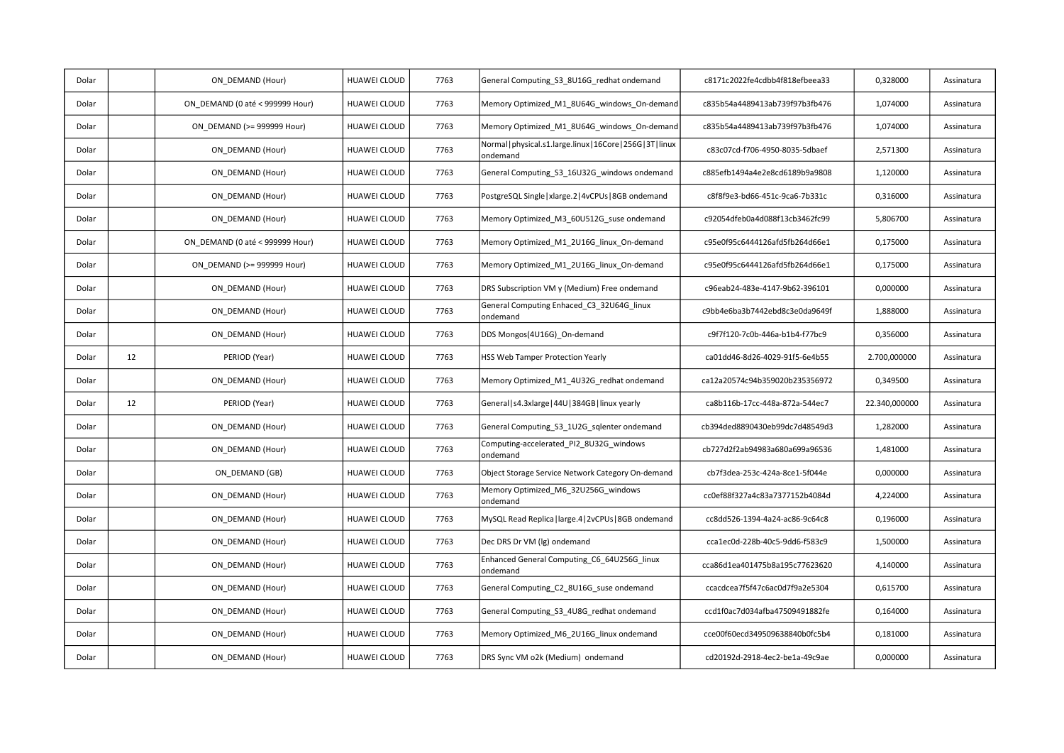| Dolar |  | ON_DEMAND (Hour) | HUAWEI CLOUD | 7763 | General Computing_S3_8U16G_redhat ondemand | c8171c2022fe4cdbb4f818efbeea33 | 0,328000 | Assinatura |
|---|---|---|---|---|---|---|---|---|
| Dolar |  | ON_DEMAND (0 até < 999999 Hour) | HUAWEI CLOUD | 7763 | Memory Optimized_M1_8U64G_windows_On-demand | c835b54a4489413ab739f97b3fb476 | 1,074000 | Assinatura |
| Dolar |  | ON_DEMAND (>= 999999 Hour) | HUAWEI CLOUD | 7763 | Memory Optimized_M1_8U64G_windows_On-demand | c835b54a4489413ab739f97b3fb476 | 1,074000 | Assinatura |
| Dolar |  | ON_DEMAND (Hour) | HUAWEI CLOUD | 7763 | Normal\|physical.s1.large.linux\|16Core\|256G\|3T\|linux ondemand | c83c07cd-f706-4950-8035-5dbaef | 2,571300 | Assinatura |
| Dolar |  | ON_DEMAND (Hour) | HUAWEI CLOUD | 7763 | General Computing_S3_16U32G_windows ondemand | c885efb1494a4e2e8cd6189b9a9808 | 1,120000 | Assinatura |
| Dolar |  | ON_DEMAND (Hour) | HUAWEI CLOUD | 7763 | PostgreSQL Single\|xlarge.2\|4vCPUs\|8GB ondemand | c8f8f9e3-bd66-451c-9ca6-7b331c | 0,316000 | Assinatura |
| Dolar |  | ON_DEMAND (Hour) | HUAWEI CLOUD | 7763 | Memory Optimized_M3_60U512G_suse ondemand | c92054dfeb0a4d088f13cb3462fc99 | 5,806700 | Assinatura |
| Dolar |  | ON_DEMAND (0 até < 999999 Hour) | HUAWEI CLOUD | 7763 | Memory Optimized_M1_2U16G_linux_On-demand | c95e0f95c6444126afd5fb264d66e1 | 0,175000 | Assinatura |
| Dolar |  | ON_DEMAND (>= 999999 Hour) | HUAWEI CLOUD | 7763 | Memory Optimized_M1_2U16G_linux_On-demand | c95e0f95c6444126afd5fb264d66e1 | 0,175000 | Assinatura |
| Dolar |  | ON_DEMAND (Hour) | HUAWEI CLOUD | 7763 | DRS Subscription VM y (Medium) Free ondemand | c96eab24-483e-4147-9b62-396101 | 0,000000 | Assinatura |
| Dolar |  | ON_DEMAND (Hour) | HUAWEI CLOUD | 7763 | General Computing Enhaced_C3_32U64G_linux ondemand | c9bb4e6ba3b7442ebd8c3e0da9649f | 1,888000 | Assinatura |
| Dolar |  | ON_DEMAND (Hour) | HUAWEI CLOUD | 7763 | DDS Mongos(4U16G)_On-demand | c9f7f120-7c0b-446a-b1b4-f77bc9 | 0,356000 | Assinatura |
| Dolar | 12 | PERIOD (Year) | HUAWEI CLOUD | 7763 | HSS Web Tamper Protection Yearly | ca01dd46-8d26-4029-91f5-6e4b55 | 2.700,000000 | Assinatura |
| Dolar |  | ON_DEMAND (Hour) | HUAWEI CLOUD | 7763 | Memory Optimized_M1_4U32G_redhat ondemand | ca12a20574c94b359020b235356972 | 0,349500 | Assinatura |
| Dolar | 12 | PERIOD (Year) | HUAWEI CLOUD | 7763 | General\|s4.3xlarge\|44U\|384GB\|linux yearly | ca8b116b-17cc-448a-872a-544ec7 | 22.340,000000 | Assinatura |
| Dolar |  | ON_DEMAND (Hour) | HUAWEI CLOUD | 7763 | General Computing_S3_1U2G_sqlenter ondemand | cb394ded8890430eb99dc7d48549d3 | 1,282000 | Assinatura |
| Dolar |  | ON_DEMAND (Hour) | HUAWEI CLOUD | 7763 | Computing-accelerated_PI2_8U32G_windows ondemand | cb727d2f2ab94983a680a699a96536 | 1,481000 | Assinatura |
| Dolar |  | ON_DEMAND (GB) | HUAWEI CLOUD | 7763 | Object Storage Service Network Category On-demand | cb7f3dea-253c-424a-8ce1-5f044e | 0,000000 | Assinatura |
| Dolar |  | ON_DEMAND (Hour) | HUAWEI CLOUD | 7763 | Memory Optimized_M6_32U256G_windows ondemand | cc0ef88f327a4c83a7377152b4084d | 4,224000 | Assinatura |
| Dolar |  | ON_DEMAND (Hour) | HUAWEI CLOUD | 7763 | MySQL Read Replica\|large.4\|2vCPUs\|8GB ondemand | cc8dd526-1394-4a24-ac86-9c64c8 | 0,196000 | Assinatura |
| Dolar |  | ON_DEMAND (Hour) | HUAWEI CLOUD | 7763 | Dec DRS Dr VM (lg) ondemand | cca1ec0d-228b-40c5-9dd6-f583c9 | 1,500000 | Assinatura |
| Dolar |  | ON_DEMAND (Hour) | HUAWEI CLOUD | 7763 | Enhanced General Computing_C6_64U256G_linux ondemand | cca86d1ea401475b8a195c77623620 | 4,140000 | Assinatura |
| Dolar |  | ON_DEMAND (Hour) | HUAWEI CLOUD | 7763 | General Computing_C2_8U16G_suse ondemand | ccacdcea7f5f47c6ac0d7f9a2e5304 | 0,615700 | Assinatura |
| Dolar |  | ON_DEMAND (Hour) | HUAWEI CLOUD | 7763 | General Computing_S3_4U8G_redhat ondemand | ccd1f0ac7d034afba47509491882fe | 0,164000 | Assinatura |
| Dolar |  | ON_DEMAND (Hour) | HUAWEI CLOUD | 7763 | Memory Optimized_M6_2U16G_linux ondemand | cce00f60ecd349509638840b0fc5b4 | 0,181000 | Assinatura |
| Dolar |  | ON_DEMAND (Hour) | HUAWEI CLOUD | 7763 | DRS Sync VM o2k (Medium)  ondemand | cd20192d-2918-4ec2-be1a-49c9ae | 0,000000 | Assinatura |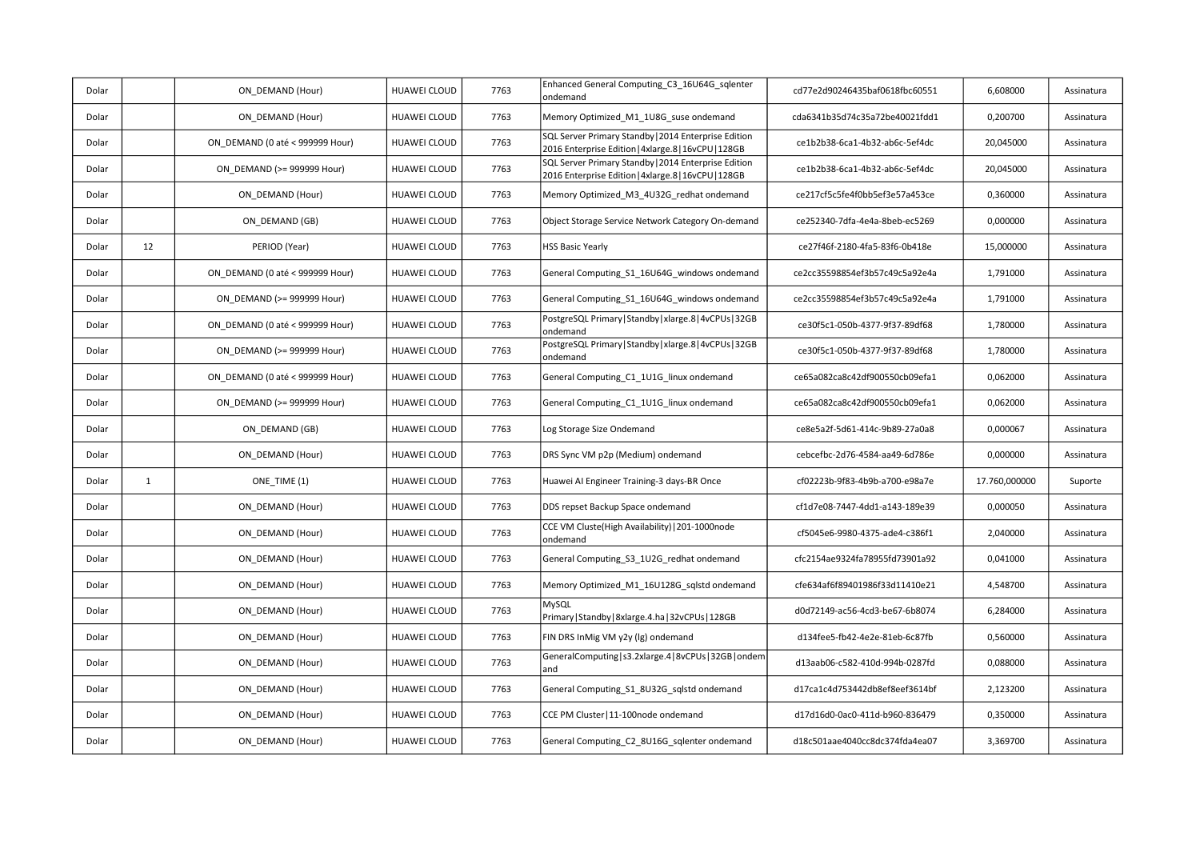| | | | | | | | | |
|---|---|---|---|---|---|---|---|---|
| Dolar | | ON_DEMAND (Hour) | HUAWEI CLOUD | 7763 | Enhanced General Computing_C3_16U64G_sqlenter ondemand | cd77e2d90246435baf0618fbc60551 | 6,608000 | Assinatura |
| Dolar | | ON_DEMAND (Hour) | HUAWEI CLOUD | 7763 | Memory Optimized_M1_1U8G_suse ondemand | cda6341b35d74c35a72be40021fdd1 | 0,200700 | Assinatura |
| Dolar | | ON_DEMAND (0 até < 999999 Hour) | HUAWEI CLOUD | 7763 | SQL Server Primary Standby\|2014 Enterprise Edition 2016 Enterprise Edition\|4xlarge.8\|16vCPU\|128GB | ce1b2b38-6ca1-4b32-ab6c-5ef4dc | 20,045000 | Assinatura |
| Dolar | | ON_DEMAND (>= 999999 Hour) | HUAWEI CLOUD | 7763 | SQL Server Primary Standby\|2014 Enterprise Edition 2016 Enterprise Edition\|4xlarge.8\|16vCPU\|128GB | ce1b2b38-6ca1-4b32-ab6c-5ef4dc | 20,045000 | Assinatura |
| Dolar | | ON_DEMAND (Hour) | HUAWEI CLOUD | 7763 | Memory Optimized_M3_4U32G_redhat ondemand | ce217cf5c5fe4f0bb5ef3e57a453ce | 0,360000 | Assinatura |
| Dolar | | ON_DEMAND (GB) | HUAWEI CLOUD | 7763 | Object Storage Service Network Category On-demand | ce252340-7dfa-4e4a-8beb-ec5269 | 0,000000 | Assinatura |
| Dolar | 12 | PERIOD (Year) | HUAWEI CLOUD | 7763 | HSS Basic Yearly | ce27f46f-2180-4fa5-83f6-0b418e | 15,000000 | Assinatura |
| Dolar | | ON_DEMAND (0 até < 999999 Hour) | HUAWEI CLOUD | 7763 | General Computing_S1_16U64G_windows ondemand | ce2cc35598854ef3b57c49c5a92e4a | 1,791000 | Assinatura |
| Dolar | | ON_DEMAND (>= 999999 Hour) | HUAWEI CLOUD | 7763 | General Computing_S1_16U64G_windows ondemand | ce2cc35598854ef3b57c49c5a92e4a | 1,791000 | Assinatura |
| Dolar | | ON_DEMAND (0 até < 999999 Hour) | HUAWEI CLOUD | 7763 | PostgreSQL Primary\|Standby\|xlarge.8\|4vCPUs\|32GB ondemand | ce30f5c1-050b-4377-9f37-89df68 | 1,780000 | Assinatura |
| Dolar | | ON_DEMAND (>= 999999 Hour) | HUAWEI CLOUD | 7763 | PostgreSQL Primary\|Standby\|xlarge.8\|4vCPUs\|32GB ondemand | ce30f5c1-050b-4377-9f37-89df68 | 1,780000 | Assinatura |
| Dolar | | ON_DEMAND (0 até < 999999 Hour) | HUAWEI CLOUD | 7763 | General Computing_C1_1U1G_linux ondemand | ce65a082ca8c42df900550cb09efa1 | 0,062000 | Assinatura |
| Dolar | | ON_DEMAND (>= 999999 Hour) | HUAWEI CLOUD | 7763 | General Computing_C1_1U1G_linux ondemand | ce65a082ca8c42df900550cb09efa1 | 0,062000 | Assinatura |
| Dolar | | ON_DEMAND (GB) | HUAWEI CLOUD | 7763 | Log Storage Size Ondemand | ce8e5a2f-5d61-414c-9b89-27a0a8 | 0,000067 | Assinatura |
| Dolar | | ON_DEMAND (Hour) | HUAWEI CLOUD | 7763 | DRS Sync VM p2p (Medium) ondemand | cebcefbc-2d76-4584-aa49-6d786e | 0,000000 | Assinatura |
| Dolar | 1 | ONE_TIME (1) | HUAWEI CLOUD | 7763 | Huawei AI Engineer Training-3 days-BR Once | cf02223b-9f83-4b9b-a700-e98a7e | 17.760,000000 | Suporte |
| Dolar | | ON_DEMAND (Hour) | HUAWEI CLOUD | 7763 | DDS repset Backup Space ondemand | cf1d7e08-7447-4dd1-a143-189e39 | 0,000050 | Assinatura |
| Dolar | | ON_DEMAND (Hour) | HUAWEI CLOUD | 7763 | CCE VM Cluste(High Availability)\|201-1000node ondemand | cf5045e6-9980-4375-ade4-c386f1 | 2,040000 | Assinatura |
| Dolar | | ON_DEMAND (Hour) | HUAWEI CLOUD | 7763 | General Computing_S3_1U2G_redhat ondemand | cfc2154ae9324fa78955fd73901a92 | 0,041000 | Assinatura |
| Dolar | | ON_DEMAND (Hour) | HUAWEI CLOUD | 7763 | Memory Optimized_M1_16U128G_sqlstd ondemand | cfe634af6f89401986f33d11410e21 | 4,548700 | Assinatura |
| Dolar | | ON_DEMAND (Hour) | HUAWEI CLOUD | 7763 | MySQL Primary\|Standby\|8xlarge.4.ha\|32vCPUs\|128GB | d0d72149-ac56-4cd3-be67-6b8074 | 6,284000 | Assinatura |
| Dolar | | ON_DEMAND (Hour) | HUAWEI CLOUD | 7763 | FIN DRS InMig VM y2y (lg) ondemand | d134fee5-fb42-4e2e-81eb-6c87fb | 0,560000 | Assinatura |
| Dolar | | ON_DEMAND (Hour) | HUAWEI CLOUD | 7763 | GeneralComputing\|s3.2xlarge.4\|8vCPUs\|32GB\|ondemand | d13aab06-c582-410d-994b-0287fd | 0,088000 | Assinatura |
| Dolar | | ON_DEMAND (Hour) | HUAWEI CLOUD | 7763 | General Computing_S1_8U32G_sqlstd ondemand | d17ca1c4d753442db8ef8eef3614bf | 2,123200 | Assinatura |
| Dolar | | ON_DEMAND (Hour) | HUAWEI CLOUD | 7763 | CCE PM Cluster\|11-100node ondemand | d17d16d0-0ac0-411d-b960-836479 | 0,350000 | Assinatura |
| Dolar | | ON_DEMAND (Hour) | HUAWEI CLOUD | 7763 | General Computing_C2_8U16G_sqlenter ondemand | d18c501aae4040cc8dc374fda4ea07 | 3,369700 | Assinatura |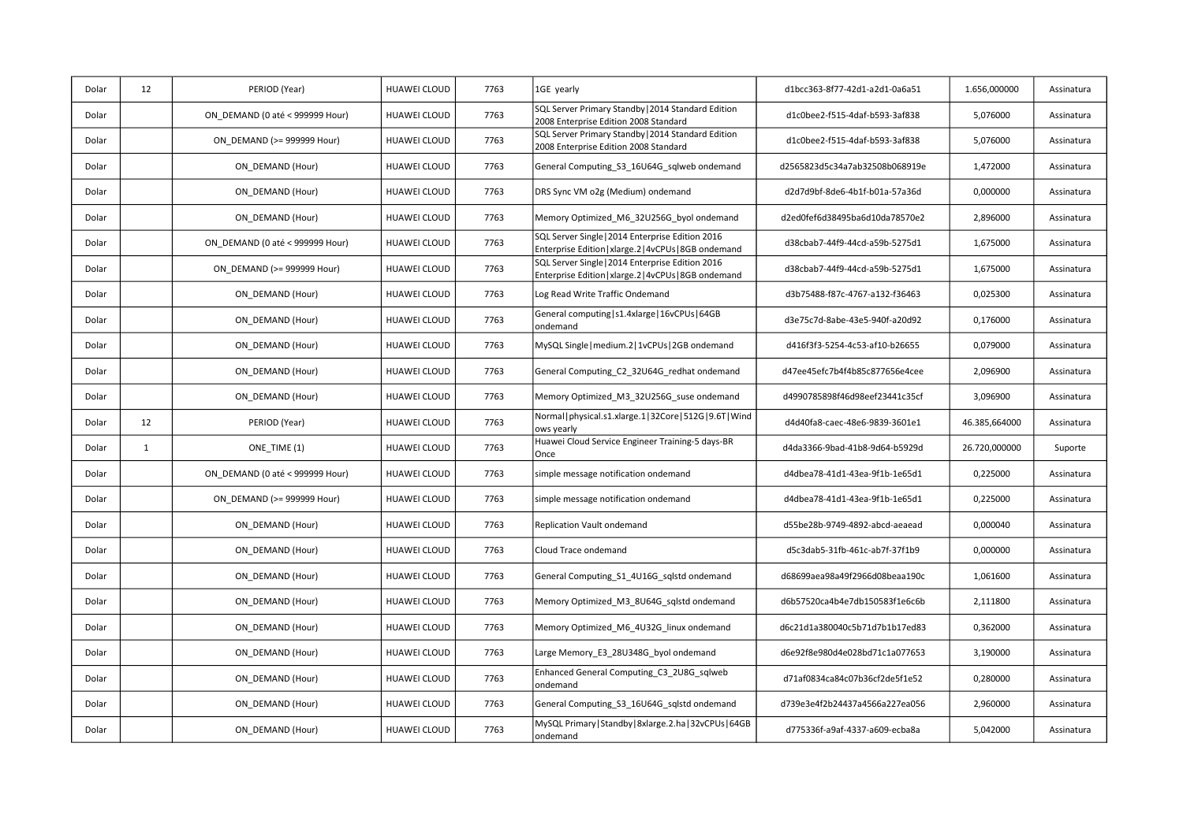| Dolar | 12 | PERIOD (Year) | HUAWEI CLOUD | 7763 | 1GE yearly | d1bcc363-8f77-42d1-a2d1-0a6a51 | 1.656,000000 | Assinatura |
|---|---|---|---|---|---|---|---|---|
| Dolar | | ON_DEMAND (0 até < 999999 Hour) | HUAWEI CLOUD | 7763 | SQL Server Primary Standby\|2014 Standard Edition 2008 Enterprise Edition 2008 Standard | d1c0bee2-f515-4daf-b593-3af838 | 5,076000 | Assinatura |
| Dolar | | ON_DEMAND (>= 999999 Hour) | HUAWEI CLOUD | 7763 | SQL Server Primary Standby\|2014 Standard Edition 2008 Enterprise Edition 2008 Standard | d1c0bee2-f515-4daf-b593-3af838 | 5,076000 | Assinatura |
| Dolar | | ON_DEMAND (Hour) | HUAWEI CLOUD | 7763 | General Computing_S3_16U64G_sqlweb ondemand | d2565823d5c34a7ab32508b068919e | 1,472000 | Assinatura |
| Dolar | | ON_DEMAND (Hour) | HUAWEI CLOUD | 7763 | DRS Sync VM o2g (Medium) ondemand | d2d7d9bf-8de6-4b1f-b01a-57a36d | 0,000000 | Assinatura |
| Dolar | | ON_DEMAND (Hour) | HUAWEI CLOUD | 7763 | Memory Optimized_M6_32U256G_byol ondemand | d2ed0fef6d38495ba6d10da78570e2 | 2,896000 | Assinatura |
| Dolar | | ON_DEMAND (0 até < 999999 Hour) | HUAWEI CLOUD | 7763 | SQL Server Single\|2014 Enterprise Edition 2016 Enterprise Edition\|xlarge.2\|4vCPUs\|8GB ondemand | d38cbab7-44f9-44cd-a59b-5275d1 | 1,675000 | Assinatura |
| Dolar | | ON_DEMAND (>= 999999 Hour) | HUAWEI CLOUD | 7763 | SQL Server Single\|2014 Enterprise Edition 2016 Enterprise Edition\|xlarge.2\|4vCPUs\|8GB ondemand | d38cbab7-44f9-44cd-a59b-5275d1 | 1,675000 | Assinatura |
| Dolar | | ON_DEMAND (Hour) | HUAWEI CLOUD | 7763 | Log Read Write Traffic Ondemand | d3b75488-f87c-4767-a132-f36463 | 0,025300 | Assinatura |
| Dolar | | ON_DEMAND (Hour) | HUAWEI CLOUD | 7763 | General computing\|s1.4xlarge\|16vCPUs\|64GB ondemand | d3e75c7d-8abe-43e5-940f-a20d92 | 0,176000 | Assinatura |
| Dolar | | ON_DEMAND (Hour) | HUAWEI CLOUD | 7763 | MySQL Single\|medium.2\|1vCPUs\|2GB ondemand | d416f3f3-5254-4c53-af10-b26655 | 0,079000 | Assinatura |
| Dolar | | ON_DEMAND (Hour) | HUAWEI CLOUD | 7763 | General Computing_C2_32U64G_redhat ondemand | d47ee45efc7b4f4b85c877656e4cee | 2,096900 | Assinatura |
| Dolar | | ON_DEMAND (Hour) | HUAWEI CLOUD | 7763 | Memory Optimized_M3_32U256G_suse ondemand | d4990785898f46d98eef23441c35cf | 3,096900 | Assinatura |
| Dolar | 12 | PERIOD (Year) | HUAWEI CLOUD | 7763 | Normal\|physical.s1.xlarge.1\|32Core\|512G\|9.6T\|Windows yearly | d4d40fa8-caec-48e6-9839-3601e1 | 46.385,664000 | Assinatura |
| Dolar | 1 | ONE_TIME (1) | HUAWEI CLOUD | 7763 | Huawei Cloud Service Engineer Training-5 days-BR Once | d4da3366-9bad-41b8-9d64-b5929d | 26.720,000000 | Suporte |
| Dolar | | ON_DEMAND (0 até < 999999 Hour) | HUAWEI CLOUD | 7763 | simple message notification ondemand | d4dbea78-41d1-43ea-9f1b-1e65d1 | 0,225000 | Assinatura |
| Dolar | | ON_DEMAND (>= 999999 Hour) | HUAWEI CLOUD | 7763 | simple message notification ondemand | d4dbea78-41d1-43ea-9f1b-1e65d1 | 0,225000 | Assinatura |
| Dolar | | ON_DEMAND (Hour) | HUAWEI CLOUD | 7763 | Replication Vault ondemand | d55be28b-9749-4892-abcd-aeaead | 0,000040 | Assinatura |
| Dolar | | ON_DEMAND (Hour) | HUAWEI CLOUD | 7763 | Cloud Trace ondemand | d5c3dab5-31fb-461c-ab7f-37f1b9 | 0,000000 | Assinatura |
| Dolar | | ON_DEMAND (Hour) | HUAWEI CLOUD | 7763 | General Computing_S1_4U16G_sqlstd ondemand | d68699aea98a49f2966d08beaa190c | 1,061600 | Assinatura |
| Dolar | | ON_DEMAND (Hour) | HUAWEI CLOUD | 7763 | Memory Optimized_M3_8U64G_sqlstd ondemand | d6b57520ca4b4e7db150583f1e6c6b | 2,111800 | Assinatura |
| Dolar | | ON_DEMAND (Hour) | HUAWEI CLOUD | 7763 | Memory Optimized_M6_4U32G_linux ondemand | d6c21d1a380040c5b71d7b1b17ed83 | 0,362000 | Assinatura |
| Dolar | | ON_DEMAND (Hour) | HUAWEI CLOUD | 7763 | Large Memory_E3_28U348G_byol ondemand | d6e92f8e980d4e028bd71c1a077653 | 3,190000 | Assinatura |
| Dolar | | ON_DEMAND (Hour) | HUAWEI CLOUD | 7763 | Enhanced General Computing_C3_2U8G_sqlweb ondemand | d71af0834ca84c07b36cf2de5f1e52 | 0,280000 | Assinatura |
| Dolar | | ON_DEMAND (Hour) | HUAWEI CLOUD | 7763 | General Computing_S3_16U64G_sqlstd ondemand | d739e3e4f2b24437a4566a227ea056 | 2,960000 | Assinatura |
| Dolar | | ON_DEMAND (Hour) | HUAWEI CLOUD | 7763 | MySQL Primary\|Standby\|8xlarge.2.ha\|32vCPUs\|64GB ondemand | d775336f-a9af-4337-a609-ecba8a | 5,042000 | Assinatura |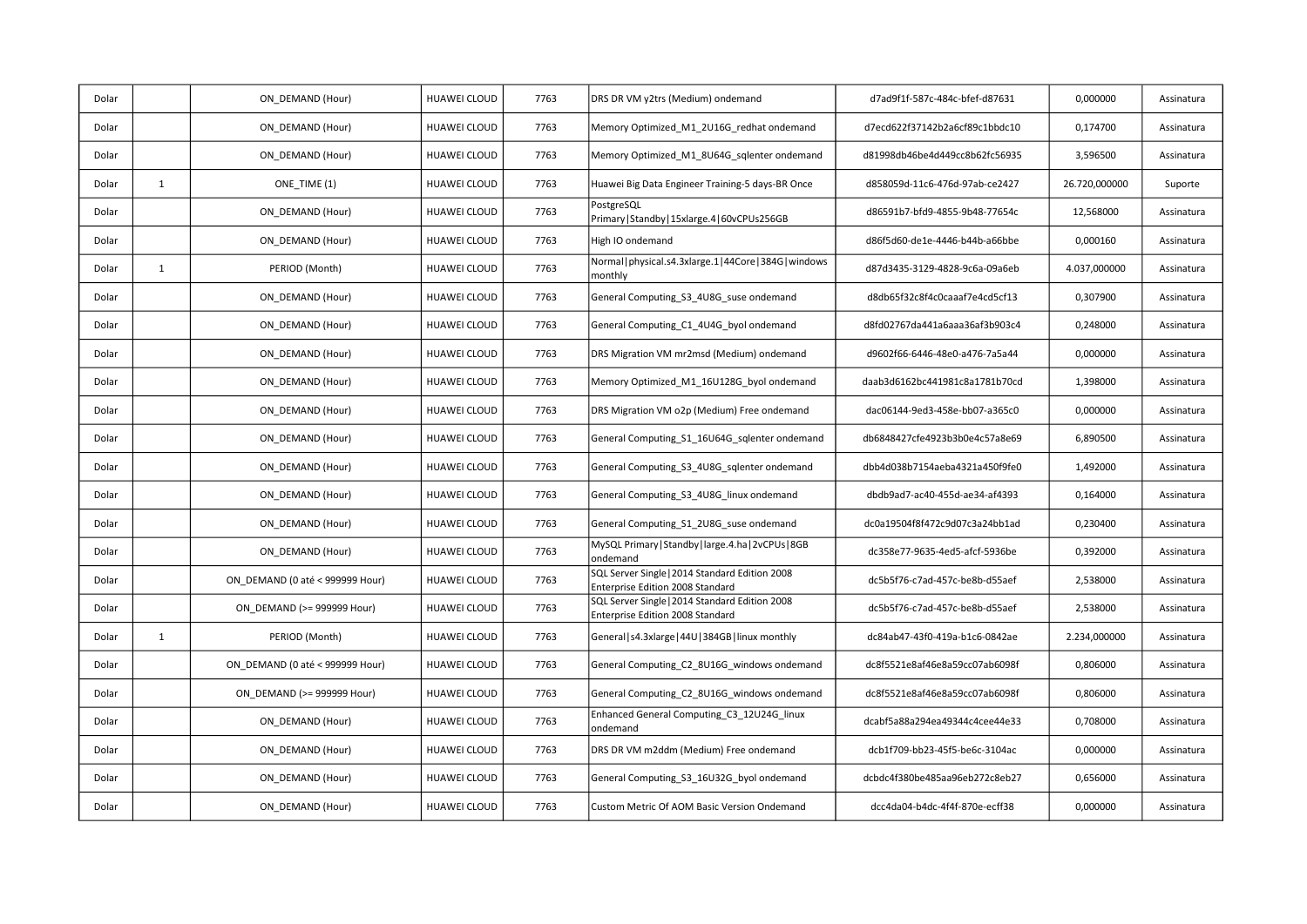| | | | | | | | | |
|---|---|---|---|---|---|---|---|---|
| Dolar | | ON_DEMAND (Hour) | HUAWEI CLOUD | 7763 | DRS DR VM y2trs (Medium) ondemand | d7ad9f1f-587c-484c-bfef-d87631 | 0,000000 | Assinatura |
| Dolar | | ON_DEMAND (Hour) | HUAWEI CLOUD | 7763 | Memory Optimized_M1_2U16G_redhat ondemand | d7ecd622f37142b2a6cf89c1bbdc10 | 0,174700 | Assinatura |
| Dolar | | ON_DEMAND (Hour) | HUAWEI CLOUD | 7763 | Memory Optimized_M1_8U64G_sqlenter ondemand | d81998db46be4d449cc8b62fc56935 | 3,596500 | Assinatura |
| Dolar | 1 | ONE_TIME (1) | HUAWEI CLOUD | 7763 | Huawei Big Data Engineer Training-5 days-BR Once | d858059d-11c6-476d-97ab-ce2427 | 26.720,000000 | Suporte |
| Dolar | | ON_DEMAND (Hour) | HUAWEI CLOUD | 7763 | PostgreSQL Primary\|Standby\|15xlarge.4\|60vCPUs256GB | d86591b7-bfd9-4855-9b48-77654c | 12,568000 | Assinatura |
| Dolar | | ON_DEMAND (Hour) | HUAWEI CLOUD | 7763 | High IO ondemand | d86f5d60-de1e-4446-b44b-a66bbe | 0,000160 | Assinatura |
| Dolar | 1 | PERIOD (Month) | HUAWEI CLOUD | 7763 | Normal\|physical.s4.3xlarge.1\|44Core\|384G\|windows monthly | d87d3435-3129-4828-9c6a-09a6eb | 4.037,000000 | Assinatura |
| Dolar | | ON_DEMAND (Hour) | HUAWEI CLOUD | 7763 | General Computing_S3_4U8G_suse ondemand | d8db65f32c8f4c0caaaf7e4cd5cf13 | 0,307900 | Assinatura |
| Dolar | | ON_DEMAND (Hour) | HUAWEI CLOUD | 7763 | General Computing_C1_4U4G_byol ondemand | d8fd02767da441a6aaa36af3b903c4 | 0,248000 | Assinatura |
| Dolar | | ON_DEMAND (Hour) | HUAWEI CLOUD | 7763 | DRS Migration VM mr2msd (Medium) ondemand | d9602f66-6446-48e0-a476-7a5a44 | 0,000000 | Assinatura |
| Dolar | | ON_DEMAND (Hour) | HUAWEI CLOUD | 7763 | Memory Optimized_M1_16U128G_byol ondemand | daab3d6162bc441981c8a1781b70cd | 1,398000 | Assinatura |
| Dolar | | ON_DEMAND (Hour) | HUAWEI CLOUD | 7763 | DRS Migration VM o2p (Medium) Free ondemand | dac06144-9ed3-458e-bb07-a365c0 | 0,000000 | Assinatura |
| Dolar | | ON_DEMAND (Hour) | HUAWEI CLOUD | 7763 | General Computing_S1_16U64G_sqlenter ondemand | db6848427cfe4923b3b0e4c57a8e69 | 6,890500 | Assinatura |
| Dolar | | ON_DEMAND (Hour) | HUAWEI CLOUD | 7763 | General Computing_S3_4U8G_sqlenter ondemand | dbb4d038b7154aeba4321a450f9fe0 | 1,492000 | Assinatura |
| Dolar | | ON_DEMAND (Hour) | HUAWEI CLOUD | 7763 | General Computing_S3_4U8G_linux ondemand | dbdb9ad7-ac40-455d-ae34-af4393 | 0,164000 | Assinatura |
| Dolar | | ON_DEMAND (Hour) | HUAWEI CLOUD | 7763 | General Computing_S1_2U8G_suse ondemand | dc0a19504f8f472c9d07c3a24bb1ad | 0,230400 | Assinatura |
| Dolar | | ON_DEMAND (Hour) | HUAWEI CLOUD | 7763 | MySQL Primary\|Standby\|large.4.ha\|2vCPUs\|8GB ondemand | dc358e77-9635-4ed5-afcf-5936be | 0,392000 | Assinatura |
| Dolar | | ON_DEMAND (0 até < 999999 Hour) | HUAWEI CLOUD | 7763 | SQL Server Single\|2014 Standard Edition 2008 Enterprise Edition 2008 Standard | dc5b5f76-c7ad-457c-be8b-d55aef | 2,538000 | Assinatura |
| Dolar | | ON_DEMAND (>= 999999 Hour) | HUAWEI CLOUD | 7763 | SQL Server Single\|2014 Standard Edition 2008 Enterprise Edition 2008 Standard | dc5b5f76-c7ad-457c-be8b-d55aef | 2,538000 | Assinatura |
| Dolar | 1 | PERIOD (Month) | HUAWEI CLOUD | 7763 | General\|s4.3xlarge\|44U\|384GB\|linux monthly | dc84ab47-43f0-419a-b1c6-0842ae | 2.234,000000 | Assinatura |
| Dolar | | ON_DEMAND (0 até < 999999 Hour) | HUAWEI CLOUD | 7763 | General Computing_C2_8U16G_windows ondemand | dc8f5521e8af46e8a59cc07ab6098f | 0,806000 | Assinatura |
| Dolar | | ON_DEMAND (>= 999999 Hour) | HUAWEI CLOUD | 7763 | General Computing_C2_8U16G_windows ondemand | dc8f5521e8af46e8a59cc07ab6098f | 0,806000 | Assinatura |
| Dolar | | ON_DEMAND (Hour) | HUAWEI CLOUD | 7763 | Enhanced General Computing_C3_12U24G_linux ondemand | dcabf5a88a294ea49344c4cee44e33 | 0,708000 | Assinatura |
| Dolar | | ON_DEMAND (Hour) | HUAWEI CLOUD | 7763 | DRS DR VM m2ddm (Medium) Free ondemand | dcb1f709-bb23-45f5-be6c-3104ac | 0,000000 | Assinatura |
| Dolar | | ON_DEMAND (Hour) | HUAWEI CLOUD | 7763 | General Computing_S3_16U32G_byol ondemand | dcbdc4f380be485aa96eb272c8eb27 | 0,656000 | Assinatura |
| Dolar | | ON_DEMAND (Hour) | HUAWEI CLOUD | 7763 | Custom Metric Of AOM Basic Version Ondemand | dcc4da04-b4dc-4f4f-870e-ecff38 | 0,000000 | Assinatura |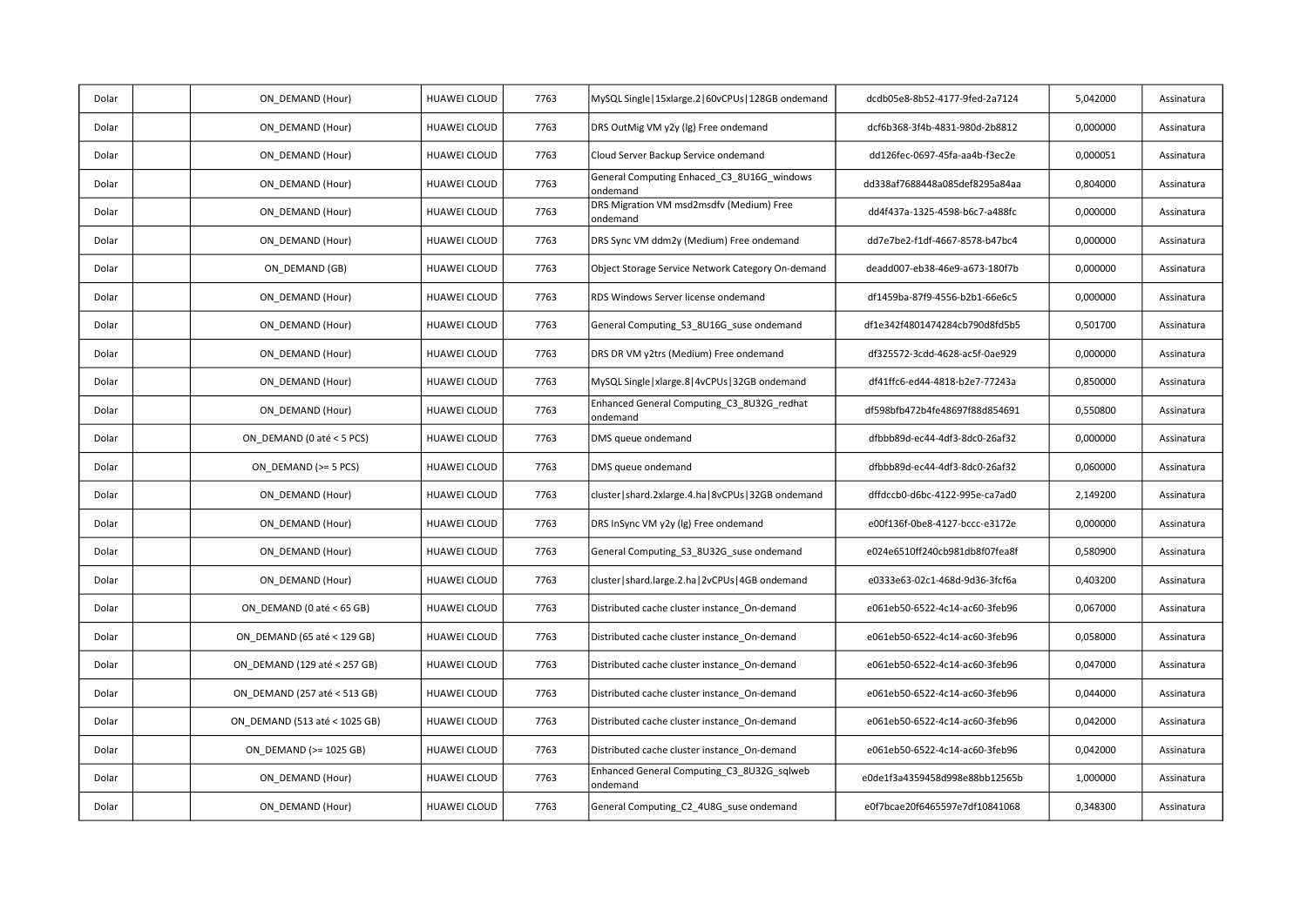| | | | | | | | | |
|---|---|---|---|---|---|---|---|---|
| Dolar | | ON_DEMAND (Hour) | HUAWEI CLOUD | 7763 | MySQL Single\|15xlarge.2\|60vCPUs\|128GB ondemand | dcdb05e8-8b52-4177-9fed-2a7124 | 5,042000 | Assinatura |
| Dolar | | ON_DEMAND (Hour) | HUAWEI CLOUD | 7763 | DRS OutMig VM y2y (lg) Free ondemand | dcf6b368-3f4b-4831-980d-2b8812 | 0,000000 | Assinatura |
| Dolar | | ON_DEMAND (Hour) | HUAWEI CLOUD | 7763 | Cloud Server Backup Service ondemand | dd126fec-0697-45fa-aa4b-f3ec2e | 0,000051 | Assinatura |
| Dolar | | ON_DEMAND (Hour) | HUAWEI CLOUD | 7763 | General Computing Enhaced_C3_8U16G_windows ondemand | dd338af7688448a085def8295a84aa | 0,804000 | Assinatura |
| Dolar | | ON_DEMAND (Hour) | HUAWEI CLOUD | 7763 | DRS Migration VM msd2msdfv (Medium) Free ondemand | dd4f437a-1325-4598-b6c7-a488fc | 0,000000 | Assinatura |
| Dolar | | ON_DEMAND (Hour) | HUAWEI CLOUD | 7763 | DRS Sync VM ddm2y (Medium) Free ondemand | dd7e7be2-f1df-4667-8578-b47bc4 | 0,000000 | Assinatura |
| Dolar | | ON_DEMAND (GB) | HUAWEI CLOUD | 7763 | Object Storage Service Network Category On-demand | deadd007-eb38-46e9-a673-180f7b | 0,000000 | Assinatura |
| Dolar | | ON_DEMAND (Hour) | HUAWEI CLOUD | 7763 | RDS Windows Server license ondemand | df1459ba-87f9-4556-b2b1-66e6c5 | 0,000000 | Assinatura |
| Dolar | | ON_DEMAND (Hour) | HUAWEI CLOUD | 7763 | General Computing_S3_8U16G_suse ondemand | df1e342f4801474284cb790d8fd5b5 | 0,501700 | Assinatura |
| Dolar | | ON_DEMAND (Hour) | HUAWEI CLOUD | 7763 | DRS DR VM y2trs (Medium) Free ondemand | df325572-3cdd-4628-ac5f-0ae929 | 0,000000 | Assinatura |
| Dolar | | ON_DEMAND (Hour) | HUAWEI CLOUD | 7763 | MySQL Single\|xlarge.8\|4vCPUs\|32GB ondemand | df41ffc6-ed44-4818-b2e7-77243a | 0,850000 | Assinatura |
| Dolar | | ON_DEMAND (Hour) | HUAWEI CLOUD | 7763 | Enhanced General Computing_C3_8U32G_redhat ondemand | df598bfb472b4fe48697f88d854691 | 0,550800 | Assinatura |
| Dolar | | ON_DEMAND (0 até < 5 PCS) | HUAWEI CLOUD | 7763 | DMS queue ondemand | dfbbb89d-ec44-4df3-8dc0-26af32 | 0,000000 | Assinatura |
| Dolar | | ON_DEMAND (>= 5 PCS) | HUAWEI CLOUD | 7763 | DMS queue ondemand | dfbbb89d-ec44-4df3-8dc0-26af32 | 0,060000 | Assinatura |
| Dolar | | ON_DEMAND (Hour) | HUAWEI CLOUD | 7763 | cluster\|shard.2xlarge.4.ha\|8vCPUs\|32GB ondemand | dffdccb0-d6bc-4122-995e-ca7ad0 | 2,149200 | Assinatura |
| Dolar | | ON_DEMAND (Hour) | HUAWEI CLOUD | 7763 | DRS InSync VM y2y (lg) Free ondemand | e00f136f-0be8-4127-bccc-e3172e | 0,000000 | Assinatura |
| Dolar | | ON_DEMAND (Hour) | HUAWEI CLOUD | 7763 | General Computing_S3_8U32G_suse ondemand | e024e6510ff240cb981db8f07fea8f | 0,580900 | Assinatura |
| Dolar | | ON_DEMAND (Hour) | HUAWEI CLOUD | 7763 | cluster\|shard.large.2.ha\|2vCPUs\|4GB ondemand | e0333e63-02c1-468d-9d36-3fcf6a | 0,403200 | Assinatura |
| Dolar | | ON_DEMAND (0 até < 65 GB) | HUAWEI CLOUD | 7763 | Distributed cache cluster instance_On-demand | e061eb50-6522-4c14-ac60-3feb96 | 0,067000 | Assinatura |
| Dolar | | ON_DEMAND (65 até < 129 GB) | HUAWEI CLOUD | 7763 | Distributed cache cluster instance_On-demand | e061eb50-6522-4c14-ac60-3feb96 | 0,058000 | Assinatura |
| Dolar | | ON_DEMAND (129 até < 257 GB) | HUAWEI CLOUD | 7763 | Distributed cache cluster instance_On-demand | e061eb50-6522-4c14-ac60-3feb96 | 0,047000 | Assinatura |
| Dolar | | ON_DEMAND (257 até < 513 GB) | HUAWEI CLOUD | 7763 | Distributed cache cluster instance_On-demand | e061eb50-6522-4c14-ac60-3feb96 | 0,044000 | Assinatura |
| Dolar | | ON_DEMAND (513 até < 1025 GB) | HUAWEI CLOUD | 7763 | Distributed cache cluster instance_On-demand | e061eb50-6522-4c14-ac60-3feb96 | 0,042000 | Assinatura |
| Dolar | | ON_DEMAND (>= 1025 GB) | HUAWEI CLOUD | 7763 | Distributed cache cluster instance_On-demand | e061eb50-6522-4c14-ac60-3feb96 | 0,042000 | Assinatura |
| Dolar | | ON_DEMAND (Hour) | HUAWEI CLOUD | 7763 | Enhanced General Computing_C3_8U32G_sqlweb ondemand | e0de1f3a4359458d998e88bb12565b | 1,000000 | Assinatura |
| Dolar | | ON_DEMAND (Hour) | HUAWEI CLOUD | 7763 | General Computing_C2_4U8G_suse ondemand | e0f7bcae20f6465597e7df10841068 | 0,348300 | Assinatura |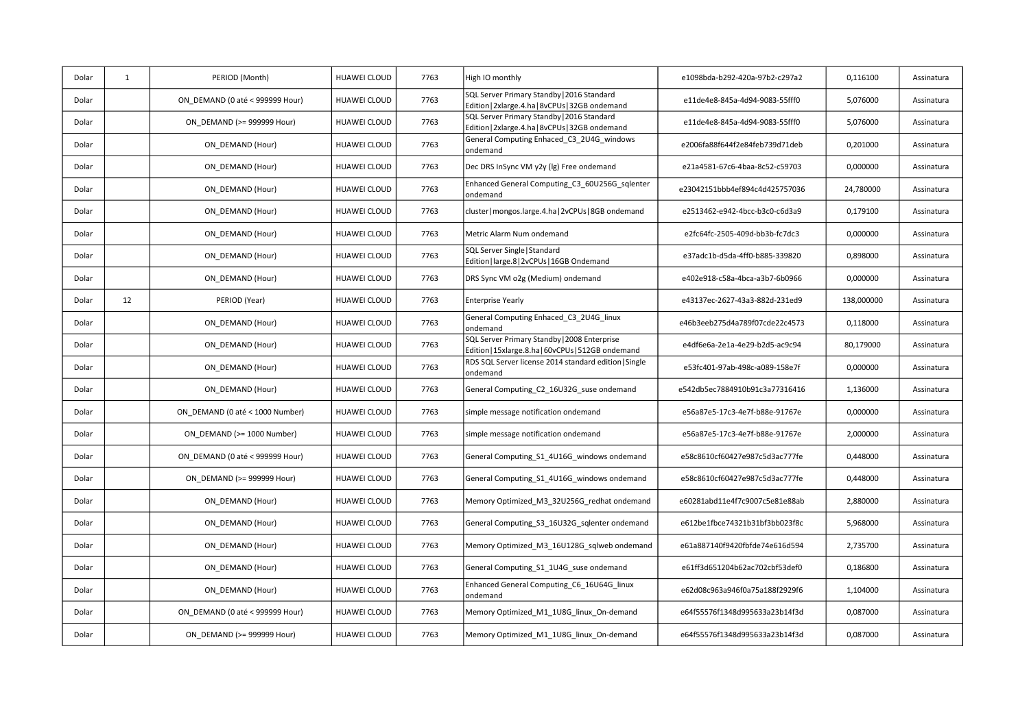| Dolar | 1 | PERIOD (Month) | HUAWEI CLOUD | 7763 | High IO monthly | e1098bda-b292-420a-97b2-c297a2 | 0,116100 | Assinatura |
|---|---|---|---|---|---|---|---|---|
| Dolar | | ON_DEMAND (0 até < 999999 Hour) | HUAWEI CLOUD | 7763 | SQL Server Primary Standby\|2016 Standard Edition\|2xlarge.4.ha\|8vCPUs\|32GB ondemand | e11de4e8-845a-4d94-9083-55fff0 | 5,076000 | Assinatura |
| Dolar | | ON_DEMAND (>= 999999 Hour) | HUAWEI CLOUD | 7763 | SQL Server Primary Standby\|2016 Standard Edition\|2xlarge.4.ha\|8vCPUs\|32GB ondemand | e11de4e8-845a-4d94-9083-55fff0 | 5,076000 | Assinatura |
| Dolar | | ON_DEMAND (Hour) | HUAWEI CLOUD | 7763 | General Computing Enhaced_C3_2U4G_windows ondemand | e2006fa88f644f2e84feb739d71deb | 0,201000 | Assinatura |
| Dolar | | ON_DEMAND (Hour) | HUAWEI CLOUD | 7763 | Dec DRS InSync VM y2y (lg) Free ondemand | e21a4581-67c6-4baa-8c52-c59703 | 0,000000 | Assinatura |
| Dolar | | ON_DEMAND (Hour) | HUAWEI CLOUD | 7763 | Enhanced General Computing_C3_60U256G_sqlenter ondemand | e23042151bbb4ef894c4d425757036 | 24,780000 | Assinatura |
| Dolar | | ON_DEMAND (Hour) | HUAWEI CLOUD | 7763 | cluster\|mongos.large.4.ha\|2vCPUs\|8GB ondemand | e2513462-e942-4bcc-b3c0-c6d3a9 | 0,179100 | Assinatura |
| Dolar | | ON_DEMAND (Hour) | HUAWEI CLOUD | 7763 | Metric Alarm Num ondemand | e2fc64fc-2505-409d-bb3b-fc7dc3 | 0,000000 | Assinatura |
| Dolar | | ON_DEMAND (Hour) | HUAWEI CLOUD | 7763 | SQL Server Single\|Standard Edition\|large.8\|2vCPUs\|16GB Ondemand | e37adc1b-d5da-4ff0-b885-339820 | 0,898000 | Assinatura |
| Dolar | | ON_DEMAND (Hour) | HUAWEI CLOUD | 7763 | DRS Sync VM o2g (Medium) ondemand | e402e918-c58a-4bca-a3b7-6b0966 | 0,000000 | Assinatura |
| Dolar | 12 | PERIOD (Year) | HUAWEI CLOUD | 7763 | Enterprise Yearly | e43137ec-2627-43a3-882d-231ed9 | 138,000000 | Assinatura |
| Dolar | | ON_DEMAND (Hour) | HUAWEI CLOUD | 7763 | General Computing Enhaced_C3_2U4G_linux ondemand | e46b3eeb275d4a789f07cde22c4573 | 0,118000 | Assinatura |
| Dolar | | ON_DEMAND (Hour) | HUAWEI CLOUD | 7763 | SQL Server Primary Standby\|2008 Enterprise Edition\|15xlarge.8.ha\|60vCPUs\|512GB ondemand | e4df6e6a-2e1a-4e29-b2d5-ac9c94 | 80,179000 | Assinatura |
| Dolar | | ON_DEMAND (Hour) | HUAWEI CLOUD | 7763 | RDS SQL Server license 2014 standard edition\|Single ondemand | e53fc401-97ab-498c-a089-158e7f | 0,000000 | Assinatura |
| Dolar | | ON_DEMAND (Hour) | HUAWEI CLOUD | 7763 | General Computing_C2_16U32G_suse ondemand | e542db5ec7884910b91c3a77316416 | 1,136000 | Assinatura |
| Dolar | | ON_DEMAND (0 até < 1000 Number) | HUAWEI CLOUD | 7763 | simple message notification ondemand | e56a87e5-17c3-4e7f-b88e-91767e | 0,000000 | Assinatura |
| Dolar | | ON_DEMAND (>= 1000 Number) | HUAWEI CLOUD | 7763 | simple message notification ondemand | e56a87e5-17c3-4e7f-b88e-91767e | 2,000000 | Assinatura |
| Dolar | | ON_DEMAND (0 até < 999999 Hour) | HUAWEI CLOUD | 7763 | General Computing_S1_4U16G_windows ondemand | e58c8610cf60427e987c5d3ac777fe | 0,448000 | Assinatura |
| Dolar | | ON_DEMAND (>= 999999 Hour) | HUAWEI CLOUD | 7763 | General Computing_S1_4U16G_windows ondemand | e58c8610cf60427e987c5d3ac777fe | 0,448000 | Assinatura |
| Dolar | | ON_DEMAND (Hour) | HUAWEI CLOUD | 7763 | Memory Optimized_M3_32U256G_redhat ondemand | e60281abd11e4f7c9007c5e81e88ab | 2,880000 | Assinatura |
| Dolar | | ON_DEMAND (Hour) | HUAWEI CLOUD | 7763 | General Computing_S3_16U32G_sqlenter ondemand | e612be1fbce74321b31bf3bb023f8c | 5,968000 | Assinatura |
| Dolar | | ON_DEMAND (Hour) | HUAWEI CLOUD | 7763 | Memory Optimized_M3_16U128G_sqlweb ondemand | e61a887140f9420fbfde74e616d594 | 2,735700 | Assinatura |
| Dolar | | ON_DEMAND (Hour) | HUAWEI CLOUD | 7763 | General Computing_S1_1U4G_suse ondemand | e61ff3d651204b62ac702cbf53def0 | 0,186800 | Assinatura |
| Dolar | | ON_DEMAND (Hour) | HUAWEI CLOUD | 7763 | Enhanced General Computing_C6_16U64G_linux ondemand | e62d08c963a946f0a75a188f2929f6 | 1,104000 | Assinatura |
| Dolar | | ON_DEMAND (0 até < 999999 Hour) | HUAWEI CLOUD | 7763 | Memory Optimized_M1_1U8G_linux_On-demand | e64f55576f1348d995633a23b14f3d | 0,087000 | Assinatura |
| Dolar | | ON_DEMAND (>= 999999 Hour) | HUAWEI CLOUD | 7763 | Memory Optimized_M1_1U8G_linux_On-demand | e64f55576f1348d995633a23b14f3d | 0,087000 | Assinatura |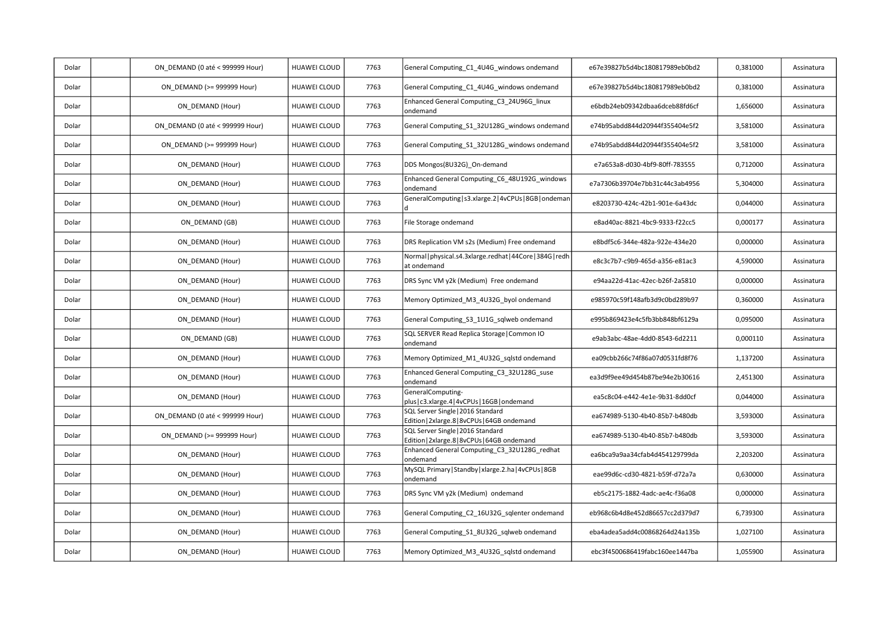| Dolar | | ON_DEMAND (0 até < 999999 Hour) | HUAWEI CLOUD | 7763 | General Computing_C1_4U4G_windows ondemand | e67e39827b5d4bc180817989eb0bd2 | 0,381000 | Assinatura |
|---|---|---|---|---|---|---|---|---|
| Dolar | | ON_DEMAND (>= 999999 Hour) | HUAWEI CLOUD | 7763 | General Computing_C1_4U4G_windows ondemand | e67e39827b5d4bc180817989eb0bd2 | 0,381000 | Assinatura |
| Dolar | | ON_DEMAND (Hour) | HUAWEI CLOUD | 7763 | Enhanced General Computing_C3_24U96G_linux ondemand | e6bdb24eb09342dbaa6dceb88fd6cf | 1,656000 | Assinatura |
| Dolar | | ON_DEMAND (0 até < 999999 Hour) | HUAWEI CLOUD | 7763 | General Computing_S1_32U128G_windows ondemand | e74b95abdd844d20944f355404e5f2 | 3,581000 | Assinatura |
| Dolar | | ON_DEMAND (>= 999999 Hour) | HUAWEI CLOUD | 7763 | General Computing_S1_32U128G_windows ondemand | e74b95abdd844d20944f355404e5f2 | 3,581000 | Assinatura |
| Dolar | | ON_DEMAND (Hour) | HUAWEI CLOUD | 7763 | DDS Mongos(8U32G)_On-demand | e7a653a8-d030-4bf9-80ff-783555 | 0,712000 | Assinatura |
| Dolar | | ON_DEMAND (Hour) | HUAWEI CLOUD | 7763 | Enhanced General Computing_C6_48U192G_windows ondemand | e7a7306b39704e7bb31c44c3ab4956 | 5,304000 | Assinatura |
| Dolar | | ON_DEMAND (Hour) | HUAWEI CLOUD | 7763 | GeneralComputing\|s3.xlarge.2\|4vCPUs\|8GB\|ondemand | e8203730-424c-42b1-901e-6a43dc | 0,044000 | Assinatura |
| Dolar | | ON_DEMAND (GB) | HUAWEI CLOUD | 7763 | File Storage ondemand | e8ad40ac-8821-4bc9-9333-f22cc5 | 0,000177 | Assinatura |
| Dolar | | ON_DEMAND (Hour) | HUAWEI CLOUD | 7763 | DRS Replication VM s2s (Medium) Free ondemand | e8bdf5c6-344e-482a-922e-434e20 | 0,000000 | Assinatura |
| Dolar | | ON_DEMAND (Hour) | HUAWEI CLOUD | 7763 | Normal\|physical.s4.3xlarge.redhat\|44Core\|384G\|redhat ondemand | e8c3c7b7-c9b9-465d-a356-e81ac3 | 4,590000 | Assinatura |
| Dolar | | ON_DEMAND (Hour) | HUAWEI CLOUD | 7763 | DRS Sync VM y2k (Medium) Free ondemand | e94aa22d-41ac-42ec-b26f-2a5810 | 0,000000 | Assinatura |
| Dolar | | ON_DEMAND (Hour) | HUAWEI CLOUD | 7763 | Memory Optimized_M3_4U32G_byol ondemand | e985970c59f148afb3d9c0bd289b97 | 0,360000 | Assinatura |
| Dolar | | ON_DEMAND (Hour) | HUAWEI CLOUD | 7763 | General Computing_S3_1U1G_sqlweb ondemand | e995b869423e4c5fb3bb848bf6129a | 0,095000 | Assinatura |
| Dolar | | ON_DEMAND (GB) | HUAWEI CLOUD | 7763 | SQL SERVER Read Replica Storage\|Common IO ondemand | e9ab3abc-48ae-4dd0-8543-6d2211 | 0,000110 | Assinatura |
| Dolar | | ON_DEMAND (Hour) | HUAWEI CLOUD | 7763 | Memory Optimized_M1_4U32G_sqlstd ondemand | ea09cbb266c74f86a07d0531fd8f76 | 1,137200 | Assinatura |
| Dolar | | ON_DEMAND (Hour) | HUAWEI CLOUD | 7763 | Enhanced General Computing_C3_32U128G_suse ondemand | ea3d9f9ee49d454b87be94e2b30616 | 2,451300 | Assinatura |
| Dolar | | ON_DEMAND (Hour) | HUAWEI CLOUD | 7763 | GeneralComputing-plus\|c3.xlarge.4\|4vCPUs\|16GB\|ondemand | ea5c8c04-e442-4e1e-9b31-8dd0cf | 0,044000 | Assinatura |
| Dolar | | ON_DEMAND (0 até < 999999 Hour) | HUAWEI CLOUD | 7763 | SQL Server Single\|2016 Standard Edition\|2xlarge.8\|8vCPUs\|64GB ondemand | ea674989-5130-4b40-85b7-b480db | 3,593000 | Assinatura |
| Dolar | | ON_DEMAND (>= 999999 Hour) | HUAWEI CLOUD | 7763 | SQL Server Single\|2016 Standard Edition\|2xlarge.8\|8vCPUs\|64GB ondemand | ea674989-5130-4b40-85b7-b480db | 3,593000 | Assinatura |
| Dolar | | ON_DEMAND (Hour) | HUAWEI CLOUD | 7763 | Enhanced General Computing_C3_32U128G_redhat ondemand | ea6bca9a9aa34cfab4d454129799da | 2,203200 | Assinatura |
| Dolar | | ON_DEMAND (Hour) | HUAWEI CLOUD | 7763 | MySQL Primary\|Standby\|xlarge.2.ha\|4vCPUs\|8GB ondemand | eae99d6c-cd30-4821-b59f-d72a7a | 0,630000 | Assinatura |
| Dolar | | ON_DEMAND (Hour) | HUAWEI CLOUD | 7763 | DRS Sync VM y2k (Medium) ondemand | eb5c2175-1882-4adc-ae4c-f36a08 | 0,000000 | Assinatura |
| Dolar | | ON_DEMAND (Hour) | HUAWEI CLOUD | 7763 | General Computing_C2_16U32G_sqlenter ondemand | eb968c6b4d8e452d86657cc2d379d7 | 6,739300 | Assinatura |
| Dolar | | ON_DEMAND (Hour) | HUAWEI CLOUD | 7763 | General Computing_S1_8U32G_sqlweb ondemand | eba4adea5add4c00868264d24a135b | 1,027100 | Assinatura |
| Dolar | | ON_DEMAND (Hour) | HUAWEI CLOUD | 7763 | Memory Optimized_M3_4U32G_sqlstd ondemand | ebc3f4500686419fabc160ee1447ba | 1,055900 | Assinatura |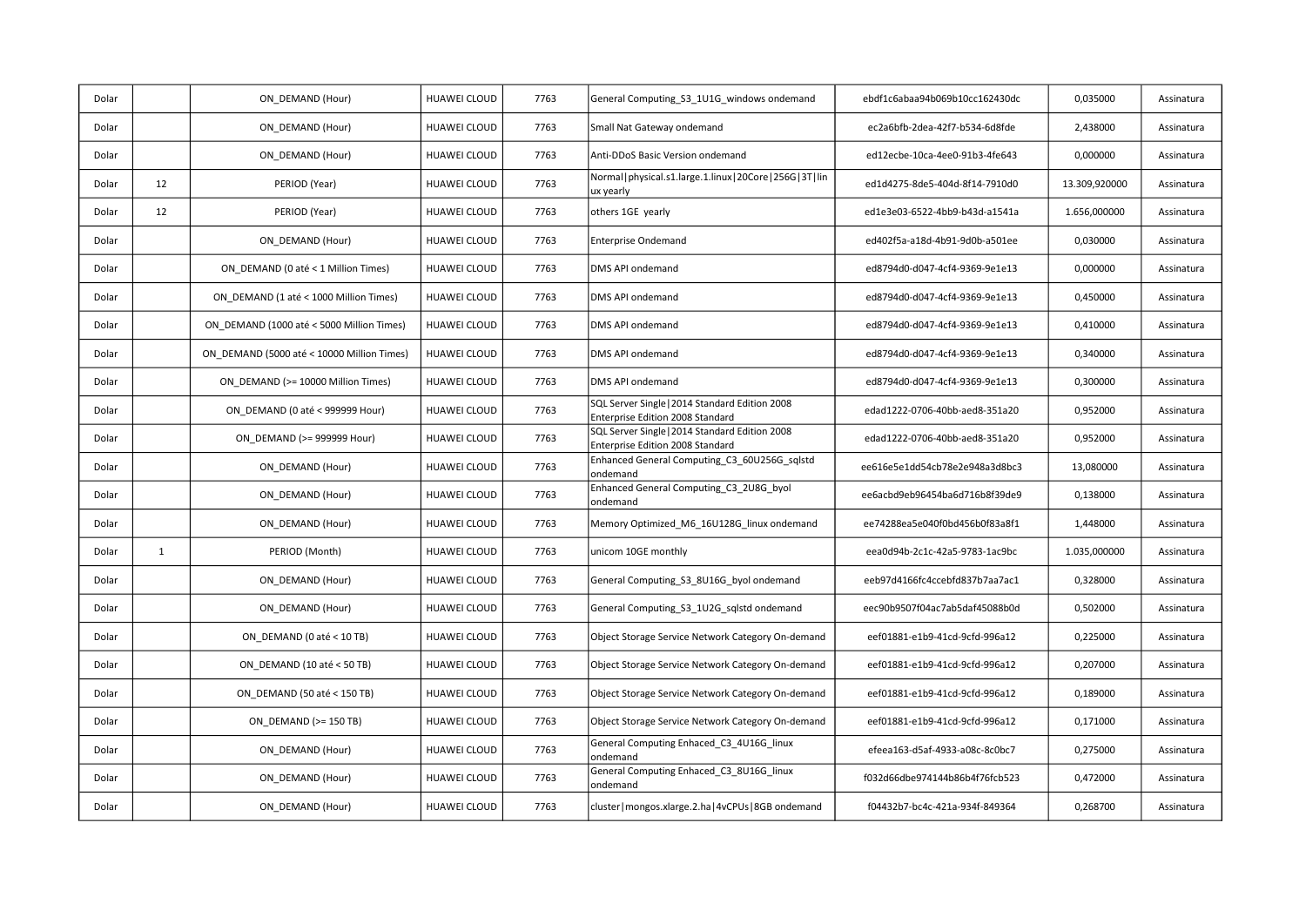| | | | | | | | | |
|---|---|---|---|---|---|---|---|---|
| Dolar | | ON_DEMAND (Hour) | HUAWEI CLOUD | 7763 | General Computing_S3_1U1G_windows ondemand | ebdf1c6abaa94b069b10cc162430dc | 0,035000 | Assinatura |
| Dolar | | ON_DEMAND (Hour) | HUAWEI CLOUD | 7763 | Small Nat Gateway ondemand | ec2a6bfb-2dea-42f7-b534-6d8fde | 2,438000 | Assinatura |
| Dolar | | ON_DEMAND (Hour) | HUAWEI CLOUD | 7763 | Anti-DDoS Basic Version ondemand | ed12ecbe-10ca-4ee0-91b3-4fe643 | 0,000000 | Assinatura |
| Dolar | 12 | PERIOD (Year) | HUAWEI CLOUD | 7763 | Normal\|physical.s1.large.1.linux\|20Core\|256G\|3T\|linux yearly | ed1d4275-8de5-404d-8f14-7910d0 | 13.309,920000 | Assinatura |
| Dolar | 12 | PERIOD (Year) | HUAWEI CLOUD | 7763 | others 1GE yearly | ed1e3e03-6522-4bb9-b43d-a1541a | 1.656,000000 | Assinatura |
| Dolar | | ON_DEMAND (Hour) | HUAWEI CLOUD | 7763 | Enterprise Ondemand | ed402f5a-a18d-4b91-9d0b-a501ee | 0,030000 | Assinatura |
| Dolar | | ON_DEMAND (0 até < 1 Million Times) | HUAWEI CLOUD | 7763 | DMS API ondemand | ed8794d0-d047-4cf4-9369-9e1e13 | 0,000000 | Assinatura |
| Dolar | | ON_DEMAND (1 até < 1000 Million Times) | HUAWEI CLOUD | 7763 | DMS API ondemand | ed8794d0-d047-4cf4-9369-9e1e13 | 0,450000 | Assinatura |
| Dolar | | ON_DEMAND (1000 até < 5000 Million Times) | HUAWEI CLOUD | 7763 | DMS API ondemand | ed8794d0-d047-4cf4-9369-9e1e13 | 0,410000 | Assinatura |
| Dolar | | ON_DEMAND (5000 até < 10000 Million Times) | HUAWEI CLOUD | 7763 | DMS API ondemand | ed8794d0-d047-4cf4-9369-9e1e13 | 0,340000 | Assinatura |
| Dolar | | ON_DEMAND (>= 10000 Million Times) | HUAWEI CLOUD | 7763 | DMS API ondemand | ed8794d0-d047-4cf4-9369-9e1e13 | 0,300000 | Assinatura |
| Dolar | | ON_DEMAND (0 até < 999999 Hour) | HUAWEI CLOUD | 7763 | SQL Server Single\|2014 Standard Edition 2008 Enterprise Edition 2008 Standard | edad1222-0706-40bb-aed8-351a20 | 0,952000 | Assinatura |
| Dolar | | ON_DEMAND (>= 999999 Hour) | HUAWEI CLOUD | 7763 | SQL Server Single\|2014 Standard Edition 2008 Enterprise Edition 2008 Standard | edad1222-0706-40bb-aed8-351a20 | 0,952000 | Assinatura |
| Dolar | | ON_DEMAND (Hour) | HUAWEI CLOUD | 7763 | Enhanced General Computing_C3_60U256G_sqlstd ondemand | ee616e5e1dd54cb78e2e948a3d8bc3 | 13,080000 | Assinatura |
| Dolar | | ON_DEMAND (Hour) | HUAWEI CLOUD | 7763 | Enhanced General Computing_C3_2U8G_byol ondemand | ee6acbd9eb96454ba6d716b8f39de9 | 0,138000 | Assinatura |
| Dolar | | ON_DEMAND (Hour) | HUAWEI CLOUD | 7763 | Memory Optimized_M6_16U128G_linux ondemand | ee74288ea5e040f0bd456b0f83a8f1 | 1,448000 | Assinatura |
| Dolar | 1 | PERIOD (Month) | HUAWEI CLOUD | 7763 | unicom 10GE monthly | eea0d94b-2c1c-42a5-9783-1ac9bc | 1.035,000000 | Assinatura |
| Dolar | | ON_DEMAND (Hour) | HUAWEI CLOUD | 7763 | General Computing_S3_8U16G_byol ondemand | eeb97d4166fc4ccebfd837b7aa7ac1 | 0,328000 | Assinatura |
| Dolar | | ON_DEMAND (Hour) | HUAWEI CLOUD | 7763 | General Computing_S3_1U2G_sqlstd ondemand | eec90b9507f04ac7ab5daf45088b0d | 0,502000 | Assinatura |
| Dolar | | ON_DEMAND (0 até < 10 TB) | HUAWEI CLOUD | 7763 | Object Storage Service Network Category On-demand | eef01881-e1b9-41cd-9cfd-996a12 | 0,225000 | Assinatura |
| Dolar | | ON_DEMAND (10 até < 50 TB) | HUAWEI CLOUD | 7763 | Object Storage Service Network Category On-demand | eef01881-e1b9-41cd-9cfd-996a12 | 0,207000 | Assinatura |
| Dolar | | ON_DEMAND (50 até < 150 TB) | HUAWEI CLOUD | 7763 | Object Storage Service Network Category On-demand | eef01881-e1b9-41cd-9cfd-996a12 | 0,189000 | Assinatura |
| Dolar | | ON_DEMAND (>= 150 TB) | HUAWEI CLOUD | 7763 | Object Storage Service Network Category On-demand | eef01881-e1b9-41cd-9cfd-996a12 | 0,171000 | Assinatura |
| Dolar | | ON_DEMAND (Hour) | HUAWEI CLOUD | 7763 | General Computing Enhaced_C3_4U16G_linux ondemand | efeea163-d5af-4933-a08c-8c0bc7 | 0,275000 | Assinatura |
| Dolar | | ON_DEMAND (Hour) | HUAWEI CLOUD | 7763 | General Computing Enhaced_C3_8U16G_linux ondemand | f032d66dbe974144b86b4f76fcb523 | 0,472000 | Assinatura |
| Dolar | | ON_DEMAND (Hour) | HUAWEI CLOUD | 7763 | cluster\|mongos.xlarge.2.ha\|4vCPUs\|8GB ondemand | f04432b7-bc4c-421a-934f-849364 | 0,268700 | Assinatura |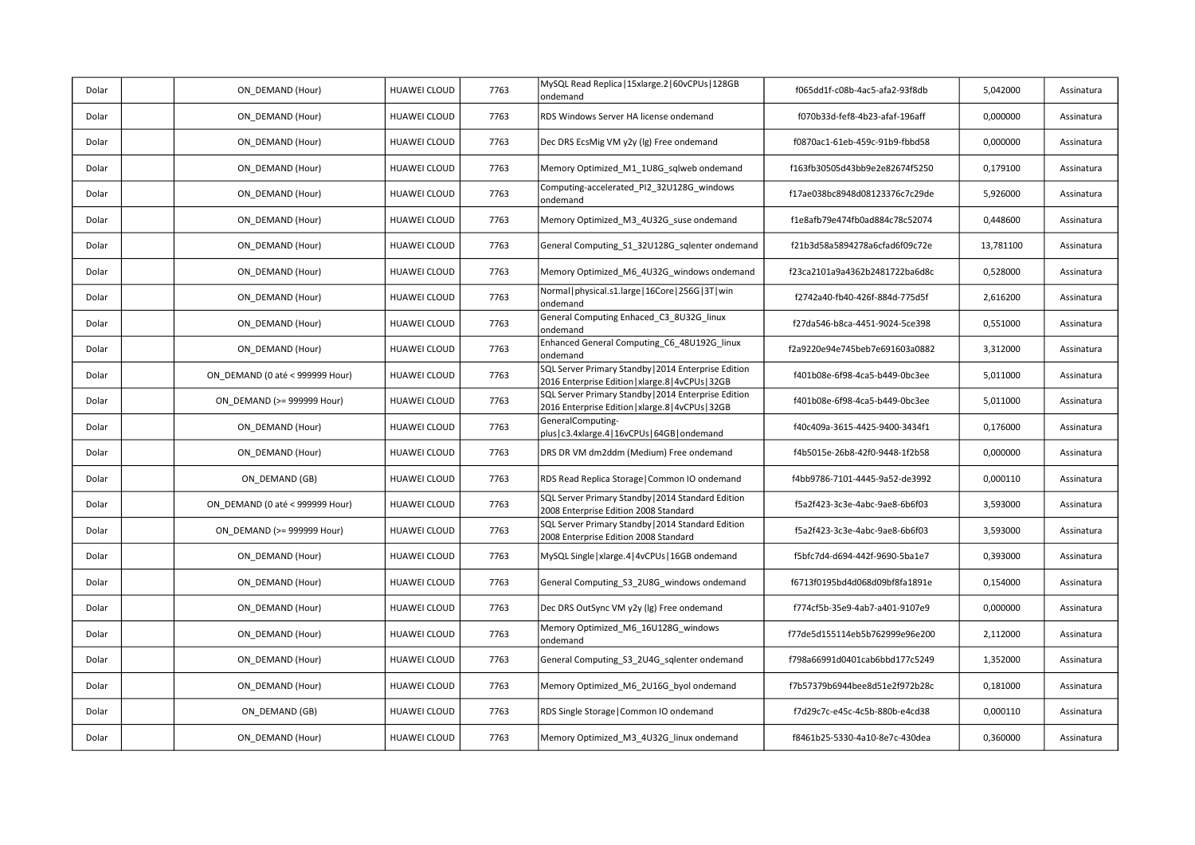| | | | | | | | | |
|---|---|---|---|---|---|---|---|---|
| Dolar | | ON_DEMAND (Hour) | HUAWEI CLOUD | 7763 | MySQL Read Replica\|15xlarge.2\|60vCPUs\|128GB ondemand | f065dd1f-c08b-4ac5-afa2-93f8db | 5,042000 | Assinatura |
| Dolar | | ON_DEMAND (Hour) | HUAWEI CLOUD | 7763 | RDS Windows Server HA license ondemand | f070b33d-fef8-4b23-afaf-196aff | 0,000000 | Assinatura |
| Dolar | | ON_DEMAND (Hour) | HUAWEI CLOUD | 7763 | Dec DRS EcsMig VM y2y (lg) Free ondemand | f0870ac1-61eb-459c-91b9-fbbd58 | 0,000000 | Assinatura |
| Dolar | | ON_DEMAND (Hour) | HUAWEI CLOUD | 7763 | Memory Optimized_M1_1U8G_sqlweb ondemand | f163fb30505d43bb9e2e82674f5250 | 0,179100 | Assinatura |
| Dolar | | ON_DEMAND (Hour) | HUAWEI CLOUD | 7763 | Computing-accelerated_PI2_32U128G_windows ondemand | f17ae038bc8948d08123376c7c29de | 5,926000 | Assinatura |
| Dolar | | ON_DEMAND (Hour) | HUAWEI CLOUD | 7763 | Memory Optimized_M3_4U32G_suse ondemand | f1e8afb79e474fb0ad884c78c52074 | 0,448600 | Assinatura |
| Dolar | | ON_DEMAND (Hour) | HUAWEI CLOUD | 7763 | General Computing_S1_32U128G_sqlenter ondemand | f21b3d58a5894278a6cfad6f09c72e | 13,781100 | Assinatura |
| Dolar | | ON_DEMAND (Hour) | HUAWEI CLOUD | 7763 | Memory Optimized_M6_4U32G_windows ondemand | f23ca2101a9a4362b2481722ba6d8c | 0,528000 | Assinatura |
| Dolar | | ON_DEMAND (Hour) | HUAWEI CLOUD | 7763 | Normal\|physical.s1.large\|16Core\|256G\|3T\|win ondemand | f2742a40-fb40-426f-884d-775d5f | 2,616200 | Assinatura |
| Dolar | | ON_DEMAND (Hour) | HUAWEI CLOUD | 7763 | General Computing Enhaced_C3_8U32G_linux ondemand | f27da546-b8ca-4451-9024-5ce398 | 0,551000 | Assinatura |
| Dolar | | ON_DEMAND (Hour) | HUAWEI CLOUD | 7763 | Enhanced General Computing_C6_48U192G_linux ondemand | f2a9220e94e745beb7e691603a0882 | 3,312000 | Assinatura |
| Dolar | | ON_DEMAND (0 até < 999999 Hour) | HUAWEI CLOUD | 7763 | SQL Server Primary Standby\|2014 Enterprise Edition 2016 Enterprise Edition\|xlarge.8\|4vCPUs\|32GB | f401b08e-6f98-4ca5-b449-0bc3ee | 5,011000 | Assinatura |
| Dolar | | ON_DEMAND (>= 999999 Hour) | HUAWEI CLOUD | 7763 | SQL Server Primary Standby\|2014 Enterprise Edition 2016 Enterprise Edition\|xlarge.8\|4vCPUs\|32GB | f401b08e-6f98-4ca5-b449-0bc3ee | 5,011000 | Assinatura |
| Dolar | | ON_DEMAND (Hour) | HUAWEI CLOUD | 7763 | GeneralComputing-plus\|c3.4xlarge.4\|16vCPUs\|64GB\|ondemand | f40c409a-3615-4425-9400-3434f1 | 0,176000 | Assinatura |
| Dolar | | ON_DEMAND (Hour) | HUAWEI CLOUD | 7763 | DRS DR VM dm2ddm (Medium) Free ondemand | f4bb5015e-26b8-42f0-9448-1f2b58 | 0,000000 | Assinatura |
| Dolar | | ON_DEMAND (GB) | HUAWEI CLOUD | 7763 | RDS Read Replica Storage\|Common IO ondemand | f4bb9786-7101-4445-9a52-de3992 | 0,000110 | Assinatura |
| Dolar | | ON_DEMAND (0 até < 999999 Hour) | HUAWEI CLOUD | 7763 | SQL Server Primary Standby\|2014 Standard Edition 2008 Enterprise Edition 2008 Standard | f5a2f423-3c3e-4abc-9ae8-6b6f03 | 3,593000 | Assinatura |
| Dolar | | ON_DEMAND (>= 999999 Hour) | HUAWEI CLOUD | 7763 | SQL Server Primary Standby\|2014 Standard Edition 2008 Enterprise Edition 2008 Standard | f5a2f423-3c3e-4abc-9ae8-6b6f03 | 3,593000 | Assinatura |
| Dolar | | ON_DEMAND (Hour) | HUAWEI CLOUD | 7763 | MySQL Single\|xlarge.4\|4vCPUs\|16GB ondemand | f5bfc7d4-d694-442f-9690-5ba1e7 | 0,393000 | Assinatura |
| Dolar | | ON_DEMAND (Hour) | HUAWEI CLOUD | 7763 | General Computing_S3_2U8G_windows ondemand | f6713f0195bd4d068d09bf8fa1891e | 0,154000 | Assinatura |
| Dolar | | ON_DEMAND (Hour) | HUAWEI CLOUD | 7763 | Dec DRS OutSync VM y2y (lg) Free ondemand | f774cf5b-35e9-4ab7-a401-9107e9 | 0,000000 | Assinatura |
| Dolar | | ON_DEMAND (Hour) | HUAWEI CLOUD | 7763 | Memory Optimized_M6_16U128G_windows ondemand | f77de5d155114eb5b762999e96e200 | 2,112000 | Assinatura |
| Dolar | | ON_DEMAND (Hour) | HUAWEI CLOUD | 7763 | General Computing_S3_2U4G_sqlenter ondemand | f798a66991d0401cab6bbd177c5249 | 1,352000 | Assinatura |
| Dolar | | ON_DEMAND (Hour) | HUAWEI CLOUD | 7763 | Memory Optimized_M6_2U16G_byol ondemand | f7b57379b6944bee8d51e2f972b28c | 0,181000 | Assinatura |
| Dolar | | ON_DEMAND (GB) | HUAWEI CLOUD | 7763 | RDS Single Storage\|Common IO ondemand | f7d29c7c-e45c-4c5b-880b-e4cd38 | 0,000110 | Assinatura |
| Dolar | | ON_DEMAND (Hour) | HUAWEI CLOUD | 7763 | Memory Optimized_M3_4U32G_linux ondemand | f8461b25-5330-4a10-8e7c-430dea | 0,360000 | Assinatura |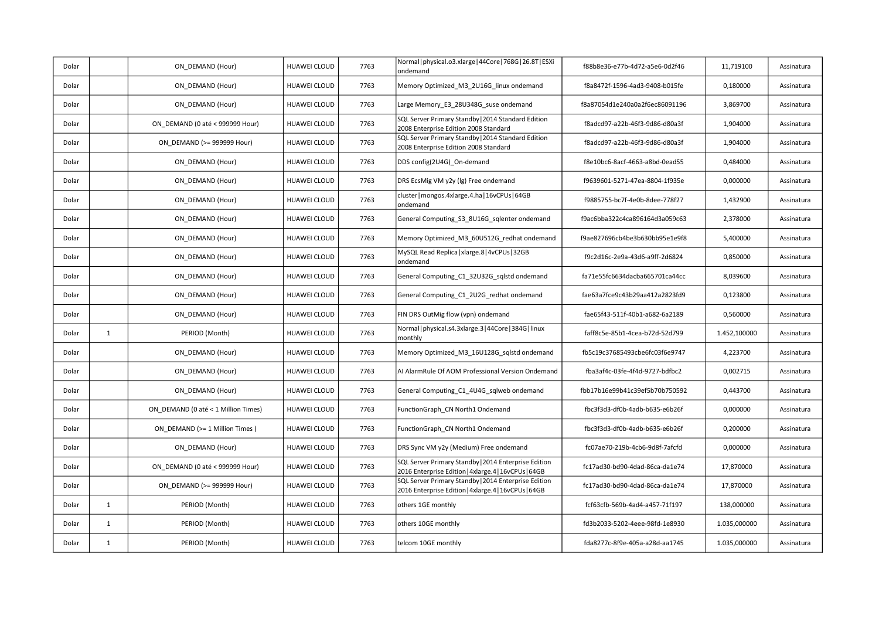| | | | | | | | | |
|---|---|---|---|---|---|---|---|---|
| Dolar | | ON_DEMAND (Hour) | HUAWEI CLOUD | 7763 | Normal\|physical.o3.xlarge\|44Core\|768G\|26.8T\|ESXi ondemand | f88b8e36-e77b-4d72-a5e6-0d2f46 | 11,719100 | Assinatura |
| Dolar | | ON_DEMAND (Hour) | HUAWEI CLOUD | 7763 | Memory Optimized_M3_2U16G_linux ondemand | f8a8472f-1596-4ad3-9408-b015fe | 0,180000 | Assinatura |
| Dolar | | ON_DEMAND (Hour) | HUAWEI CLOUD | 7763 | Large Memory_E3_28U348G_suse ondemand | f8a87054d1e240a0a2f6ec86091196 | 3,869700 | Assinatura |
| Dolar | | ON_DEMAND (0 até < 999999 Hour) | HUAWEI CLOUD | 7763 | SQL Server Primary Standby\|2014 Standard Edition 2008 Enterprise Edition 2008 Standard | f8adcd97-a22b-46f3-9d86-d80a3f | 1,904000 | Assinatura |
| Dolar | | ON_DEMAND (>= 999999 Hour) | HUAWEI CLOUD | 7763 | SQL Server Primary Standby\|2014 Standard Edition 2008 Enterprise Edition 2008 Standard | f8adcd97-a22b-46f3-9d86-d80a3f | 1,904000 | Assinatura |
| Dolar | | ON_DEMAND (Hour) | HUAWEI CLOUD | 7763 | DDS config(2U4G)_On-demand | f8e10bc6-8acf-4663-a8bd-0ead55 | 0,484000 | Assinatura |
| Dolar | | ON_DEMAND (Hour) | HUAWEI CLOUD | 7763 | DRS EcsMig VM y2y (lg) Free ondemand | f9639601-5271-47ea-8804-1f935e | 0,000000 | Assinatura |
| Dolar | | ON_DEMAND (Hour) | HUAWEI CLOUD | 7763 | cluster\|mongos.4xlarge.4.ha\|16vCPUs\|64GB ondemand | f9885755-bc7f-4e0b-8dee-778f27 | 1,432900 | Assinatura |
| Dolar | | ON_DEMAND (Hour) | HUAWEI CLOUD | 7763 | General Computing_S3_8U16G_sqlenter ondemand | f9ac6bba322c4ca896164d3a059c63 | 2,378000 | Assinatura |
| Dolar | | ON_DEMAND (Hour) | HUAWEI CLOUD | 7763 | Memory Optimized_M3_60U512G_redhat ondemand | f9ae827696cb4be3b630bb95e1e9f8 | 5,400000 | Assinatura |
| Dolar | | ON_DEMAND (Hour) | HUAWEI CLOUD | 7763 | MySQL Read Replica\|xlarge.8\|4vCPUs\|32GB ondemand | f9c2d16c-2e9a-43d6-a9ff-2d6824 | 0,850000 | Assinatura |
| Dolar | | ON_DEMAND (Hour) | HUAWEI CLOUD | 7763 | General Computing_C1_32U32G_sqlstd ondemand | fa71e55fc6634dacba665701ca44cc | 8,039600 | Assinatura |
| Dolar | | ON_DEMAND (Hour) | HUAWEI CLOUD | 7763 | General Computing_C1_2U2G_redhat ondemand | fae63a7fce9c43b29aa412a2823fd9 | 0,123800 | Assinatura |
| Dolar | | ON_DEMAND (Hour) | HUAWEI CLOUD | 7763 | FIN DRS OutMig flow (vpn) ondemand | fae65f43-511f-40b1-a682-6a2189 | 0,560000 | Assinatura |
| Dolar | 1 | PERIOD (Month) | HUAWEI CLOUD | 7763 | Normal\|physical.s4.3xlarge.3\|44Core\|384G\|linux monthly | faff8c5e-85b1-4cea-b72d-52d799 | 1.452,100000 | Assinatura |
| Dolar | | ON_DEMAND (Hour) | HUAWEI CLOUD | 7763 | Memory Optimized_M3_16U128G_sqlstd ondemand | fb5c19c37685493cbe6fc03f6e9747 | 4,223700 | Assinatura |
| Dolar | | ON_DEMAND (Hour) | HUAWEI CLOUD | 7763 | AI AlarmRule Of AOM Professional Version Ondemand | fba3af4c-03fe-4f4d-9727-bdfbc2 | 0,002715 | Assinatura |
| Dolar | | ON_DEMAND (Hour) | HUAWEI CLOUD | 7763 | General Computing_C1_4U4G_sqlweb ondemand | fbb17b16e99b41c39ef5b70b750592 | 0,443700 | Assinatura |
| Dolar | | ON_DEMAND (0 até < 1 Million Times) | HUAWEI CLOUD | 7763 | FunctionGraph_CN North1 Ondemand | fbc3f3d3-df0b-4adb-b635-e6b26f | 0,000000 | Assinatura |
| Dolar | | ON_DEMAND (>= 1 Million Times ) | HUAWEI CLOUD | 7763 | FunctionGraph_CN North1 Ondemand | fbc3f3d3-df0b-4adb-b635-e6b26f | 0,200000 | Assinatura |
| Dolar | | ON_DEMAND (Hour) | HUAWEI CLOUD | 7763 | DRS Sync VM y2y (Medium) Free ondemand | fc07ae70-219b-4cb6-9d8f-7afcfd | 0,000000 | Assinatura |
| Dolar | | ON_DEMAND (0 até < 999999 Hour) | HUAWEI CLOUD | 7763 | SQL Server Primary Standby\|2014 Enterprise Edition 2016 Enterprise Edition\|4xlarge.4\|16vCPUs\|64GB | fc17ad30-bd90-4dad-86ca-da1e74 | 17,870000 | Assinatura |
| Dolar | | ON_DEMAND (>= 999999 Hour) | HUAWEI CLOUD | 7763 | SQL Server Primary Standby\|2014 Enterprise Edition 2016 Enterprise Edition\|4xlarge.4\|16vCPUs\|64GB | fc17ad30-bd90-4dad-86ca-da1e74 | 17,870000 | Assinatura |
| Dolar | 1 | PERIOD (Month) | HUAWEI CLOUD | 7763 | others 1GE monthly | fcf63cfb-569b-4ad4-a457-71f197 | 138,000000 | Assinatura |
| Dolar | 1 | PERIOD (Month) | HUAWEI CLOUD | 7763 | others 10GE monthly | fd3b2033-5202-4eee-98fd-1e8930 | 1.035,000000 | Assinatura |
| Dolar | 1 | PERIOD (Month) | HUAWEI CLOUD | 7763 | telcom 10GE monthly | fda8277c-8f9e-405a-a28d-aa1745 | 1.035,000000 | Assinatura |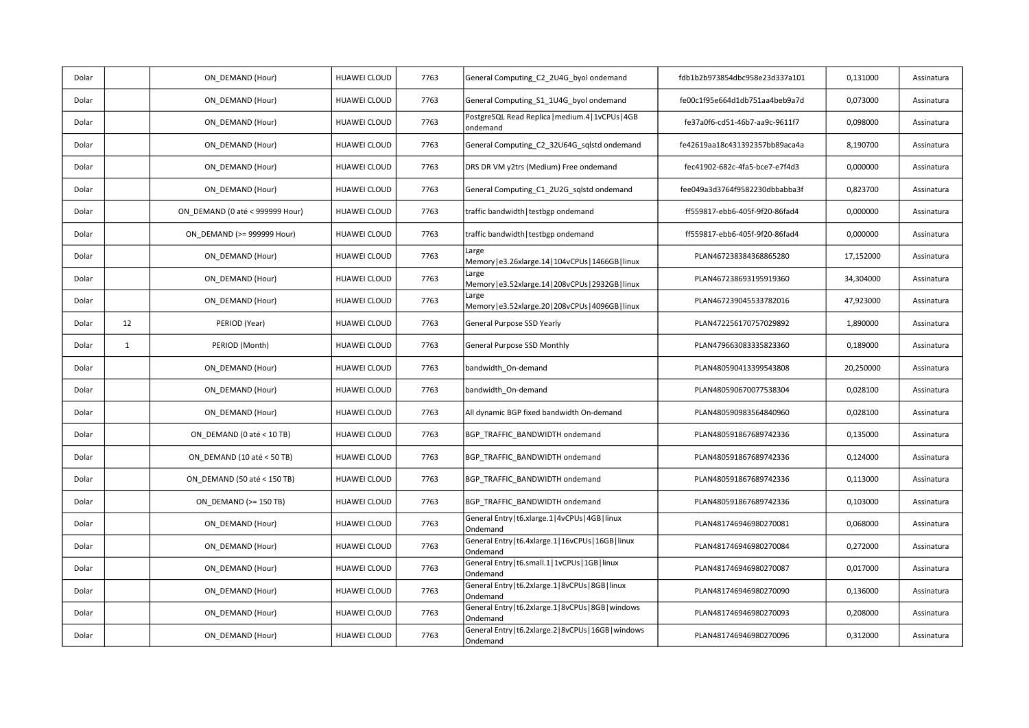| | | | | | | | | |
|---|---|---|---|---|---|---|---|---|
| Dolar | | ON_DEMAND (Hour) | HUAWEI CLOUD | 7763 | General Computing_C2_2U4G_byol ondemand | fdb1b2b973854dbc958e23d337a101 | 0,131000 | Assinatura |
| Dolar | | ON_DEMAND (Hour) | HUAWEI CLOUD | 7763 | General Computing_S1_1U4G_byol ondemand | fe00c1f95e664d1db751aa4beb9a7d | 0,073000 | Assinatura |
| Dolar | | ON_DEMAND (Hour) | HUAWEI CLOUD | 7763 | PostgreSQL Read Replica\|medium.4\|1vCPUs\|4GB ondemand | fe37a0f6-cd51-46b7-aa9c-9611f7 | 0,098000 | Assinatura |
| Dolar | | ON_DEMAND (Hour) | HUAWEI CLOUD | 7763 | General Computing_C2_32U64G_sqlstd ondemand | fe42619aa18c431392357bb89aca4a | 8,190700 | Assinatura |
| Dolar | | ON_DEMAND (Hour) | HUAWEI CLOUD | 7763 | DRS DR VM y2trs (Medium) Free ondemand | fec41902-682c-4fa5-bce7-e7f4d3 | 0,000000 | Assinatura |
| Dolar | | ON_DEMAND (Hour) | HUAWEI CLOUD | 7763 | General Computing_C1_2U2G_sqlstd ondemand | fee049a3d3764f9582230dbbabba3f | 0,823700 | Assinatura |
| Dolar | | ON_DEMAND (0 até < 999999 Hour) | HUAWEI CLOUD | 7763 | traffic bandwidth\|testbgp ondemand | ff559817-ebb6-405f-9f20-86fad4 | 0,000000 | Assinatura |
| Dolar | | ON_DEMAND (>= 999999 Hour) | HUAWEI CLOUD | 7763 | traffic bandwidth\|testbgp ondemand | ff559817-ebb6-405f-9f20-86fad4 | 0,000000 | Assinatura |
| Dolar | | ON_DEMAND (Hour) | HUAWEI CLOUD | 7763 | Large Memory\|e3.26xlarge.14\|104vCPUs\|1466GB\|linux | PLAN467238384368865280 | 17,152000 | Assinatura |
| Dolar | | ON_DEMAND (Hour) | HUAWEI CLOUD | 7763 | Large Memory\|e3.52xlarge.14\|208vCPUs\|2932GB\|linux | PLAN467238693195919360 | 34,304000 | Assinatura |
| Dolar | | ON_DEMAND (Hour) | HUAWEI CLOUD | 7763 | Large Memory\|e3.52xlarge.20\|208vCPUs\|4096GB\|linux | PLAN467239045533782016 | 47,923000 | Assinatura |
| Dolar | 12 | PERIOD (Year) | HUAWEI CLOUD | 7763 | General Purpose SSD Yearly | PLAN472256170757029892 | 1,890000 | Assinatura |
| Dolar | 1 | PERIOD (Month) | HUAWEI CLOUD | 7763 | General Purpose SSD Monthly | PLAN479663083335823360 | 0,189000 | Assinatura |
| Dolar | | ON_DEMAND (Hour) | HUAWEI CLOUD | 7763 | bandwidth_On-demand | PLAN480590413399543808 | 20,250000 | Assinatura |
| Dolar | | ON_DEMAND (Hour) | HUAWEI CLOUD | 7763 | bandwidth_On-demand | PLAN480590670077538304 | 0,028100 | Assinatura |
| Dolar | | ON_DEMAND (Hour) | HUAWEI CLOUD | 7763 | All dynamic BGP fixed bandwidth On-demand | PLAN480590983564840960 | 0,028100 | Assinatura |
| Dolar | | ON_DEMAND (0 até < 10 TB) | HUAWEI CLOUD | 7763 | BGP_TRAFFIC_BANDWIDTH ondemand | PLAN480591867689742336 | 0,135000 | Assinatura |
| Dolar | | ON_DEMAND (10 até < 50 TB) | HUAWEI CLOUD | 7763 | BGP_TRAFFIC_BANDWIDTH ondemand | PLAN480591867689742336 | 0,124000 | Assinatura |
| Dolar | | ON_DEMAND (50 até < 150 TB) | HUAWEI CLOUD | 7763 | BGP_TRAFFIC_BANDWIDTH ondemand | PLAN480591867689742336 | 0,113000 | Assinatura |
| Dolar | | ON_DEMAND (>= 150 TB) | HUAWEI CLOUD | 7763 | BGP_TRAFFIC_BANDWIDTH ondemand | PLAN480591867689742336 | 0,103000 | Assinatura |
| Dolar | | ON_DEMAND (Hour) | HUAWEI CLOUD | 7763 | General Entry\|t6.xlarge.1\|4vCPUs\|4GB\|linux Ondemand | PLAN481746946980270081 | 0,068000 | Assinatura |
| Dolar | | ON_DEMAND (Hour) | HUAWEI CLOUD | 7763 | General Entry\|t6.4xlarge.1\|16vCPUs\|16GB\|linux Ondemand | PLAN481746946980270084 | 0,272000 | Assinatura |
| Dolar | | ON_DEMAND (Hour) | HUAWEI CLOUD | 7763 | General Entry\|t6.small.1\|1vCPUs\|1GB\|linux Ondemand | PLAN481746946980270087 | 0,017000 | Assinatura |
| Dolar | | ON_DEMAND (Hour) | HUAWEI CLOUD | 7763 | General Entry\|t6.2xlarge.1\|8vCPUs\|8GB\|linux Ondemand | PLAN481746946980270090 | 0,136000 | Assinatura |
| Dolar | | ON_DEMAND (Hour) | HUAWEI CLOUD | 7763 | General Entry\|t6.2xlarge.1\|8vCPUs\|8GB\|windows Ondemand | PLAN481746946980270093 | 0,208000 | Assinatura |
| Dolar | | ON_DEMAND (Hour) | HUAWEI CLOUD | 7763 | General Entry\|t6.2xlarge.2\|8vCPUs\|16GB\|windows Ondemand | PLAN481746946980270096 | 0,312000 | Assinatura |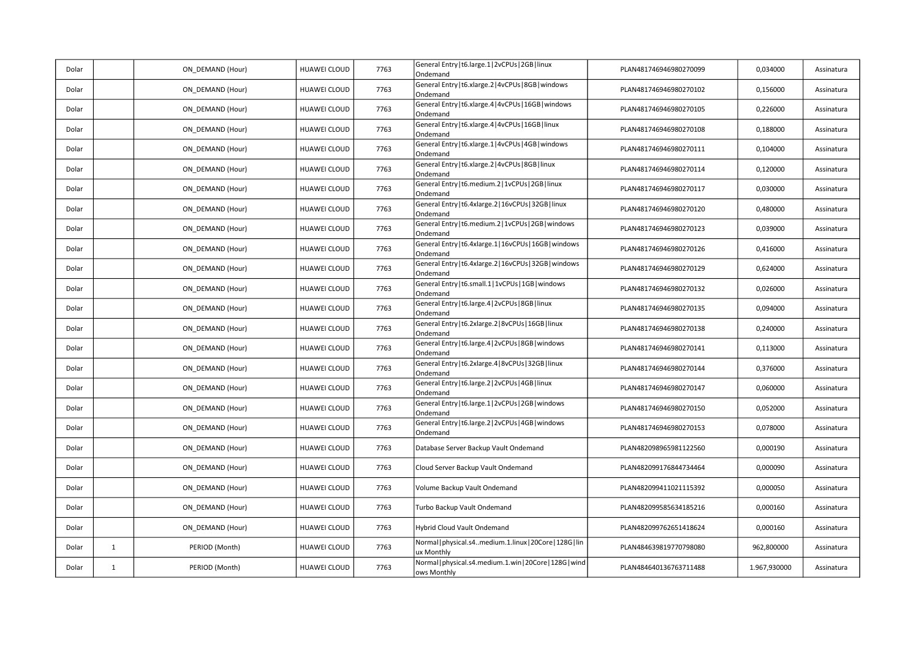| | | | | | | | | |
|---|---|---|---|---|---|---|---|---|
| Dolar | | ON_DEMAND (Hour) | HUAWEI CLOUD | 7763 | General Entry\|t6.large.1\|2vCPUs\|2GB\|linux Ondemand | PLAN481746946980270099 | 0,034000 | Assinatura |
| Dolar | | ON_DEMAND (Hour) | HUAWEI CLOUD | 7763 | General Entry\|t6.xlarge.2\|4vCPUs\|8GB\|windows Ondemand | PLAN481746946980270102 | 0,156000 | Assinatura |
| Dolar | | ON_DEMAND (Hour) | HUAWEI CLOUD | 7763 | General Entry\|t6.xlarge.4\|4vCPUs\|16GB\|windows Ondemand | PLAN481746946980270105 | 0,226000 | Assinatura |
| Dolar | | ON_DEMAND (Hour) | HUAWEI CLOUD | 7763 | General Entry\|t6.xlarge.4\|4vCPUs\|16GB\|linux Ondemand | PLAN481746946980270108 | 0,188000 | Assinatura |
| Dolar | | ON_DEMAND (Hour) | HUAWEI CLOUD | 7763 | General Entry\|t6.xlarge.1\|4vCPUs\|4GB\|windows Ondemand | PLAN481746946980270111 | 0,104000 | Assinatura |
| Dolar | | ON_DEMAND (Hour) | HUAWEI CLOUD | 7763 | General Entry\|t6.xlarge.2\|4vCPUs\|8GB\|linux Ondemand | PLAN481746946980270114 | 0,120000 | Assinatura |
| Dolar | | ON_DEMAND (Hour) | HUAWEI CLOUD | 7763 | General Entry\|t6.medium.2\|1vCPUs\|2GB\|linux Ondemand | PLAN481746946980270117 | 0,030000 | Assinatura |
| Dolar | | ON_DEMAND (Hour) | HUAWEI CLOUD | 7763 | General Entry\|t6.4xlarge.2\|16vCPUs\|32GB\|linux Ondemand | PLAN481746946980270120 | 0,480000 | Assinatura |
| Dolar | | ON_DEMAND (Hour) | HUAWEI CLOUD | 7763 | General Entry\|t6.medium.2\|1vCPUs\|2GB\|windows Ondemand | PLAN481746946980270123 | 0,039000 | Assinatura |
| Dolar | | ON_DEMAND (Hour) | HUAWEI CLOUD | 7763 | General Entry\|t6.4xlarge.1\|16vCPUs\|16GB\|windows Ondemand | PLAN481746946980270126 | 0,416000 | Assinatura |
| Dolar | | ON_DEMAND (Hour) | HUAWEI CLOUD | 7763 | General Entry\|t6.4xlarge.2\|16vCPUs\|32GB\|windows Ondemand | PLAN481746946980270129 | 0,624000 | Assinatura |
| Dolar | | ON_DEMAND (Hour) | HUAWEI CLOUD | 7763 | General Entry\|t6.small.1\|1vCPUs\|1GB\|windows Ondemand | PLAN481746946980270132 | 0,026000 | Assinatura |
| Dolar | | ON_DEMAND (Hour) | HUAWEI CLOUD | 7763 | General Entry\|t6.large.4\|2vCPUs\|8GB\|linux Ondemand | PLAN481746946980270135 | 0,094000 | Assinatura |
| Dolar | | ON_DEMAND (Hour) | HUAWEI CLOUD | 7763 | General Entry\|t6.2xlarge.2\|8vCPUs\|16GB\|linux Ondemand | PLAN481746946980270138 | 0,240000 | Assinatura |
| Dolar | | ON_DEMAND (Hour) | HUAWEI CLOUD | 7763 | General Entry\|t6.large.4\|2vCPUs\|8GB\|windows Ondemand | PLAN481746946980270141 | 0,113000 | Assinatura |
| Dolar | | ON_DEMAND (Hour) | HUAWEI CLOUD | 7763 | General Entry\|t6.2xlarge.4\|8vCPUs\|32GB\|linux Ondemand | PLAN481746946980270144 | 0,376000 | Assinatura |
| Dolar | | ON_DEMAND (Hour) | HUAWEI CLOUD | 7763 | General Entry\|t6.large.2\|2vCPUs\|4GB\|linux Ondemand | PLAN481746946980270147 | 0,060000 | Assinatura |
| Dolar | | ON_DEMAND (Hour) | HUAWEI CLOUD | 7763 | General Entry\|t6.large.1\|2vCPUs\|2GB\|windows Ondemand | PLAN481746946980270150 | 0,052000 | Assinatura |
| Dolar | | ON_DEMAND (Hour) | HUAWEI CLOUD | 7763 | General Entry\|t6.large.2\|2vCPUs\|4GB\|windows Ondemand | PLAN481746946980270153 | 0,078000 | Assinatura |
| Dolar | | ON_DEMAND (Hour) | HUAWEI CLOUD | 7763 | Database Server Backup Vault Ondemand | PLAN482098965981122560 | 0,000190 | Assinatura |
| Dolar | | ON_DEMAND (Hour) | HUAWEI CLOUD | 7763 | Cloud Server Backup Vault Ondemand | PLAN482099176844734464 | 0,000090 | Assinatura |
| Dolar | | ON_DEMAND (Hour) | HUAWEI CLOUD | 7763 | Volume Backup Vault Ondemand | PLAN482099411021115392 | 0,000050 | Assinatura |
| Dolar | | ON_DEMAND (Hour) | HUAWEI CLOUD | 7763 | Turbo Backup Vault Ondemand | PLAN482099585634185216 | 0,000160 | Assinatura |
| Dolar | | ON_DEMAND (Hour) | HUAWEI CLOUD | 7763 | Hybrid Cloud Vault Ondemand | PLAN482099762651418624 | 0,000160 | Assinatura |
| Dolar | 1 | PERIOD (Month) | HUAWEI CLOUD | 7763 | Normal\|physical.s4..medium.1.linux\|20Core\|128G\|linux Monthly | PLAN484639819770798080 | 962,800000 | Assinatura |
| Dolar | 1 | PERIOD (Month) | HUAWEI CLOUD | 7763 | Normal\|physical.s4.medium.1.win\|20Core\|128G\|windows Monthly | PLAN484640136763711488 | 1.967,930000 | Assinatura |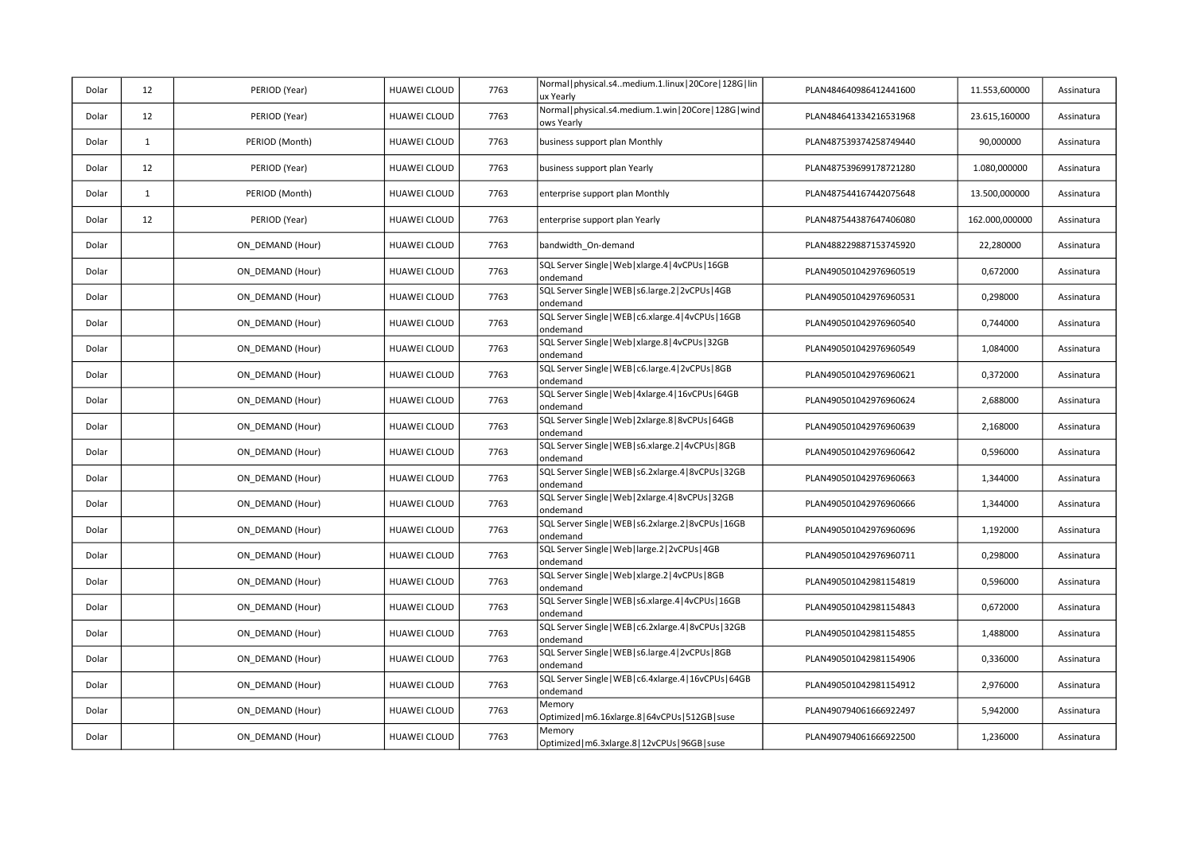| Dolar | 12 | PERIOD (Year) | HUAWEI CLOUD | 7763 | Normal\|physical.s4..medium.1.linux\|20Core\|128G\|linux Yearly | PLAN484640986412441600 | 11.553,600000 | Assinatura |
|---|---|---|---|---|---|---|---|---|
| Dolar | 12 | PERIOD (Year) | HUAWEI CLOUD | 7763 | Normal\|physical.s4.medium.1.win\|20Core\|128G\|windows Yearly | PLAN484641334216531968 | 23.615,160000 | Assinatura |
| Dolar | 1 | PERIOD (Month) | HUAWEI CLOUD | 7763 | business support plan Monthly | PLAN487539374258749440 | 90,000000 | Assinatura |
| Dolar | 12 | PERIOD (Year) | HUAWEI CLOUD | 7763 | business support plan Yearly | PLAN487539699178721280 | 1.080,000000 | Assinatura |
| Dolar | 1 | PERIOD (Month) | HUAWEI CLOUD | 7763 | enterprise support plan Monthly | PLAN487544167442075648 | 13.500,000000 | Assinatura |
| Dolar | 12 | PERIOD (Year) | HUAWEI CLOUD | 7763 | enterprise support plan Yearly | PLAN487544387647406080 | 162.000,000000 | Assinatura |
| Dolar | | ON_DEMAND (Hour) | HUAWEI CLOUD | 7763 | bandwidth_On-demand | PLAN488229887153745920 | 22,280000 | Assinatura |
| Dolar | | ON_DEMAND (Hour) | HUAWEI CLOUD | 7763 | SQL Server Single\|Web\|xlarge.4\|4vCPUs\|16GB ondemand | PLAN490501042976960519 | 0,672000 | Assinatura |
| Dolar | | ON_DEMAND (Hour) | HUAWEI CLOUD | 7763 | SQL Server Single\|WEB\|s6.large.2\|2vCPUs\|4GB ondemand | PLAN490501042976960531 | 0,298000 | Assinatura |
| Dolar | | ON_DEMAND (Hour) | HUAWEI CLOUD | 7763 | SQL Server Single\|WEB\|c6.xlarge.4\|4vCPUs\|16GB ondemand | PLAN490501042976960540 | 0,744000 | Assinatura |
| Dolar | | ON_DEMAND (Hour) | HUAWEI CLOUD | 7763 | SQL Server Single\|Web\|xlarge.8\|4vCPUs\|32GB ondemand | PLAN490501042976960549 | 1,084000 | Assinatura |
| Dolar | | ON_DEMAND (Hour) | HUAWEI CLOUD | 7763 | SQL Server Single\|WEB\|c6.large.4\|2vCPUs\|8GB ondemand | PLAN490501042976960621 | 0,372000 | Assinatura |
| Dolar | | ON_DEMAND (Hour) | HUAWEI CLOUD | 7763 | SQL Server Single\|Web\|4xlarge.4\|16vCPUs\|64GB ondemand | PLAN490501042976960624 | 2,688000 | Assinatura |
| Dolar | | ON_DEMAND (Hour) | HUAWEI CLOUD | 7763 | SQL Server Single\|Web\|2xlarge.8\|8vCPUs\|64GB ondemand | PLAN490501042976960639 | 2,168000 | Assinatura |
| Dolar | | ON_DEMAND (Hour) | HUAWEI CLOUD | 7763 | SQL Server Single\|WEB\|s6.xlarge.2\|4vCPUs\|8GB ondemand | PLAN490501042976960642 | 0,596000 | Assinatura |
| Dolar | | ON_DEMAND (Hour) | HUAWEI CLOUD | 7763 | SQL Server Single\|WEB\|s6.2xlarge.4\|8vCPUs\|32GB ondemand | PLAN490501042976960663 | 1,344000 | Assinatura |
| Dolar | | ON_DEMAND (Hour) | HUAWEI CLOUD | 7763 | SQL Server Single\|Web\|2xlarge.4\|8vCPUs\|32GB ondemand | PLAN490501042976960666 | 1,344000 | Assinatura |
| Dolar | | ON_DEMAND (Hour) | HUAWEI CLOUD | 7763 | SQL Server Single\|WEB\|s6.2xlarge.2\|8vCPUs\|16GB ondemand | PLAN490501042976960696 | 1,192000 | Assinatura |
| Dolar | | ON_DEMAND (Hour) | HUAWEI CLOUD | 7763 | SQL Server Single\|Web\|large.2\|2vCPUs\|4GB ondemand | PLAN490501042976960711 | 0,298000 | Assinatura |
| Dolar | | ON_DEMAND (Hour) | HUAWEI CLOUD | 7763 | SQL Server Single\|Web\|xlarge.2\|4vCPUs\|8GB ondemand | PLAN490501042981154819 | 0,596000 | Assinatura |
| Dolar | | ON_DEMAND (Hour) | HUAWEI CLOUD | 7763 | SQL Server Single\|WEB\|s6.xlarge.4\|4vCPUs\|16GB ondemand | PLAN490501042981154843 | 0,672000 | Assinatura |
| Dolar | | ON_DEMAND (Hour) | HUAWEI CLOUD | 7763 | SQL Server Single\|WEB\|c6.2xlarge.4\|8vCPUs\|32GB ondemand | PLAN490501042981154855 | 1,488000 | Assinatura |
| Dolar | | ON_DEMAND (Hour) | HUAWEI CLOUD | 7763 | SQL Server Single\|WEB\|s6.large.4\|2vCPUs\|8GB ondemand | PLAN490501042981154906 | 0,336000 | Assinatura |
| Dolar | | ON_DEMAND (Hour) | HUAWEI CLOUD | 7763 | SQL Server Single\|WEB\|c6.4xlarge.4\|16vCPUs\|64GB ondemand | PLAN490501042981154912 | 2,976000 | Assinatura |
| Dolar | | ON_DEMAND (Hour) | HUAWEI CLOUD | 7763 | Memory Optimized\|m6.16xlarge.8\|64vCPUs\|512GB\|suse | PLAN490794061666922497 | 5,942000 | Assinatura |
| Dolar | | ON_DEMAND (Hour) | HUAWEI CLOUD | 7763 | Memory Optimized\|m6.3xlarge.8\|12vCPUs\|96GB\|suse | PLAN490794061666922500 | 1,236000 | Assinatura |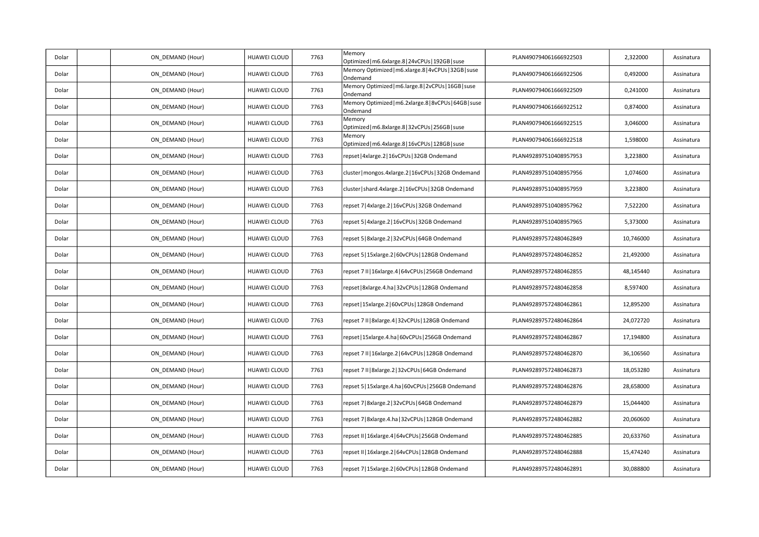| Dolar | | ON_DEMAND (Hour) | HUAWEI CLOUD | 7763 | Memory Optimized\|m6.6xlarge.8\|24vCPUs\|192GB\|suse | PLAN490794061666922503 | 2,322000 | Assinatura |
|---|---|---|---|---|---|---|---|---|
| Dolar | | ON_DEMAND (Hour) | HUAWEI CLOUD | 7763 | Memory Optimized\|m6.xlarge.8\|4vCPUs\|32GB\|suse Ondemand | PLAN490794061666922506 | 0,492000 | Assinatura |
| Dolar | | ON_DEMAND (Hour) | HUAWEI CLOUD | 7763 | Memory Optimized\|m6.large.8\|2vCPUs\|16GB\|suse Ondemand | PLAN490794061666922509 | 0,241000 | Assinatura |
| Dolar | | ON_DEMAND (Hour) | HUAWEI CLOUD | 7763 | Memory Optimized\|m6.2xlarge.8\|8vCPUs\|64GB\|suse Ondemand | PLAN490794061666922512 | 0,874000 | Assinatura |
| Dolar | | ON_DEMAND (Hour) | HUAWEI CLOUD | 7763 | Memory Optimized\|m6.8xlarge.8\|32vCPUs\|256GB\|suse | PLAN490794061666922515 | 3,046000 | Assinatura |
| Dolar | | ON_DEMAND (Hour) | HUAWEI CLOUD | 7763 | Memory Optimized\|m6.4xlarge.8\|16vCPUs\|128GB\|suse | PLAN490794061666922518 | 1,598000 | Assinatura |
| Dolar | | ON_DEMAND (Hour) | HUAWEI CLOUD | 7763 | repset\|4xlarge.2\|16vCPUs\|32GB Ondemand | PLAN492897510408957953 | 3,223800 | Assinatura |
| Dolar | | ON_DEMAND (Hour) | HUAWEI CLOUD | 7763 | cluster\|mongos.4xlarge.2\|16vCPUs\|32GB Ondemand | PLAN492897510408957956 | 1,074600 | Assinatura |
| Dolar | | ON_DEMAND (Hour) | HUAWEI CLOUD | 7763 | cluster\|shard.4xlarge.2\|16vCPUs\|32GB Ondemand | PLAN492897510408957959 | 3,223800 | Assinatura |
| Dolar | | ON_DEMAND (Hour) | HUAWEI CLOUD | 7763 | repset 7\|4xlarge.2\|16vCPUs\|32GB Ondemand | PLAN492897510408957962 | 7,522200 | Assinatura |
| Dolar | | ON_DEMAND (Hour) | HUAWEI CLOUD | 7763 | repset 5\|4xlarge.2\|16vCPUs\|32GB Ondemand | PLAN492897510408957965 | 5,373000 | Assinatura |
| Dolar | | ON_DEMAND (Hour) | HUAWEI CLOUD | 7763 | repset 5\|8xlarge.2\|32vCPUs\|64GB Ondemand | PLAN492897572480462849 | 10,746000 | Assinatura |
| Dolar | | ON_DEMAND (Hour) | HUAWEI CLOUD | 7763 | repset 5\|15xlarge.2\|60vCPUs\|128GB Ondemand | PLAN492897572480462852 | 21,492000 | Assinatura |
| Dolar | | ON_DEMAND (Hour) | HUAWEI CLOUD | 7763 | repset 7 II\|16xlarge.4\|64vCPUs\|256GB Ondemand | PLAN492897572480462855 | 48,145440 | Assinatura |
| Dolar | | ON_DEMAND (Hour) | HUAWEI CLOUD | 7763 | repset\|8xlarge.4.ha\|32vCPUs\|128GB Ondemand | PLAN492897572480462858 | 8,597400 | Assinatura |
| Dolar | | ON_DEMAND (Hour) | HUAWEI CLOUD | 7763 | repset\|15xlarge.2\|60vCPUs\|128GB Ondemand | PLAN492897572480462861 | 12,895200 | Assinatura |
| Dolar | | ON_DEMAND (Hour) | HUAWEI CLOUD | 7763 | repset 7 II\|8xlarge.4\|32vCPUs\|128GB Ondemand | PLAN492897572480462864 | 24,072720 | Assinatura |
| Dolar | | ON_DEMAND (Hour) | HUAWEI CLOUD | 7763 | repset\|15xlarge.4.ha\|60vCPUs\|256GB Ondemand | PLAN492897572480462867 | 17,194800 | Assinatura |
| Dolar | | ON_DEMAND (Hour) | HUAWEI CLOUD | 7763 | repset 7 II\|16xlarge.2\|64vCPUs\|128GB Ondemand | PLAN492897572480462870 | 36,106560 | Assinatura |
| Dolar | | ON_DEMAND (Hour) | HUAWEI CLOUD | 7763 | repset 7 II\|8xlarge.2\|32vCPUs\|64GB Ondemand | PLAN492897572480462873 | 18,053280 | Assinatura |
| Dolar | | ON_DEMAND (Hour) | HUAWEI CLOUD | 7763 | repset 5\|15xlarge.4.ha\|60vCPUs\|256GB Ondemand | PLAN492897572480462876 | 28,658000 | Assinatura |
| Dolar | | ON_DEMAND (Hour) | HUAWEI CLOUD | 7763 | repset 7\|8xlarge.2\|32vCPUs\|64GB Ondemand | PLAN492897572480462879 | 15,044400 | Assinatura |
| Dolar | | ON_DEMAND (Hour) | HUAWEI CLOUD | 7763 | repset 7\|8xlarge.4.ha\|32vCPUs\|128GB Ondemand | PLAN492897572480462882 | 20,060600 | Assinatura |
| Dolar | | ON_DEMAND (Hour) | HUAWEI CLOUD | 7763 | repset II\|16xlarge.4\|64vCPUs\|256GB Ondemand | PLAN492897572480462885 | 20,633760 | Assinatura |
| Dolar | | ON_DEMAND (Hour) | HUAWEI CLOUD | 7763 | repset II\|16xlarge.2\|64vCPUs\|128GB Ondemand | PLAN492897572480462888 | 15,474240 | Assinatura |
| Dolar | | ON_DEMAND (Hour) | HUAWEI CLOUD | 7763 | repset 7\|15xlarge.2\|60vCPUs\|128GB Ondemand | PLAN492897572480462891 | 30,088800 | Assinatura |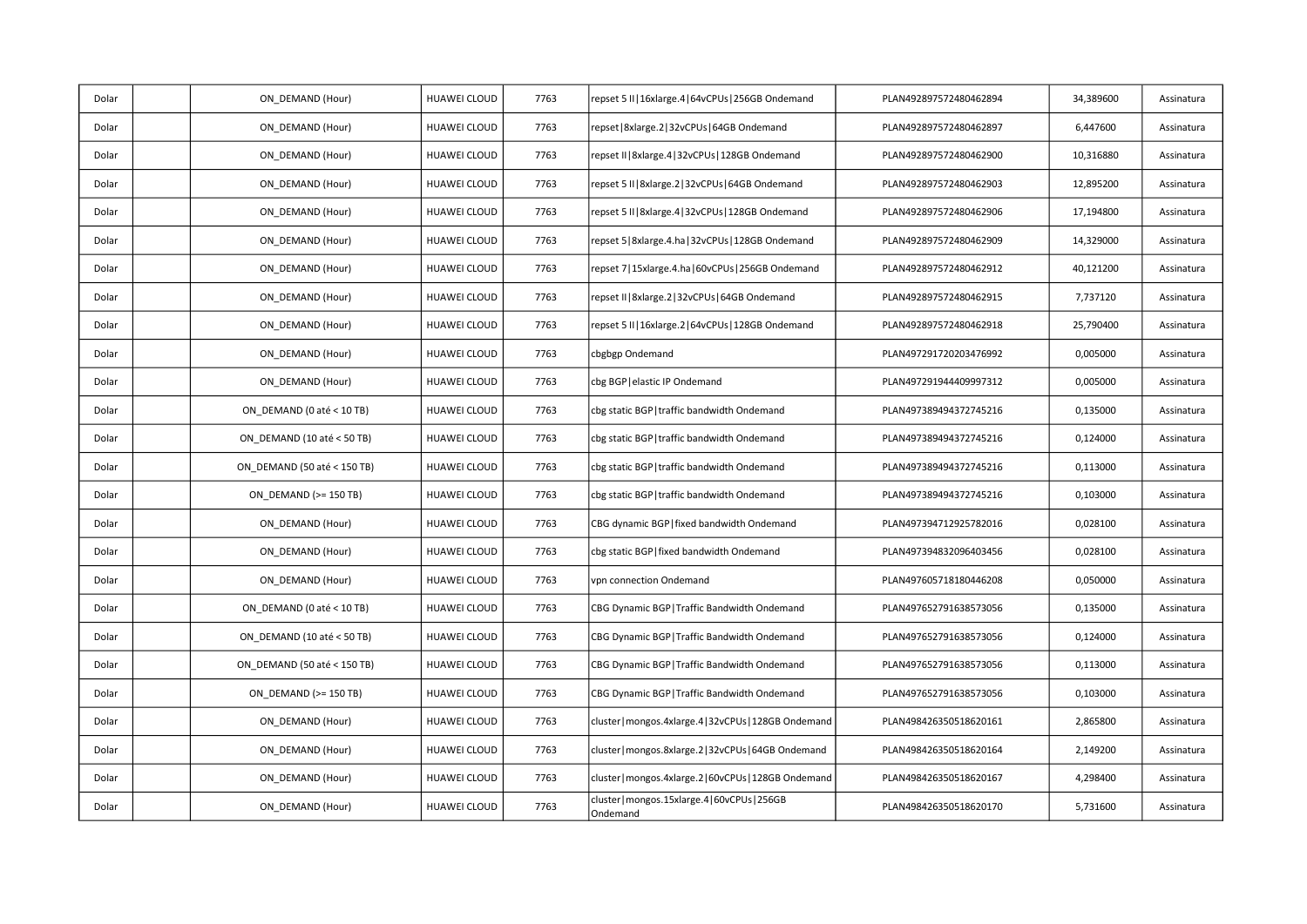| Dolar | | ON_DEMAND (Hour) | HUAWEI CLOUD | 7763 | repset 5 II\|16xlarge.4\|64vCPUs\|256GB Ondemand | PLAN492897572480462894 | 34,389600 | Assinatura |
|---|---|---|---|---|---|---|---|---|
| Dolar | | ON_DEMAND (Hour) | HUAWEI CLOUD | 7763 | repset\|8xlarge.2\|32vCPUs\|64GB Ondemand | PLAN492897572480462897 | 6,447600 | Assinatura |
| Dolar | | ON_DEMAND (Hour) | HUAWEI CLOUD | 7763 | repset II\|8xlarge.4\|32vCPUs\|128GB Ondemand | PLAN492897572480462900 | 10,316880 | Assinatura |
| Dolar | | ON_DEMAND (Hour) | HUAWEI CLOUD | 7763 | repset 5 II\|8xlarge.2\|32vCPUs\|64GB Ondemand | PLAN492897572480462903 | 12,895200 | Assinatura |
| Dolar | | ON_DEMAND (Hour) | HUAWEI CLOUD | 7763 | repset 5 II\|8xlarge.4\|32vCPUs\|128GB Ondemand | PLAN492897572480462906 | 17,194800 | Assinatura |
| Dolar | | ON_DEMAND (Hour) | HUAWEI CLOUD | 7763 | repset 5\|8xlarge.4.ha\|32vCPUs\|128GB Ondemand | PLAN492897572480462909 | 14,329000 | Assinatura |
| Dolar | | ON_DEMAND (Hour) | HUAWEI CLOUD | 7763 | repset 7\|15xlarge.4.ha\|60vCPUs\|256GB Ondemand | PLAN492897572480462912 | 40,121200 | Assinatura |
| Dolar | | ON_DEMAND (Hour) | HUAWEI CLOUD | 7763 | repset II\|8xlarge.2\|32vCPUs\|64GB Ondemand | PLAN492897572480462915 | 7,737120 | Assinatura |
| Dolar | | ON_DEMAND (Hour) | HUAWEI CLOUD | 7763 | repset 5 II\|16xlarge.2\|64vCPUs\|128GB Ondemand | PLAN492897572480462918 | 25,790400 | Assinatura |
| Dolar | | ON_DEMAND (Hour) | HUAWEI CLOUD | 7763 | cbgbgp Ondemand | PLAN497291720203476992 | 0,005000 | Assinatura |
| Dolar | | ON_DEMAND (Hour) | HUAWEI CLOUD | 7763 | cbg BGP\|elastic IP Ondemand | PLAN497291944409997312 | 0,005000 | Assinatura |
| Dolar | | ON_DEMAND (0 até < 10 TB) | HUAWEI CLOUD | 7763 | cbg static BGP\|traffic bandwidth Ondemand | PLAN497389494372745216 | 0,135000 | Assinatura |
| Dolar | | ON_DEMAND (10 até < 50 TB) | HUAWEI CLOUD | 7763 | cbg static BGP\|traffic bandwidth Ondemand | PLAN497389494372745216 | 0,124000 | Assinatura |
| Dolar | | ON_DEMAND (50 até < 150 TB) | HUAWEI CLOUD | 7763 | cbg static BGP\|traffic bandwidth Ondemand | PLAN497389494372745216 | 0,113000 | Assinatura |
| Dolar | | ON_DEMAND (>= 150 TB) | HUAWEI CLOUD | 7763 | cbg static BGP\|traffic bandwidth Ondemand | PLAN497389494372745216 | 0,103000 | Assinatura |
| Dolar | | ON_DEMAND (Hour) | HUAWEI CLOUD | 7763 | CBG dynamic BGP\|fixed bandwidth Ondemand | PLAN497394712925782016 | 0,028100 | Assinatura |
| Dolar | | ON_DEMAND (Hour) | HUAWEI CLOUD | 7763 | cbg static BGP\|fixed bandwidth Ondemand | PLAN497394832096403456 | 0,028100 | Assinatura |
| Dolar | | ON_DEMAND (Hour) | HUAWEI CLOUD | 7763 | vpn connection Ondemand | PLAN497605718180446208 | 0,050000 | Assinatura |
| Dolar | | ON_DEMAND (0 até < 10 TB) | HUAWEI CLOUD | 7763 | CBG Dynamic BGP\|Traffic Bandwidth Ondemand | PLAN497652791638573056 | 0,135000 | Assinatura |
| Dolar | | ON_DEMAND (10 até < 50 TB) | HUAWEI CLOUD | 7763 | CBG Dynamic BGP\|Traffic Bandwidth Ondemand | PLAN497652791638573056 | 0,124000 | Assinatura |
| Dolar | | ON_DEMAND (50 até < 150 TB) | HUAWEI CLOUD | 7763 | CBG Dynamic BGP\|Traffic Bandwidth Ondemand | PLAN497652791638573056 | 0,113000 | Assinatura |
| Dolar | | ON_DEMAND (>= 150 TB) | HUAWEI CLOUD | 7763 | CBG Dynamic BGP\|Traffic Bandwidth Ondemand | PLAN497652791638573056 | 0,103000 | Assinatura |
| Dolar | | ON_DEMAND (Hour) | HUAWEI CLOUD | 7763 | cluster\|mongos.4xlarge.4\|32vCPUs\|128GB Ondemand | PLAN498426350518620161 | 2,865800 | Assinatura |
| Dolar | | ON_DEMAND (Hour) | HUAWEI CLOUD | 7763 | cluster\|mongos.8xlarge.2\|32vCPUs\|64GB Ondemand | PLAN498426350518620164 | 2,149200 | Assinatura |
| Dolar | | ON_DEMAND (Hour) | HUAWEI CLOUD | 7763 | cluster\|mongos.4xlarge.2\|60vCPUs\|128GB Ondemand | PLAN498426350518620167 | 4,298400 | Assinatura |
| Dolar | | ON_DEMAND (Hour) | HUAWEI CLOUD | 7763 | cluster\|mongos.15xlarge.4\|60vCPUs\|256GB Ondemand | PLAN498426350518620170 | 5,731600 | Assinatura |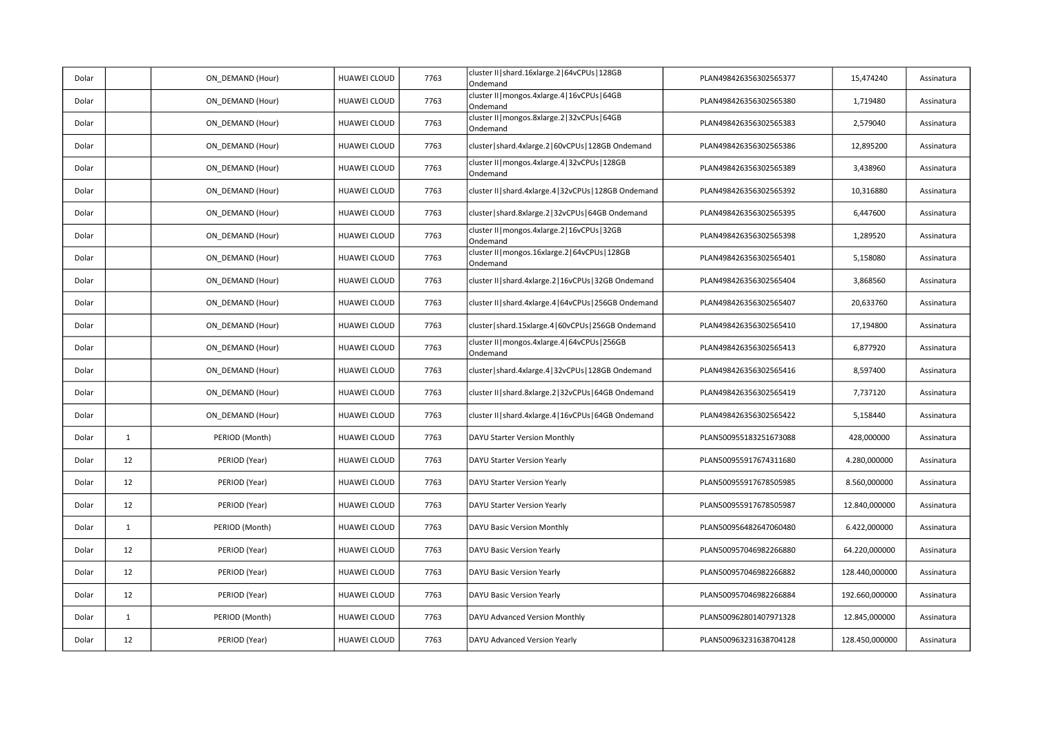| | | | | | | | | |
|---|---|---|---|---|---|---|---|---|
| Dolar | | ON_DEMAND (Hour) | HUAWEI CLOUD | 7763 | cluster II\|shard.16xlarge.2\|64vCPUs\|128GB Ondemand | PLAN498426356302565377 | 15,474240 | Assinatura |
| Dolar | | ON_DEMAND (Hour) | HUAWEI CLOUD | 7763 | cluster II\|mongos.4xlarge.4\|16vCPUs\|64GB Ondemand | PLAN498426356302565380 | 1,719480 | Assinatura |
| Dolar | | ON_DEMAND (Hour) | HUAWEI CLOUD | 7763 | cluster II\|mongos.8xlarge.2\|32vCPUs\|64GB Ondemand | PLAN498426356302565383 | 2,579040 | Assinatura |
| Dolar | | ON_DEMAND (Hour) | HUAWEI CLOUD | 7763 | cluster\|shard.4xlarge.2\|60vCPUs\|128GB Ondemand | PLAN498426356302565386 | 12,895200 | Assinatura |
| Dolar | | ON_DEMAND (Hour) | HUAWEI CLOUD | 7763 | cluster II\|mongos.4xlarge.4\|32vCPUs\|128GB Ondemand | PLAN498426356302565389 | 3,438960 | Assinatura |
| Dolar | | ON_DEMAND (Hour) | HUAWEI CLOUD | 7763 | cluster II\|shard.4xlarge.4\|32vCPUs\|128GB Ondemand | PLAN498426356302565392 | 10,316880 | Assinatura |
| Dolar | | ON_DEMAND (Hour) | HUAWEI CLOUD | 7763 | cluster\|shard.8xlarge.2\|32vCPUs\|64GB Ondemand | PLAN498426356302565395 | 6,447600 | Assinatura |
| Dolar | | ON_DEMAND (Hour) | HUAWEI CLOUD | 7763 | cluster II\|mongos.4xlarge.2\|16vCPUs\|32GB Ondemand | PLAN498426356302565398 | 1,289520 | Assinatura |
| Dolar | | ON_DEMAND (Hour) | HUAWEI CLOUD | 7763 | cluster II\|mongos.16xlarge.2\|64vCPUs\|128GB Ondemand | PLAN498426356302565401 | 5,158080 | Assinatura |
| Dolar | | ON_DEMAND (Hour) | HUAWEI CLOUD | 7763 | cluster II\|shard.4xlarge.2\|16vCPUs\|32GB Ondemand | PLAN498426356302565404 | 3,868560 | Assinatura |
| Dolar | | ON_DEMAND (Hour) | HUAWEI CLOUD | 7763 | cluster II\|shard.4xlarge.4\|64vCPUs\|256GB Ondemand | PLAN498426356302565407 | 20,633760 | Assinatura |
| Dolar | | ON_DEMAND (Hour) | HUAWEI CLOUD | 7763 | cluster\|shard.15xlarge.4\|60vCPUs\|256GB Ondemand | PLAN498426356302565410 | 17,194800 | Assinatura |
| Dolar | | ON_DEMAND (Hour) | HUAWEI CLOUD | 7763 | cluster II\|mongos.4xlarge.4\|64vCPUs\|256GB Ondemand | PLAN498426356302565413 | 6,877920 | Assinatura |
| Dolar | | ON_DEMAND (Hour) | HUAWEI CLOUD | 7763 | cluster\|shard.4xlarge.4\|32vCPUs\|128GB Ondemand | PLAN498426356302565416 | 8,597400 | Assinatura |
| Dolar | | ON_DEMAND (Hour) | HUAWEI CLOUD | 7763 | cluster II\|shard.8xlarge.2\|32vCPUs\|64GB Ondemand | PLAN498426356302565419 | 7,737120 | Assinatura |
| Dolar | | ON_DEMAND (Hour) | HUAWEI CLOUD | 7763 | cluster II\|shard.4xlarge.4\|16vCPUs\|64GB Ondemand | PLAN498426356302565422 | 5,158440 | Assinatura |
| Dolar | 1 | PERIOD (Month) | HUAWEI CLOUD | 7763 | DAYU Starter Version Monthly | PLAN500955183251673088 | 428,000000 | Assinatura |
| Dolar | 12 | PERIOD (Year) | HUAWEI CLOUD | 7763 | DAYU Starter Version Yearly | PLAN500955917674311680 | 4.280,000000 | Assinatura |
| Dolar | 12 | PERIOD (Year) | HUAWEI CLOUD | 7763 | DAYU Starter Version Yearly | PLAN500955917678505985 | 8.560,000000 | Assinatura |
| Dolar | 12 | PERIOD (Year) | HUAWEI CLOUD | 7763 | DAYU Starter Version Yearly | PLAN500955917678505987 | 12.840,000000 | Assinatura |
| Dolar | 1 | PERIOD (Month) | HUAWEI CLOUD | 7763 | DAYU Basic Version Monthly | PLAN500956482647060480 | 6.422,000000 | Assinatura |
| Dolar | 12 | PERIOD (Year) | HUAWEI CLOUD | 7763 | DAYU Basic Version Yearly | PLAN500957046982266880 | 64.220,000000 | Assinatura |
| Dolar | 12 | PERIOD (Year) | HUAWEI CLOUD | 7763 | DAYU Basic Version Yearly | PLAN500957046982266882 | 128.440,000000 | Assinatura |
| Dolar | 12 | PERIOD (Year) | HUAWEI CLOUD | 7763 | DAYU Basic Version Yearly | PLAN500957046982266884 | 192.660,000000 | Assinatura |
| Dolar | 1 | PERIOD (Month) | HUAWEI CLOUD | 7763 | DAYU Advanced Version Monthly | PLAN500962801407971328 | 12.845,000000 | Assinatura |
| Dolar | 12 | PERIOD (Year) | HUAWEI CLOUD | 7763 | DAYU Advanced Version Yearly | PLAN500963231638704128 | 128.450,000000 | Assinatura |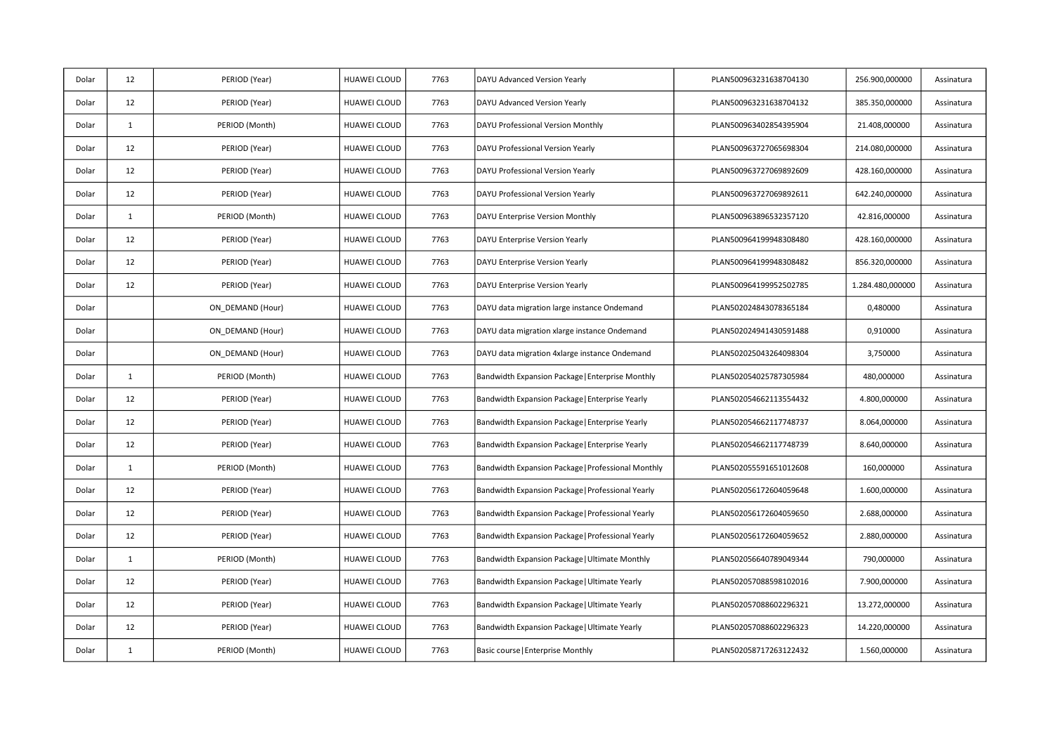| Dolar | 12 | PERIOD (Year) | HUAWEI CLOUD | 7763 | DAYU Advanced Version Yearly | PLAN500963231638704130 | 256.900,000000 | Assinatura |
|---|---|---|---|---|---|---|---|---|
| Dolar | 12 | PERIOD (Year) | HUAWEI CLOUD | 7763 | DAYU Advanced Version Yearly | PLAN500963231638704132 | 385.350,000000 | Assinatura |
| Dolar | 1 | PERIOD (Month) | HUAWEI CLOUD | 7763 | DAYU Professional Version Monthly | PLAN500963402854395904 | 21.408,000000 | Assinatura |
| Dolar | 12 | PERIOD (Year) | HUAWEI CLOUD | 7763 | DAYU Professional Version Yearly | PLAN500963727065698304 | 214.080,000000 | Assinatura |
| Dolar | 12 | PERIOD (Year) | HUAWEI CLOUD | 7763 | DAYU Professional Version Yearly | PLAN500963727069892609 | 428.160,000000 | Assinatura |
| Dolar | 12 | PERIOD (Year) | HUAWEI CLOUD | 7763 | DAYU Professional Version Yearly | PLAN500963727069892611 | 642.240,000000 | Assinatura |
| Dolar | 1 | PERIOD (Month) | HUAWEI CLOUD | 7763 | DAYU Enterprise Version Monthly | PLAN500963896532357120 | 42.816,000000 | Assinatura |
| Dolar | 12 | PERIOD (Year) | HUAWEI CLOUD | 7763 | DAYU Enterprise Version Yearly | PLAN500964199948308480 | 428.160,000000 | Assinatura |
| Dolar | 12 | PERIOD (Year) | HUAWEI CLOUD | 7763 | DAYU Enterprise Version Yearly | PLAN500964199948308482 | 856.320,000000 | Assinatura |
| Dolar | 12 | PERIOD (Year) | HUAWEI CLOUD | 7763 | DAYU Enterprise Version Yearly | PLAN500964199952502785 | 1.284.480,000000 | Assinatura |
| Dolar | | ON_DEMAND (Hour) | HUAWEI CLOUD | 7763 | DAYU data migration large instance Ondemand | PLAN502024843078365184 | 0,480000 | Assinatura |
| Dolar | | ON_DEMAND (Hour) | HUAWEI CLOUD | 7763 | DAYU data migration xlarge instance Ondemand | PLAN502024941430591488 | 0,910000 | Assinatura |
| Dolar | | ON_DEMAND (Hour) | HUAWEI CLOUD | 7763 | DAYU data migration 4xlarge instance Ondemand | PLAN502025043264098304 | 3,750000 | Assinatura |
| Dolar | 1 | PERIOD (Month) | HUAWEI CLOUD | 7763 | Bandwidth Expansion Package\|Enterprise Monthly | PLAN502054025787305984 | 480,000000 | Assinatura |
| Dolar | 12 | PERIOD (Year) | HUAWEI CLOUD | 7763 | Bandwidth Expansion Package\|Enterprise Yearly | PLAN502054662113554432 | 4.800,000000 | Assinatura |
| Dolar | 12 | PERIOD (Year) | HUAWEI CLOUD | 7763 | Bandwidth Expansion Package\|Enterprise Yearly | PLAN502054662117748737 | 8.064,000000 | Assinatura |
| Dolar | 12 | PERIOD (Year) | HUAWEI CLOUD | 7763 | Bandwidth Expansion Package\|Enterprise Yearly | PLAN502054662117748739 | 8.640,000000 | Assinatura |
| Dolar | 1 | PERIOD (Month) | HUAWEI CLOUD | 7763 | Bandwidth Expansion Package\|Professional Monthly | PLAN502055591651012608 | 160,000000 | Assinatura |
| Dolar | 12 | PERIOD (Year) | HUAWEI CLOUD | 7763 | Bandwidth Expansion Package\|Professional Yearly | PLAN502056172604059648 | 1.600,000000 | Assinatura |
| Dolar | 12 | PERIOD (Year) | HUAWEI CLOUD | 7763 | Bandwidth Expansion Package\|Professional Yearly | PLAN502056172604059650 | 2.688,000000 | Assinatura |
| Dolar | 12 | PERIOD (Year) | HUAWEI CLOUD | 7763 | Bandwidth Expansion Package\|Professional Yearly | PLAN502056172604059652 | 2.880,000000 | Assinatura |
| Dolar | 1 | PERIOD (Month) | HUAWEI CLOUD | 7763 | Bandwidth Expansion Package\|Ultimate Monthly | PLAN502056640789049344 | 790,000000 | Assinatura |
| Dolar | 12 | PERIOD (Year) | HUAWEI CLOUD | 7763 | Bandwidth Expansion Package\|Ultimate Yearly | PLAN502057088598102016 | 7.900,000000 | Assinatura |
| Dolar | 12 | PERIOD (Year) | HUAWEI CLOUD | 7763 | Bandwidth Expansion Package\|Ultimate Yearly | PLAN502057088602296321 | 13.272,000000 | Assinatura |
| Dolar | 12 | PERIOD (Year) | HUAWEI CLOUD | 7763 | Bandwidth Expansion Package\|Ultimate Yearly | PLAN502057088602296323 | 14.220,000000 | Assinatura |
| Dolar | 1 | PERIOD (Month) | HUAWEI CLOUD | 7763 | Basic course\|Enterprise Monthly | PLAN502058717263122432 | 1.560,000000 | Assinatura |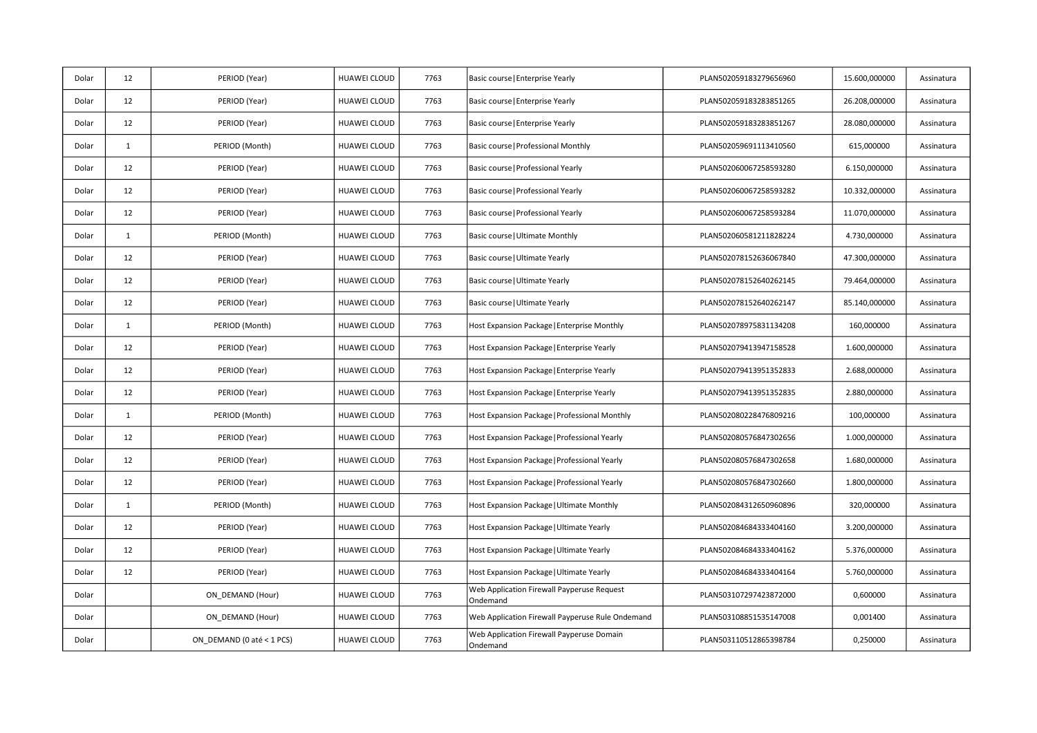| | | | | | | | | |
|---|---|---|---|---|---|---|---|---|
| Dolar | 12 | PERIOD (Year) | HUAWEI CLOUD | 7763 | Basic course\|Enterprise Yearly | PLAN502059183279656960 | 15.600,000000 | Assinatura |
| Dolar | 12 | PERIOD (Year) | HUAWEI CLOUD | 7763 | Basic course\|Enterprise Yearly | PLAN502059183283851265 | 26.208,000000 | Assinatura |
| Dolar | 12 | PERIOD (Year) | HUAWEI CLOUD | 7763 | Basic course\|Enterprise Yearly | PLAN502059183283851267 | 28.080,000000 | Assinatura |
| Dolar | 1 | PERIOD (Month) | HUAWEI CLOUD | 7763 | Basic course\|Professional Monthly | PLAN502059691113410560 | 615,000000 | Assinatura |
| Dolar | 12 | PERIOD (Year) | HUAWEI CLOUD | 7763 | Basic course\|Professional Yearly | PLAN502060067258593280 | 6.150,000000 | Assinatura |
| Dolar | 12 | PERIOD (Year) | HUAWEI CLOUD | 7763 | Basic course\|Professional Yearly | PLAN502060067258593282 | 10.332,000000 | Assinatura |
| Dolar | 12 | PERIOD (Year) | HUAWEI CLOUD | 7763 | Basic course\|Professional Yearly | PLAN502060067258593284 | 11.070,000000 | Assinatura |
| Dolar | 1 | PERIOD (Month) | HUAWEI CLOUD | 7763 | Basic course\|Ultimate Monthly | PLAN502060581211828224 | 4.730,000000 | Assinatura |
| Dolar | 12 | PERIOD (Year) | HUAWEI CLOUD | 7763 | Basic course\|Ultimate Yearly | PLAN502078152636067840 | 47.300,000000 | Assinatura |
| Dolar | 12 | PERIOD (Year) | HUAWEI CLOUD | 7763 | Basic course\|Ultimate Yearly | PLAN502078152640262145 | 79.464,000000 | Assinatura |
| Dolar | 12 | PERIOD (Year) | HUAWEI CLOUD | 7763 | Basic course\|Ultimate Yearly | PLAN502078152640262147 | 85.140,000000 | Assinatura |
| Dolar | 1 | PERIOD (Month) | HUAWEI CLOUD | 7763 | Host Expansion Package\|Enterprise Monthly | PLAN502078975831134208 | 160,000000 | Assinatura |
| Dolar | 12 | PERIOD (Year) | HUAWEI CLOUD | 7763 | Host Expansion Package\|Enterprise Yearly | PLAN502079413947158528 | 1.600,000000 | Assinatura |
| Dolar | 12 | PERIOD (Year) | HUAWEI CLOUD | 7763 | Host Expansion Package\|Enterprise Yearly | PLAN502079413951352833 | 2.688,000000 | Assinatura |
| Dolar | 12 | PERIOD (Year) | HUAWEI CLOUD | 7763 | Host Expansion Package\|Enterprise Yearly | PLAN502079413951352835 | 2.880,000000 | Assinatura |
| Dolar | 1 | PERIOD (Month) | HUAWEI CLOUD | 7763 | Host Expansion Package\|Professional Monthly | PLAN502080228476809216 | 100,000000 | Assinatura |
| Dolar | 12 | PERIOD (Year) | HUAWEI CLOUD | 7763 | Host Expansion Package\|Professional Yearly | PLAN502080576847302656 | 1.000,000000 | Assinatura |
| Dolar | 12 | PERIOD (Year) | HUAWEI CLOUD | 7763 | Host Expansion Package\|Professional Yearly | PLAN502080576847302658 | 1.680,000000 | Assinatura |
| Dolar | 12 | PERIOD (Year) | HUAWEI CLOUD | 7763 | Host Expansion Package\|Professional Yearly | PLAN502080576847302660 | 1.800,000000 | Assinatura |
| Dolar | 1 | PERIOD (Month) | HUAWEI CLOUD | 7763 | Host Expansion Package\|Ultimate Monthly | PLAN502084312650960896 | 320,000000 | Assinatura |
| Dolar | 12 | PERIOD (Year) | HUAWEI CLOUD | 7763 | Host Expansion Package\|Ultimate Yearly | PLAN502084684333404160 | 3.200,000000 | Assinatura |
| Dolar | 12 | PERIOD (Year) | HUAWEI CLOUD | 7763 | Host Expansion Package\|Ultimate Yearly | PLAN502084684333404162 | 5.376,000000 | Assinatura |
| Dolar | 12 | PERIOD (Year) | HUAWEI CLOUD | 7763 | Host Expansion Package\|Ultimate Yearly | PLAN502084684333404164 | 5.760,000000 | Assinatura |
| Dolar | | ON_DEMAND (Hour) | HUAWEI CLOUD | 7763 | Web Application Firewall Payperuse Request Ondemand | PLAN503107297423872000 | 0,600000 | Assinatura |
| Dolar | | ON_DEMAND (Hour) | HUAWEI CLOUD | 7763 | Web Application Firewall Payperuse Rule Ondemand | PLAN503108851535147008 | 0,001400 | Assinatura |
| Dolar | | ON_DEMAND (0 até < 1 PCS) | HUAWEI CLOUD | 7763 | Web Application Firewall Payperuse Domain Ondemand | PLAN503110512865398784 | 0,250000 | Assinatura |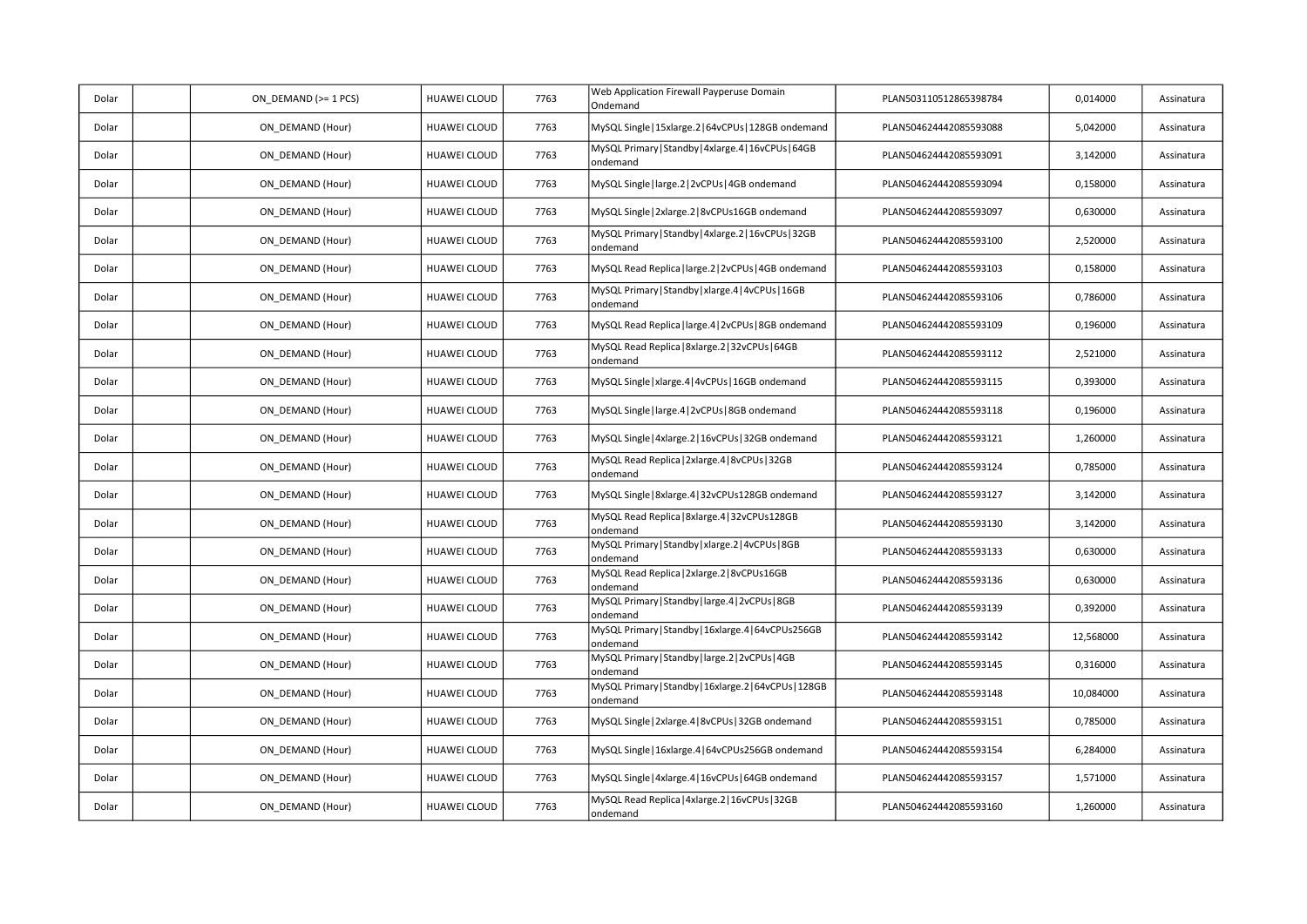| Dolar | | ON_DEMAND (>= 1 PCS) | HUAWEI CLOUD | 7763 | Web Application Firewall Payperuse Domain Ondemand | PLAN503110512865398784 | 0,014000 | Assinatura |
|---|---|---|---|---|---|---|---|---|
| Dolar | | ON_DEMAND (Hour) | HUAWEI CLOUD | 7763 | MySQL Single\|15xlarge.2\|64vCPUs\|128GB ondemand | PLAN504624442085593088 | 5,042000 | Assinatura |
| Dolar | | ON_DEMAND (Hour) | HUAWEI CLOUD | 7763 | MySQL Primary\|Standby\|4xlarge.4\|16vCPUs\|64GB ondemand | PLAN504624442085593091 | 3,142000 | Assinatura |
| Dolar | | ON_DEMAND (Hour) | HUAWEI CLOUD | 7763 | MySQL Single\|large.2\|2vCPUs\|4GB ondemand | PLAN504624442085593094 | 0,158000 | Assinatura |
| Dolar | | ON_DEMAND (Hour) | HUAWEI CLOUD | 7763 | MySQL Single\|2xlarge.2\|8vCPUs16GB ondemand | PLAN504624442085593097 | 0,630000 | Assinatura |
| Dolar | | ON_DEMAND (Hour) | HUAWEI CLOUD | 7763 | MySQL Primary\|Standby\|4xlarge.2\|16vCPUs\|32GB ondemand | PLAN504624442085593100 | 2,520000 | Assinatura |
| Dolar | | ON_DEMAND (Hour) | HUAWEI CLOUD | 7763 | MySQL Read Replica\|large.2\|2vCPUs\|4GB ondemand | PLAN504624442085593103 | 0,158000 | Assinatura |
| Dolar | | ON_DEMAND (Hour) | HUAWEI CLOUD | 7763 | MySQL Primary\|Standby\|xlarge.4\|4vCPUs\|16GB ondemand | PLAN504624442085593106 | 0,786000 | Assinatura |
| Dolar | | ON_DEMAND (Hour) | HUAWEI CLOUD | 7763 | MySQL Read Replica\|large.4\|2vCPUs\|8GB ondemand | PLAN504624442085593109 | 0,196000 | Assinatura |
| Dolar | | ON_DEMAND (Hour) | HUAWEI CLOUD | 7763 | MySQL Read Replica\|8xlarge.2\|32vCPUs\|64GB ondemand | PLAN504624442085593112 | 2,521000 | Assinatura |
| Dolar | | ON_DEMAND (Hour) | HUAWEI CLOUD | 7763 | MySQL Single\|xlarge.4\|4vCPUs\|16GB ondemand | PLAN504624442085593115 | 0,393000 | Assinatura |
| Dolar | | ON_DEMAND (Hour) | HUAWEI CLOUD | 7763 | MySQL Single\|large.4\|2vCPUs\|8GB ondemand | PLAN504624442085593118 | 0,196000 | Assinatura |
| Dolar | | ON_DEMAND (Hour) | HUAWEI CLOUD | 7763 | MySQL Single\|4xlarge.2\|16vCPUs\|32GB ondemand | PLAN504624442085593121 | 1,260000 | Assinatura |
| Dolar | | ON_DEMAND (Hour) | HUAWEI CLOUD | 7763 | MySQL Read Replica\|2xlarge.4\|8vCPUs\|32GB ondemand | PLAN504624442085593124 | 0,785000 | Assinatura |
| Dolar | | ON_DEMAND (Hour) | HUAWEI CLOUD | 7763 | MySQL Single\|8xlarge.4\|32vCPUs128GB ondemand | PLAN504624442085593127 | 3,142000 | Assinatura |
| Dolar | | ON_DEMAND (Hour) | HUAWEI CLOUD | 7763 | MySQL Read Replica\|8xlarge.4\|32vCPUs128GB ondemand | PLAN504624442085593130 | 3,142000 | Assinatura |
| Dolar | | ON_DEMAND (Hour) | HUAWEI CLOUD | 7763 | MySQL Primary\|Standby\|xlarge.2\|4vCPUs\|8GB ondemand | PLAN504624442085593133 | 0,630000 | Assinatura |
| Dolar | | ON_DEMAND (Hour) | HUAWEI CLOUD | 7763 | MySQL Read Replica\|2xlarge.2\|8vCPUs16GB ondemand | PLAN504624442085593136 | 0,630000 | Assinatura |
| Dolar | | ON_DEMAND (Hour) | HUAWEI CLOUD | 7763 | MySQL Primary\|Standby\|large.4\|2vCPUs\|8GB ondemand | PLAN504624442085593139 | 0,392000 | Assinatura |
| Dolar | | ON_DEMAND (Hour) | HUAWEI CLOUD | 7763 | MySQL Primary\|Standby\|16xlarge.4\|64vCPUs256GB ondemand | PLAN504624442085593142 | 12,568000 | Assinatura |
| Dolar | | ON_DEMAND (Hour) | HUAWEI CLOUD | 7763 | MySQL Primary\|Standby\|large.2\|2vCPUs\|4GB ondemand | PLAN504624442085593145 | 0,316000 | Assinatura |
| Dolar | | ON_DEMAND (Hour) | HUAWEI CLOUD | 7763 | MySQL Primary\|Standby\|16xlarge.2\|64vCPUs\|128GB ondemand | PLAN504624442085593148 | 10,084000 | Assinatura |
| Dolar | | ON_DEMAND (Hour) | HUAWEI CLOUD | 7763 | MySQL Single\|2xlarge.4\|8vCPUs\|32GB ondemand | PLAN504624442085593151 | 0,785000 | Assinatura |
| Dolar | | ON_DEMAND (Hour) | HUAWEI CLOUD | 7763 | MySQL Single\|16xlarge.4\|64vCPUs256GB ondemand | PLAN504624442085593154 | 6,284000 | Assinatura |
| Dolar | | ON_DEMAND (Hour) | HUAWEI CLOUD | 7763 | MySQL Single\|4xlarge.4\|16vCPUs\|64GB ondemand | PLAN504624442085593157 | 1,571000 | Assinatura |
| Dolar | | ON_DEMAND (Hour) | HUAWEI CLOUD | 7763 | MySQL Read Replica\|4xlarge.2\|16vCPUs\|32GB ondemand | PLAN504624442085593160 | 1,260000 | Assinatura |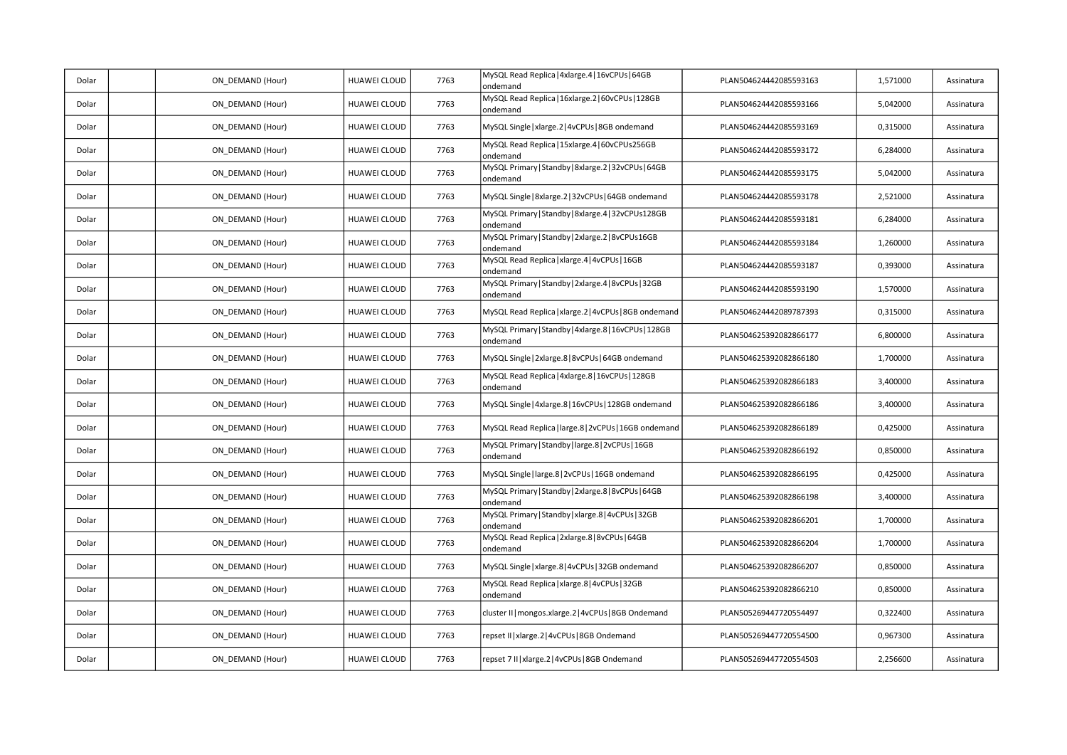| | | | | | | | | |
|---|---|---|---|---|---|---|---|---|
| Dolar | | ON_DEMAND (Hour) | HUAWEI CLOUD | 7763 | MySQL Read Replica\|4xlarge.4\|16vCPUs\|64GB ondemand | PLAN504624442085593163 | 1,571000 | Assinatura |
| Dolar | | ON_DEMAND (Hour) | HUAWEI CLOUD | 7763 | MySQL Read Replica\|16xlarge.2\|60vCPUs\|128GB ondemand | PLAN504624442085593166 | 5,042000 | Assinatura |
| Dolar | | ON_DEMAND (Hour) | HUAWEI CLOUD | 7763 | MySQL Single\|xlarge.2\|4vCPUs\|8GB ondemand | PLAN504624442085593169 | 0,315000 | Assinatura |
| Dolar | | ON_DEMAND (Hour) | HUAWEI CLOUD | 7763 | MySQL Read Replica\|15xlarge.4\|60vCPUs256GB ondemand | PLAN504624442085593172 | 6,284000 | Assinatura |
| Dolar | | ON_DEMAND (Hour) | HUAWEI CLOUD | 7763 | MySQL Primary\|Standby\|8xlarge.2\|32vCPUs\|64GB ondemand | PLAN504624442085593175 | 5,042000 | Assinatura |
| Dolar | | ON_DEMAND (Hour) | HUAWEI CLOUD | 7763 | MySQL Single\|8xlarge.2\|32vCPUs\|64GB ondemand | PLAN504624442085593178 | 2,521000 | Assinatura |
| Dolar | | ON_DEMAND (Hour) | HUAWEI CLOUD | 7763 | MySQL Primary\|Standby\|8xlarge.4\|32vCPUs128GB ondemand | PLAN504624442085593181 | 6,284000 | Assinatura |
| Dolar | | ON_DEMAND (Hour) | HUAWEI CLOUD | 7763 | MySQL Primary\|Standby\|2xlarge.2\|8vCPUs16GB ondemand | PLAN504624442085593184 | 1,260000 | Assinatura |
| Dolar | | ON_DEMAND (Hour) | HUAWEI CLOUD | 7763 | MySQL Read Replica\|xlarge.4\|4vCPUs\|16GB ondemand | PLAN504624442085593187 | 0,393000 | Assinatura |
| Dolar | | ON_DEMAND (Hour) | HUAWEI CLOUD | 7763 | MySQL Primary\|Standby\|2xlarge.4\|8vCPUs\|32GB ondemand | PLAN504624442085593190 | 1,570000 | Assinatura |
| Dolar | | ON_DEMAND (Hour) | HUAWEI CLOUD | 7763 | MySQL Read Replica\|xlarge.2\|4vCPUs\|8GB ondemand | PLAN504624442089787393 | 0,315000 | Assinatura |
| Dolar | | ON_DEMAND (Hour) | HUAWEI CLOUD | 7763 | MySQL Primary\|Standby\|4xlarge.8\|16vCPUs\|128GB ondemand | PLAN504625392082866177 | 6,800000 | Assinatura |
| Dolar | | ON_DEMAND (Hour) | HUAWEI CLOUD | 7763 | MySQL Single\|2xlarge.8\|8vCPUs\|64GB ondemand | PLAN504625392082866180 | 1,700000 | Assinatura |
| Dolar | | ON_DEMAND (Hour) | HUAWEI CLOUD | 7763 | MySQL Read Replica\|4xlarge.8\|16vCPUs\|128GB ondemand | PLAN504625392082866183 | 3,400000 | Assinatura |
| Dolar | | ON_DEMAND (Hour) | HUAWEI CLOUD | 7763 | MySQL Single\|4xlarge.8\|16vCPUs\|128GB ondemand | PLAN504625392082866186 | 3,400000 | Assinatura |
| Dolar | | ON_DEMAND (Hour) | HUAWEI CLOUD | 7763 | MySQL Read Replica\|large.8\|2vCPUs\|16GB ondemand | PLAN504625392082866189 | 0,425000 | Assinatura |
| Dolar | | ON_DEMAND (Hour) | HUAWEI CLOUD | 7763 | MySQL Primary\|Standby\|large.8\|2vCPUs\|16GB ondemand | PLAN504625392082866192 | 0,850000 | Assinatura |
| Dolar | | ON_DEMAND (Hour) | HUAWEI CLOUD | 7763 | MySQL Single\|large.8\|2vCPUs\|16GB ondemand | PLAN504625392082866195 | 0,425000 | Assinatura |
| Dolar | | ON_DEMAND (Hour) | HUAWEI CLOUD | 7763 | MySQL Primary\|Standby\|2xlarge.8\|8vCPUs\|64GB ondemand | PLAN504625392082866198 | 3,400000 | Assinatura |
| Dolar | | ON_DEMAND (Hour) | HUAWEI CLOUD | 7763 | MySQL Primary\|Standby\|xlarge.8\|4vCPUs\|32GB ondemand | PLAN504625392082866201 | 1,700000 | Assinatura |
| Dolar | | ON_DEMAND (Hour) | HUAWEI CLOUD | 7763 | MySQL Read Replica\|2xlarge.8\|8vCPUs\|64GB ondemand | PLAN504625392082866204 | 1,700000 | Assinatura |
| Dolar | | ON_DEMAND (Hour) | HUAWEI CLOUD | 7763 | MySQL Single\|xlarge.8\|4vCPUs\|32GB ondemand | PLAN504625392082866207 | 0,850000 | Assinatura |
| Dolar | | ON_DEMAND (Hour) | HUAWEI CLOUD | 7763 | MySQL Read Replica\|xlarge.8\|4vCPUs\|32GB ondemand | PLAN504625392082866210 | 0,850000 | Assinatura |
| Dolar | | ON_DEMAND (Hour) | HUAWEI CLOUD | 7763 | cluster II\|mongos.xlarge.2\|4vCPUs\|8GB Ondemand | PLAN505269447720554497 | 0,322400 | Assinatura |
| Dolar | | ON_DEMAND (Hour) | HUAWEI CLOUD | 7763 | repset II\|xlarge.2\|4vCPUs\|8GB Ondemand | PLAN505269447720554500 | 0,967300 | Assinatura |
| Dolar | | ON_DEMAND (Hour) | HUAWEI CLOUD | 7763 | repset 7 II\|xlarge.2\|4vCPUs\|8GB Ondemand | PLAN505269447720554503 | 2,256600 | Assinatura |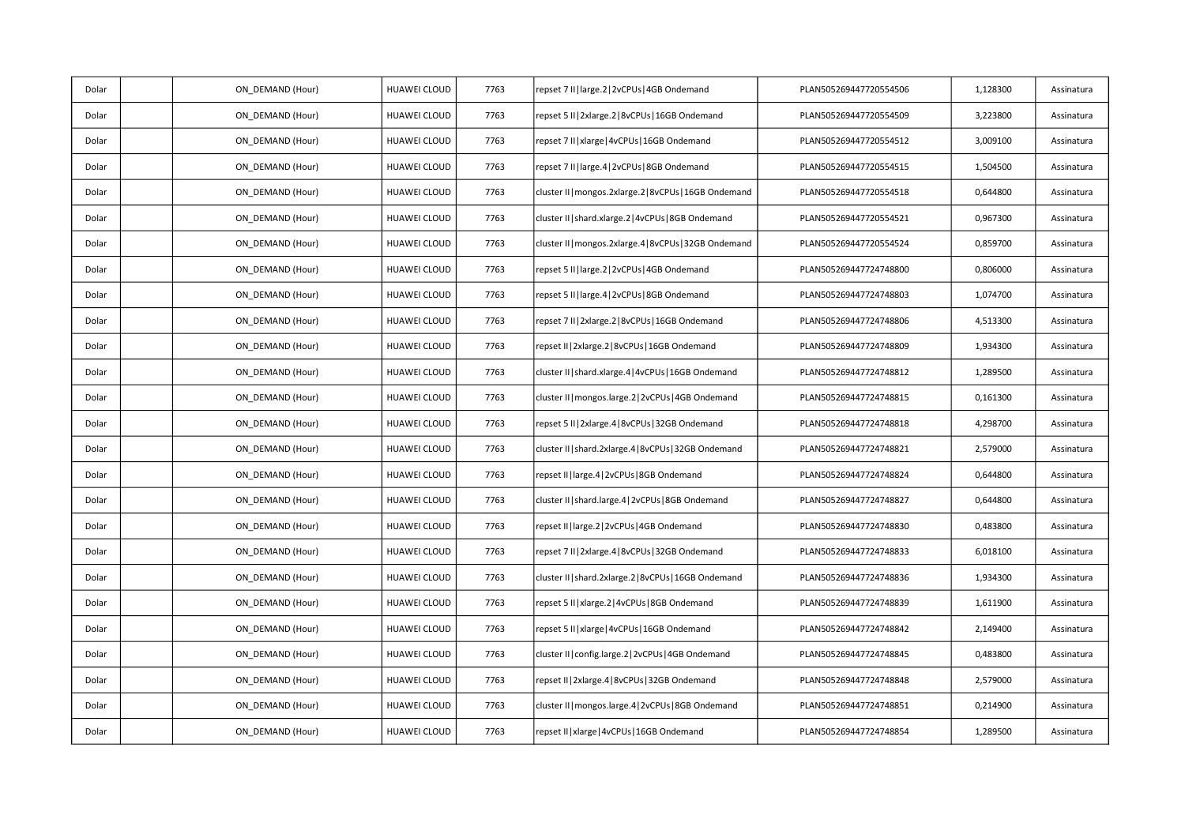| Dolar | | ON_DEMAND (Hour) | HUAWEI CLOUD | 7763 | repset 7 II\|large.2\|2vCPUs\|4GB Ondemand | PLAN505269447720554506 | 1,128300 | Assinatura |
|---|---|---|---|---|---|---|---|---|
| Dolar | | ON_DEMAND (Hour) | HUAWEI CLOUD | 7763 | repset 5 II\|2xlarge.2\|8vCPUs\|16GB Ondemand | PLAN505269447720554509 | 3,223800 | Assinatura |
| Dolar | | ON_DEMAND (Hour) | HUAWEI CLOUD | 7763 | repset 7 II\|xlarge\|4vCPUs\|16GB Ondemand | PLAN505269447720554512 | 3,009100 | Assinatura |
| Dolar | | ON_DEMAND (Hour) | HUAWEI CLOUD | 7763 | repset 7 II\|large.4\|2vCPUs\|8GB Ondemand | PLAN505269447720554515 | 1,504500 | Assinatura |
| Dolar | | ON_DEMAND (Hour) | HUAWEI CLOUD | 7763 | cluster II\|mongos.2xlarge.2\|8vCPUs\|16GB Ondemand | PLAN505269447720554518 | 0,644800 | Assinatura |
| Dolar | | ON_DEMAND (Hour) | HUAWEI CLOUD | 7763 | cluster II\|shard.xlarge.2\|4vCPUs\|8GB Ondemand | PLAN505269447720554521 | 0,967300 | Assinatura |
| Dolar | | ON_DEMAND (Hour) | HUAWEI CLOUD | 7763 | cluster II\|mongos.2xlarge.4\|8vCPUs\|32GB Ondemand | PLAN505269447720554524 | 0,859700 | Assinatura |
| Dolar | | ON_DEMAND (Hour) | HUAWEI CLOUD | 7763 | repset 5 II\|large.2\|2vCPUs\|4GB Ondemand | PLAN505269447724748800 | 0,806000 | Assinatura |
| Dolar | | ON_DEMAND (Hour) | HUAWEI CLOUD | 7763 | repset 5 II\|large.4\|2vCPUs\|8GB Ondemand | PLAN505269447724748803 | 1,074700 | Assinatura |
| Dolar | | ON_DEMAND (Hour) | HUAWEI CLOUD | 7763 | repset 7 II\|2xlarge.2\|8vCPUs\|16GB Ondemand | PLAN505269447724748806 | 4,513300 | Assinatura |
| Dolar | | ON_DEMAND (Hour) | HUAWEI CLOUD | 7763 | repset II\|2xlarge.2\|8vCPUs\|16GB Ondemand | PLAN505269447724748809 | 1,934300 | Assinatura |
| Dolar | | ON_DEMAND (Hour) | HUAWEI CLOUD | 7763 | cluster II\|shard.xlarge.4\|4vCPUs\|16GB Ondemand | PLAN505269447724748812 | 1,289500 | Assinatura |
| Dolar | | ON_DEMAND (Hour) | HUAWEI CLOUD | 7763 | cluster II\|mongos.large.2\|2vCPUs\|4GB Ondemand | PLAN505269447724748815 | 0,161300 | Assinatura |
| Dolar | | ON_DEMAND (Hour) | HUAWEI CLOUD | 7763 | repset 5 II\|2xlarge.4\|8vCPUs\|32GB Ondemand | PLAN505269447724748818 | 4,298700 | Assinatura |
| Dolar | | ON_DEMAND (Hour) | HUAWEI CLOUD | 7763 | cluster II\|shard.2xlarge.4\|8vCPUs\|32GB Ondemand | PLAN505269447724748821 | 2,579000 | Assinatura |
| Dolar | | ON_DEMAND (Hour) | HUAWEI CLOUD | 7763 | repset II\|large.4\|2vCPUs\|8GB Ondemand | PLAN505269447724748824 | 0,644800 | Assinatura |
| Dolar | | ON_DEMAND (Hour) | HUAWEI CLOUD | 7763 | cluster II\|shard.large.4\|2vCPUs\|8GB Ondemand | PLAN505269447724748827 | 0,644800 | Assinatura |
| Dolar | | ON_DEMAND (Hour) | HUAWEI CLOUD | 7763 | repset II\|large.2\|2vCPUs\|4GB Ondemand | PLAN505269447724748830 | 0,483800 | Assinatura |
| Dolar | | ON_DEMAND (Hour) | HUAWEI CLOUD | 7763 | repset 7 II\|2xlarge.4\|8vCPUs\|32GB Ondemand | PLAN505269447724748833 | 6,018100 | Assinatura |
| Dolar | | ON_DEMAND (Hour) | HUAWEI CLOUD | 7763 | cluster II\|shard.2xlarge.2\|8vCPUs\|16GB Ondemand | PLAN505269447724748836 | 1,934300 | Assinatura |
| Dolar | | ON_DEMAND (Hour) | HUAWEI CLOUD | 7763 | repset 5 II\|xlarge.2\|4vCPUs\|8GB Ondemand | PLAN505269447724748839 | 1,611900 | Assinatura |
| Dolar | | ON_DEMAND (Hour) | HUAWEI CLOUD | 7763 | repset 5 II\|xlarge\|4vCPUs\|16GB Ondemand | PLAN505269447724748842 | 2,149400 | Assinatura |
| Dolar | | ON_DEMAND (Hour) | HUAWEI CLOUD | 7763 | cluster II\|config.large.2\|2vCPUs\|4GB Ondemand | PLAN505269447724748845 | 0,483800 | Assinatura |
| Dolar | | ON_DEMAND (Hour) | HUAWEI CLOUD | 7763 | repset II\|2xlarge.4\|8vCPUs\|32GB Ondemand | PLAN505269447724748848 | 2,579000 | Assinatura |
| Dolar | | ON_DEMAND (Hour) | HUAWEI CLOUD | 7763 | cluster II\|mongos.large.4\|2vCPUs\|8GB Ondemand | PLAN505269447724748851 | 0,214900 | Assinatura |
| Dolar | | ON_DEMAND (Hour) | HUAWEI CLOUD | 7763 | repset II\|xlarge\|4vCPUs\|16GB Ondemand | PLAN505269447724748854 | 1,289500 | Assinatura |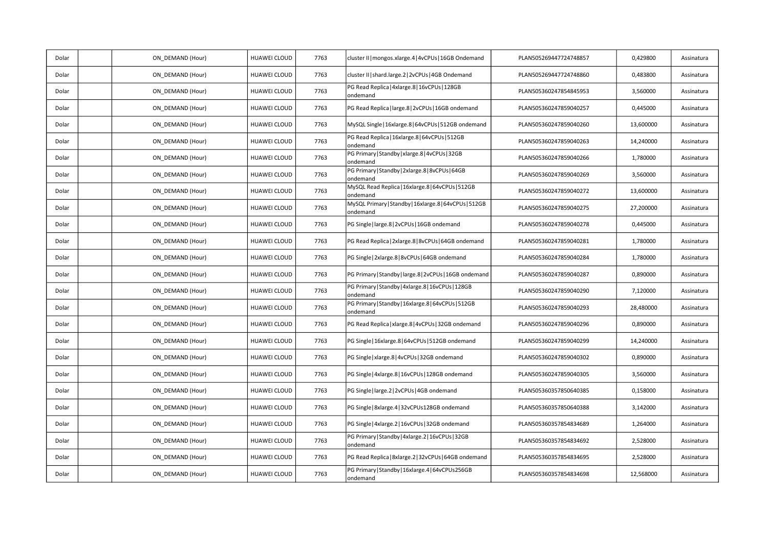| | | | | | | | | |
|---|---|---|---|---|---|---|---|---|
| Dolar | | ON_DEMAND (Hour) | HUAWEI CLOUD | 7763 | cluster II\|mongos.xlarge.4\|4vCPUs\|16GB Ondemand | PLAN505269447724748857 | 0,429800 | Assinatura |
| Dolar | | ON_DEMAND (Hour) | HUAWEI CLOUD | 7763 | cluster II\|shard.large.2\|2vCPUs\|4GB Ondemand | PLAN505269447724748860 | 0,483800 | Assinatura |
| Dolar | | ON_DEMAND (Hour) | HUAWEI CLOUD | 7763 | PG Read Replica\|4xlarge.8\|16vCPUs\|128GB ondemand | PLAN505360247854845953 | 3,560000 | Assinatura |
| Dolar | | ON_DEMAND (Hour) | HUAWEI CLOUD | 7763 | PG Read Replica\|large.8\|2vCPUs\|16GB ondemand | PLAN505360247859040257 | 0,445000 | Assinatura |
| Dolar | | ON_DEMAND (Hour) | HUAWEI CLOUD | 7763 | MySQL Single\|16xlarge.8\|64vCPUs\|512GB ondemand | PLAN505360247859040260 | 13,600000 | Assinatura |
| Dolar | | ON_DEMAND (Hour) | HUAWEI CLOUD | 7763 | PG Read Replica\|16xlarge.8\|64vCPUs\|512GB ondemand | PLAN505360247859040263 | 14,240000 | Assinatura |
| Dolar | | ON_DEMAND (Hour) | HUAWEI CLOUD | 7763 | PG Primary\|Standby\|xlarge.8\|4vCPUs\|32GB ondemand | PLAN505360247859040266 | 1,780000 | Assinatura |
| Dolar | | ON_DEMAND (Hour) | HUAWEI CLOUD | 7763 | PG Primary\|Standby\|2xlarge.8\|8vCPUs\|64GB ondemand | PLAN505360247859040269 | 3,560000 | Assinatura |
| Dolar | | ON_DEMAND (Hour) | HUAWEI CLOUD | 7763 | MySQL Read Replica\|16xlarge.8\|64vCPUs\|512GB ondemand | PLAN505360247859040272 | 13,600000 | Assinatura |
| Dolar | | ON_DEMAND (Hour) | HUAWEI CLOUD | 7763 | MySQL Primary\|Standby\|16xlarge.8\|64vCPUs\|512GB ondemand | PLAN505360247859040275 | 27,200000 | Assinatura |
| Dolar | | ON_DEMAND (Hour) | HUAWEI CLOUD | 7763 | PG Single\|large.8\|2vCPUs\|16GB ondemand | PLAN505360247859040278 | 0,445000 | Assinatura |
| Dolar | | ON_DEMAND (Hour) | HUAWEI CLOUD | 7763 | PG Read Replica\|2xlarge.8\|8vCPUs\|64GB ondemand | PLAN505360247859040281 | 1,780000 | Assinatura |
| Dolar | | ON_DEMAND (Hour) | HUAWEI CLOUD | 7763 | PG Single\|2xlarge.8\|8vCPUs\|64GB ondemand | PLAN505360247859040284 | 1,780000 | Assinatura |
| Dolar | | ON_DEMAND (Hour) | HUAWEI CLOUD | 7763 | PG Primary\|Standby\|large.8\|2vCPUs\|16GB ondemand | PLAN505360247859040287 | 0,890000 | Assinatura |
| Dolar | | ON_DEMAND (Hour) | HUAWEI CLOUD | 7763 | PG Primary\|Standby\|4xlarge.8\|16vCPUs\|128GB ondemand | PLAN505360247859040290 | 7,120000 | Assinatura |
| Dolar | | ON_DEMAND (Hour) | HUAWEI CLOUD | 7763 | PG Primary\|Standby\|16xlarge.8\|64vCPUs\|512GB ondemand | PLAN505360247859040293 | 28,480000 | Assinatura |
| Dolar | | ON_DEMAND (Hour) | HUAWEI CLOUD | 7763 | PG Read Replica\|xlarge.8\|4vCPUs\|32GB ondemand | PLAN505360247859040296 | 0,890000 | Assinatura |
| Dolar | | ON_DEMAND (Hour) | HUAWEI CLOUD | 7763 | PG Single\|16xlarge.8\|64vCPUs\|512GB ondemand | PLAN505360247859040299 | 14,240000 | Assinatura |
| Dolar | | ON_DEMAND (Hour) | HUAWEI CLOUD | 7763 | PG Single\|xlarge.8\|4vCPUs\|32GB ondemand | PLAN505360247859040302 | 0,890000 | Assinatura |
| Dolar | | ON_DEMAND (Hour) | HUAWEI CLOUD | 7763 | PG Single\|4xlarge.8\|16vCPUs\|128GB ondemand | PLAN505360247859040305 | 3,560000 | Assinatura |
| Dolar | | ON_DEMAND (Hour) | HUAWEI CLOUD | 7763 | PG Single\|large.2\|2vCPUs\|4GB ondemand | PLAN505360357850640385 | 0,158000 | Assinatura |
| Dolar | | ON_DEMAND (Hour) | HUAWEI CLOUD | 7763 | PG Single\|8xlarge.4\|32vCPUs128GB ondemand | PLAN505360357850640388 | 3,142000 | Assinatura |
| Dolar | | ON_DEMAND (Hour) | HUAWEI CLOUD | 7763 | PG Single\|4xlarge.2\|16vCPUs\|32GB ondemand | PLAN505360357854834689 | 1,264000 | Assinatura |
| Dolar | | ON_DEMAND (Hour) | HUAWEI CLOUD | 7763 | PG Primary\|Standby\|4xlarge.2\|16vCPUs\|32GB ondemand | PLAN505360357854834692 | 2,528000 | Assinatura |
| Dolar | | ON_DEMAND (Hour) | HUAWEI CLOUD | 7763 | PG Read Replica\|8xlarge.2\|32vCPUs\|64GB ondemand | PLAN505360357854834695 | 2,528000 | Assinatura |
| Dolar | | ON_DEMAND (Hour) | HUAWEI CLOUD | 7763 | PG Primary\|Standby\|16xlarge.4\|64vCPUs256GB ondemand | PLAN505360357854834698 | 12,568000 | Assinatura |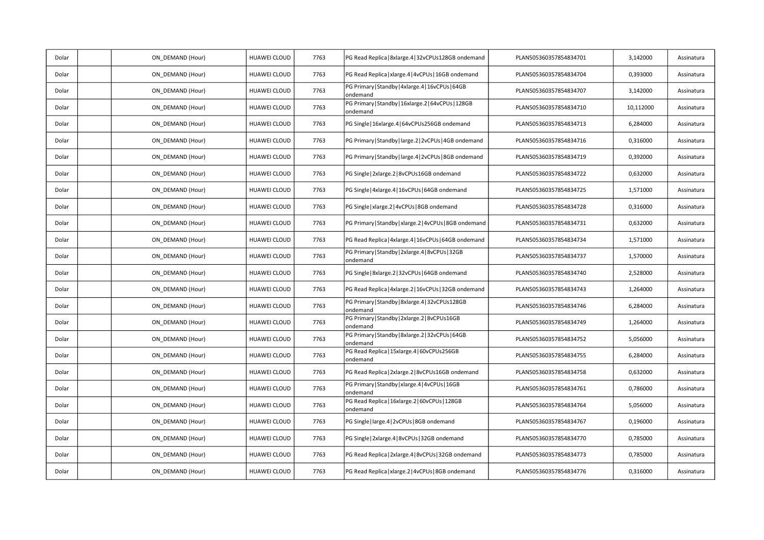| Dolar | | ON_DEMAND (Hour) | HUAWEI CLOUD | 7763 | PG Read Replica\|8xlarge.4\|32vCPUs128GB ondemand | PLAN505360357854834701 | 3,142000 | Assinatura |
|---|---|---|---|---|---|---|---|---|
| Dolar | | ON_DEMAND (Hour) | HUAWEI CLOUD | 7763 | PG Read Replica\|xlarge.4\|4vCPUs\|16GB ondemand | PLAN505360357854834704 | 0,393000 | Assinatura |
| Dolar | | ON_DEMAND (Hour) | HUAWEI CLOUD | 7763 | PG Primary\|Standby\|4xlarge.4\|16vCPUs\|64GB ondemand | PLAN505360357854834707 | 3,142000 | Assinatura |
| Dolar | | ON_DEMAND (Hour) | HUAWEI CLOUD | 7763 | PG Primary\|Standby\|16xlarge.2\|64vCPUs\|128GB ondemand | PLAN505360357854834710 | 10,112000 | Assinatura |
| Dolar | | ON_DEMAND (Hour) | HUAWEI CLOUD | 7763 | PG Single\|16xlarge.4\|64vCPUs256GB ondemand | PLAN505360357854834713 | 6,284000 | Assinatura |
| Dolar | | ON_DEMAND (Hour) | HUAWEI CLOUD | 7763 | PG Primary\|Standby\|large.2\|2vCPUs\|4GB ondemand | PLAN505360357854834716 | 0,316000 | Assinatura |
| Dolar | | ON_DEMAND (Hour) | HUAWEI CLOUD | 7763 | PG Primary\|Standby\|large.4\|2vCPUs\|8GB ondemand | PLAN505360357854834719 | 0,392000 | Assinatura |
| Dolar | | ON_DEMAND (Hour) | HUAWEI CLOUD | 7763 | PG Single\|2xlarge.2\|8vCPUs16GB ondemand | PLAN505360357854834722 | 0,632000 | Assinatura |
| Dolar | | ON_DEMAND (Hour) | HUAWEI CLOUD | 7763 | PG Single\|4xlarge.4\|16vCPUs\|64GB ondemand | PLAN505360357854834725 | 1,571000 | Assinatura |
| Dolar | | ON_DEMAND (Hour) | HUAWEI CLOUD | 7763 | PG Single\|xlarge.2\|4vCPUs\|8GB ondemand | PLAN505360357854834728 | 0,316000 | Assinatura |
| Dolar | | ON_DEMAND (Hour) | HUAWEI CLOUD | 7763 | PG Primary\|Standby\|xlarge.2\|4vCPUs\|8GB ondemand | PLAN505360357854834731 | 0,632000 | Assinatura |
| Dolar | | ON_DEMAND (Hour) | HUAWEI CLOUD | 7763 | PG Read Replica\|4xlarge.4\|16vCPUs\|64GB ondemand | PLAN505360357854834734 | 1,571000 | Assinatura |
| Dolar | | ON_DEMAND (Hour) | HUAWEI CLOUD | 7763 | PG Primary\|Standby\|2xlarge.4\|8vCPUs\|32GB ondemand | PLAN505360357854834737 | 1,570000 | Assinatura |
| Dolar | | ON_DEMAND (Hour) | HUAWEI CLOUD | 7763 | PG Single\|8xlarge.2\|32vCPUs\|64GB ondemand | PLAN505360357854834740 | 2,528000 | Assinatura |
| Dolar | | ON_DEMAND (Hour) | HUAWEI CLOUD | 7763 | PG Read Replica\|4xlarge.2\|16vCPUs\|32GB ondemand | PLAN505360357854834743 | 1,264000 | Assinatura |
| Dolar | | ON_DEMAND (Hour) | HUAWEI CLOUD | 7763 | PG Primary\|Standby\|8xlarge.4\|32vCPUs128GB ondemand | PLAN505360357854834746 | 6,284000 | Assinatura |
| Dolar | | ON_DEMAND (Hour) | HUAWEI CLOUD | 7763 | PG Primary\|Standby\|2xlarge.2\|8vCPUs16GB ondemand | PLAN505360357854834749 | 1,264000 | Assinatura |
| Dolar | | ON_DEMAND (Hour) | HUAWEI CLOUD | 7763 | PG Primary\|Standby\|8xlarge.2\|32vCPUs\|64GB ondemand | PLAN505360357854834752 | 5,056000 | Assinatura |
| Dolar | | ON_DEMAND (Hour) | HUAWEI CLOUD | 7763 | PG Read Replica\|15xlarge.4\|60vCPUs256GB ondemand | PLAN505360357854834755 | 6,284000 | Assinatura |
| Dolar | | ON_DEMAND (Hour) | HUAWEI CLOUD | 7763 | PG Read Replica\|2xlarge.2\|8vCPUs16GB ondemand | PLAN505360357854834758 | 0,632000 | Assinatura |
| Dolar | | ON_DEMAND (Hour) | HUAWEI CLOUD | 7763 | PG Primary\|Standby\|xlarge.4\|4vCPUs\|16GB ondemand | PLAN505360357854834761 | 0,786000 | Assinatura |
| Dolar | | ON_DEMAND (Hour) | HUAWEI CLOUD | 7763 | PG Read Replica\|16xlarge.2\|60vCPUs\|128GB ondemand | PLAN505360357854834764 | 5,056000 | Assinatura |
| Dolar | | ON_DEMAND (Hour) | HUAWEI CLOUD | 7763 | PG Single\|large.4\|2vCPUs\|8GB ondemand | PLAN505360357854834767 | 0,196000 | Assinatura |
| Dolar | | ON_DEMAND (Hour) | HUAWEI CLOUD | 7763 | PG Single\|2xlarge.4\|8vCPUs\|32GB ondemand | PLAN505360357854834770 | 0,785000 | Assinatura |
| Dolar | | ON_DEMAND (Hour) | HUAWEI CLOUD | 7763 | PG Read Replica\|2xlarge.4\|8vCPUs\|32GB ondemand | PLAN505360357854834773 | 0,785000 | Assinatura |
| Dolar | | ON_DEMAND (Hour) | HUAWEI CLOUD | 7763 | PG Read Replica\|xlarge.2\|4vCPUs\|8GB ondemand | PLAN505360357854834776 | 0,316000 | Assinatura |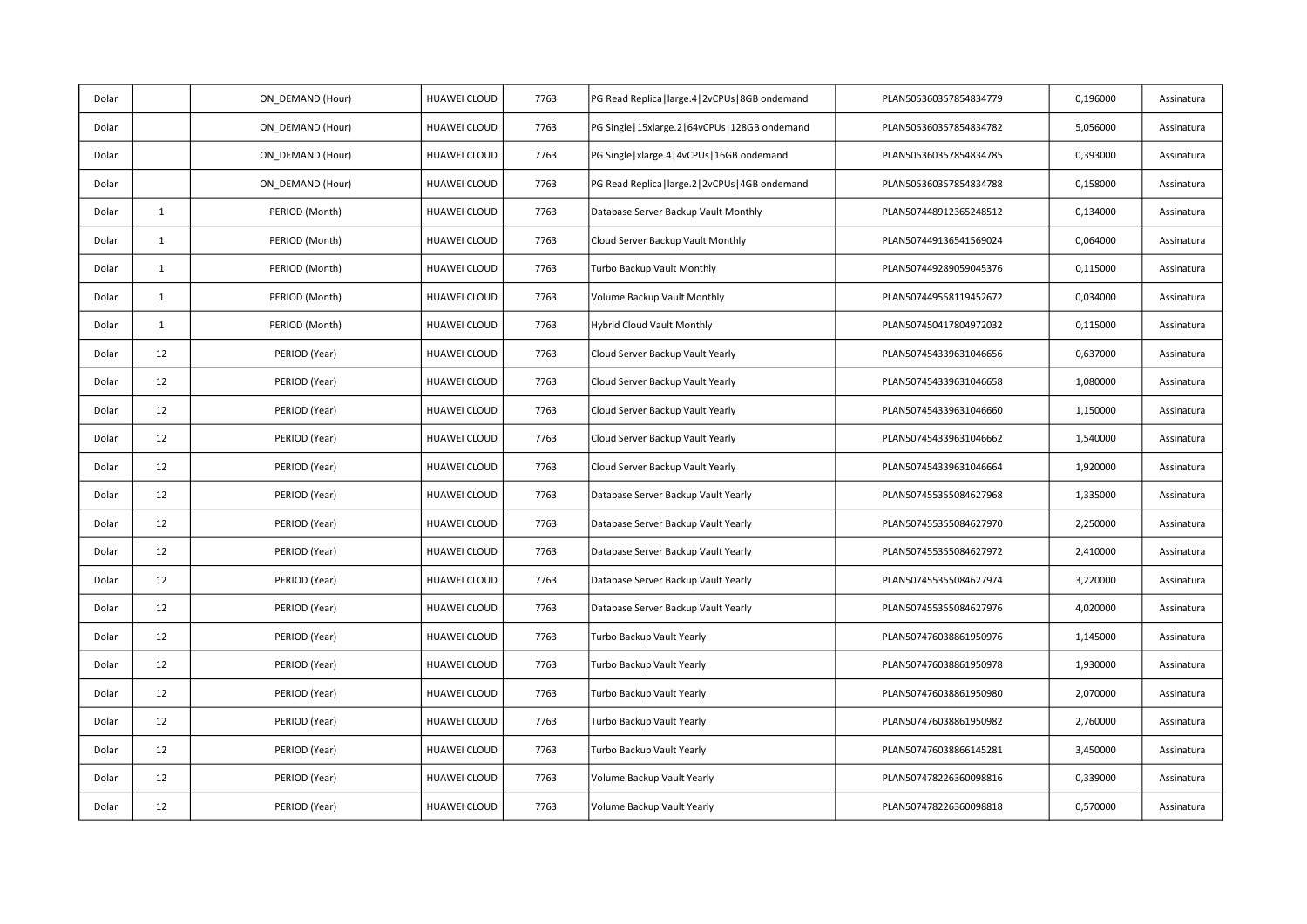| | | | | | | | | |
|---|---|---|---|---|---|---|---|---|
| Dolar | | ON_DEMAND (Hour) | HUAWEI CLOUD | 7763 | PG Read Replica\|large.4\|2vCPUs\|8GB ondemand | PLAN505360357854834779 | 0,196000 | Assinatura |
| Dolar | | ON_DEMAND (Hour) | HUAWEI CLOUD | 7763 | PG Single\|15xlarge.2\|64vCPUs\|128GB ondemand | PLAN505360357854834782 | 5,056000 | Assinatura |
| Dolar | | ON_DEMAND (Hour) | HUAWEI CLOUD | 7763 | PG Single\|xlarge.4\|4vCPUs\|16GB ondemand | PLAN505360357854834785 | 0,393000 | Assinatura |
| Dolar | | ON_DEMAND (Hour) | HUAWEI CLOUD | 7763 | PG Read Replica\|large.2\|2vCPUs\|4GB ondemand | PLAN505360357854834788 | 0,158000 | Assinatura |
| Dolar | 1 | PERIOD (Month) | HUAWEI CLOUD | 7763 | Database Server Backup Vault Monthly | PLAN507448912365248512 | 0,134000 | Assinatura |
| Dolar | 1 | PERIOD (Month) | HUAWEI CLOUD | 7763 | Cloud Server Backup Vault Monthly | PLAN507449136541569024 | 0,064000 | Assinatura |
| Dolar | 1 | PERIOD (Month) | HUAWEI CLOUD | 7763 | Turbo Backup Vault Monthly | PLAN507449289059045376 | 0,115000 | Assinatura |
| Dolar | 1 | PERIOD (Month) | HUAWEI CLOUD | 7763 | Volume Backup Vault Monthly | PLAN507449558119452672 | 0,034000 | Assinatura |
| Dolar | 1 | PERIOD (Month) | HUAWEI CLOUD | 7763 | Hybrid Cloud Vault Monthly | PLAN507450417804972032 | 0,115000 | Assinatura |
| Dolar | 12 | PERIOD (Year) | HUAWEI CLOUD | 7763 | Cloud Server Backup Vault Yearly | PLAN507454339631046656 | 0,637000 | Assinatura |
| Dolar | 12 | PERIOD (Year) | HUAWEI CLOUD | 7763 | Cloud Server Backup Vault Yearly | PLAN507454339631046658 | 1,080000 | Assinatura |
| Dolar | 12 | PERIOD (Year) | HUAWEI CLOUD | 7763 | Cloud Server Backup Vault Yearly | PLAN507454339631046660 | 1,150000 | Assinatura |
| Dolar | 12 | PERIOD (Year) | HUAWEI CLOUD | 7763 | Cloud Server Backup Vault Yearly | PLAN507454339631046662 | 1,540000 | Assinatura |
| Dolar | 12 | PERIOD (Year) | HUAWEI CLOUD | 7763 | Cloud Server Backup Vault Yearly | PLAN507454339631046664 | 1,920000 | Assinatura |
| Dolar | 12 | PERIOD (Year) | HUAWEI CLOUD | 7763 | Database Server Backup Vault Yearly | PLAN507455355084627968 | 1,335000 | Assinatura |
| Dolar | 12 | PERIOD (Year) | HUAWEI CLOUD | 7763 | Database Server Backup Vault Yearly | PLAN507455355084627970 | 2,250000 | Assinatura |
| Dolar | 12 | PERIOD (Year) | HUAWEI CLOUD | 7763 | Database Server Backup Vault Yearly | PLAN507455355084627972 | 2,410000 | Assinatura |
| Dolar | 12 | PERIOD (Year) | HUAWEI CLOUD | 7763 | Database Server Backup Vault Yearly | PLAN507455355084627974 | 3,220000 | Assinatura |
| Dolar | 12 | PERIOD (Year) | HUAWEI CLOUD | 7763 | Database Server Backup Vault Yearly | PLAN507455355084627976 | 4,020000 | Assinatura |
| Dolar | 12 | PERIOD (Year) | HUAWEI CLOUD | 7763 | Turbo Backup Vault Yearly | PLAN507476038861950976 | 1,145000 | Assinatura |
| Dolar | 12 | PERIOD (Year) | HUAWEI CLOUD | 7763 | Turbo Backup Vault Yearly | PLAN507476038861950978 | 1,930000 | Assinatura |
| Dolar | 12 | PERIOD (Year) | HUAWEI CLOUD | 7763 | Turbo Backup Vault Yearly | PLAN507476038861950980 | 2,070000 | Assinatura |
| Dolar | 12 | PERIOD (Year) | HUAWEI CLOUD | 7763 | Turbo Backup Vault Yearly | PLAN507476038861950982 | 2,760000 | Assinatura |
| Dolar | 12 | PERIOD (Year) | HUAWEI CLOUD | 7763 | Turbo Backup Vault Yearly | PLAN507476038866145281 | 3,450000 | Assinatura |
| Dolar | 12 | PERIOD (Year) | HUAWEI CLOUD | 7763 | Volume Backup Vault Yearly | PLAN507478226360098816 | 0,339000 | Assinatura |
| Dolar | 12 | PERIOD (Year) | HUAWEI CLOUD | 7763 | Volume Backup Vault Yearly | PLAN507478226360098818 | 0,570000 | Assinatura |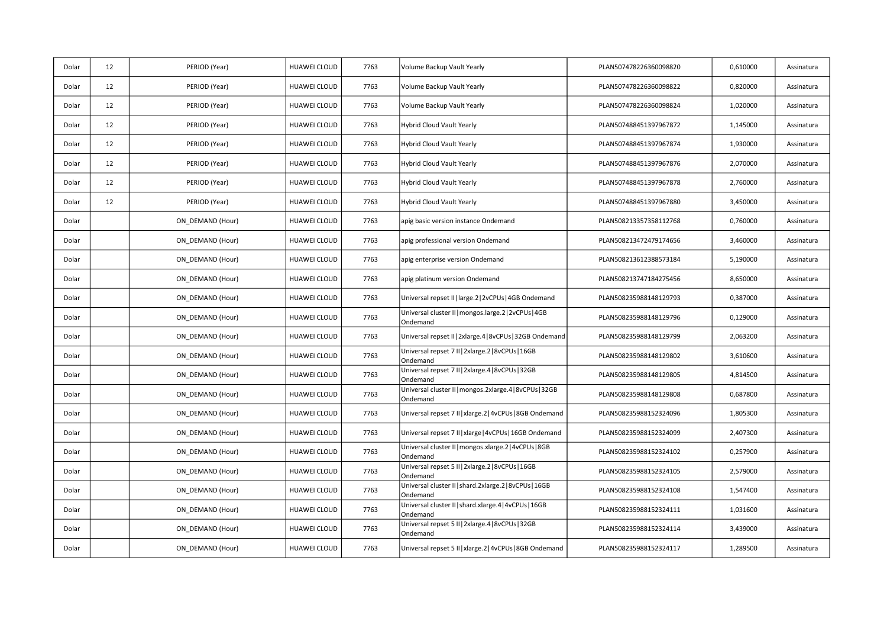| | | | | | | | | |
|---|---|---|---|---|---|---|---|---|
| Dolar | 12 | PERIOD (Year) | HUAWEI CLOUD | 7763 | Volume Backup Vault Yearly | PLAN507478226360098820 | 0,610000 | Assinatura |
| Dolar | 12 | PERIOD (Year) | HUAWEI CLOUD | 7763 | Volume Backup Vault Yearly | PLAN507478226360098822 | 0,820000 | Assinatura |
| Dolar | 12 | PERIOD (Year) | HUAWEI CLOUD | 7763 | Volume Backup Vault Yearly | PLAN507478226360098824 | 1,020000 | Assinatura |
| Dolar | 12 | PERIOD (Year) | HUAWEI CLOUD | 7763 | Hybrid Cloud Vault Yearly | PLAN507488451397967872 | 1,145000 | Assinatura |
| Dolar | 12 | PERIOD (Year) | HUAWEI CLOUD | 7763 | Hybrid Cloud Vault Yearly | PLAN507488451397967874 | 1,930000 | Assinatura |
| Dolar | 12 | PERIOD (Year) | HUAWEI CLOUD | 7763 | Hybrid Cloud Vault Yearly | PLAN507488451397967876 | 2,070000 | Assinatura |
| Dolar | 12 | PERIOD (Year) | HUAWEI CLOUD | 7763 | Hybrid Cloud Vault Yearly | PLAN507488451397967878 | 2,760000 | Assinatura |
| Dolar | 12 | PERIOD (Year) | HUAWEI CLOUD | 7763 | Hybrid Cloud Vault Yearly | PLAN507488451397967880 | 3,450000 | Assinatura |
| Dolar | | ON_DEMAND (Hour) | HUAWEI CLOUD | 7763 | apig basic version instance Ondemand | PLAN508213357358112768 | 0,760000 | Assinatura |
| Dolar | | ON_DEMAND (Hour) | HUAWEI CLOUD | 7763 | apig professional version Ondemand | PLAN508213472479174656 | 3,460000 | Assinatura |
| Dolar | | ON_DEMAND (Hour) | HUAWEI CLOUD | 7763 | apig enterprise version Ondemand | PLAN508213612388573184 | 5,190000 | Assinatura |
| Dolar | | ON_DEMAND (Hour) | HUAWEI CLOUD | 7763 | apig platinum version Ondemand | PLAN508213747184275456 | 8,650000 | Assinatura |
| Dolar | | ON_DEMAND (Hour) | HUAWEI CLOUD | 7763 | Universal repset II\|large.2\|2vCPUs\|4GB Ondemand | PLAN508235988148129793 | 0,387000 | Assinatura |
| Dolar | | ON_DEMAND (Hour) | HUAWEI CLOUD | 7763 | Universal cluster II\|mongos.large.2\|2vCPUs\|4GB Ondemand | PLAN508235988148129796 | 0,129000 | Assinatura |
| Dolar | | ON_DEMAND (Hour) | HUAWEI CLOUD | 7763 | Universal repset II\|2xlarge.4\|8vCPUs\|32GB Ondemand | PLAN508235988148129799 | 2,063200 | Assinatura |
| Dolar | | ON_DEMAND (Hour) | HUAWEI CLOUD | 7763 | Universal repset 7 II\|2xlarge.2\|8vCPUs\|16GB Ondemand | PLAN508235988148129802 | 3,610600 | Assinatura |
| Dolar | | ON_DEMAND (Hour) | HUAWEI CLOUD | 7763 | Universal repset 7 II\|2xlarge.4\|8vCPUs\|32GB Ondemand | PLAN508235988148129805 | 4,814500 | Assinatura |
| Dolar | | ON_DEMAND (Hour) | HUAWEI CLOUD | 7763 | Universal cluster II\|mongos.2xlarge.4\|8vCPUs\|32GB Ondemand | PLAN508235988148129808 | 0,687800 | Assinatura |
| Dolar | | ON_DEMAND (Hour) | HUAWEI CLOUD | 7763 | Universal repset 7 II\|xlarge.2\|4vCPUs\|8GB Ondemand | PLAN508235988152324096 | 1,805300 | Assinatura |
| Dolar | | ON_DEMAND (Hour) | HUAWEI CLOUD | 7763 | Universal repset 7 II\|xlarge\|4vCPUs\|16GB Ondemand | PLAN508235988152324099 | 2,407300 | Assinatura |
| Dolar | | ON_DEMAND (Hour) | HUAWEI CLOUD | 7763 | Universal cluster II\|mongos.xlarge.2\|4vCPUs\|8GB Ondemand | PLAN508235988152324102 | 0,257900 | Assinatura |
| Dolar | | ON_DEMAND (Hour) | HUAWEI CLOUD | 7763 | Universal repset 5 II\|2xlarge.2\|8vCPUs\|16GB Ondemand | PLAN508235988152324105 | 2,579000 | Assinatura |
| Dolar | | ON_DEMAND (Hour) | HUAWEI CLOUD | 7763 | Universal cluster II\|shard.2xlarge.2\|8vCPUs\|16GB Ondemand | PLAN508235988152324108 | 1,547400 | Assinatura |
| Dolar | | ON_DEMAND (Hour) | HUAWEI CLOUD | 7763 | Universal cluster II\|shard.xlarge.4\|4vCPUs\|16GB Ondemand | PLAN508235988152324111 | 1,031600 | Assinatura |
| Dolar | | ON_DEMAND (Hour) | HUAWEI CLOUD | 7763 | Universal repset 5 II\|2xlarge.4\|8vCPUs\|32GB Ondemand | PLAN508235988152324114 | 3,439000 | Assinatura |
| Dolar | | ON_DEMAND (Hour) | HUAWEI CLOUD | 7763 | Universal repset 5 II\|xlarge.2\|4vCPUs\|8GB Ondemand | PLAN508235988152324117 | 1,289500 | Assinatura |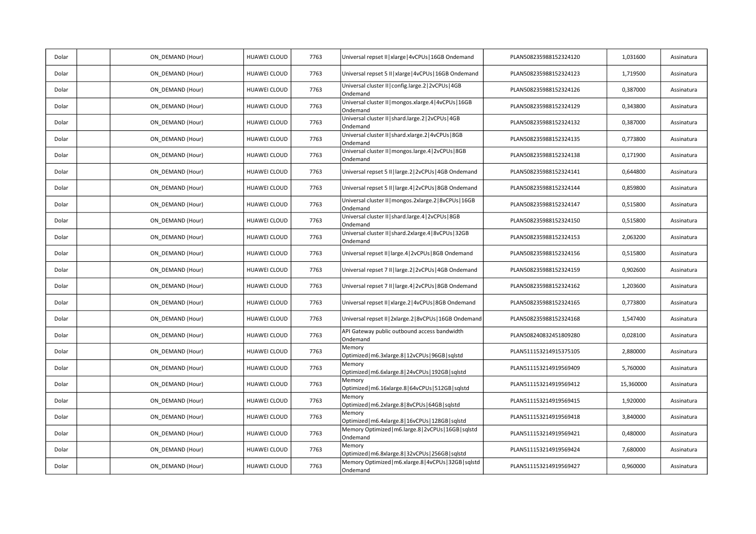| Dolar | | ON_DEMAND (Hour) | HUAWEI CLOUD | 7763 | Universal repset II\|xlarge\|4vCPUs\|16GB Ondemand | PLAN508235988152324120 | 1,031600 | Assinatura |
|---|---|---|---|---|---|---|---|---|
| Dolar | | ON_DEMAND (Hour) | HUAWEI CLOUD | 7763 | Universal repset 5 II\|xlarge\|4vCPUs\|16GB Ondemand | PLAN508235988152324123 | 1,719500 | Assinatura |
| Dolar | | ON_DEMAND (Hour) | HUAWEI CLOUD | 7763 | Universal cluster II\|config.large.2\|2vCPUs\|4GB Ondemand | PLAN508235988152324126 | 0,387000 | Assinatura |
| Dolar | | ON_DEMAND (Hour) | HUAWEI CLOUD | 7763 | Universal cluster II\|mongos.xlarge.4\|4vCPUs\|16GB Ondemand | PLAN508235988152324129 | 0,343800 | Assinatura |
| Dolar | | ON_DEMAND (Hour) | HUAWEI CLOUD | 7763 | Universal cluster II\|shard.large.2\|2vCPUs\|4GB Ondemand | PLAN508235988152324132 | 0,387000 | Assinatura |
| Dolar | | ON_DEMAND (Hour) | HUAWEI CLOUD | 7763 | Universal cluster II\|shard.xlarge.2\|4vCPUs\|8GB Ondemand | PLAN508235988152324135 | 0,773800 | Assinatura |
| Dolar | | ON_DEMAND (Hour) | HUAWEI CLOUD | 7763 | Universal cluster II\|mongos.large.4\|2vCPUs\|8GB Ondemand | PLAN508235988152324138 | 0,171900 | Assinatura |
| Dolar | | ON_DEMAND (Hour) | HUAWEI CLOUD | 7763 | Universal repset 5 II\|large.2\|2vCPUs\|4GB Ondemand | PLAN508235988152324141 | 0,644800 | Assinatura |
| Dolar | | ON_DEMAND (Hour) | HUAWEI CLOUD | 7763 | Universal repset 5 II\|large.4\|2vCPUs\|8GB Ondemand | PLAN508235988152324144 | 0,859800 | Assinatura |
| Dolar | | ON_DEMAND (Hour) | HUAWEI CLOUD | 7763 | Universal cluster II\|mongos.2xlarge.2\|8vCPUs\|16GB Ondemand | PLAN508235988152324147 | 0,515800 | Assinatura |
| Dolar | | ON_DEMAND (Hour) | HUAWEI CLOUD | 7763 | Universal cluster II\|shard.large.4\|2vCPUs\|8GB Ondemand | PLAN508235988152324150 | 0,515800 | Assinatura |
| Dolar | | ON_DEMAND (Hour) | HUAWEI CLOUD | 7763 | Universal cluster II\|shard.2xlarge.4\|8vCPUs\|32GB Ondemand | PLAN508235988152324153 | 2,063200 | Assinatura |
| Dolar | | ON_DEMAND (Hour) | HUAWEI CLOUD | 7763 | Universal repset II\|large.4\|2vCPUs\|8GB Ondemand | PLAN508235988152324156 | 0,515800 | Assinatura |
| Dolar | | ON_DEMAND (Hour) | HUAWEI CLOUD | 7763 | Universal repset 7 II\|large.2\|2vCPUs\|4GB Ondemand | PLAN508235988152324159 | 0,902600 | Assinatura |
| Dolar | | ON_DEMAND (Hour) | HUAWEI CLOUD | 7763 | Universal repset 7 II\|large.4\|2vCPUs\|8GB Ondemand | PLAN508235988152324162 | 1,203600 | Assinatura |
| Dolar | | ON_DEMAND (Hour) | HUAWEI CLOUD | 7763 | Universal repset II\|xlarge.2\|4vCPUs\|8GB Ondemand | PLAN508235988152324165 | 0,773800 | Assinatura |
| Dolar | | ON_DEMAND (Hour) | HUAWEI CLOUD | 7763 | Universal repset II\|2xlarge.2\|8vCPUs\|16GB Ondemand | PLAN508235988152324168 | 1,547400 | Assinatura |
| Dolar | | ON_DEMAND (Hour) | HUAWEI CLOUD | 7763 | API Gateway public outbound access bandwidth Ondemand | PLAN508240832451809280 | 0,028100 | Assinatura |
| Dolar | | ON_DEMAND (Hour) | HUAWEI CLOUD | 7763 | Memory Optimized\|m6.3xlarge.8\|12vCPUs\|96GB\|sqlstd | PLAN511153214915375105 | 2,880000 | Assinatura |
| Dolar | | ON_DEMAND (Hour) | HUAWEI CLOUD | 7763 | Memory Optimized\|m6.6xlarge.8\|24vCPUs\|192GB\|sqlstd | PLAN511153214919569409 | 5,760000 | Assinatura |
| Dolar | | ON_DEMAND (Hour) | HUAWEI CLOUD | 7763 | Memory Optimized\|m6.16xlarge.8\|64vCPUs\|512GB\|sqlstd | PLAN511153214919569412 | 15,360000 | Assinatura |
| Dolar | | ON_DEMAND (Hour) | HUAWEI CLOUD | 7763 | Memory Optimized\|m6.2xlarge.8\|8vCPUs\|64GB\|sqlstd | PLAN511153214919569415 | 1,920000 | Assinatura |
| Dolar | | ON_DEMAND (Hour) | HUAWEI CLOUD | 7763 | Memory Optimized\|m6.4xlarge.8\|16vCPUs\|128GB\|sqlstd | PLAN511153214919569418 | 3,840000 | Assinatura |
| Dolar | | ON_DEMAND (Hour) | HUAWEI CLOUD | 7763 | Memory Optimized\|m6.large.8\|2vCPUs\|16GB\|sqlstd Ondemand | PLAN511153214919569421 | 0,480000 | Assinatura |
| Dolar | | ON_DEMAND (Hour) | HUAWEI CLOUD | 7763 | Memory Optimized\|m6.8xlarge.8\|32vCPUs\|256GB\|sqlstd | PLAN511153214919569424 | 7,680000 | Assinatura |
| Dolar | | ON_DEMAND (Hour) | HUAWEI CLOUD | 7763 | Memory Optimized\|m6.xlarge.8\|4vCPUs\|32GB\|sqlstd Ondemand | PLAN511153214919569427 | 0,960000 | Assinatura |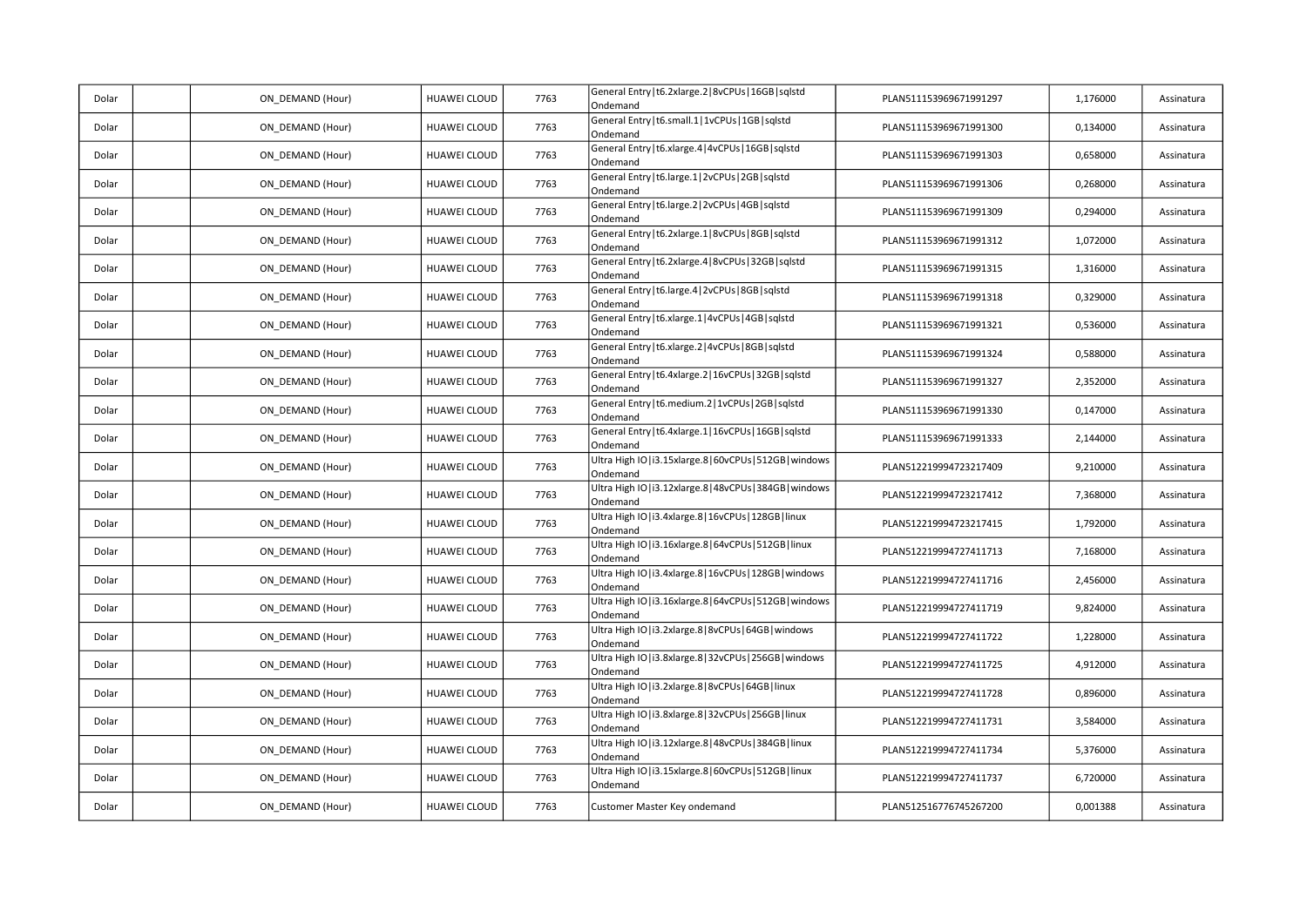| | | | | | | | | |
|---|---|---|---|---|---|---|---|---|
| Dolar | | ON_DEMAND (Hour) | HUAWEI CLOUD | 7763 | General Entry\|t6.2xlarge.2\|8vCPUs\|16GB\|sqlstd Ondemand | PLAN511153969671991297 | 1,176000 | Assinatura |
| Dolar | | ON_DEMAND (Hour) | HUAWEI CLOUD | 7763 | General Entry\|t6.small.1\|1vCPUs\|1GB\|sqlstd Ondemand | PLAN511153969671991300 | 0,134000 | Assinatura |
| Dolar | | ON_DEMAND (Hour) | HUAWEI CLOUD | 7763 | General Entry\|t6.xlarge.4\|4vCPUs\|16GB\|sqlstd Ondemand | PLAN511153969671991303 | 0,658000 | Assinatura |
| Dolar | | ON_DEMAND (Hour) | HUAWEI CLOUD | 7763 | General Entry\|t6.large.1\|2vCPUs\|2GB\|sqlstd Ondemand | PLAN511153969671991306 | 0,268000 | Assinatura |
| Dolar | | ON_DEMAND (Hour) | HUAWEI CLOUD | 7763 | General Entry\|t6.large.2\|2vCPUs\|4GB\|sqlstd Ondemand | PLAN511153969671991309 | 0,294000 | Assinatura |
| Dolar | | ON_DEMAND (Hour) | HUAWEI CLOUD | 7763 | General Entry\|t6.2xlarge.1\|8vCPUs\|8GB\|sqlstd Ondemand | PLAN511153969671991312 | 1,072000 | Assinatura |
| Dolar | | ON_DEMAND (Hour) | HUAWEI CLOUD | 7763 | General Entry\|t6.2xlarge.4\|8vCPUs\|32GB\|sqlstd Ondemand | PLAN511153969671991315 | 1,316000 | Assinatura |
| Dolar | | ON_DEMAND (Hour) | HUAWEI CLOUD | 7763 | General Entry\|t6.large.4\|2vCPUs\|8GB\|sqlstd Ondemand | PLAN511153969671991318 | 0,329000 | Assinatura |
| Dolar | | ON_DEMAND (Hour) | HUAWEI CLOUD | 7763 | General Entry\|t6.xlarge.1\|4vCPUs\|4GB\|sqlstd Ondemand | PLAN511153969671991321 | 0,536000 | Assinatura |
| Dolar | | ON_DEMAND (Hour) | HUAWEI CLOUD | 7763 | General Entry\|t6.xlarge.2\|4vCPUs\|8GB\|sqlstd Ondemand | PLAN511153969671991324 | 0,588000 | Assinatura |
| Dolar | | ON_DEMAND (Hour) | HUAWEI CLOUD | 7763 | General Entry\|t6.4xlarge.2\|16vCPUs\|32GB\|sqlstd Ondemand | PLAN511153969671991327 | 2,352000 | Assinatura |
| Dolar | | ON_DEMAND (Hour) | HUAWEI CLOUD | 7763 | General Entry\|t6.medium.2\|1vCPUs\|2GB\|sqlstd Ondemand | PLAN511153969671991330 | 0,147000 | Assinatura |
| Dolar | | ON_DEMAND (Hour) | HUAWEI CLOUD | 7763 | General Entry\|t6.4xlarge.1\|16vCPUs\|16GB\|sqlstd Ondemand | PLAN511153969671991333 | 2,144000 | Assinatura |
| Dolar | | ON_DEMAND (Hour) | HUAWEI CLOUD | 7763 | Ultra High IO\|i3.15xlarge.8\|60vCPUs\|512GB\|windows Ondemand | PLAN512219994723217409 | 9,210000 | Assinatura |
| Dolar | | ON_DEMAND (Hour) | HUAWEI CLOUD | 7763 | Ultra High IO\|i3.12xlarge.8\|48vCPUs\|384GB\|windows Ondemand | PLAN512219994723217412 | 7,368000 | Assinatura |
| Dolar | | ON_DEMAND (Hour) | HUAWEI CLOUD | 7763 | Ultra High IO\|i3.4xlarge.8\|16vCPUs\|128GB\|linux Ondemand | PLAN512219994723217415 | 1,792000 | Assinatura |
| Dolar | | ON_DEMAND (Hour) | HUAWEI CLOUD | 7763 | Ultra High IO\|i3.16xlarge.8\|64vCPUs\|512GB\|linux Ondemand | PLAN512219994727411713 | 7,168000 | Assinatura |
| Dolar | | ON_DEMAND (Hour) | HUAWEI CLOUD | 7763 | Ultra High IO\|i3.4xlarge.8\|16vCPUs\|128GB\|windows Ondemand | PLAN512219994727411716 | 2,456000 | Assinatura |
| Dolar | | ON_DEMAND (Hour) | HUAWEI CLOUD | 7763 | Ultra High IO\|i3.16xlarge.8\|64vCPUs\|512GB\|windows Ondemand | PLAN512219994727411719 | 9,824000 | Assinatura |
| Dolar | | ON_DEMAND (Hour) | HUAWEI CLOUD | 7763 | Ultra High IO\|i3.2xlarge.8\|8vCPUs\|64GB\|windows Ondemand | PLAN512219994727411722 | 1,228000 | Assinatura |
| Dolar | | ON_DEMAND (Hour) | HUAWEI CLOUD | 7763 | Ultra High IO\|i3.8xlarge.8\|32vCPUs\|256GB\|windows Ondemand | PLAN512219994727411725 | 4,912000 | Assinatura |
| Dolar | | ON_DEMAND (Hour) | HUAWEI CLOUD | 7763 | Ultra High IO\|i3.2xlarge.8\|8vCPUs\|64GB\|linux Ondemand | PLAN512219994727411728 | 0,896000 | Assinatura |
| Dolar | | ON_DEMAND (Hour) | HUAWEI CLOUD | 7763 | Ultra High IO\|i3.8xlarge.8\|32vCPUs\|256GB\|linux Ondemand | PLAN512219994727411731 | 3,584000 | Assinatura |
| Dolar | | ON_DEMAND (Hour) | HUAWEI CLOUD | 7763 | Ultra High IO\|i3.12xlarge.8\|48vCPUs\|384GB\|linux Ondemand | PLAN512219994727411734 | 5,376000 | Assinatura |
| Dolar | | ON_DEMAND (Hour) | HUAWEI CLOUD | 7763 | Ultra High IO\|i3.15xlarge.8\|60vCPUs\|512GB\|linux Ondemand | PLAN512219994727411737 | 6,720000 | Assinatura |
| Dolar | | ON_DEMAND (Hour) | HUAWEI CLOUD | 7763 | Customer Master Key ondemand | PLAN512516776745267200 | 0,001388 | Assinatura |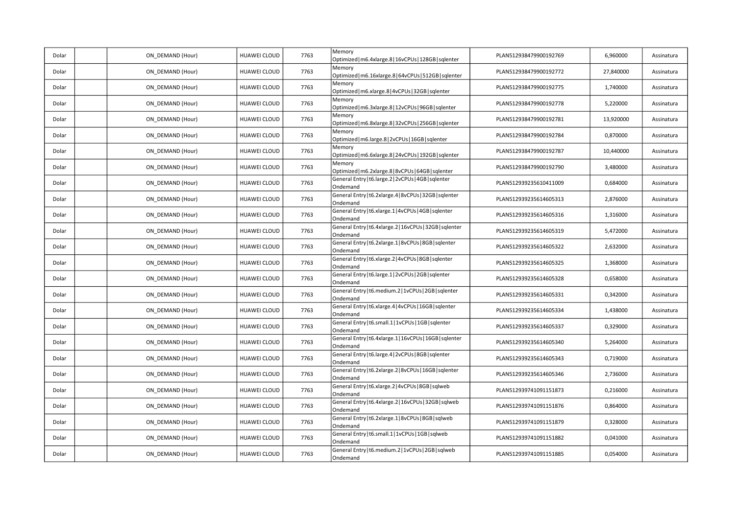| Dolar | | ON_DEMAND (Hour) | HUAWEI CLOUD | 7763 | Memory Optimized\|m6.4xlarge.8\|16vCPUs\|128GB\|sqlenter | PLAN512938479900192769 | 6,960000 | Assinatura |
|---|---|---|---|---|---|---|---|---|
| Dolar | | ON_DEMAND (Hour) | HUAWEI CLOUD | 7763 | Memory Optimized\|m6.16xlarge.8\|64vCPUs\|512GB\|sqlenter | PLAN512938479900192772 | 27,840000 | Assinatura |
| Dolar | | ON_DEMAND (Hour) | HUAWEI CLOUD | 7763 | Memory Optimized\|m6.xlarge.8\|4vCPUs\|32GB\|sqlenter | PLAN512938479900192775 | 1,740000 | Assinatura |
| Dolar | | ON_DEMAND (Hour) | HUAWEI CLOUD | 7763 | Memory Optimized\|m6.3xlarge.8\|12vCPUs\|96GB\|sqlenter | PLAN512938479900192778 | 5,220000 | Assinatura |
| Dolar | | ON_DEMAND (Hour) | HUAWEI CLOUD | 7763 | Memory Optimized\|m6.8xlarge.8\|32vCPUs\|256GB\|sqlenter | PLAN512938479900192781 | 13,920000 | Assinatura |
| Dolar | | ON_DEMAND (Hour) | HUAWEI CLOUD | 7763 | Memory Optimized\|m6.large.8\|2vCPUs\|16GB\|sqlenter | PLAN512938479900192784 | 0,870000 | Assinatura |
| Dolar | | ON_DEMAND (Hour) | HUAWEI CLOUD | 7763 | Memory Optimized\|m6.6xlarge.8\|24vCPUs\|192GB\|sqlenter | PLAN512938479900192787 | 10,440000 | Assinatura |
| Dolar | | ON_DEMAND (Hour) | HUAWEI CLOUD | 7763 | Memory Optimized\|m6.2xlarge.8\|8vCPUs\|64GB\|sqlenter | PLAN512938479900192790 | 3,480000 | Assinatura |
| Dolar | | ON_DEMAND (Hour) | HUAWEI CLOUD | 7763 | General Entry\|t6.large.2\|2vCPUs\|4GB\|sqlenter Ondemand | PLAN512939235610411009 | 0,684000 | Assinatura |
| Dolar | | ON_DEMAND (Hour) | HUAWEI CLOUD | 7763 | General Entry\|t6.2xlarge.4\|8vCPUs\|32GB\|sqlenter Ondemand | PLAN512939235614605313 | 2,876000 | Assinatura |
| Dolar | | ON_DEMAND (Hour) | HUAWEI CLOUD | 7763 | General Entry\|t6.xlarge.1\|4vCPUs\|4GB\|sqlenter Ondemand | PLAN512939235614605316 | 1,316000 | Assinatura |
| Dolar | | ON_DEMAND (Hour) | HUAWEI CLOUD | 7763 | General Entry\|t6.4xlarge.2\|16vCPUs\|32GB\|sqlenter Ondemand | PLAN512939235614605319 | 5,472000 | Assinatura |
| Dolar | | ON_DEMAND (Hour) | HUAWEI CLOUD | 7763 | General Entry\|t6.2xlarge.1\|8vCPUs\|8GB\|sqlenter Ondemand | PLAN512939235614605322 | 2,632000 | Assinatura |
| Dolar | | ON_DEMAND (Hour) | HUAWEI CLOUD | 7763 | General Entry\|t6.xlarge.2\|4vCPUs\|8GB\|sqlenter Ondemand | PLAN512939235614605325 | 1,368000 | Assinatura |
| Dolar | | ON_DEMAND (Hour) | HUAWEI CLOUD | 7763 | General Entry\|t6.large.1\|2vCPUs\|2GB\|sqlenter Ondemand | PLAN512939235614605328 | 0,658000 | Assinatura |
| Dolar | | ON_DEMAND (Hour) | HUAWEI CLOUD | 7763 | General Entry\|t6.medium.2\|1vCPUs\|2GB\|sqlenter Ondemand | PLAN512939235614605331 | 0,342000 | Assinatura |
| Dolar | | ON_DEMAND (Hour) | HUAWEI CLOUD | 7763 | General Entry\|t6.xlarge.4\|4vCPUs\|16GB\|sqlenter Ondemand | PLAN512939235614605334 | 1,438000 | Assinatura |
| Dolar | | ON_DEMAND (Hour) | HUAWEI CLOUD | 7763 | General Entry\|t6.small.1\|1vCPUs\|1GB\|sqlenter Ondemand | PLAN512939235614605337 | 0,329000 | Assinatura |
| Dolar | | ON_DEMAND (Hour) | HUAWEI CLOUD | 7763 | General Entry\|t6.4xlarge.1\|16vCPUs\|16GB\|sqlenter Ondemand | PLAN512939235614605340 | 5,264000 | Assinatura |
| Dolar | | ON_DEMAND (Hour) | HUAWEI CLOUD | 7763 | General Entry\|t6.large.4\|2vCPUs\|8GB\|sqlenter Ondemand | PLAN512939235614605343 | 0,719000 | Assinatura |
| Dolar | | ON_DEMAND (Hour) | HUAWEI CLOUD | 7763 | General Entry\|t6.2xlarge.2\|8vCPUs\|16GB\|sqlenter Ondemand | PLAN512939235614605346 | 2,736000 | Assinatura |
| Dolar | | ON_DEMAND (Hour) | HUAWEI CLOUD | 7763 | General Entry\|t6.xlarge.2\|4vCPUs\|8GB\|sqlweb Ondemand | PLAN512939741091151873 | 0,216000 | Assinatura |
| Dolar | | ON_DEMAND (Hour) | HUAWEI CLOUD | 7763 | General Entry\|t6.4xlarge.2\|16vCPUs\|32GB\|sqlweb Ondemand | PLAN512939741091151876 | 0,864000 | Assinatura |
| Dolar | | ON_DEMAND (Hour) | HUAWEI CLOUD | 7763 | General Entry\|t6.2xlarge.1\|8vCPUs\|8GB\|sqlweb Ondemand | PLAN512939741091151879 | 0,328000 | Assinatura |
| Dolar | | ON_DEMAND (Hour) | HUAWEI CLOUD | 7763 | General Entry\|t6.small.1\|1vCPUs\|1GB\|sqlweb Ondemand | PLAN512939741091151882 | 0,041000 | Assinatura |
| Dolar | | ON_DEMAND (Hour) | HUAWEI CLOUD | 7763 | General Entry\|t6.medium.2\|1vCPUs\|2GB\|sqlweb Ondemand | PLAN512939741091151885 | 0,054000 | Assinatura |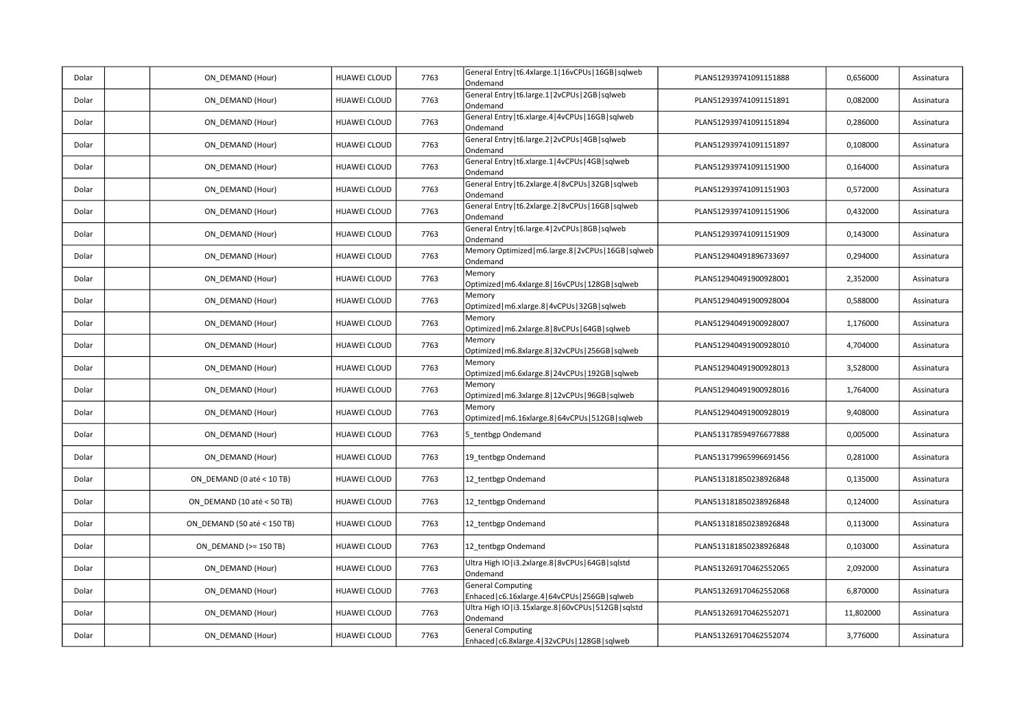| | | | | | | | | |
|---|---|---|---|---|---|---|---|---|
| Dolar | | ON_DEMAND (Hour) | HUAWEI CLOUD | 7763 | General Entry\|t6.4xlarge.1\|16vCPUs\|16GB\|sqlweb Ondemand | PLAN512939741091151888 | 0,656000 | Assinatura |
| Dolar | | ON_DEMAND (Hour) | HUAWEI CLOUD | 7763 | General Entry\|t6.large.1\|2vCPUs\|2GB\|sqlweb Ondemand | PLAN512939741091151891 | 0,082000 | Assinatura |
| Dolar | | ON_DEMAND (Hour) | HUAWEI CLOUD | 7763 | General Entry\|t6.xlarge.4\|4vCPUs\|16GB\|sqlweb Ondemand | PLAN512939741091151894 | 0,286000 | Assinatura |
| Dolar | | ON_DEMAND (Hour) | HUAWEI CLOUD | 7763 | General Entry\|t6.large.2\|2vCPUs\|4GB\|sqlweb Ondemand | PLAN512939741091151897 | 0,108000 | Assinatura |
| Dolar | | ON_DEMAND (Hour) | HUAWEI CLOUD | 7763 | General Entry\|t6.xlarge.1\|4vCPUs\|4GB\|sqlweb Ondemand | PLAN512939741091151900 | 0,164000 | Assinatura |
| Dolar | | ON_DEMAND (Hour) | HUAWEI CLOUD | 7763 | General Entry\|t6.2xlarge.4\|8vCPUs\|32GB\|sqlweb Ondemand | PLAN512939741091151903 | 0,572000 | Assinatura |
| Dolar | | ON_DEMAND (Hour) | HUAWEI CLOUD | 7763 | General Entry\|t6.2xlarge.2\|8vCPUs\|16GB\|sqlweb Ondemand | PLAN512939741091151906 | 0,432000 | Assinatura |
| Dolar | | ON_DEMAND (Hour) | HUAWEI CLOUD | 7763 | General Entry\|t6.large.4\|2vCPUs\|8GB\|sqlweb Ondemand | PLAN512939741091151909 | 0,143000 | Assinatura |
| Dolar | | ON_DEMAND (Hour) | HUAWEI CLOUD | 7763 | Memory Optimized\|m6.large.8\|2vCPUs\|16GB\|sqlweb Ondemand | PLAN512940491896733697 | 0,294000 | Assinatura |
| Dolar | | ON_DEMAND (Hour) | HUAWEI CLOUD | 7763 | Memory Optimized\|m6.4xlarge.8\|16vCPUs\|128GB\|sqlweb | PLAN512940491900928001 | 2,352000 | Assinatura |
| Dolar | | ON_DEMAND (Hour) | HUAWEI CLOUD | 7763 | Memory Optimized\|m6.xlarge.8\|4vCPUs\|32GB\|sqlweb | PLAN512940491900928004 | 0,588000 | Assinatura |
| Dolar | | ON_DEMAND (Hour) | HUAWEI CLOUD | 7763 | Memory Optimized\|m6.2xlarge.8\|8vCPUs\|64GB\|sqlweb | PLAN512940491900928007 | 1,176000 | Assinatura |
| Dolar | | ON_DEMAND (Hour) | HUAWEI CLOUD | 7763 | Memory Optimized\|m6.8xlarge.8\|32vCPUs\|256GB\|sqlweb | PLAN512940491900928010 | 4,704000 | Assinatura |
| Dolar | | ON_DEMAND (Hour) | HUAWEI CLOUD | 7763 | Memory Optimized\|m6.6xlarge.8\|24vCPUs\|192GB\|sqlweb | PLAN512940491900928013 | 3,528000 | Assinatura |
| Dolar | | ON_DEMAND (Hour) | HUAWEI CLOUD | 7763 | Memory Optimized\|m6.3xlarge.8\|12vCPUs\|96GB\|sqlweb | PLAN512940491900928016 | 1,764000 | Assinatura |
| Dolar | | ON_DEMAND (Hour) | HUAWEI CLOUD | 7763 | Memory Optimized\|m6.16xlarge.8\|64vCPUs\|512GB\|sqlweb | PLAN512940491900928019 | 9,408000 | Assinatura |
| Dolar | | ON_DEMAND (Hour) | HUAWEI CLOUD | 7763 | 5_tentbgp Ondemand | PLAN513178594976677888 | 0,005000 | Assinatura |
| Dolar | | ON_DEMAND (Hour) | HUAWEI CLOUD | 7763 | 19_tentbgp Ondemand | PLAN513179965996691456 | 0,281000 | Assinatura |
| Dolar | | ON_DEMAND (0 até < 10 TB) | HUAWEI CLOUD | 7763 | 12_tentbgp Ondemand | PLAN513181850238926848 | 0,135000 | Assinatura |
| Dolar | | ON_DEMAND (10 até < 50 TB) | HUAWEI CLOUD | 7763 | 12_tentbgp Ondemand | PLAN513181850238926848 | 0,124000 | Assinatura |
| Dolar | | ON_DEMAND (50 até < 150 TB) | HUAWEI CLOUD | 7763 | 12_tentbgp Ondemand | PLAN513181850238926848 | 0,113000 | Assinatura |
| Dolar | | ON_DEMAND (>= 150 TB) | HUAWEI CLOUD | 7763 | 12_tentbgp Ondemand | PLAN513181850238926848 | 0,103000 | Assinatura |
| Dolar | | ON_DEMAND (Hour) | HUAWEI CLOUD | 7763 | Ultra High IO\|i3.2xlarge.8\|8vCPUs\|64GB\|sqlstd Ondemand | PLAN513269170462552065 | 2,092000 | Assinatura |
| Dolar | | ON_DEMAND (Hour) | HUAWEI CLOUD | 7763 | General Computing Enhaced\|c6.16xlarge.4\|64vCPUs\|256GB\|sqlweb | PLAN513269170462552068 | 6,870000 | Assinatura |
| Dolar | | ON_DEMAND (Hour) | HUAWEI CLOUD | 7763 | Ultra High IO\|i3.15xlarge.8\|60vCPUs\|512GB\|sqlstd Ondemand | PLAN513269170462552071 | 11,802000 | Assinatura |
| Dolar | | ON_DEMAND (Hour) | HUAWEI CLOUD | 7763 | General Computing Enhaced\|c6.8xlarge.4\|32vCPUs\|128GB\|sqlweb | PLAN513269170462552074 | 3,776000 | Assinatura |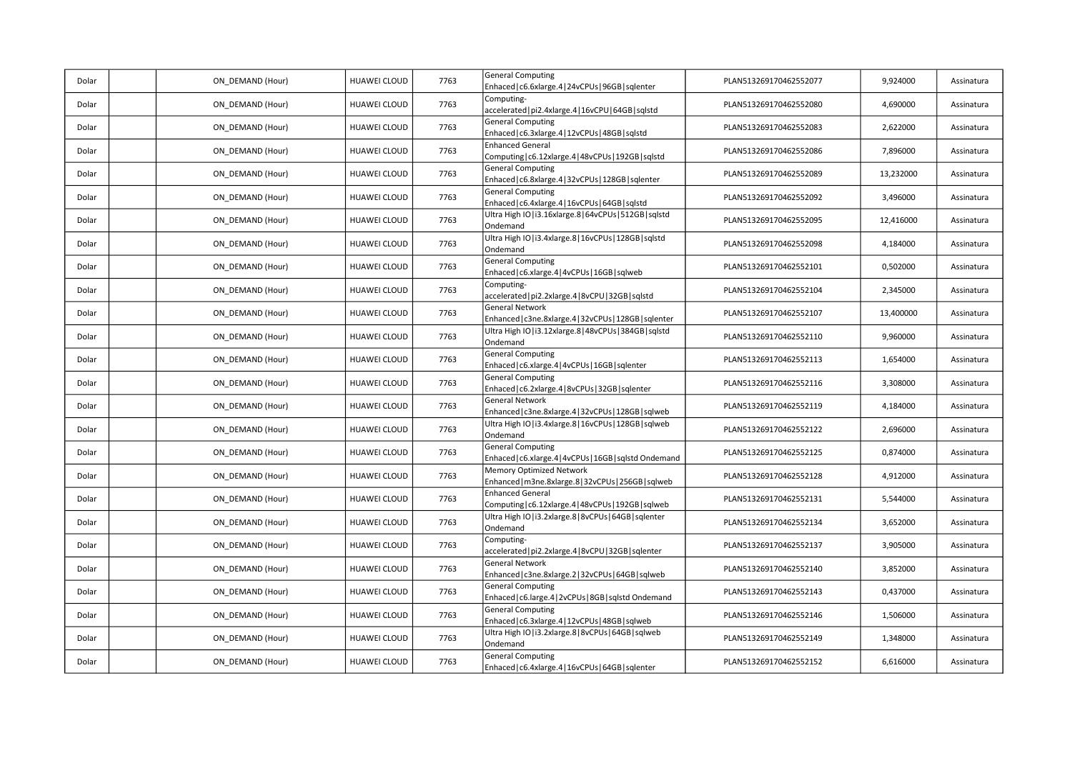| Dolar | | ON_DEMAND (Hour) | HUAWEI CLOUD | 7763 | General Computing Enhaced\|c6.6xlarge.4\|24vCPUs\|96GB\|sqlenter | PLAN513269170462552077 | 9,924000 | Assinatura |
|---|---|---|---|---|---|---|---|---|
| Dolar | | ON_DEMAND (Hour) | HUAWEI CLOUD | 7763 | Computing-accelerated\|pi2.4xlarge.4\|16vCPU\|64GB\|sqlstd | PLAN513269170462552080 | 4,690000 | Assinatura |
| Dolar | | ON_DEMAND (Hour) | HUAWEI CLOUD | 7763 | General Computing Enhaced\|c6.3xlarge.4\|12vCPUs\|48GB\|sqlstd | PLAN513269170462552083 | 2,622000 | Assinatura |
| Dolar | | ON_DEMAND (Hour) | HUAWEI CLOUD | 7763 | Enhanced General Computing\|c6.12xlarge.4\|48vCPUs\|192GB\|sqlstd | PLAN513269170462552086 | 7,896000 | Assinatura |
| Dolar | | ON_DEMAND (Hour) | HUAWEI CLOUD | 7763 | General Computing Enhaced\|c6.8xlarge.4\|32vCPUs\|128GB\|sqlenter | PLAN513269170462552089 | 13,232000 | Assinatura |
| Dolar | | ON_DEMAND (Hour) | HUAWEI CLOUD | 7763 | General Computing Enhaced\|c6.4xlarge.4\|16vCPUs\|64GB\|sqlstd | PLAN513269170462552092 | 3,496000 | Assinatura |
| Dolar | | ON_DEMAND (Hour) | HUAWEI CLOUD | 7763 | Ultra High IO\|i3.16xlarge.8\|64vCPUs\|512GB\|sqlstd Ondemand | PLAN513269170462552095 | 12,416000 | Assinatura |
| Dolar | | ON_DEMAND (Hour) | HUAWEI CLOUD | 7763 | Ultra High IO\|i3.4xlarge.8\|16vCPUs\|128GB\|sqlstd Ondemand | PLAN513269170462552098 | 4,184000 | Assinatura |
| Dolar | | ON_DEMAND (Hour) | HUAWEI CLOUD | 7763 | General Computing Enhaced\|c6.xlarge.4\|4vCPUs\|16GB\|sqlweb | PLAN513269170462552101 | 0,502000 | Assinatura |
| Dolar | | ON_DEMAND (Hour) | HUAWEI CLOUD | 7763 | Computing-accelerated\|pi2.2xlarge.4\|8vCPU\|32GB\|sqlstd | PLAN513269170462552104 | 2,345000 | Assinatura |
| Dolar | | ON_DEMAND (Hour) | HUAWEI CLOUD | 7763 | General Network Enhanced\|c3ne.8xlarge.4\|32vCPUs\|128GB\|sqlenter | PLAN513269170462552107 | 13,400000 | Assinatura |
| Dolar | | ON_DEMAND (Hour) | HUAWEI CLOUD | 7763 | Ultra High IO\|i3.12xlarge.8\|48vCPUs\|384GB\|sqlstd Ondemand | PLAN513269170462552110 | 9,960000 | Assinatura |
| Dolar | | ON_DEMAND (Hour) | HUAWEI CLOUD | 7763 | General Computing Enhaced\|c6.xlarge.4\|4vCPUs\|16GB\|sqlenter | PLAN513269170462552113 | 1,654000 | Assinatura |
| Dolar | | ON_DEMAND (Hour) | HUAWEI CLOUD | 7763 | General Computing Enhaced\|c6.2xlarge.4\|8vCPUs\|32GB\|sqlenter | PLAN513269170462552116 | 3,308000 | Assinatura |
| Dolar | | ON_DEMAND (Hour) | HUAWEI CLOUD | 7763 | General Network Enhanced\|c3ne.8xlarge.4\|32vCPUs\|128GB\|sqlweb | PLAN513269170462552119 | 4,184000 | Assinatura |
| Dolar | | ON_DEMAND (Hour) | HUAWEI CLOUD | 7763 | Ultra High IO\|i3.4xlarge.8\|16vCPUs\|128GB\|sqlweb Ondemand | PLAN513269170462552122 | 2,696000 | Assinatura |
| Dolar | | ON_DEMAND (Hour) | HUAWEI CLOUD | 7763 | General Computing Enhaced\|c6.xlarge.4\|4vCPUs\|16GB\|sqlstd Ondemand | PLAN513269170462552125 | 0,874000 | Assinatura |
| Dolar | | ON_DEMAND (Hour) | HUAWEI CLOUD | 7763 | Memory Optimized Network Enhanced\|m3ne.8xlarge.8\|32vCPUs\|256GB\|sqlweb | PLAN513269170462552128 | 4,912000 | Assinatura |
| Dolar | | ON_DEMAND (Hour) | HUAWEI CLOUD | 7763 | Enhanced General Computing\|c6.12xlarge.4\|48vCPUs\|192GB\|sqlweb | PLAN513269170462552131 | 5,544000 | Assinatura |
| Dolar | | ON_DEMAND (Hour) | HUAWEI CLOUD | 7763 | Ultra High IO\|i3.2xlarge.8\|8vCPUs\|64GB\|sqlenter Ondemand | PLAN513269170462552134 | 3,652000 | Assinatura |
| Dolar | | ON_DEMAND (Hour) | HUAWEI CLOUD | 7763 | Computing-accelerated\|pi2.2xlarge.4\|8vCPU\|32GB\|sqlenter | PLAN513269170462552137 | 3,905000 | Assinatura |
| Dolar | | ON_DEMAND (Hour) | HUAWEI CLOUD | 7763 | General Network Enhanced\|c3ne.8xlarge.2\|32vCPUs\|64GB\|sqlweb | PLAN513269170462552140 | 3,852000 | Assinatura |
| Dolar | | ON_DEMAND (Hour) | HUAWEI CLOUD | 7763 | General Computing Enhaced\|c6.large.4\|2vCPUs\|8GB\|sqlstd Ondemand | PLAN513269170462552143 | 0,437000 | Assinatura |
| Dolar | | ON_DEMAND (Hour) | HUAWEI CLOUD | 7763 | General Computing Enhaced\|c6.3xlarge.4\|12vCPUs\|48GB\|sqlweb | PLAN513269170462552146 | 1,506000 | Assinatura |
| Dolar | | ON_DEMAND (Hour) | HUAWEI CLOUD | 7763 | Ultra High IO\|i3.2xlarge.8\|8vCPUs\|64GB\|sqlweb Ondemand | PLAN513269170462552149 | 1,348000 | Assinatura |
| Dolar | | ON_DEMAND (Hour) | HUAWEI CLOUD | 7763 | General Computing Enhaced\|c6.4xlarge.4\|16vCPUs\|64GB\|sqlenter | PLAN513269170462552152 | 6,616000 | Assinatura |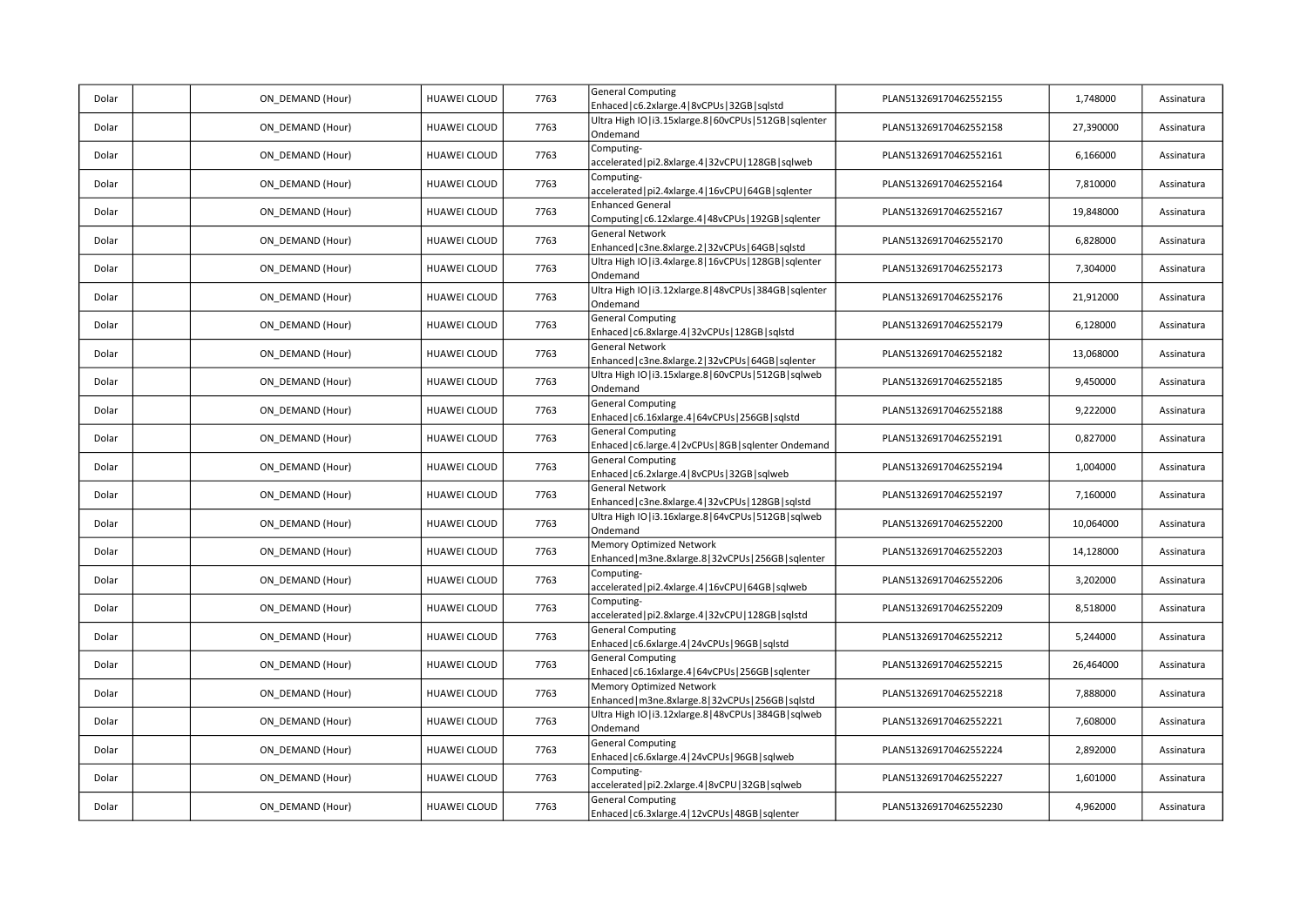| | | | | | | | | |
|---|---|---|---|---|---|---|---|---|
| Dolar | | ON_DEMAND (Hour) | HUAWEI CLOUD | 7763 | General Computing Enhaced\|c6.2xlarge.4\|8vCPUs\|32GB\|sqlstd | PLAN513269170462552155 | 1,748000 | Assinatura |
| Dolar | | ON_DEMAND (Hour) | HUAWEI CLOUD | 7763 | Ultra High IO\|i3.15xlarge.8\|60vCPUs\|512GB\|sqlenter Ondemand | PLAN513269170462552158 | 27,390000 | Assinatura |
| Dolar | | ON_DEMAND (Hour) | HUAWEI CLOUD | 7763 | Computing-accelerated\|pi2.8xlarge.4\|32vCPU\|128GB\|sqlweb | PLAN513269170462552161 | 6,166000 | Assinatura |
| Dolar | | ON_DEMAND (Hour) | HUAWEI CLOUD | 7763 | Computing-accelerated\|pi2.4xlarge.4\|16vCPU\|64GB\|sqlenter | PLAN513269170462552164 | 7,810000 | Assinatura |
| Dolar | | ON_DEMAND (Hour) | HUAWEI CLOUD | 7763 | Enhanced General Computing\|c6.12xlarge.4\|48vCPUs\|192GB\|sqlenter | PLAN513269170462552167 | 19,848000 | Assinatura |
| Dolar | | ON_DEMAND (Hour) | HUAWEI CLOUD | 7763 | General Network Enhanced\|c3ne.8xlarge.2\|32vCPUs\|64GB\|sqlstd | PLAN513269170462552170 | 6,828000 | Assinatura |
| Dolar | | ON_DEMAND (Hour) | HUAWEI CLOUD | 7763 | Ultra High IO\|i3.4xlarge.8\|16vCPUs\|128GB\|sqlenter Ondemand | PLAN513269170462552173 | 7,304000 | Assinatura |
| Dolar | | ON_DEMAND (Hour) | HUAWEI CLOUD | 7763 | Ultra High IO\|i3.12xlarge.8\|48vCPUs\|384GB\|sqlenter Ondemand | PLAN513269170462552176 | 21,912000 | Assinatura |
| Dolar | | ON_DEMAND (Hour) | HUAWEI CLOUD | 7763 | General Computing Enhaced\|c6.8xlarge.4\|32vCPUs\|128GB\|sqlstd | PLAN513269170462552179 | 6,128000 | Assinatura |
| Dolar | | ON_DEMAND (Hour) | HUAWEI CLOUD | 7763 | General Network Enhanced\|c3ne.8xlarge.2\|32vCPUs\|64GB\|sqlenter | PLAN513269170462552182 | 13,068000 | Assinatura |
| Dolar | | ON_DEMAND (Hour) | HUAWEI CLOUD | 7763 | Ultra High IO\|i3.15xlarge.8\|60vCPUs\|512GB\|sqlweb Ondemand | PLAN513269170462552185 | 9,450000 | Assinatura |
| Dolar | | ON_DEMAND (Hour) | HUAWEI CLOUD | 7763 | General Computing Enhaced\|c6.16xlarge.4\|64vCPUs\|256GB\|sqlstd | PLAN513269170462552188 | 9,222000 | Assinatura |
| Dolar | | ON_DEMAND (Hour) | HUAWEI CLOUD | 7763 | General Computing Enhaced\|c6.large.4\|2vCPUs\|8GB\|sqlenter Ondemand | PLAN513269170462552191 | 0,827000 | Assinatura |
| Dolar | | ON_DEMAND (Hour) | HUAWEI CLOUD | 7763 | General Computing Enhaced\|c6.2xlarge.4\|8vCPUs\|32GB\|sqlweb | PLAN513269170462552194 | 1,004000 | Assinatura |
| Dolar | | ON_DEMAND (Hour) | HUAWEI CLOUD | 7763 | General Network Enhanced\|c3ne.8xlarge.4\|32vCPUs\|128GB\|sqlstd | PLAN513269170462552197 | 7,160000 | Assinatura |
| Dolar | | ON_DEMAND (Hour) | HUAWEI CLOUD | 7763 | Ultra High IO\|i3.16xlarge.8\|64vCPUs\|512GB\|sqlweb Ondemand | PLAN513269170462552200 | 10,064000 | Assinatura |
| Dolar | | ON_DEMAND (Hour) | HUAWEI CLOUD | 7763 | Memory Optimized Network Enhanced\|m3ne.8xlarge.8\|32vCPUs\|256GB\|sqlenter | PLAN513269170462552203 | 14,128000 | Assinatura |
| Dolar | | ON_DEMAND (Hour) | HUAWEI CLOUD | 7763 | Computing-accelerated\|pi2.4xlarge.4\|16vCPU\|64GB\|sqlweb | PLAN513269170462552206 | 3,202000 | Assinatura |
| Dolar | | ON_DEMAND (Hour) | HUAWEI CLOUD | 7763 | Computing-accelerated\|pi2.8xlarge.4\|32vCPU\|128GB\|sqlstd | PLAN513269170462552209 | 8,518000 | Assinatura |
| Dolar | | ON_DEMAND (Hour) | HUAWEI CLOUD | 7763 | General Computing Enhaced\|c6.6xlarge.4\|24vCPUs\|96GB\|sqlstd | PLAN513269170462552212 | 5,244000 | Assinatura |
| Dolar | | ON_DEMAND (Hour) | HUAWEI CLOUD | 7763 | General Computing Enhaced\|c6.16xlarge.4\|64vCPUs\|256GB\|sqlenter | PLAN513269170462552215 | 26,464000 | Assinatura |
| Dolar | | ON_DEMAND (Hour) | HUAWEI CLOUD | 7763 | Memory Optimized Network Enhanced\|m3ne.8xlarge.8\|32vCPUs\|256GB\|sqlstd | PLAN513269170462552218 | 7,888000 | Assinatura |
| Dolar | | ON_DEMAND (Hour) | HUAWEI CLOUD | 7763 | Ultra High IO\|i3.12xlarge.8\|48vCPUs\|384GB\|sqlweb Ondemand | PLAN513269170462552221 | 7,608000 | Assinatura |
| Dolar | | ON_DEMAND (Hour) | HUAWEI CLOUD | 7763 | General Computing Enhaced\|c6.6xlarge.4\|24vCPUs\|96GB\|sqlweb | PLAN513269170462552224 | 2,892000 | Assinatura |
| Dolar | | ON_DEMAND (Hour) | HUAWEI CLOUD | 7763 | Computing-accelerated\|pi2.2xlarge.4\|8vCPU\|32GB\|sqlweb | PLAN513269170462552227 | 1,601000 | Assinatura |
| Dolar | | ON_DEMAND (Hour) | HUAWEI CLOUD | 7763 | General Computing Enhaced\|c6.3xlarge.4\|12vCPUs\|48GB\|sqlenter | PLAN513269170462552230 | 4,962000 | Assinatura |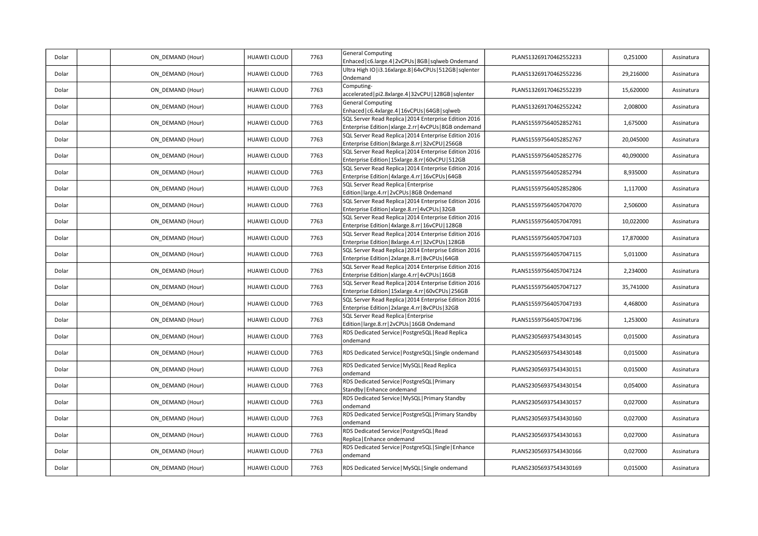| | | | | | | | | |
|---|---|---|---|---|---|---|---|---|
| Dolar | | ON_DEMAND (Hour) | HUAWEI CLOUD | 7763 | General Computing Enhaced\|c6.large.4\|2vCPUs\|8GB\|sqlweb Ondemand | PLAN513269170462552233 | 0,251000 | Assinatura |
| Dolar | | ON_DEMAND (Hour) | HUAWEI CLOUD | 7763 | Ultra High IO\|i3.16xlarge.8\|64vCPUs\|512GB\|sqlenter Ondemand | PLAN513269170462552236 | 29,216000 | Assinatura |
| Dolar | | ON_DEMAND (Hour) | HUAWEI CLOUD | 7763 | Computing-accelerated\|pi2.8xlarge.4\|32vCPU\|128GB\|sqlenter | PLAN513269170462552239 | 15,620000 | Assinatura |
| Dolar | | ON_DEMAND (Hour) | HUAWEI CLOUD | 7763 | General Computing Enhaced\|c6.4xlarge.4\|16vCPUs\|64GB\|sqlweb | PLAN513269170462552242 | 2,008000 | Assinatura |
| Dolar | | ON_DEMAND (Hour) | HUAWEI CLOUD | 7763 | SQL Server Read Replica\|2014 Enterprise Edition 2016 Enterprise Edition\|xlarge.2.rr\|4vCPUs\|8GB ondemand | PLAN515597564052852761 | 1,675000 | Assinatura |
| Dolar | | ON_DEMAND (Hour) | HUAWEI CLOUD | 7763 | SQL Server Read Replica\|2014 Enterprise Edition 2016 Enterprise Edition\|8xlarge.8.rr\|32vCPU\|256GB | PLAN515597564052852767 | 20,045000 | Assinatura |
| Dolar | | ON_DEMAND (Hour) | HUAWEI CLOUD | 7763 | SQL Server Read Replica\|2014 Enterprise Edition 2016 Enterprise Edition\|15xlarge.8.rr\|60vCPU\|512GB | PLAN515597564052852776 | 40,090000 | Assinatura |
| Dolar | | ON_DEMAND (Hour) | HUAWEI CLOUD | 7763 | SQL Server Read Replica\|2014 Enterprise Edition 2016 Enterprise Edition\|4xlarge.4.rr\|16vCPUs\|64GB | PLAN515597564052852794 | 8,935000 | Assinatura |
| Dolar | | ON_DEMAND (Hour) | HUAWEI CLOUD | 7763 | SQL Server Read Replica\|Enterprise Edition\|large.4.rr\|2vCPUs\|8GB Ondemand | PLAN515597564052852806 | 1,117000 | Assinatura |
| Dolar | | ON_DEMAND (Hour) | HUAWEI CLOUD | 7763 | SQL Server Read Replica\|2014 Enterprise Edition 2016 Enterprise Edition\|xlarge.8.rr\|4vCPUs\|32GB | PLAN515597564057047070 | 2,506000 | Assinatura |
| Dolar | | ON_DEMAND (Hour) | HUAWEI CLOUD | 7763 | SQL Server Read Replica\|2014 Enterprise Edition 2016 Enterprise Edition\|4xlarge.8.rr\|16vCPU\|128GB | PLAN515597564057047091 | 10,022000 | Assinatura |
| Dolar | | ON_DEMAND (Hour) | HUAWEI CLOUD | 7763 | SQL Server Read Replica\|2014 Enterprise Edition 2016 Enterprise Edition\|8xlarge.4.rr\|32vCPUs\|128GB | PLAN515597564057047103 | 17,870000 | Assinatura |
| Dolar | | ON_DEMAND (Hour) | HUAWEI CLOUD | 7763 | SQL Server Read Replica\|2014 Enterprise Edition 2016 Enterprise Edition\|2xlarge.8.rr\|8vCPUs\|64GB | PLAN515597564057047115 | 5,011000 | Assinatura |
| Dolar | | ON_DEMAND (Hour) | HUAWEI CLOUD | 7763 | SQL Server Read Replica\|2014 Enterprise Edition 2016 Enterprise Edition\|xlarge.4.rr\|4vCPUs\|16GB | PLAN515597564057047124 | 2,234000 | Assinatura |
| Dolar | | ON_DEMAND (Hour) | HUAWEI CLOUD | 7763 | SQL Server Read Replica\|2014 Enterprise Edition 2016 Enterprise Edition\|15xlarge.4.rr\|60vCPUs\|256GB | PLAN515597564057047127 | 35,741000 | Assinatura |
| Dolar | | ON_DEMAND (Hour) | HUAWEI CLOUD | 7763 | SQL Server Read Replica\|2014 Enterprise Edition 2016 Enterprise Edition\|2xlarge.4.rr\|8vCPUs\|32GB | PLAN515597564057047193 | 4,468000 | Assinatura |
| Dolar | | ON_DEMAND (Hour) | HUAWEI CLOUD | 7763 | SQL Server Read Replica\|Enterprise Edition\|large.8.rr\|2vCPUs\|16GB Ondemand | PLAN515597564057047196 | 1,253000 | Assinatura |
| Dolar | | ON_DEMAND (Hour) | HUAWEI CLOUD | 7763 | RDS Dedicated Service\|PostgreSQL\|Read Replica ondemand | PLAN523056937543430145 | 0,015000 | Assinatura |
| Dolar | | ON_DEMAND (Hour) | HUAWEI CLOUD | 7763 | RDS Dedicated Service\|PostgreSQL\|Single ondemand | PLAN523056937543430148 | 0,015000 | Assinatura |
| Dolar | | ON_DEMAND (Hour) | HUAWEI CLOUD | 7763 | RDS Dedicated Service\|MySQL\|Read Replica ondemand | PLAN523056937543430151 | 0,015000 | Assinatura |
| Dolar | | ON_DEMAND (Hour) | HUAWEI CLOUD | 7763 | RDS Dedicated Service\|PostgreSQL\|Primary Standby\|Enhance ondemand | PLAN523056937543430154 | 0,054000 | Assinatura |
| Dolar | | ON_DEMAND (Hour) | HUAWEI CLOUD | 7763 | RDS Dedicated Service\|MySQL\|Primary Standby ondemand | PLAN523056937543430157 | 0,027000 | Assinatura |
| Dolar | | ON_DEMAND (Hour) | HUAWEI CLOUD | 7763 | RDS Dedicated Service\|PostgreSQL\|Primary Standby ondemand | PLAN523056937543430160 | 0,027000 | Assinatura |
| Dolar | | ON_DEMAND (Hour) | HUAWEI CLOUD | 7763 | RDS Dedicated Service\|PostgreSQL\|Read Replica\|Enhance ondemand | PLAN523056937543430163 | 0,027000 | Assinatura |
| Dolar | | ON_DEMAND (Hour) | HUAWEI CLOUD | 7763 | RDS Dedicated Service\|PostgreSQL\|Single\|Enhance ondemand | PLAN523056937543430166 | 0,027000 | Assinatura |
| Dolar | | ON_DEMAND (Hour) | HUAWEI CLOUD | 7763 | RDS Dedicated Service\|MySQL\|Single ondemand | PLAN523056937543430169 | 0,015000 | Assinatura |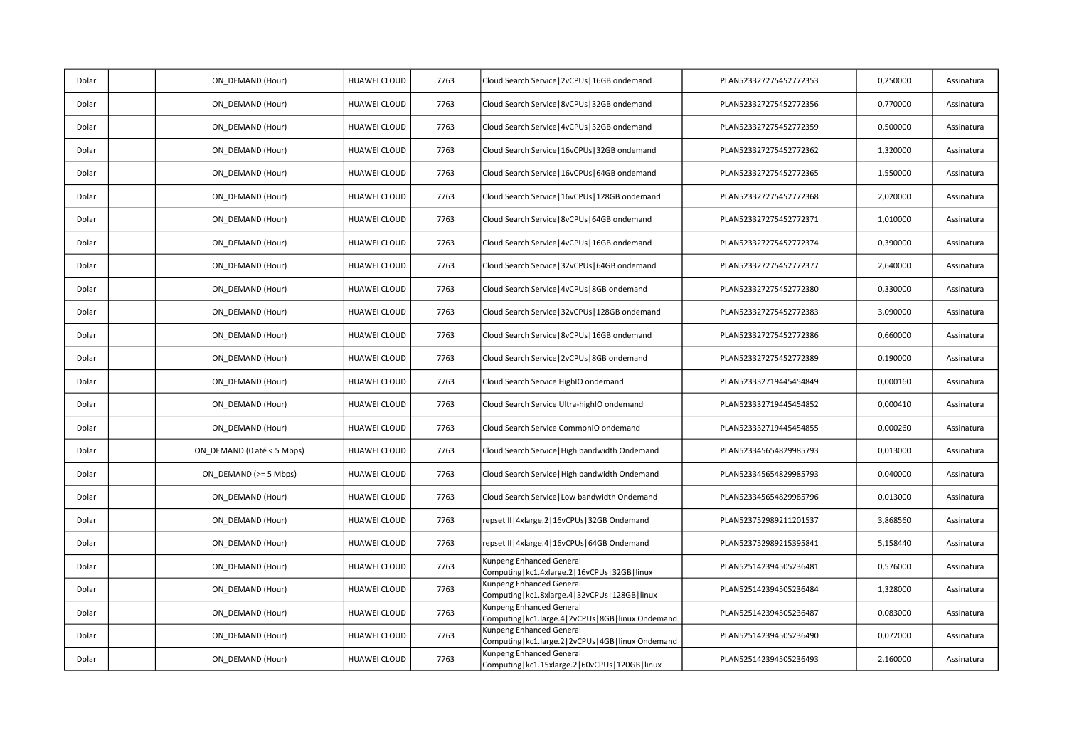| | | | | | | | | |
|---|---|---|---|---|---|---|---|---|
| Dolar | | ON_DEMAND (Hour) | HUAWEI CLOUD | 7763 | Cloud Search Service\|2vCPUs\|16GB ondemand | PLAN523327275452772353 | 0,250000 | Assinatura |
| Dolar | | ON_DEMAND (Hour) | HUAWEI CLOUD | 7763 | Cloud Search Service\|8vCPUs\|32GB ondemand | PLAN523327275452772356 | 0,770000 | Assinatura |
| Dolar | | ON_DEMAND (Hour) | HUAWEI CLOUD | 7763 | Cloud Search Service\|4vCPUs\|32GB ondemand | PLAN523327275452772359 | 0,500000 | Assinatura |
| Dolar | | ON_DEMAND (Hour) | HUAWEI CLOUD | 7763 | Cloud Search Service\|16vCPUs\|32GB ondemand | PLAN523327275452772362 | 1,320000 | Assinatura |
| Dolar | | ON_DEMAND (Hour) | HUAWEI CLOUD | 7763 | Cloud Search Service\|16vCPUs\|64GB ondemand | PLAN523327275452772365 | 1,550000 | Assinatura |
| Dolar | | ON_DEMAND (Hour) | HUAWEI CLOUD | 7763 | Cloud Search Service\|16vCPUs\|128GB ondemand | PLAN523327275452772368 | 2,020000 | Assinatura |
| Dolar | | ON_DEMAND (Hour) | HUAWEI CLOUD | 7763 | Cloud Search Service\|8vCPUs\|64GB ondemand | PLAN523327275452772371 | 1,010000 | Assinatura |
| Dolar | | ON_DEMAND (Hour) | HUAWEI CLOUD | 7763 | Cloud Search Service\|4vCPUs\|16GB ondemand | PLAN523327275452772374 | 0,390000 | Assinatura |
| Dolar | | ON_DEMAND (Hour) | HUAWEI CLOUD | 7763 | Cloud Search Service\|32vCPUs\|64GB ondemand | PLAN523327275452772377 | 2,640000 | Assinatura |
| Dolar | | ON_DEMAND (Hour) | HUAWEI CLOUD | 7763 | Cloud Search Service\|4vCPUs\|8GB ondemand | PLAN523327275452772380 | 0,330000 | Assinatura |
| Dolar | | ON_DEMAND (Hour) | HUAWEI CLOUD | 7763 | Cloud Search Service\|32vCPUs\|128GB ondemand | PLAN523327275452772383 | 3,090000 | Assinatura |
| Dolar | | ON_DEMAND (Hour) | HUAWEI CLOUD | 7763 | Cloud Search Service\|8vCPUs\|16GB ondemand | PLAN523327275452772386 | 0,660000 | Assinatura |
| Dolar | | ON_DEMAND (Hour) | HUAWEI CLOUD | 7763 | Cloud Search Service\|2vCPUs\|8GB ondemand | PLAN523327275452772389 | 0,190000 | Assinatura |
| Dolar | | ON_DEMAND (Hour) | HUAWEI CLOUD | 7763 | Cloud Search Service HighIO ondemand | PLAN523332719445454849 | 0,000160 | Assinatura |
| Dolar | | ON_DEMAND (Hour) | HUAWEI CLOUD | 7763 | Cloud Search Service Ultra-highIO ondemand | PLAN523332719445454852 | 0,000410 | Assinatura |
| Dolar | | ON_DEMAND (Hour) | HUAWEI CLOUD | 7763 | Cloud Search Service CommonIO ondemand | PLAN523332719445454855 | 0,000260 | Assinatura |
| Dolar | | ON_DEMAND (0 até < 5 Mbps) | HUAWEI CLOUD | 7763 | Cloud Search Service\|High bandwidth Ondemand | PLAN523345654829985793 | 0,013000 | Assinatura |
| Dolar | | ON_DEMAND (>= 5 Mbps) | HUAWEI CLOUD | 7763 | Cloud Search Service\|High bandwidth Ondemand | PLAN523345654829985793 | 0,040000 | Assinatura |
| Dolar | | ON_DEMAND (Hour) | HUAWEI CLOUD | 7763 | Cloud Search Service\|Low bandwidth Ondemand | PLAN523345654829985796 | 0,013000 | Assinatura |
| Dolar | | ON_DEMAND (Hour) | HUAWEI CLOUD | 7763 | repset II\|4xlarge.2\|16vCPUs\|32GB Ondemand | PLAN523752989211201537 | 3,868560 | Assinatura |
| Dolar | | ON_DEMAND (Hour) | HUAWEI CLOUD | 7763 | repset II\|4xlarge.4\|16vCPUs\|64GB Ondemand | PLAN523752989215395841 | 5,158440 | Assinatura |
| Dolar | | ON_DEMAND (Hour) | HUAWEI CLOUD | 7763 | Kunpeng Enhanced General Computing\|kc1.4xlarge.2\|16vCPUs\|32GB\|linux | PLAN525142394505236481 | 0,576000 | Assinatura |
| Dolar | | ON_DEMAND (Hour) | HUAWEI CLOUD | 7763 | Kunpeng Enhanced General Computing\|kc1.8xlarge.4\|32vCPUs\|128GB\|linux | PLAN525142394505236484 | 1,328000 | Assinatura |
| Dolar | | ON_DEMAND (Hour) | HUAWEI CLOUD | 7763 | Kunpeng Enhanced General Computing\|kc1.large.4\|2vCPUs\|8GB\|linux Ondemand | PLAN525142394505236487 | 0,083000 | Assinatura |
| Dolar | | ON_DEMAND (Hour) | HUAWEI CLOUD | 7763 | Kunpeng Enhanced General Computing\|kc1.large.2\|2vCPUs\|4GB\|linux Ondemand | PLAN525142394505236490 | 0,072000 | Assinatura |
| Dolar | | ON_DEMAND (Hour) | HUAWEI CLOUD | 7763 | Kunpeng Enhanced General Computing\|kc1.15xlarge.2\|60vCPUs\|120GB\|linux | PLAN525142394505236493 | 2,160000 | Assinatura |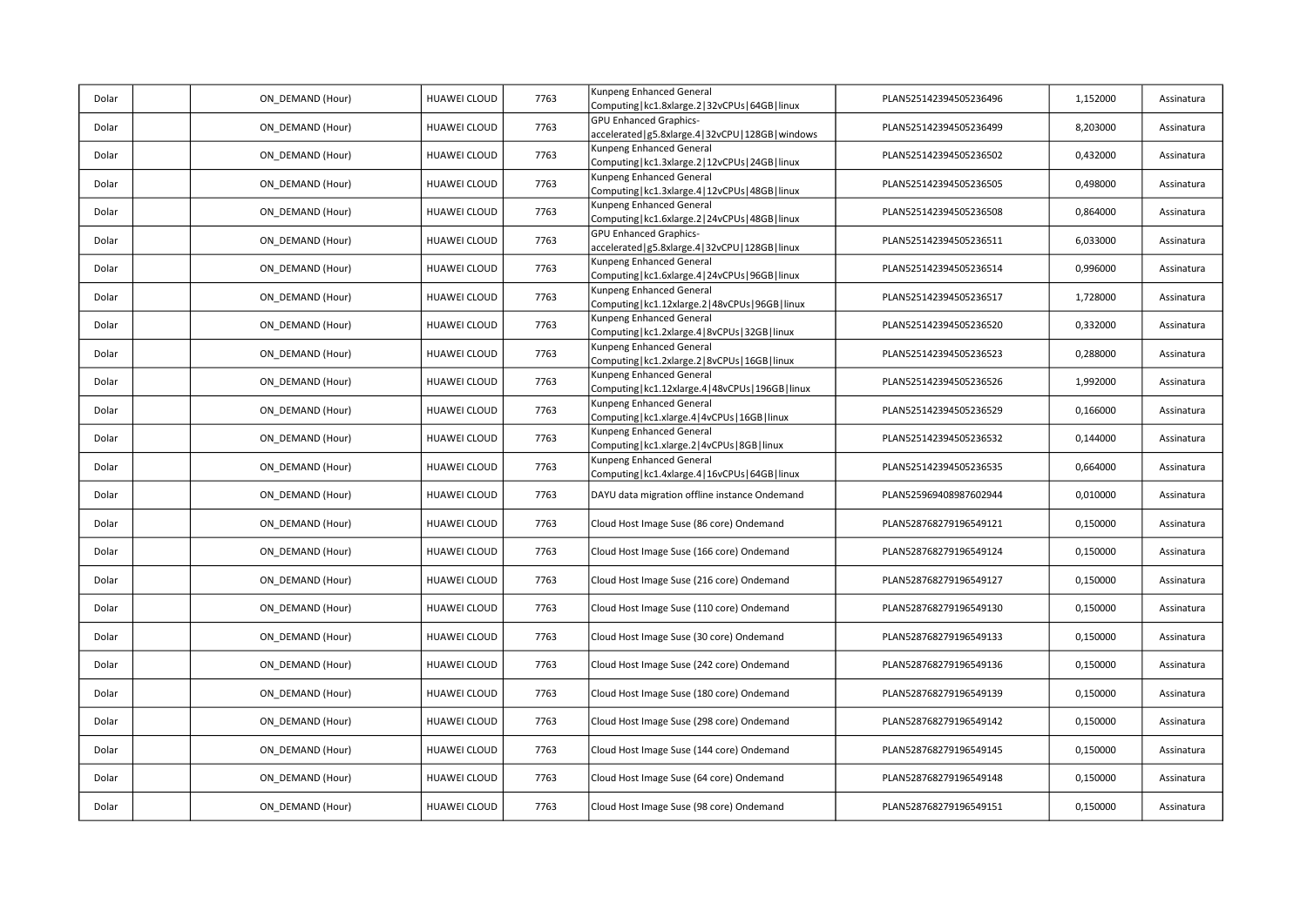| | | | | | | | | |
|---|---|---|---|---|---|---|---|---|
| Dolar | | ON_DEMAND (Hour) | HUAWEI CLOUD | 7763 | Kunpeng Enhanced General Computing\|kc1.8xlarge.2\|32vCPUs\|64GB\|linux | PLAN525142394505236496 | 1,152000 | Assinatura |
| Dolar | | ON_DEMAND (Hour) | HUAWEI CLOUD | 7763 | GPU Enhanced Graphics-accelerated\|g5.8xlarge.4\|32vCPU\|128GB\|windows | PLAN525142394505236499 | 8,203000 | Assinatura |
| Dolar | | ON_DEMAND (Hour) | HUAWEI CLOUD | 7763 | Kunpeng Enhanced General Computing\|kc1.3xlarge.2\|12vCPUs\|24GB\|linux | PLAN525142394505236502 | 0,432000 | Assinatura |
| Dolar | | ON_DEMAND (Hour) | HUAWEI CLOUD | 7763 | Kunpeng Enhanced General Computing\|kc1.3xlarge.4\|12vCPUs\|48GB\|linux | PLAN525142394505236505 | 0,498000 | Assinatura |
| Dolar | | ON_DEMAND (Hour) | HUAWEI CLOUD | 7763 | Kunpeng Enhanced General Computing\|kc1.6xlarge.2\|24vCPUs\|48GB\|linux | PLAN525142394505236508 | 0,864000 | Assinatura |
| Dolar | | ON_DEMAND (Hour) | HUAWEI CLOUD | 7763 | GPU Enhanced Graphics-accelerated\|g5.8xlarge.4\|32vCPU\|128GB\|linux | PLAN525142394505236511 | 6,033000 | Assinatura |
| Dolar | | ON_DEMAND (Hour) | HUAWEI CLOUD | 7763 | Kunpeng Enhanced General Computing\|kc1.6xlarge.4\|24vCPUs\|96GB\|linux | PLAN525142394505236514 | 0,996000 | Assinatura |
| Dolar | | ON_DEMAND (Hour) | HUAWEI CLOUD | 7763 | Kunpeng Enhanced General Computing\|kc1.12xlarge.2\|48vCPUs\|96GB\|linux | PLAN525142394505236517 | 1,728000 | Assinatura |
| Dolar | | ON_DEMAND (Hour) | HUAWEI CLOUD | 7763 | Kunpeng Enhanced General Computing\|kc1.2xlarge.4\|8vCPUs\|32GB\|linux | PLAN525142394505236520 | 0,332000 | Assinatura |
| Dolar | | ON_DEMAND (Hour) | HUAWEI CLOUD | 7763 | Kunpeng Enhanced General Computing\|kc1.2xlarge.2\|8vCPUs\|16GB\|linux | PLAN525142394505236523 | 0,288000 | Assinatura |
| Dolar | | ON_DEMAND (Hour) | HUAWEI CLOUD | 7763 | Kunpeng Enhanced General Computing\|kc1.12xlarge.4\|48vCPUs\|196GB\|linux | PLAN525142394505236526 | 1,992000 | Assinatura |
| Dolar | | ON_DEMAND (Hour) | HUAWEI CLOUD | 7763 | Kunpeng Enhanced General Computing\|kc1.xlarge.4\|4vCPUs\|16GB\|linux | PLAN525142394505236529 | 0,166000 | Assinatura |
| Dolar | | ON_DEMAND (Hour) | HUAWEI CLOUD | 7763 | Kunpeng Enhanced General Computing\|kc1.xlarge.2\|4vCPUs\|8GB\|linux | PLAN525142394505236532 | 0,144000 | Assinatura |
| Dolar | | ON_DEMAND (Hour) | HUAWEI CLOUD | 7763 | Kunpeng Enhanced General Computing\|kc1.4xlarge.4\|16vCPUs\|64GB\|linux | PLAN525142394505236535 | 0,664000 | Assinatura |
| Dolar | | ON_DEMAND (Hour) | HUAWEI CLOUD | 7763 | DAYU data migration offline instance Ondemand | PLAN525969408987602944 | 0,010000 | Assinatura |
| Dolar | | ON_DEMAND (Hour) | HUAWEI CLOUD | 7763 | Cloud Host Image Suse (86 core) Ondemand | PLAN528768279196549121 | 0,150000 | Assinatura |
| Dolar | | ON_DEMAND (Hour) | HUAWEI CLOUD | 7763 | Cloud Host Image Suse (166 core) Ondemand | PLAN528768279196549124 | 0,150000 | Assinatura |
| Dolar | | ON_DEMAND (Hour) | HUAWEI CLOUD | 7763 | Cloud Host Image Suse (216 core) Ondemand | PLAN528768279196549127 | 0,150000 | Assinatura |
| Dolar | | ON_DEMAND (Hour) | HUAWEI CLOUD | 7763 | Cloud Host Image Suse (110 core) Ondemand | PLAN528768279196549130 | 0,150000 | Assinatura |
| Dolar | | ON_DEMAND (Hour) | HUAWEI CLOUD | 7763 | Cloud Host Image Suse (30 core) Ondemand | PLAN528768279196549133 | 0,150000 | Assinatura |
| Dolar | | ON_DEMAND (Hour) | HUAWEI CLOUD | 7763 | Cloud Host Image Suse (242 core) Ondemand | PLAN528768279196549136 | 0,150000 | Assinatura |
| Dolar | | ON_DEMAND (Hour) | HUAWEI CLOUD | 7763 | Cloud Host Image Suse (180 core) Ondemand | PLAN528768279196549139 | 0,150000 | Assinatura |
| Dolar | | ON_DEMAND (Hour) | HUAWEI CLOUD | 7763 | Cloud Host Image Suse (298 core) Ondemand | PLAN528768279196549142 | 0,150000 | Assinatura |
| Dolar | | ON_DEMAND (Hour) | HUAWEI CLOUD | 7763 | Cloud Host Image Suse (144 core) Ondemand | PLAN528768279196549145 | 0,150000 | Assinatura |
| Dolar | | ON_DEMAND (Hour) | HUAWEI CLOUD | 7763 | Cloud Host Image Suse (64 core) Ondemand | PLAN528768279196549148 | 0,150000 | Assinatura |
| Dolar | | ON_DEMAND (Hour) | HUAWEI CLOUD | 7763 | Cloud Host Image Suse (98 core) Ondemand | PLAN528768279196549151 | 0,150000 | Assinatura |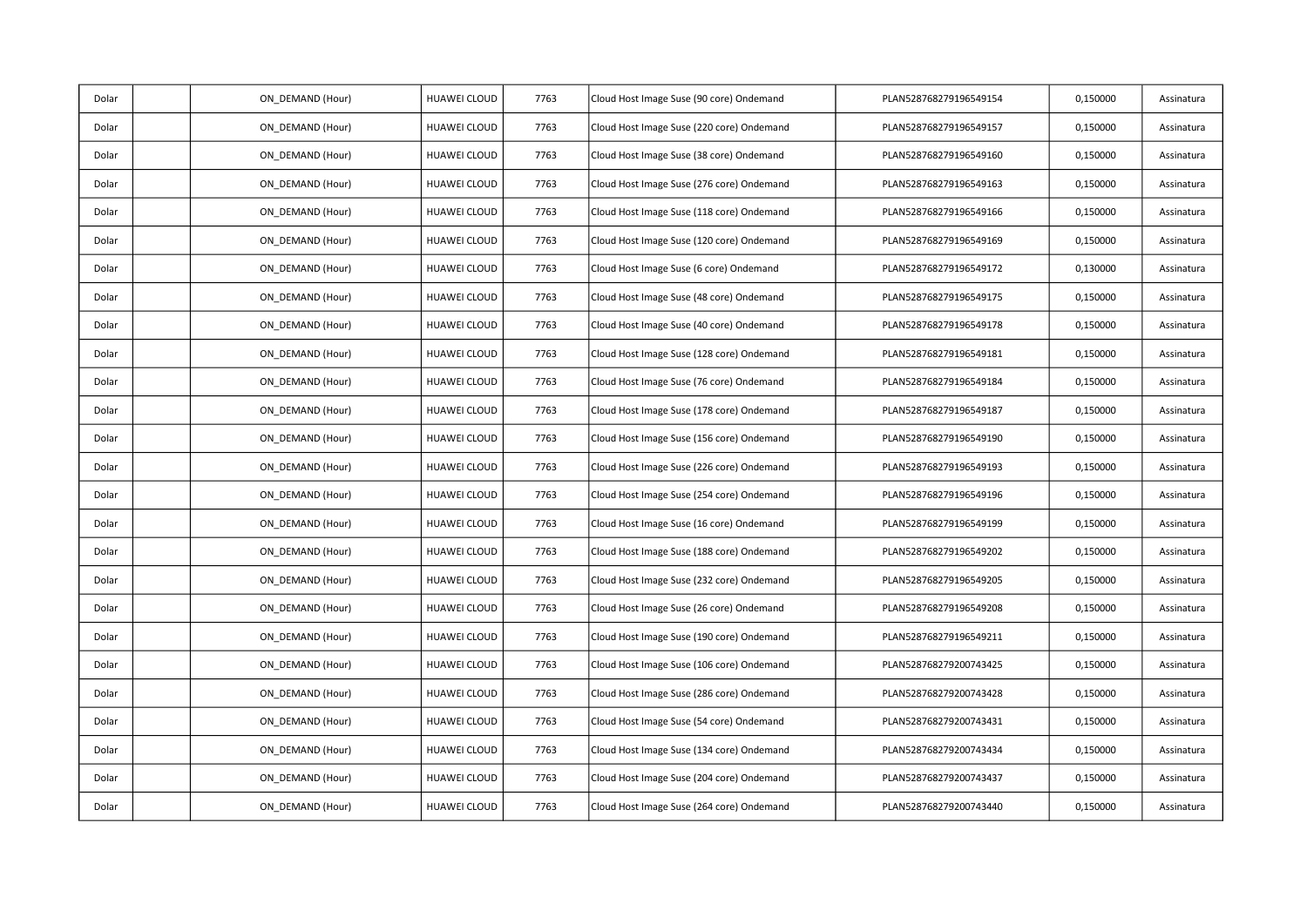| | | | | | | | | |
|---|---|---|---|---|---|---|---|---|
| Dolar | | ON_DEMAND (Hour) | HUAWEI CLOUD | 7763 | Cloud Host Image Suse (90 core) Ondemand | PLAN528768279196549154 | 0,150000 | Assinatura |
| Dolar | | ON_DEMAND (Hour) | HUAWEI CLOUD | 7763 | Cloud Host Image Suse (220 core) Ondemand | PLAN528768279196549157 | 0,150000 | Assinatura |
| Dolar | | ON_DEMAND (Hour) | HUAWEI CLOUD | 7763 | Cloud Host Image Suse (38 core) Ondemand | PLAN528768279196549160 | 0,150000 | Assinatura |
| Dolar | | ON_DEMAND (Hour) | HUAWEI CLOUD | 7763 | Cloud Host Image Suse (276 core) Ondemand | PLAN528768279196549163 | 0,150000 | Assinatura |
| Dolar | | ON_DEMAND (Hour) | HUAWEI CLOUD | 7763 | Cloud Host Image Suse (118 core) Ondemand | PLAN528768279196549166 | 0,150000 | Assinatura |
| Dolar | | ON_DEMAND (Hour) | HUAWEI CLOUD | 7763 | Cloud Host Image Suse (120 core) Ondemand | PLAN528768279196549169 | 0,150000 | Assinatura |
| Dolar | | ON_DEMAND (Hour) | HUAWEI CLOUD | 7763 | Cloud Host Image Suse (6 core) Ondemand | PLAN528768279196549172 | 0,130000 | Assinatura |
| Dolar | | ON_DEMAND (Hour) | HUAWEI CLOUD | 7763 | Cloud Host Image Suse (48 core) Ondemand | PLAN528768279196549175 | 0,150000 | Assinatura |
| Dolar | | ON_DEMAND (Hour) | HUAWEI CLOUD | 7763 | Cloud Host Image Suse (40 core) Ondemand | PLAN528768279196549178 | 0,150000 | Assinatura |
| Dolar | | ON_DEMAND (Hour) | HUAWEI CLOUD | 7763 | Cloud Host Image Suse (128 core) Ondemand | PLAN528768279196549181 | 0,150000 | Assinatura |
| Dolar | | ON_DEMAND (Hour) | HUAWEI CLOUD | 7763 | Cloud Host Image Suse (76 core) Ondemand | PLAN528768279196549184 | 0,150000 | Assinatura |
| Dolar | | ON_DEMAND (Hour) | HUAWEI CLOUD | 7763 | Cloud Host Image Suse (178 core) Ondemand | PLAN528768279196549187 | 0,150000 | Assinatura |
| Dolar | | ON_DEMAND (Hour) | HUAWEI CLOUD | 7763 | Cloud Host Image Suse (156 core) Ondemand | PLAN528768279196549190 | 0,150000 | Assinatura |
| Dolar | | ON_DEMAND (Hour) | HUAWEI CLOUD | 7763 | Cloud Host Image Suse (226 core) Ondemand | PLAN528768279196549193 | 0,150000 | Assinatura |
| Dolar | | ON_DEMAND (Hour) | HUAWEI CLOUD | 7763 | Cloud Host Image Suse (254 core) Ondemand | PLAN528768279196549196 | 0,150000 | Assinatura |
| Dolar | | ON_DEMAND (Hour) | HUAWEI CLOUD | 7763 | Cloud Host Image Suse (16 core) Ondemand | PLAN528768279196549199 | 0,150000 | Assinatura |
| Dolar | | ON_DEMAND (Hour) | HUAWEI CLOUD | 7763 | Cloud Host Image Suse (188 core) Ondemand | PLAN528768279196549202 | 0,150000 | Assinatura |
| Dolar | | ON_DEMAND (Hour) | HUAWEI CLOUD | 7763 | Cloud Host Image Suse (232 core) Ondemand | PLAN528768279196549205 | 0,150000 | Assinatura |
| Dolar | | ON_DEMAND (Hour) | HUAWEI CLOUD | 7763 | Cloud Host Image Suse (26 core) Ondemand | PLAN528768279196549208 | 0,150000 | Assinatura |
| Dolar | | ON_DEMAND (Hour) | HUAWEI CLOUD | 7763 | Cloud Host Image Suse (190 core) Ondemand | PLAN528768279196549211 | 0,150000 | Assinatura |
| Dolar | | ON_DEMAND (Hour) | HUAWEI CLOUD | 7763 | Cloud Host Image Suse (106 core) Ondemand | PLAN528768279200743425 | 0,150000 | Assinatura |
| Dolar | | ON_DEMAND (Hour) | HUAWEI CLOUD | 7763 | Cloud Host Image Suse (286 core) Ondemand | PLAN528768279200743428 | 0,150000 | Assinatura |
| Dolar | | ON_DEMAND (Hour) | HUAWEI CLOUD | 7763 | Cloud Host Image Suse (54 core) Ondemand | PLAN528768279200743431 | 0,150000 | Assinatura |
| Dolar | | ON_DEMAND (Hour) | HUAWEI CLOUD | 7763 | Cloud Host Image Suse (134 core) Ondemand | PLAN528768279200743434 | 0,150000 | Assinatura |
| Dolar | | ON_DEMAND (Hour) | HUAWEI CLOUD | 7763 | Cloud Host Image Suse (204 core) Ondemand | PLAN528768279200743437 | 0,150000 | Assinatura |
| Dolar | | ON_DEMAND (Hour) | HUAWEI CLOUD | 7763 | Cloud Host Image Suse (264 core) Ondemand | PLAN528768279200743440 | 0,150000 | Assinatura |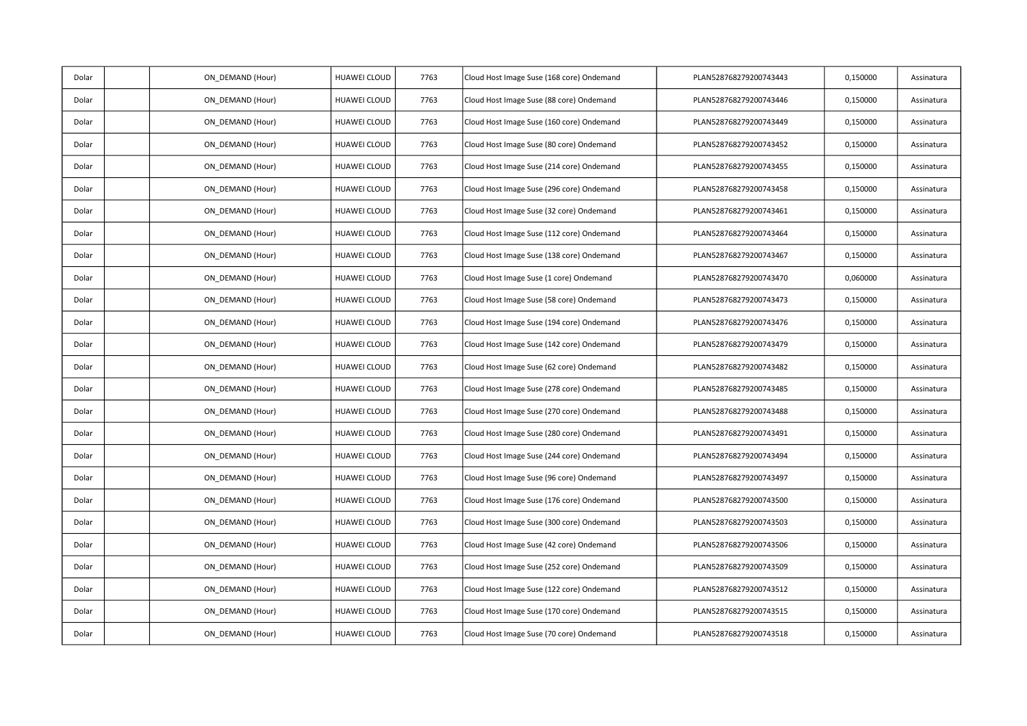| Dolar | | ON_DEMAND (Hour) | HUAWEI CLOUD | 7763 | Cloud Host Image Suse (168 core) Ondemand | PLAN528768279200743443 | 0,150000 | Assinatura |
|---|---|---|---|---|---|---|---|---|
| Dolar | | ON_DEMAND (Hour) | HUAWEI CLOUD | 7763 | Cloud Host Image Suse (88 core) Ondemand | PLAN528768279200743446 | 0,150000 | Assinatura |
| Dolar | | ON_DEMAND (Hour) | HUAWEI CLOUD | 7763 | Cloud Host Image Suse (160 core) Ondemand | PLAN528768279200743449 | 0,150000 | Assinatura |
| Dolar | | ON_DEMAND (Hour) | HUAWEI CLOUD | 7763 | Cloud Host Image Suse (80 core) Ondemand | PLAN528768279200743452 | 0,150000 | Assinatura |
| Dolar | | ON_DEMAND (Hour) | HUAWEI CLOUD | 7763 | Cloud Host Image Suse (214 core) Ondemand | PLAN528768279200743455 | 0,150000 | Assinatura |
| Dolar | | ON_DEMAND (Hour) | HUAWEI CLOUD | 7763 | Cloud Host Image Suse (296 core) Ondemand | PLAN528768279200743458 | 0,150000 | Assinatura |
| Dolar | | ON_DEMAND (Hour) | HUAWEI CLOUD | 7763 | Cloud Host Image Suse (32 core) Ondemand | PLAN528768279200743461 | 0,150000 | Assinatura |
| Dolar | | ON_DEMAND (Hour) | HUAWEI CLOUD | 7763 | Cloud Host Image Suse (112 core) Ondemand | PLAN528768279200743464 | 0,150000 | Assinatura |
| Dolar | | ON_DEMAND (Hour) | HUAWEI CLOUD | 7763 | Cloud Host Image Suse (138 core) Ondemand | PLAN528768279200743467 | 0,150000 | Assinatura |
| Dolar | | ON_DEMAND (Hour) | HUAWEI CLOUD | 7763 | Cloud Host Image Suse (1 core) Ondemand | PLAN528768279200743470 | 0,060000 | Assinatura |
| Dolar | | ON_DEMAND (Hour) | HUAWEI CLOUD | 7763 | Cloud Host Image Suse (58 core) Ondemand | PLAN528768279200743473 | 0,150000 | Assinatura |
| Dolar | | ON_DEMAND (Hour) | HUAWEI CLOUD | 7763 | Cloud Host Image Suse (194 core) Ondemand | PLAN528768279200743476 | 0,150000 | Assinatura |
| Dolar | | ON_DEMAND (Hour) | HUAWEI CLOUD | 7763 | Cloud Host Image Suse (142 core) Ondemand | PLAN528768279200743479 | 0,150000 | Assinatura |
| Dolar | | ON_DEMAND (Hour) | HUAWEI CLOUD | 7763 | Cloud Host Image Suse (62 core) Ondemand | PLAN528768279200743482 | 0,150000 | Assinatura |
| Dolar | | ON_DEMAND (Hour) | HUAWEI CLOUD | 7763 | Cloud Host Image Suse (278 core) Ondemand | PLAN528768279200743485 | 0,150000 | Assinatura |
| Dolar | | ON_DEMAND (Hour) | HUAWEI CLOUD | 7763 | Cloud Host Image Suse (270 core) Ondemand | PLAN528768279200743488 | 0,150000 | Assinatura |
| Dolar | | ON_DEMAND (Hour) | HUAWEI CLOUD | 7763 | Cloud Host Image Suse (280 core) Ondemand | PLAN528768279200743491 | 0,150000 | Assinatura |
| Dolar | | ON_DEMAND (Hour) | HUAWEI CLOUD | 7763 | Cloud Host Image Suse (244 core) Ondemand | PLAN528768279200743494 | 0,150000 | Assinatura |
| Dolar | | ON_DEMAND (Hour) | HUAWEI CLOUD | 7763 | Cloud Host Image Suse (96 core) Ondemand | PLAN528768279200743497 | 0,150000 | Assinatura |
| Dolar | | ON_DEMAND (Hour) | HUAWEI CLOUD | 7763 | Cloud Host Image Suse (176 core) Ondemand | PLAN528768279200743500 | 0,150000 | Assinatura |
| Dolar | | ON_DEMAND (Hour) | HUAWEI CLOUD | 7763 | Cloud Host Image Suse (300 core) Ondemand | PLAN528768279200743503 | 0,150000 | Assinatura |
| Dolar | | ON_DEMAND (Hour) | HUAWEI CLOUD | 7763 | Cloud Host Image Suse (42 core) Ondemand | PLAN528768279200743506 | 0,150000 | Assinatura |
| Dolar | | ON_DEMAND (Hour) | HUAWEI CLOUD | 7763 | Cloud Host Image Suse (252 core) Ondemand | PLAN528768279200743509 | 0,150000 | Assinatura |
| Dolar | | ON_DEMAND (Hour) | HUAWEI CLOUD | 7763 | Cloud Host Image Suse (122 core) Ondemand | PLAN528768279200743512 | 0,150000 | Assinatura |
| Dolar | | ON_DEMAND (Hour) | HUAWEI CLOUD | 7763 | Cloud Host Image Suse (170 core) Ondemand | PLAN528768279200743515 | 0,150000 | Assinatura |
| Dolar | | ON_DEMAND (Hour) | HUAWEI CLOUD | 7763 | Cloud Host Image Suse (70 core) Ondemand | PLAN528768279200743518 | 0,150000 | Assinatura |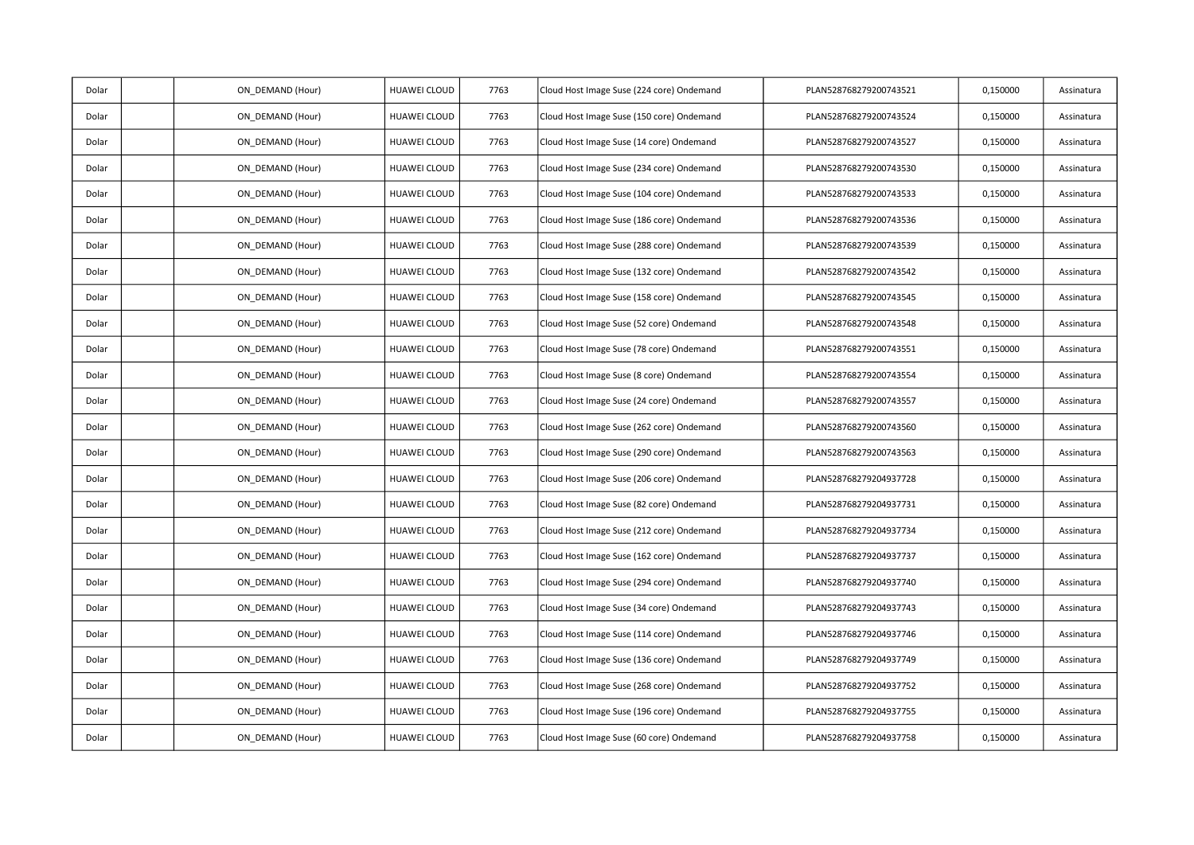| Dolar | | ON_DEMAND (Hour) | HUAWEI CLOUD | 7763 | Cloud Host Image Suse (224 core) Ondemand | PLAN528768279200743521 | 0,150000 | Assinatura |
|---|---|---|---|---|---|---|---|---|
| Dolar | | ON_DEMAND (Hour) | HUAWEI CLOUD | 7763 | Cloud Host Image Suse (150 core) Ondemand | PLAN528768279200743524 | 0,150000 | Assinatura |
| Dolar | | ON_DEMAND (Hour) | HUAWEI CLOUD | 7763 | Cloud Host Image Suse (14 core) Ondemand | PLAN528768279200743527 | 0,150000 | Assinatura |
| Dolar | | ON_DEMAND (Hour) | HUAWEI CLOUD | 7763 | Cloud Host Image Suse (234 core) Ondemand | PLAN528768279200743530 | 0,150000 | Assinatura |
| Dolar | | ON_DEMAND (Hour) | HUAWEI CLOUD | 7763 | Cloud Host Image Suse (104 core) Ondemand | PLAN528768279200743533 | 0,150000 | Assinatura |
| Dolar | | ON_DEMAND (Hour) | HUAWEI CLOUD | 7763 | Cloud Host Image Suse (186 core) Ondemand | PLAN528768279200743536 | 0,150000 | Assinatura |
| Dolar | | ON_DEMAND (Hour) | HUAWEI CLOUD | 7763 | Cloud Host Image Suse (288 core) Ondemand | PLAN528768279200743539 | 0,150000 | Assinatura |
| Dolar | | ON_DEMAND (Hour) | HUAWEI CLOUD | 7763 | Cloud Host Image Suse (132 core) Ondemand | PLAN528768279200743542 | 0,150000 | Assinatura |
| Dolar | | ON_DEMAND (Hour) | HUAWEI CLOUD | 7763 | Cloud Host Image Suse (158 core) Ondemand | PLAN528768279200743545 | 0,150000 | Assinatura |
| Dolar | | ON_DEMAND (Hour) | HUAWEI CLOUD | 7763 | Cloud Host Image Suse (52 core) Ondemand | PLAN528768279200743548 | 0,150000 | Assinatura |
| Dolar | | ON_DEMAND (Hour) | HUAWEI CLOUD | 7763 | Cloud Host Image Suse (78 core) Ondemand | PLAN528768279200743551 | 0,150000 | Assinatura |
| Dolar | | ON_DEMAND (Hour) | HUAWEI CLOUD | 7763 | Cloud Host Image Suse (8 core) Ondemand | PLAN528768279200743554 | 0,150000 | Assinatura |
| Dolar | | ON_DEMAND (Hour) | HUAWEI CLOUD | 7763 | Cloud Host Image Suse (24 core) Ondemand | PLAN528768279200743557 | 0,150000 | Assinatura |
| Dolar | | ON_DEMAND (Hour) | HUAWEI CLOUD | 7763 | Cloud Host Image Suse (262 core) Ondemand | PLAN528768279200743560 | 0,150000 | Assinatura |
| Dolar | | ON_DEMAND (Hour) | HUAWEI CLOUD | 7763 | Cloud Host Image Suse (290 core) Ondemand | PLAN528768279200743563 | 0,150000 | Assinatura |
| Dolar | | ON_DEMAND (Hour) | HUAWEI CLOUD | 7763 | Cloud Host Image Suse (206 core) Ondemand | PLAN528768279204937728 | 0,150000 | Assinatura |
| Dolar | | ON_DEMAND (Hour) | HUAWEI CLOUD | 7763 | Cloud Host Image Suse (82 core) Ondemand | PLAN528768279204937731 | 0,150000 | Assinatura |
| Dolar | | ON_DEMAND (Hour) | HUAWEI CLOUD | 7763 | Cloud Host Image Suse (212 core) Ondemand | PLAN528768279204937734 | 0,150000 | Assinatura |
| Dolar | | ON_DEMAND (Hour) | HUAWEI CLOUD | 7763 | Cloud Host Image Suse (162 core) Ondemand | PLAN528768279204937737 | 0,150000 | Assinatura |
| Dolar | | ON_DEMAND (Hour) | HUAWEI CLOUD | 7763 | Cloud Host Image Suse (294 core) Ondemand | PLAN528768279204937740 | 0,150000 | Assinatura |
| Dolar | | ON_DEMAND (Hour) | HUAWEI CLOUD | 7763 | Cloud Host Image Suse (34 core) Ondemand | PLAN528768279204937743 | 0,150000 | Assinatura |
| Dolar | | ON_DEMAND (Hour) | HUAWEI CLOUD | 7763 | Cloud Host Image Suse (114 core) Ondemand | PLAN528768279204937746 | 0,150000 | Assinatura |
| Dolar | | ON_DEMAND (Hour) | HUAWEI CLOUD | 7763 | Cloud Host Image Suse (136 core) Ondemand | PLAN528768279204937749 | 0,150000 | Assinatura |
| Dolar | | ON_DEMAND (Hour) | HUAWEI CLOUD | 7763 | Cloud Host Image Suse (268 core) Ondemand | PLAN528768279204937752 | 0,150000 | Assinatura |
| Dolar | | ON_DEMAND (Hour) | HUAWEI CLOUD | 7763 | Cloud Host Image Suse (196 core) Ondemand | PLAN528768279204937755 | 0,150000 | Assinatura |
| Dolar | | ON_DEMAND (Hour) | HUAWEI CLOUD | 7763 | Cloud Host Image Suse (60 core) Ondemand | PLAN528768279204937758 | 0,150000 | Assinatura |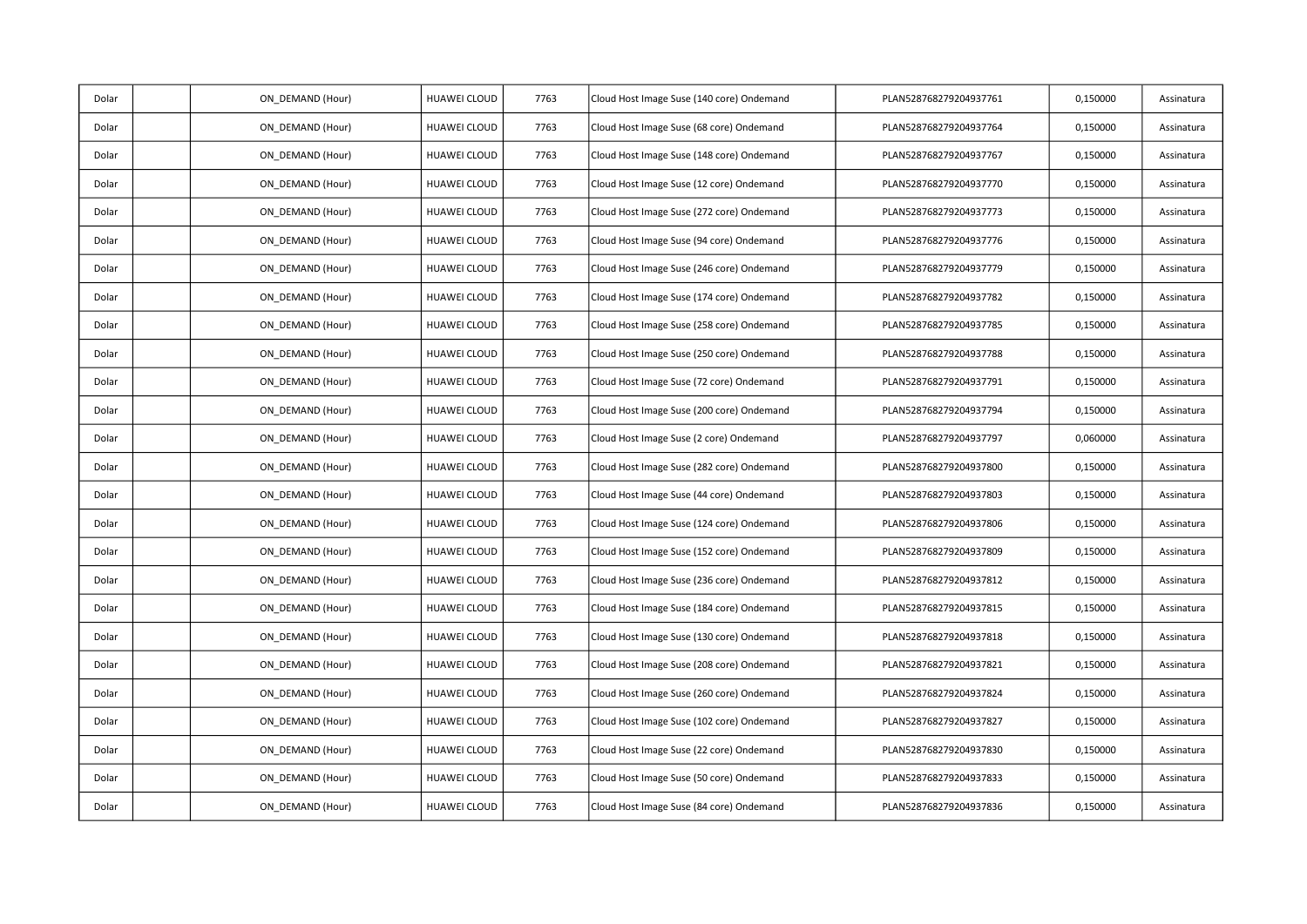| | | | | | | | | |
|---|---|---|---|---|---|---|---|---|
| Dolar | | ON_DEMAND (Hour) | HUAWEI CLOUD | 7763 | Cloud Host Image Suse (140 core) Ondemand | PLAN528768279204937761 | 0,150000 | Assinatura |
| Dolar | | ON_DEMAND (Hour) | HUAWEI CLOUD | 7763 | Cloud Host Image Suse (68 core) Ondemand | PLAN528768279204937764 | 0,150000 | Assinatura |
| Dolar | | ON_DEMAND (Hour) | HUAWEI CLOUD | 7763 | Cloud Host Image Suse (148 core) Ondemand | PLAN528768279204937767 | 0,150000 | Assinatura |
| Dolar | | ON_DEMAND (Hour) | HUAWEI CLOUD | 7763 | Cloud Host Image Suse (12 core) Ondemand | PLAN528768279204937770 | 0,150000 | Assinatura |
| Dolar | | ON_DEMAND (Hour) | HUAWEI CLOUD | 7763 | Cloud Host Image Suse (272 core) Ondemand | PLAN528768279204937773 | 0,150000 | Assinatura |
| Dolar | | ON_DEMAND (Hour) | HUAWEI CLOUD | 7763 | Cloud Host Image Suse (94 core) Ondemand | PLAN528768279204937776 | 0,150000 | Assinatura |
| Dolar | | ON_DEMAND (Hour) | HUAWEI CLOUD | 7763 | Cloud Host Image Suse (246 core) Ondemand | PLAN528768279204937779 | 0,150000 | Assinatura |
| Dolar | | ON_DEMAND (Hour) | HUAWEI CLOUD | 7763 | Cloud Host Image Suse (174 core) Ondemand | PLAN528768279204937782 | 0,150000 | Assinatura |
| Dolar | | ON_DEMAND (Hour) | HUAWEI CLOUD | 7763 | Cloud Host Image Suse (258 core) Ondemand | PLAN528768279204937785 | 0,150000 | Assinatura |
| Dolar | | ON_DEMAND (Hour) | HUAWEI CLOUD | 7763 | Cloud Host Image Suse (250 core) Ondemand | PLAN528768279204937788 | 0,150000 | Assinatura |
| Dolar | | ON_DEMAND (Hour) | HUAWEI CLOUD | 7763 | Cloud Host Image Suse (72 core) Ondemand | PLAN528768279204937791 | 0,150000 | Assinatura |
| Dolar | | ON_DEMAND (Hour) | HUAWEI CLOUD | 7763 | Cloud Host Image Suse (200 core) Ondemand | PLAN528768279204937794 | 0,150000 | Assinatura |
| Dolar | | ON_DEMAND (Hour) | HUAWEI CLOUD | 7763 | Cloud Host Image Suse (2 core) Ondemand | PLAN528768279204937797 | 0,060000 | Assinatura |
| Dolar | | ON_DEMAND (Hour) | HUAWEI CLOUD | 7763 | Cloud Host Image Suse (282 core) Ondemand | PLAN528768279204937800 | 0,150000 | Assinatura |
| Dolar | | ON_DEMAND (Hour) | HUAWEI CLOUD | 7763 | Cloud Host Image Suse (44 core) Ondemand | PLAN528768279204937803 | 0,150000 | Assinatura |
| Dolar | | ON_DEMAND (Hour) | HUAWEI CLOUD | 7763 | Cloud Host Image Suse (124 core) Ondemand | PLAN528768279204937806 | 0,150000 | Assinatura |
| Dolar | | ON_DEMAND (Hour) | HUAWEI CLOUD | 7763 | Cloud Host Image Suse (152 core) Ondemand | PLAN528768279204937809 | 0,150000 | Assinatura |
| Dolar | | ON_DEMAND (Hour) | HUAWEI CLOUD | 7763 | Cloud Host Image Suse (236 core) Ondemand | PLAN528768279204937812 | 0,150000 | Assinatura |
| Dolar | | ON_DEMAND (Hour) | HUAWEI CLOUD | 7763 | Cloud Host Image Suse (184 core) Ondemand | PLAN528768279204937815 | 0,150000 | Assinatura |
| Dolar | | ON_DEMAND (Hour) | HUAWEI CLOUD | 7763 | Cloud Host Image Suse (130 core) Ondemand | PLAN528768279204937818 | 0,150000 | Assinatura |
| Dolar | | ON_DEMAND (Hour) | HUAWEI CLOUD | 7763 | Cloud Host Image Suse (208 core) Ondemand | PLAN528768279204937821 | 0,150000 | Assinatura |
| Dolar | | ON_DEMAND (Hour) | HUAWEI CLOUD | 7763 | Cloud Host Image Suse (260 core) Ondemand | PLAN528768279204937824 | 0,150000 | Assinatura |
| Dolar | | ON_DEMAND (Hour) | HUAWEI CLOUD | 7763 | Cloud Host Image Suse (102 core) Ondemand | PLAN528768279204937827 | 0,150000 | Assinatura |
| Dolar | | ON_DEMAND (Hour) | HUAWEI CLOUD | 7763 | Cloud Host Image Suse (22 core) Ondemand | PLAN528768279204937830 | 0,150000 | Assinatura |
| Dolar | | ON_DEMAND (Hour) | HUAWEI CLOUD | 7763 | Cloud Host Image Suse (50 core) Ondemand | PLAN528768279204937833 | 0,150000 | Assinatura |
| Dolar | | ON_DEMAND (Hour) | HUAWEI CLOUD | 7763 | Cloud Host Image Suse (84 core) Ondemand | PLAN528768279204937836 | 0,150000 | Assinatura |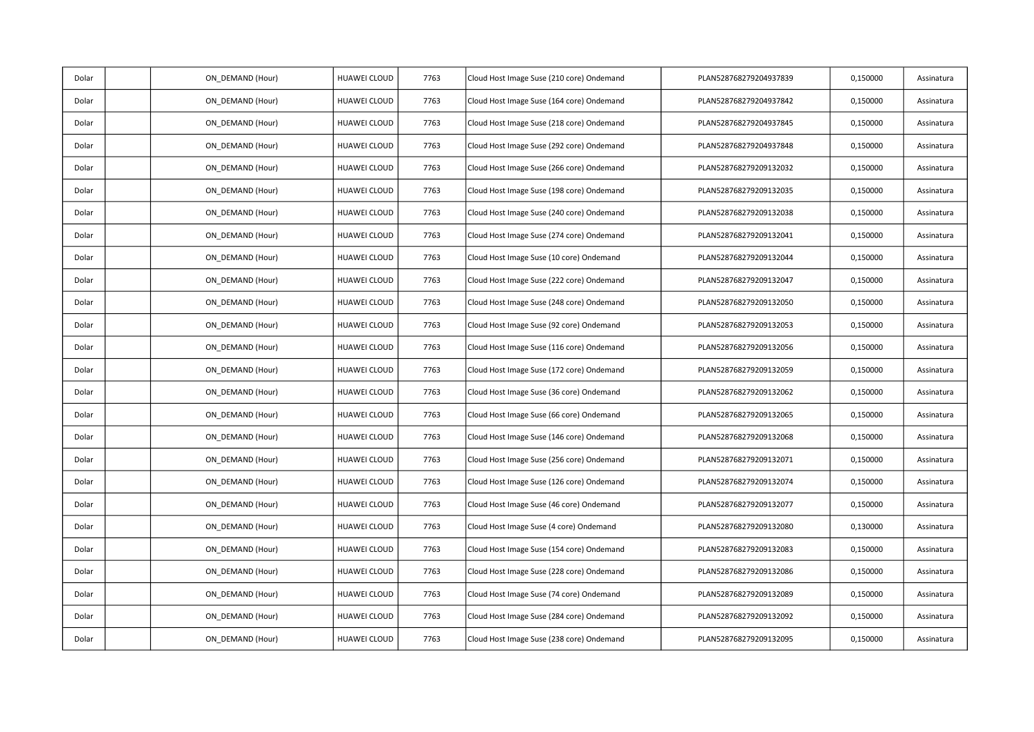| | | | | | | | | |
|---|---|---|---|---|---|---|---|---|
| Dolar | | ON_DEMAND (Hour) | HUAWEI CLOUD | 7763 | Cloud Host Image Suse (210 core) Ondemand | PLAN528768279204937839 | 0,150000 | Assinatura |
| Dolar | | ON_DEMAND (Hour) | HUAWEI CLOUD | 7763 | Cloud Host Image Suse (164 core) Ondemand | PLAN528768279204937842 | 0,150000 | Assinatura |
| Dolar | | ON_DEMAND (Hour) | HUAWEI CLOUD | 7763 | Cloud Host Image Suse (218 core) Ondemand | PLAN528768279204937845 | 0,150000 | Assinatura |
| Dolar | | ON_DEMAND (Hour) | HUAWEI CLOUD | 7763 | Cloud Host Image Suse (292 core) Ondemand | PLAN528768279204937848 | 0,150000 | Assinatura |
| Dolar | | ON_DEMAND (Hour) | HUAWEI CLOUD | 7763 | Cloud Host Image Suse (266 core) Ondemand | PLAN528768279209132032 | 0,150000 | Assinatura |
| Dolar | | ON_DEMAND (Hour) | HUAWEI CLOUD | 7763 | Cloud Host Image Suse (198 core) Ondemand | PLAN528768279209132035 | 0,150000 | Assinatura |
| Dolar | | ON_DEMAND (Hour) | HUAWEI CLOUD | 7763 | Cloud Host Image Suse (240 core) Ondemand | PLAN528768279209132038 | 0,150000 | Assinatura |
| Dolar | | ON_DEMAND (Hour) | HUAWEI CLOUD | 7763 | Cloud Host Image Suse (274 core) Ondemand | PLAN528768279209132041 | 0,150000 | Assinatura |
| Dolar | | ON_DEMAND (Hour) | HUAWEI CLOUD | 7763 | Cloud Host Image Suse (10 core) Ondemand | PLAN528768279209132044 | 0,150000 | Assinatura |
| Dolar | | ON_DEMAND (Hour) | HUAWEI CLOUD | 7763 | Cloud Host Image Suse (222 core) Ondemand | PLAN528768279209132047 | 0,150000 | Assinatura |
| Dolar | | ON_DEMAND (Hour) | HUAWEI CLOUD | 7763 | Cloud Host Image Suse (248 core) Ondemand | PLAN528768279209132050 | 0,150000 | Assinatura |
| Dolar | | ON_DEMAND (Hour) | HUAWEI CLOUD | 7763 | Cloud Host Image Suse (92 core) Ondemand | PLAN528768279209132053 | 0,150000 | Assinatura |
| Dolar | | ON_DEMAND (Hour) | HUAWEI CLOUD | 7763 | Cloud Host Image Suse (116 core) Ondemand | PLAN528768279209132056 | 0,150000 | Assinatura |
| Dolar | | ON_DEMAND (Hour) | HUAWEI CLOUD | 7763 | Cloud Host Image Suse (172 core) Ondemand | PLAN528768279209132059 | 0,150000 | Assinatura |
| Dolar | | ON_DEMAND (Hour) | HUAWEI CLOUD | 7763 | Cloud Host Image Suse (36 core) Ondemand | PLAN528768279209132062 | 0,150000 | Assinatura |
| Dolar | | ON_DEMAND (Hour) | HUAWEI CLOUD | 7763 | Cloud Host Image Suse (66 core) Ondemand | PLAN528768279209132065 | 0,150000 | Assinatura |
| Dolar | | ON_DEMAND (Hour) | HUAWEI CLOUD | 7763 | Cloud Host Image Suse (146 core) Ondemand | PLAN528768279209132068 | 0,150000 | Assinatura |
| Dolar | | ON_DEMAND (Hour) | HUAWEI CLOUD | 7763 | Cloud Host Image Suse (256 core) Ondemand | PLAN528768279209132071 | 0,150000 | Assinatura |
| Dolar | | ON_DEMAND (Hour) | HUAWEI CLOUD | 7763 | Cloud Host Image Suse (126 core) Ondemand | PLAN528768279209132074 | 0,150000 | Assinatura |
| Dolar | | ON_DEMAND (Hour) | HUAWEI CLOUD | 7763 | Cloud Host Image Suse (46 core) Ondemand | PLAN528768279209132077 | 0,150000 | Assinatura |
| Dolar | | ON_DEMAND (Hour) | HUAWEI CLOUD | 7763 | Cloud Host Image Suse (4 core) Ondemand | PLAN528768279209132080 | 0,130000 | Assinatura |
| Dolar | | ON_DEMAND (Hour) | HUAWEI CLOUD | 7763 | Cloud Host Image Suse (154 core) Ondemand | PLAN528768279209132083 | 0,150000 | Assinatura |
| Dolar | | ON_DEMAND (Hour) | HUAWEI CLOUD | 7763 | Cloud Host Image Suse (228 core) Ondemand | PLAN528768279209132086 | 0,150000 | Assinatura |
| Dolar | | ON_DEMAND (Hour) | HUAWEI CLOUD | 7763 | Cloud Host Image Suse (74 core) Ondemand | PLAN528768279209132089 | 0,150000 | Assinatura |
| Dolar | | ON_DEMAND (Hour) | HUAWEI CLOUD | 7763 | Cloud Host Image Suse (284 core) Ondemand | PLAN528768279209132092 | 0,150000 | Assinatura |
| Dolar | | ON_DEMAND (Hour) | HUAWEI CLOUD | 7763 | Cloud Host Image Suse (238 core) Ondemand | PLAN528768279209132095 | 0,150000 | Assinatura |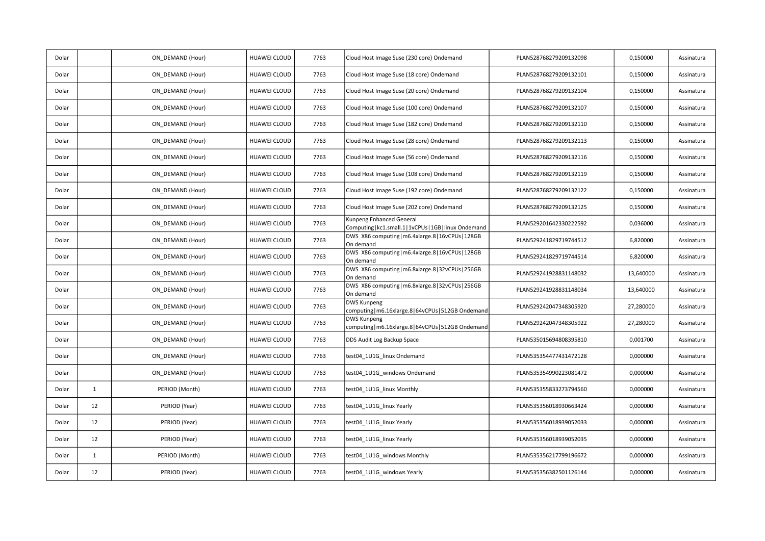| Dolar | | ON_DEMAND (Hour) | HUAWEI CLOUD | 7763 | Cloud Host Image Suse (230 core) Ondemand | PLAN528768279209132098 | 0,150000 | Assinatura |
|---|---|---|---|---|---|---|---|---|
| Dolar | | ON_DEMAND (Hour) | HUAWEI CLOUD | 7763 | Cloud Host Image Suse (18 core) Ondemand | PLAN528768279209132101 | 0,150000 | Assinatura |
| Dolar | | ON_DEMAND (Hour) | HUAWEI CLOUD | 7763 | Cloud Host Image Suse (20 core) Ondemand | PLAN528768279209132104 | 0,150000 | Assinatura |
| Dolar | | ON_DEMAND (Hour) | HUAWEI CLOUD | 7763 | Cloud Host Image Suse (100 core) Ondemand | PLAN528768279209132107 | 0,150000 | Assinatura |
| Dolar | | ON_DEMAND (Hour) | HUAWEI CLOUD | 7763 | Cloud Host Image Suse (182 core) Ondemand | PLAN528768279209132110 | 0,150000 | Assinatura |
| Dolar | | ON_DEMAND (Hour) | HUAWEI CLOUD | 7763 | Cloud Host Image Suse (28 core) Ondemand | PLAN528768279209132113 | 0,150000 | Assinatura |
| Dolar | | ON_DEMAND (Hour) | HUAWEI CLOUD | 7763 | Cloud Host Image Suse (56 core) Ondemand | PLAN528768279209132116 | 0,150000 | Assinatura |
| Dolar | | ON_DEMAND (Hour) | HUAWEI CLOUD | 7763 | Cloud Host Image Suse (108 core) Ondemand | PLAN528768279209132119 | 0,150000 | Assinatura |
| Dolar | | ON_DEMAND (Hour) | HUAWEI CLOUD | 7763 | Cloud Host Image Suse (192 core) Ondemand | PLAN528768279209132122 | 0,150000 | Assinatura |
| Dolar | | ON_DEMAND (Hour) | HUAWEI CLOUD | 7763 | Cloud Host Image Suse (202 core) Ondemand | PLAN528768279209132125 | 0,150000 | Assinatura |
| Dolar | | ON_DEMAND (Hour) | HUAWEI CLOUD | 7763 | Kunpeng Enhanced General Computing\|kc1.small.1\|1vCPUs\|1GB\|linux Ondemand | PLAN529201642330222592 | 0,036000 | Assinatura |
| Dolar | | ON_DEMAND (Hour) | HUAWEI CLOUD | 7763 | DWS X86 computing\|m6.4xlarge.8\|16vCPUs\|128GB On demand | PLAN529241829719744512 | 6,820000 | Assinatura |
| Dolar | | ON_DEMAND (Hour) | HUAWEI CLOUD | 7763 | DWS X86 computing\|m6.4xlarge.8\|16vCPUs\|128GB On demand | PLAN529241829719744514 | 6,820000 | Assinatura |
| Dolar | | ON_DEMAND (Hour) | HUAWEI CLOUD | 7763 | DWS X86 computing\|m6.8xlarge.8\|32vCPUs\|256GB On demand | PLAN529241928831148032 | 13,640000 | Assinatura |
| Dolar | | ON_DEMAND (Hour) | HUAWEI CLOUD | 7763 | DWS X86 computing\|m6.8xlarge.8\|32vCPUs\|256GB On demand | PLAN529241928831148034 | 13,640000 | Assinatura |
| Dolar | | ON_DEMAND (Hour) | HUAWEI CLOUD | 7763 | DWS Kunpeng computing\|m6.16xlarge.8\|64vCPUs\|512GB Ondemand | PLAN529242047348305920 | 27,280000 | Assinatura |
| Dolar | | ON_DEMAND (Hour) | HUAWEI CLOUD | 7763 | DWS Kunpeng computing\|m6.16xlarge.8\|64vCPUs\|512GB Ondemand | PLAN529242047348305922 | 27,280000 | Assinatura |
| Dolar | | ON_DEMAND (Hour) | HUAWEI CLOUD | 7763 | DDS Audit Log Backup Space | PLAN535015694808395810 | 0,001700 | Assinatura |
| Dolar | | ON_DEMAND (Hour) | HUAWEI CLOUD | 7763 | test04_1U1G_linux Ondemand | PLAN535354477431472128 | 0,000000 | Assinatura |
| Dolar | | ON_DEMAND (Hour) | HUAWEI CLOUD | 7763 | test04_1U1G_windows Ondemand | PLAN535354990223081472 | 0,000000 | Assinatura |
| Dolar | 1 | PERIOD (Month) | HUAWEI CLOUD | 7763 | test04_1U1G_linux Monthly | PLAN535355833273794560 | 0,000000 | Assinatura |
| Dolar | 12 | PERIOD (Year) | HUAWEI CLOUD | 7763 | test04_1U1G_linux Yearly | PLAN535356018930663424 | 0,000000 | Assinatura |
| Dolar | 12 | PERIOD (Year) | HUAWEI CLOUD | 7763 | test04_1U1G_linux Yearly | PLAN535356018939052033 | 0,000000 | Assinatura |
| Dolar | 12 | PERIOD (Year) | HUAWEI CLOUD | 7763 | test04_1U1G_linux Yearly | PLAN535356018939052035 | 0,000000 | Assinatura |
| Dolar | 1 | PERIOD (Month) | HUAWEI CLOUD | 7763 | test04_1U1G_windows Monthly | PLAN535356217799196672 | 0,000000 | Assinatura |
| Dolar | 12 | PERIOD (Year) | HUAWEI CLOUD | 7763 | test04_1U1G_windows Yearly | PLAN535356382501126144 | 0,000000 | Assinatura |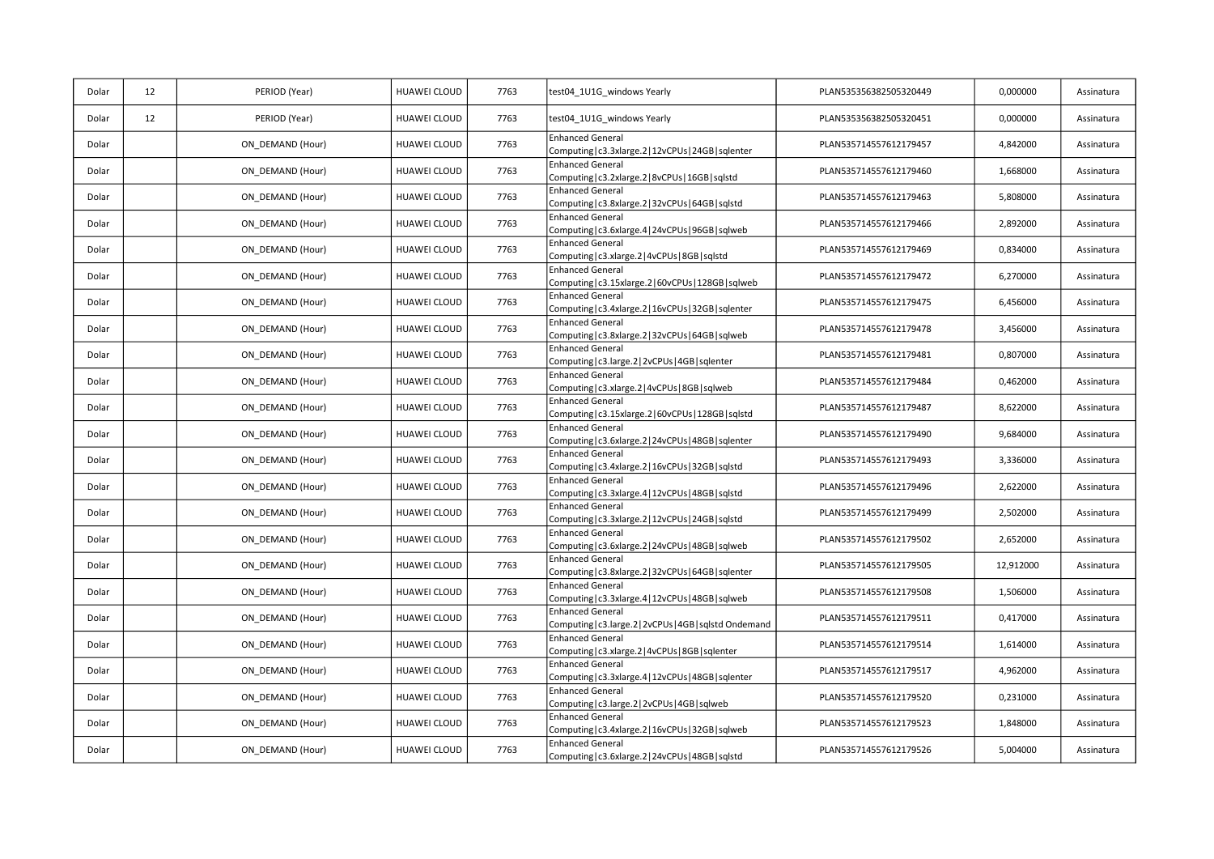| Dolar | 12 | PERIOD (Year) | HUAWEI CLOUD | 7763 | test04_1U1G_windows Yearly | PLAN535356382505320449 | 0,000000 | Assinatura |
|---|---|---|---|---|---|---|---|---|
| Dolar | 12 | PERIOD (Year) | HUAWEI CLOUD | 7763 | test04_1U1G_windows Yearly | PLAN535356382505320451 | 0,000000 | Assinatura |
| Dolar | | ON_DEMAND (Hour) | HUAWEI CLOUD | 7763 | Enhanced General Computing\|c3.3xlarge.2\|12vCPUs\|24GB\|sqlenter | PLAN535714557612179457 | 4,842000 | Assinatura |
| Dolar | | ON_DEMAND (Hour) | HUAWEI CLOUD | 7763 | Enhanced General Computing\|c3.2xlarge.2\|8vCPUs\|16GB\|sqlstd | PLAN535714557612179460 | 1,668000 | Assinatura |
| Dolar | | ON_DEMAND (Hour) | HUAWEI CLOUD | 7763 | Enhanced General Computing\|c3.8xlarge.2\|32vCPUs\|64GB\|sqlstd | PLAN535714557612179463 | 5,808000 | Assinatura |
| Dolar | | ON_DEMAND (Hour) | HUAWEI CLOUD | 7763 | Enhanced General Computing\|c3.6xlarge.4\|24vCPUs\|96GB\|sqlweb | PLAN535714557612179466 | 2,892000 | Assinatura |
| Dolar | | ON_DEMAND (Hour) | HUAWEI CLOUD | 7763 | Enhanced General Computing\|c3.xlarge.2\|4vCPUs\|8GB\|sqlstd | PLAN535714557612179469 | 0,834000 | Assinatura |
| Dolar | | ON_DEMAND (Hour) | HUAWEI CLOUD | 7763 | Enhanced General Computing\|c3.15xlarge.2\|60vCPUs\|128GB\|sqlweb | PLAN535714557612179472 | 6,270000 | Assinatura |
| Dolar | | ON_DEMAND (Hour) | HUAWEI CLOUD | 7763 | Enhanced General Computing\|c3.4xlarge.2\|16vCPUs\|32GB\|sqlenter | PLAN535714557612179475 | 6,456000 | Assinatura |
| Dolar | | ON_DEMAND (Hour) | HUAWEI CLOUD | 7763 | Enhanced General Computing\|c3.8xlarge.2\|32vCPUs\|64GB\|sqlweb | PLAN535714557612179478 | 3,456000 | Assinatura |
| Dolar | | ON_DEMAND (Hour) | HUAWEI CLOUD | 7763 | Enhanced General Computing\|c3.large.2\|2vCPUs\|4GB\|sqlenter | PLAN535714557612179481 | 0,807000 | Assinatura |
| Dolar | | ON_DEMAND (Hour) | HUAWEI CLOUD | 7763 | Enhanced General Computing\|c3.xlarge.2\|4vCPUs\|8GB\|sqlweb | PLAN535714557612179484 | 0,462000 | Assinatura |
| Dolar | | ON_DEMAND (Hour) | HUAWEI CLOUD | 7763 | Enhanced General Computing\|c3.15xlarge.2\|60vCPUs\|128GB\|sqlstd | PLAN535714557612179487 | 8,622000 | Assinatura |
| Dolar | | ON_DEMAND (Hour) | HUAWEI CLOUD | 7763 | Enhanced General Computing\|c3.6xlarge.2\|24vCPUs\|48GB\|sqlenter | PLAN535714557612179490 | 9,684000 | Assinatura |
| Dolar | | ON_DEMAND (Hour) | HUAWEI CLOUD | 7763 | Enhanced General Computing\|c3.4xlarge.2\|16vCPUs\|32GB\|sqlstd | PLAN535714557612179493 | 3,336000 | Assinatura |
| Dolar | | ON_DEMAND (Hour) | HUAWEI CLOUD | 7763 | Enhanced General Computing\|c3.3xlarge.4\|12vCPUs\|48GB\|sqlstd | PLAN535714557612179496 | 2,622000 | Assinatura |
| Dolar | | ON_DEMAND (Hour) | HUAWEI CLOUD | 7763 | Enhanced General Computing\|c3.3xlarge.2\|12vCPUs\|24GB\|sqlstd | PLAN535714557612179499 | 2,502000 | Assinatura |
| Dolar | | ON_DEMAND (Hour) | HUAWEI CLOUD | 7763 | Enhanced General Computing\|c3.6xlarge.2\|24vCPUs\|48GB\|sqlweb | PLAN535714557612179502 | 2,652000 | Assinatura |
| Dolar | | ON_DEMAND (Hour) | HUAWEI CLOUD | 7763 | Enhanced General Computing\|c3.8xlarge.2\|32vCPUs\|64GB\|sqlenter | PLAN535714557612179505 | 12,912000 | Assinatura |
| Dolar | | ON_DEMAND (Hour) | HUAWEI CLOUD | 7763 | Enhanced General Computing\|c3.3xlarge.4\|12vCPUs\|48GB\|sqlweb | PLAN535714557612179508 | 1,506000 | Assinatura |
| Dolar | | ON_DEMAND (Hour) | HUAWEI CLOUD | 7763 | Enhanced General Computing\|c3.large.2\|2vCPUs\|4GB\|sqlstd Ondemand | PLAN535714557612179511 | 0,417000 | Assinatura |
| Dolar | | ON_DEMAND (Hour) | HUAWEI CLOUD | 7763 | Enhanced General Computing\|c3.xlarge.2\|4vCPUs\|8GB\|sqlenter | PLAN535714557612179514 | 1,614000 | Assinatura |
| Dolar | | ON_DEMAND (Hour) | HUAWEI CLOUD | 7763 | Enhanced General Computing\|c3.3xlarge.4\|12vCPUs\|48GB\|sqlenter | PLAN535714557612179517 | 4,962000 | Assinatura |
| Dolar | | ON_DEMAND (Hour) | HUAWEI CLOUD | 7763 | Enhanced General Computing\|c3.large.2\|2vCPUs\|4GB\|sqlweb | PLAN535714557612179520 | 0,231000 | Assinatura |
| Dolar | | ON_DEMAND (Hour) | HUAWEI CLOUD | 7763 | Enhanced General Computing\|c3.4xlarge.2\|16vCPUs\|32GB\|sqlweb | PLAN535714557612179523 | 1,848000 | Assinatura |
| Dolar | | ON_DEMAND (Hour) | HUAWEI CLOUD | 7763 | Enhanced General Computing\|c3.6xlarge.2\|24vCPUs\|48GB\|sqlstd | PLAN535714557612179526 | 5,004000 | Assinatura |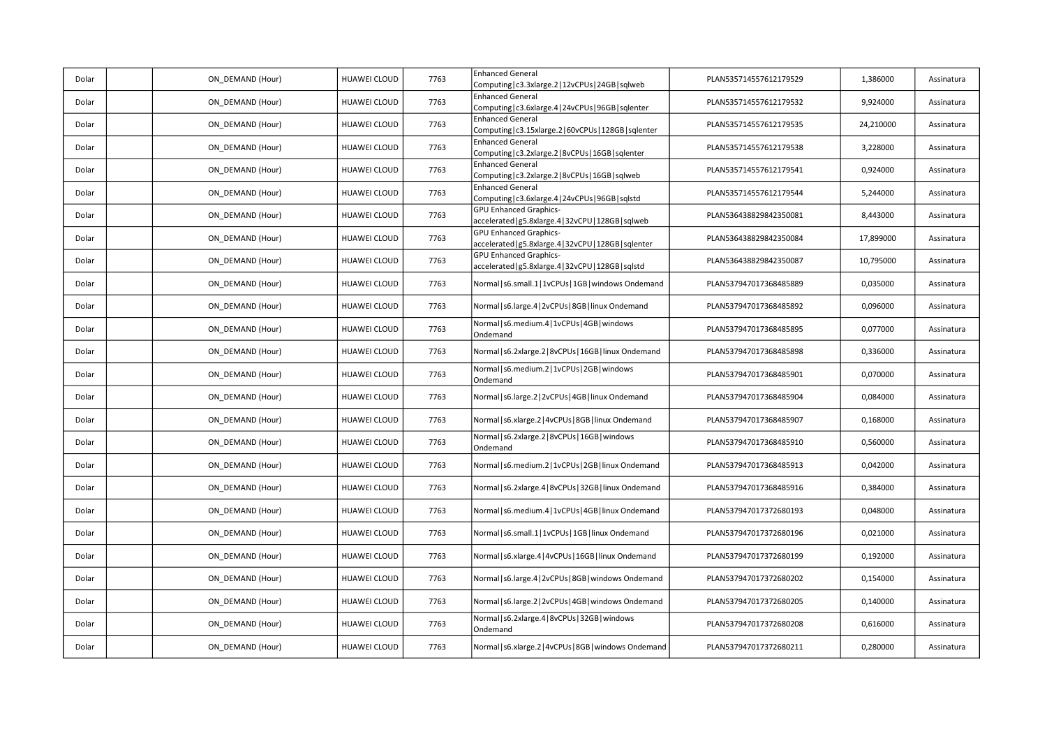| Dolar | | ON_DEMAND (Hour) | HUAWEI CLOUD | 7763 | Enhanced General Computing\|c3.3xlarge.2\|12vCPUs\|24GB\|sqlweb | PLAN535714557612179529 | 1,386000 | Assinatura |
|---|---|---|---|---|---|---|---|---|
| Dolar | | ON_DEMAND (Hour) | HUAWEI CLOUD | 7763 | Enhanced General Computing\|c3.6xlarge.4\|24vCPUs\|96GB\|sqlenter | PLAN535714557612179532 | 9,924000 | Assinatura |
| Dolar | | ON_DEMAND (Hour) | HUAWEI CLOUD | 7763 | Enhanced General Computing\|c3.15xlarge.2\|60vCPUs\|128GB\|sqlenter | PLAN535714557612179535 | 24,210000 | Assinatura |
| Dolar | | ON_DEMAND (Hour) | HUAWEI CLOUD | 7763 | Enhanced General Computing\|c3.2xlarge.2\|8vCPUs\|16GB\|sqlenter | PLAN535714557612179538 | 3,228000 | Assinatura |
| Dolar | | ON_DEMAND (Hour) | HUAWEI CLOUD | 7763 | Enhanced General Computing\|c3.2xlarge.2\|8vCPUs\|16GB\|sqlweb | PLAN535714557612179541 | 0,924000 | Assinatura |
| Dolar | | ON_DEMAND (Hour) | HUAWEI CLOUD | 7763 | Enhanced General Computing\|c3.6xlarge.4\|24vCPUs\|96GB\|sqlstd | PLAN535714557612179544 | 5,244000 | Assinatura |
| Dolar | | ON_DEMAND (Hour) | HUAWEI CLOUD | 7763 | GPU Enhanced Graphics-accelerated\|g5.8xlarge.4\|32vCPU\|128GB\|sqlweb | PLAN536438829842350081 | 8,443000 | Assinatura |
| Dolar | | ON_DEMAND (Hour) | HUAWEI CLOUD | 7763 | GPU Enhanced Graphics-accelerated\|g5.8xlarge.4\|32vCPU\|128GB\|sqlenter | PLAN536438829842350084 | 17,899000 | Assinatura |
| Dolar | | ON_DEMAND (Hour) | HUAWEI CLOUD | 7763 | GPU Enhanced Graphics-accelerated\|g5.8xlarge.4\|32vCPU\|128GB\|sqlstd | PLAN536438829842350087 | 10,795000 | Assinatura |
| Dolar | | ON_DEMAND (Hour) | HUAWEI CLOUD | 7763 | Normal\|s6.small.1\|1vCPUs\|1GB\|windows Ondemand | PLAN537947017368485889 | 0,035000 | Assinatura |
| Dolar | | ON_DEMAND (Hour) | HUAWEI CLOUD | 7763 | Normal\|s6.large.4\|2vCPUs\|8GB\|linux Ondemand | PLAN537947017368485892 | 0,096000 | Assinatura |
| Dolar | | ON_DEMAND (Hour) | HUAWEI CLOUD | 7763 | Normal\|s6.medium.4\|1vCPUs\|4GB\|windows Ondemand | PLAN537947017368485895 | 0,077000 | Assinatura |
| Dolar | | ON_DEMAND (Hour) | HUAWEI CLOUD | 7763 | Normal\|s6.2xlarge.2\|8vCPUs\|16GB\|linux Ondemand | PLAN537947017368485898 | 0,336000 | Assinatura |
| Dolar | | ON_DEMAND (Hour) | HUAWEI CLOUD | 7763 | Normal\|s6.medium.2\|1vCPUs\|2GB\|windows Ondemand | PLAN537947017368485901 | 0,070000 | Assinatura |
| Dolar | | ON_DEMAND (Hour) | HUAWEI CLOUD | 7763 | Normal\|s6.large.2\|2vCPUs\|4GB\|linux Ondemand | PLAN537947017368485904 | 0,084000 | Assinatura |
| Dolar | | ON_DEMAND (Hour) | HUAWEI CLOUD | 7763 | Normal\|s6.xlarge.2\|4vCPUs\|8GB\|linux Ondemand | PLAN537947017368485907 | 0,168000 | Assinatura |
| Dolar | | ON_DEMAND (Hour) | HUAWEI CLOUD | 7763 | Normal\|s6.2xlarge.2\|8vCPUs\|16GB\|windows Ondemand | PLAN537947017368485910 | 0,560000 | Assinatura |
| Dolar | | ON_DEMAND (Hour) | HUAWEI CLOUD | 7763 | Normal\|s6.medium.2\|1vCPUs\|2GB\|linux Ondemand | PLAN537947017368485913 | 0,042000 | Assinatura |
| Dolar | | ON_DEMAND (Hour) | HUAWEI CLOUD | 7763 | Normal\|s6.2xlarge.4\|8vCPUs\|32GB\|linux Ondemand | PLAN537947017368485916 | 0,384000 | Assinatura |
| Dolar | | ON_DEMAND (Hour) | HUAWEI CLOUD | 7763 | Normal\|s6.medium.4\|1vCPUs\|4GB\|linux Ondemand | PLAN537947017372680193 | 0,048000 | Assinatura |
| Dolar | | ON_DEMAND (Hour) | HUAWEI CLOUD | 7763 | Normal\|s6.small.1\|1vCPUs\|1GB\|linux Ondemand | PLAN537947017372680196 | 0,021000 | Assinatura |
| Dolar | | ON_DEMAND (Hour) | HUAWEI CLOUD | 7763 | Normal\|s6.xlarge.4\|4vCPUs\|16GB\|linux Ondemand | PLAN537947017372680199 | 0,192000 | Assinatura |
| Dolar | | ON_DEMAND (Hour) | HUAWEI CLOUD | 7763 | Normal\|s6.large.4\|2vCPUs\|8GB\|windows Ondemand | PLAN537947017372680202 | 0,154000 | Assinatura |
| Dolar | | ON_DEMAND (Hour) | HUAWEI CLOUD | 7763 | Normal\|s6.large.2\|2vCPUs\|4GB\|windows Ondemand | PLAN537947017372680205 | 0,140000 | Assinatura |
| Dolar | | ON_DEMAND (Hour) | HUAWEI CLOUD | 7763 | Normal\|s6.2xlarge.4\|8vCPUs\|32GB\|windows Ondemand | PLAN537947017372680208 | 0,616000 | Assinatura |
| Dolar | | ON_DEMAND (Hour) | HUAWEI CLOUD | 7763 | Normal\|s6.xlarge.2\|4vCPUs\|8GB\|windows Ondemand | PLAN537947017372680211 | 0,280000 | Assinatura |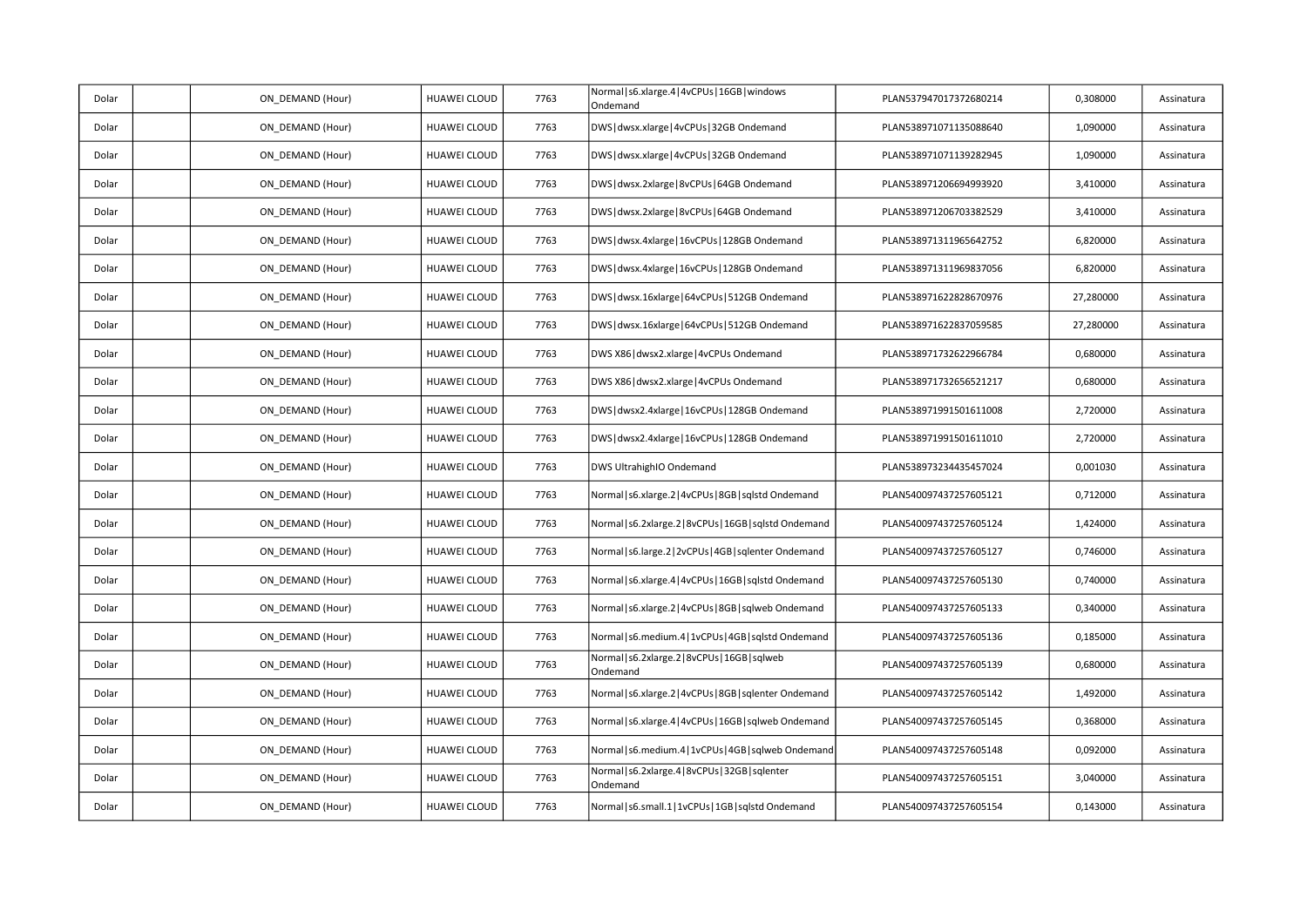| Dolar | | ON_DEMAND (Hour) | HUAWEI CLOUD | 7763 | Normal\|s6.xlarge.4\|4vCPUs\|16GB\|windows Ondemand | PLAN537947017372680214 | 0,308000 | Assinatura |
|---|---|---|---|---|---|---|---|---|
| Dolar | | ON_DEMAND (Hour) | HUAWEI CLOUD | 7763 | DWS\|dwsx.xlarge\|4vCPUs\|32GB Ondemand | PLAN538971071135088640 | 1,090000 | Assinatura |
| Dolar | | ON_DEMAND (Hour) | HUAWEI CLOUD | 7763 | DWS\|dwsx.xlarge\|4vCPUs\|32GB Ondemand | PLAN538971071139282945 | 1,090000 | Assinatura |
| Dolar | | ON_DEMAND (Hour) | HUAWEI CLOUD | 7763 | DWS\|dwsx.2xlarge\|8vCPUs\|64GB Ondemand | PLAN538971206694993920 | 3,410000 | Assinatura |
| Dolar | | ON_DEMAND (Hour) | HUAWEI CLOUD | 7763 | DWS\|dwsx.2xlarge\|8vCPUs\|64GB Ondemand | PLAN538971206703382529 | 3,410000 | Assinatura |
| Dolar | | ON_DEMAND (Hour) | HUAWEI CLOUD | 7763 | DWS\|dwsx.4xlarge\|16vCPUs\|128GB Ondemand | PLAN538971311965642752 | 6,820000 | Assinatura |
| Dolar | | ON_DEMAND (Hour) | HUAWEI CLOUD | 7763 | DWS\|dwsx.4xlarge\|16vCPUs\|128GB Ondemand | PLAN538971311969837056 | 6,820000 | Assinatura |
| Dolar | | ON_DEMAND (Hour) | HUAWEI CLOUD | 7763 | DWS\|dwsx.16xlarge\|64vCPUs\|512GB Ondemand | PLAN538971622828670976 | 27,280000 | Assinatura |
| Dolar | | ON_DEMAND (Hour) | HUAWEI CLOUD | 7763 | DWS\|dwsx.16xlarge\|64vCPUs\|512GB Ondemand | PLAN538971622837059585 | 27,280000 | Assinatura |
| Dolar | | ON_DEMAND (Hour) | HUAWEI CLOUD | 7763 | DWS X86\|dwsx2.xlarge\|4vCPUs Ondemand | PLAN538971732622966784 | 0,680000 | Assinatura |
| Dolar | | ON_DEMAND (Hour) | HUAWEI CLOUD | 7763 | DWS X86\|dwsx2.xlarge\|4vCPUs Ondemand | PLAN538971732656521217 | 0,680000 | Assinatura |
| Dolar | | ON_DEMAND (Hour) | HUAWEI CLOUD | 7763 | DWS\|dwsx2.4xlarge\|16vCPUs\|128GB Ondemand | PLAN538971991501611008 | 2,720000 | Assinatura |
| Dolar | | ON_DEMAND (Hour) | HUAWEI CLOUD | 7763 | DWS\|dwsx2.4xlarge\|16vCPUs\|128GB Ondemand | PLAN538971991501611010 | 2,720000 | Assinatura |
| Dolar | | ON_DEMAND (Hour) | HUAWEI CLOUD | 7763 | DWS UltrahighIO Ondemand | PLAN538973234435457024 | 0,001030 | Assinatura |
| Dolar | | ON_DEMAND (Hour) | HUAWEI CLOUD | 7763 | Normal\|s6.xlarge.2\|4vCPUs\|8GB\|sqlstd Ondemand | PLAN540097437257605121 | 0,712000 | Assinatura |
| Dolar | | ON_DEMAND (Hour) | HUAWEI CLOUD | 7763 | Normal\|s6.2xlarge.2\|8vCPUs\|16GB\|sqlstd Ondemand | PLAN540097437257605124 | 1,424000 | Assinatura |
| Dolar | | ON_DEMAND (Hour) | HUAWEI CLOUD | 7763 | Normal\|s6.large.2\|2vCPUs\|4GB\|sqlenter Ondemand | PLAN540097437257605127 | 0,746000 | Assinatura |
| Dolar | | ON_DEMAND (Hour) | HUAWEI CLOUD | 7763 | Normal\|s6.xlarge.4\|4vCPUs\|16GB\|sqlstd Ondemand | PLAN540097437257605130 | 0,740000 | Assinatura |
| Dolar | | ON_DEMAND (Hour) | HUAWEI CLOUD | 7763 | Normal\|s6.xlarge.2\|4vCPUs\|8GB\|sqlweb Ondemand | PLAN540097437257605133 | 0,340000 | Assinatura |
| Dolar | | ON_DEMAND (Hour) | HUAWEI CLOUD | 7763 | Normal\|s6.medium.4\|1vCPUs\|4GB\|sqlstd Ondemand | PLAN540097437257605136 | 0,185000 | Assinatura |
| Dolar | | ON_DEMAND (Hour) | HUAWEI CLOUD | 7763 | Normal\|s6.2xlarge.2\|8vCPUs\|16GB\|sqlweb Ondemand | PLAN540097437257605139 | 0,680000 | Assinatura |
| Dolar | | ON_DEMAND (Hour) | HUAWEI CLOUD | 7763 | Normal\|s6.xlarge.2\|4vCPUs\|8GB\|sqlenter Ondemand | PLAN540097437257605142 | 1,492000 | Assinatura |
| Dolar | | ON_DEMAND (Hour) | HUAWEI CLOUD | 7763 | Normal\|s6.xlarge.4\|4vCPUs\|16GB\|sqlweb Ondemand | PLAN540097437257605145 | 0,368000 | Assinatura |
| Dolar | | ON_DEMAND (Hour) | HUAWEI CLOUD | 7763 | Normal\|s6.medium.4\|1vCPUs\|4GB\|sqlweb Ondemand | PLAN540097437257605148 | 0,092000 | Assinatura |
| Dolar | | ON_DEMAND (Hour) | HUAWEI CLOUD | 7763 | Normal\|s6.2xlarge.4\|8vCPUs\|32GB\|sqlenter Ondemand | PLAN540097437257605151 | 3,040000 | Assinatura |
| Dolar | | ON_DEMAND (Hour) | HUAWEI CLOUD | 7763 | Normal\|s6.small.1\|1vCPUs\|1GB\|sqlstd Ondemand | PLAN540097437257605154 | 0,143000 | Assinatura |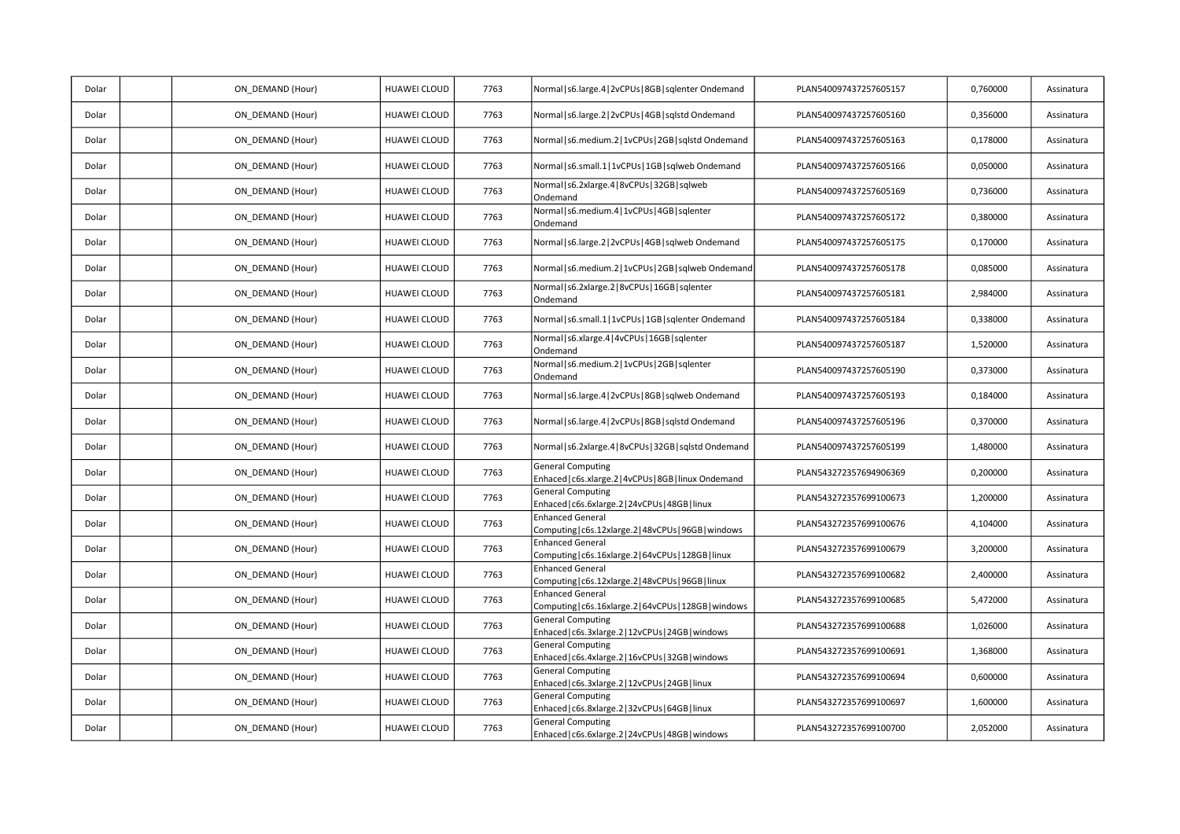| Dolar | | ON_DEMAND (Hour) | HUAWEI CLOUD | 7763 | Normal\|s6.large.4\|2vCPUs\|8GB\|sqlenter Ondemand | PLAN540097437257605157 | 0,760000 | Assinatura |
|---|---|---|---|---|---|---|---|---|
| Dolar | | ON_DEMAND (Hour) | HUAWEI CLOUD | 7763 | Normal\|s6.large.2\|2vCPUs\|4GB\|sqlstd Ondemand | PLAN540097437257605160 | 0,356000 | Assinatura |
| Dolar | | ON_DEMAND (Hour) | HUAWEI CLOUD | 7763 | Normal\|s6.medium.2\|1vCPUs\|2GB\|sqlstd Ondemand | PLAN540097437257605163 | 0,178000 | Assinatura |
| Dolar | | ON_DEMAND (Hour) | HUAWEI CLOUD | 7763 | Normal\|s6.small.1\|1vCPUs\|1GB\|sqlweb Ondemand | PLAN540097437257605166 | 0,050000 | Assinatura |
| Dolar | | ON_DEMAND (Hour) | HUAWEI CLOUD | 7763 | Normal\|s6.2xlarge.4\|8vCPUs\|32GB\|sqlweb Ondemand | PLAN540097437257605169 | 0,736000 | Assinatura |
| Dolar | | ON_DEMAND (Hour) | HUAWEI CLOUD | 7763 | Normal\|s6.medium.4\|1vCPUs\|4GB\|sqlenter Ondemand | PLAN540097437257605172 | 0,380000 | Assinatura |
| Dolar | | ON_DEMAND (Hour) | HUAWEI CLOUD | 7763 | Normal\|s6.large.2\|2vCPUs\|4GB\|sqlweb Ondemand | PLAN540097437257605175 | 0,170000 | Assinatura |
| Dolar | | ON_DEMAND (Hour) | HUAWEI CLOUD | 7763 | Normal\|s6.medium.2\|1vCPUs\|2GB\|sqlweb Ondemand | PLAN540097437257605178 | 0,085000 | Assinatura |
| Dolar | | ON_DEMAND (Hour) | HUAWEI CLOUD | 7763 | Normal\|s6.2xlarge.2\|8vCPUs\|16GB\|sqlenter Ondemand | PLAN540097437257605181 | 2,984000 | Assinatura |
| Dolar | | ON_DEMAND (Hour) | HUAWEI CLOUD | 7763 | Normal\|s6.small.1\|1vCPUs\|1GB\|sqlenter Ondemand | PLAN540097437257605184 | 0,338000 | Assinatura |
| Dolar | | ON_DEMAND (Hour) | HUAWEI CLOUD | 7763 | Normal\|s6.xlarge.4\|4vCPUs\|16GB\|sqlenter Ondemand | PLAN540097437257605187 | 1,520000 | Assinatura |
| Dolar | | ON_DEMAND (Hour) | HUAWEI CLOUD | 7763 | Normal\|s6.medium.2\|1vCPUs\|2GB\|sqlenter Ondemand | PLAN540097437257605190 | 0,373000 | Assinatura |
| Dolar | | ON_DEMAND (Hour) | HUAWEI CLOUD | 7763 | Normal\|s6.large.4\|2vCPUs\|8GB\|sqlweb Ondemand | PLAN540097437257605193 | 0,184000 | Assinatura |
| Dolar | | ON_DEMAND (Hour) | HUAWEI CLOUD | 7763 | Normal\|s6.large.4\|2vCPUs\|8GB\|sqlstd Ondemand | PLAN540097437257605196 | 0,370000 | Assinatura |
| Dolar | | ON_DEMAND (Hour) | HUAWEI CLOUD | 7763 | Normal\|s6.2xlarge.4\|8vCPUs\|32GB\|sqlstd Ondemand | PLAN540097437257605199 | 1,480000 | Assinatura |
| Dolar | | ON_DEMAND (Hour) | HUAWEI CLOUD | 7763 | General Computing Enhaced\|c6s.xlarge.2\|4vCPUs\|8GB\|linux Ondemand | PLAN543272357694906369 | 0,200000 | Assinatura |
| Dolar | | ON_DEMAND (Hour) | HUAWEI CLOUD | 7763 | General Computing Enhaced\|c6s.6xlarge.2\|24vCPUs\|48GB\|linux | PLAN543272357699100673 | 1,200000 | Assinatura |
| Dolar | | ON_DEMAND (Hour) | HUAWEI CLOUD | 7763 | Enhanced General Computing\|c6s.12xlarge.2\|48vCPUs\|96GB\|windows | PLAN543272357699100676 | 4,104000 | Assinatura |
| Dolar | | ON_DEMAND (Hour) | HUAWEI CLOUD | 7763 | Enhanced General Computing\|c6s.16xlarge.2\|64vCPUs\|128GB\|linux | PLAN543272357699100679 | 3,200000 | Assinatura |
| Dolar | | ON_DEMAND (Hour) | HUAWEI CLOUD | 7763 | Enhanced General Computing\|c6s.12xlarge.2\|48vCPUs\|96GB\|linux | PLAN543272357699100682 | 2,400000 | Assinatura |
| Dolar | | ON_DEMAND (Hour) | HUAWEI CLOUD | 7763 | Enhanced General Computing\|c6s.16xlarge.2\|64vCPUs\|128GB\|windows | PLAN543272357699100685 | 5,472000 | Assinatura |
| Dolar | | ON_DEMAND (Hour) | HUAWEI CLOUD | 7763 | General Computing Enhaced\|c6s.3xlarge.2\|12vCPUs\|24GB\|windows | PLAN543272357699100688 | 1,026000 | Assinatura |
| Dolar | | ON_DEMAND (Hour) | HUAWEI CLOUD | 7763 | General Computing Enhaced\|c6s.4xlarge.2\|16vCPUs\|32GB\|windows | PLAN543272357699100691 | 1,368000 | Assinatura |
| Dolar | | ON_DEMAND (Hour) | HUAWEI CLOUD | 7763 | General Computing Enhaced\|c6s.3xlarge.2\|12vCPUs\|24GB\|linux | PLAN543272357699100694 | 0,600000 | Assinatura |
| Dolar | | ON_DEMAND (Hour) | HUAWEI CLOUD | 7763 | General Computing Enhaced\|c6s.8xlarge.2\|32vCPUs\|64GB\|linux | PLAN543272357699100697 | 1,600000 | Assinatura |
| Dolar | | ON_DEMAND (Hour) | HUAWEI CLOUD | 7763 | General Computing Enhaced\|c6s.6xlarge.2\|24vCPUs\|48GB\|windows | PLAN543272357699100700 | 2,052000 | Assinatura |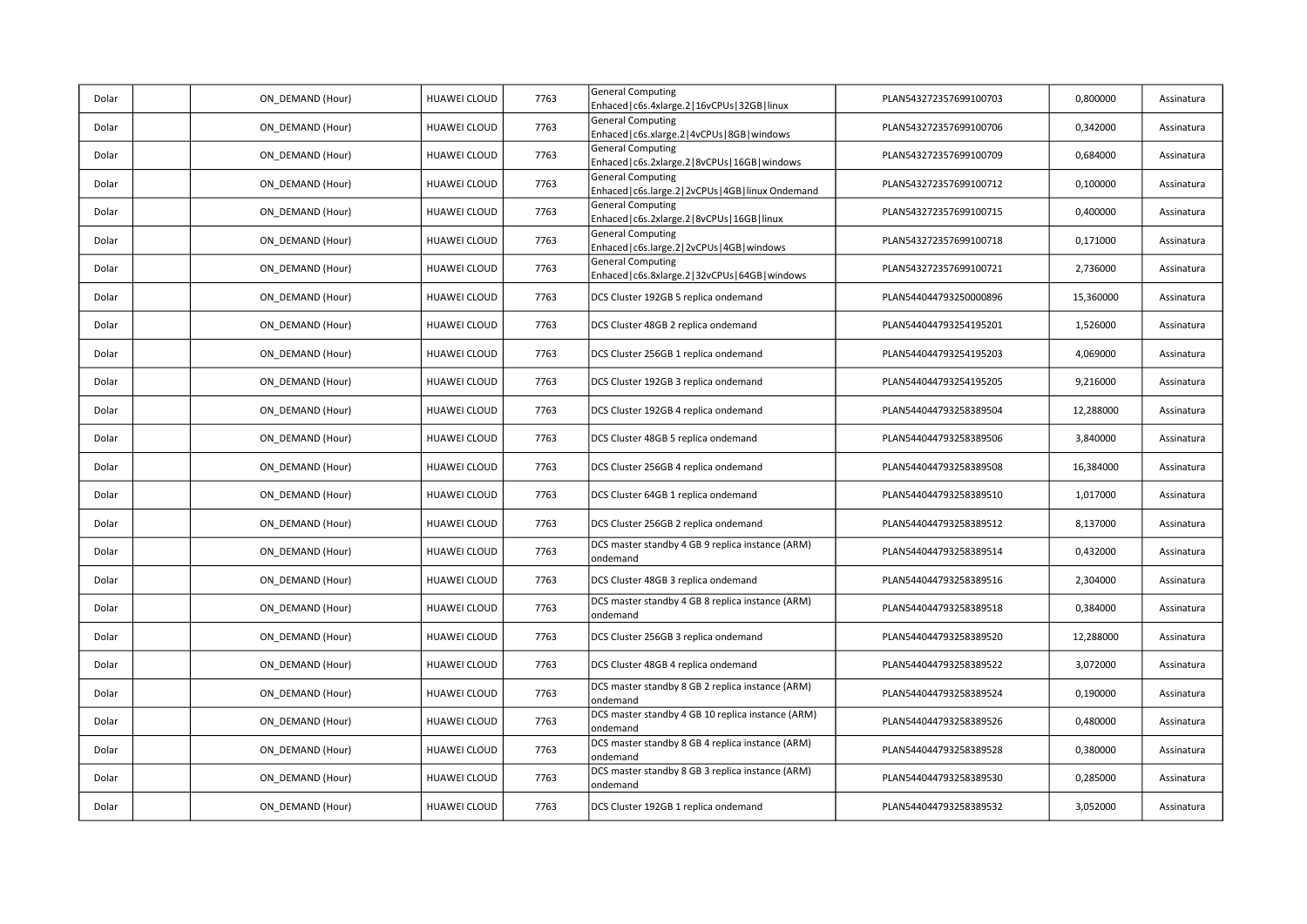| Dolar | | ON_DEMAND (Hour) | HUAWEI CLOUD | 7763 | General Computing Enhaced\|c6s.4xlarge.2\|16vCPUs\|32GB\|linux | PLAN543272357699100703 | 0,800000 | Assinatura |
|---|---|---|---|---|---|---|---|---|
| Dolar | | ON_DEMAND (Hour) | HUAWEI CLOUD | 7763 | General Computing Enhaced\|c6s.xlarge.2\|4vCPUs\|8GB\|windows | PLAN543272357699100706 | 0,342000 | Assinatura |
| Dolar | | ON_DEMAND (Hour) | HUAWEI CLOUD | 7763 | General Computing Enhaced\|c6s.2xlarge.2\|8vCPUs\|16GB\|windows | PLAN543272357699100709 | 0,684000 | Assinatura |
| Dolar | | ON_DEMAND (Hour) | HUAWEI CLOUD | 7763 | General Computing Enhaced\|c6s.large.2\|2vCPUs\|4GB\|linux Ondemand | PLAN543272357699100712 | 0,100000 | Assinatura |
| Dolar | | ON_DEMAND (Hour) | HUAWEI CLOUD | 7763 | General Computing Enhaced\|c6s.2xlarge.2\|8vCPUs\|16GB\|linux | PLAN543272357699100715 | 0,400000 | Assinatura |
| Dolar | | ON_DEMAND (Hour) | HUAWEI CLOUD | 7763 | General Computing Enhaced\|c6s.large.2\|2vCPUs\|4GB\|windows | PLAN543272357699100718 | 0,171000 | Assinatura |
| Dolar | | ON_DEMAND (Hour) | HUAWEI CLOUD | 7763 | General Computing Enhaced\|c6s.8xlarge.2\|32vCPUs\|64GB\|windows | PLAN543272357699100721 | 2,736000 | Assinatura |
| Dolar | | ON_DEMAND (Hour) | HUAWEI CLOUD | 7763 | DCS Cluster 192GB 5 replica ondemand | PLAN544044793250000896 | 15,360000 | Assinatura |
| Dolar | | ON_DEMAND (Hour) | HUAWEI CLOUD | 7763 | DCS Cluster 48GB 2 replica ondemand | PLAN544044793254195201 | 1,526000 | Assinatura |
| Dolar | | ON_DEMAND (Hour) | HUAWEI CLOUD | 7763 | DCS Cluster 256GB 1 replica ondemand | PLAN544044793254195203 | 4,069000 | Assinatura |
| Dolar | | ON_DEMAND (Hour) | HUAWEI CLOUD | 7763 | DCS Cluster 192GB 3 replica ondemand | PLAN544044793254195205 | 9,216000 | Assinatura |
| Dolar | | ON_DEMAND (Hour) | HUAWEI CLOUD | 7763 | DCS Cluster 192GB 4 replica ondemand | PLAN544044793258389504 | 12,288000 | Assinatura |
| Dolar | | ON_DEMAND (Hour) | HUAWEI CLOUD | 7763 | DCS Cluster 48GB 5 replica ondemand | PLAN544044793258389506 | 3,840000 | Assinatura |
| Dolar | | ON_DEMAND (Hour) | HUAWEI CLOUD | 7763 | DCS Cluster 256GB 4 replica ondemand | PLAN544044793258389508 | 16,384000 | Assinatura |
| Dolar | | ON_DEMAND (Hour) | HUAWEI CLOUD | 7763 | DCS Cluster 64GB 1 replica ondemand | PLAN544044793258389510 | 1,017000 | Assinatura |
| Dolar | | ON_DEMAND (Hour) | HUAWEI CLOUD | 7763 | DCS Cluster 256GB 2 replica ondemand | PLAN544044793258389512 | 8,137000 | Assinatura |
| Dolar | | ON_DEMAND (Hour) | HUAWEI CLOUD | 7763 | DCS master standby 4 GB 9 replica instance (ARM) ondemand | PLAN544044793258389514 | 0,432000 | Assinatura |
| Dolar | | ON_DEMAND (Hour) | HUAWEI CLOUD | 7763 | DCS Cluster 48GB 3 replica ondemand | PLAN544044793258389516 | 2,304000 | Assinatura |
| Dolar | | ON_DEMAND (Hour) | HUAWEI CLOUD | 7763 | DCS master standby 4 GB 8 replica instance (ARM) ondemand | PLAN544044793258389518 | 0,384000 | Assinatura |
| Dolar | | ON_DEMAND (Hour) | HUAWEI CLOUD | 7763 | DCS Cluster 256GB 3 replica ondemand | PLAN544044793258389520 | 12,288000 | Assinatura |
| Dolar | | ON_DEMAND (Hour) | HUAWEI CLOUD | 7763 | DCS Cluster 48GB 4 replica ondemand | PLAN544044793258389522 | 3,072000 | Assinatura |
| Dolar | | ON_DEMAND (Hour) | HUAWEI CLOUD | 7763 | DCS master standby 8 GB 2 replica instance (ARM) ondemand | PLAN544044793258389524 | 0,190000 | Assinatura |
| Dolar | | ON_DEMAND (Hour) | HUAWEI CLOUD | 7763 | DCS master standby 4 GB 10 replica instance (ARM) ondemand | PLAN544044793258389526 | 0,480000 | Assinatura |
| Dolar | | ON_DEMAND (Hour) | HUAWEI CLOUD | 7763 | DCS master standby 8 GB 4 replica instance (ARM) ondemand | PLAN544044793258389528 | 0,380000 | Assinatura |
| Dolar | | ON_DEMAND (Hour) | HUAWEI CLOUD | 7763 | DCS master standby 8 GB 3 replica instance (ARM) ondemand | PLAN544044793258389530 | 0,285000 | Assinatura |
| Dolar | | ON_DEMAND (Hour) | HUAWEI CLOUD | 7763 | DCS Cluster 192GB 1 replica ondemand | PLAN544044793258389532 | 3,052000 | Assinatura |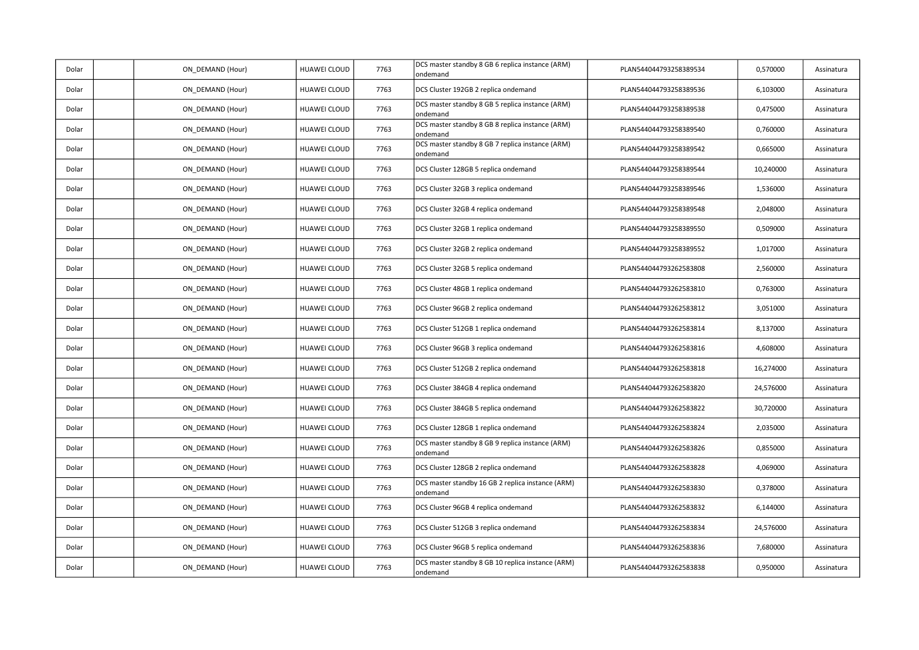| | | | | | | | | |
|---|---|---|---|---|---|---|---|---|
| Dolar | | ON_DEMAND (Hour) | HUAWEI CLOUD | 7763 | DCS master standby 8 GB 6 replica instance (ARM) ondemand | PLAN544044793258389534 | 0,570000 | Assinatura |
| Dolar | | ON_DEMAND (Hour) | HUAWEI CLOUD | 7763 | DCS Cluster 192GB 2 replica ondemand | PLAN544044793258389536 | 6,103000 | Assinatura |
| Dolar | | ON_DEMAND (Hour) | HUAWEI CLOUD | 7763 | DCS master standby 8 GB 5 replica instance (ARM) ondemand | PLAN544044793258389538 | 0,475000 | Assinatura |
| Dolar | | ON_DEMAND (Hour) | HUAWEI CLOUD | 7763 | DCS master standby 8 GB 8 replica instance (ARM) ondemand | PLAN544044793258389540 | 0,760000 | Assinatura |
| Dolar | | ON_DEMAND (Hour) | HUAWEI CLOUD | 7763 | DCS master standby 8 GB 7 replica instance (ARM) ondemand | PLAN544044793258389542 | 0,665000 | Assinatura |
| Dolar | | ON_DEMAND (Hour) | HUAWEI CLOUD | 7763 | DCS Cluster 128GB 5 replica ondemand | PLAN544044793258389544 | 10,240000 | Assinatura |
| Dolar | | ON_DEMAND (Hour) | HUAWEI CLOUD | 7763 | DCS Cluster 32GB 3 replica ondemand | PLAN544044793258389546 | 1,536000 | Assinatura |
| Dolar | | ON_DEMAND (Hour) | HUAWEI CLOUD | 7763 | DCS Cluster 32GB 4 replica ondemand | PLAN544044793258389548 | 2,048000 | Assinatura |
| Dolar | | ON_DEMAND (Hour) | HUAWEI CLOUD | 7763 | DCS Cluster 32GB 1 replica ondemand | PLAN544044793258389550 | 0,509000 | Assinatura |
| Dolar | | ON_DEMAND (Hour) | HUAWEI CLOUD | 7763 | DCS Cluster 32GB 2 replica ondemand | PLAN544044793258389552 | 1,017000 | Assinatura |
| Dolar | | ON_DEMAND (Hour) | HUAWEI CLOUD | 7763 | DCS Cluster 32GB 5 replica ondemand | PLAN544044793262583808 | 2,560000 | Assinatura |
| Dolar | | ON_DEMAND (Hour) | HUAWEI CLOUD | 7763 | DCS Cluster 48GB 1 replica ondemand | PLAN544044793262583810 | 0,763000 | Assinatura |
| Dolar | | ON_DEMAND (Hour) | HUAWEI CLOUD | 7763 | DCS Cluster 96GB 2 replica ondemand | PLAN544044793262583812 | 3,051000 | Assinatura |
| Dolar | | ON_DEMAND (Hour) | HUAWEI CLOUD | 7763 | DCS Cluster 512GB 1 replica ondemand | PLAN544044793262583814 | 8,137000 | Assinatura |
| Dolar | | ON_DEMAND (Hour) | HUAWEI CLOUD | 7763 | DCS Cluster 96GB 3 replica ondemand | PLAN544044793262583816 | 4,608000 | Assinatura |
| Dolar | | ON_DEMAND (Hour) | HUAWEI CLOUD | 7763 | DCS Cluster 512GB 2 replica ondemand | PLAN544044793262583818 | 16,274000 | Assinatura |
| Dolar | | ON_DEMAND (Hour) | HUAWEI CLOUD | 7763 | DCS Cluster 384GB 4 replica ondemand | PLAN544044793262583820 | 24,576000 | Assinatura |
| Dolar | | ON_DEMAND (Hour) | HUAWEI CLOUD | 7763 | DCS Cluster 384GB 5 replica ondemand | PLAN544044793262583822 | 30,720000 | Assinatura |
| Dolar | | ON_DEMAND (Hour) | HUAWEI CLOUD | 7763 | DCS Cluster 128GB 1 replica ondemand | PLAN544044793262583824 | 2,035000 | Assinatura |
| Dolar | | ON_DEMAND (Hour) | HUAWEI CLOUD | 7763 | DCS master standby 8 GB 9 replica instance (ARM) ondemand | PLAN544044793262583826 | 0,855000 | Assinatura |
| Dolar | | ON_DEMAND (Hour) | HUAWEI CLOUD | 7763 | DCS Cluster 128GB 2 replica ondemand | PLAN544044793262583828 | 4,069000 | Assinatura |
| Dolar | | ON_DEMAND (Hour) | HUAWEI CLOUD | 7763 | DCS master standby 16 GB 2 replica instance (ARM) ondemand | PLAN544044793262583830 | 0,378000 | Assinatura |
| Dolar | | ON_DEMAND (Hour) | HUAWEI CLOUD | 7763 | DCS Cluster 96GB 4 replica ondemand | PLAN544044793262583832 | 6,144000 | Assinatura |
| Dolar | | ON_DEMAND (Hour) | HUAWEI CLOUD | 7763 | DCS Cluster 512GB 3 replica ondemand | PLAN544044793262583834 | 24,576000 | Assinatura |
| Dolar | | ON_DEMAND (Hour) | HUAWEI CLOUD | 7763 | DCS Cluster 96GB 5 replica ondemand | PLAN544044793262583836 | 7,680000 | Assinatura |
| Dolar | | ON_DEMAND (Hour) | HUAWEI CLOUD | 7763 | DCS master standby 8 GB 10 replica instance (ARM) ondemand | PLAN544044793262583838 | 0,950000 | Assinatura |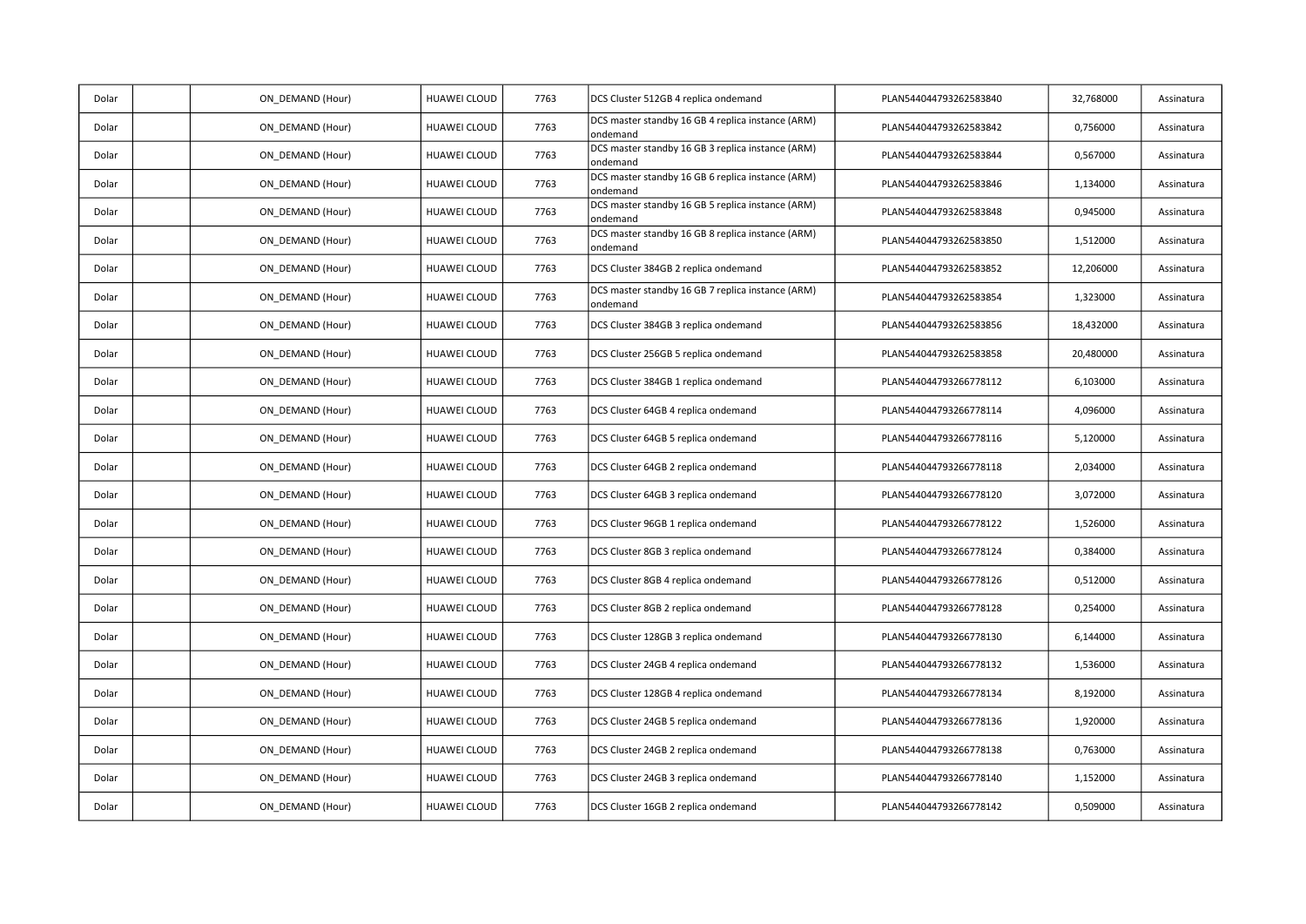| Dolar | | ON_DEMAND (Hour) | HUAWEI CLOUD | 7763 | DCS Cluster 512GB 4 replica ondemand | PLAN544044793262583840 | 32,768000 | Assinatura |
|---|---|---|---|---|---|---|---|---|
| Dolar | | ON_DEMAND (Hour) | HUAWEI CLOUD | 7763 | DCS master standby 16 GB 4 replica instance (ARM) ondemand | PLAN544044793262583842 | 0,756000 | Assinatura |
| Dolar | | ON_DEMAND (Hour) | HUAWEI CLOUD | 7763 | DCS master standby 16 GB 3 replica instance (ARM) ondemand | PLAN544044793262583844 | 0,567000 | Assinatura |
| Dolar | | ON_DEMAND (Hour) | HUAWEI CLOUD | 7763 | DCS master standby 16 GB 6 replica instance (ARM) ondemand | PLAN544044793262583846 | 1,134000 | Assinatura |
| Dolar | | ON_DEMAND (Hour) | HUAWEI CLOUD | 7763 | DCS master standby 16 GB 5 replica instance (ARM) ondemand | PLAN544044793262583848 | 0,945000 | Assinatura |
| Dolar | | ON_DEMAND (Hour) | HUAWEI CLOUD | 7763 | DCS master standby 16 GB 8 replica instance (ARM) ondemand | PLAN544044793262583850 | 1,512000 | Assinatura |
| Dolar | | ON_DEMAND (Hour) | HUAWEI CLOUD | 7763 | DCS Cluster 384GB 2 replica ondemand | PLAN544044793262583852 | 12,206000 | Assinatura |
| Dolar | | ON_DEMAND (Hour) | HUAWEI CLOUD | 7763 | DCS master standby 16 GB 7 replica instance (ARM) ondemand | PLAN544044793262583854 | 1,323000 | Assinatura |
| Dolar | | ON_DEMAND (Hour) | HUAWEI CLOUD | 7763 | DCS Cluster 384GB 3 replica ondemand | PLAN544044793262583856 | 18,432000 | Assinatura |
| Dolar | | ON_DEMAND (Hour) | HUAWEI CLOUD | 7763 | DCS Cluster 256GB 5 replica ondemand | PLAN544044793262583858 | 20,480000 | Assinatura |
| Dolar | | ON_DEMAND (Hour) | HUAWEI CLOUD | 7763 | DCS Cluster 384GB 1 replica ondemand | PLAN544044793266778112 | 6,103000 | Assinatura |
| Dolar | | ON_DEMAND (Hour) | HUAWEI CLOUD | 7763 | DCS Cluster 64GB 4 replica ondemand | PLAN544044793266778114 | 4,096000 | Assinatura |
| Dolar | | ON_DEMAND (Hour) | HUAWEI CLOUD | 7763 | DCS Cluster 64GB 5 replica ondemand | PLAN544044793266778116 | 5,120000 | Assinatura |
| Dolar | | ON_DEMAND (Hour) | HUAWEI CLOUD | 7763 | DCS Cluster 64GB 2 replica ondemand | PLAN544044793266778118 | 2,034000 | Assinatura |
| Dolar | | ON_DEMAND (Hour) | HUAWEI CLOUD | 7763 | DCS Cluster 64GB 3 replica ondemand | PLAN544044793266778120 | 3,072000 | Assinatura |
| Dolar | | ON_DEMAND (Hour) | HUAWEI CLOUD | 7763 | DCS Cluster 96GB 1 replica ondemand | PLAN544044793266778122 | 1,526000 | Assinatura |
| Dolar | | ON_DEMAND (Hour) | HUAWEI CLOUD | 7763 | DCS Cluster 8GB 3 replica ondemand | PLAN544044793266778124 | 0,384000 | Assinatura |
| Dolar | | ON_DEMAND (Hour) | HUAWEI CLOUD | 7763 | DCS Cluster 8GB 4 replica ondemand | PLAN544044793266778126 | 0,512000 | Assinatura |
| Dolar | | ON_DEMAND (Hour) | HUAWEI CLOUD | 7763 | DCS Cluster 8GB 2 replica ondemand | PLAN544044793266778128 | 0,254000 | Assinatura |
| Dolar | | ON_DEMAND (Hour) | HUAWEI CLOUD | 7763 | DCS Cluster 128GB 3 replica ondemand | PLAN544044793266778130 | 6,144000 | Assinatura |
| Dolar | | ON_DEMAND (Hour) | HUAWEI CLOUD | 7763 | DCS Cluster 24GB 4 replica ondemand | PLAN544044793266778132 | 1,536000 | Assinatura |
| Dolar | | ON_DEMAND (Hour) | HUAWEI CLOUD | 7763 | DCS Cluster 128GB 4 replica ondemand | PLAN544044793266778134 | 8,192000 | Assinatura |
| Dolar | | ON_DEMAND (Hour) | HUAWEI CLOUD | 7763 | DCS Cluster 24GB 5 replica ondemand | PLAN544044793266778136 | 1,920000 | Assinatura |
| Dolar | | ON_DEMAND (Hour) | HUAWEI CLOUD | 7763 | DCS Cluster 24GB 2 replica ondemand | PLAN544044793266778138 | 0,763000 | Assinatura |
| Dolar | | ON_DEMAND (Hour) | HUAWEI CLOUD | 7763 | DCS Cluster 24GB 3 replica ondemand | PLAN544044793266778140 | 1,152000 | Assinatura |
| Dolar | | ON_DEMAND (Hour) | HUAWEI CLOUD | 7763 | DCS Cluster 16GB 2 replica ondemand | PLAN544044793266778142 | 0,509000 | Assinatura |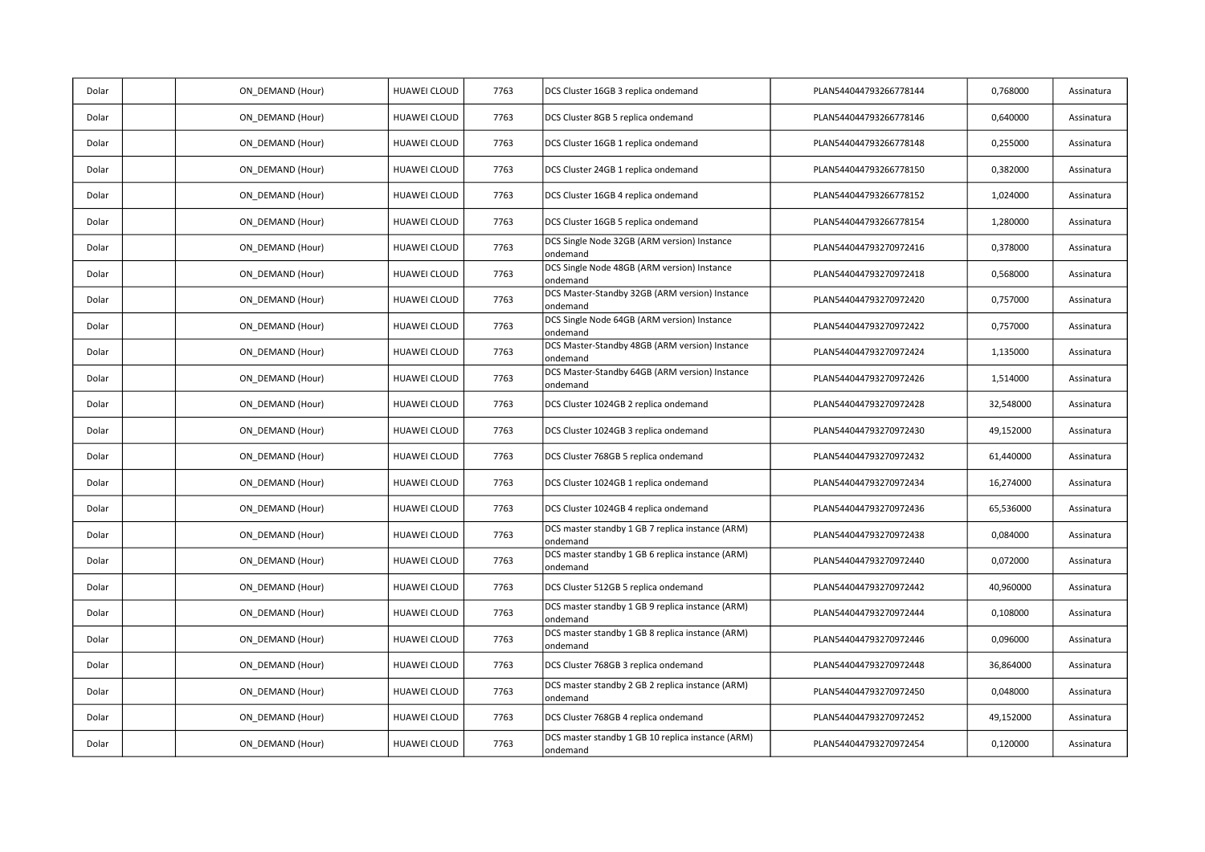| | | | | | | | | |
|---|---|---|---|---|---|---|---|---|
| Dolar | | ON_DEMAND (Hour) | HUAWEI CLOUD | 7763 | DCS Cluster 16GB 3 replica ondemand | PLAN544044793266778144 | 0,768000 | Assinatura |
| Dolar | | ON_DEMAND (Hour) | HUAWEI CLOUD | 7763 | DCS Cluster 8GB 5 replica ondemand | PLAN544044793266778146 | 0,640000 | Assinatura |
| Dolar | | ON_DEMAND (Hour) | HUAWEI CLOUD | 7763 | DCS Cluster 16GB 1 replica ondemand | PLAN544044793266778148 | 0,255000 | Assinatura |
| Dolar | | ON_DEMAND (Hour) | HUAWEI CLOUD | 7763 | DCS Cluster 24GB 1 replica ondemand | PLAN544044793266778150 | 0,382000 | Assinatura |
| Dolar | | ON_DEMAND (Hour) | HUAWEI CLOUD | 7763 | DCS Cluster 16GB 4 replica ondemand | PLAN544044793266778152 | 1,024000 | Assinatura |
| Dolar | | ON_DEMAND (Hour) | HUAWEI CLOUD | 7763 | DCS Cluster 16GB 5 replica ondemand | PLAN544044793266778154 | 1,280000 | Assinatura |
| Dolar | | ON_DEMAND (Hour) | HUAWEI CLOUD | 7763 | DCS Single Node 32GB (ARM version) Instance ondemand | PLAN544044793270972416 | 0,378000 | Assinatura |
| Dolar | | ON_DEMAND (Hour) | HUAWEI CLOUD | 7763 | DCS Single Node 48GB (ARM version) Instance ondemand | PLAN544044793270972418 | 0,568000 | Assinatura |
| Dolar | | ON_DEMAND (Hour) | HUAWEI CLOUD | 7763 | DCS Master-Standby 32GB (ARM version) Instance ondemand | PLAN544044793270972420 | 0,757000 | Assinatura |
| Dolar | | ON_DEMAND (Hour) | HUAWEI CLOUD | 7763 | DCS Single Node 64GB (ARM version) Instance ondemand | PLAN544044793270972422 | 0,757000 | Assinatura |
| Dolar | | ON_DEMAND (Hour) | HUAWEI CLOUD | 7763 | DCS Master-Standby 48GB (ARM version) Instance ondemand | PLAN544044793270972424 | 1,135000 | Assinatura |
| Dolar | | ON_DEMAND (Hour) | HUAWEI CLOUD | 7763 | DCS Master-Standby 64GB (ARM version) Instance ondemand | PLAN544044793270972426 | 1,514000 | Assinatura |
| Dolar | | ON_DEMAND (Hour) | HUAWEI CLOUD | 7763 | DCS Cluster 1024GB 2 replica ondemand | PLAN544044793270972428 | 32,548000 | Assinatura |
| Dolar | | ON_DEMAND (Hour) | HUAWEI CLOUD | 7763 | DCS Cluster 1024GB 3 replica ondemand | PLAN544044793270972430 | 49,152000 | Assinatura |
| Dolar | | ON_DEMAND (Hour) | HUAWEI CLOUD | 7763 | DCS Cluster 768GB 5 replica ondemand | PLAN544044793270972432 | 61,440000 | Assinatura |
| Dolar | | ON_DEMAND (Hour) | HUAWEI CLOUD | 7763 | DCS Cluster 1024GB 1 replica ondemand | PLAN544044793270972434 | 16,274000 | Assinatura |
| Dolar | | ON_DEMAND (Hour) | HUAWEI CLOUD | 7763 | DCS Cluster 1024GB 4 replica ondemand | PLAN544044793270972436 | 65,536000 | Assinatura |
| Dolar | | ON_DEMAND (Hour) | HUAWEI CLOUD | 7763 | DCS master standby 1 GB 7 replica instance (ARM) ondemand | PLAN544044793270972438 | 0,084000 | Assinatura |
| Dolar | | ON_DEMAND (Hour) | HUAWEI CLOUD | 7763 | DCS master standby 1 GB 6 replica instance (ARM) ondemand | PLAN544044793270972440 | 0,072000 | Assinatura |
| Dolar | | ON_DEMAND (Hour) | HUAWEI CLOUD | 7763 | DCS Cluster 512GB 5 replica ondemand | PLAN544044793270972442 | 40,960000 | Assinatura |
| Dolar | | ON_DEMAND (Hour) | HUAWEI CLOUD | 7763 | DCS master standby 1 GB 9 replica instance (ARM) ondemand | PLAN544044793270972444 | 0,108000 | Assinatura |
| Dolar | | ON_DEMAND (Hour) | HUAWEI CLOUD | 7763 | DCS master standby 1 GB 8 replica instance (ARM) ondemand | PLAN544044793270972446 | 0,096000 | Assinatura |
| Dolar | | ON_DEMAND (Hour) | HUAWEI CLOUD | 7763 | DCS Cluster 768GB 3 replica ondemand | PLAN544044793270972448 | 36,864000 | Assinatura |
| Dolar | | ON_DEMAND (Hour) | HUAWEI CLOUD | 7763 | DCS master standby 2 GB 2 replica instance (ARM) ondemand | PLAN544044793270972450 | 0,048000 | Assinatura |
| Dolar | | ON_DEMAND (Hour) | HUAWEI CLOUD | 7763 | DCS Cluster 768GB 4 replica ondemand | PLAN544044793270972452 | 49,152000 | Assinatura |
| Dolar | | ON_DEMAND (Hour) | HUAWEI CLOUD | 7763 | DCS master standby 1 GB 10 replica instance (ARM) ondemand | PLAN544044793270972454 | 0,120000 | Assinatura |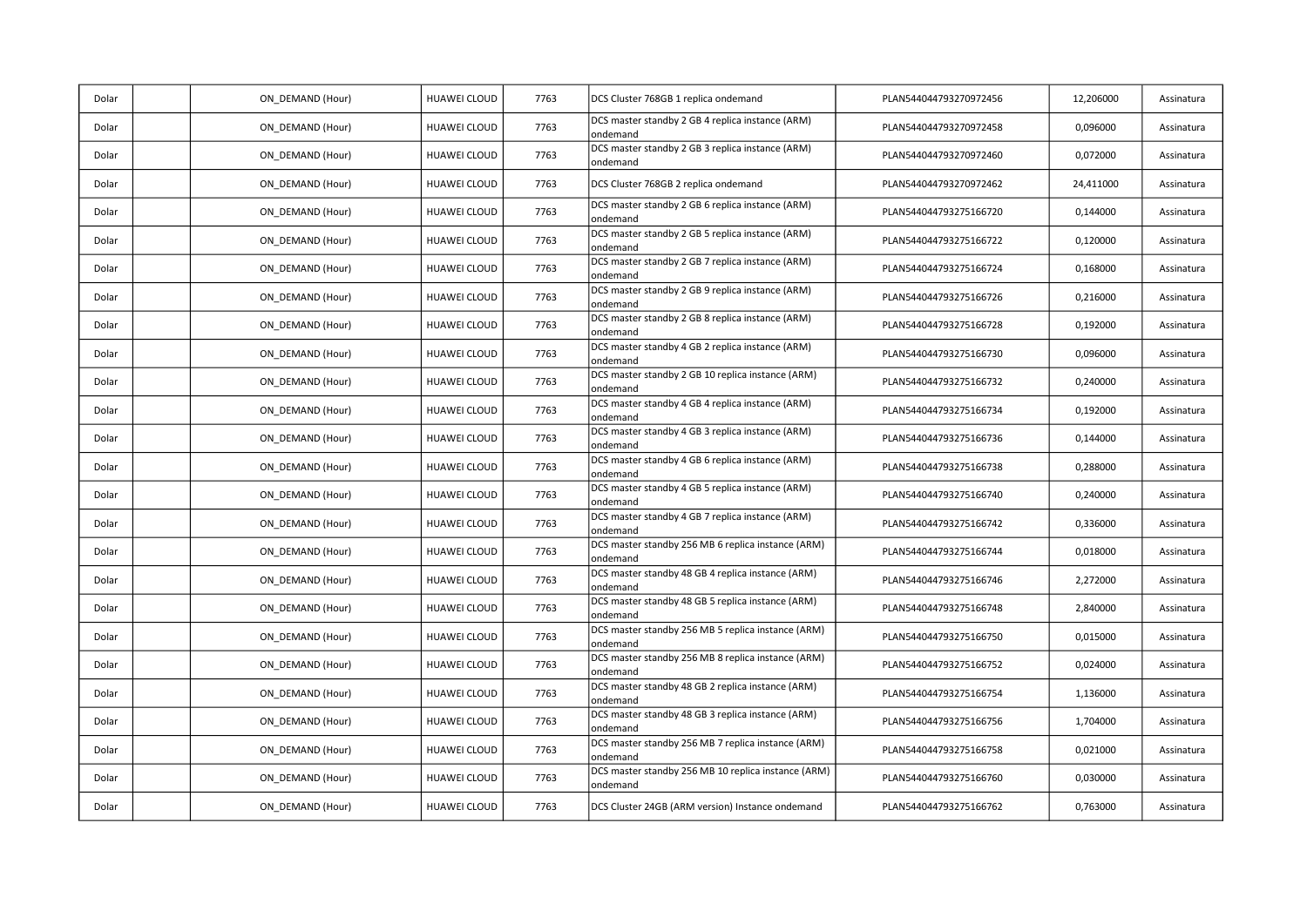| Dolar | | ON_DEMAND (Hour) | HUAWEI CLOUD | 7763 | DCS Cluster 768GB 1 replica ondemand | PLAN544044793270972456 | 12,206000 | Assinatura |
|---|---|---|---|---|---|---|---|---|
| Dolar | | ON_DEMAND (Hour) | HUAWEI CLOUD | 7763 | DCS master standby 2 GB 4 replica instance (ARM) ondemand | PLAN544044793270972458 | 0,096000 | Assinatura |
| Dolar | | ON_DEMAND (Hour) | HUAWEI CLOUD | 7763 | DCS master standby 2 GB 3 replica instance (ARM) ondemand | PLAN544044793270972460 | 0,072000 | Assinatura |
| Dolar | | ON_DEMAND (Hour) | HUAWEI CLOUD | 7763 | DCS Cluster 768GB 2 replica ondemand | PLAN544044793270972462 | 24,411000 | Assinatura |
| Dolar | | ON_DEMAND (Hour) | HUAWEI CLOUD | 7763 | DCS master standby 2 GB 6 replica instance (ARM) ondemand | PLAN544044793275166720 | 0,144000 | Assinatura |
| Dolar | | ON_DEMAND (Hour) | HUAWEI CLOUD | 7763 | DCS master standby 2 GB 5 replica instance (ARM) ondemand | PLAN544044793275166722 | 0,120000 | Assinatura |
| Dolar | | ON_DEMAND (Hour) | HUAWEI CLOUD | 7763 | DCS master standby 2 GB 7 replica instance (ARM) ondemand | PLAN544044793275166724 | 0,168000 | Assinatura |
| Dolar | | ON_DEMAND (Hour) | HUAWEI CLOUD | 7763 | DCS master standby 2 GB 9 replica instance (ARM) ondemand | PLAN544044793275166726 | 0,216000 | Assinatura |
| Dolar | | ON_DEMAND (Hour) | HUAWEI CLOUD | 7763 | DCS master standby 2 GB 8 replica instance (ARM) ondemand | PLAN544044793275166728 | 0,192000 | Assinatura |
| Dolar | | ON_DEMAND (Hour) | HUAWEI CLOUD | 7763 | DCS master standby 4 GB 2 replica instance (ARM) ondemand | PLAN544044793275166730 | 0,096000 | Assinatura |
| Dolar | | ON_DEMAND (Hour) | HUAWEI CLOUD | 7763 | DCS master standby 2 GB 10 replica instance (ARM) ondemand | PLAN544044793275166732 | 0,240000 | Assinatura |
| Dolar | | ON_DEMAND (Hour) | HUAWEI CLOUD | 7763 | DCS master standby 4 GB 4 replica instance (ARM) ondemand | PLAN544044793275166734 | 0,192000 | Assinatura |
| Dolar | | ON_DEMAND (Hour) | HUAWEI CLOUD | 7763 | DCS master standby 4 GB 3 replica instance (ARM) ondemand | PLAN544044793275166736 | 0,144000 | Assinatura |
| Dolar | | ON_DEMAND (Hour) | HUAWEI CLOUD | 7763 | DCS master standby 4 GB 6 replica instance (ARM) ondemand | PLAN544044793275166738 | 0,288000 | Assinatura |
| Dolar | | ON_DEMAND (Hour) | HUAWEI CLOUD | 7763 | DCS master standby 4 GB 5 replica instance (ARM) ondemand | PLAN544044793275166740 | 0,240000 | Assinatura |
| Dolar | | ON_DEMAND (Hour) | HUAWEI CLOUD | 7763 | DCS master standby 4 GB 7 replica instance (ARM) ondemand | PLAN544044793275166742 | 0,336000 | Assinatura |
| Dolar | | ON_DEMAND (Hour) | HUAWEI CLOUD | 7763 | DCS master standby 256 MB 6 replica instance (ARM) ondemand | PLAN544044793275166744 | 0,018000 | Assinatura |
| Dolar | | ON_DEMAND (Hour) | HUAWEI CLOUD | 7763 | DCS master standby 48 GB 4 replica instance (ARM) ondemand | PLAN544044793275166746 | 2,272000 | Assinatura |
| Dolar | | ON_DEMAND (Hour) | HUAWEI CLOUD | 7763 | DCS master standby 48 GB 5 replica instance (ARM) ondemand | PLAN544044793275166748 | 2,840000 | Assinatura |
| Dolar | | ON_DEMAND (Hour) | HUAWEI CLOUD | 7763 | DCS master standby 256 MB 5 replica instance (ARM) ondemand | PLAN544044793275166750 | 0,015000 | Assinatura |
| Dolar | | ON_DEMAND (Hour) | HUAWEI CLOUD | 7763 | DCS master standby 256 MB 8 replica instance (ARM) ondemand | PLAN544044793275166752 | 0,024000 | Assinatura |
| Dolar | | ON_DEMAND (Hour) | HUAWEI CLOUD | 7763 | DCS master standby 48 GB 2 replica instance (ARM) ondemand | PLAN544044793275166754 | 1,136000 | Assinatura |
| Dolar | | ON_DEMAND (Hour) | HUAWEI CLOUD | 7763 | DCS master standby 48 GB 3 replica instance (ARM) ondemand | PLAN544044793275166756 | 1,704000 | Assinatura |
| Dolar | | ON_DEMAND (Hour) | HUAWEI CLOUD | 7763 | DCS master standby 256 MB 7 replica instance (ARM) ondemand | PLAN544044793275166758 | 0,021000 | Assinatura |
| Dolar | | ON_DEMAND (Hour) | HUAWEI CLOUD | 7763 | DCS master standby 256 MB 10 replica instance (ARM) ondemand | PLAN544044793275166760 | 0,030000 | Assinatura |
| Dolar | | ON_DEMAND (Hour) | HUAWEI CLOUD | 7763 | DCS Cluster 24GB (ARM version) Instance ondemand | PLAN544044793275166762 | 0,763000 | Assinatura |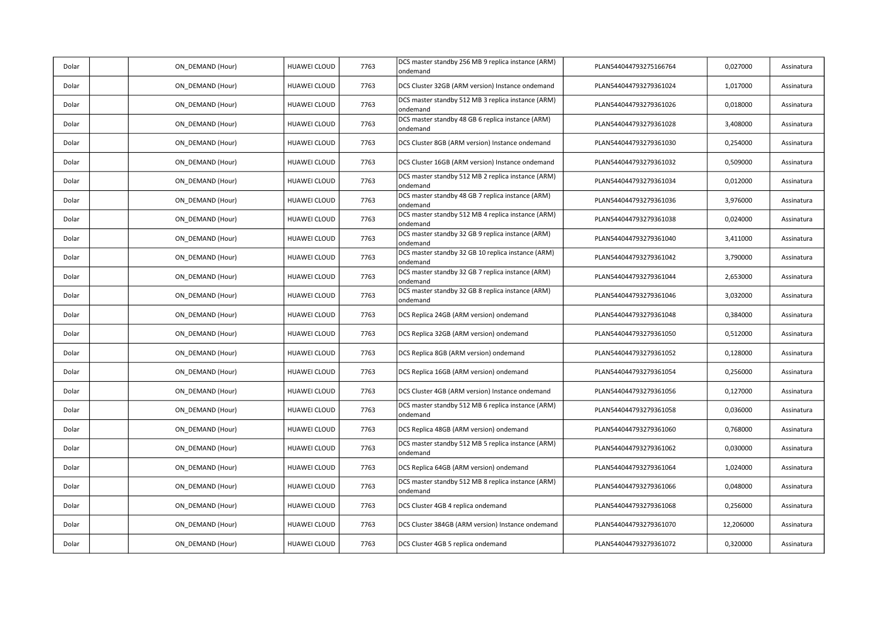| | | | | | | | | |
|---|---|---|---|---|---|---|---|---|
| Dolar | | ON_DEMAND (Hour) | HUAWEI CLOUD | 7763 | DCS master standby 256 MB 9 replica instance (ARM) ondemand | PLAN544044793275166764 | 0,027000 | Assinatura |
| Dolar | | ON_DEMAND (Hour) | HUAWEI CLOUD | 7763 | DCS Cluster 32GB (ARM version) Instance ondemand | PLAN544044793279361024 | 1,017000 | Assinatura |
| Dolar | | ON_DEMAND (Hour) | HUAWEI CLOUD | 7763 | DCS master standby 512 MB 3 replica instance (ARM) ondemand | PLAN544044793279361026 | 0,018000 | Assinatura |
| Dolar | | ON_DEMAND (Hour) | HUAWEI CLOUD | 7763 | DCS master standby 48 GB 6 replica instance (ARM) ondemand | PLAN544044793279361028 | 3,408000 | Assinatura |
| Dolar | | ON_DEMAND (Hour) | HUAWEI CLOUD | 7763 | DCS Cluster 8GB (ARM version) Instance ondemand | PLAN544044793279361030 | 0,254000 | Assinatura |
| Dolar | | ON_DEMAND (Hour) | HUAWEI CLOUD | 7763 | DCS Cluster 16GB (ARM version) Instance ondemand | PLAN544044793279361032 | 0,509000 | Assinatura |
| Dolar | | ON_DEMAND (Hour) | HUAWEI CLOUD | 7763 | DCS master standby 512 MB 2 replica instance (ARM) ondemand | PLAN544044793279361034 | 0,012000 | Assinatura |
| Dolar | | ON_DEMAND (Hour) | HUAWEI CLOUD | 7763 | DCS master standby 48 GB 7 replica instance (ARM) ondemand | PLAN544044793279361036 | 3,976000 | Assinatura |
| Dolar | | ON_DEMAND (Hour) | HUAWEI CLOUD | 7763 | DCS master standby 512 MB 4 replica instance (ARM) ondemand | PLAN544044793279361038 | 0,024000 | Assinatura |
| Dolar | | ON_DEMAND (Hour) | HUAWEI CLOUD | 7763 | DCS master standby 32 GB 9 replica instance (ARM) ondemand | PLAN544044793279361040 | 3,411000 | Assinatura |
| Dolar | | ON_DEMAND (Hour) | HUAWEI CLOUD | 7763 | DCS master standby 32 GB 10 replica instance (ARM) ondemand | PLAN544044793279361042 | 3,790000 | Assinatura |
| Dolar | | ON_DEMAND (Hour) | HUAWEI CLOUD | 7763 | DCS master standby 32 GB 7 replica instance (ARM) ondemand | PLAN544044793279361044 | 2,653000 | Assinatura |
| Dolar | | ON_DEMAND (Hour) | HUAWEI CLOUD | 7763 | DCS master standby 32 GB 8 replica instance (ARM) ondemand | PLAN544044793279361046 | 3,032000 | Assinatura |
| Dolar | | ON_DEMAND (Hour) | HUAWEI CLOUD | 7763 | DCS Replica 24GB (ARM version) ondemand | PLAN544044793279361048 | 0,384000 | Assinatura |
| Dolar | | ON_DEMAND (Hour) | HUAWEI CLOUD | 7763 | DCS Replica 32GB (ARM version) ondemand | PLAN544044793279361050 | 0,512000 | Assinatura |
| Dolar | | ON_DEMAND (Hour) | HUAWEI CLOUD | 7763 | DCS Replica 8GB (ARM version) ondemand | PLAN544044793279361052 | 0,128000 | Assinatura |
| Dolar | | ON_DEMAND (Hour) | HUAWEI CLOUD | 7763 | DCS Replica 16GB (ARM version) ondemand | PLAN544044793279361054 | 0,256000 | Assinatura |
| Dolar | | ON_DEMAND (Hour) | HUAWEI CLOUD | 7763 | DCS Cluster 4GB (ARM version) Instance ondemand | PLAN544044793279361056 | 0,127000 | Assinatura |
| Dolar | | ON_DEMAND (Hour) | HUAWEI CLOUD | 7763 | DCS master standby 512 MB 6 replica instance (ARM) ondemand | PLAN544044793279361058 | 0,036000 | Assinatura |
| Dolar | | ON_DEMAND (Hour) | HUAWEI CLOUD | 7763 | DCS Replica 48GB (ARM version) ondemand | PLAN544044793279361060 | 0,768000 | Assinatura |
| Dolar | | ON_DEMAND (Hour) | HUAWEI CLOUD | 7763 | DCS master standby 512 MB 5 replica instance (ARM) ondemand | PLAN544044793279361062 | 0,030000 | Assinatura |
| Dolar | | ON_DEMAND (Hour) | HUAWEI CLOUD | 7763 | DCS Replica 64GB (ARM version) ondemand | PLAN544044793279361064 | 1,024000 | Assinatura |
| Dolar | | ON_DEMAND (Hour) | HUAWEI CLOUD | 7763 | DCS master standby 512 MB 8 replica instance (ARM) ondemand | PLAN544044793279361066 | 0,048000 | Assinatura |
| Dolar | | ON_DEMAND (Hour) | HUAWEI CLOUD | 7763 | DCS Cluster 4GB 4 replica ondemand | PLAN544044793279361068 | 0,256000 | Assinatura |
| Dolar | | ON_DEMAND (Hour) | HUAWEI CLOUD | 7763 | DCS Cluster 384GB (ARM version) Instance ondemand | PLAN544044793279361070 | 12,206000 | Assinatura |
| Dolar | | ON_DEMAND (Hour) | HUAWEI CLOUD | 7763 | DCS Cluster 4GB 5 replica ondemand | PLAN544044793279361072 | 0,320000 | Assinatura |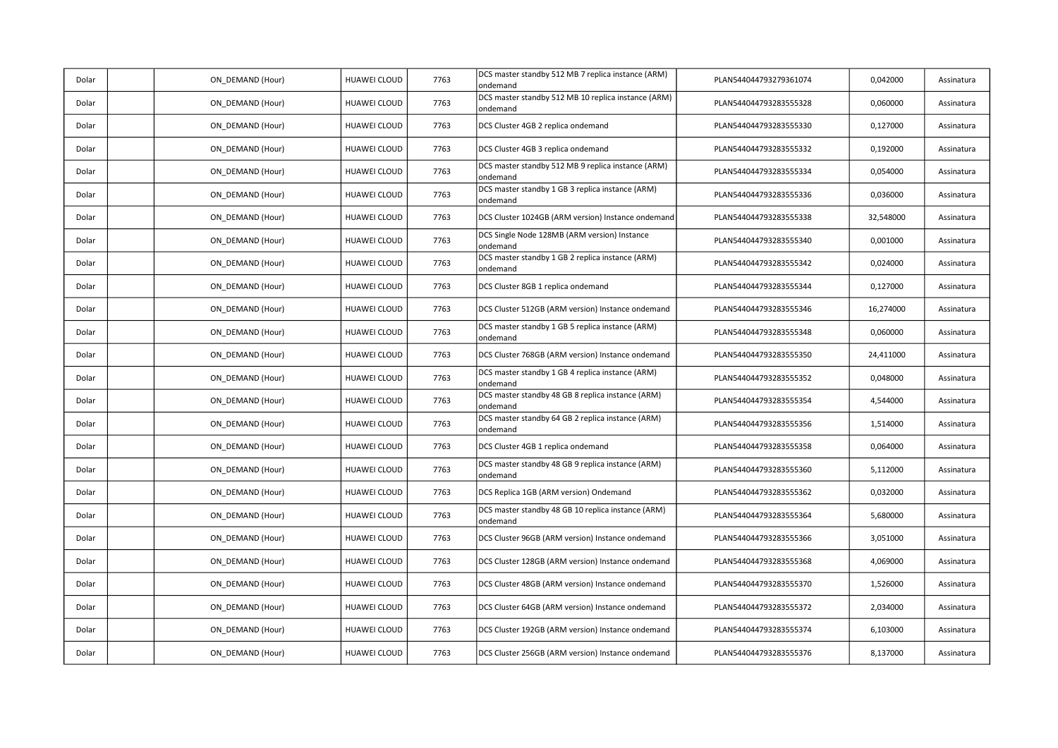| | | | | | | | | |
|---|---|---|---|---|---|---|---|---|
| Dolar | | ON_DEMAND (Hour) | HUAWEI CLOUD | 7763 | DCS master standby 512 MB 7 replica instance (ARM) ondemand | PLAN544044793279361074 | 0,042000 | Assinatura |
| Dolar | | ON_DEMAND (Hour) | HUAWEI CLOUD | 7763 | DCS master standby 512 MB 10 replica instance (ARM) ondemand | PLAN544044793283555328 | 0,060000 | Assinatura |
| Dolar | | ON_DEMAND (Hour) | HUAWEI CLOUD | 7763 | DCS Cluster 4GB 2 replica ondemand | PLAN544044793283555330 | 0,127000 | Assinatura |
| Dolar | | ON_DEMAND (Hour) | HUAWEI CLOUD | 7763 | DCS Cluster 4GB 3 replica ondemand | PLAN544044793283555332 | 0,192000 | Assinatura |
| Dolar | | ON_DEMAND (Hour) | HUAWEI CLOUD | 7763 | DCS master standby 512 MB 9 replica instance (ARM) ondemand | PLAN544044793283555334 | 0,054000 | Assinatura |
| Dolar | | ON_DEMAND (Hour) | HUAWEI CLOUD | 7763 | DCS master standby 1 GB 3 replica instance (ARM) ondemand | PLAN544044793283555336 | 0,036000 | Assinatura |
| Dolar | | ON_DEMAND (Hour) | HUAWEI CLOUD | 7763 | DCS Cluster 1024GB (ARM version) Instance ondemand | PLAN544044793283555338 | 32,548000 | Assinatura |
| Dolar | | ON_DEMAND (Hour) | HUAWEI CLOUD | 7763 | DCS Single Node 128MB (ARM version) Instance ondemand | PLAN544044793283555340 | 0,001000 | Assinatura |
| Dolar | | ON_DEMAND (Hour) | HUAWEI CLOUD | 7763 | DCS master standby 1 GB 2 replica instance (ARM) ondemand | PLAN544044793283555342 | 0,024000 | Assinatura |
| Dolar | | ON_DEMAND (Hour) | HUAWEI CLOUD | 7763 | DCS Cluster 8GB 1 replica ondemand | PLAN544044793283555344 | 0,127000 | Assinatura |
| Dolar | | ON_DEMAND (Hour) | HUAWEI CLOUD | 7763 | DCS Cluster 512GB (ARM version) Instance ondemand | PLAN544044793283555346 | 16,274000 | Assinatura |
| Dolar | | ON_DEMAND (Hour) | HUAWEI CLOUD | 7763 | DCS master standby 1 GB 5 replica instance (ARM) ondemand | PLAN544044793283555348 | 0,060000 | Assinatura |
| Dolar | | ON_DEMAND (Hour) | HUAWEI CLOUD | 7763 | DCS Cluster 768GB (ARM version) Instance ondemand | PLAN544044793283555350 | 24,411000 | Assinatura |
| Dolar | | ON_DEMAND (Hour) | HUAWEI CLOUD | 7763 | DCS master standby 1 GB 4 replica instance (ARM) ondemand | PLAN544044793283555352 | 0,048000 | Assinatura |
| Dolar | | ON_DEMAND (Hour) | HUAWEI CLOUD | 7763 | DCS master standby 48 GB 8 replica instance (ARM) ondemand | PLAN544044793283555354 | 4,544000 | Assinatura |
| Dolar | | ON_DEMAND (Hour) | HUAWEI CLOUD | 7763 | DCS master standby 64 GB 2 replica instance (ARM) ondemand | PLAN544044793283555356 | 1,514000 | Assinatura |
| Dolar | | ON_DEMAND (Hour) | HUAWEI CLOUD | 7763 | DCS Cluster 4GB 1 replica ondemand | PLAN544044793283555358 | 0,064000 | Assinatura |
| Dolar | | ON_DEMAND (Hour) | HUAWEI CLOUD | 7763 | DCS master standby 48 GB 9 replica instance (ARM) ondemand | PLAN544044793283555360 | 5,112000 | Assinatura |
| Dolar | | ON_DEMAND (Hour) | HUAWEI CLOUD | 7763 | DCS Replica 1GB (ARM version) Ondemand | PLAN544044793283555362 | 0,032000 | Assinatura |
| Dolar | | ON_DEMAND (Hour) | HUAWEI CLOUD | 7763 | DCS master standby 48 GB 10 replica instance (ARM) ondemand | PLAN544044793283555364 | 5,680000 | Assinatura |
| Dolar | | ON_DEMAND (Hour) | HUAWEI CLOUD | 7763 | DCS Cluster 96GB (ARM version) Instance ondemand | PLAN544044793283555366 | 3,051000 | Assinatura |
| Dolar | | ON_DEMAND (Hour) | HUAWEI CLOUD | 7763 | DCS Cluster 128GB (ARM version) Instance ondemand | PLAN544044793283555368 | 4,069000 | Assinatura |
| Dolar | | ON_DEMAND (Hour) | HUAWEI CLOUD | 7763 | DCS Cluster 48GB (ARM version) Instance ondemand | PLAN544044793283555370 | 1,526000 | Assinatura |
| Dolar | | ON_DEMAND (Hour) | HUAWEI CLOUD | 7763 | DCS Cluster 64GB (ARM version) Instance ondemand | PLAN544044793283555372 | 2,034000 | Assinatura |
| Dolar | | ON_DEMAND (Hour) | HUAWEI CLOUD | 7763 | DCS Cluster 192GB (ARM version) Instance ondemand | PLAN544044793283555374 | 6,103000 | Assinatura |
| Dolar | | ON_DEMAND (Hour) | HUAWEI CLOUD | 7763 | DCS Cluster 256GB (ARM version) Instance ondemand | PLAN544044793283555376 | 8,137000 | Assinatura |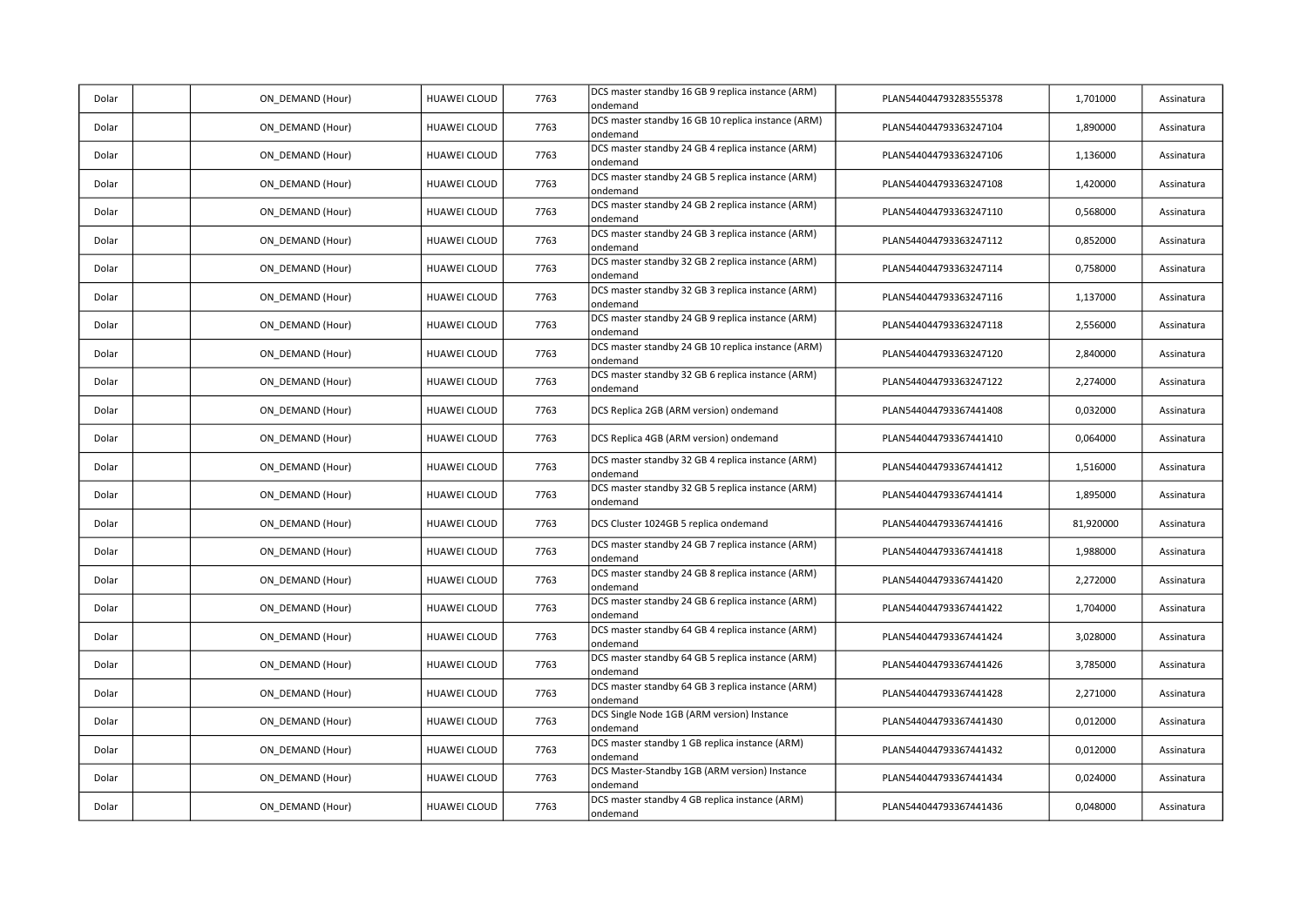| Dolar | | ON_DEMAND (Hour) | HUAWEI CLOUD | 7763 | DCS master standby 16 GB 9 replica instance (ARM) ondemand | PLAN544044793283555378 | 1,701000 | Assinatura |
|---|---|---|---|---|---|---|---|---|
| Dolar | | ON_DEMAND (Hour) | HUAWEI CLOUD | 7763 | DCS master standby 16 GB 10 replica instance (ARM) ondemand | PLAN544044793363247104 | 1,890000 | Assinatura |
| Dolar | | ON_DEMAND (Hour) | HUAWEI CLOUD | 7763 | DCS master standby 24 GB 4 replica instance (ARM) ondemand | PLAN544044793363247106 | 1,136000 | Assinatura |
| Dolar | | ON_DEMAND (Hour) | HUAWEI CLOUD | 7763 | DCS master standby 24 GB 5 replica instance (ARM) ondemand | PLAN544044793363247108 | 1,420000 | Assinatura |
| Dolar | | ON_DEMAND (Hour) | HUAWEI CLOUD | 7763 | DCS master standby 24 GB 2 replica instance (ARM) ondemand | PLAN544044793363247110 | 0,568000 | Assinatura |
| Dolar | | ON_DEMAND (Hour) | HUAWEI CLOUD | 7763 | DCS master standby 24 GB 3 replica instance (ARM) ondemand | PLAN544044793363247112 | 0,852000 | Assinatura |
| Dolar | | ON_DEMAND (Hour) | HUAWEI CLOUD | 7763 | DCS master standby 32 GB 2 replica instance (ARM) ondemand | PLAN544044793363247114 | 0,758000 | Assinatura |
| Dolar | | ON_DEMAND (Hour) | HUAWEI CLOUD | 7763 | DCS master standby 32 GB 3 replica instance (ARM) ondemand | PLAN544044793363247116 | 1,137000 | Assinatura |
| Dolar | | ON_DEMAND (Hour) | HUAWEI CLOUD | 7763 | DCS master standby 24 GB 9 replica instance (ARM) ondemand | PLAN544044793363247118 | 2,556000 | Assinatura |
| Dolar | | ON_DEMAND (Hour) | HUAWEI CLOUD | 7763 | DCS master standby 24 GB 10 replica instance (ARM) ondemand | PLAN544044793363247120 | 2,840000 | Assinatura |
| Dolar | | ON_DEMAND (Hour) | HUAWEI CLOUD | 7763 | DCS master standby 32 GB 6 replica instance (ARM) ondemand | PLAN544044793363247122 | 2,274000 | Assinatura |
| Dolar | | ON_DEMAND (Hour) | HUAWEI CLOUD | 7763 | DCS Replica 2GB (ARM version) ondemand | PLAN544044793367441408 | 0,032000 | Assinatura |
| Dolar | | ON_DEMAND (Hour) | HUAWEI CLOUD | 7763 | DCS Replica 4GB (ARM version) ondemand | PLAN544044793367441410 | 0,064000 | Assinatura |
| Dolar | | ON_DEMAND (Hour) | HUAWEI CLOUD | 7763 | DCS master standby 32 GB 4 replica instance (ARM) ondemand | PLAN544044793367441412 | 1,516000 | Assinatura |
| Dolar | | ON_DEMAND (Hour) | HUAWEI CLOUD | 7763 | DCS master standby 32 GB 5 replica instance (ARM) ondemand | PLAN544044793367441414 | 1,895000 | Assinatura |
| Dolar | | ON_DEMAND (Hour) | HUAWEI CLOUD | 7763 | DCS Cluster 1024GB 5 replica ondemand | PLAN544044793367441416 | 81,920000 | Assinatura |
| Dolar | | ON_DEMAND (Hour) | HUAWEI CLOUD | 7763 | DCS master standby 24 GB 7 replica instance (ARM) ondemand | PLAN544044793367441418 | 1,988000 | Assinatura |
| Dolar | | ON_DEMAND (Hour) | HUAWEI CLOUD | 7763 | DCS master standby 24 GB 8 replica instance (ARM) ondemand | PLAN544044793367441420 | 2,272000 | Assinatura |
| Dolar | | ON_DEMAND (Hour) | HUAWEI CLOUD | 7763 | DCS master standby 24 GB 6 replica instance (ARM) ondemand | PLAN544044793367441422 | 1,704000 | Assinatura |
| Dolar | | ON_DEMAND (Hour) | HUAWEI CLOUD | 7763 | DCS master standby 64 GB 4 replica instance (ARM) ondemand | PLAN544044793367441424 | 3,028000 | Assinatura |
| Dolar | | ON_DEMAND (Hour) | HUAWEI CLOUD | 7763 | DCS master standby 64 GB 5 replica instance (ARM) ondemand | PLAN544044793367441426 | 3,785000 | Assinatura |
| Dolar | | ON_DEMAND (Hour) | HUAWEI CLOUD | 7763 | DCS master standby 64 GB 3 replica instance (ARM) ondemand | PLAN544044793367441428 | 2,271000 | Assinatura |
| Dolar | | ON_DEMAND (Hour) | HUAWEI CLOUD | 7763 | DCS Single Node 1GB (ARM version) Instance ondemand | PLAN544044793367441430 | 0,012000 | Assinatura |
| Dolar | | ON_DEMAND (Hour) | HUAWEI CLOUD | 7763 | DCS master standby 1 GB replica instance (ARM) ondemand | PLAN544044793367441432 | 0,012000 | Assinatura |
| Dolar | | ON_DEMAND (Hour) | HUAWEI CLOUD | 7763 | DCS Master-Standby 1GB (ARM version) Instance ondemand | PLAN544044793367441434 | 0,024000 | Assinatura |
| Dolar | | ON_DEMAND (Hour) | HUAWEI CLOUD | 7763 | DCS master standby 4 GB replica instance (ARM) ondemand | PLAN544044793367441436 | 0,048000 | Assinatura |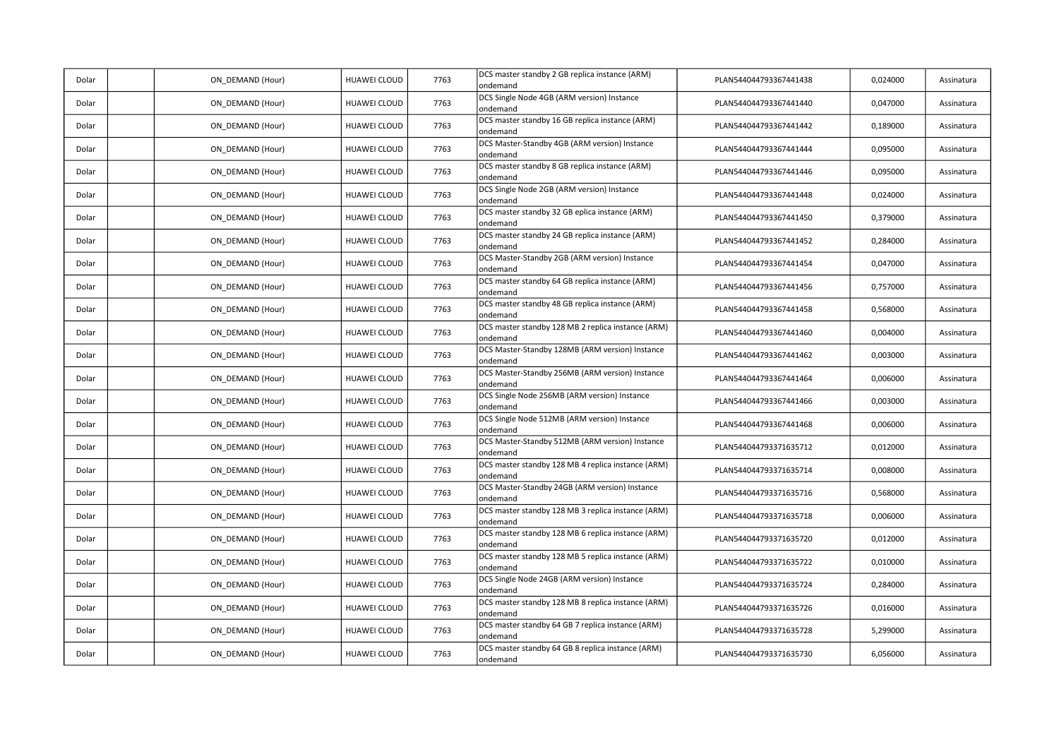| Dolar | | ON_DEMAND (Hour) | HUAWEI CLOUD | 7763 | DCS master standby 2 GB replica instance (ARM) ondemand | PLAN544044793367441438 | 0,024000 | Assinatura |
|---|---|---|---|---|---|---|---|---|
| Dolar | | ON_DEMAND (Hour) | HUAWEI CLOUD | 7763 | DCS Single Node 4GB (ARM version) Instance ondemand | PLAN544044793367441440 | 0,047000 | Assinatura |
| Dolar | | ON_DEMAND (Hour) | HUAWEI CLOUD | 7763 | DCS master standby 16 GB replica instance (ARM) ondemand | PLAN544044793367441442 | 0,189000 | Assinatura |
| Dolar | | ON_DEMAND (Hour) | HUAWEI CLOUD | 7763 | DCS Master-Standby 4GB (ARM version) Instance ondemand | PLAN544044793367441444 | 0,095000 | Assinatura |
| Dolar | | ON_DEMAND (Hour) | HUAWEI CLOUD | 7763 | DCS master standby 8 GB replica instance (ARM) ondemand | PLAN544044793367441446 | 0,095000 | Assinatura |
| Dolar | | ON_DEMAND (Hour) | HUAWEI CLOUD | 7763 | DCS Single Node 2GB (ARM version) Instance ondemand | PLAN544044793367441448 | 0,024000 | Assinatura |
| Dolar | | ON_DEMAND (Hour) | HUAWEI CLOUD | 7763 | DCS master standby 32 GB eplica instance (ARM) ondemand | PLAN544044793367441450 | 0,379000 | Assinatura |
| Dolar | | ON_DEMAND (Hour) | HUAWEI CLOUD | 7763 | DCS master standby 24 GB replica instance (ARM) ondemand | PLAN544044793367441452 | 0,284000 | Assinatura |
| Dolar | | ON_DEMAND (Hour) | HUAWEI CLOUD | 7763 | DCS Master-Standby 2GB (ARM version) Instance ondemand | PLAN544044793367441454 | 0,047000 | Assinatura |
| Dolar | | ON_DEMAND (Hour) | HUAWEI CLOUD | 7763 | DCS master standby 64 GB replica instance (ARM) ondemand | PLAN544044793367441456 | 0,757000 | Assinatura |
| Dolar | | ON_DEMAND (Hour) | HUAWEI CLOUD | 7763 | DCS master standby 48 GB replica instance (ARM) ondemand | PLAN544044793367441458 | 0,568000 | Assinatura |
| Dolar | | ON_DEMAND (Hour) | HUAWEI CLOUD | 7763 | DCS master standby 128 MB 2 replica instance (ARM) ondemand | PLAN544044793367441460 | 0,004000 | Assinatura |
| Dolar | | ON_DEMAND (Hour) | HUAWEI CLOUD | 7763 | DCS Master-Standby 128MB (ARM version) Instance ondemand | PLAN544044793367441462 | 0,003000 | Assinatura |
| Dolar | | ON_DEMAND (Hour) | HUAWEI CLOUD | 7763 | DCS Master-Standby 256MB (ARM version) Instance ondemand | PLAN544044793367441464 | 0,006000 | Assinatura |
| Dolar | | ON_DEMAND (Hour) | HUAWEI CLOUD | 7763 | DCS Single Node 256MB (ARM version) Instance ondemand | PLAN544044793367441466 | 0,003000 | Assinatura |
| Dolar | | ON_DEMAND (Hour) | HUAWEI CLOUD | 7763 | DCS Single Node 512MB (ARM version) Instance ondemand | PLAN544044793367441468 | 0,006000 | Assinatura |
| Dolar | | ON_DEMAND (Hour) | HUAWEI CLOUD | 7763 | DCS Master-Standby 512MB (ARM version) Instance ondemand | PLAN544044793371635712 | 0,012000 | Assinatura |
| Dolar | | ON_DEMAND (Hour) | HUAWEI CLOUD | 7763 | DCS master standby 128 MB 4 replica instance (ARM) ondemand | PLAN544044793371635714 | 0,008000 | Assinatura |
| Dolar | | ON_DEMAND (Hour) | HUAWEI CLOUD | 7763 | DCS Master-Standby 24GB (ARM version) Instance ondemand | PLAN544044793371635716 | 0,568000 | Assinatura |
| Dolar | | ON_DEMAND (Hour) | HUAWEI CLOUD | 7763 | DCS master standby 128 MB 3 replica instance (ARM) ondemand | PLAN544044793371635718 | 0,006000 | Assinatura |
| Dolar | | ON_DEMAND (Hour) | HUAWEI CLOUD | 7763 | DCS master standby 128 MB 6 replica instance (ARM) ondemand | PLAN544044793371635720 | 0,012000 | Assinatura |
| Dolar | | ON_DEMAND (Hour) | HUAWEI CLOUD | 7763 | DCS master standby 128 MB 5 replica instance (ARM) ondemand | PLAN544044793371635722 | 0,010000 | Assinatura |
| Dolar | | ON_DEMAND (Hour) | HUAWEI CLOUD | 7763 | DCS Single Node 24GB (ARM version) Instance ondemand | PLAN544044793371635724 | 0,284000 | Assinatura |
| Dolar | | ON_DEMAND (Hour) | HUAWEI CLOUD | 7763 | DCS master standby 128 MB 8 replica instance (ARM) ondemand | PLAN544044793371635726 | 0,016000 | Assinatura |
| Dolar | | ON_DEMAND (Hour) | HUAWEI CLOUD | 7763 | DCS master standby 64 GB 7 replica instance (ARM) ondemand | PLAN544044793371635728 | 5,299000 | Assinatura |
| Dolar | | ON_DEMAND (Hour) | HUAWEI CLOUD | 7763 | DCS master standby 64 GB 8 replica instance (ARM) ondemand | PLAN544044793371635730 | 6,056000 | Assinatura |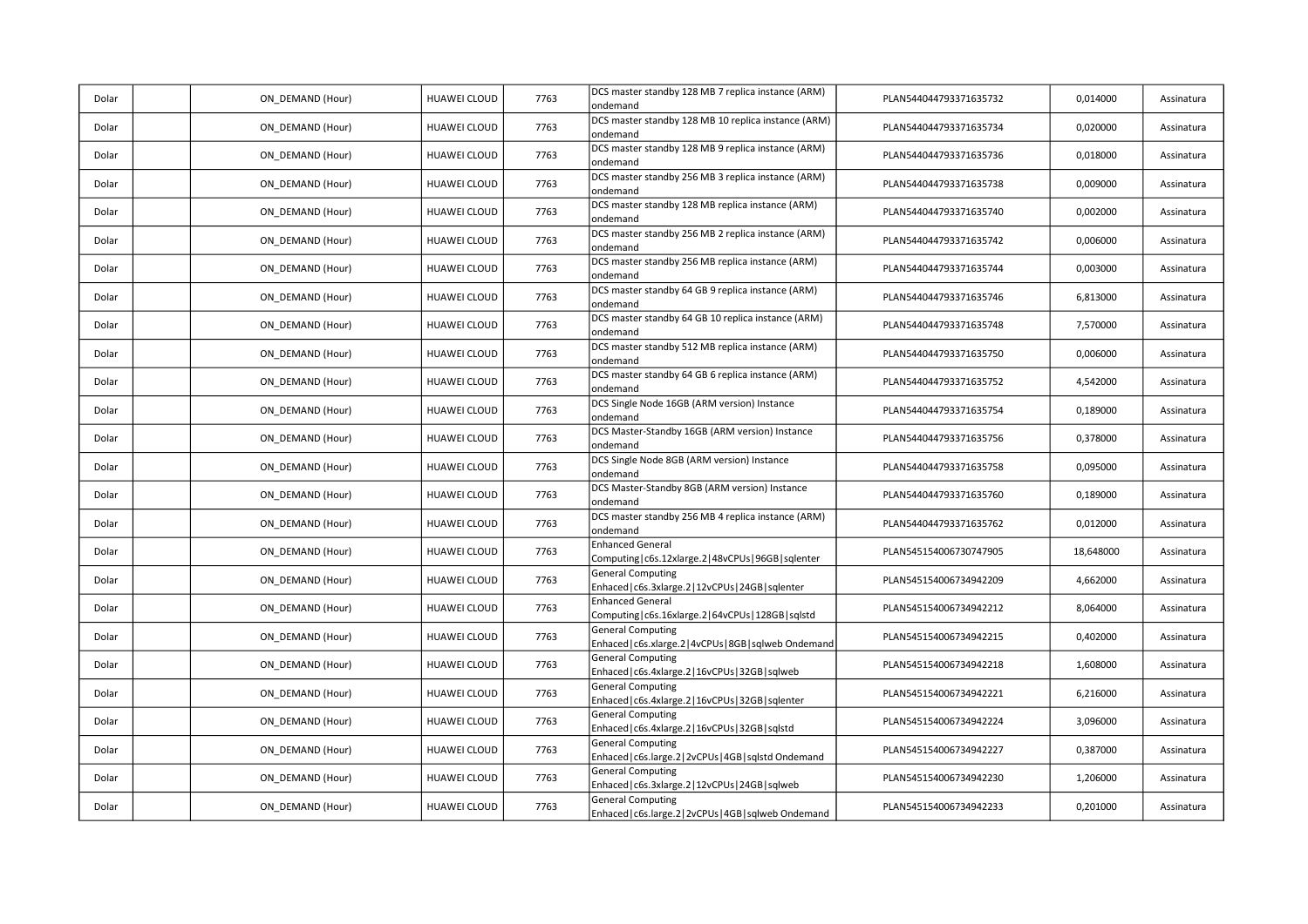| Dolar | | ON_DEMAND (Hour) | HUAWEI CLOUD | 7763 | DCS master standby 128 MB 7 replica instance (ARM) ondemand | PLAN544044793371635732 | 0,014000 | Assinatura |
|---|---|---|---|---|---|---|---|---|
| Dolar | | ON_DEMAND (Hour) | HUAWEI CLOUD | 7763 | DCS master standby 128 MB 10 replica instance (ARM) ondemand | PLAN544044793371635734 | 0,020000 | Assinatura |
| Dolar | | ON_DEMAND (Hour) | HUAWEI CLOUD | 7763 | DCS master standby 128 MB 9 replica instance (ARM) ondemand | PLAN544044793371635736 | 0,018000 | Assinatura |
| Dolar | | ON_DEMAND (Hour) | HUAWEI CLOUD | 7763 | DCS master standby 256 MB 3 replica instance (ARM) ondemand | PLAN544044793371635738 | 0,009000 | Assinatura |
| Dolar | | ON_DEMAND (Hour) | HUAWEI CLOUD | 7763 | DCS master standby 128 MB replica instance (ARM) ondemand | PLAN544044793371635740 | 0,002000 | Assinatura |
| Dolar | | ON_DEMAND (Hour) | HUAWEI CLOUD | 7763 | DCS master standby 256 MB 2 replica instance (ARM) ondemand | PLAN544044793371635742 | 0,006000 | Assinatura |
| Dolar | | ON_DEMAND (Hour) | HUAWEI CLOUD | 7763 | DCS master standby 256 MB replica instance (ARM) ondemand | PLAN544044793371635744 | 0,003000 | Assinatura |
| Dolar | | ON_DEMAND (Hour) | HUAWEI CLOUD | 7763 | DCS master standby 64 GB 9 replica instance (ARM) ondemand | PLAN544044793371635746 | 6,813000 | Assinatura |
| Dolar | | ON_DEMAND (Hour) | HUAWEI CLOUD | 7763 | DCS master standby 64 GB 10 replica instance (ARM) ondemand | PLAN544044793371635748 | 7,570000 | Assinatura |
| Dolar | | ON_DEMAND (Hour) | HUAWEI CLOUD | 7763 | DCS master standby 512 MB replica instance (ARM) ondemand | PLAN544044793371635750 | 0,006000 | Assinatura |
| Dolar | | ON_DEMAND (Hour) | HUAWEI CLOUD | 7763 | DCS master standby 64 GB 6 replica instance (ARM) ondemand | PLAN544044793371635752 | 4,542000 | Assinatura |
| Dolar | | ON_DEMAND (Hour) | HUAWEI CLOUD | 7763 | DCS Single Node 16GB (ARM version) Instance ondemand | PLAN544044793371635754 | 0,189000 | Assinatura |
| Dolar | | ON_DEMAND (Hour) | HUAWEI CLOUD | 7763 | DCS Master-Standby 16GB (ARM version) Instance ondemand | PLAN544044793371635756 | 0,378000 | Assinatura |
| Dolar | | ON_DEMAND (Hour) | HUAWEI CLOUD | 7763 | DCS Single Node 8GB (ARM version) Instance ondemand | PLAN544044793371635758 | 0,095000 | Assinatura |
| Dolar | | ON_DEMAND (Hour) | HUAWEI CLOUD | 7763 | DCS Master-Standby 8GB (ARM version) Instance ondemand | PLAN544044793371635760 | 0,189000 | Assinatura |
| Dolar | | ON_DEMAND (Hour) | HUAWEI CLOUD | 7763 | DCS master standby 256 MB 4 replica instance (ARM) ondemand | PLAN544044793371635762 | 0,012000 | Assinatura |
| Dolar | | ON_DEMAND (Hour) | HUAWEI CLOUD | 7763 | Enhanced General Computing\|c6s.12xlarge.2\|48vCPUs\|96GB\|sqlenter | PLAN545154006730747905 | 18,648000 | Assinatura |
| Dolar | | ON_DEMAND (Hour) | HUAWEI CLOUD | 7763 | General Computing Enhaced\|c6s.3xlarge.2\|12vCPUs\|24GB\|sqlenter | PLAN545154006734942209 | 4,662000 | Assinatura |
| Dolar | | ON_DEMAND (Hour) | HUAWEI CLOUD | 7763 | Enhanced General Computing\|c6s.16xlarge.2\|64vCPUs\|128GB\|sqlstd | PLAN545154006734942212 | 8,064000 | Assinatura |
| Dolar | | ON_DEMAND (Hour) | HUAWEI CLOUD | 7763 | General Computing Enhaced\|c6s.xlarge.2\|4vCPUs\|8GB\|sqlweb Ondemand | PLAN545154006734942215 | 0,402000 | Assinatura |
| Dolar | | ON_DEMAND (Hour) | HUAWEI CLOUD | 7763 | General Computing Enhaced\|c6s.4xlarge.2\|16vCPUs\|32GB\|sqlweb | PLAN545154006734942218 | 1,608000 | Assinatura |
| Dolar | | ON_DEMAND (Hour) | HUAWEI CLOUD | 7763 | General Computing Enhaced\|c6s.4xlarge.2\|16vCPUs\|32GB\|sqlenter | PLAN545154006734942221 | 6,216000 | Assinatura |
| Dolar | | ON_DEMAND (Hour) | HUAWEI CLOUD | 7763 | General Computing Enhaced\|c6s.4xlarge.2\|16vCPUs\|32GB\|sqlstd | PLAN545154006734942224 | 3,096000 | Assinatura |
| Dolar | | ON_DEMAND (Hour) | HUAWEI CLOUD | 7763 | General Computing Enhaced\|c6s.large.2\|2vCPUs\|4GB\|sqlstd Ondemand | PLAN545154006734942227 | 0,387000 | Assinatura |
| Dolar | | ON_DEMAND (Hour) | HUAWEI CLOUD | 7763 | General Computing Enhaced\|c6s.3xlarge.2\|12vCPUs\|24GB\|sqlweb | PLAN545154006734942230 | 1,206000 | Assinatura |
| Dolar | | ON_DEMAND (Hour) | HUAWEI CLOUD | 7763 | General Computing Enhaced\|c6s.large.2\|2vCPUs\|4GB\|sqlweb Ondemand | PLAN545154006734942233 | 0,201000 | Assinatura |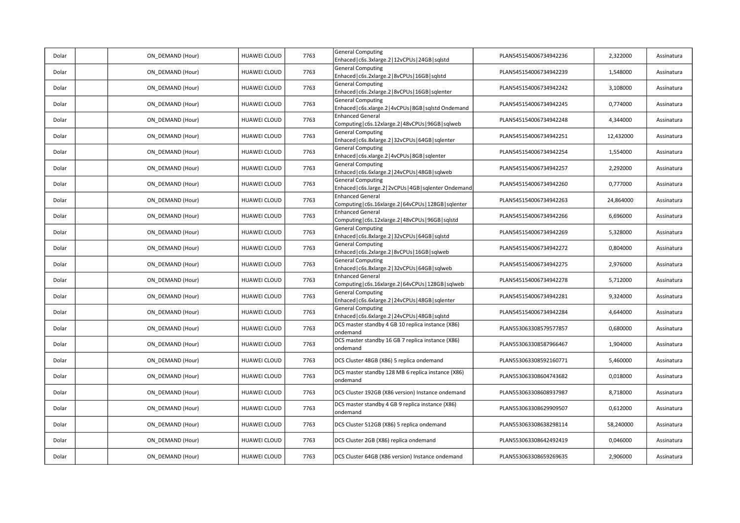| Dolar | | ON_DEMAND (Hour) | HUAWEI CLOUD | 7763 | General Computing Enhaced\|c6s.3xlarge.2\|12vCPUs\|24GB\|sqlstd | PLAN545154006734942236 | 2,322000 | Assinatura |
|---|---|---|---|---|---|---|---|---|
| Dolar | | ON_DEMAND (Hour) | HUAWEI CLOUD | 7763 | General Computing Enhaced\|c6s.2xlarge.2\|8vCPUs\|16GB\|sqlstd | PLAN545154006734942239 | 1,548000 | Assinatura |
| Dolar | | ON_DEMAND (Hour) | HUAWEI CLOUD | 7763 | General Computing Enhaced\|c6s.2xlarge.2\|8vCPUs\|16GB\|sqlenter | PLAN545154006734942242 | 3,108000 | Assinatura |
| Dolar | | ON_DEMAND (Hour) | HUAWEI CLOUD | 7763 | General Computing Enhaced\|c6s.xlarge.2\|4vCPUs\|8GB\|sqlstd Ondemand | PLAN545154006734942245 | 0,774000 | Assinatura |
| Dolar | | ON_DEMAND (Hour) | HUAWEI CLOUD | 7763 | Enhanced General Computing\|c6s.12xlarge.2\|48vCPUs\|96GB\|sqlweb | PLAN545154006734942248 | 4,344000 | Assinatura |
| Dolar | | ON_DEMAND (Hour) | HUAWEI CLOUD | 7763 | General Computing Enhaced\|c6s.8xlarge.2\|32vCPUs\|64GB\|sqlenter | PLAN545154006734942251 | 12,432000 | Assinatura |
| Dolar | | ON_DEMAND (Hour) | HUAWEI CLOUD | 7763 | General Computing Enhaced\|c6s.xlarge.2\|4vCPUs\|8GB\|sqlenter | PLAN545154006734942254 | 1,554000 | Assinatura |
| Dolar | | ON_DEMAND (Hour) | HUAWEI CLOUD | 7763 | General Computing Enhaced\|c6s.6xlarge.2\|24vCPUs\|48GB\|sqlweb | PLAN545154006734942257 | 2,292000 | Assinatura |
| Dolar | | ON_DEMAND (Hour) | HUAWEI CLOUD | 7763 | General Computing Enhaced\|c6s.large.2\|2vCPUs\|4GB\|sqlenter Ondemand | PLAN545154006734942260 | 0,777000 | Assinatura |
| Dolar | | ON_DEMAND (Hour) | HUAWEI CLOUD | 7763 | Enhanced General Computing\|c6s.16xlarge.2\|64vCPUs\|128GB\|sqlenter | PLAN545154006734942263 | 24,864000 | Assinatura |
| Dolar | | ON_DEMAND (Hour) | HUAWEI CLOUD | 7763 | Enhanced General Computing\|c6s.12xlarge.2\|48vCPUs\|96GB\|sqlstd | PLAN545154006734942266 | 6,696000 | Assinatura |
| Dolar | | ON_DEMAND (Hour) | HUAWEI CLOUD | 7763 | General Computing Enhaced\|c6s.8xlarge.2\|32vCPUs\|64GB\|sqlstd | PLAN545154006734942269 | 5,328000 | Assinatura |
| Dolar | | ON_DEMAND (Hour) | HUAWEI CLOUD | 7763 | General Computing Enhaced\|c6s.2xlarge.2\|8vCPUs\|16GB\|sqlweb | PLAN545154006734942272 | 0,804000 | Assinatura |
| Dolar | | ON_DEMAND (Hour) | HUAWEI CLOUD | 7763 | General Computing Enhaced\|c6s.8xlarge.2\|32vCPUs\|64GB\|sqlweb | PLAN545154006734942275 | 2,976000 | Assinatura |
| Dolar | | ON_DEMAND (Hour) | HUAWEI CLOUD | 7763 | Enhanced General Computing\|c6s.16xlarge.2\|64vCPUs\|128GB\|sqlweb | PLAN545154006734942278 | 5,712000 | Assinatura |
| Dolar | | ON_DEMAND (Hour) | HUAWEI CLOUD | 7763 | General Computing Enhaced\|c6s.6xlarge.2\|24vCPUs\|48GB\|sqlenter | PLAN545154006734942281 | 9,324000 | Assinatura |
| Dolar | | ON_DEMAND (Hour) | HUAWEI CLOUD | 7763 | General Computing Enhaced\|c6s.6xlarge.2\|24vCPUs\|48GB\|sqlstd | PLAN545154006734942284 | 4,644000 | Assinatura |
| Dolar | | ON_DEMAND (Hour) | HUAWEI CLOUD | 7763 | DCS master standby 4 GB 10 replica instance (X86) ondemand | PLAN553063308579577857 | 0,680000 | Assinatura |
| Dolar | | ON_DEMAND (Hour) | HUAWEI CLOUD | 7763 | DCS master standby 16 GB 7 replica instance (X86) ondemand | PLAN553063308587966467 | 1,904000 | Assinatura |
| Dolar | | ON_DEMAND (Hour) | HUAWEI CLOUD | 7763 | DCS Cluster 48GB (X86) 5 replica ondemand | PLAN553063308592160771 | 5,460000 | Assinatura |
| Dolar | | ON_DEMAND (Hour) | HUAWEI CLOUD | 7763 | DCS master standby 128 MB 6 replica instance (X86) ondemand | PLAN553063308604743682 | 0,018000 | Assinatura |
| Dolar | | ON_DEMAND (Hour) | HUAWEI CLOUD | 7763 | DCS Cluster 192GB (X86 version) Instance ondemand | PLAN553063308608937987 | 8,718000 | Assinatura |
| Dolar | | ON_DEMAND (Hour) | HUAWEI CLOUD | 7763 | DCS master standby 4 GB 9 replica instance (X86) ondemand | PLAN553063308629909507 | 0,612000 | Assinatura |
| Dolar | | ON_DEMAND (Hour) | HUAWEI CLOUD | 7763 | DCS Cluster 512GB (X86) 5 replica ondemand | PLAN553063308638298114 | 58,240000 | Assinatura |
| Dolar | | ON_DEMAND (Hour) | HUAWEI CLOUD | 7763 | DCS Cluster 2GB (X86) replica ondemand | PLAN553063308642492419 | 0,046000 | Assinatura |
| Dolar | | ON_DEMAND (Hour) | HUAWEI CLOUD | 7763 | DCS Cluster 64GB (X86 version) Instance ondemand | PLAN553063308659269635 | 2,906000 | Assinatura |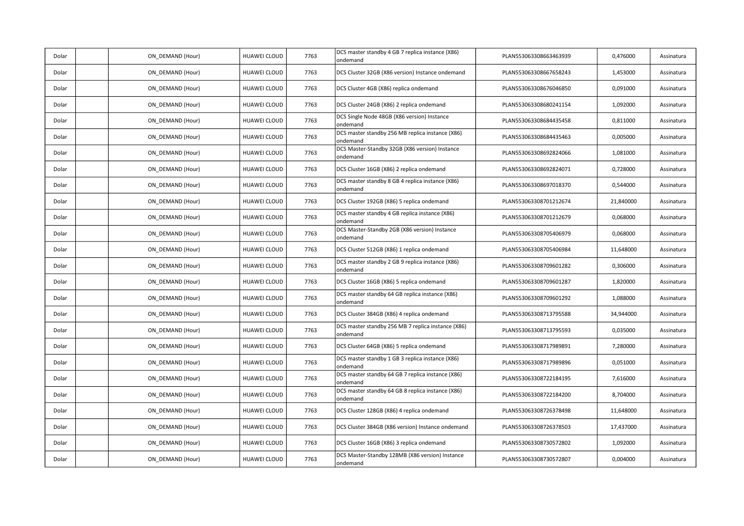| | | | | | | | | |
|---|---|---|---|---|---|---|---|---|
| Dolar | | ON_DEMAND (Hour) | HUAWEI CLOUD | 7763 | DCS master standby 4 GB 7 replica instance (X86) ondemand | PLAN553063308663463939 | 0,476000 | Assinatura |
| Dolar | | ON_DEMAND (Hour) | HUAWEI CLOUD | 7763 | DCS Cluster 32GB (X86 version) Instance ondemand | PLAN553063308667658243 | 1,453000 | Assinatura |
| Dolar | | ON_DEMAND (Hour) | HUAWEI CLOUD | 7763 | DCS Cluster 4GB (X86) replica ondemand | PLAN553063308676046850 | 0,091000 | Assinatura |
| Dolar | | ON_DEMAND (Hour) | HUAWEI CLOUD | 7763 | DCS Cluster 24GB (X86) 2 replica ondemand | PLAN553063308680241154 | 1,092000 | Assinatura |
| Dolar | | ON_DEMAND (Hour) | HUAWEI CLOUD | 7763 | DCS Single Node 48GB (X86 version) Instance ondemand | PLAN553063308684435458 | 0,811000 | Assinatura |
| Dolar | | ON_DEMAND (Hour) | HUAWEI CLOUD | 7763 | DCS master standby 256 MB replica instance (X86) ondemand | PLAN553063308684435463 | 0,005000 | Assinatura |
| Dolar | | ON_DEMAND (Hour) | HUAWEI CLOUD | 7763 | DCS Master-Standby 32GB (X86 version) Instance ondemand | PLAN553063308692824066 | 1,081000 | Assinatura |
| Dolar | | ON_DEMAND (Hour) | HUAWEI CLOUD | 7763 | DCS Cluster 16GB (X86) 2 replica ondemand | PLAN553063308692824071 | 0,728000 | Assinatura |
| Dolar | | ON_DEMAND (Hour) | HUAWEI CLOUD | 7763 | DCS master standby 8 GB 4 replica instance (X86) ondemand | PLAN553063308697018370 | 0,544000 | Assinatura |
| Dolar | | ON_DEMAND (Hour) | HUAWEI CLOUD | 7763 | DCS Cluster 192GB (X86) 5 replica ondemand | PLAN553063308701212674 | 21,840000 | Assinatura |
| Dolar | | ON_DEMAND (Hour) | HUAWEI CLOUD | 7763 | DCS master standby 4 GB replica instance (X86) ondemand | PLAN553063308701212679 | 0,068000 | Assinatura |
| Dolar | | ON_DEMAND (Hour) | HUAWEI CLOUD | 7763 | DCS Master-Standby 2GB (X86 version) Instance ondemand | PLAN553063308705406979 | 0,068000 | Assinatura |
| Dolar | | ON_DEMAND (Hour) | HUAWEI CLOUD | 7763 | DCS Cluster 512GB (X86) 1 replica ondemand | PLAN553063308705406984 | 11,648000 | Assinatura |
| Dolar | | ON_DEMAND (Hour) | HUAWEI CLOUD | 7763 | DCS master standby 2 GB 9 replica instance (X86) ondemand | PLAN553063308709601282 | 0,306000 | Assinatura |
| Dolar | | ON_DEMAND (Hour) | HUAWEI CLOUD | 7763 | DCS Cluster 16GB (X86) 5 replica ondemand | PLAN553063308709601287 | 1,820000 | Assinatura |
| Dolar | | ON_DEMAND (Hour) | HUAWEI CLOUD | 7763 | DCS master standby 64 GB replica instance (X86) ondemand | PLAN553063308709601292 | 1,088000 | Assinatura |
| Dolar | | ON_DEMAND (Hour) | HUAWEI CLOUD | 7763 | DCS Cluster 384GB (X86) 4 replica ondemand | PLAN553063308713795588 | 34,944000 | Assinatura |
| Dolar | | ON_DEMAND (Hour) | HUAWEI CLOUD | 7763 | DCS master standby 256 MB 7 replica instance (X86) ondemand | PLAN553063308713795593 | 0,035000 | Assinatura |
| Dolar | | ON_DEMAND (Hour) | HUAWEI CLOUD | 7763 | DCS Cluster 64GB (X86) 5 replica ondemand | PLAN553063308717989891 | 7,280000 | Assinatura |
| Dolar | | ON_DEMAND (Hour) | HUAWEI CLOUD | 7763 | DCS master standby 1 GB 3 replica instance (X86) ondemand | PLAN553063308717989896 | 0,051000 | Assinatura |
| Dolar | | ON_DEMAND (Hour) | HUAWEI CLOUD | 7763 | DCS master standby 64 GB 7 replica instance (X86) ondemand | PLAN553063308722184195 | 7,616000 | Assinatura |
| Dolar | | ON_DEMAND (Hour) | HUAWEI CLOUD | 7763 | DCS master standby 64 GB 8 replica instance (X86) ondemand | PLAN553063308722184200 | 8,704000 | Assinatura |
| Dolar | | ON_DEMAND (Hour) | HUAWEI CLOUD | 7763 | DCS Cluster 128GB (X86) 4 replica ondemand | PLAN553063308726378498 | 11,648000 | Assinatura |
| Dolar | | ON_DEMAND (Hour) | HUAWEI CLOUD | 7763 | DCS Cluster 384GB (X86 version) Instance ondemand | PLAN553063308726378503 | 17,437000 | Assinatura |
| Dolar | | ON_DEMAND (Hour) | HUAWEI CLOUD | 7763 | DCS Cluster 16GB (X86) 3 replica ondemand | PLAN553063308730572802 | 1,092000 | Assinatura |
| Dolar | | ON_DEMAND (Hour) | HUAWEI CLOUD | 7763 | DCS Master-Standby 128MB (X86 version) Instance ondemand | PLAN553063308730572807 | 0,004000 | Assinatura |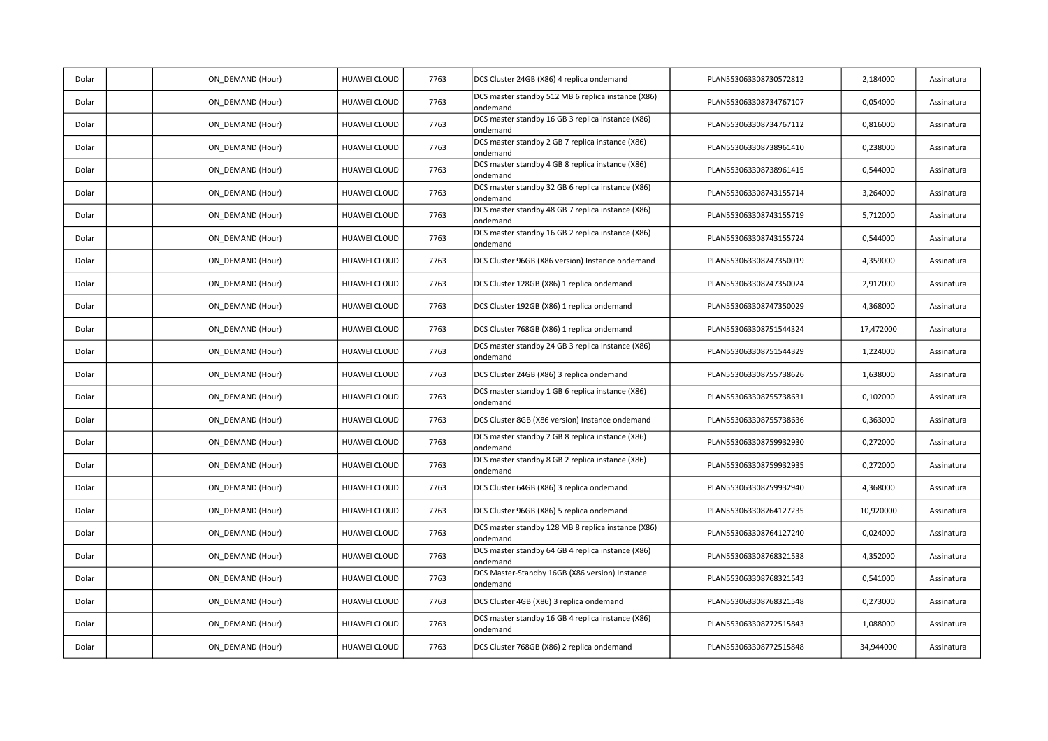| | | | | | | | | |
|---|---|---|---|---|---|---|---|---|
| Dolar | | ON_DEMAND (Hour) | HUAWEI CLOUD | 7763 | DCS Cluster 24GB (X86) 4 replica ondemand | PLAN553063308730572812 | 2,184000 | Assinatura |
| Dolar | | ON_DEMAND (Hour) | HUAWEI CLOUD | 7763 | DCS master standby 512 MB 6 replica instance (X86) ondemand | PLAN553063308734767107 | 0,054000 | Assinatura |
| Dolar | | ON_DEMAND (Hour) | HUAWEI CLOUD | 7763 | DCS master standby 16 GB 3 replica instance (X86) ondemand | PLAN553063308734767112 | 0,816000 | Assinatura |
| Dolar | | ON_DEMAND (Hour) | HUAWEI CLOUD | 7763 | DCS master standby 2 GB 7 replica instance (X86) ondemand | PLAN553063308738961410 | 0,238000 | Assinatura |
| Dolar | | ON_DEMAND (Hour) | HUAWEI CLOUD | 7763 | DCS master standby 4 GB 8 replica instance (X86) ondemand | PLAN553063308738961415 | 0,544000 | Assinatura |
| Dolar | | ON_DEMAND (Hour) | HUAWEI CLOUD | 7763 | DCS master standby 32 GB 6 replica instance (X86) ondemand | PLAN553063308743155714 | 3,264000 | Assinatura |
| Dolar | | ON_DEMAND (Hour) | HUAWEI CLOUD | 7763 | DCS master standby 48 GB 7 replica instance (X86) ondemand | PLAN553063308743155719 | 5,712000 | Assinatura |
| Dolar | | ON_DEMAND (Hour) | HUAWEI CLOUD | 7763 | DCS master standby 16 GB 2 replica instance (X86) ondemand | PLAN553063308743155724 | 0,544000 | Assinatura |
| Dolar | | ON_DEMAND (Hour) | HUAWEI CLOUD | 7763 | DCS Cluster 96GB (X86 version) Instance ondemand | PLAN553063308747350019 | 4,359000 | Assinatura |
| Dolar | | ON_DEMAND (Hour) | HUAWEI CLOUD | 7763 | DCS Cluster 128GB (X86) 1 replica ondemand | PLAN553063308747350024 | 2,912000 | Assinatura |
| Dolar | | ON_DEMAND (Hour) | HUAWEI CLOUD | 7763 | DCS Cluster 192GB (X86) 1 replica ondemand | PLAN553063308747350029 | 4,368000 | Assinatura |
| Dolar | | ON_DEMAND (Hour) | HUAWEI CLOUD | 7763 | DCS Cluster 768GB (X86) 1 replica ondemand | PLAN553063308751544324 | 17,472000 | Assinatura |
| Dolar | | ON_DEMAND (Hour) | HUAWEI CLOUD | 7763 | DCS master standby 24 GB 3 replica instance (X86) ondemand | PLAN553063308751544329 | 1,224000 | Assinatura |
| Dolar | | ON_DEMAND (Hour) | HUAWEI CLOUD | 7763 | DCS Cluster 24GB (X86) 3 replica ondemand | PLAN553063308755738626 | 1,638000 | Assinatura |
| Dolar | | ON_DEMAND (Hour) | HUAWEI CLOUD | 7763 | DCS master standby 1 GB 6 replica instance (X86) ondemand | PLAN553063308755738631 | 0,102000 | Assinatura |
| Dolar | | ON_DEMAND (Hour) | HUAWEI CLOUD | 7763 | DCS Cluster 8GB (X86 version) Instance ondemand | PLAN553063308755738636 | 0,363000 | Assinatura |
| Dolar | | ON_DEMAND (Hour) | HUAWEI CLOUD | 7763 | DCS master standby 2 GB 8 replica instance (X86) ondemand | PLAN553063308759932930 | 0,272000 | Assinatura |
| Dolar | | ON_DEMAND (Hour) | HUAWEI CLOUD | 7763 | DCS master standby 8 GB 2 replica instance (X86) ondemand | PLAN553063308759932935 | 0,272000 | Assinatura |
| Dolar | | ON_DEMAND (Hour) | HUAWEI CLOUD | 7763 | DCS Cluster 64GB (X86) 3 replica ondemand | PLAN553063308759932940 | 4,368000 | Assinatura |
| Dolar | | ON_DEMAND (Hour) | HUAWEI CLOUD | 7763 | DCS Cluster 96GB (X86) 5 replica ondemand | PLAN553063308764127235 | 10,920000 | Assinatura |
| Dolar | | ON_DEMAND (Hour) | HUAWEI CLOUD | 7763 | DCS master standby 128 MB 8 replica instance (X86) ondemand | PLAN553063308764127240 | 0,024000 | Assinatura |
| Dolar | | ON_DEMAND (Hour) | HUAWEI CLOUD | 7763 | DCS master standby 64 GB 4 replica instance (X86) ondemand | PLAN553063308768321538 | 4,352000 | Assinatura |
| Dolar | | ON_DEMAND (Hour) | HUAWEI CLOUD | 7763 | DCS Master-Standby 16GB (X86 version) Instance ondemand | PLAN553063308768321543 | 0,541000 | Assinatura |
| Dolar | | ON_DEMAND (Hour) | HUAWEI CLOUD | 7763 | DCS Cluster 4GB (X86) 3 replica ondemand | PLAN553063308768321548 | 0,273000 | Assinatura |
| Dolar | | ON_DEMAND (Hour) | HUAWEI CLOUD | 7763 | DCS master standby 16 GB 4 replica instance (X86) ondemand | PLAN553063308772515843 | 1,088000 | Assinatura |
| Dolar | | ON_DEMAND (Hour) | HUAWEI CLOUD | 7763 | DCS Cluster 768GB (X86) 2 replica ondemand | PLAN553063308772515848 | 34,944000 | Assinatura |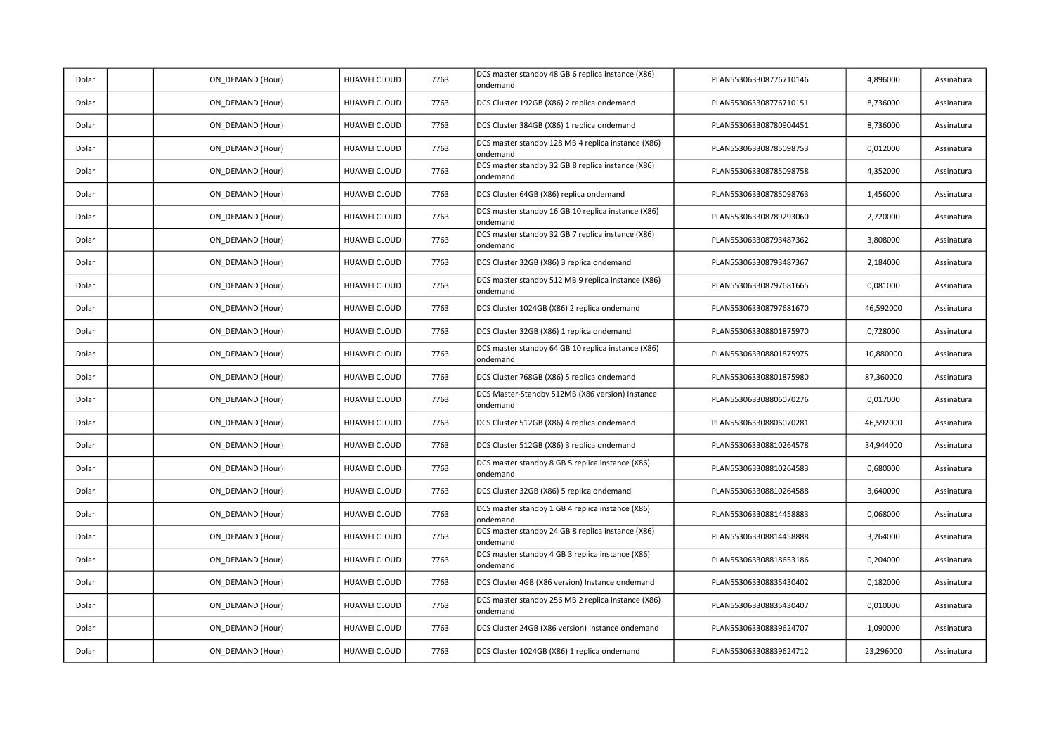| | | | | | | | | |
|---|---|---|---|---|---|---|---|---|
| Dolar | | ON_DEMAND (Hour) | HUAWEI CLOUD | 7763 | DCS master standby 48 GB 6 replica instance (X86) ondemand | PLAN553063308776710146 | 4,896000 | Assinatura |
| Dolar | | ON_DEMAND (Hour) | HUAWEI CLOUD | 7763 | DCS Cluster 192GB (X86) 2 replica ondemand | PLAN553063308776710151 | 8,736000 | Assinatura |
| Dolar | | ON_DEMAND (Hour) | HUAWEI CLOUD | 7763 | DCS Cluster 384GB (X86) 1 replica ondemand | PLAN553063308780904451 | 8,736000 | Assinatura |
| Dolar | | ON_DEMAND (Hour) | HUAWEI CLOUD | 7763 | DCS master standby 128 MB 4 replica instance (X86) ondemand | PLAN553063308785098753 | 0,012000 | Assinatura |
| Dolar | | ON_DEMAND (Hour) | HUAWEI CLOUD | 7763 | DCS master standby 32 GB 8 replica instance (X86) ondemand | PLAN553063308785098758 | 4,352000 | Assinatura |
| Dolar | | ON_DEMAND (Hour) | HUAWEI CLOUD | 7763 | DCS Cluster 64GB (X86) replica ondemand | PLAN553063308785098763 | 1,456000 | Assinatura |
| Dolar | | ON_DEMAND (Hour) | HUAWEI CLOUD | 7763 | DCS master standby 16 GB 10 replica instance (X86) ondemand | PLAN553063308789293060 | 2,720000 | Assinatura |
| Dolar | | ON_DEMAND (Hour) | HUAWEI CLOUD | 7763 | DCS master standby 32 GB 7 replica instance (X86) ondemand | PLAN553063308793487362 | 3,808000 | Assinatura |
| Dolar | | ON_DEMAND (Hour) | HUAWEI CLOUD | 7763 | DCS Cluster 32GB (X86) 3 replica ondemand | PLAN553063308793487367 | 2,184000 | Assinatura |
| Dolar | | ON_DEMAND (Hour) | HUAWEI CLOUD | 7763 | DCS master standby 512 MB 9 replica instance (X86) ondemand | PLAN553063308797681665 | 0,081000 | Assinatura |
| Dolar | | ON_DEMAND (Hour) | HUAWEI CLOUD | 7763 | DCS Cluster 1024GB (X86) 2 replica ondemand | PLAN553063308797681670 | 46,592000 | Assinatura |
| Dolar | | ON_DEMAND (Hour) | HUAWEI CLOUD | 7763 | DCS Cluster 32GB (X86) 1 replica ondemand | PLAN553063308801875970 | 0,728000 | Assinatura |
| Dolar | | ON_DEMAND (Hour) | HUAWEI CLOUD | 7763 | DCS master standby 64 GB 10 replica instance (X86) ondemand | PLAN553063308801875975 | 10,880000 | Assinatura |
| Dolar | | ON_DEMAND (Hour) | HUAWEI CLOUD | 7763 | DCS Cluster 768GB (X86) 5 replica ondemand | PLAN553063308801875980 | 87,360000 | Assinatura |
| Dolar | | ON_DEMAND (Hour) | HUAWEI CLOUD | 7763 | DCS Master-Standby 512MB (X86 version) Instance ondemand | PLAN553063308806070276 | 0,017000 | Assinatura |
| Dolar | | ON_DEMAND (Hour) | HUAWEI CLOUD | 7763 | DCS Cluster 512GB (X86) 4 replica ondemand | PLAN553063308806070281 | 46,592000 | Assinatura |
| Dolar | | ON_DEMAND (Hour) | HUAWEI CLOUD | 7763 | DCS Cluster 512GB (X86) 3 replica ondemand | PLAN553063308810264578 | 34,944000 | Assinatura |
| Dolar | | ON_DEMAND (Hour) | HUAWEI CLOUD | 7763 | DCS master standby 8 GB 5 replica instance (X86) ondemand | PLAN553063308810264583 | 0,680000 | Assinatura |
| Dolar | | ON_DEMAND (Hour) | HUAWEI CLOUD | 7763 | DCS Cluster 32GB (X86) 5 replica ondemand | PLAN553063308810264588 | 3,640000 | Assinatura |
| Dolar | | ON_DEMAND (Hour) | HUAWEI CLOUD | 7763 | DCS master standby 1 GB 4 replica instance (X86) ondemand | PLAN553063308814458883 | 0,068000 | Assinatura |
| Dolar | | ON_DEMAND (Hour) | HUAWEI CLOUD | 7763 | DCS master standby 24 GB 8 replica instance (X86) ondemand | PLAN553063308814458888 | 3,264000 | Assinatura |
| Dolar | | ON_DEMAND (Hour) | HUAWEI CLOUD | 7763 | DCS master standby 4 GB 3 replica instance (X86) ondemand | PLAN553063308818653186 | 0,204000 | Assinatura |
| Dolar | | ON_DEMAND (Hour) | HUAWEI CLOUD | 7763 | DCS Cluster 4GB (X86 version) Instance ondemand | PLAN553063308835430402 | 0,182000 | Assinatura |
| Dolar | | ON_DEMAND (Hour) | HUAWEI CLOUD | 7763 | DCS master standby 256 MB 2 replica instance (X86) ondemand | PLAN553063308835430407 | 0,010000 | Assinatura |
| Dolar | | ON_DEMAND (Hour) | HUAWEI CLOUD | 7763 | DCS Cluster 24GB (X86 version) Instance ondemand | PLAN553063308839624707 | 1,090000 | Assinatura |
| Dolar | | ON_DEMAND (Hour) | HUAWEI CLOUD | 7763 | DCS Cluster 1024GB (X86) 1 replica ondemand | PLAN553063308839624712 | 23,296000 | Assinatura |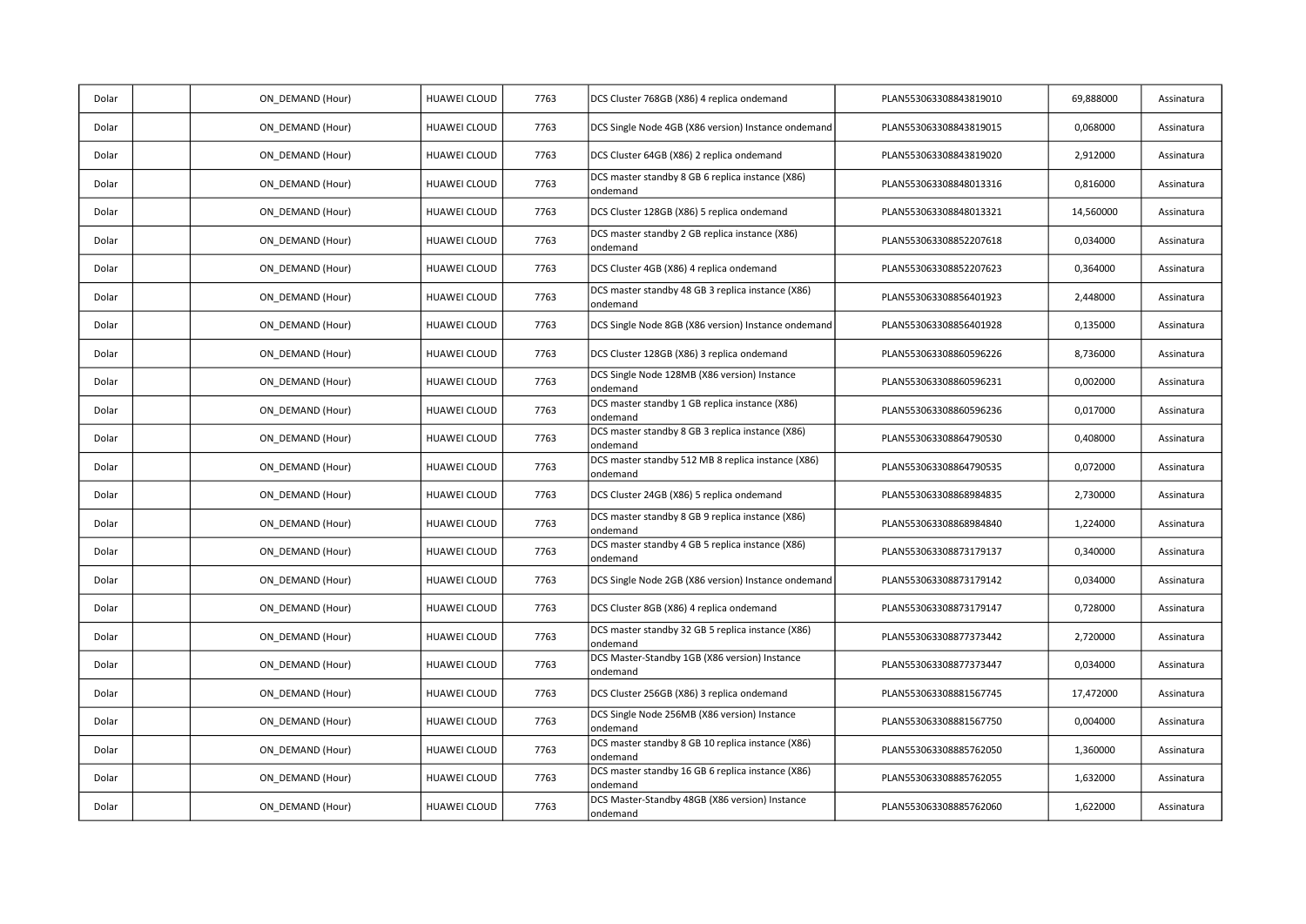| Dolar | | ON_DEMAND (Hour) | HUAWEI CLOUD | 7763 | DCS Cluster 768GB (X86) 4 replica ondemand | PLAN553063308843819010 | 69,888000 | Assinatura |
|---|---|---|---|---|---|---|---|---|
| Dolar | | ON_DEMAND (Hour) | HUAWEI CLOUD | 7763 | DCS Single Node 4GB (X86 version) Instance ondemand | PLAN553063308843819015 | 0,068000 | Assinatura |
| Dolar | | ON_DEMAND (Hour) | HUAWEI CLOUD | 7763 | DCS Cluster 64GB (X86) 2 replica ondemand | PLAN553063308843819020 | 2,912000 | Assinatura |
| Dolar | | ON_DEMAND (Hour) | HUAWEI CLOUD | 7763 | DCS master standby 8 GB 6 replica instance (X86) ondemand | PLAN553063308848013316 | 0,816000 | Assinatura |
| Dolar | | ON_DEMAND (Hour) | HUAWEI CLOUD | 7763 | DCS Cluster 128GB (X86) 5 replica ondemand | PLAN553063308848013321 | 14,560000 | Assinatura |
| Dolar | | ON_DEMAND (Hour) | HUAWEI CLOUD | 7763 | DCS master standby 2 GB replica instance (X86) ondemand | PLAN553063308852207618 | 0,034000 | Assinatura |
| Dolar | | ON_DEMAND (Hour) | HUAWEI CLOUD | 7763 | DCS Cluster 4GB (X86) 4 replica ondemand | PLAN553063308852207623 | 0,364000 | Assinatura |
| Dolar | | ON_DEMAND (Hour) | HUAWEI CLOUD | 7763 | DCS master standby 48 GB 3 replica instance (X86) ondemand | PLAN553063308856401923 | 2,448000 | Assinatura |
| Dolar | | ON_DEMAND (Hour) | HUAWEI CLOUD | 7763 | DCS Single Node 8GB (X86 version) Instance ondemand | PLAN553063308856401928 | 0,135000 | Assinatura |
| Dolar | | ON_DEMAND (Hour) | HUAWEI CLOUD | 7763 | DCS Cluster 128GB (X86) 3 replica ondemand | PLAN553063308860596226 | 8,736000 | Assinatura |
| Dolar | | ON_DEMAND (Hour) | HUAWEI CLOUD | 7763 | DCS Single Node 128MB (X86 version) Instance ondemand | PLAN553063308860596231 | 0,002000 | Assinatura |
| Dolar | | ON_DEMAND (Hour) | HUAWEI CLOUD | 7763 | DCS master standby 1 GB replica instance (X86) ondemand | PLAN553063308860596236 | 0,017000 | Assinatura |
| Dolar | | ON_DEMAND (Hour) | HUAWEI CLOUD | 7763 | DCS master standby 8 GB 3 replica instance (X86) ondemand | PLAN553063308864790530 | 0,408000 | Assinatura |
| Dolar | | ON_DEMAND (Hour) | HUAWEI CLOUD | 7763 | DCS master standby 512 MB 8 replica instance (X86) ondemand | PLAN553063308864790535 | 0,072000 | Assinatura |
| Dolar | | ON_DEMAND (Hour) | HUAWEI CLOUD | 7763 | DCS Cluster 24GB (X86) 5 replica ondemand | PLAN553063308868984835 | 2,730000 | Assinatura |
| Dolar | | ON_DEMAND (Hour) | HUAWEI CLOUD | 7763 | DCS master standby 8 GB 9 replica instance (X86) ondemand | PLAN553063308868984840 | 1,224000 | Assinatura |
| Dolar | | ON_DEMAND (Hour) | HUAWEI CLOUD | 7763 | DCS master standby 4 GB 5 replica instance (X86) ondemand | PLAN553063308873179137 | 0,340000 | Assinatura |
| Dolar | | ON_DEMAND (Hour) | HUAWEI CLOUD | 7763 | DCS Single Node 2GB (X86 version) Instance ondemand | PLAN553063308873179142 | 0,034000 | Assinatura |
| Dolar | | ON_DEMAND (Hour) | HUAWEI CLOUD | 7763 | DCS Cluster 8GB (X86) 4 replica ondemand | PLAN553063308873179147 | 0,728000 | Assinatura |
| Dolar | | ON_DEMAND (Hour) | HUAWEI CLOUD | 7763 | DCS master standby 32 GB 5 replica instance (X86) ondemand | PLAN553063308877373442 | 2,720000 | Assinatura |
| Dolar | | ON_DEMAND (Hour) | HUAWEI CLOUD | 7763 | DCS Master-Standby 1GB (X86 version) Instance ondemand | PLAN553063308877373447 | 0,034000 | Assinatura |
| Dolar | | ON_DEMAND (Hour) | HUAWEI CLOUD | 7763 | DCS Cluster 256GB (X86) 3 replica ondemand | PLAN553063308881567745 | 17,472000 | Assinatura |
| Dolar | | ON_DEMAND (Hour) | HUAWEI CLOUD | 7763 | DCS Single Node 256MB (X86 version) Instance ondemand | PLAN553063308881567750 | 0,004000 | Assinatura |
| Dolar | | ON_DEMAND (Hour) | HUAWEI CLOUD | 7763 | DCS master standby 8 GB 10 replica instance (X86) ondemand | PLAN553063308885762050 | 1,360000 | Assinatura |
| Dolar | | ON_DEMAND (Hour) | HUAWEI CLOUD | 7763 | DCS master standby 16 GB 6 replica instance (X86) ondemand | PLAN553063308885762055 | 1,632000 | Assinatura |
| Dolar | | ON_DEMAND (Hour) | HUAWEI CLOUD | 7763 | DCS Master-Standby 48GB (X86 version) Instance ondemand | PLAN553063308885762060 | 1,622000 | Assinatura |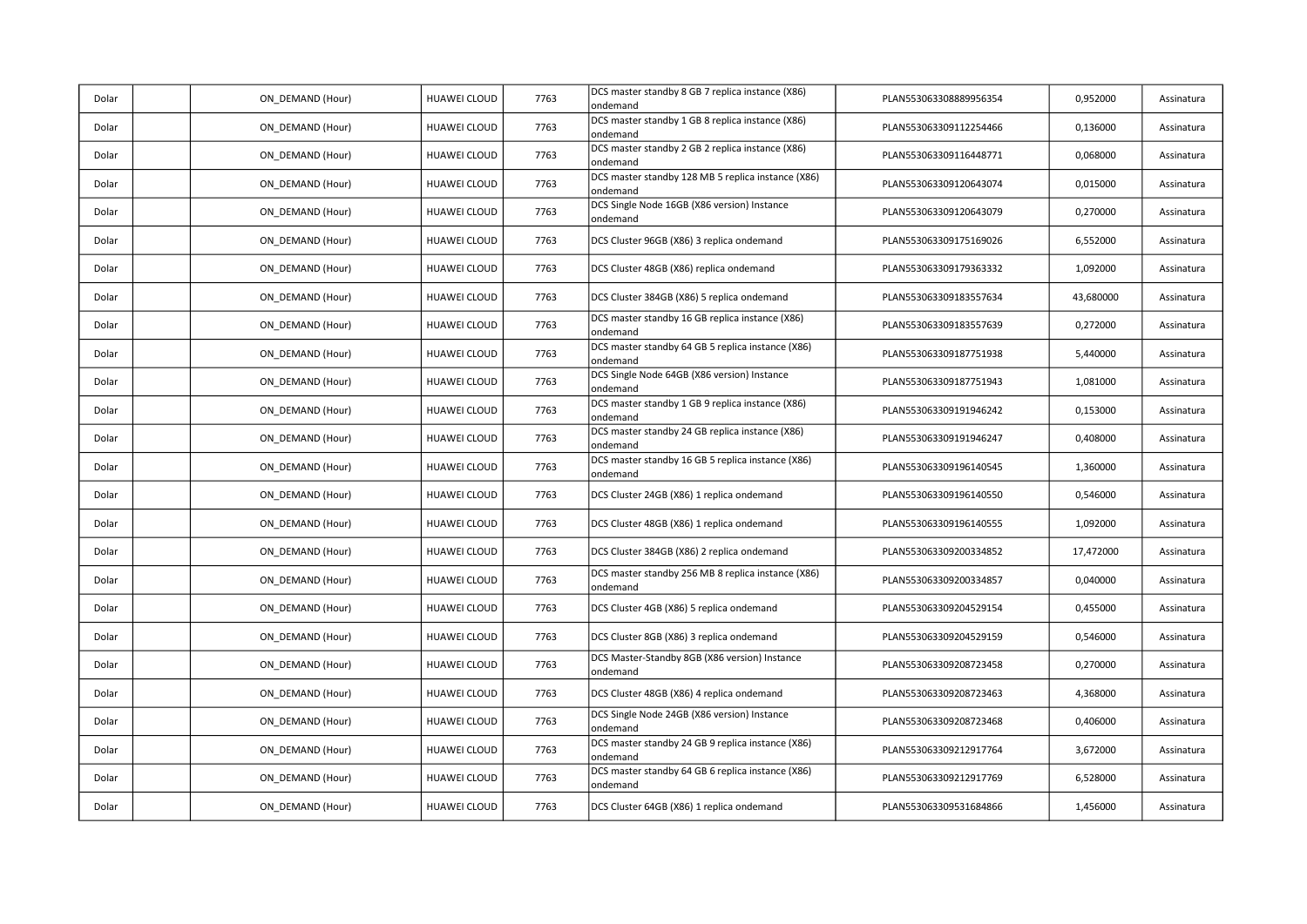| | | | | | | | | |
|---|---|---|---|---|---|---|---|---|
| Dolar | | ON_DEMAND (Hour) | HUAWEI CLOUD | 7763 | DCS master standby 8 GB 7 replica instance (X86) ondemand | PLAN553063308889956354 | 0,952000 | Assinatura |
| Dolar | | ON_DEMAND (Hour) | HUAWEI CLOUD | 7763 | DCS master standby 1 GB 8 replica instance (X86) ondemand | PLAN553063309112254466 | 0,136000 | Assinatura |
| Dolar | | ON_DEMAND (Hour) | HUAWEI CLOUD | 7763 | DCS master standby 2 GB 2 replica instance (X86) ondemand | PLAN553063309116448771 | 0,068000 | Assinatura |
| Dolar | | ON_DEMAND (Hour) | HUAWEI CLOUD | 7763 | DCS master standby 128 MB 5 replica instance (X86) ondemand | PLAN553063309120643074 | 0,015000 | Assinatura |
| Dolar | | ON_DEMAND (Hour) | HUAWEI CLOUD | 7763 | DCS Single Node 16GB (X86 version) Instance ondemand | PLAN553063309120643079 | 0,270000 | Assinatura |
| Dolar | | ON_DEMAND (Hour) | HUAWEI CLOUD | 7763 | DCS Cluster 96GB (X86) 3 replica ondemand | PLAN553063309175169026 | 6,552000 | Assinatura |
| Dolar | | ON_DEMAND (Hour) | HUAWEI CLOUD | 7763 | DCS Cluster 48GB (X86) replica ondemand | PLAN553063309179363332 | 1,092000 | Assinatura |
| Dolar | | ON_DEMAND (Hour) | HUAWEI CLOUD | 7763 | DCS Cluster 384GB (X86) 5 replica ondemand | PLAN553063309183557634 | 43,680000 | Assinatura |
| Dolar | | ON_DEMAND (Hour) | HUAWEI CLOUD | 7763 | DCS master standby 16 GB replica instance (X86) ondemand | PLAN553063309183557639 | 0,272000 | Assinatura |
| Dolar | | ON_DEMAND (Hour) | HUAWEI CLOUD | 7763 | DCS master standby 64 GB 5 replica instance (X86) ondemand | PLAN553063309187751938 | 5,440000 | Assinatura |
| Dolar | | ON_DEMAND (Hour) | HUAWEI CLOUD | 7763 | DCS Single Node 64GB (X86 version) Instance ondemand | PLAN553063309187751943 | 1,081000 | Assinatura |
| Dolar | | ON_DEMAND (Hour) | HUAWEI CLOUD | 7763 | DCS master standby 1 GB 9 replica instance (X86) ondemand | PLAN553063309191946242 | 0,153000 | Assinatura |
| Dolar | | ON_DEMAND (Hour) | HUAWEI CLOUD | 7763 | DCS master standby 24 GB replica instance (X86) ondemand | PLAN553063309191946247 | 0,408000 | Assinatura |
| Dolar | | ON_DEMAND (Hour) | HUAWEI CLOUD | 7763 | DCS master standby 16 GB 5 replica instance (X86) ondemand | PLAN553063309196140545 | 1,360000 | Assinatura |
| Dolar | | ON_DEMAND (Hour) | HUAWEI CLOUD | 7763 | DCS Cluster 24GB (X86) 1 replica ondemand | PLAN553063309196140550 | 0,546000 | Assinatura |
| Dolar | | ON_DEMAND (Hour) | HUAWEI CLOUD | 7763 | DCS Cluster 48GB (X86) 1 replica ondemand | PLAN553063309196140555 | 1,092000 | Assinatura |
| Dolar | | ON_DEMAND (Hour) | HUAWEI CLOUD | 7763 | DCS Cluster 384GB (X86) 2 replica ondemand | PLAN553063309200334852 | 17,472000 | Assinatura |
| Dolar | | ON_DEMAND (Hour) | HUAWEI CLOUD | 7763 | DCS master standby 256 MB 8 replica instance (X86) ondemand | PLAN553063309200334857 | 0,040000 | Assinatura |
| Dolar | | ON_DEMAND (Hour) | HUAWEI CLOUD | 7763 | DCS Cluster 4GB (X86) 5 replica ondemand | PLAN553063309204529154 | 0,455000 | Assinatura |
| Dolar | | ON_DEMAND (Hour) | HUAWEI CLOUD | 7763 | DCS Cluster 8GB (X86) 3 replica ondemand | PLAN553063309204529159 | 0,546000 | Assinatura |
| Dolar | | ON_DEMAND (Hour) | HUAWEI CLOUD | 7763 | DCS Master-Standby 8GB (X86 version) Instance ondemand | PLAN553063309208723458 | 0,270000 | Assinatura |
| Dolar | | ON_DEMAND (Hour) | HUAWEI CLOUD | 7763 | DCS Cluster 48GB (X86) 4 replica ondemand | PLAN553063309208723463 | 4,368000 | Assinatura |
| Dolar | | ON_DEMAND (Hour) | HUAWEI CLOUD | 7763 | DCS Single Node 24GB (X86 version) Instance ondemand | PLAN553063309208723468 | 0,406000 | Assinatura |
| Dolar | | ON_DEMAND (Hour) | HUAWEI CLOUD | 7763 | DCS master standby 24 GB 9 replica instance (X86) ondemand | PLAN553063309212917764 | 3,672000 | Assinatura |
| Dolar | | ON_DEMAND (Hour) | HUAWEI CLOUD | 7763 | DCS master standby 64 GB 6 replica instance (X86) ondemand | PLAN553063309212917769 | 6,528000 | Assinatura |
| Dolar | | ON_DEMAND (Hour) | HUAWEI CLOUD | 7763 | DCS Cluster 64GB (X86) 1 replica ondemand | PLAN553063309531684866 | 1,456000 | Assinatura |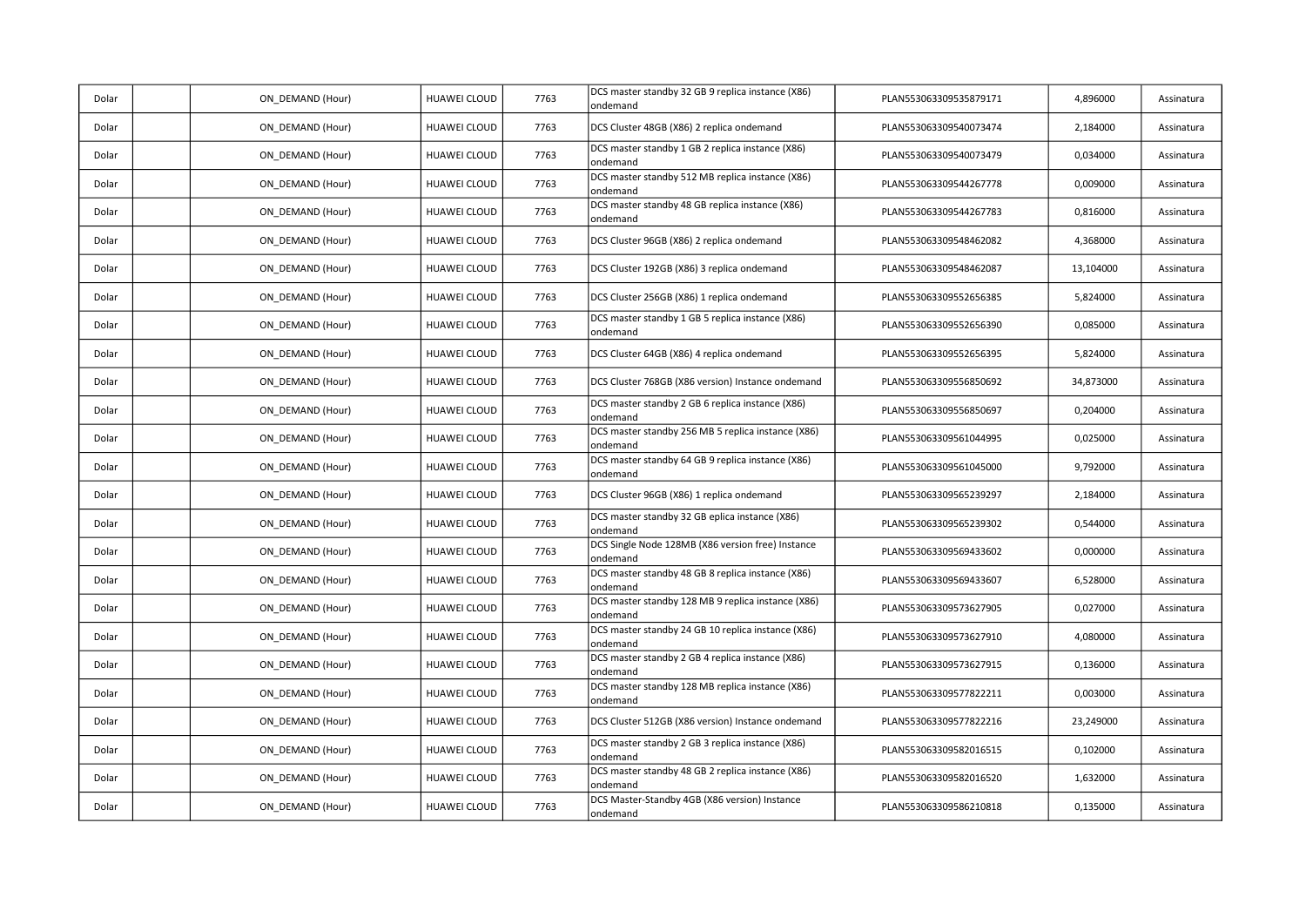| | | | | | | | | |
|---|---|---|---|---|---|---|---|---|
| Dolar | | ON_DEMAND (Hour) | HUAWEI CLOUD | 7763 | DCS master standby 32 GB 9 replica instance (X86) ondemand | PLAN553063309535879171 | 4,896000 | Assinatura |
| Dolar | | ON_DEMAND (Hour) | HUAWEI CLOUD | 7763 | DCS Cluster 48GB (X86) 2 replica ondemand | PLAN553063309540073474 | 2,184000 | Assinatura |
| Dolar | | ON_DEMAND (Hour) | HUAWEI CLOUD | 7763 | DCS master standby 1 GB 2 replica instance (X86) ondemand | PLAN553063309540073479 | 0,034000 | Assinatura |
| Dolar | | ON_DEMAND (Hour) | HUAWEI CLOUD | 7763 | DCS master standby 512 MB replica instance (X86) ondemand | PLAN553063309544267778 | 0,009000 | Assinatura |
| Dolar | | ON_DEMAND (Hour) | HUAWEI CLOUD | 7763 | DCS master standby 48 GB replica instance (X86) ondemand | PLAN553063309544267783 | 0,816000 | Assinatura |
| Dolar | | ON_DEMAND (Hour) | HUAWEI CLOUD | 7763 | DCS Cluster 96GB (X86) 2 replica ondemand | PLAN553063309548462082 | 4,368000 | Assinatura |
| Dolar | | ON_DEMAND (Hour) | HUAWEI CLOUD | 7763 | DCS Cluster 192GB (X86) 3 replica ondemand | PLAN553063309548462087 | 13,104000 | Assinatura |
| Dolar | | ON_DEMAND (Hour) | HUAWEI CLOUD | 7763 | DCS Cluster 256GB (X86) 1 replica ondemand | PLAN553063309552656385 | 5,824000 | Assinatura |
| Dolar | | ON_DEMAND (Hour) | HUAWEI CLOUD | 7763 | DCS master standby 1 GB 5 replica instance (X86) ondemand | PLAN553063309552656390 | 0,085000 | Assinatura |
| Dolar | | ON_DEMAND (Hour) | HUAWEI CLOUD | 7763 | DCS Cluster 64GB (X86) 4 replica ondemand | PLAN553063309552656395 | 5,824000 | Assinatura |
| Dolar | | ON_DEMAND (Hour) | HUAWEI CLOUD | 7763 | DCS Cluster 768GB (X86 version) Instance ondemand | PLAN553063309556850692 | 34,873000 | Assinatura |
| Dolar | | ON_DEMAND (Hour) | HUAWEI CLOUD | 7763 | DCS master standby 2 GB 6 replica instance (X86) ondemand | PLAN553063309556850697 | 0,204000 | Assinatura |
| Dolar | | ON_DEMAND (Hour) | HUAWEI CLOUD | 7763 | DCS master standby 256 MB 5 replica instance (X86) ondemand | PLAN553063309561044995 | 0,025000 | Assinatura |
| Dolar | | ON_DEMAND (Hour) | HUAWEI CLOUD | 7763 | DCS master standby 64 GB 9 replica instance (X86) ondemand | PLAN553063309561045000 | 9,792000 | Assinatura |
| Dolar | | ON_DEMAND (Hour) | HUAWEI CLOUD | 7763 | DCS Cluster 96GB (X86) 1 replica ondemand | PLAN553063309565239297 | 2,184000 | Assinatura |
| Dolar | | ON_DEMAND (Hour) | HUAWEI CLOUD | 7763 | DCS master standby 32 GB eplica instance (X86) ondemand | PLAN553063309565239302 | 0,544000 | Assinatura |
| Dolar | | ON_DEMAND (Hour) | HUAWEI CLOUD | 7763 | DCS Single Node 128MB (X86 version free) Instance ondemand | PLAN553063309569433602 | 0,000000 | Assinatura |
| Dolar | | ON_DEMAND (Hour) | HUAWEI CLOUD | 7763 | DCS master standby 48 GB 8 replica instance (X86) ondemand | PLAN553063309569433607 | 6,528000 | Assinatura |
| Dolar | | ON_DEMAND (Hour) | HUAWEI CLOUD | 7763 | DCS master standby 128 MB 9 replica instance (X86) ondemand | PLAN553063309573627905 | 0,027000 | Assinatura |
| Dolar | | ON_DEMAND (Hour) | HUAWEI CLOUD | 7763 | DCS master standby 24 GB 10 replica instance (X86) ondemand | PLAN553063309573627910 | 4,080000 | Assinatura |
| Dolar | | ON_DEMAND (Hour) | HUAWEI CLOUD | 7763 | DCS master standby 2 GB 4 replica instance (X86) ondemand | PLAN553063309573627915 | 0,136000 | Assinatura |
| Dolar | | ON_DEMAND (Hour) | HUAWEI CLOUD | 7763 | DCS master standby 128 MB replica instance (X86) ondemand | PLAN553063309577822211 | 0,003000 | Assinatura |
| Dolar | | ON_DEMAND (Hour) | HUAWEI CLOUD | 7763 | DCS Cluster 512GB (X86 version) Instance ondemand | PLAN553063309577822216 | 23,249000 | Assinatura |
| Dolar | | ON_DEMAND (Hour) | HUAWEI CLOUD | 7763 | DCS master standby 2 GB 3 replica instance (X86) ondemand | PLAN553063309582016515 | 0,102000 | Assinatura |
| Dolar | | ON_DEMAND (Hour) | HUAWEI CLOUD | 7763 | DCS master standby 48 GB 2 replica instance (X86) ondemand | PLAN553063309582016520 | 1,632000 | Assinatura |
| Dolar | | ON_DEMAND (Hour) | HUAWEI CLOUD | 7763 | DCS Master-Standby 4GB (X86 version) Instance ondemand | PLAN553063309586210818 | 0,135000 | Assinatura |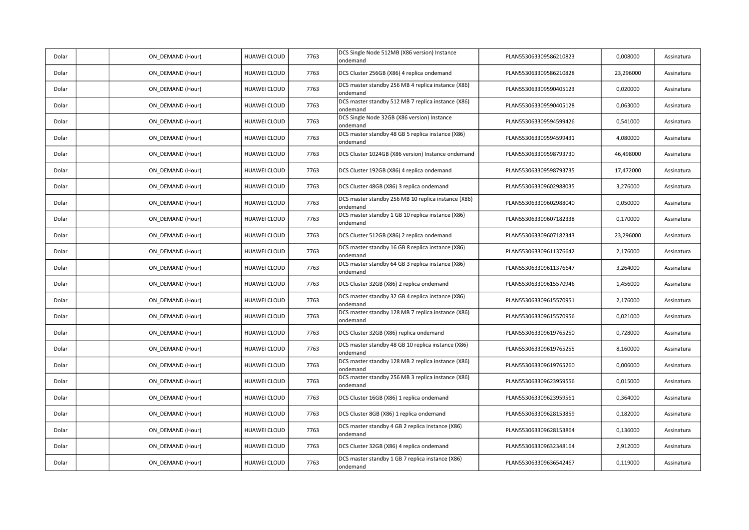| | | | | | | | | |
|---|---|---|---|---|---|---|---|---|
| Dolar | | ON_DEMAND (Hour) | HUAWEI CLOUD | 7763 | DCS Single Node 512MB (X86 version) Instance ondemand | PLAN553063309586210823 | 0,008000 | Assinatura |
| Dolar | | ON_DEMAND (Hour) | HUAWEI CLOUD | 7763 | DCS Cluster 256GB (X86) 4 replica ondemand | PLAN553063309586210828 | 23,296000 | Assinatura |
| Dolar | | ON_DEMAND (Hour) | HUAWEI CLOUD | 7763 | DCS master standby 256 MB 4 replica instance (X86) ondemand | PLAN553063309590405123 | 0,020000 | Assinatura |
| Dolar | | ON_DEMAND (Hour) | HUAWEI CLOUD | 7763 | DCS master standby 512 MB 7 replica instance (X86) ondemand | PLAN553063309590405128 | 0,063000 | Assinatura |
| Dolar | | ON_DEMAND (Hour) | HUAWEI CLOUD | 7763 | DCS Single Node 32GB (X86 version) Instance ondemand | PLAN553063309594599426 | 0,541000 | Assinatura |
| Dolar | | ON_DEMAND (Hour) | HUAWEI CLOUD | 7763 | DCS master standby 48 GB 5 replica instance (X86) ondemand | PLAN553063309594599431 | 4,080000 | Assinatura |
| Dolar | | ON_DEMAND (Hour) | HUAWEI CLOUD | 7763 | DCS Cluster 1024GB (X86 version) Instance ondemand | PLAN553063309598793730 | 46,498000 | Assinatura |
| Dolar | | ON_DEMAND (Hour) | HUAWEI CLOUD | 7763 | DCS Cluster 192GB (X86) 4 replica ondemand | PLAN553063309598793735 | 17,472000 | Assinatura |
| Dolar | | ON_DEMAND (Hour) | HUAWEI CLOUD | 7763 | DCS Cluster 48GB (X86) 3 replica ondemand | PLAN553063309602988035 | 3,276000 | Assinatura |
| Dolar | | ON_DEMAND (Hour) | HUAWEI CLOUD | 7763 | DCS master standby 256 MB 10 replica instance (X86) ondemand | PLAN553063309602988040 | 0,050000 | Assinatura |
| Dolar | | ON_DEMAND (Hour) | HUAWEI CLOUD | 7763 | DCS master standby 1 GB 10 replica instance (X86) ondemand | PLAN553063309607182338 | 0,170000 | Assinatura |
| Dolar | | ON_DEMAND (Hour) | HUAWEI CLOUD | 7763 | DCS Cluster 512GB (X86) 2 replica ondemand | PLAN553063309607182343 | 23,296000 | Assinatura |
| Dolar | | ON_DEMAND (Hour) | HUAWEI CLOUD | 7763 | DCS master standby 16 GB 8 replica instance (X86) ondemand | PLAN553063309611376642 | 2,176000 | Assinatura |
| Dolar | | ON_DEMAND (Hour) | HUAWEI CLOUD | 7763 | DCS master standby 64 GB 3 replica instance (X86) ondemand | PLAN553063309611376647 | 3,264000 | Assinatura |
| Dolar | | ON_DEMAND (Hour) | HUAWEI CLOUD | 7763 | DCS Cluster 32GB (X86) 2 replica ondemand | PLAN553063309615570946 | 1,456000 | Assinatura |
| Dolar | | ON_DEMAND (Hour) | HUAWEI CLOUD | 7763 | DCS master standby 32 GB 4 replica instance (X86) ondemand | PLAN553063309615570951 | 2,176000 | Assinatura |
| Dolar | | ON_DEMAND (Hour) | HUAWEI CLOUD | 7763 | DCS master standby 128 MB 7 replica instance (X86) ondemand | PLAN553063309615570956 | 0,021000 | Assinatura |
| Dolar | | ON_DEMAND (Hour) | HUAWEI CLOUD | 7763 | DCS Cluster 32GB (X86) replica ondemand | PLAN553063309619765250 | 0,728000 | Assinatura |
| Dolar | | ON_DEMAND (Hour) | HUAWEI CLOUD | 7763 | DCS master standby 48 GB 10 replica instance (X86) ondemand | PLAN553063309619765255 | 8,160000 | Assinatura |
| Dolar | | ON_DEMAND (Hour) | HUAWEI CLOUD | 7763 | DCS master standby 128 MB 2 replica instance (X86) ondemand | PLAN553063309619765260 | 0,006000 | Assinatura |
| Dolar | | ON_DEMAND (Hour) | HUAWEI CLOUD | 7763 | DCS master standby 256 MB 3 replica instance (X86) ondemand | PLAN553063309623959556 | 0,015000 | Assinatura |
| Dolar | | ON_DEMAND (Hour) | HUAWEI CLOUD | 7763 | DCS Cluster 16GB (X86) 1 replica ondemand | PLAN553063309623959561 | 0,364000 | Assinatura |
| Dolar | | ON_DEMAND (Hour) | HUAWEI CLOUD | 7763 | DCS Cluster 8GB (X86) 1 replica ondemand | PLAN553063309628153859 | 0,182000 | Assinatura |
| Dolar | | ON_DEMAND (Hour) | HUAWEI CLOUD | 7763 | DCS master standby 4 GB 2 replica instance (X86) ondemand | PLAN553063309628153864 | 0,136000 | Assinatura |
| Dolar | | ON_DEMAND (Hour) | HUAWEI CLOUD | 7763 | DCS Cluster 32GB (X86) 4 replica ondemand | PLAN553063309632348164 | 2,912000 | Assinatura |
| Dolar | | ON_DEMAND (Hour) | HUAWEI CLOUD | 7763 | DCS master standby 1 GB 7 replica instance (X86) ondemand | PLAN553063309636542467 | 0,119000 | Assinatura |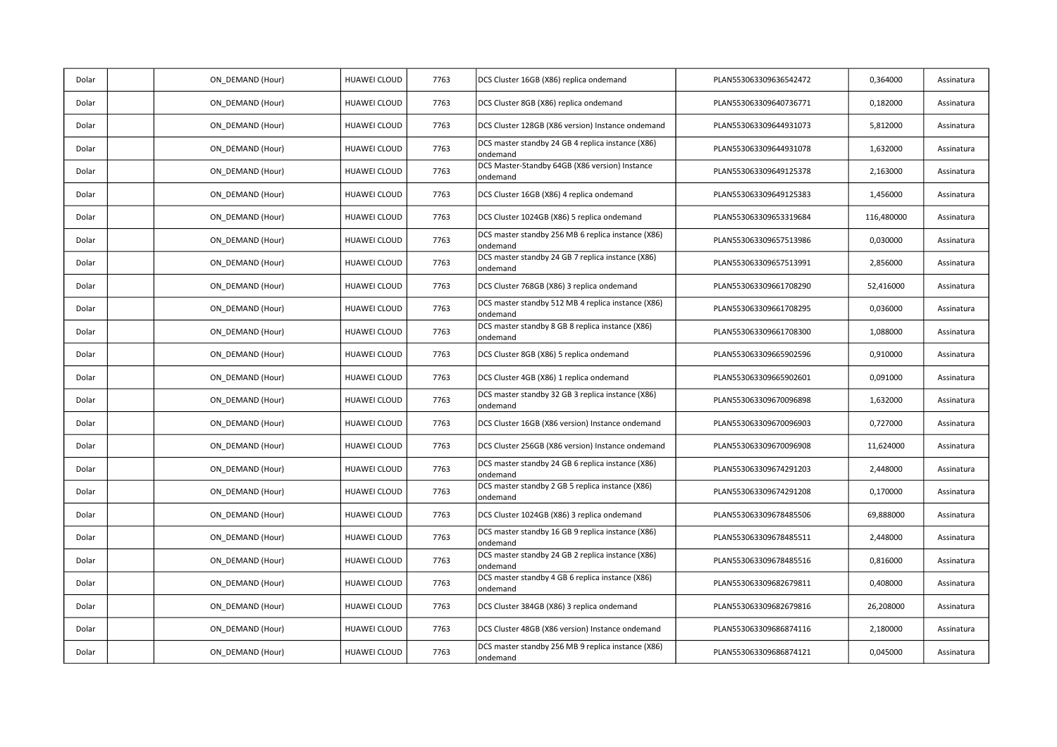| Dolar | | ON_DEMAND (Hour) | HUAWEI CLOUD | 7763 | DCS Cluster 16GB (X86) replica ondemand | PLAN553063309636542472 | 0,364000 | Assinatura |
|---|---|---|---|---|---|---|---|---|
| Dolar | | ON_DEMAND (Hour) | HUAWEI CLOUD | 7763 | DCS Cluster 8GB (X86) replica ondemand | PLAN553063309640736771 | 0,182000 | Assinatura |
| Dolar | | ON_DEMAND (Hour) | HUAWEI CLOUD | 7763 | DCS Cluster 128GB (X86 version) Instance ondemand | PLAN553063309644931073 | 5,812000 | Assinatura |
| Dolar | | ON_DEMAND (Hour) | HUAWEI CLOUD | 7763 | DCS master standby 24 GB 4 replica instance (X86) ondemand | PLAN553063309644931078 | 1,632000 | Assinatura |
| Dolar | | ON_DEMAND (Hour) | HUAWEI CLOUD | 7763 | DCS Master-Standby 64GB (X86 version) Instance ondemand | PLAN553063309649125378 | 2,163000 | Assinatura |
| Dolar | | ON_DEMAND (Hour) | HUAWEI CLOUD | 7763 | DCS Cluster 16GB (X86) 4 replica ondemand | PLAN553063309649125383 | 1,456000 | Assinatura |
| Dolar | | ON_DEMAND (Hour) | HUAWEI CLOUD | 7763 | DCS Cluster 1024GB (X86) 5 replica ondemand | PLAN553063309653319684 | 116,480000 | Assinatura |
| Dolar | | ON_DEMAND (Hour) | HUAWEI CLOUD | 7763 | DCS master standby 256 MB 6 replica instance (X86) ondemand | PLAN553063309657513986 | 0,030000 | Assinatura |
| Dolar | | ON_DEMAND (Hour) | HUAWEI CLOUD | 7763 | DCS master standby 24 GB 7 replica instance (X86) ondemand | PLAN553063309657513991 | 2,856000 | Assinatura |
| Dolar | | ON_DEMAND (Hour) | HUAWEI CLOUD | 7763 | DCS Cluster 768GB (X86) 3 replica ondemand | PLAN553063309661708290 | 52,416000 | Assinatura |
| Dolar | | ON_DEMAND (Hour) | HUAWEI CLOUD | 7763 | DCS master standby 512 MB 4 replica instance (X86) ondemand | PLAN553063309661708295 | 0,036000 | Assinatura |
| Dolar | | ON_DEMAND (Hour) | HUAWEI CLOUD | 7763 | DCS master standby 8 GB 8 replica instance (X86) ondemand | PLAN553063309661708300 | 1,088000 | Assinatura |
| Dolar | | ON_DEMAND (Hour) | HUAWEI CLOUD | 7763 | DCS Cluster 8GB (X86) 5 replica ondemand | PLAN553063309665902596 | 0,910000 | Assinatura |
| Dolar | | ON_DEMAND (Hour) | HUAWEI CLOUD | 7763 | DCS Cluster 4GB (X86) 1 replica ondemand | PLAN553063309665902601 | 0,091000 | Assinatura |
| Dolar | | ON_DEMAND (Hour) | HUAWEI CLOUD | 7763 | DCS master standby 32 GB 3 replica instance (X86) ondemand | PLAN553063309670096898 | 1,632000 | Assinatura |
| Dolar | | ON_DEMAND (Hour) | HUAWEI CLOUD | 7763 | DCS Cluster 16GB (X86 version) Instance ondemand | PLAN553063309670096903 | 0,727000 | Assinatura |
| Dolar | | ON_DEMAND (Hour) | HUAWEI CLOUD | 7763 | DCS Cluster 256GB (X86 version) Instance ondemand | PLAN553063309670096908 | 11,624000 | Assinatura |
| Dolar | | ON_DEMAND (Hour) | HUAWEI CLOUD | 7763 | DCS master standby 24 GB 6 replica instance (X86) ondemand | PLAN553063309674291203 | 2,448000 | Assinatura |
| Dolar | | ON_DEMAND (Hour) | HUAWEI CLOUD | 7763 | DCS master standby 2 GB 5 replica instance (X86) ondemand | PLAN553063309674291208 | 0,170000 | Assinatura |
| Dolar | | ON_DEMAND (Hour) | HUAWEI CLOUD | 7763 | DCS Cluster 1024GB (X86) 3 replica ondemand | PLAN553063309678485506 | 69,888000 | Assinatura |
| Dolar | | ON_DEMAND (Hour) | HUAWEI CLOUD | 7763 | DCS master standby 16 GB 9 replica instance (X86) ondemand | PLAN553063309678485511 | 2,448000 | Assinatura |
| Dolar | | ON_DEMAND (Hour) | HUAWEI CLOUD | 7763 | DCS master standby 24 GB 2 replica instance (X86) ondemand | PLAN553063309678485516 | 0,816000 | Assinatura |
| Dolar | | ON_DEMAND (Hour) | HUAWEI CLOUD | 7763 | DCS master standby 4 GB 6 replica instance (X86) ondemand | PLAN553063309682679811 | 0,408000 | Assinatura |
| Dolar | | ON_DEMAND (Hour) | HUAWEI CLOUD | 7763 | DCS Cluster 384GB (X86) 3 replica ondemand | PLAN553063309682679816 | 26,208000 | Assinatura |
| Dolar | | ON_DEMAND (Hour) | HUAWEI CLOUD | 7763 | DCS Cluster 48GB (X86 version) Instance ondemand | PLAN553063309686874116 | 2,180000 | Assinatura |
| Dolar | | ON_DEMAND (Hour) | HUAWEI CLOUD | 7763 | DCS master standby 256 MB 9 replica instance (X86) ondemand | PLAN553063309686874121 | 0,045000 | Assinatura |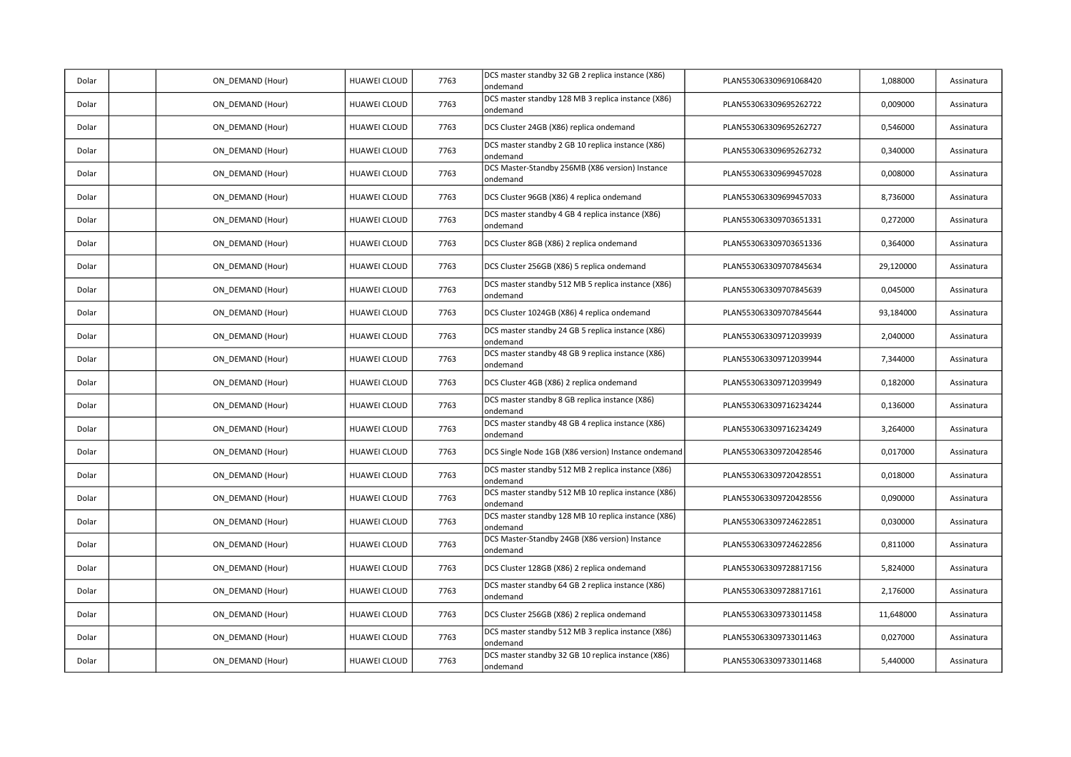| | | | | | | | | |
|---|---|---|---|---|---|---|---|---|
| Dolar | | ON_DEMAND (Hour) | HUAWEI CLOUD | 7763 | DCS master standby 32 GB 2 replica instance (X86) ondemand | PLAN553063309691068420 | 1,088000 | Assinatura |
| Dolar | | ON_DEMAND (Hour) | HUAWEI CLOUD | 7763 | DCS master standby 128 MB 3 replica instance (X86) ondemand | PLAN553063309695262722 | 0,009000 | Assinatura |
| Dolar | | ON_DEMAND (Hour) | HUAWEI CLOUD | 7763 | DCS Cluster 24GB (X86) replica ondemand | PLAN553063309695262727 | 0,546000 | Assinatura |
| Dolar | | ON_DEMAND (Hour) | HUAWEI CLOUD | 7763 | DCS master standby 2 GB 10 replica instance (X86) ondemand | PLAN553063309695262732 | 0,340000 | Assinatura |
| Dolar | | ON_DEMAND (Hour) | HUAWEI CLOUD | 7763 | DCS Master-Standby 256MB (X86 version) Instance ondemand | PLAN553063309699457028 | 0,008000 | Assinatura |
| Dolar | | ON_DEMAND (Hour) | HUAWEI CLOUD | 7763 | DCS Cluster 96GB (X86) 4 replica ondemand | PLAN553063309699457033 | 8,736000 | Assinatura |
| Dolar | | ON_DEMAND (Hour) | HUAWEI CLOUD | 7763 | DCS master standby 4 GB 4 replica instance (X86) ondemand | PLAN553063309703651331 | 0,272000 | Assinatura |
| Dolar | | ON_DEMAND (Hour) | HUAWEI CLOUD | 7763 | DCS Cluster 8GB (X86) 2 replica ondemand | PLAN553063309703651336 | 0,364000 | Assinatura |
| Dolar | | ON_DEMAND (Hour) | HUAWEI CLOUD | 7763 | DCS Cluster 256GB (X86) 5 replica ondemand | PLAN553063309707845634 | 29,120000 | Assinatura |
| Dolar | | ON_DEMAND (Hour) | HUAWEI CLOUD | 7763 | DCS master standby 512 MB 5 replica instance (X86) ondemand | PLAN553063309707845639 | 0,045000 | Assinatura |
| Dolar | | ON_DEMAND (Hour) | HUAWEI CLOUD | 7763 | DCS Cluster 1024GB (X86) 4 replica ondemand | PLAN553063309707845644 | 93,184000 | Assinatura |
| Dolar | | ON_DEMAND (Hour) | HUAWEI CLOUD | 7763 | DCS master standby 24 GB 5 replica instance (X86) ondemand | PLAN553063309712039939 | 2,040000 | Assinatura |
| Dolar | | ON_DEMAND (Hour) | HUAWEI CLOUD | 7763 | DCS master standby 48 GB 9 replica instance (X86) ondemand | PLAN553063309712039944 | 7,344000 | Assinatura |
| Dolar | | ON_DEMAND (Hour) | HUAWEI CLOUD | 7763 | DCS Cluster 4GB (X86) 2 replica ondemand | PLAN553063309712039949 | 0,182000 | Assinatura |
| Dolar | | ON_DEMAND (Hour) | HUAWEI CLOUD | 7763 | DCS master standby 8 GB replica instance (X86) ondemand | PLAN553063309716234244 | 0,136000 | Assinatura |
| Dolar | | ON_DEMAND (Hour) | HUAWEI CLOUD | 7763 | DCS master standby 48 GB 4 replica instance (X86) ondemand | PLAN553063309716234249 | 3,264000 | Assinatura |
| Dolar | | ON_DEMAND (Hour) | HUAWEI CLOUD | 7763 | DCS Single Node 1GB (X86 version) Instance ondemand | PLAN553063309720428546 | 0,017000 | Assinatura |
| Dolar | | ON_DEMAND (Hour) | HUAWEI CLOUD | 7763 | DCS master standby 512 MB 2 replica instance (X86) ondemand | PLAN553063309720428551 | 0,018000 | Assinatura |
| Dolar | | ON_DEMAND (Hour) | HUAWEI CLOUD | 7763 | DCS master standby 512 MB 10 replica instance (X86) ondemand | PLAN553063309720428556 | 0,090000 | Assinatura |
| Dolar | | ON_DEMAND (Hour) | HUAWEI CLOUD | 7763 | DCS master standby 128 MB 10 replica instance (X86) ondemand | PLAN553063309724622851 | 0,030000 | Assinatura |
| Dolar | | ON_DEMAND (Hour) | HUAWEI CLOUD | 7763 | DCS Master-Standby 24GB (X86 version) Instance ondemand | PLAN553063309724622856 | 0,811000 | Assinatura |
| Dolar | | ON_DEMAND (Hour) | HUAWEI CLOUD | 7763 | DCS Cluster 128GB (X86) 2 replica ondemand | PLAN553063309728817156 | 5,824000 | Assinatura |
| Dolar | | ON_DEMAND (Hour) | HUAWEI CLOUD | 7763 | DCS master standby 64 GB 2 replica instance (X86) ondemand | PLAN553063309728817161 | 2,176000 | Assinatura |
| Dolar | | ON_DEMAND (Hour) | HUAWEI CLOUD | 7763 | DCS Cluster 256GB (X86) 2 replica ondemand | PLAN553063309733011458 | 11,648000 | Assinatura |
| Dolar | | ON_DEMAND (Hour) | HUAWEI CLOUD | 7763 | DCS master standby 512 MB 3 replica instance (X86) ondemand | PLAN553063309733011463 | 0,027000 | Assinatura |
| Dolar | | ON_DEMAND (Hour) | HUAWEI CLOUD | 7763 | DCS master standby 32 GB 10 replica instance (X86) ondemand | PLAN553063309733011468 | 5,440000 | Assinatura |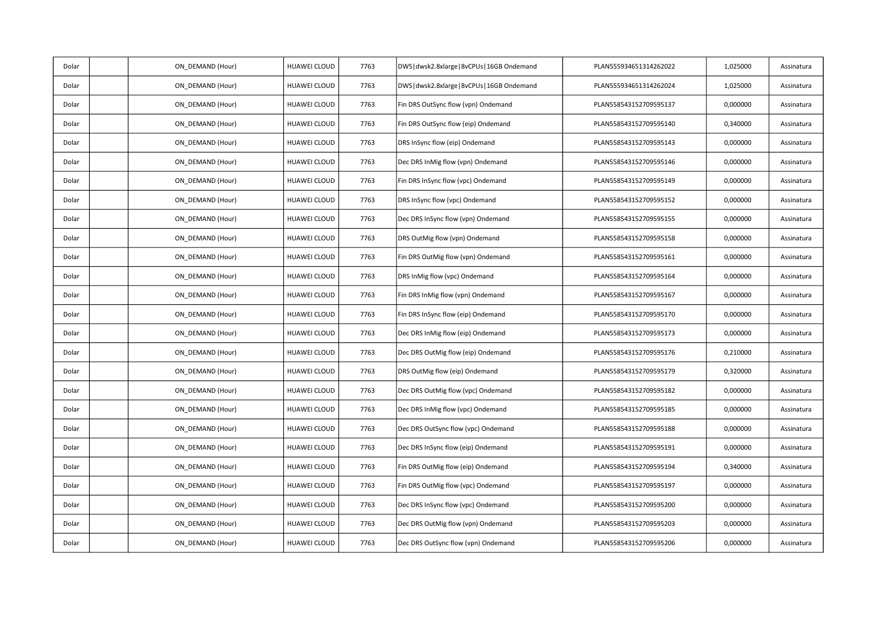| | | | | | | | | |
|---|---|---|---|---|---|---|---|---|
| Dolar | | ON_DEMAND (Hour) | HUAWEI CLOUD | 7763 | DWS\|dwsk2.8xlarge\|8vCPUs\|16GB Ondemand | PLAN555934651314262022 | 1,025000 | Assinatura |
| Dolar | | ON_DEMAND (Hour) | HUAWEI CLOUD | 7763 | DWS\|dwsk2.8xlarge\|8vCPUs\|16GB Ondemand | PLAN555934651314262024 | 1,025000 | Assinatura |
| Dolar | | ON_DEMAND (Hour) | HUAWEI CLOUD | 7763 | Fin DRS OutSync flow (vpn) Ondemand | PLAN558543152709595137 | 0,000000 | Assinatura |
| Dolar | | ON_DEMAND (Hour) | HUAWEI CLOUD | 7763 | Fin DRS OutSync flow (eip) Ondemand | PLAN558543152709595140 | 0,340000 | Assinatura |
| Dolar | | ON_DEMAND (Hour) | HUAWEI CLOUD | 7763 | DRS InSync flow (eip) Ondemand | PLAN558543152709595143 | 0,000000 | Assinatura |
| Dolar | | ON_DEMAND (Hour) | HUAWEI CLOUD | 7763 | Dec DRS InMig flow (vpn) Ondemand | PLAN558543152709595146 | 0,000000 | Assinatura |
| Dolar | | ON_DEMAND (Hour) | HUAWEI CLOUD | 7763 | Fin DRS InSync flow (vpc) Ondemand | PLAN558543152709595149 | 0,000000 | Assinatura |
| Dolar | | ON_DEMAND (Hour) | HUAWEI CLOUD | 7763 | DRS InSync flow (vpc) Ondemand | PLAN558543152709595152 | 0,000000 | Assinatura |
| Dolar | | ON_DEMAND (Hour) | HUAWEI CLOUD | 7763 | Dec DRS InSync flow (vpn) Ondemand | PLAN558543152709595155 | 0,000000 | Assinatura |
| Dolar | | ON_DEMAND (Hour) | HUAWEI CLOUD | 7763 | DRS OutMig flow (vpn) Ondemand | PLAN558543152709595158 | 0,000000 | Assinatura |
| Dolar | | ON_DEMAND (Hour) | HUAWEI CLOUD | 7763 | Fin DRS OutMig flow (vpn) Ondemand | PLAN558543152709595161 | 0,000000 | Assinatura |
| Dolar | | ON_DEMAND (Hour) | HUAWEI CLOUD | 7763 | DRS InMig flow (vpc) Ondemand | PLAN558543152709595164 | 0,000000 | Assinatura |
| Dolar | | ON_DEMAND (Hour) | HUAWEI CLOUD | 7763 | Fin DRS InMig flow (vpn) Ondemand | PLAN558543152709595167 | 0,000000 | Assinatura |
| Dolar | | ON_DEMAND (Hour) | HUAWEI CLOUD | 7763 | Fin DRS InSync flow (eip) Ondemand | PLAN558543152709595170 | 0,000000 | Assinatura |
| Dolar | | ON_DEMAND (Hour) | HUAWEI CLOUD | 7763 | Dec DRS InMig flow (eip) Ondemand | PLAN558543152709595173 | 0,000000 | Assinatura |
| Dolar | | ON_DEMAND (Hour) | HUAWEI CLOUD | 7763 | Dec DRS OutMig flow (eip) Ondemand | PLAN558543152709595176 | 0,210000 | Assinatura |
| Dolar | | ON_DEMAND (Hour) | HUAWEI CLOUD | 7763 | DRS OutMig flow (eip) Ondemand | PLAN558543152709595179 | 0,320000 | Assinatura |
| Dolar | | ON_DEMAND (Hour) | HUAWEI CLOUD | 7763 | Dec DRS OutMig flow (vpc) Ondemand | PLAN558543152709595182 | 0,000000 | Assinatura |
| Dolar | | ON_DEMAND (Hour) | HUAWEI CLOUD | 7763 | Dec DRS InMig flow (vpc) Ondemand | PLAN558543152709595185 | 0,000000 | Assinatura |
| Dolar | | ON_DEMAND (Hour) | HUAWEI CLOUD | 7763 | Dec DRS OutSync flow (vpc) Ondemand | PLAN558543152709595188 | 0,000000 | Assinatura |
| Dolar | | ON_DEMAND (Hour) | HUAWEI CLOUD | 7763 | Dec DRS InSync flow (eip) Ondemand | PLAN558543152709595191 | 0,000000 | Assinatura |
| Dolar | | ON_DEMAND (Hour) | HUAWEI CLOUD | 7763 | Fin DRS OutMig flow (eip) Ondemand | PLAN558543152709595194 | 0,340000 | Assinatura |
| Dolar | | ON_DEMAND (Hour) | HUAWEI CLOUD | 7763 | Fin DRS OutMig flow (vpc) Ondemand | PLAN558543152709595197 | 0,000000 | Assinatura |
| Dolar | | ON_DEMAND (Hour) | HUAWEI CLOUD | 7763 | Dec DRS InSync flow (vpc) Ondemand | PLAN558543152709595200 | 0,000000 | Assinatura |
| Dolar | | ON_DEMAND (Hour) | HUAWEI CLOUD | 7763 | Dec DRS OutMig flow (vpn) Ondemand | PLAN558543152709595203 | 0,000000 | Assinatura |
| Dolar | | ON_DEMAND (Hour) | HUAWEI CLOUD | 7763 | Dec DRS OutSync flow (vpn) Ondemand | PLAN558543152709595206 | 0,000000 | Assinatura |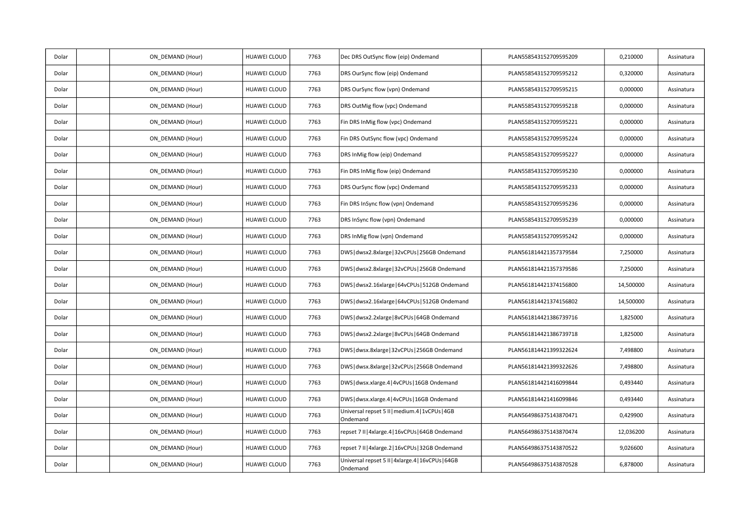| | | | | | | | | |
|---|---|---|---|---|---|---|---|---|
| Dolar | | ON_DEMAND (Hour) | HUAWEI CLOUD | 7763 | Dec DRS OutSync flow (eip) Ondemand | PLAN558543152709595209 | 0,210000 | Assinatura |
| Dolar | | ON_DEMAND (Hour) | HUAWEI CLOUD | 7763 | DRS OurSync flow (eip) Ondemand | PLAN558543152709595212 | 0,320000 | Assinatura |
| Dolar | | ON_DEMAND (Hour) | HUAWEI CLOUD | 7763 | DRS OurSync flow (vpn) Ondemand | PLAN558543152709595215 | 0,000000 | Assinatura |
| Dolar | | ON_DEMAND (Hour) | HUAWEI CLOUD | 7763 | DRS OutMig flow (vpc) Ondemand | PLAN558543152709595218 | 0,000000 | Assinatura |
| Dolar | | ON_DEMAND (Hour) | HUAWEI CLOUD | 7763 | Fin DRS InMig flow (vpc) Ondemand | PLAN558543152709595221 | 0,000000 | Assinatura |
| Dolar | | ON_DEMAND (Hour) | HUAWEI CLOUD | 7763 | Fin DRS OutSync flow (vpc) Ondemand | PLAN558543152709595224 | 0,000000 | Assinatura |
| Dolar | | ON_DEMAND (Hour) | HUAWEI CLOUD | 7763 | DRS InMig flow (eip) Ondemand | PLAN558543152709595227 | 0,000000 | Assinatura |
| Dolar | | ON_DEMAND (Hour) | HUAWEI CLOUD | 7763 | Fin DRS InMig flow (eip) Ondemand | PLAN558543152709595230 | 0,000000 | Assinatura |
| Dolar | | ON_DEMAND (Hour) | HUAWEI CLOUD | 7763 | DRS OurSync flow (vpc) Ondemand | PLAN558543152709595233 | 0,000000 | Assinatura |
| Dolar | | ON_DEMAND (Hour) | HUAWEI CLOUD | 7763 | Fin DRS InSync flow (vpn) Ondemand | PLAN558543152709595236 | 0,000000 | Assinatura |
| Dolar | | ON_DEMAND (Hour) | HUAWEI CLOUD | 7763 | DRS InSync flow (vpn) Ondemand | PLAN558543152709595239 | 0,000000 | Assinatura |
| Dolar | | ON_DEMAND (Hour) | HUAWEI CLOUD | 7763 | DRS InMig flow (vpn) Ondemand | PLAN558543152709595242 | 0,000000 | Assinatura |
| Dolar | | ON_DEMAND (Hour) | HUAWEI CLOUD | 7763 | DWS\|dwsx2.8xlarge\|32vCPUs\|256GB Ondemand | PLAN561814421357379584 | 7,250000 | Assinatura |
| Dolar | | ON_DEMAND (Hour) | HUAWEI CLOUD | 7763 | DWS\|dwsx2.8xlarge\|32vCPUs\|256GB Ondemand | PLAN561814421357379586 | 7,250000 | Assinatura |
| Dolar | | ON_DEMAND (Hour) | HUAWEI CLOUD | 7763 | DWS\|dwsx2.16xlarge\|64vCPUs\|512GB Ondemand | PLAN561814421374156800 | 14,500000 | Assinatura |
| Dolar | | ON_DEMAND (Hour) | HUAWEI CLOUD | 7763 | DWS\|dwsx2.16xlarge\|64vCPUs\|512GB Ondemand | PLAN561814421374156802 | 14,500000 | Assinatura |
| Dolar | | ON_DEMAND (Hour) | HUAWEI CLOUD | 7763 | DWS\|dwsx2.2xlarge\|8vCPUs\|64GB Ondemand | PLAN561814421386739716 | 1,825000 | Assinatura |
| Dolar | | ON_DEMAND (Hour) | HUAWEI CLOUD | 7763 | DWS\|dwsx2.2xlarge\|8vCPUs\|64GB Ondemand | PLAN561814421386739718 | 1,825000 | Assinatura |
| Dolar | | ON_DEMAND (Hour) | HUAWEI CLOUD | 7763 | DWS\|dwsx.8xlarge\|32vCPUs\|256GB Ondemand | PLAN561814421399322624 | 7,498800 | Assinatura |
| Dolar | | ON_DEMAND (Hour) | HUAWEI CLOUD | 7763 | DWS\|dwsx.8xlarge\|32vCPUs\|256GB Ondemand | PLAN561814421399322626 | 7,498800 | Assinatura |
| Dolar | | ON_DEMAND (Hour) | HUAWEI CLOUD | 7763 | DWS\|dwsx.xlarge.4\|4vCPUs\|16GB Ondemand | PLAN561814421416099844 | 0,493440 | Assinatura |
| Dolar | | ON_DEMAND (Hour) | HUAWEI CLOUD | 7763 | DWS\|dwsx.xlarge.4\|4vCPUs\|16GB Ondemand | PLAN561814421416099846 | 0,493440 | Assinatura |
| Dolar | | ON_DEMAND (Hour) | HUAWEI CLOUD | 7763 | Universal repset 5 II\|medium.4\|1vCPUs\|4GB Ondemand | PLAN564986375143870471 | 0,429900 | Assinatura |
| Dolar | | ON_DEMAND (Hour) | HUAWEI CLOUD | 7763 | repset 7 II\|4xlarge.4\|16vCPUs\|64GB Ondemand | PLAN564986375143870474 | 12,036200 | Assinatura |
| Dolar | | ON_DEMAND (Hour) | HUAWEI CLOUD | 7763 | repset 7 II\|4xlarge.2\|16vCPUs\|32GB Ondemand | PLAN564986375143870522 | 9,026600 | Assinatura |
| Dolar | | ON_DEMAND (Hour) | HUAWEI CLOUD | 7763 | Universal repset 5 II\|4xlarge.4\|16vCPUs\|64GB Ondemand | PLAN564986375143870528 | 6,878000 | Assinatura |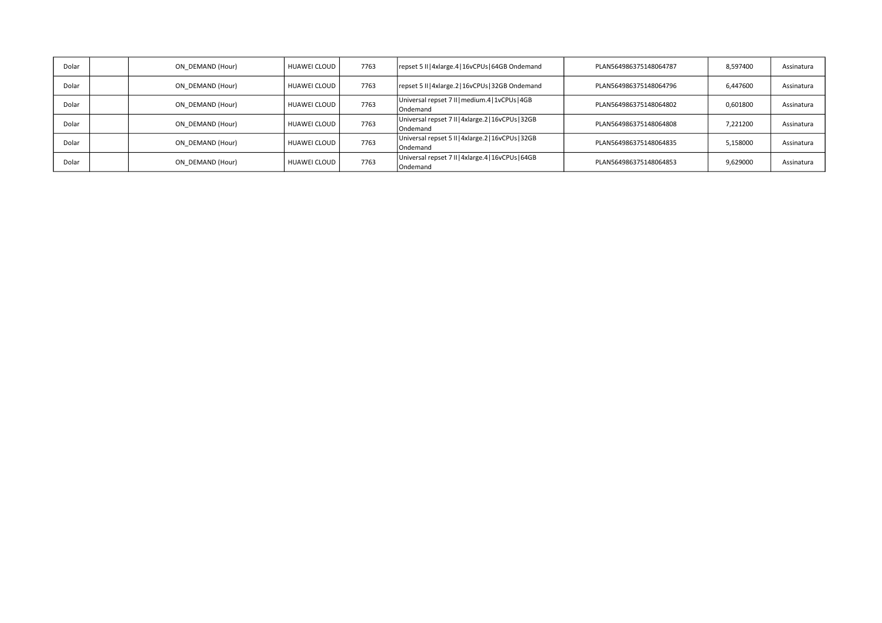| | | | | | | | | |
|---|---|---|---|---|---|---|---|---|
| Dolar | | ON_DEMAND (Hour) | HUAWEI CLOUD | 7763 | repset 5 II\|4xlarge.4\|16vCPUs\|64GB Ondemand | PLAN564986375148064787 | 8,597400 | Assinatura |
| Dolar | | ON_DEMAND (Hour) | HUAWEI CLOUD | 7763 | repset 5 II\|4xlarge.2\|16vCPUs\|32GB Ondemand | PLAN564986375148064796 | 6,447600 | Assinatura |
| Dolar | | ON_DEMAND (Hour) | HUAWEI CLOUD | 7763 | Universal repset 7 II\|medium.4\|1vCPUs\|4GB Ondemand | PLAN564986375148064802 | 0,601800 | Assinatura |
| Dolar | | ON_DEMAND (Hour) | HUAWEI CLOUD | 7763 | Universal repset 7 II\|4xlarge.2\|16vCPUs\|32GB Ondemand | PLAN564986375148064808 | 7,221200 | Assinatura |
| Dolar | | ON_DEMAND (Hour) | HUAWEI CLOUD | 7763 | Universal repset 5 II\|4xlarge.2\|16vCPUs\|32GB Ondemand | PLAN564986375148064835 | 5,158000 | Assinatura |
| Dolar | | ON_DEMAND (Hour) | HUAWEI CLOUD | 7763 | Universal repset 7 II\|4xlarge.4\|16vCPUs\|64GB Ondemand | PLAN564986375148064853 | 9,629000 | Assinatura |